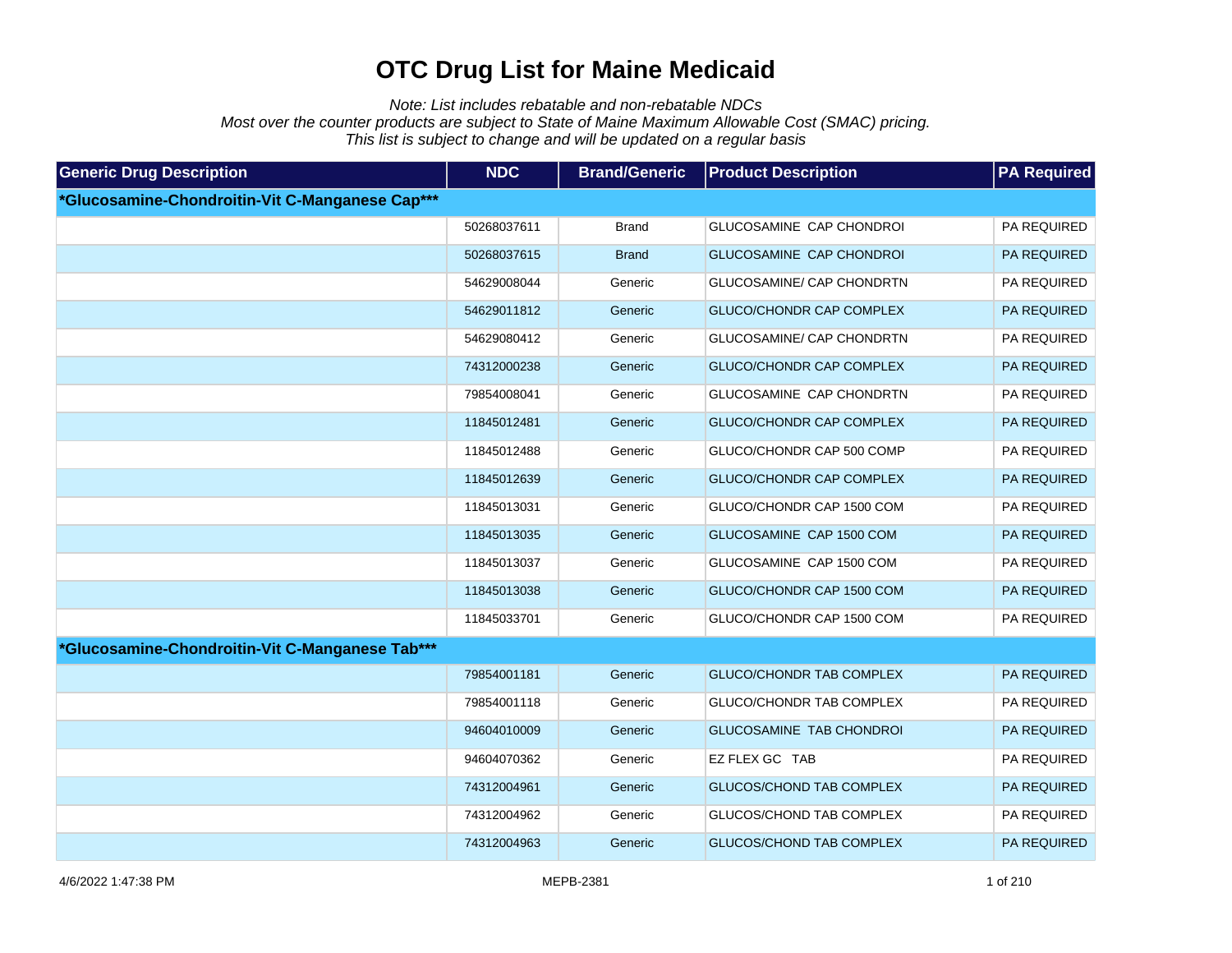# OTC Drug List for Maine Medicaid

*Note: List includes rebatable and non-rebatable NDCs*
*Most over the counter products are subject to State of Maine Maximum Allowable Cost (SMAC) pricing.*
*This list is subject to change and will be updated on a regular basis*

| Generic Drug Description | NDC | Brand/Generic | Product Description | PA Required |
|---|---|---|---|---|
| **\*Glucosamine-Chondroitin-Vit C-Manganese Cap\*\*\*** | | | | |
| | 50268037611 | Brand | GLUCOSAMINE CAP CHONDROI | PA REQUIRED |
| | 50268037615 | Brand | GLUCOSAMINE CAP CHONDROI | PA REQUIRED |
| | 54629008044 | Generic | GLUCOSAMINE/ CAP CHONDRTN | PA REQUIRED |
| | 54629011812 | Generic | GLUCO/CHONDR CAP COMPLEX | PA REQUIRED |
| | 54629080412 | Generic | GLUCOSAMINE/ CAP CHONDRTN | PA REQUIRED |
| | 74312000238 | Generic | GLUCO/CHONDR CAP COMPLEX | PA REQUIRED |
| | 79854008041 | Generic | GLUCOSAMINE CAP CHONDRTN | PA REQUIRED |
| | 11845012481 | Generic | GLUCO/CHONDR CAP COMPLEX | PA REQUIRED |
| | 11845012488 | Generic | GLUCO/CHONDR CAP 500 COMP | PA REQUIRED |
| | 11845012639 | Generic | GLUCO/CHONDR CAP COMPLEX | PA REQUIRED |
| | 11845013031 | Generic | GLUCO/CHONDR CAP 1500 COM | PA REQUIRED |
| | 11845013035 | Generic | GLUCOSAMINE CAP 1500 COM | PA REQUIRED |
| | 11845013037 | Generic | GLUCOSAMINE CAP 1500 COM | PA REQUIRED |
| | 11845013038 | Generic | GLUCO/CHONDR CAP 1500 COM | PA REQUIRED |
| | 11845033701 | Generic | GLUCO/CHONDR CAP 1500 COM | PA REQUIRED |
| **\*Glucosamine-Chondroitin-Vit C-Manganese Tab\*\*\*** | | | | |
| | 79854001181 | Generic | GLUCO/CHONDR TAB COMPLEX | PA REQUIRED |
| | 79854001118 | Generic | GLUCO/CHONDR TAB COMPLEX | PA REQUIRED |
| | 94604010009 | Generic | GLUCOSAMINE TAB CHONDROI | PA REQUIRED |
| | 94604070362 | Generic | EZ FLEX GC TAB | PA REQUIRED |
| | 74312004961 | Generic | GLUCOS/CHOND TAB COMPLEX | PA REQUIRED |
| | 74312004962 | Generic | GLUCOS/CHOND TAB COMPLEX | PA REQUIRED |
| | 74312004963 | Generic | GLUCOS/CHOND TAB COMPLEX | PA REQUIRED |

4/6/2022 1:47:38 PM MEPB-2381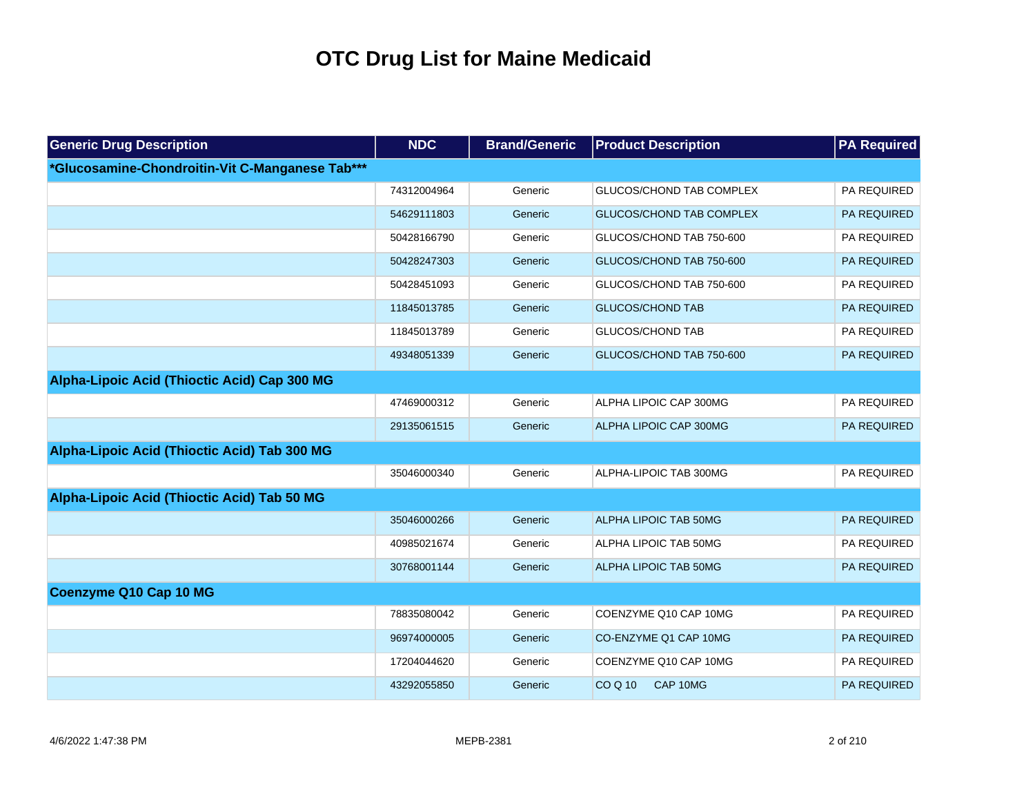# OTC Drug List for Maine Medicaid

| Generic Drug Description | NDC | Brand/Generic | Product Description | PA Required |
|---|---|---|---|---|
| ***Glucosamine-Chondroitin-Vit C-Manganese Tab***** | | | | |
| | 74312004964 | Generic | GLUCOS/CHOND TAB COMPLEX | PA REQUIRED |
| | 54629111803 | Generic | GLUCOS/CHOND TAB COMPLEX | PA REQUIRED |
| | 50428166790 | Generic | GLUCOS/CHOND TAB 750-600 | PA REQUIRED |
| | 50428247303 | Generic | GLUCOS/CHOND TAB 750-600 | PA REQUIRED |
| | 50428451093 | Generic | GLUCOS/CHOND TAB 750-600 | PA REQUIRED |
| | 11845013785 | Generic | GLUCOS/CHOND TAB | PA REQUIRED |
| | 11845013789 | Generic | GLUCOS/CHOND TAB | PA REQUIRED |
| | 49348051339 | Generic | GLUCOS/CHOND TAB 750-600 | PA REQUIRED |
| **Alpha-Lipoic Acid (Thioctic Acid) Cap 300 MG** | | | | |
| | 47469000312 | Generic | ALPHA LIPOIC CAP 300MG | PA REQUIRED |
| | 29135061515 | Generic | ALPHA LIPOIC CAP 300MG | PA REQUIRED |
| **Alpha-Lipoic Acid (Thioctic Acid) Tab 300 MG** | | | | |
| | 35046000340 | Generic | ALPHA-LIPOIC TAB 300MG | PA REQUIRED |
| **Alpha-Lipoic Acid (Thioctic Acid) Tab 50 MG** | | | | |
| | 35046000266 | Generic | ALPHA LIPOIC TAB 50MG | PA REQUIRED |
| | 40985021674 | Generic | ALPHA LIPOIC TAB 50MG | PA REQUIRED |
| | 30768001144 | Generic | ALPHA LIPOIC TAB 50MG | PA REQUIRED |
| **Coenzyme Q10 Cap 10 MG** | | | | |
| | 78835080042 | Generic | COENZYME Q10 CAP 10MG | PA REQUIRED |
| | 96974000005 | Generic | CO-ENZYME Q1 CAP 10MG | PA REQUIRED |
| | 17204044620 | Generic | COENZYME Q10 CAP 10MG | PA REQUIRED |
| | 43292055850 | Generic | CO Q 10 CAP 10MG | PA REQUIRED |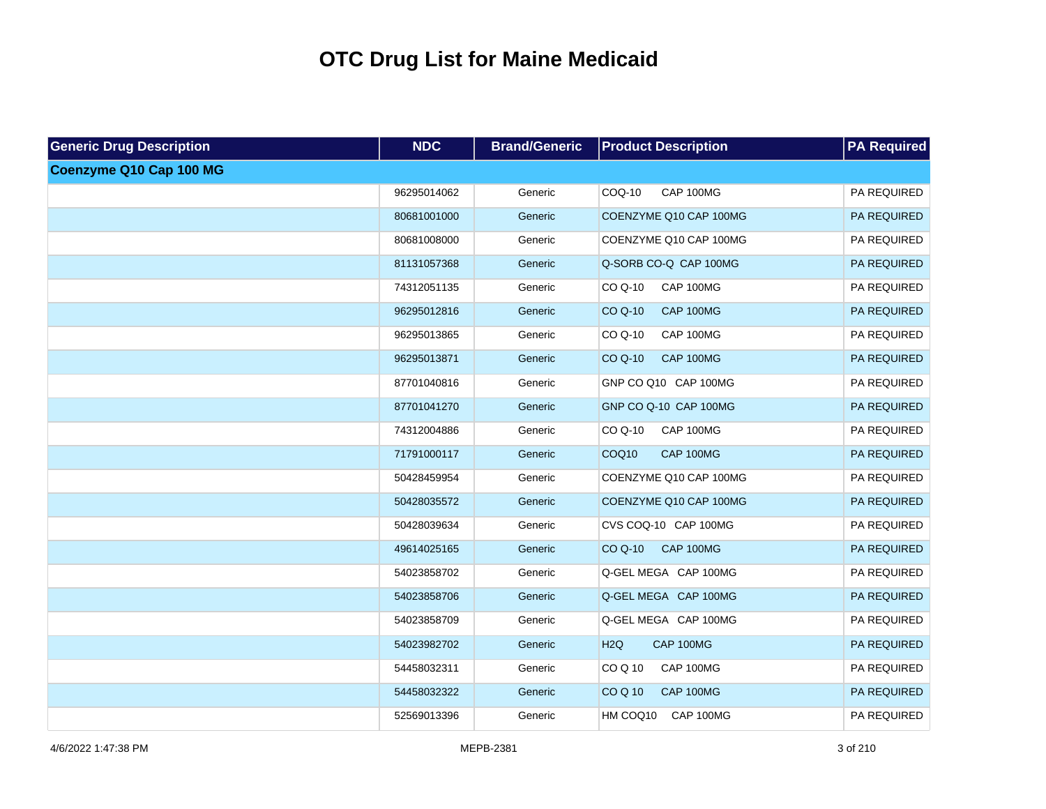# OTC Drug List for Maine Medicaid

| Generic Drug Description | NDC | Brand/Generic | Product Description | PA Required |
|---|---|---|---|---|
| **Coenzyme Q10 Cap 100 MG** | | | | |
| | 96295014062 | Generic | COQ-10 CAP 100MG | PA REQUIRED |
| | 80681001000 | Generic | COENZYME Q10 CAP 100MG | PA REQUIRED |
| | 80681008000 | Generic | COENZYME Q10 CAP 100MG | PA REQUIRED |
| | 81131057368 | Generic | Q-SORB CO-Q CAP 100MG | PA REQUIRED |
| | 74312051135 | Generic | CO Q-10 CAP 100MG | PA REQUIRED |
| | 96295012816 | Generic | CO Q-10 CAP 100MG | PA REQUIRED |
| | 96295013865 | Generic | CO Q-10 CAP 100MG | PA REQUIRED |
| | 96295013871 | Generic | CO Q-10 CAP 100MG | PA REQUIRED |
| | 87701040816 | Generic | GNP CO Q10 CAP 100MG | PA REQUIRED |
| | 87701041270 | Generic | GNP CO Q-10 CAP 100MG | PA REQUIRED |
| | 74312004886 | Generic | CO Q-10 CAP 100MG | PA REQUIRED |
| | 71791000117 | Generic | COQ10 CAP 100MG | PA REQUIRED |
| | 50428459954 | Generic | COENZYME Q10 CAP 100MG | PA REQUIRED |
| | 50428035572 | Generic | COENZYME Q10 CAP 100MG | PA REQUIRED |
| | 50428039634 | Generic | CVS COQ-10 CAP 100MG | PA REQUIRED |
| | 49614025165 | Generic | CO Q-10 CAP 100MG | PA REQUIRED |
| | 54023858702 | Generic | Q-GEL MEGA CAP 100MG | PA REQUIRED |
| | 54023858706 | Generic | Q-GEL MEGA CAP 100MG | PA REQUIRED |
| | 54023858709 | Generic | Q-GEL MEGA CAP 100MG | PA REQUIRED |
| | 54023982702 | Generic | H2Q CAP 100MG | PA REQUIRED |
| | 54458032311 | Generic | CO Q 10 CAP 100MG | PA REQUIRED |
| | 54458032322 | Generic | CO Q 10 CAP 100MG | PA REQUIRED |
| | 52569013396 | Generic | HM COQ10 CAP 100MG | PA REQUIRED |

4/6/2022 1:47:38 PM MEPB-2381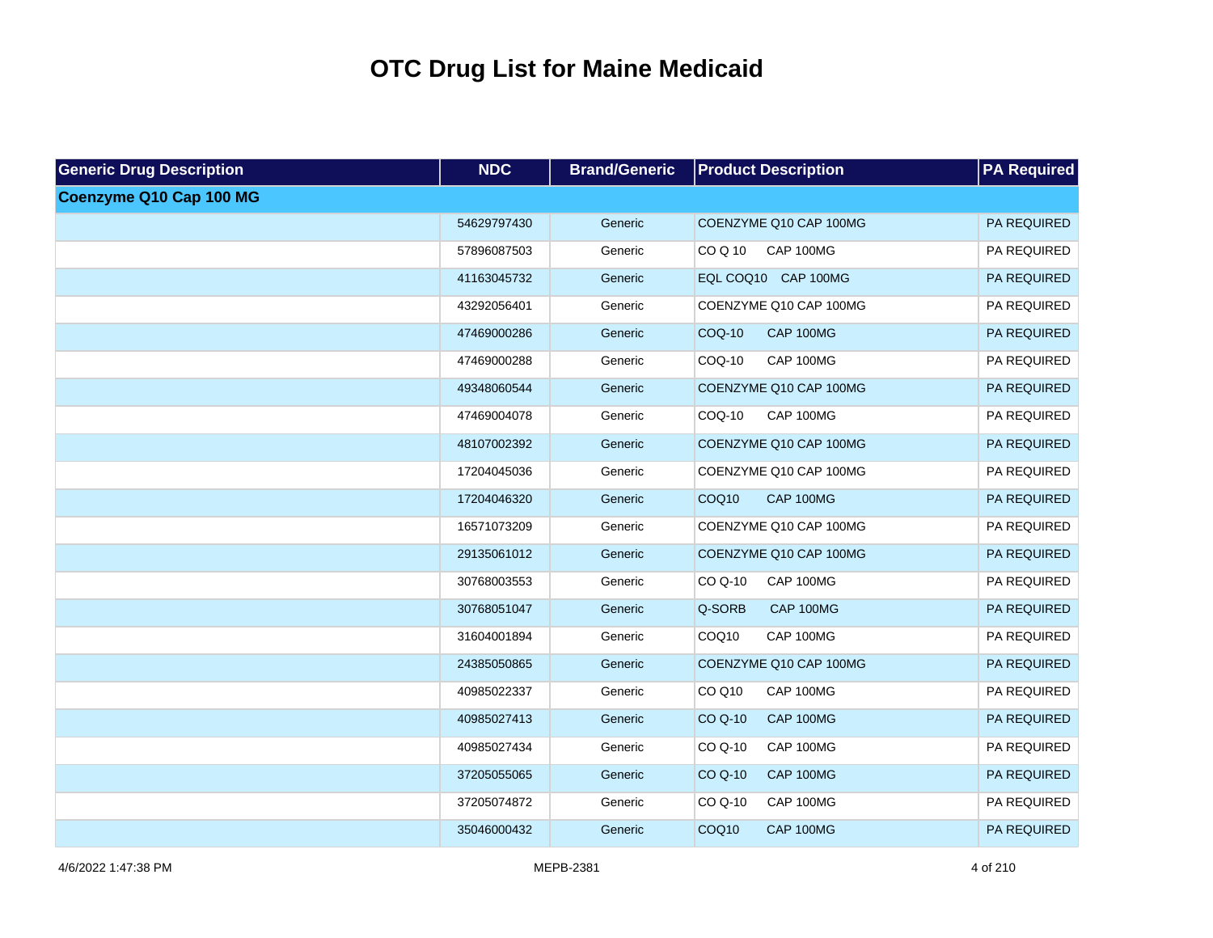# OTC Drug List for Maine Medicaid

| Generic Drug Description | NDC | Brand/Generic | Product Description | PA Required |
|---|---|---|---|---|
| **Coenzyme Q10 Cap 100 MG** | | | | |
| | 54629797430 | Generic | COENZYME Q10 CAP 100MG | PA REQUIRED |
| | 57896087503 | Generic | CO Q 10 CAP 100MG | PA REQUIRED |
| | 41163045732 | Generic | EQL COQ10 CAP 100MG | PA REQUIRED |
| | 43292056401 | Generic | COENZYME Q10 CAP 100MG | PA REQUIRED |
| | 47469000286 | Generic | COQ-10 CAP 100MG | PA REQUIRED |
| | 47469000288 | Generic | COQ-10 CAP 100MG | PA REQUIRED |
| | 49348060544 | Generic | COENZYME Q10 CAP 100MG | PA REQUIRED |
| | 47469004078 | Generic | COQ-10 CAP 100MG | PA REQUIRED |
| | 48107002392 | Generic | COENZYME Q10 CAP 100MG | PA REQUIRED |
| | 17204045036 | Generic | COENZYME Q10 CAP 100MG | PA REQUIRED |
| | 17204046320 | Generic | COQ10 CAP 100MG | PA REQUIRED |
| | 16571073209 | Generic | COENZYME Q10 CAP 100MG | PA REQUIRED |
| | 29135061012 | Generic | COENZYME Q10 CAP 100MG | PA REQUIRED |
| | 30768003553 | Generic | CO Q-10 CAP 100MG | PA REQUIRED |
| | 30768051047 | Generic | Q-SORB CAP 100MG | PA REQUIRED |
| | 31604001894 | Generic | COQ10 CAP 100MG | PA REQUIRED |
| | 24385050865 | Generic | COENZYME Q10 CAP 100MG | PA REQUIRED |
| | 40985022337 | Generic | CO Q10 CAP 100MG | PA REQUIRED |
| | 40985027413 | Generic | CO Q-10 CAP 100MG | PA REQUIRED |
| | 40985027434 | Generic | CO Q-10 CAP 100MG | PA REQUIRED |
| | 37205055065 | Generic | CO Q-10 CAP 100MG | PA REQUIRED |
| | 37205074872 | Generic | CO Q-10 CAP 100MG | PA REQUIRED |
| | 35046000432 | Generic | COQ10 CAP 100MG | PA REQUIRED |

4/6/2022 1:47:38 PM MEPB-2381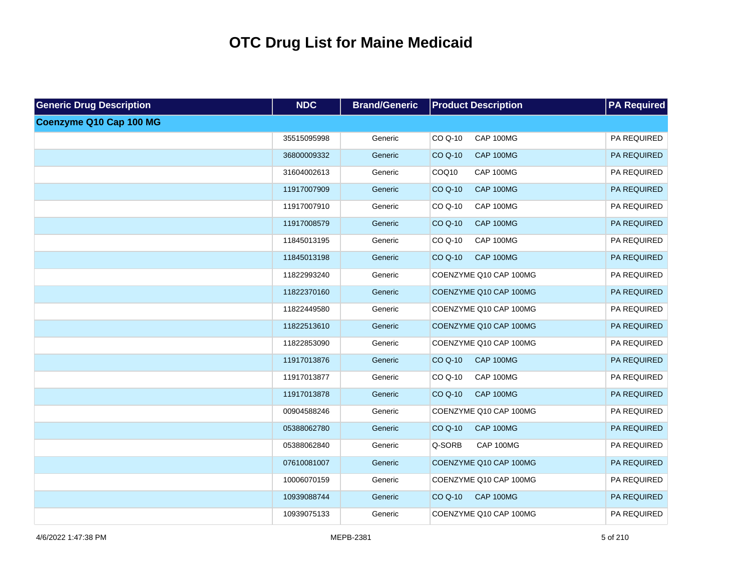# OTC Drug List for Maine Medicaid

| Generic Drug Description | NDC | Brand/Generic | Product Description | PA Required |
|---|---|---|---|---|
| **Coenzyme Q10 Cap 100 MG** | | | | |
| | 35515095998 | Generic | CO Q-10 CAP 100MG | PA REQUIRED |
| | 36800009332 | Generic | CO Q-10 CAP 100MG | PA REQUIRED |
| | 31604002613 | Generic | COQ10 CAP 100MG | PA REQUIRED |
| | 11917007909 | Generic | CO Q-10 CAP 100MG | PA REQUIRED |
| | 11917007910 | Generic | CO Q-10 CAP 100MG | PA REQUIRED |
| | 11917008579 | Generic | CO Q-10 CAP 100MG | PA REQUIRED |
| | 11845013195 | Generic | CO Q-10 CAP 100MG | PA REQUIRED |
| | 11845013198 | Generic | CO Q-10 CAP 100MG | PA REQUIRED |
| | 11822993240 | Generic | COENZYME Q10 CAP 100MG | PA REQUIRED |
| | 11822370160 | Generic | COENZYME Q10 CAP 100MG | PA REQUIRED |
| | 11822449580 | Generic | COENZYME Q10 CAP 100MG | PA REQUIRED |
| | 11822513610 | Generic | COENZYME Q10 CAP 100MG | PA REQUIRED |
| | 11822853090 | Generic | COENZYME Q10 CAP 100MG | PA REQUIRED |
| | 11917013876 | Generic | CO Q-10 CAP 100MG | PA REQUIRED |
| | 11917013877 | Generic | CO Q-10 CAP 100MG | PA REQUIRED |
| | 11917013878 | Generic | CO Q-10 CAP 100MG | PA REQUIRED |
| | 00904588246 | Generic | COENZYME Q10 CAP 100MG | PA REQUIRED |
| | 05388062780 | Generic | CO Q-10 CAP 100MG | PA REQUIRED |
| | 05388062840 | Generic | Q-SORB CAP 100MG | PA REQUIRED |
| | 07610081007 | Generic | COENZYME Q10 CAP 100MG | PA REQUIRED |
| | 10006070159 | Generic | COENZYME Q10 CAP 100MG | PA REQUIRED |
| | 10939088744 | Generic | CO Q-10 CAP 100MG | PA REQUIRED |
| | 10939075133 | Generic | COENZYME Q10 CAP 100MG | PA REQUIRED |

4/6/2022 1:47:38 PM MEPB-2381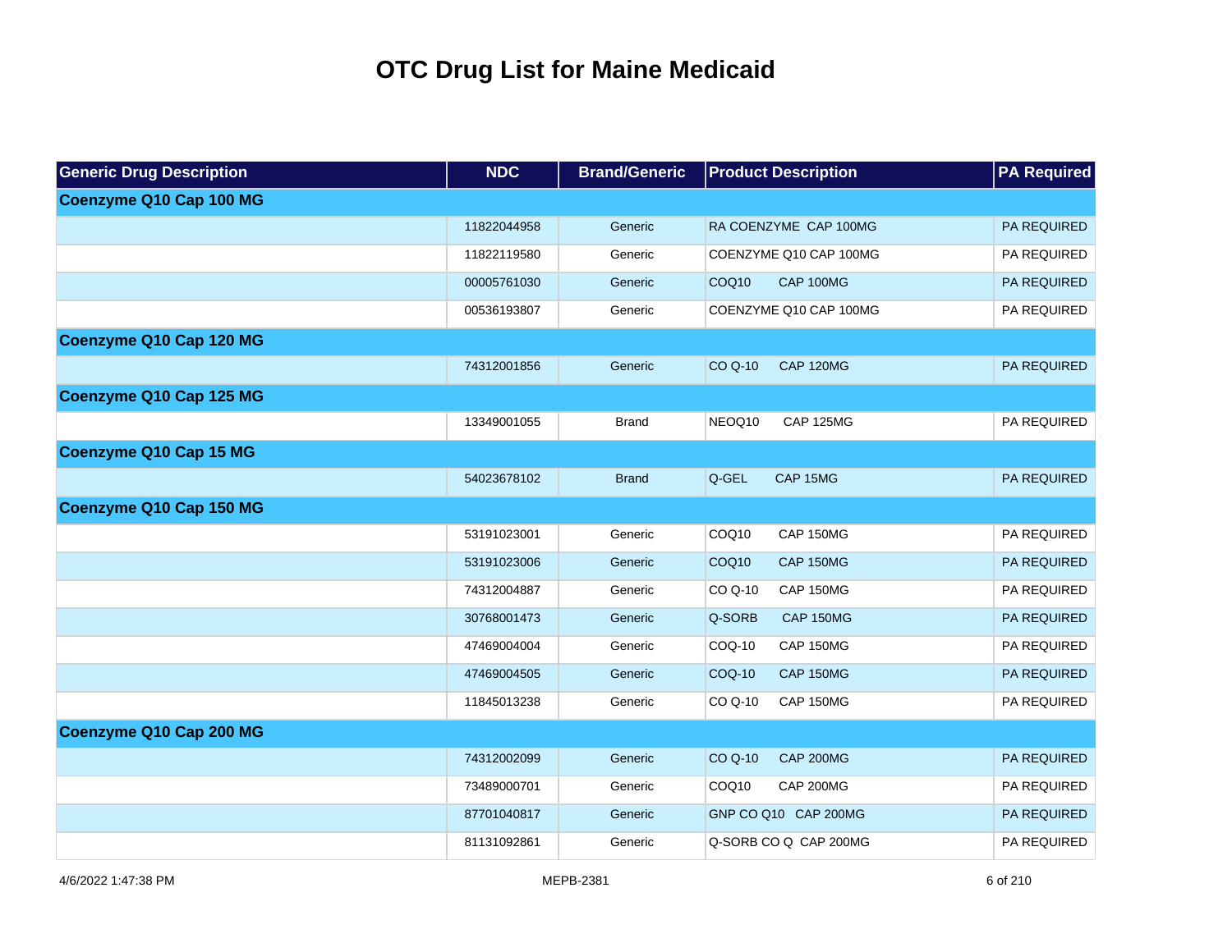# OTC Drug List for Maine Medicaid

| Generic Drug Description | NDC | Brand/Generic | Product Description | PA Required |
|---|---|---|---|---|
| **Coenzyme Q10 Cap 100 MG** | | | | |
| | 11822044958 | Generic | RA COENZYME CAP 100MG | PA REQUIRED |
| | 11822119580 | Generic | COENZYME Q10 CAP 100MG | PA REQUIRED |
| | 00005761030 | Generic | COQ10 CAP 100MG | PA REQUIRED |
| | 00536193807 | Generic | COENZYME Q10 CAP 100MG | PA REQUIRED |
| **Coenzyme Q10 Cap 120 MG** | | | | |
| | 74312001856 | Generic | CO Q-10 CAP 120MG | PA REQUIRED |
| **Coenzyme Q10 Cap 125 MG** | | | | |
| | 13349001055 | Brand | NEOQ10 CAP 125MG | PA REQUIRED |
| **Coenzyme Q10 Cap 15 MG** | | | | |
| | 54023678102 | Brand | Q-GEL CAP 15MG | PA REQUIRED |
| **Coenzyme Q10 Cap 150 MG** | | | | |
| | 53191023001 | Generic | COQ10 CAP 150MG | PA REQUIRED |
| | 53191023006 | Generic | COQ10 CAP 150MG | PA REQUIRED |
| | 74312004887 | Generic | CO Q-10 CAP 150MG | PA REQUIRED |
| | 30768001473 | Generic | Q-SORB CAP 150MG | PA REQUIRED |
| | 47469004004 | Generic | COQ-10 CAP 150MG | PA REQUIRED |
| | 47469004505 | Generic | COQ-10 CAP 150MG | PA REQUIRED |
| | 11845013238 | Generic | CO Q-10 CAP 150MG | PA REQUIRED |
| **Coenzyme Q10 Cap 200 MG** | | | | |
| | 74312002099 | Generic | CO Q-10 CAP 200MG | PA REQUIRED |
| | 73489000701 | Generic | COQ10 CAP 200MG | PA REQUIRED |
| | 87701040817 | Generic | GNP CO Q10 CAP 200MG | PA REQUIRED |
| | 81131092861 | Generic | Q-SORB CO Q CAP 200MG | PA REQUIRED |

4/6/2022 1:47:38 PM MEPB-2381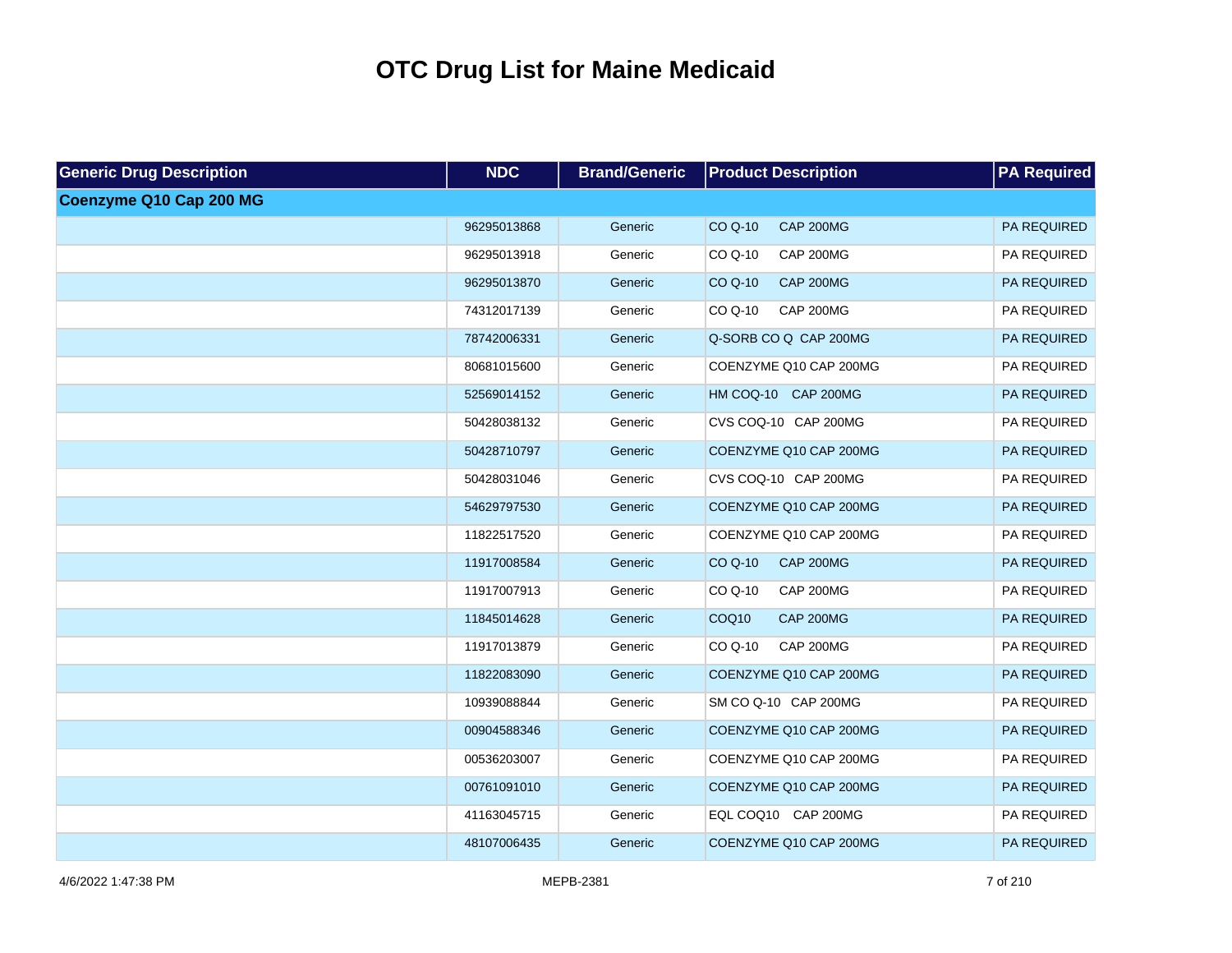# OTC Drug List for Maine Medicaid

| Generic Drug Description | NDC | Brand/Generic | Product Description | PA Required |
|---|---|---|---|---|
| **Coenzyme Q10 Cap 200 MG** | | | | |
| | 96295013868 | Generic | CO Q-10 CAP 200MG | PA REQUIRED |
| | 96295013918 | Generic | CO Q-10 CAP 200MG | PA REQUIRED |
| | 96295013870 | Generic | CO Q-10 CAP 200MG | PA REQUIRED |
| | 74312017139 | Generic | CO Q-10 CAP 200MG | PA REQUIRED |
| | 78742006331 | Generic | Q-SORB CO Q CAP 200MG | PA REQUIRED |
| | 80681015600 | Generic | COENZYME Q10 CAP 200MG | PA REQUIRED |
| | 52569014152 | Generic | HM COQ-10 CAP 200MG | PA REQUIRED |
| | 50428038132 | Generic | CVS COQ-10 CAP 200MG | PA REQUIRED |
| | 50428710797 | Generic | COENZYME Q10 CAP 200MG | PA REQUIRED |
| | 50428031046 | Generic | CVS COQ-10 CAP 200MG | PA REQUIRED |
| | 54629797530 | Generic | COENZYME Q10 CAP 200MG | PA REQUIRED |
| | 11822517520 | Generic | COENZYME Q10 CAP 200MG | PA REQUIRED |
| | 11917008584 | Generic | CO Q-10 CAP 200MG | PA REQUIRED |
| | 11917007913 | Generic | CO Q-10 CAP 200MG | PA REQUIRED |
| | 11845014628 | Generic | COQ10 CAP 200MG | PA REQUIRED |
| | 11917013879 | Generic | CO Q-10 CAP 200MG | PA REQUIRED |
| | 11822083090 | Generic | COENZYME Q10 CAP 200MG | PA REQUIRED |
| | 10939088844 | Generic | SM CO Q-10 CAP 200MG | PA REQUIRED |
| | 00904588346 | Generic | COENZYME Q10 CAP 200MG | PA REQUIRED |
| | 00536203007 | Generic | COENZYME Q10 CAP 200MG | PA REQUIRED |
| | 00761091010 | Generic | COENZYME Q10 CAP 200MG | PA REQUIRED |
| | 41163045715 | Generic | EQL COQ10 CAP 200MG | PA REQUIRED |
| | 48107006435 | Generic | COENZYME Q10 CAP 200MG | PA REQUIRED |

4/6/2022 1:47:38 PM MEPB-2381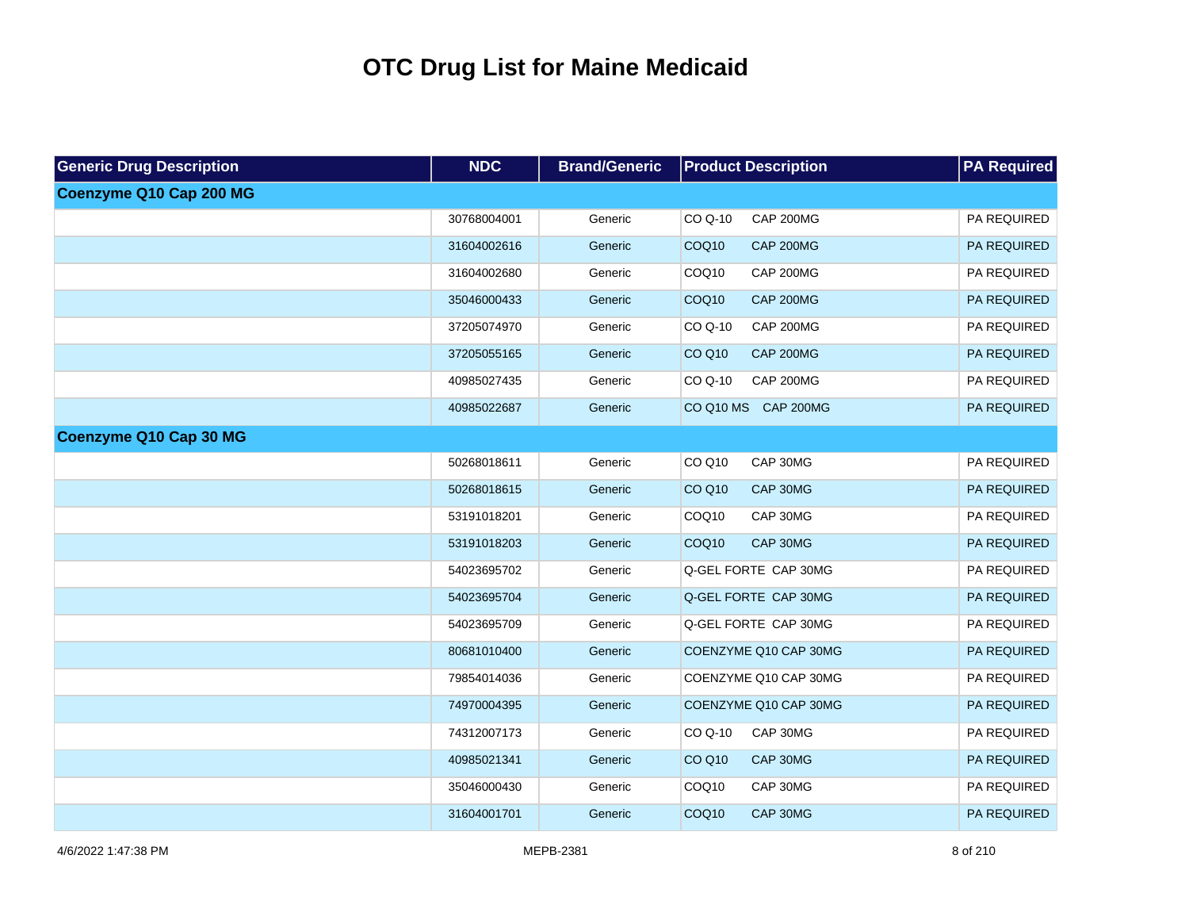# OTC Drug List for Maine Medicaid

| Generic Drug Description | NDC | Brand/Generic | Product Description | PA Required |
|---|---|---|---|---|
| **Coenzyme Q10 Cap 200 MG** | | | | |
| | 30768004001 | Generic | CO Q-10 CAP 200MG | PA REQUIRED |
| | 31604002616 | Generic | COQ10 CAP 200MG | PA REQUIRED |
| | 31604002680 | Generic | COQ10 CAP 200MG | PA REQUIRED |
| | 35046000433 | Generic | COQ10 CAP 200MG | PA REQUIRED |
| | 37205074970 | Generic | CO Q-10 CAP 200MG | PA REQUIRED |
| | 37205055165 | Generic | CO Q10 CAP 200MG | PA REQUIRED |
| | 40985027435 | Generic | CO Q-10 CAP 200MG | PA REQUIRED |
| | 40985022687 | Generic | CO Q10 MS CAP 200MG | PA REQUIRED |
| **Coenzyme Q10 Cap 30 MG** | | | | |
| | 50268018611 | Generic | CO Q10 CAP 30MG | PA REQUIRED |
| | 50268018615 | Generic | CO Q10 CAP 30MG | PA REQUIRED |
| | 53191018201 | Generic | COQ10 CAP 30MG | PA REQUIRED |
| | 53191018203 | Generic | COQ10 CAP 30MG | PA REQUIRED |
| | 54023695702 | Generic | Q-GEL FORTE CAP 30MG | PA REQUIRED |
| | 54023695704 | Generic | Q-GEL FORTE CAP 30MG | PA REQUIRED |
| | 54023695709 | Generic | Q-GEL FORTE CAP 30MG | PA REQUIRED |
| | 80681010400 | Generic | COENZYME Q10 CAP 30MG | PA REQUIRED |
| | 79854014036 | Generic | COENZYME Q10 CAP 30MG | PA REQUIRED |
| | 74970004395 | Generic | COENZYME Q10 CAP 30MG | PA REQUIRED |
| | 74312007173 | Generic | CO Q-10 CAP 30MG | PA REQUIRED |
| | 40985021341 | Generic | CO Q10 CAP 30MG | PA REQUIRED |
| | 35046000430 | Generic | COQ10 CAP 30MG | PA REQUIRED |
| | 31604001701 | Generic | COQ10 CAP 30MG | PA REQUIRED |

4/6/2022 1:47:38 PM MEPB-2381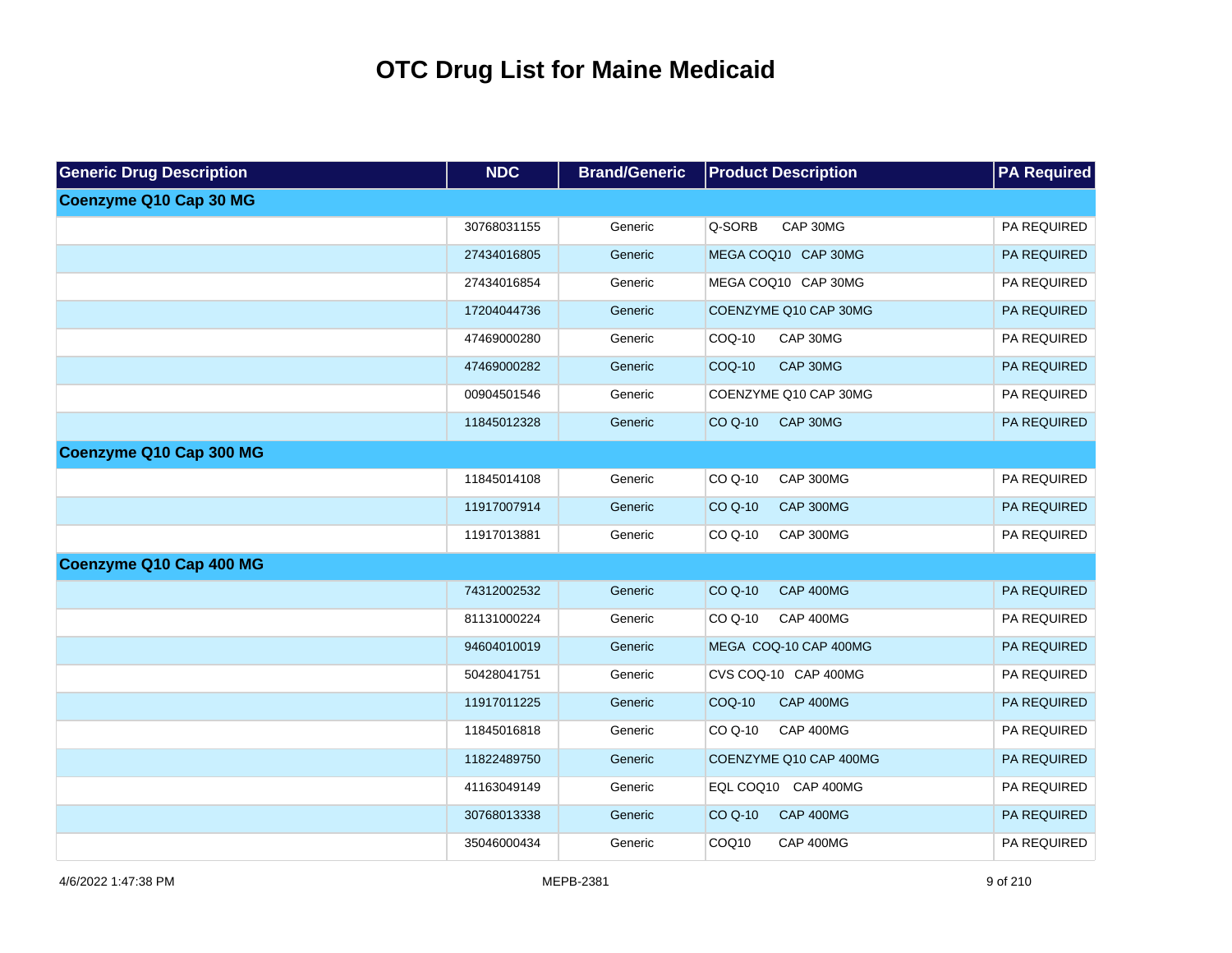# OTC Drug List for Maine Medicaid

| Generic Drug Description | NDC | Brand/Generic | Product Description | PA Required |
|---|---|---|---|---|
| **Coenzyme Q10 Cap 30 MG** | | | | |
| | 30768031155 | Generic | Q-SORB CAP 30MG | PA REQUIRED |
| | 27434016805 | Generic | MEGA COQ10 CAP 30MG | PA REQUIRED |
| | 27434016854 | Generic | MEGA COQ10 CAP 30MG | PA REQUIRED |
| | 17204044736 | Generic | COENZYME Q10 CAP 30MG | PA REQUIRED |
| | 47469000280 | Generic | COQ-10 CAP 30MG | PA REQUIRED |
| | 47469000282 | Generic | COQ-10 CAP 30MG | PA REQUIRED |
| | 00904501546 | Generic | COENZYME Q10 CAP 30MG | PA REQUIRED |
| | 11845012328 | Generic | CO Q-10 CAP 30MG | PA REQUIRED |
| **Coenzyme Q10 Cap 300 MG** | | | | |
| | 11845014108 | Generic | CO Q-10 CAP 300MG | PA REQUIRED |
| | 11917007914 | Generic | CO Q-10 CAP 300MG | PA REQUIRED |
| | 11917013881 | Generic | CO Q-10 CAP 300MG | PA REQUIRED |
| **Coenzyme Q10 Cap 400 MG** | | | | |
| | 74312002532 | Generic | CO Q-10 CAP 400MG | PA REQUIRED |
| | 81131000224 | Generic | CO Q-10 CAP 400MG | PA REQUIRED |
| | 94604010019 | Generic | MEGA COQ-10 CAP 400MG | PA REQUIRED |
| | 50428041751 | Generic | CVS COQ-10 CAP 400MG | PA REQUIRED |
| | 11917011225 | Generic | COQ-10 CAP 400MG | PA REQUIRED |
| | 11845016818 | Generic | CO Q-10 CAP 400MG | PA REQUIRED |
| | 11822489750 | Generic | COENZYME Q10 CAP 400MG | PA REQUIRED |
| | 41163049149 | Generic | EQL COQ10 CAP 400MG | PA REQUIRED |
| | 30768013338 | Generic | CO Q-10 CAP 400MG | PA REQUIRED |
| | 35046000434 | Generic | COQ10 CAP 400MG | PA REQUIRED |

4/6/2022 1:47:38 PM MEPB-2381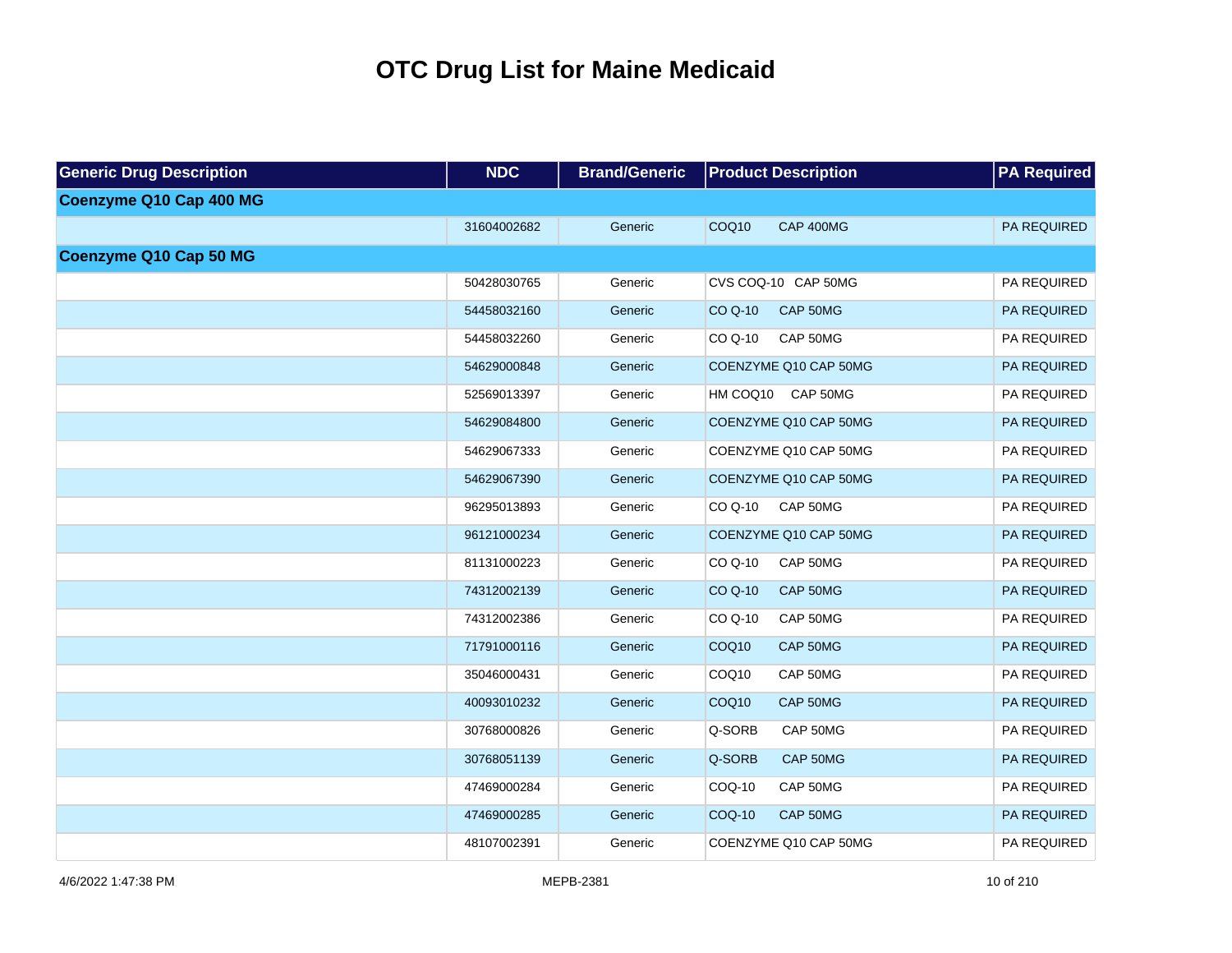# OTC Drug List for Maine Medicaid

| Generic Drug Description | NDC | Brand/Generic | Product Description | PA Required |
|---|---|---|---|---|
| **Coenzyme Q10 Cap 400 MG** | | | | |
| | 31604002682 | Generic | COQ10 CAP 400MG | PA REQUIRED |
| **Coenzyme Q10 Cap 50 MG** | | | | |
| | 50428030765 | Generic | CVS COQ-10 CAP 50MG | PA REQUIRED |
| | 54458032160 | Generic | CO Q-10 CAP 50MG | PA REQUIRED |
| | 54458032260 | Generic | CO Q-10 CAP 50MG | PA REQUIRED |
| | 54629000848 | Generic | COENZYME Q10 CAP 50MG | PA REQUIRED |
| | 52569013397 | Generic | HM COQ10 CAP 50MG | PA REQUIRED |
| | 54629084800 | Generic | COENZYME Q10 CAP 50MG | PA REQUIRED |
| | 54629067333 | Generic | COENZYME Q10 CAP 50MG | PA REQUIRED |
| | 54629067390 | Generic | COENZYME Q10 CAP 50MG | PA REQUIRED |
| | 96295013893 | Generic | CO Q-10 CAP 50MG | PA REQUIRED |
| | 96121000234 | Generic | COENZYME Q10 CAP 50MG | PA REQUIRED |
| | 81131000223 | Generic | CO Q-10 CAP 50MG | PA REQUIRED |
| | 74312002139 | Generic | CO Q-10 CAP 50MG | PA REQUIRED |
| | 74312002386 | Generic | CO Q-10 CAP 50MG | PA REQUIRED |
| | 71791000116 | Generic | COQ10 CAP 50MG | PA REQUIRED |
| | 35046000431 | Generic | COQ10 CAP 50MG | PA REQUIRED |
| | 40093010232 | Generic | COQ10 CAP 50MG | PA REQUIRED |
| | 30768000826 | Generic | Q-SORB CAP 50MG | PA REQUIRED |
| | 30768051139 | Generic | Q-SORB CAP 50MG | PA REQUIRED |
| | 47469000284 | Generic | COQ-10 CAP 50MG | PA REQUIRED |
| | 47469000285 | Generic | COQ-10 CAP 50MG | PA REQUIRED |
| | 48107002391 | Generic | COENZYME Q10 CAP 50MG | PA REQUIRED |

4/6/2022 1:47:38 PM MEPB-2381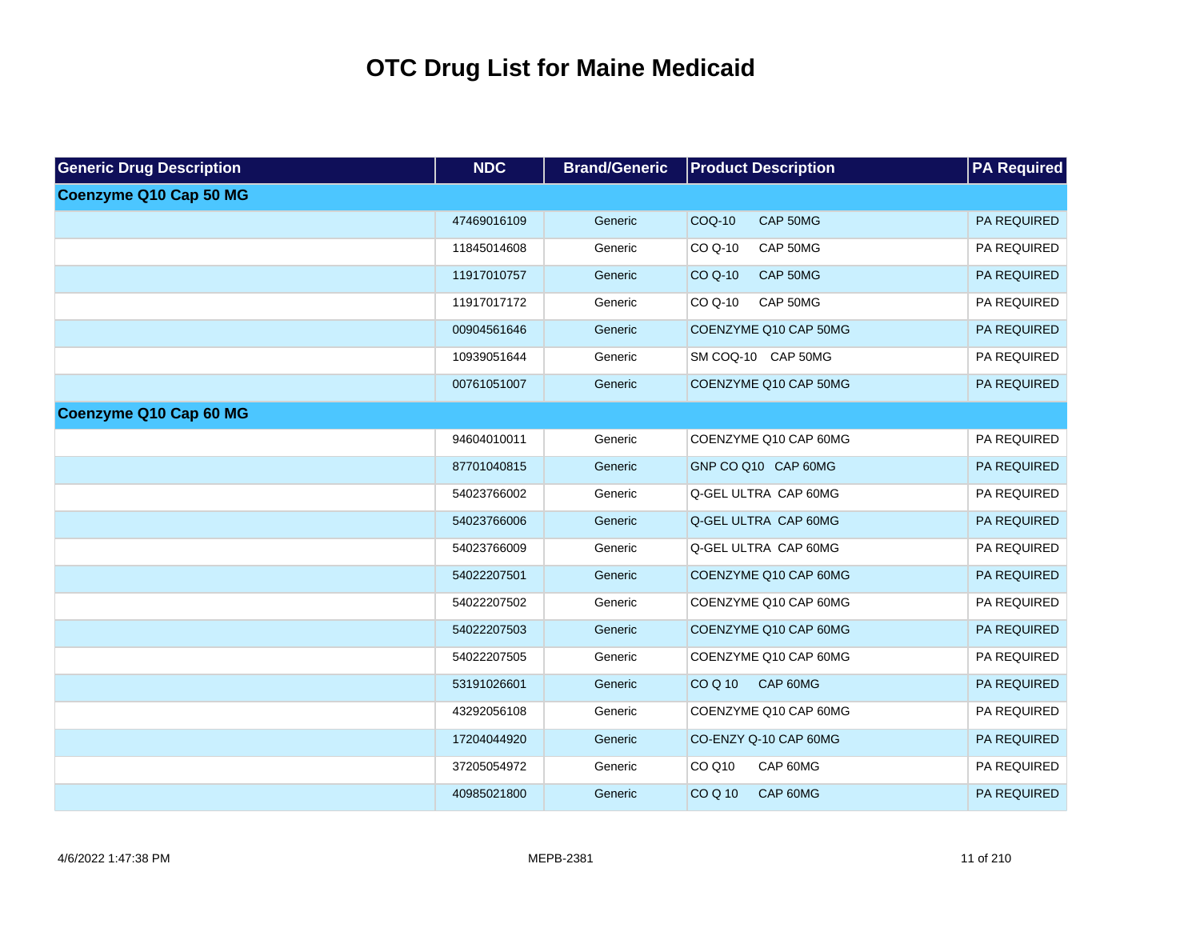# OTC Drug List for Maine Medicaid

| Generic Drug Description | NDC | Brand/Generic | Product Description | PA Required |
|---|---|---|---|---|
| **Coenzyme Q10 Cap 50 MG** | | | | |
| | 47469016109 | Generic | COQ-10 CAP 50MG | PA REQUIRED |
| | 11845014608 | Generic | CO Q-10 CAP 50MG | PA REQUIRED |
| | 11917010757 | Generic | CO Q-10 CAP 50MG | PA REQUIRED |
| | 11917017172 | Generic | CO Q-10 CAP 50MG | PA REQUIRED |
| | 00904561646 | Generic | COENZYME Q10 CAP 50MG | PA REQUIRED |
| | 10939051644 | Generic | SM COQ-10 CAP 50MG | PA REQUIRED |
| | 00761051007 | Generic | COENZYME Q10 CAP 50MG | PA REQUIRED |
| **Coenzyme Q10 Cap 60 MG** | | | | |
| | 94604010011 | Generic | COENZYME Q10 CAP 60MG | PA REQUIRED |
| | 87701040815 | Generic | GNP CO Q10 CAP 60MG | PA REQUIRED |
| | 54023766002 | Generic | Q-GEL ULTRA CAP 60MG | PA REQUIRED |
| | 54023766006 | Generic | Q-GEL ULTRA CAP 60MG | PA REQUIRED |
| | 54023766009 | Generic | Q-GEL ULTRA CAP 60MG | PA REQUIRED |
| | 54022207501 | Generic | COENZYME Q10 CAP 60MG | PA REQUIRED |
| | 54022207502 | Generic | COENZYME Q10 CAP 60MG | PA REQUIRED |
| | 54022207503 | Generic | COENZYME Q10 CAP 60MG | PA REQUIRED |
| | 54022207505 | Generic | COENZYME Q10 CAP 60MG | PA REQUIRED |
| | 53191026601 | Generic | CO Q 10 CAP 60MG | PA REQUIRED |
| | 43292056108 | Generic | COENZYME Q10 CAP 60MG | PA REQUIRED |
| | 17204044920 | Generic | CO-ENZY Q-10 CAP 60MG | PA REQUIRED |
| | 37205054972 | Generic | CO Q10 CAP 60MG | PA REQUIRED |
| | 40985021800 | Generic | CO Q 10 CAP 60MG | PA REQUIRED |

4/6/2022 1:47:38 PM MEPB-2381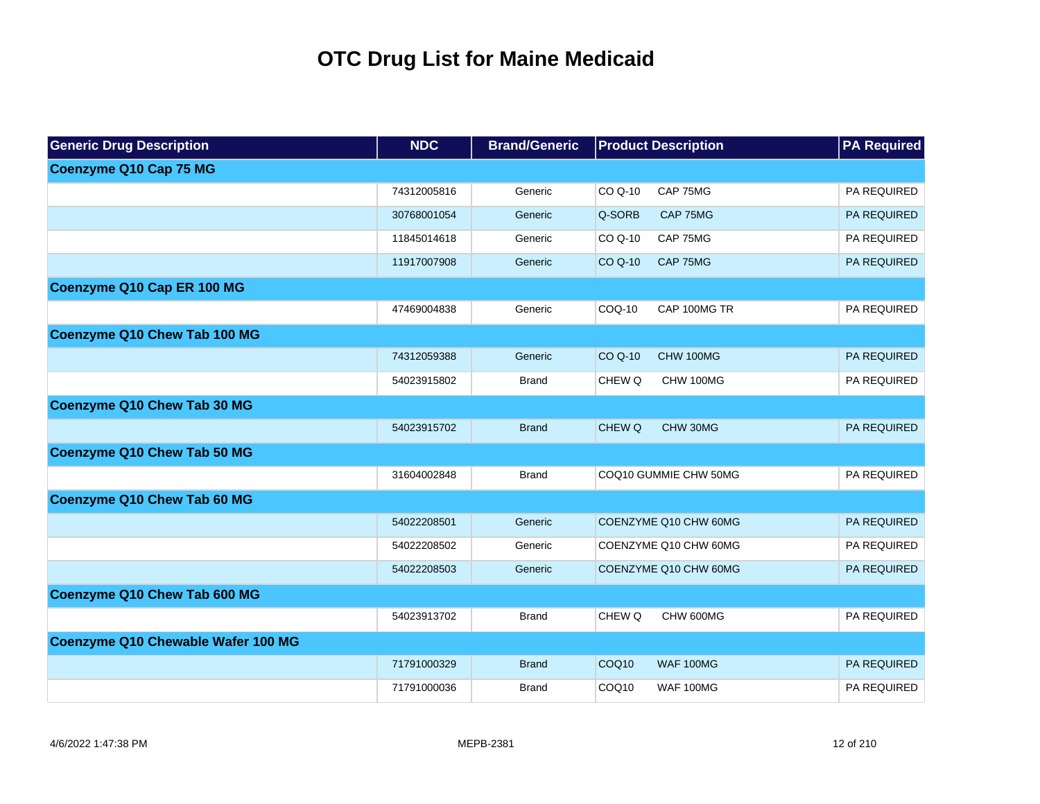# OTC Drug List for Maine Medicaid

| Generic Drug Description | NDC | Brand/Generic | Product Description | PA Required |
|---|---|---|---|---|
| **Coenzyme Q10 Cap 75 MG** | | | | |
| | 74312005816 | Generic | CO Q-10 CAP 75MG | PA REQUIRED |
| | 30768001054 | Generic | Q-SORB CAP 75MG | PA REQUIRED |
| | 11845014618 | Generic | CO Q-10 CAP 75MG | PA REQUIRED |
| | 11917007908 | Generic | CO Q-10 CAP 75MG | PA REQUIRED |
| **Coenzyme Q10 Cap ER 100 MG** | | | | |
| | 47469004838 | Generic | COQ-10 CAP 100MG TR | PA REQUIRED |
| **Coenzyme Q10 Chew Tab 100 MG** | | | | |
| | 74312059388 | Generic | CO Q-10 CHW 100MG | PA REQUIRED |
| | 54023915802 | Brand | CHEW Q CHW 100MG | PA REQUIRED |
| **Coenzyme Q10 Chew Tab 30 MG** | | | | |
| | 54023915702 | Brand | CHEW Q CHW 30MG | PA REQUIRED |
| **Coenzyme Q10 Chew Tab 50 MG** | | | | |
| | 31604002848 | Brand | COQ10 GUMMIE CHW 50MG | PA REQUIRED |
| **Coenzyme Q10 Chew Tab 60 MG** | | | | |
| | 54022208501 | Generic | COENZYME Q10 CHW 60MG | PA REQUIRED |
| | 54022208502 | Generic | COENZYME Q10 CHW 60MG | PA REQUIRED |
| | 54022208503 | Generic | COENZYME Q10 CHW 60MG | PA REQUIRED |
| **Coenzyme Q10 Chew Tab 600 MG** | | | | |
| | 54023913702 | Brand | CHEW Q CHW 600MG | PA REQUIRED |
| **Coenzyme Q10 Chewable Wafer 100 MG** | | | | |
| | 71791000329 | Brand | COQ10 WAF 100MG | PA REQUIRED |
| | 71791000036 | Brand | COQ10 WAF 100MG | PA REQUIRED |

4/6/2022 1:47:38 PM MEPB-2381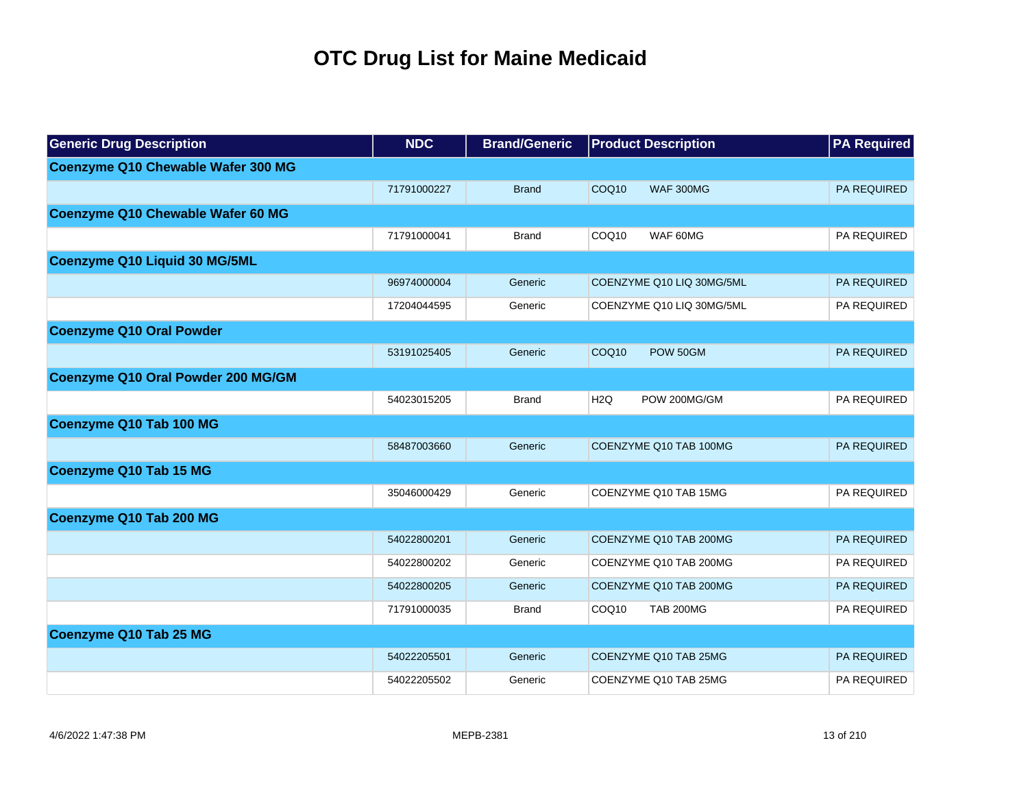# OTC Drug List for Maine Medicaid

| Generic Drug Description | NDC | Brand/Generic | Product Description | PA Required |
| --- | --- | --- | --- | --- |
| **Coenzyme Q10 Chewable Wafer 300 MG** | | | | |
| | 71791000227 | Brand | COQ10 WAF 300MG | PA REQUIRED |
| **Coenzyme Q10 Chewable Wafer 60 MG** | | | | |
| | 71791000041 | Brand | COQ10 WAF 60MG | PA REQUIRED |
| **Coenzyme Q10 Liquid 30 MG/5ML** | | | | |
| | 96974000004 | Generic | COENZYME Q10 LIQ 30MG/5ML | PA REQUIRED |
| | 17204044595 | Generic | COENZYME Q10 LIQ 30MG/5ML | PA REQUIRED |
| **Coenzyme Q10 Oral Powder** | | | | |
| | 53191025405 | Generic | COQ10 POW 50GM | PA REQUIRED |
| **Coenzyme Q10 Oral Powder 200 MG/GM** | | | | |
| | 54023015205 | Brand | H2Q POW 200MG/GM | PA REQUIRED |
| **Coenzyme Q10 Tab 100 MG** | | | | |
| | 58487003660 | Generic | COENZYME Q10 TAB 100MG | PA REQUIRED |
| **Coenzyme Q10 Tab 15 MG** | | | | |
| | 35046000429 | Generic | COENZYME Q10 TAB 15MG | PA REQUIRED |
| **Coenzyme Q10 Tab 200 MG** | | | | |
| | 54022800201 | Generic | COENZYME Q10 TAB 200MG | PA REQUIRED |
| | 54022800202 | Generic | COENZYME Q10 TAB 200MG | PA REQUIRED |
| | 54022800205 | Generic | COENZYME Q10 TAB 200MG | PA REQUIRED |
| | 71791000035 | Brand | COQ10 TAB 200MG | PA REQUIRED |
| **Coenzyme Q10 Tab 25 MG** | | | | |
| | 54022205501 | Generic | COENZYME Q10 TAB 25MG | PA REQUIRED |
| | 54022205502 | Generic | COENZYME Q10 TAB 25MG | PA REQUIRED |

4/6/2022 1:47:38 PM MEPB-2381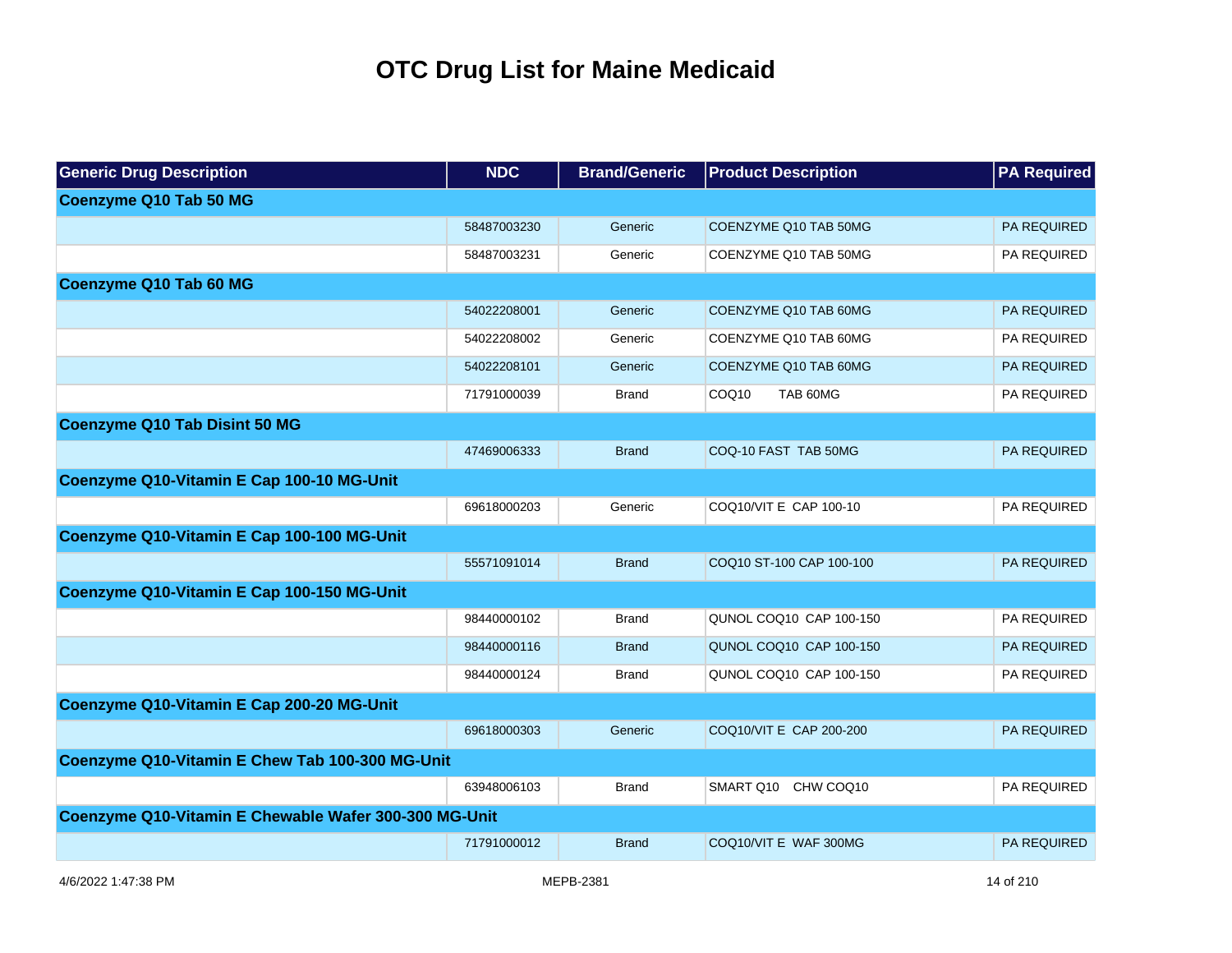# OTC Drug List for Maine Medicaid

| Generic Drug Description | NDC | Brand/Generic | Product Description | PA Required |
| --- | --- | --- | --- | --- |
| **Coenzyme Q10 Tab 50 MG** | | | | |
| | 58487003230 | Generic | COENZYME Q10 TAB 50MG | PA REQUIRED |
| | 58487003231 | Generic | COENZYME Q10 TAB 50MG | PA REQUIRED |
| **Coenzyme Q10 Tab 60 MG** | | | | |
| | 54022208001 | Generic | COENZYME Q10 TAB 60MG | PA REQUIRED |
| | 54022208002 | Generic | COENZYME Q10 TAB 60MG | PA REQUIRED |
| | 54022208101 | Generic | COENZYME Q10 TAB 60MG | PA REQUIRED |
| | 71791000039 | Brand | COQ10 TAB 60MG | PA REQUIRED |
| **Coenzyme Q10 Tab Disint 50 MG** | | | | |
| | 47469006333 | Brand | COQ-10 FAST TAB 50MG | PA REQUIRED |
| **Coenzyme Q10-Vitamin E Cap 100-10 MG-Unit** | | | | |
| | 69618000203 | Generic | COQ10/VIT E CAP 100-10 | PA REQUIRED |
| **Coenzyme Q10-Vitamin E Cap 100-100 MG-Unit** | | | | |
| | 55571091014 | Brand | COQ10 ST-100 CAP 100-100 | PA REQUIRED |
| **Coenzyme Q10-Vitamin E Cap 100-150 MG-Unit** | | | | |
| | 98440000102 | Brand | QUNOL COQ10 CAP 100-150 | PA REQUIRED |
| | 98440000116 | Brand | QUNOL COQ10 CAP 100-150 | PA REQUIRED |
| | 98440000124 | Brand | QUNOL COQ10 CAP 100-150 | PA REQUIRED |
| **Coenzyme Q10-Vitamin E Cap 200-20 MG-Unit** | | | | |
| | 69618000303 | Generic | COQ10/VIT E CAP 200-200 | PA REQUIRED |
| **Coenzyme Q10-Vitamin E Chew Tab 100-300 MG-Unit** | | | | |
| | 63948006103 | Brand | SMART Q10 CHW COQ10 | PA REQUIRED |
| **Coenzyme Q10-Vitamin E Chewable Wafer 300-300 MG-Unit** | | | | |
| | 71791000012 | Brand | COQ10/VIT E WAF 300MG | PA REQUIRED |

4/6/2022 1:47:38 PM MEPB-2381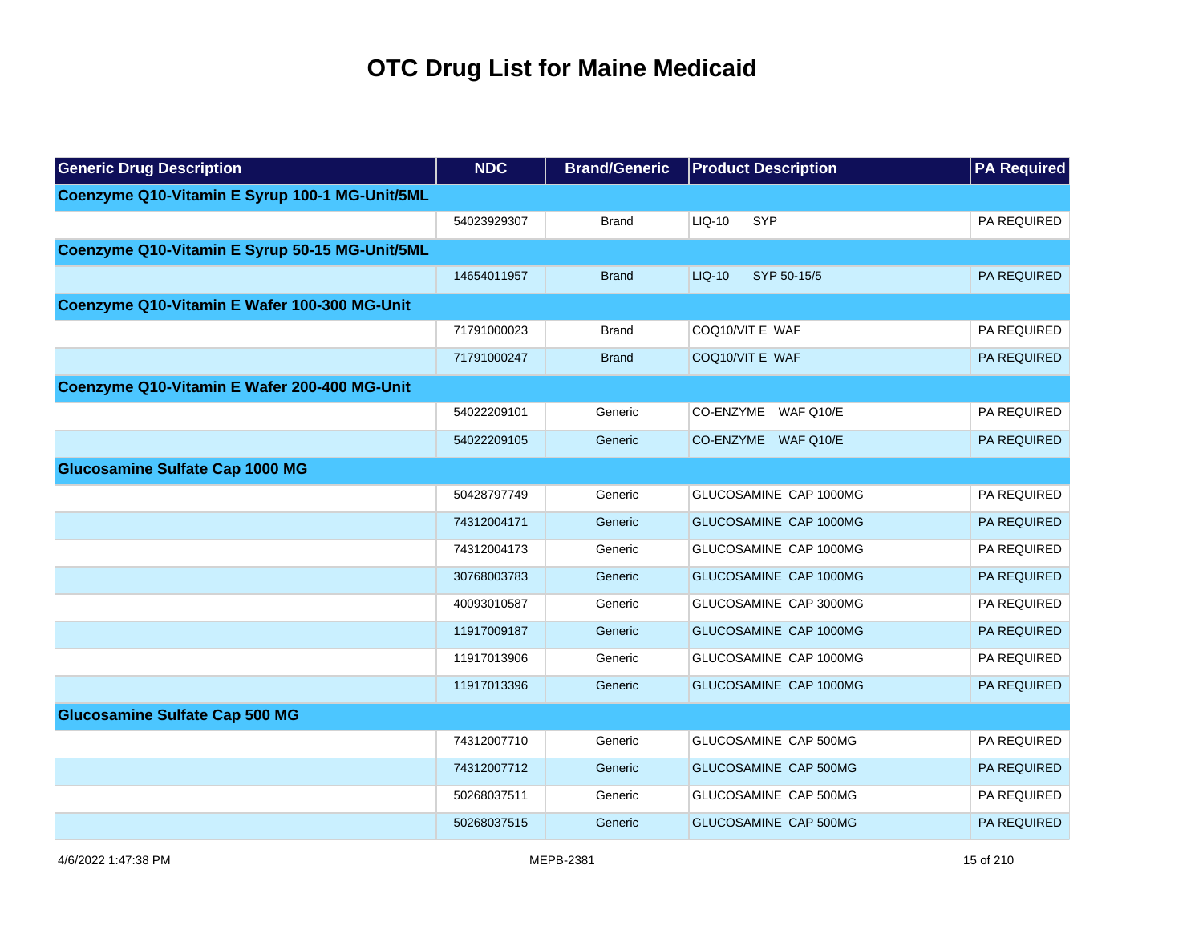# OTC Drug List for Maine Medicaid

| Generic Drug Description | NDC | Brand/Generic | Product Description | PA Required |
|---|---|---|---|---|
| **Coenzyme Q10-Vitamin E Syrup 100-1 MG-Unit/5ML** | | | | |
| | 54023929307 | Brand | LIQ-10 SYP | PA REQUIRED |
| **Coenzyme Q10-Vitamin E Syrup 50-15 MG-Unit/5ML** | | | | |
| | 14654011957 | Brand | LIQ-10 SYP 50-15/5 | PA REQUIRED |
| **Coenzyme Q10-Vitamin E Wafer 100-300 MG-Unit** | | | | |
| | 71791000023 | Brand | COQ10/VIT E WAF | PA REQUIRED |
| | 71791000247 | Brand | COQ10/VIT E WAF | PA REQUIRED |
| **Coenzyme Q10-Vitamin E Wafer 200-400 MG-Unit** | | | | |
| | 54022209101 | Generic | CO-ENZYME WAF Q10/E | PA REQUIRED |
| | 54022209105 | Generic | CO-ENZYME WAF Q10/E | PA REQUIRED |
| **Glucosamine Sulfate Cap 1000 MG** | | | | |
| | 50428797749 | Generic | GLUCOSAMINE CAP 1000MG | PA REQUIRED |
| | 74312004171 | Generic | GLUCOSAMINE CAP 1000MG | PA REQUIRED |
| | 74312004173 | Generic | GLUCOSAMINE CAP 1000MG | PA REQUIRED |
| | 30768003783 | Generic | GLUCOSAMINE CAP 1000MG | PA REQUIRED |
| | 40093010587 | Generic | GLUCOSAMINE CAP 3000MG | PA REQUIRED |
| | 11917009187 | Generic | GLUCOSAMINE CAP 1000MG | PA REQUIRED |
| | 11917013906 | Generic | GLUCOSAMINE CAP 1000MG | PA REQUIRED |
| | 11917013396 | Generic | GLUCOSAMINE CAP 1000MG | PA REQUIRED |
| **Glucosamine Sulfate Cap 500 MG** | | | | |
| | 74312007710 | Generic | GLUCOSAMINE CAP 500MG | PA REQUIRED |
| | 74312007712 | Generic | GLUCOSAMINE CAP 500MG | PA REQUIRED |
| | 50268037511 | Generic | GLUCOSAMINE CAP 500MG | PA REQUIRED |
| | 50268037515 | Generic | GLUCOSAMINE CAP 500MG | PA REQUIRED |

4/6/2022 1:47:38 PM MEPB-2381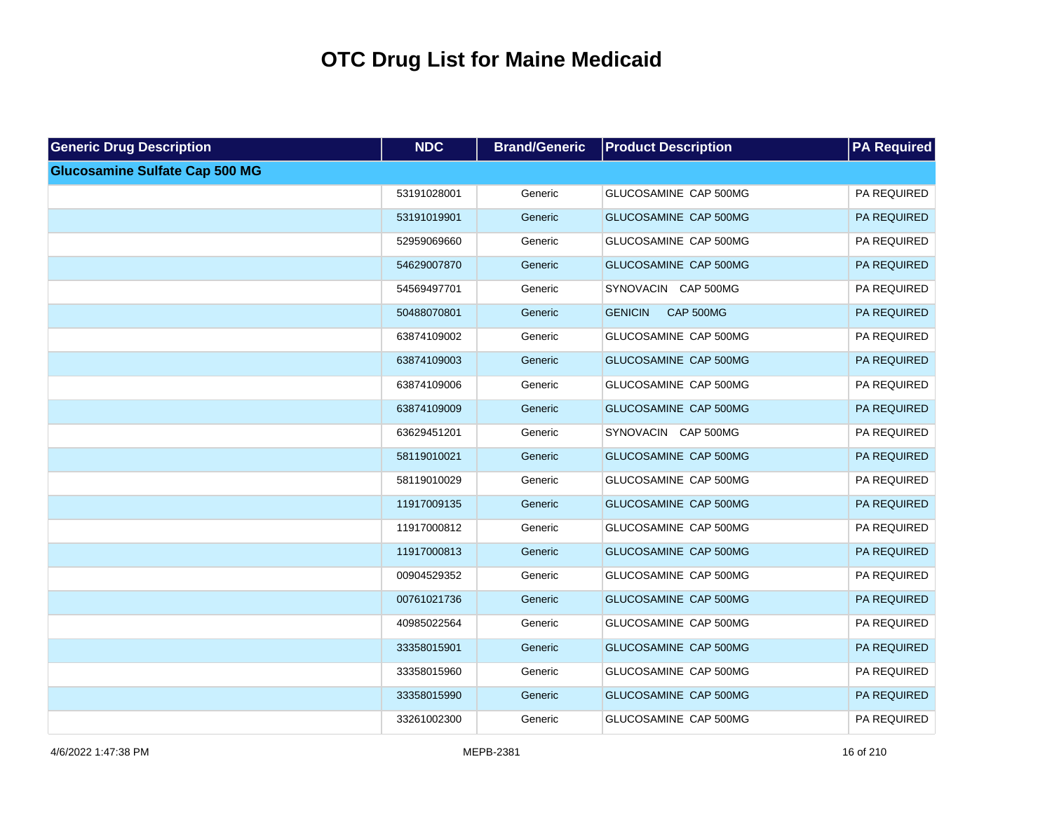# OTC Drug List for Maine Medicaid

| Generic Drug Description | NDC | Brand/Generic | Product Description | PA Required |
|---|---|---|---|---|
| **Glucosamine Sulfate Cap 500 MG** | | | | |
| | 53191028001 | Generic | GLUCOSAMINE CAP 500MG | PA REQUIRED |
| | 53191019901 | Generic | GLUCOSAMINE CAP 500MG | PA REQUIRED |
| | 52959069660 | Generic | GLUCOSAMINE CAP 500MG | PA REQUIRED |
| | 54629007870 | Generic | GLUCOSAMINE CAP 500MG | PA REQUIRED |
| | 54569497701 | Generic | SYNOVACIN CAP 500MG | PA REQUIRED |
| | 50488070801 | Generic | GENICIN CAP 500MG | PA REQUIRED |
| | 63874109002 | Generic | GLUCOSAMINE CAP 500MG | PA REQUIRED |
| | 63874109003 | Generic | GLUCOSAMINE CAP 500MG | PA REQUIRED |
| | 63874109006 | Generic | GLUCOSAMINE CAP 500MG | PA REQUIRED |
| | 63874109009 | Generic | GLUCOSAMINE CAP 500MG | PA REQUIRED |
| | 63629451201 | Generic | SYNOVACIN CAP 500MG | PA REQUIRED |
| | 58119010021 | Generic | GLUCOSAMINE CAP 500MG | PA REQUIRED |
| | 58119010029 | Generic | GLUCOSAMINE CAP 500MG | PA REQUIRED |
| | 11917009135 | Generic | GLUCOSAMINE CAP 500MG | PA REQUIRED |
| | 11917000812 | Generic | GLUCOSAMINE CAP 500MG | PA REQUIRED |
| | 11917000813 | Generic | GLUCOSAMINE CAP 500MG | PA REQUIRED |
| | 00904529352 | Generic | GLUCOSAMINE CAP 500MG | PA REQUIRED |
| | 00761021736 | Generic | GLUCOSAMINE CAP 500MG | PA REQUIRED |
| | 40985022564 | Generic | GLUCOSAMINE CAP 500MG | PA REQUIRED |
| | 33358015901 | Generic | GLUCOSAMINE CAP 500MG | PA REQUIRED |
| | 33358015960 | Generic | GLUCOSAMINE CAP 500MG | PA REQUIRED |
| | 33358015990 | Generic | GLUCOSAMINE CAP 500MG | PA REQUIRED |
| | 33261002300 | Generic | GLUCOSAMINE CAP 500MG | PA REQUIRED |

4/6/2022 1:47:38 PM MEPB-2381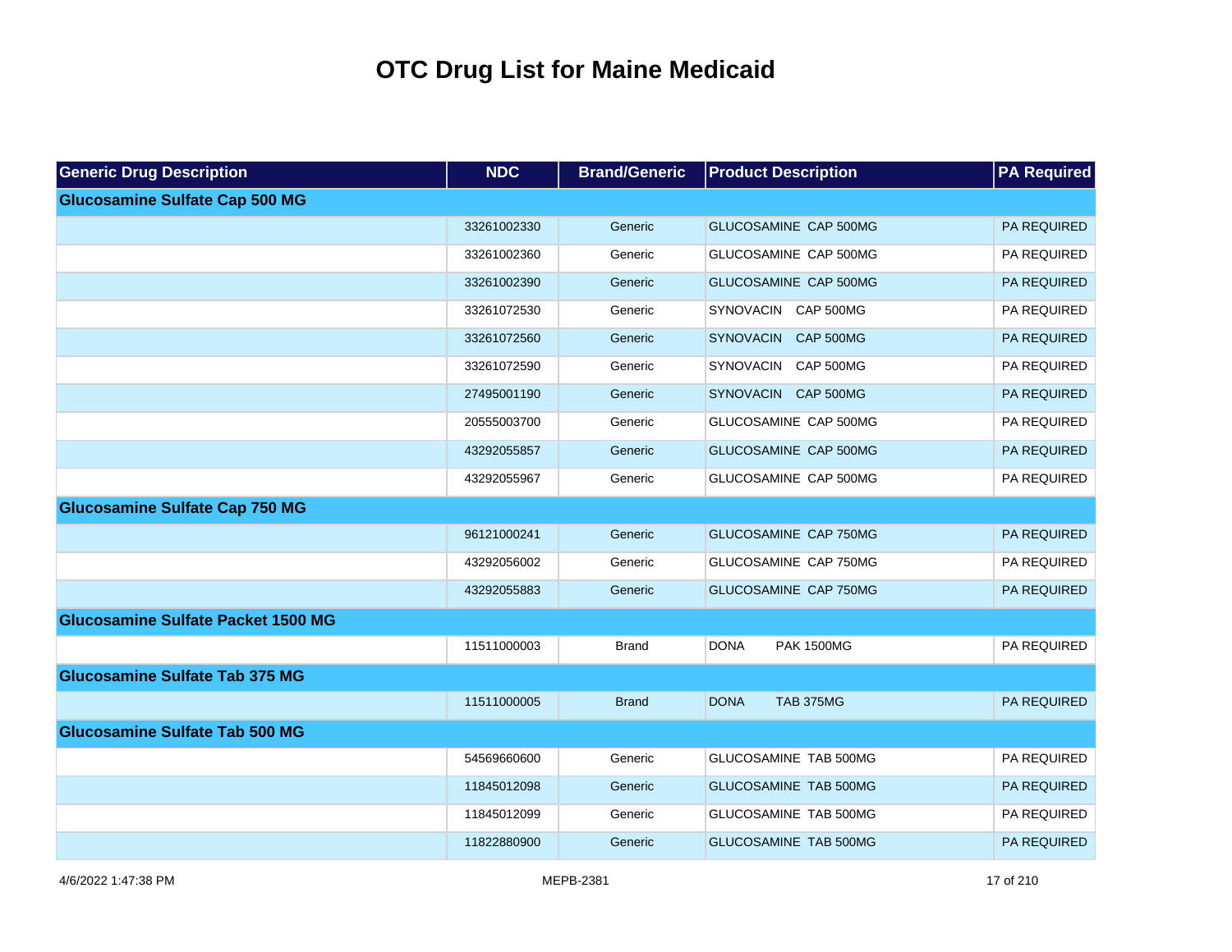# OTC Drug List for Maine Medicaid

| Generic Drug Description | NDC | Brand/Generic | Product Description | PA Required |
|---|---|---|---|---|
| **Glucosamine Sulfate Cap 500 MG** | | | | |
| | 33261002330 | Generic | GLUCOSAMINE CAP 500MG | PA REQUIRED |
| | 33261002360 | Generic | GLUCOSAMINE CAP 500MG | PA REQUIRED |
| | 33261002390 | Generic | GLUCOSAMINE CAP 500MG | PA REQUIRED |
| | 33261072530 | Generic | SYNOVACIN CAP 500MG | PA REQUIRED |
| | 33261072560 | Generic | SYNOVACIN CAP 500MG | PA REQUIRED |
| | 33261072590 | Generic | SYNOVACIN CAP 500MG | PA REQUIRED |
| | 27495001190 | Generic | SYNOVACIN CAP 500MG | PA REQUIRED |
| | 20555003700 | Generic | GLUCOSAMINE CAP 500MG | PA REQUIRED |
| | 43292055857 | Generic | GLUCOSAMINE CAP 500MG | PA REQUIRED |
| | 43292055967 | Generic | GLUCOSAMINE CAP 500MG | PA REQUIRED |
| **Glucosamine Sulfate Cap 750 MG** | | | | |
| | 96121000241 | Generic | GLUCOSAMINE CAP 750MG | PA REQUIRED |
| | 43292056002 | Generic | GLUCOSAMINE CAP 750MG | PA REQUIRED |
| | 43292055883 | Generic | GLUCOSAMINE CAP 750MG | PA REQUIRED |
| **Glucosamine Sulfate Packet 1500 MG** | | | | |
| | 11511000003 | Brand | DONA PAK 1500MG | PA REQUIRED |
| **Glucosamine Sulfate Tab 375 MG** | | | | |
| | 11511000005 | Brand | DONA TAB 375MG | PA REQUIRED |
| **Glucosamine Sulfate Tab 500 MG** | | | | |
| | 54569660600 | Generic | GLUCOSAMINE TAB 500MG | PA REQUIRED |
| | 11845012098 | Generic | GLUCOSAMINE TAB 500MG | PA REQUIRED |
| | 11845012099 | Generic | GLUCOSAMINE TAB 500MG | PA REQUIRED |
| | 11822880900 | Generic | GLUCOSAMINE TAB 500MG | PA REQUIRED |

4/6/2022 1:47:38 PM MEPB-2381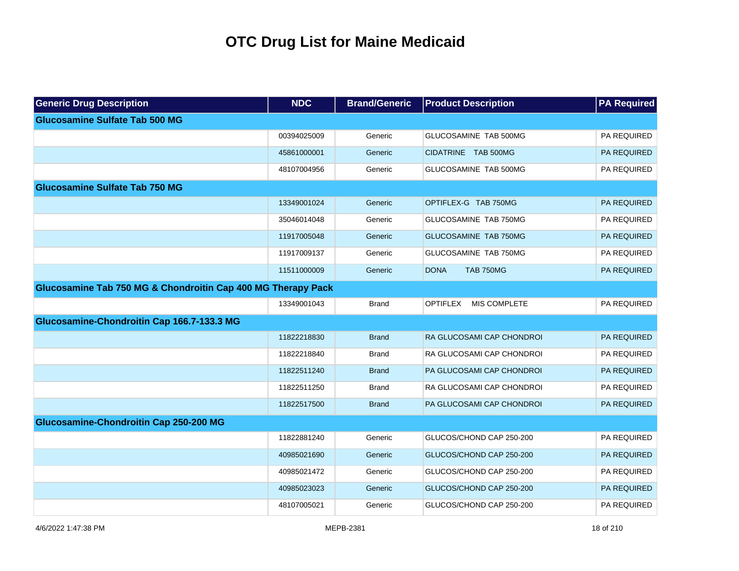# OTC Drug List for Maine Medicaid

| Generic Drug Description | NDC | Brand/Generic | Product Description | PA Required |
|---|---|---|---|---|
| **Glucosamine Sulfate Tab 500 MG** | | | | |
| | 00394025009 | Generic | GLUCOSAMINE TAB 500MG | PA REQUIRED |
| | 45861000001 | Generic | CIDATRINE TAB 500MG | PA REQUIRED |
| | 48107004956 | Generic | GLUCOSAMINE TAB 500MG | PA REQUIRED |
| **Glucosamine Sulfate Tab 750 MG** | | | | |
| | 13349001024 | Generic | OPTIFLEX-G TAB 750MG | PA REQUIRED |
| | 35046014048 | Generic | GLUCOSAMINE TAB 750MG | PA REQUIRED |
| | 11917005048 | Generic | GLUCOSAMINE TAB 750MG | PA REQUIRED |
| | 11917009137 | Generic | GLUCOSAMINE TAB 750MG | PA REQUIRED |
| | 11511000009 | Generic | DONA TAB 750MG | PA REQUIRED |
| **Glucosamine Tab 750 MG & Chondroitin Cap 400 MG Therapy Pack** | | | | |
| | 13349001043 | Brand | OPTIFLEX MIS COMPLETE | PA REQUIRED |
| **Glucosamine-Chondroitin Cap 166.7-133.3 MG** | | | | |
| | 11822218830 | Brand | RA GLUCOSAMI CAP CHONDROI | PA REQUIRED |
| | 11822218840 | Brand | RA GLUCOSAMI CAP CHONDROI | PA REQUIRED |
| | 11822511240 | Brand | PA GLUCOSAMI CAP CHONDROI | PA REQUIRED |
| | 11822511250 | Brand | RA GLUCOSAMI CAP CHONDROI | PA REQUIRED |
| | 11822517500 | Brand | PA GLUCOSAMI CAP CHONDROI | PA REQUIRED |
| **Glucosamine-Chondroitin Cap 250-200 MG** | | | | |
| | 11822881240 | Generic | GLUCOS/CHOND CAP 250-200 | PA REQUIRED |
| | 40985021690 | Generic | GLUCOS/CHOND CAP 250-200 | PA REQUIRED |
| | 40985021472 | Generic | GLUCOS/CHOND CAP 250-200 | PA REQUIRED |
| | 40985023023 | Generic | GLUCOS/CHOND CAP 250-200 | PA REQUIRED |
| | 48107005021 | Generic | GLUCOS/CHOND CAP 250-200 | PA REQUIRED |

4/6/2022 1:47:38 PM MEPB-2381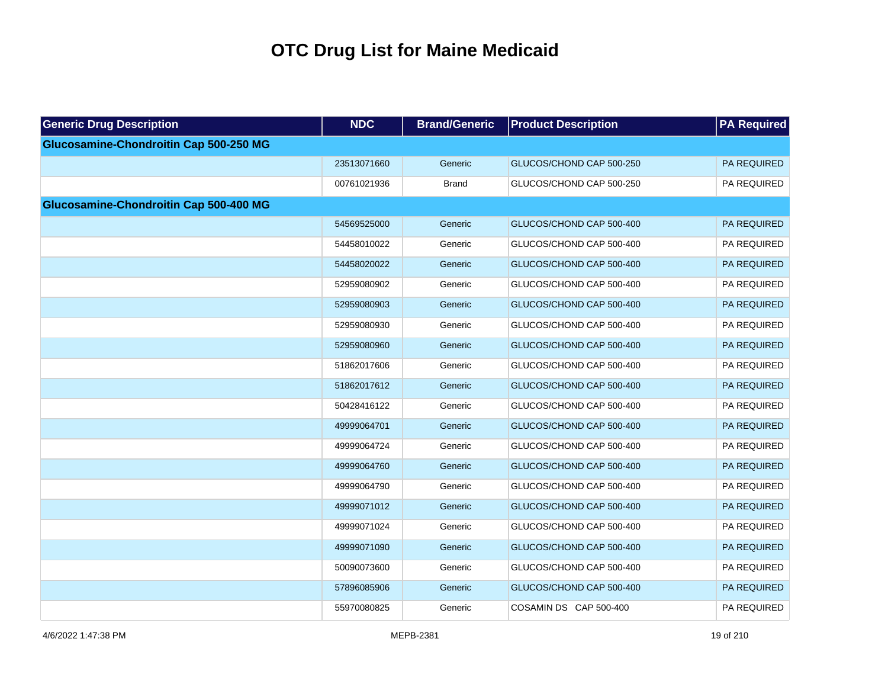# OTC Drug List for Maine Medicaid

| Generic Drug Description | NDC | Brand/Generic | Product Description | PA Required |
|---|---|---|---|---|
| **Glucosamine-Chondroitin Cap 500-250 MG** | | | | |
| | 23513071660 | Generic | GLUCOS/CHOND CAP 500-250 | PA REQUIRED |
| | 00761021936 | Brand | GLUCOS/CHOND CAP 500-250 | PA REQUIRED |
| **Glucosamine-Chondroitin Cap 500-400 MG** | | | | |
| | 54569525000 | Generic | GLUCOS/CHOND CAP 500-400 | PA REQUIRED |
| | 54458010022 | Generic | GLUCOS/CHOND CAP 500-400 | PA REQUIRED |
| | 54458020022 | Generic | GLUCOS/CHOND CAP 500-400 | PA REQUIRED |
| | 52959080902 | Generic | GLUCOS/CHOND CAP 500-400 | PA REQUIRED |
| | 52959080903 | Generic | GLUCOS/CHOND CAP 500-400 | PA REQUIRED |
| | 52959080930 | Generic | GLUCOS/CHOND CAP 500-400 | PA REQUIRED |
| | 52959080960 | Generic | GLUCOS/CHOND CAP 500-400 | PA REQUIRED |
| | 51862017606 | Generic | GLUCOS/CHOND CAP 500-400 | PA REQUIRED |
| | 51862017612 | Generic | GLUCOS/CHOND CAP 500-400 | PA REQUIRED |
| | 50428416122 | Generic | GLUCOS/CHOND CAP 500-400 | PA REQUIRED |
| | 49999064701 | Generic | GLUCOS/CHOND CAP 500-400 | PA REQUIRED |
| | 49999064724 | Generic | GLUCOS/CHOND CAP 500-400 | PA REQUIRED |
| | 49999064760 | Generic | GLUCOS/CHOND CAP 500-400 | PA REQUIRED |
| | 49999064790 | Generic | GLUCOS/CHOND CAP 500-400 | PA REQUIRED |
| | 49999071012 | Generic | GLUCOS/CHOND CAP 500-400 | PA REQUIRED |
| | 49999071024 | Generic | GLUCOS/CHOND CAP 500-400 | PA REQUIRED |
| | 49999071090 | Generic | GLUCOS/CHOND CAP 500-400 | PA REQUIRED |
| | 50090073600 | Generic | GLUCOS/CHOND CAP 500-400 | PA REQUIRED |
| | 57896085906 | Generic | GLUCOS/CHOND CAP 500-400 | PA REQUIRED |
| | 55970080825 | Generic | COSAMIN DS CAP 500-400 | PA REQUIRED |

4/6/2022 1:47:38 PM MEPB-2381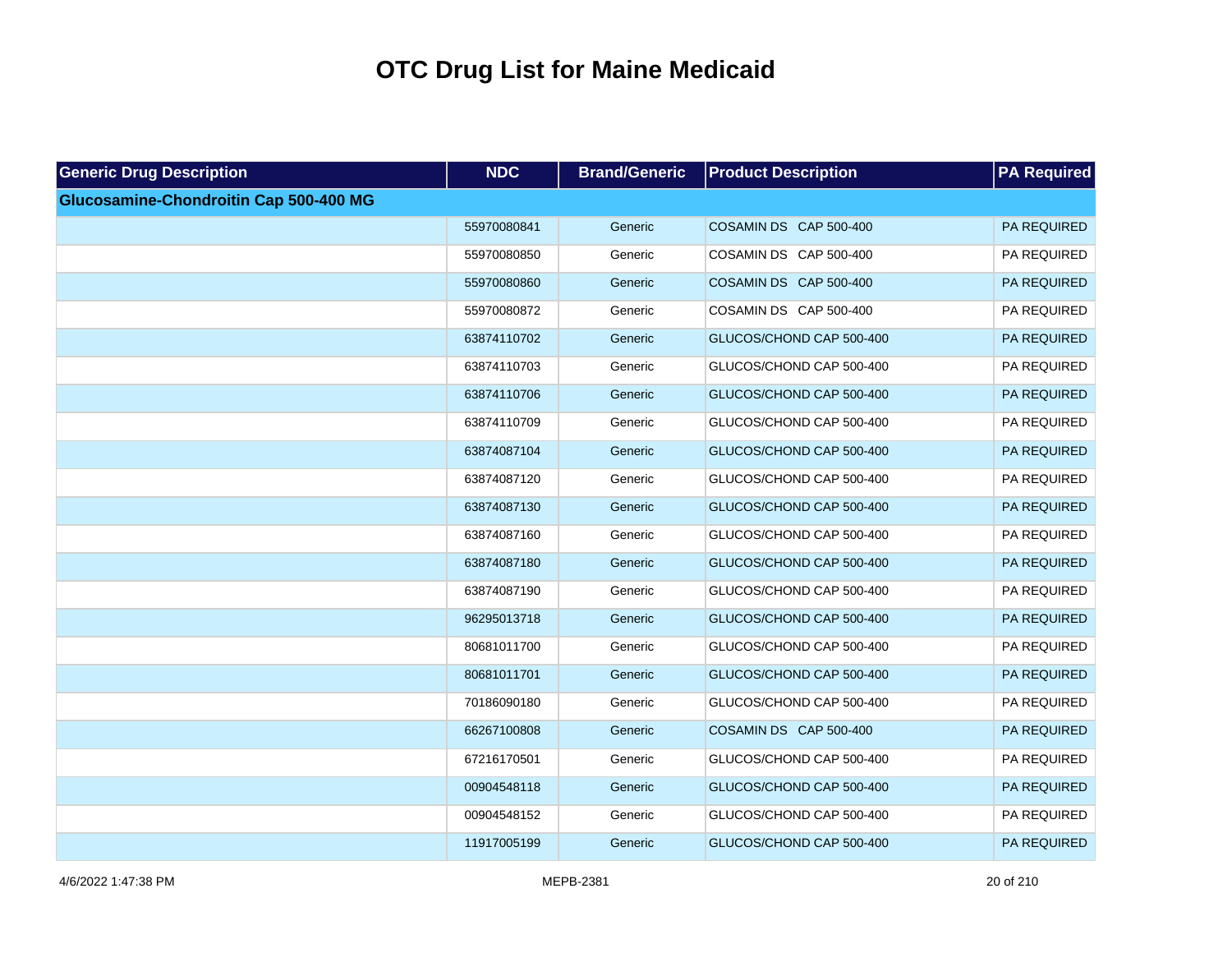# OTC Drug List for Maine Medicaid

| Generic Drug Description | NDC | Brand/Generic | Product Description | PA Required |
| --- | --- | --- | --- | --- |
| **Glucosamine-Chondroitin Cap 500-400 MG** | | | | |
| | 55970080841 | Generic | COSAMIN DS CAP 500-400 | PA REQUIRED |
| | 55970080850 | Generic | COSAMIN DS CAP 500-400 | PA REQUIRED |
| | 55970080860 | Generic | COSAMIN DS CAP 500-400 | PA REQUIRED |
| | 55970080872 | Generic | COSAMIN DS CAP 500-400 | PA REQUIRED |
| | 63874110702 | Generic | GLUCOS/CHOND CAP 500-400 | PA REQUIRED |
| | 63874110703 | Generic | GLUCOS/CHOND CAP 500-400 | PA REQUIRED |
| | 63874110706 | Generic | GLUCOS/CHOND CAP 500-400 | PA REQUIRED |
| | 63874110709 | Generic | GLUCOS/CHOND CAP 500-400 | PA REQUIRED |
| | 63874087104 | Generic | GLUCOS/CHOND CAP 500-400 | PA REQUIRED |
| | 63874087120 | Generic | GLUCOS/CHOND CAP 500-400 | PA REQUIRED |
| | 63874087130 | Generic | GLUCOS/CHOND CAP 500-400 | PA REQUIRED |
| | 63874087160 | Generic | GLUCOS/CHOND CAP 500-400 | PA REQUIRED |
| | 63874087180 | Generic | GLUCOS/CHOND CAP 500-400 | PA REQUIRED |
| | 63874087190 | Generic | GLUCOS/CHOND CAP 500-400 | PA REQUIRED |
| | 96295013718 | Generic | GLUCOS/CHOND CAP 500-400 | PA REQUIRED |
| | 80681011700 | Generic | GLUCOS/CHOND CAP 500-400 | PA REQUIRED |
| | 80681011701 | Generic | GLUCOS/CHOND CAP 500-400 | PA REQUIRED |
| | 70186090180 | Generic | GLUCOS/CHOND CAP 500-400 | PA REQUIRED |
| | 66267100808 | Generic | COSAMIN DS CAP 500-400 | PA REQUIRED |
| | 67216170501 | Generic | GLUCOS/CHOND CAP 500-400 | PA REQUIRED |
| | 00904548118 | Generic | GLUCOS/CHOND CAP 500-400 | PA REQUIRED |
| | 00904548152 | Generic | GLUCOS/CHOND CAP 500-400 | PA REQUIRED |
| | 11917005199 | Generic | GLUCOS/CHOND CAP 500-400 | PA REQUIRED |

4/6/2022 1:47:38 PM MEPB-2381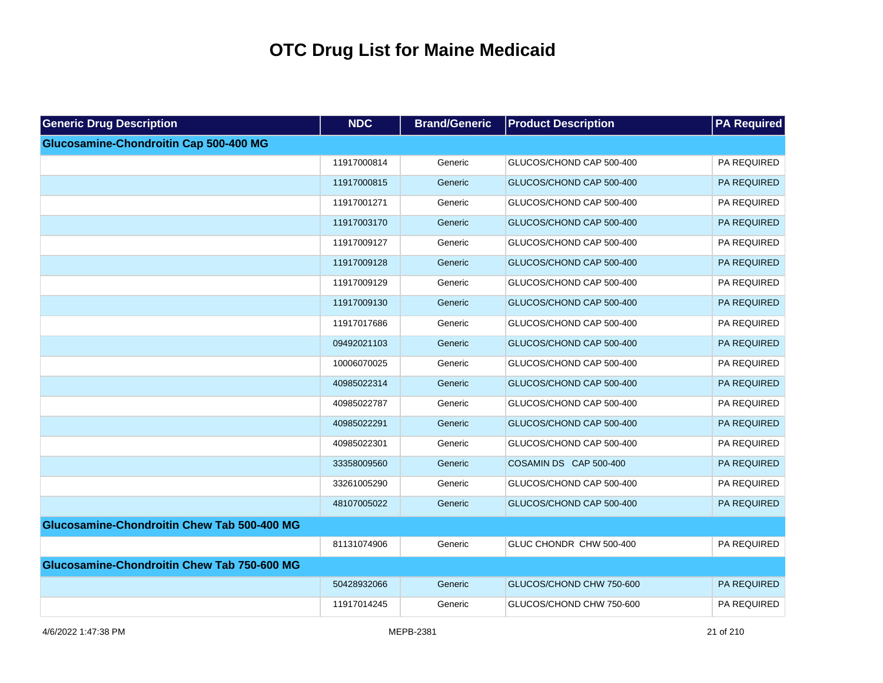# OTC Drug List for Maine Medicaid

| Generic Drug Description | NDC | Brand/Generic | Product Description | PA Required |
|---|---|---|---|---|
| **Glucosamine-Chondroitin Cap 500-400 MG** | | | | |
| | 11917000814 | Generic | GLUCOS/CHOND CAP 500-400 | PA REQUIRED |
| | 11917000815 | Generic | GLUCOS/CHOND CAP 500-400 | PA REQUIRED |
| | 11917001271 | Generic | GLUCOS/CHOND CAP 500-400 | PA REQUIRED |
| | 11917003170 | Generic | GLUCOS/CHOND CAP 500-400 | PA REQUIRED |
| | 11917009127 | Generic | GLUCOS/CHOND CAP 500-400 | PA REQUIRED |
| | 11917009128 | Generic | GLUCOS/CHOND CAP 500-400 | PA REQUIRED |
| | 11917009129 | Generic | GLUCOS/CHOND CAP 500-400 | PA REQUIRED |
| | 11917009130 | Generic | GLUCOS/CHOND CAP 500-400 | PA REQUIRED |
| | 11917017686 | Generic | GLUCOS/CHOND CAP 500-400 | PA REQUIRED |
| | 09492021103 | Generic | GLUCOS/CHOND CAP 500-400 | PA REQUIRED |
| | 10006070025 | Generic | GLUCOS/CHOND CAP 500-400 | PA REQUIRED |
| | 40985022314 | Generic | GLUCOS/CHOND CAP 500-400 | PA REQUIRED |
| | 40985022787 | Generic | GLUCOS/CHOND CAP 500-400 | PA REQUIRED |
| | 40985022291 | Generic | GLUCOS/CHOND CAP 500-400 | PA REQUIRED |
| | 40985022301 | Generic | GLUCOS/CHOND CAP 500-400 | PA REQUIRED |
| | 33358009560 | Generic | COSAMIN DS CAP 500-400 | PA REQUIRED |
| | 33261005290 | Generic | GLUCOS/CHOND CAP 500-400 | PA REQUIRED |
| | 48107005022 | Generic | GLUCOS/CHOND CAP 500-400 | PA REQUIRED |
| **Glucosamine-Chondroitin Chew Tab 500-400 MG** | | | | |
| | 81131074906 | Generic | GLUC CHONDR CHW 500-400 | PA REQUIRED |
| **Glucosamine-Chondroitin Chew Tab 750-600 MG** | | | | |
| | 50428932066 | Generic | GLUCOS/CHOND CHW 750-600 | PA REQUIRED |
| | 11917014245 | Generic | GLUCOS/CHOND CHW 750-600 | PA REQUIRED |

4/6/2022 1:47:38 PM MEPB-2381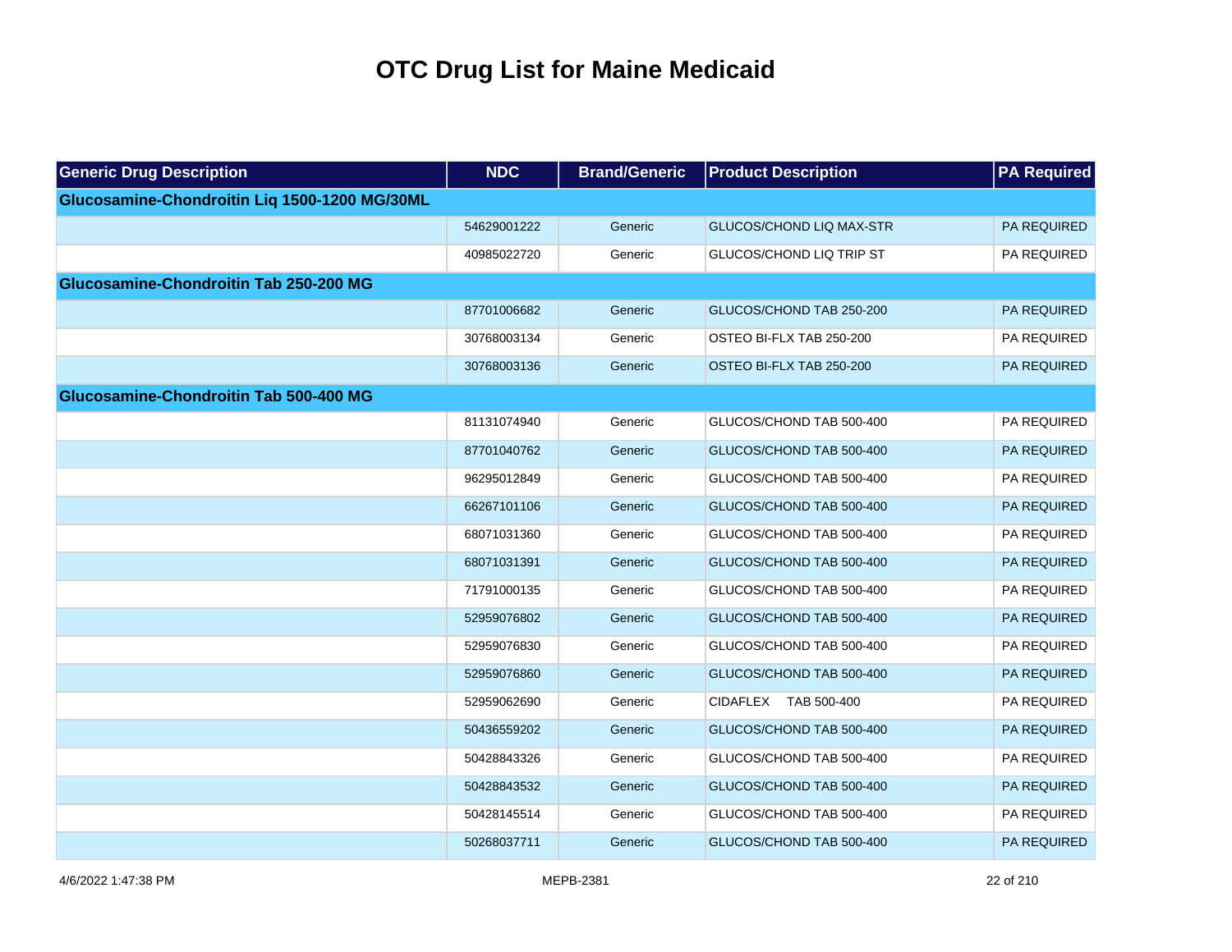# OTC Drug List for Maine Medicaid

| Generic Drug Description | NDC | Brand/Generic | Product Description | PA Required |
|---|---|---|---|---|
| **Glucosamine-Chondroitin Liq 1500-1200 MG/30ML** | | | | |
| | 54629001222 | Generic | GLUCOS/CHOND LIQ MAX-STR | PA REQUIRED |
| | 40985022720 | Generic | GLUCOS/CHOND LIQ TRIP ST | PA REQUIRED |
| **Glucosamine-Chondroitin Tab 250-200 MG** | | | | |
| | 87701006682 | Generic | GLUCOS/CHOND TAB 250-200 | PA REQUIRED |
| | 30768003134 | Generic | OSTEO BI-FLX TAB 250-200 | PA REQUIRED |
| | 30768003136 | Generic | OSTEO BI-FLX TAB 250-200 | PA REQUIRED |
| **Glucosamine-Chondroitin Tab 500-400 MG** | | | | |
| | 81131074940 | Generic | GLUCOS/CHOND TAB 500-400 | PA REQUIRED |
| | 87701040762 | Generic | GLUCOS/CHOND TAB 500-400 | PA REQUIRED |
| | 96295012849 | Generic | GLUCOS/CHOND TAB 500-400 | PA REQUIRED |
| | 66267101106 | Generic | GLUCOS/CHOND TAB 500-400 | PA REQUIRED |
| | 68071031360 | Generic | GLUCOS/CHOND TAB 500-400 | PA REQUIRED |
| | 68071031391 | Generic | GLUCOS/CHOND TAB 500-400 | PA REQUIRED |
| | 71791000135 | Generic | GLUCOS/CHOND TAB 500-400 | PA REQUIRED |
| | 52959076802 | Generic | GLUCOS/CHOND TAB 500-400 | PA REQUIRED |
| | 52959076830 | Generic | GLUCOS/CHOND TAB 500-400 | PA REQUIRED |
| | 52959076860 | Generic | GLUCOS/CHOND TAB 500-400 | PA REQUIRED |
| | 52959062690 | Generic | CIDAFLEX TAB 500-400 | PA REQUIRED |
| | 50436559202 | Generic | GLUCOS/CHOND TAB 500-400 | PA REQUIRED |
| | 50428843326 | Generic | GLUCOS/CHOND TAB 500-400 | PA REQUIRED |
| | 50428843532 | Generic | GLUCOS/CHOND TAB 500-400 | PA REQUIRED |
| | 50428145514 | Generic | GLUCOS/CHOND TAB 500-400 | PA REQUIRED |
| | 50268037711 | Generic | GLUCOS/CHOND TAB 500-400 | PA REQUIRED |

4/6/2022 1:47:38 PM MEPB-2381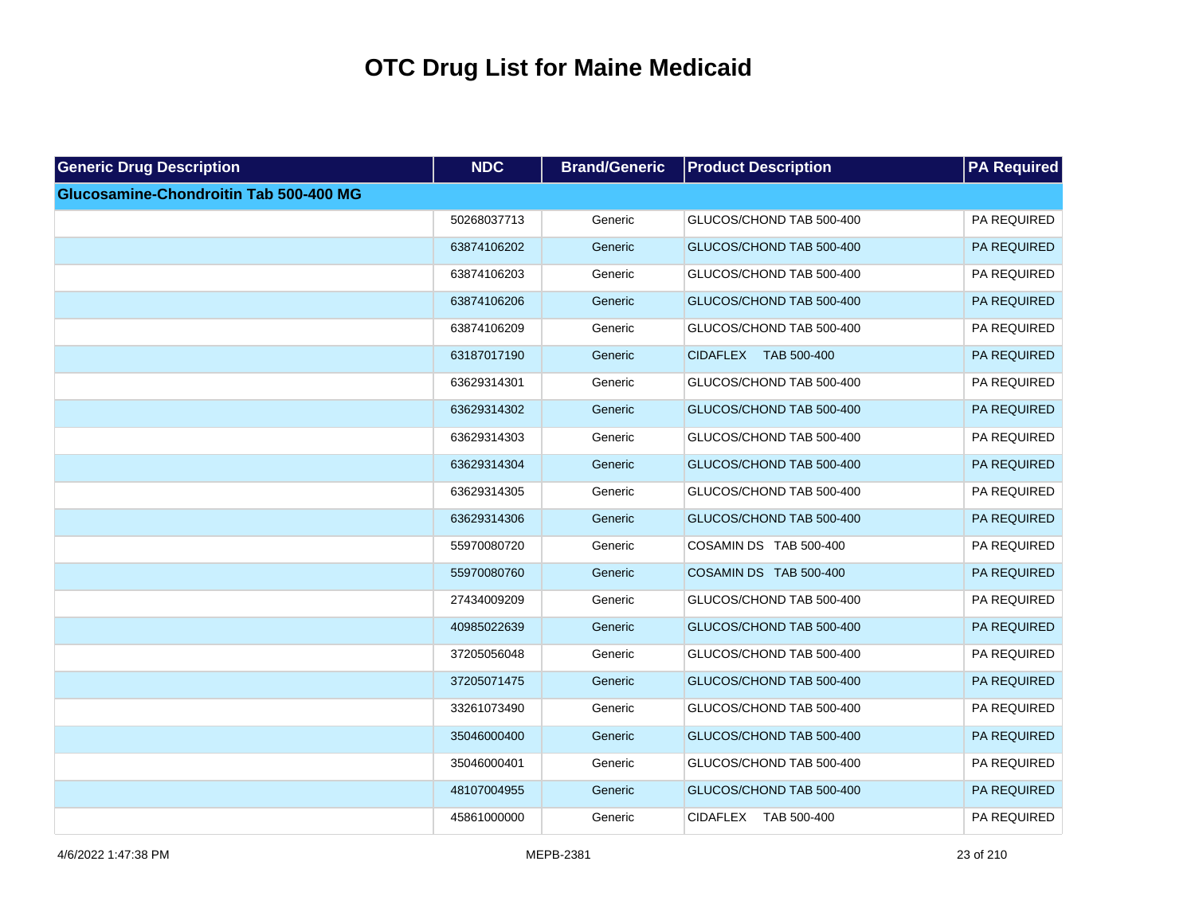# OTC Drug List for Maine Medicaid

| Generic Drug Description | NDC | Brand/Generic | Product Description | PA Required |
|---|---|---|---|---|
| **Glucosamine-Chondroitin Tab 500-400 MG** | | | | |
| | 50268037713 | Generic | GLUCOS/CHOND TAB 500-400 | PA REQUIRED |
| | 63874106202 | Generic | GLUCOS/CHOND TAB 500-400 | PA REQUIRED |
| | 63874106203 | Generic | GLUCOS/CHOND TAB 500-400 | PA REQUIRED |
| | 63874106206 | Generic | GLUCOS/CHOND TAB 500-400 | PA REQUIRED |
| | 63874106209 | Generic | GLUCOS/CHOND TAB 500-400 | PA REQUIRED |
| | 63187017190 | Generic | CIDAFLEX TAB 500-400 | PA REQUIRED |
| | 63629314301 | Generic | GLUCOS/CHOND TAB 500-400 | PA REQUIRED |
| | 63629314302 | Generic | GLUCOS/CHOND TAB 500-400 | PA REQUIRED |
| | 63629314303 | Generic | GLUCOS/CHOND TAB 500-400 | PA REQUIRED |
| | 63629314304 | Generic | GLUCOS/CHOND TAB 500-400 | PA REQUIRED |
| | 63629314305 | Generic | GLUCOS/CHOND TAB 500-400 | PA REQUIRED |
| | 63629314306 | Generic | GLUCOS/CHOND TAB 500-400 | PA REQUIRED |
| | 55970080720 | Generic | COSAMIN DS TAB 500-400 | PA REQUIRED |
| | 55970080760 | Generic | COSAMIN DS TAB 500-400 | PA REQUIRED |
| | 27434009209 | Generic | GLUCOS/CHOND TAB 500-400 | PA REQUIRED |
| | 40985022639 | Generic | GLUCOS/CHOND TAB 500-400 | PA REQUIRED |
| | 37205056048 | Generic | GLUCOS/CHOND TAB 500-400 | PA REQUIRED |
| | 37205071475 | Generic | GLUCOS/CHOND TAB 500-400 | PA REQUIRED |
| | 33261073490 | Generic | GLUCOS/CHOND TAB 500-400 | PA REQUIRED |
| | 35046000400 | Generic | GLUCOS/CHOND TAB 500-400 | PA REQUIRED |
| | 35046000401 | Generic | GLUCOS/CHOND TAB 500-400 | PA REQUIRED |
| | 48107004955 | Generic | GLUCOS/CHOND TAB 500-400 | PA REQUIRED |
| | 45861000000 | Generic | CIDAFLEX TAB 500-400 | PA REQUIRED |

4/6/2022 1:47:38 PM MEPB-2381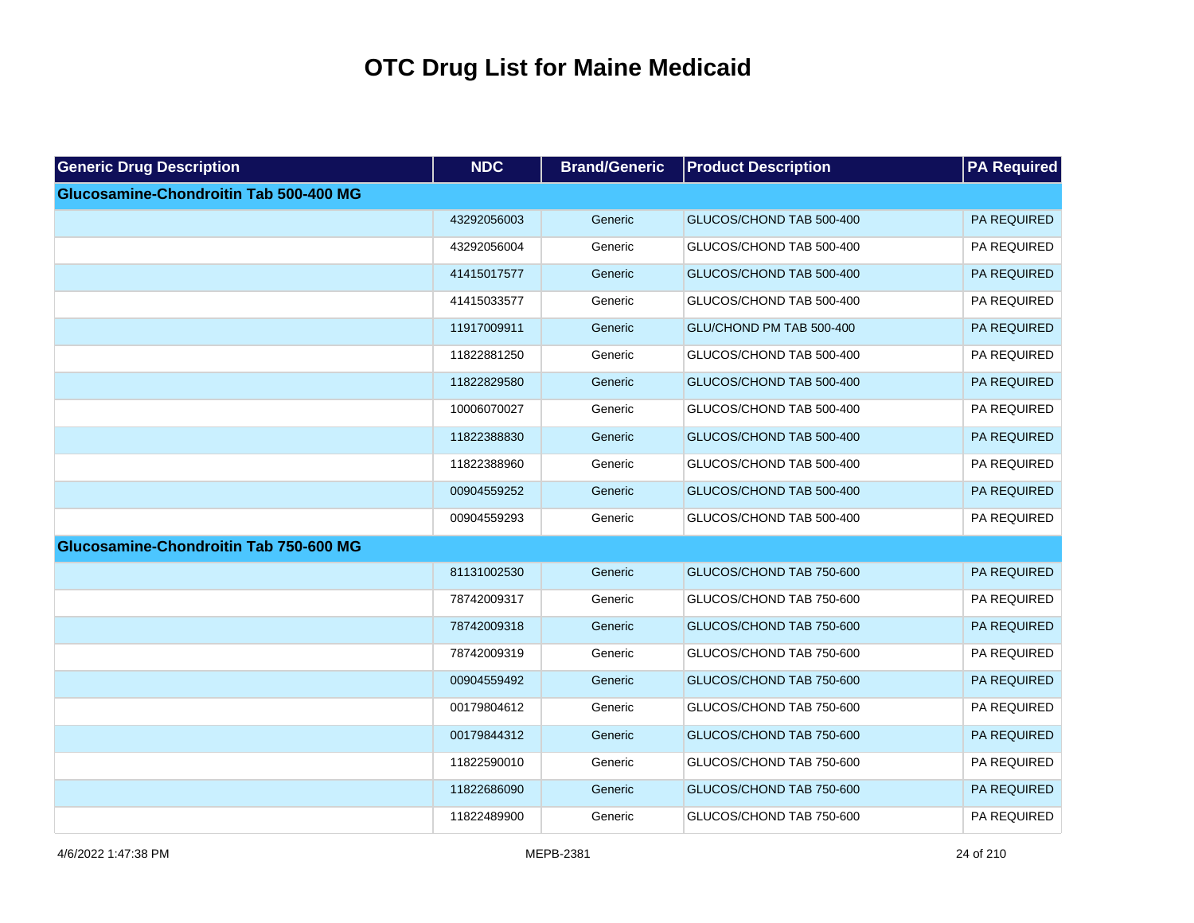# OTC Drug List for Maine Medicaid

| Generic Drug Description | NDC | Brand/Generic | Product Description | PA Required |
|---|---|---|---|---|
| **Glucosamine-Chondroitin Tab 500-400 MG** | | | | |
| | 43292056003 | Generic | GLUCOS/CHOND TAB 500-400 | PA REQUIRED |
| | 43292056004 | Generic | GLUCOS/CHOND TAB 500-400 | PA REQUIRED |
| | 41415017577 | Generic | GLUCOS/CHOND TAB 500-400 | PA REQUIRED |
| | 41415033577 | Generic | GLUCOS/CHOND TAB 500-400 | PA REQUIRED |
| | 11917009911 | Generic | GLU/CHOND PM TAB 500-400 | PA REQUIRED |
| | 11822881250 | Generic | GLUCOS/CHOND TAB 500-400 | PA REQUIRED |
| | 11822829580 | Generic | GLUCOS/CHOND TAB 500-400 | PA REQUIRED |
| | 10006070027 | Generic | GLUCOS/CHOND TAB 500-400 | PA REQUIRED |
| | 11822388830 | Generic | GLUCOS/CHOND TAB 500-400 | PA REQUIRED |
| | 11822388960 | Generic | GLUCOS/CHOND TAB 500-400 | PA REQUIRED |
| | 00904559252 | Generic | GLUCOS/CHOND TAB 500-400 | PA REQUIRED |
| | 00904559293 | Generic | GLUCOS/CHOND TAB 500-400 | PA REQUIRED |
| **Glucosamine-Chondroitin Tab 750-600 MG** | | | | |
| | 81131002530 | Generic | GLUCOS/CHOND TAB 750-600 | PA REQUIRED |
| | 78742009317 | Generic | GLUCOS/CHOND TAB 750-600 | PA REQUIRED |
| | 78742009318 | Generic | GLUCOS/CHOND TAB 750-600 | PA REQUIRED |
| | 78742009319 | Generic | GLUCOS/CHOND TAB 750-600 | PA REQUIRED |
| | 00904559492 | Generic | GLUCOS/CHOND TAB 750-600 | PA REQUIRED |
| | 00179804612 | Generic | GLUCOS/CHOND TAB 750-600 | PA REQUIRED |
| | 00179844312 | Generic | GLUCOS/CHOND TAB 750-600 | PA REQUIRED |
| | 11822590010 | Generic | GLUCOS/CHOND TAB 750-600 | PA REQUIRED |
| | 11822686090 | Generic | GLUCOS/CHOND TAB 750-600 | PA REQUIRED |
| | 11822489900 | Generic | GLUCOS/CHOND TAB 750-600 | PA REQUIRED |

4/6/2022 1:47:38 PM MEPB-2381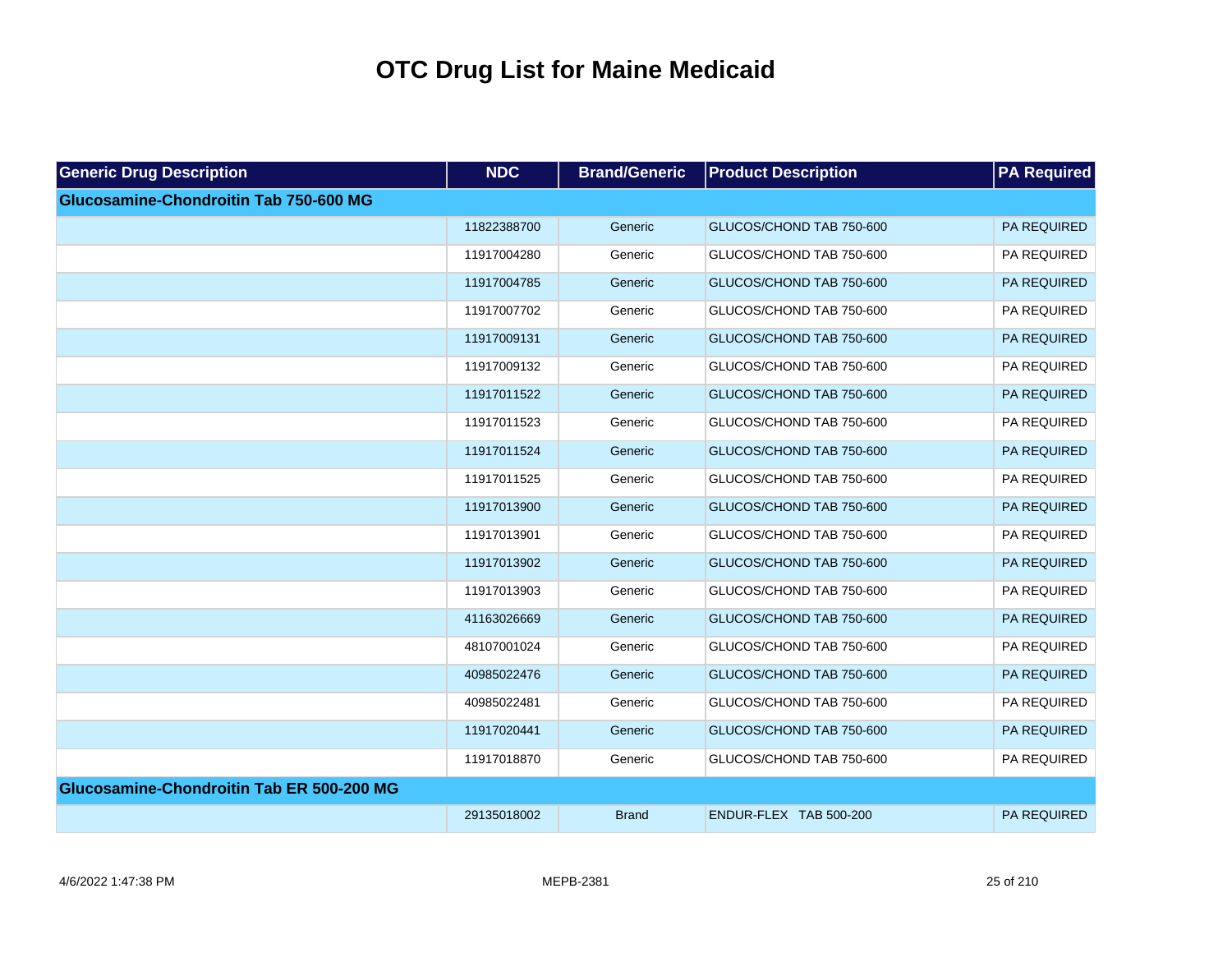# OTC Drug List for Maine Medicaid

| Generic Drug Description | NDC | Brand/Generic | Product Description | PA Required |
|---|---|---|---|---|
| **Glucosamine-Chondroitin Tab 750-600 MG** | | | | |
| | 11822388700 | Generic | GLUCOS/CHOND TAB 750-600 | PA REQUIRED |
| | 11917004280 | Generic | GLUCOS/CHOND TAB 750-600 | PA REQUIRED |
| | 11917004785 | Generic | GLUCOS/CHOND TAB 750-600 | PA REQUIRED |
| | 11917007702 | Generic | GLUCOS/CHOND TAB 750-600 | PA REQUIRED |
| | 11917009131 | Generic | GLUCOS/CHOND TAB 750-600 | PA REQUIRED |
| | 11917009132 | Generic | GLUCOS/CHOND TAB 750-600 | PA REQUIRED |
| | 11917011522 | Generic | GLUCOS/CHOND TAB 750-600 | PA REQUIRED |
| | 11917011523 | Generic | GLUCOS/CHOND TAB 750-600 | PA REQUIRED |
| | 11917011524 | Generic | GLUCOS/CHOND TAB 750-600 | PA REQUIRED |
| | 11917011525 | Generic | GLUCOS/CHOND TAB 750-600 | PA REQUIRED |
| | 11917013900 | Generic | GLUCOS/CHOND TAB 750-600 | PA REQUIRED |
| | 11917013901 | Generic | GLUCOS/CHOND TAB 750-600 | PA REQUIRED |
| | 11917013902 | Generic | GLUCOS/CHOND TAB 750-600 | PA REQUIRED |
| | 11917013903 | Generic | GLUCOS/CHOND TAB 750-600 | PA REQUIRED |
| | 41163026669 | Generic | GLUCOS/CHOND TAB 750-600 | PA REQUIRED |
| | 48107001024 | Generic | GLUCOS/CHOND TAB 750-600 | PA REQUIRED |
| | 40985022476 | Generic | GLUCOS/CHOND TAB 750-600 | PA REQUIRED |
| | 40985022481 | Generic | GLUCOS/CHOND TAB 750-600 | PA REQUIRED |
| | 11917020441 | Generic | GLUCOS/CHOND TAB 750-600 | PA REQUIRED |
| | 11917018870 | Generic | GLUCOS/CHOND TAB 750-600 | PA REQUIRED |
| **Glucosamine-Chondroitin Tab ER 500-200 MG** | | | | |
| | 29135018002 | Brand | ENDUR-FLEX TAB 500-200 | PA REQUIRED |

MEPB-2381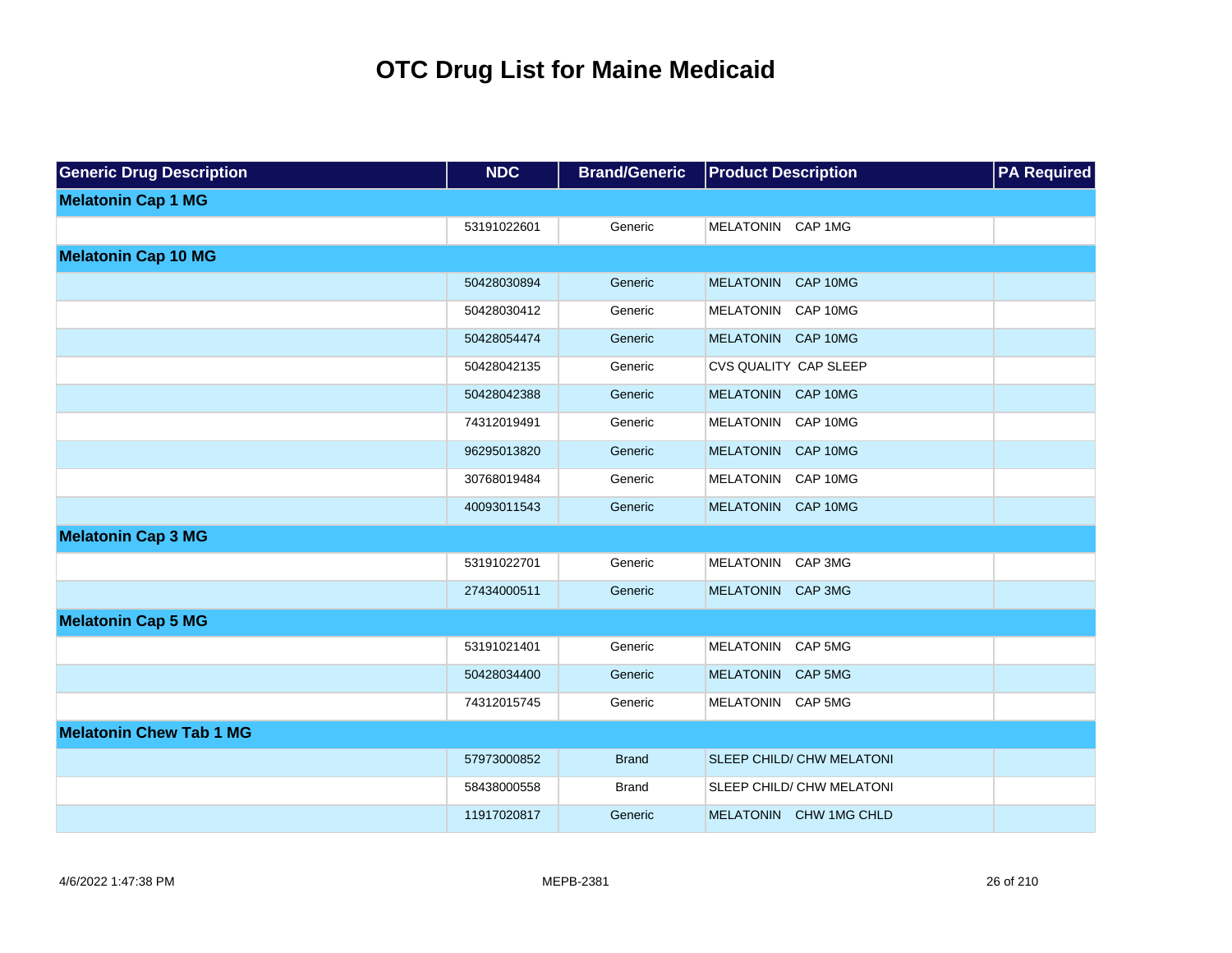# OTC Drug List for Maine Medicaid

| Generic Drug Description | NDC | Brand/Generic | Product Description | PA Required |
|---|---|---|---|---|
| **Melatonin Cap 1 MG** | | | | |
| | 53191022601 | Generic | MELATONIN CAP 1MG | |
| **Melatonin Cap 10 MG** | | | | |
| | 50428030894 | Generic | MELATONIN CAP 10MG | |
| | 50428030412 | Generic | MELATONIN CAP 10MG | |
| | 50428054474 | Generic | MELATONIN CAP 10MG | |
| | 50428042135 | Generic | CVS QUALITY CAP SLEEP | |
| | 50428042388 | Generic | MELATONIN CAP 10MG | |
| | 74312019491 | Generic | MELATONIN CAP 10MG | |
| | 96295013820 | Generic | MELATONIN CAP 10MG | |
| | 30768019484 | Generic | MELATONIN CAP 10MG | |
| | 40093011543 | Generic | MELATONIN CAP 10MG | |
| **Melatonin Cap 3 MG** | | | | |
| | 53191022701 | Generic | MELATONIN CAP 3MG | |
| | 27434000511 | Generic | MELATONIN CAP 3MG | |
| **Melatonin Cap 5 MG** | | | | |
| | 53191021401 | Generic | MELATONIN CAP 5MG | |
| | 50428034400 | Generic | MELATONIN CAP 5MG | |
| | 74312015745 | Generic | MELATONIN CAP 5MG | |
| **Melatonin Chew Tab 1 MG** | | | | |
| | 57973000852 | Brand | SLEEP CHILD/ CHW MELATONI | |
| | 58438000558 | Brand | SLEEP CHILD/ CHW MELATONI | |
| | 11917020817 | Generic | MELATONIN CHW 1MG CHLD | |

4/6/2022 1:47:38 PM MEPB-2381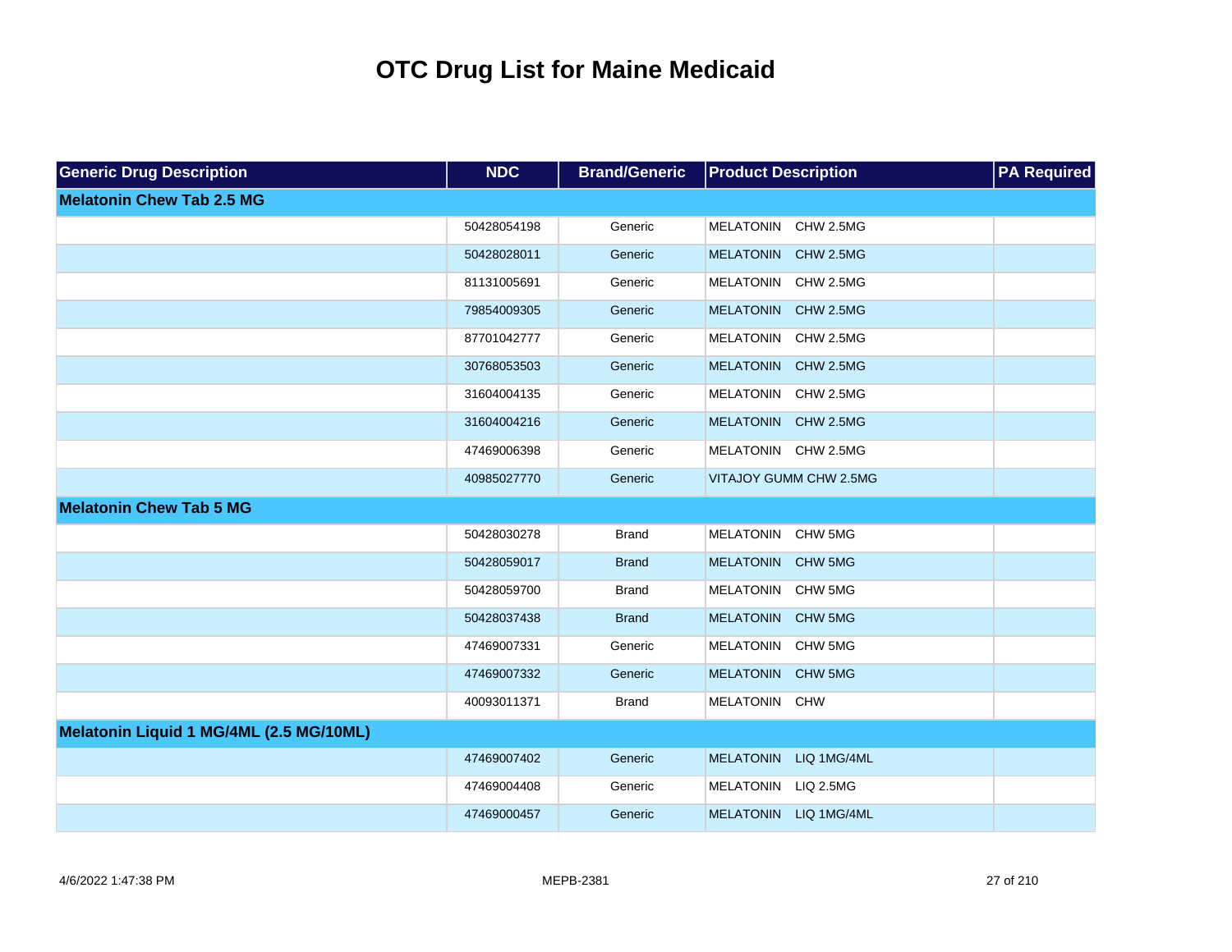# OTC Drug List for Maine Medicaid

| Generic Drug Description | NDC | Brand/Generic | Product Description | PA Required |
|---|---|---|---|---|
| **Melatonin Chew Tab 2.5 MG** | | | | |
| | 50428054198 | Generic | MELATONIN CHW 2.5MG | |
| | 50428028011 | Generic | MELATONIN CHW 2.5MG | |
| | 81131005691 | Generic | MELATONIN CHW 2.5MG | |
| | 79854009305 | Generic | MELATONIN CHW 2.5MG | |
| | 87701042777 | Generic | MELATONIN CHW 2.5MG | |
| | 30768053503 | Generic | MELATONIN CHW 2.5MG | |
| | 31604004135 | Generic | MELATONIN CHW 2.5MG | |
| | 31604004216 | Generic | MELATONIN CHW 2.5MG | |
| | 47469006398 | Generic | MELATONIN CHW 2.5MG | |
| | 40985027770 | Generic | VITAJOY GUMM CHW 2.5MG | |
| **Melatonin Chew Tab 5 MG** | | | | |
| | 50428030278 | Brand | MELATONIN CHW 5MG | |
| | 50428059017 | Brand | MELATONIN CHW 5MG | |
| | 50428059700 | Brand | MELATONIN CHW 5MG | |
| | 50428037438 | Brand | MELATONIN CHW 5MG | |
| | 47469007331 | Generic | MELATONIN CHW 5MG | |
| | 47469007332 | Generic | MELATONIN CHW 5MG | |
| | 40093011371 | Brand | MELATONIN CHW | |
| **Melatonin Liquid 1 MG/4ML (2.5 MG/10ML)** | | | | |
| | 47469007402 | Generic | MELATONIN LIQ 1MG/4ML | |
| | 47469004408 | Generic | MELATONIN LIQ 2.5MG | |
| | 47469000457 | Generic | MELATONIN LIQ 1MG/4ML | |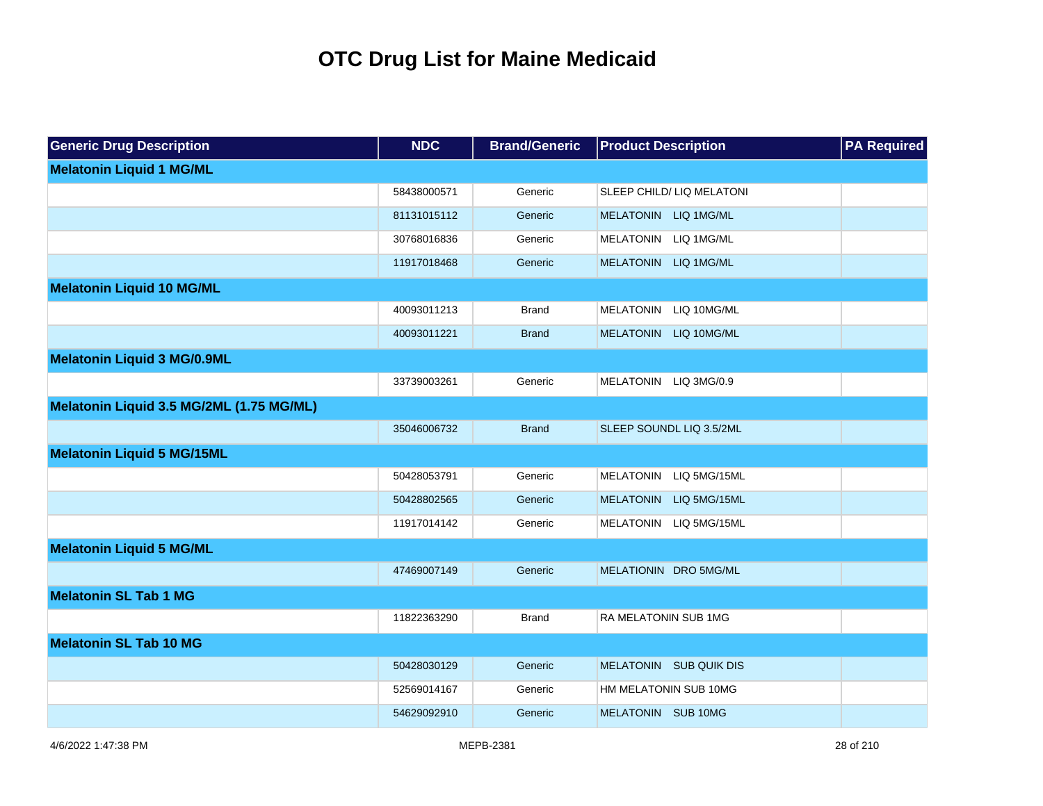# OTC Drug List for Maine Medicaid

| Generic Drug Description | NDC | Brand/Generic | Product Description | PA Required |
|---|---|---|---|---|
| **Melatonin Liquid 1 MG/ML** | | | | |
| | 58438000571 | Generic | SLEEP CHILD/ LIQ MELATONI | |
| | 81131015112 | Generic | MELATONIN LIQ 1MG/ML | |
| | 30768016836 | Generic | MELATONIN LIQ 1MG/ML | |
| | 11917018468 | Generic | MELATONIN LIQ 1MG/ML | |
| **Melatonin Liquid 10 MG/ML** | | | | |
| | 40093011213 | Brand | MELATONIN LIQ 10MG/ML | |
| | 40093011221 | Brand | MELATONIN LIQ 10MG/ML | |
| **Melatonin Liquid 3 MG/0.9ML** | | | | |
| | 33739003261 | Generic | MELATONIN LIQ 3MG/0.9 | |
| **Melatonin Liquid 3.5 MG/2ML (1.75 MG/ML)** | | | | |
| | 35046006732 | Brand | SLEEP SOUNDL LIQ 3.5/2ML | |
| **Melatonin Liquid 5 MG/15ML** | | | | |
| | 50428053791 | Generic | MELATONIN LIQ 5MG/15ML | |
| | 50428802565 | Generic | MELATONIN LIQ 5MG/15ML | |
| | 11917014142 | Generic | MELATONIN LIQ 5MG/15ML | |
| **Melatonin Liquid 5 MG/ML** | | | | |
| | 47469007149 | Generic | MELATIONIN DRO 5MG/ML | |
| **Melatonin SL Tab 1 MG** | | | | |
| | 11822363290 | Brand | RA MELATONIN SUB 1MG | |
| **Melatonin SL Tab 10 MG** | | | | |
| | 50428030129 | Generic | MELATONIN SUB QUIK DIS | |
| | 52569014167 | Generic | HM MELATONIN SUB 10MG | |
| | 54629092910 | Generic | MELATONIN SUB 10MG | |

4/6/2022 1:47:38 PM MEPB-2381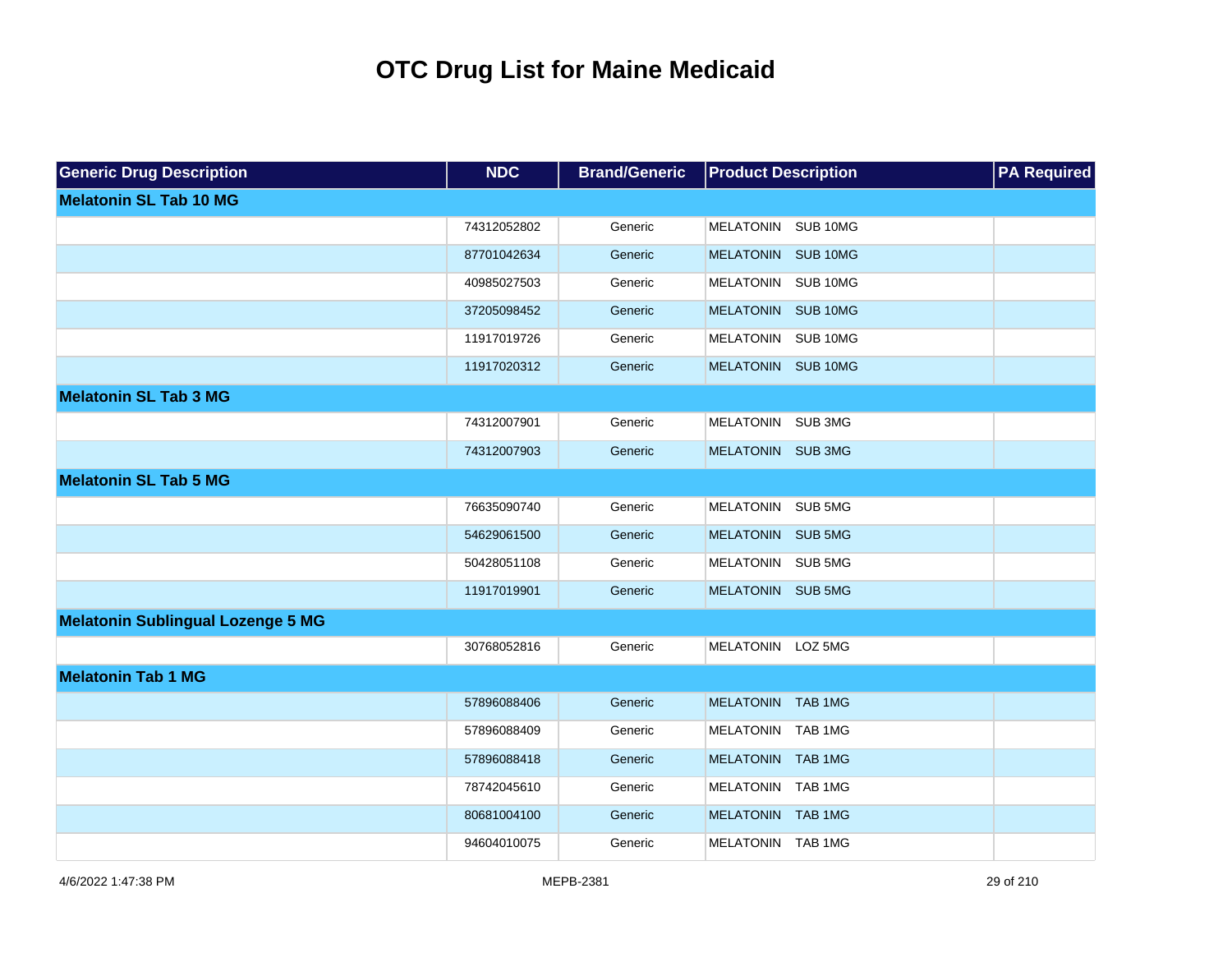# OTC Drug List for Maine Medicaid

| Generic Drug Description | NDC | Brand/Generic | Product Description | PA Required |
|---|---|---|---|---|
| **Melatonin SL Tab 10 MG** | | | | |
| | 74312052802 | Generic | MELATONIN SUB 10MG | |
| | 87701042634 | Generic | MELATONIN SUB 10MG | |
| | 40985027503 | Generic | MELATONIN SUB 10MG | |
| | 37205098452 | Generic | MELATONIN SUB 10MG | |
| | 11917019726 | Generic | MELATONIN SUB 10MG | |
| | 11917020312 | Generic | MELATONIN SUB 10MG | |
| **Melatonin SL Tab 3 MG** | | | | |
| | 74312007901 | Generic | MELATONIN SUB 3MG | |
| | 74312007903 | Generic | MELATONIN SUB 3MG | |
| **Melatonin SL Tab 5 MG** | | | | |
| | 76635090740 | Generic | MELATONIN SUB 5MG | |
| | 54629061500 | Generic | MELATONIN SUB 5MG | |
| | 50428051108 | Generic | MELATONIN SUB 5MG | |
| | 11917019901 | Generic | MELATONIN SUB 5MG | |
| **Melatonin Sublingual Lozenge 5 MG** | | | | |
| | 30768052816 | Generic | MELATONIN LOZ 5MG | |
| **Melatonin Tab 1 MG** | | | | |
| | 57896088406 | Generic | MELATONIN TAB 1MG | |
| | 57896088409 | Generic | MELATONIN TAB 1MG | |
| | 57896088418 | Generic | MELATONIN TAB 1MG | |
| | 78742045610 | Generic | MELATONIN TAB 1MG | |
| | 80681004100 | Generic | MELATONIN TAB 1MG | |
| | 94604010075 | Generic | MELATONIN TAB 1MG | |

4/6/2022 1:47:38 PM MEPB-2381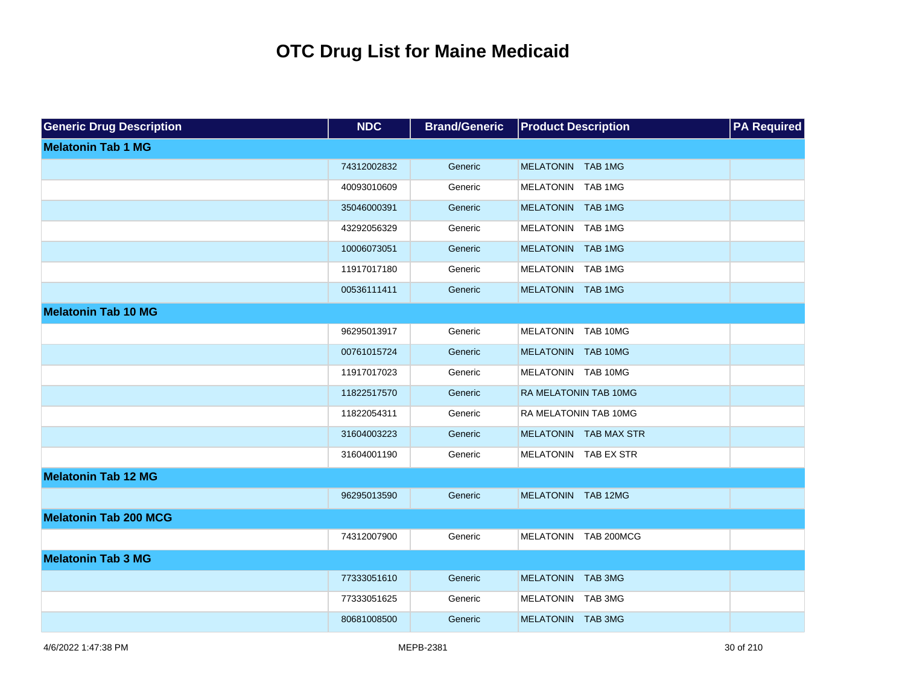# OTC Drug List for Maine Medicaid

| Generic Drug Description | NDC | Brand/Generic | Product Description | PA Required |
|---|---|---|---|---|
| **Melatonin Tab 1 MG** | | | | |
| | 74312002832 | Generic | MELATONIN TAB 1MG | |
| | 40093010609 | Generic | MELATONIN TAB 1MG | |
| | 35046000391 | Generic | MELATONIN TAB 1MG | |
| | 43292056329 | Generic | MELATONIN TAB 1MG | |
| | 10006073051 | Generic | MELATONIN TAB 1MG | |
| | 11917017180 | Generic | MELATONIN TAB 1MG | |
| | 00536111411 | Generic | MELATONIN TAB 1MG | |
| **Melatonin Tab 10 MG** | | | | |
| | 96295013917 | Generic | MELATONIN TAB 10MG | |
| | 00761015724 | Generic | MELATONIN TAB 10MG | |
| | 11917017023 | Generic | MELATONIN TAB 10MG | |
| | 11822517570 | Generic | RA MELATONIN TAB 10MG | |
| | 11822054311 | Generic | RA MELATONIN TAB 10MG | |
| | 31604003223 | Generic | MELATONIN TAB MAX STR | |
| | 31604001190 | Generic | MELATONIN TAB EX STR | |
| **Melatonin Tab 12 MG** | | | | |
| | 96295013590 | Generic | MELATONIN TAB 12MG | |
| **Melatonin Tab 200 MCG** | | | | |
| | 74312007900 | Generic | MELATONIN TAB 200MCG | |
| **Melatonin Tab 3 MG** | | | | |
| | 77333051610 | Generic | MELATONIN TAB 3MG | |
| | 77333051625 | Generic | MELATONIN TAB 3MG | |
| | 80681008500 | Generic | MELATONIN TAB 3MG | |

4/6/2022 1:47:38 PM MEPB-2381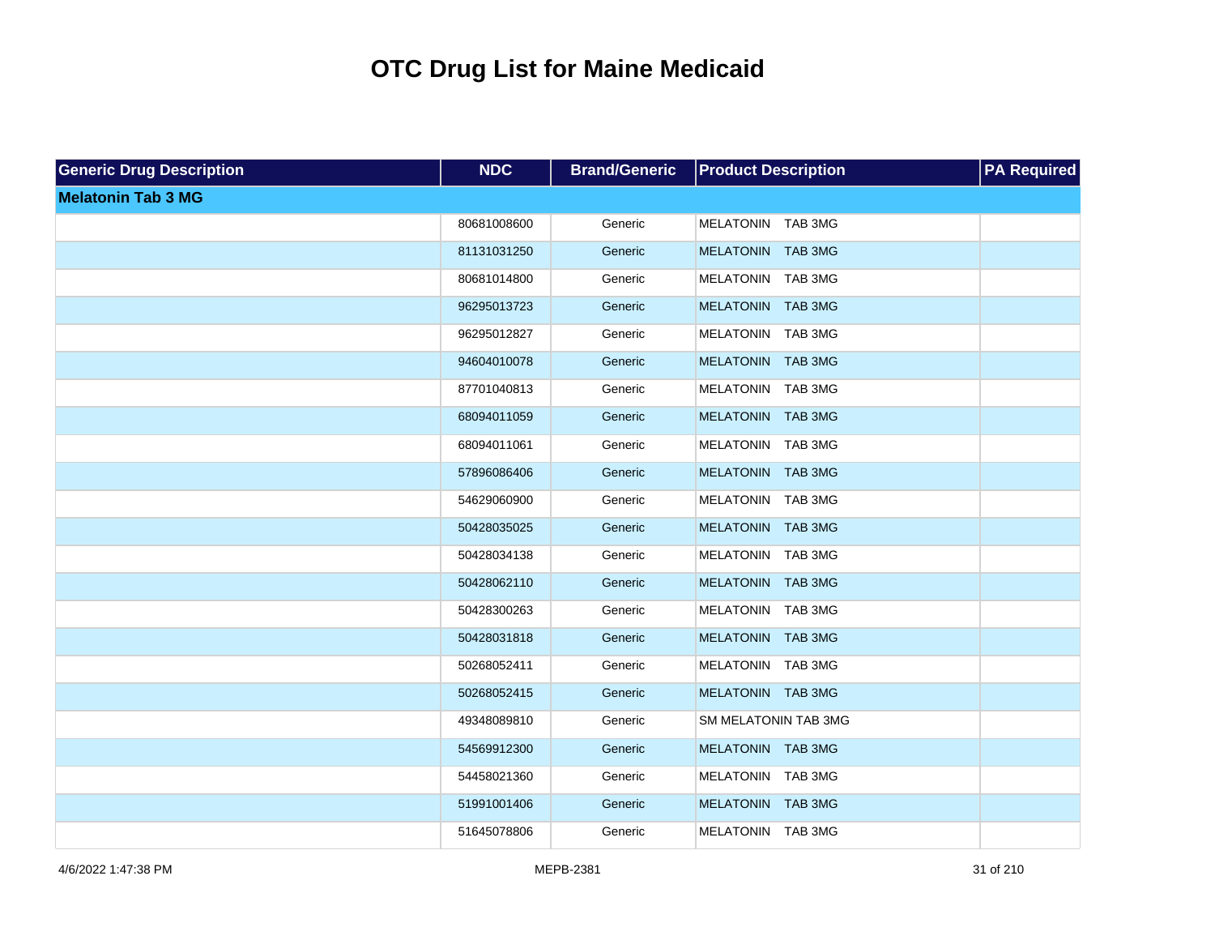# OTC Drug List for Maine Medicaid

| Generic Drug Description | NDC | Brand/Generic | Product Description | PA Required |
|---|---|---|---|---|
| **Melatonin Tab 3 MG** | | | | |
| | 80681008600 | Generic | MELATONIN TAB 3MG | |
| | 81131031250 | Generic | MELATONIN TAB 3MG | |
| | 80681014800 | Generic | MELATONIN TAB 3MG | |
| | 96295013723 | Generic | MELATONIN TAB 3MG | |
| | 96295012827 | Generic | MELATONIN TAB 3MG | |
| | 94604010078 | Generic | MELATONIN TAB 3MG | |
| | 87701040813 | Generic | MELATONIN TAB 3MG | |
| | 68094011059 | Generic | MELATONIN TAB 3MG | |
| | 68094011061 | Generic | MELATONIN TAB 3MG | |
| | 57896086406 | Generic | MELATONIN TAB 3MG | |
| | 54629060900 | Generic | MELATONIN TAB 3MG | |
| | 50428035025 | Generic | MELATONIN TAB 3MG | |
| | 50428034138 | Generic | MELATONIN TAB 3MG | |
| | 50428062110 | Generic | MELATONIN TAB 3MG | |
| | 50428300263 | Generic | MELATONIN TAB 3MG | |
| | 50428031818 | Generic | MELATONIN TAB 3MG | |
| | 50268052411 | Generic | MELATONIN TAB 3MG | |
| | 50268052415 | Generic | MELATONIN TAB 3MG | |
| | 49348089810 | Generic | SM MELATONIN TAB 3MG | |
| | 54569912300 | Generic | MELATONIN TAB 3MG | |
| | 54458021360 | Generic | MELATONIN TAB 3MG | |
| | 51991001406 | Generic | MELATONIN TAB 3MG | |
| | 51645078806 | Generic | MELATONIN TAB 3MG | |

4/6/2022 1:47:38 PM MEPB-2381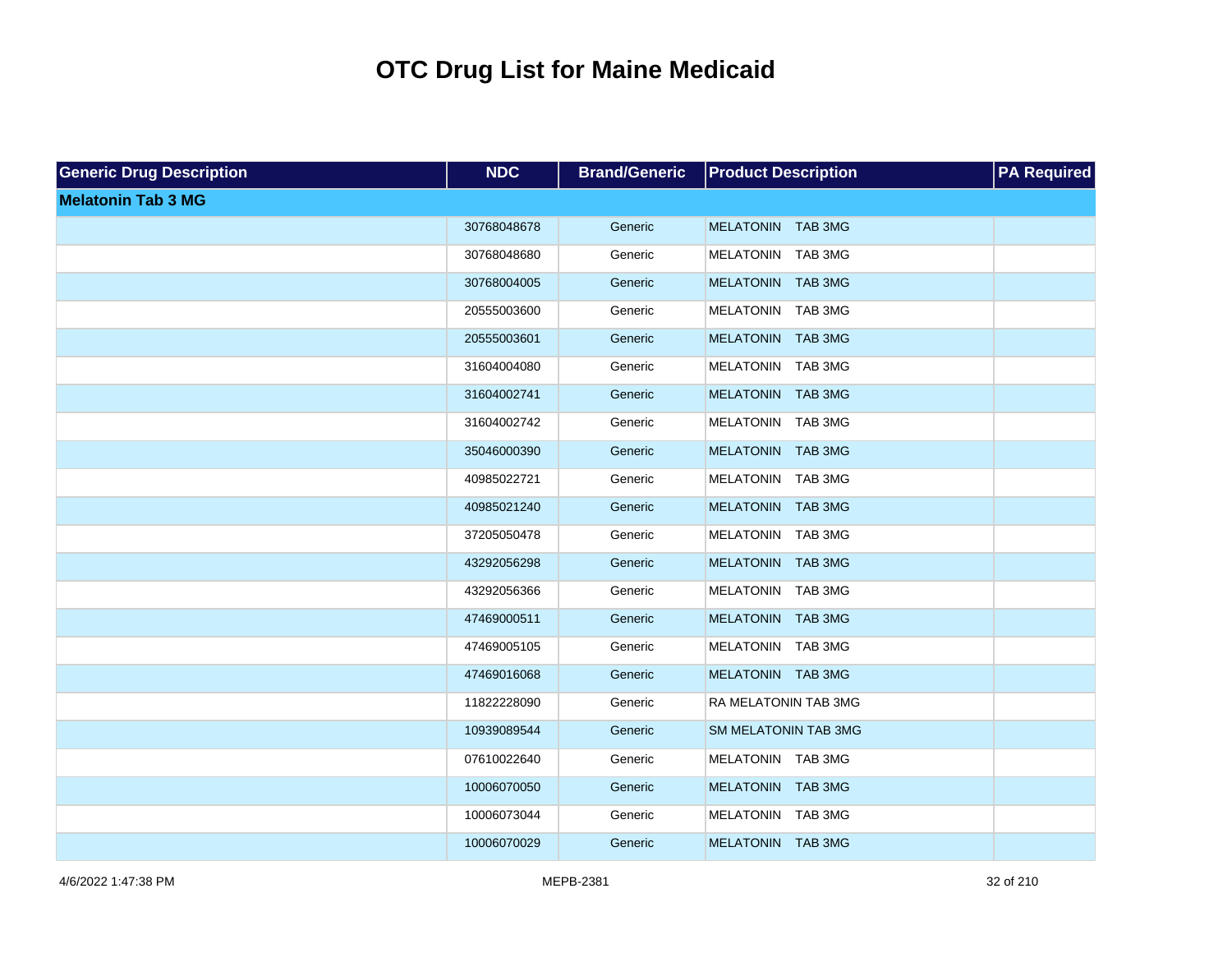# OTC Drug List for Maine Medicaid

| Generic Drug Description | NDC | Brand/Generic | Product Description | PA Required |
|---|---|---|---|---|
| **Melatonin Tab 3 MG** | | | | |
| | 30768048678 | Generic | MELATONIN TAB 3MG | |
| | 30768048680 | Generic | MELATONIN TAB 3MG | |
| | 30768004005 | Generic | MELATONIN TAB 3MG | |
| | 20555003600 | Generic | MELATONIN TAB 3MG | |
| | 20555003601 | Generic | MELATONIN TAB 3MG | |
| | 31604004080 | Generic | MELATONIN TAB 3MG | |
| | 31604002741 | Generic | MELATONIN TAB 3MG | |
| | 31604002742 | Generic | MELATONIN TAB 3MG | |
| | 35046000390 | Generic | MELATONIN TAB 3MG | |
| | 40985022721 | Generic | MELATONIN TAB 3MG | |
| | 40985021240 | Generic | MELATONIN TAB 3MG | |
| | 37205050478 | Generic | MELATONIN TAB 3MG | |
| | 43292056298 | Generic | MELATONIN TAB 3MG | |
| | 43292056366 | Generic | MELATONIN TAB 3MG | |
| | 47469000511 | Generic | MELATONIN TAB 3MG | |
| | 47469005105 | Generic | MELATONIN TAB 3MG | |
| | 47469016068 | Generic | MELATONIN TAB 3MG | |
| | 11822228090 | Generic | RA MELATONIN TAB 3MG | |
| | 10939089544 | Generic | SM MELATONIN TAB 3MG | |
| | 07610022640 | Generic | MELATONIN TAB 3MG | |
| | 10006070050 | Generic | MELATONIN TAB 3MG | |
| | 10006073044 | Generic | MELATONIN TAB 3MG | |
| | 10006070029 | Generic | MELATONIN TAB 3MG | |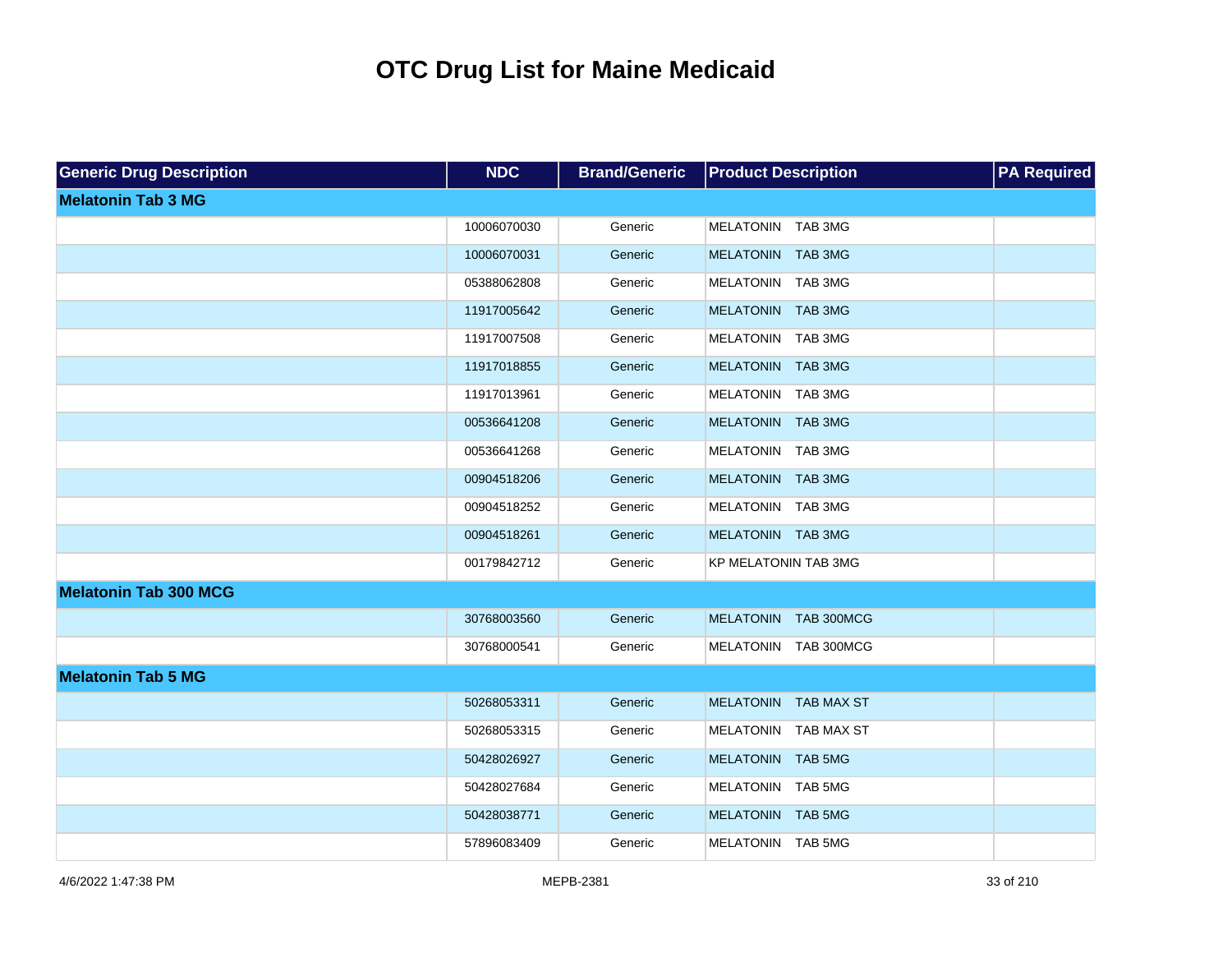# OTC Drug List for Maine Medicaid

| Generic Drug Description | NDC | Brand/Generic | Product Description | PA Required |
|---|---|---|---|---|
| **Melatonin Tab 3 MG** | | | | |
| | 10006070030 | Generic | MELATONIN TAB 3MG | |
| | 10006070031 | Generic | MELATONIN TAB 3MG | |
| | 05388062808 | Generic | MELATONIN TAB 3MG | |
| | 11917005642 | Generic | MELATONIN TAB 3MG | |
| | 11917007508 | Generic | MELATONIN TAB 3MG | |
| | 11917018855 | Generic | MELATONIN TAB 3MG | |
| | 11917013961 | Generic | MELATONIN TAB 3MG | |
| | 00536641208 | Generic | MELATONIN TAB 3MG | |
| | 00536641268 | Generic | MELATONIN TAB 3MG | |
| | 00904518206 | Generic | MELATONIN TAB 3MG | |
| | 00904518252 | Generic | MELATONIN TAB 3MG | |
| | 00904518261 | Generic | MELATONIN TAB 3MG | |
| | 00179842712 | Generic | KP MELATONIN TAB 3MG | |
| **Melatonin Tab 300 MCG** | | | | |
| | 30768003560 | Generic | MELATONIN TAB 300MCG | |
| | 30768000541 | Generic | MELATONIN TAB 300MCG | |
| **Melatonin Tab 5 MG** | | | | |
| | 50268053311 | Generic | MELATONIN TAB MAX ST | |
| | 50268053315 | Generic | MELATONIN TAB MAX ST | |
| | 50428026927 | Generic | MELATONIN TAB 5MG | |
| | 50428027684 | Generic | MELATONIN TAB 5MG | |
| | 50428038771 | Generic | MELATONIN TAB 5MG | |
| | 57896083409 | Generic | MELATONIN TAB 5MG | |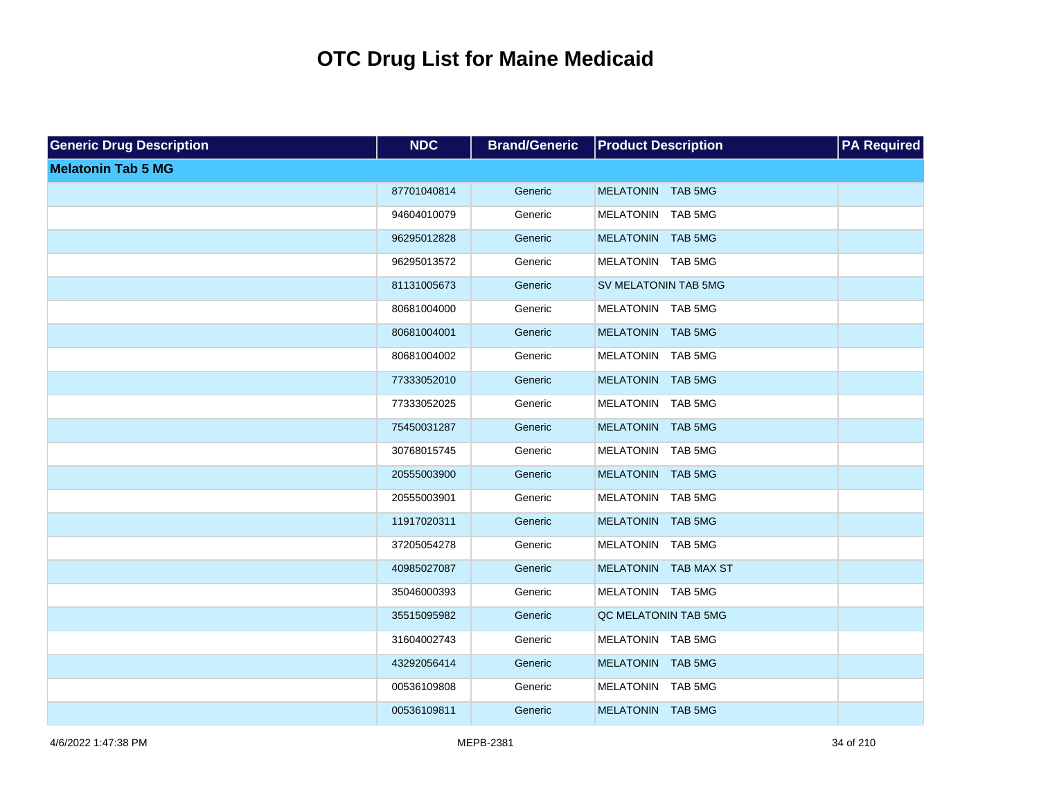# OTC Drug List for Maine Medicaid

| Generic Drug Description | NDC | Brand/Generic | Product Description | PA Required |
|---|---|---|---|---|
| **Melatonin Tab 5 MG** | | | | |
| | 87701040814 | Generic | MELATONIN TAB 5MG | |
| | 94604010079 | Generic | MELATONIN TAB 5MG | |
| | 96295012828 | Generic | MELATONIN TAB 5MG | |
| | 96295013572 | Generic | MELATONIN TAB 5MG | |
| | 81131005673 | Generic | SV MELATONIN TAB 5MG | |
| | 80681004000 | Generic | MELATONIN TAB 5MG | |
| | 80681004001 | Generic | MELATONIN TAB 5MG | |
| | 80681004002 | Generic | MELATONIN TAB 5MG | |
| | 77333052010 | Generic | MELATONIN TAB 5MG | |
| | 77333052025 | Generic | MELATONIN TAB 5MG | |
| | 75450031287 | Generic | MELATONIN TAB 5MG | |
| | 30768015745 | Generic | MELATONIN TAB 5MG | |
| | 20555003900 | Generic | MELATONIN TAB 5MG | |
| | 20555003901 | Generic | MELATONIN TAB 5MG | |
| | 11917020311 | Generic | MELATONIN TAB 5MG | |
| | 37205054278 | Generic | MELATONIN TAB 5MG | |
| | 40985027087 | Generic | MELATONIN TAB MAX ST | |
| | 35046000393 | Generic | MELATONIN TAB 5MG | |
| | 35515095982 | Generic | QC MELATONIN TAB 5MG | |
| | 31604002743 | Generic | MELATONIN TAB 5MG | |
| | 43292056414 | Generic | MELATONIN TAB 5MG | |
| | 00536109808 | Generic | MELATONIN TAB 5MG | |
| | 00536109811 | Generic | MELATONIN TAB 5MG | |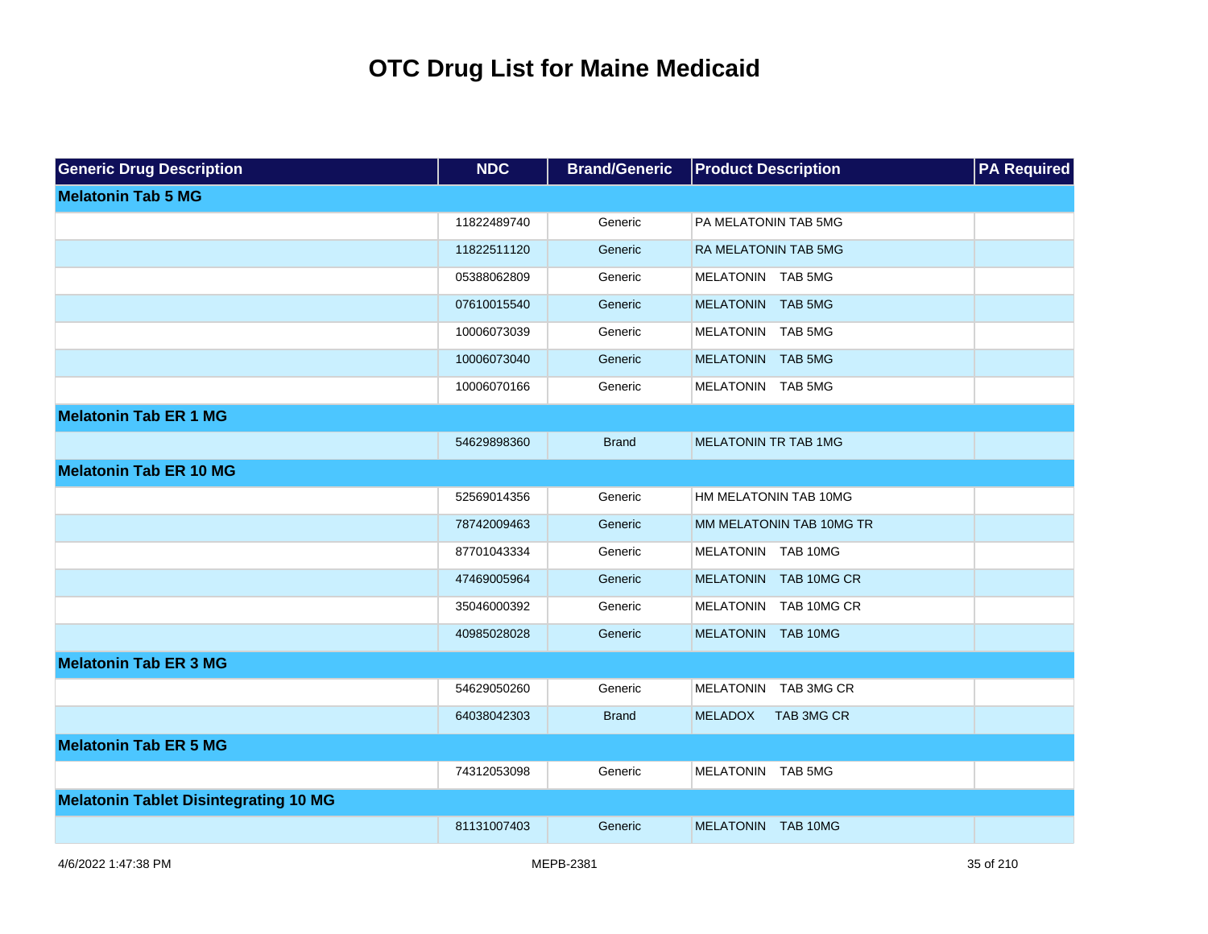# OTC Drug List for Maine Medicaid

| Generic Drug Description | NDC | Brand/Generic | Product Description | PA Required |
| --- | --- | --- | --- | --- |
| **Melatonin Tab 5 MG** | | | | |
| | 11822489740 | Generic | PA MELATONIN TAB 5MG | |
| | 11822511120 | Generic | RA MELATONIN TAB 5MG | |
| | 05388062809 | Generic | MELATONIN TAB 5MG | |
| | 07610015540 | Generic | MELATONIN TAB 5MG | |
| | 10006073039 | Generic | MELATONIN TAB 5MG | |
| | 10006073040 | Generic | MELATONIN TAB 5MG | |
| | 10006070166 | Generic | MELATONIN TAB 5MG | |
| **Melatonin Tab ER 1 MG** | | | | |
| | 54629898360 | Brand | MELATONIN TR TAB 1MG | |
| **Melatonin Tab ER 10 MG** | | | | |
| | 52569014356 | Generic | HM MELATONIN TAB 10MG | |
| | 78742009463 | Generic | MM MELATONIN TAB 10MG TR | |
| | 87701043334 | Generic | MELATONIN TAB 10MG | |
| | 47469005964 | Generic | MELATONIN TAB 10MG CR | |
| | 35046000392 | Generic | MELATONIN TAB 10MG CR | |
| | 40985028028 | Generic | MELATONIN TAB 10MG | |
| **Melatonin Tab ER 3 MG** | | | | |
| | 54629050260 | Generic | MELATONIN TAB 3MG CR | |
| | 64038042303 | Brand | MELADOX TAB 3MG CR | |
| **Melatonin Tab ER 5 MG** | | | | |
| | 74312053098 | Generic | MELATONIN TAB 5MG | |
| **Melatonin Tablet Disintegrating 10 MG** | | | | |
| | 81131007403 | Generic | MELATONIN TAB 10MG | |

4/6/2022 1:47:38 PM MEPB-2381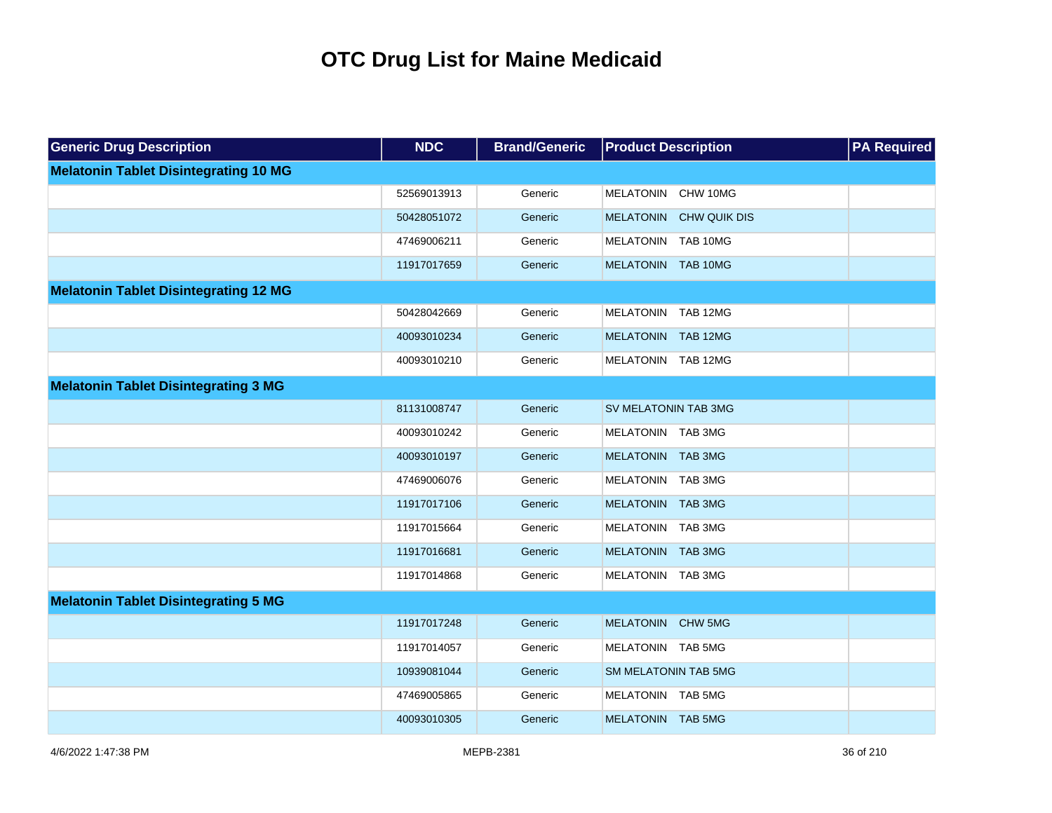# OTC Drug List for Maine Medicaid

| Generic Drug Description | NDC | Brand/Generic | Product Description | PA Required |
|---|---|---|---|---|
| **Melatonin Tablet Disintegrating 10 MG** | | | | |
| | 52569013913 | Generic | MELATONIN CHW 10MG | |
| | 50428051072 | Generic | MELATONIN CHW QUIK DIS | |
| | 47469006211 | Generic | MELATONIN TAB 10MG | |
| | 11917017659 | Generic | MELATONIN TAB 10MG | |
| **Melatonin Tablet Disintegrating 12 MG** | | | | |
| | 50428042669 | Generic | MELATONIN TAB 12MG | |
| | 40093010234 | Generic | MELATONIN TAB 12MG | |
| | 40093010210 | Generic | MELATONIN TAB 12MG | |
| **Melatonin Tablet Disintegrating 3 MG** | | | | |
| | 81131008747 | Generic | SV MELATONIN TAB 3MG | |
| | 40093010242 | Generic | MELATONIN TAB 3MG | |
| | 40093010197 | Generic | MELATONIN TAB 3MG | |
| | 47469006076 | Generic | MELATONIN TAB 3MG | |
| | 11917017106 | Generic | MELATONIN TAB 3MG | |
| | 11917015664 | Generic | MELATONIN TAB 3MG | |
| | 11917016681 | Generic | MELATONIN TAB 3MG | |
| | 11917014868 | Generic | MELATONIN TAB 3MG | |
| **Melatonin Tablet Disintegrating 5 MG** | | | | |
| | 11917017248 | Generic | MELATONIN CHW 5MG | |
| | 11917014057 | Generic | MELATONIN TAB 5MG | |
| | 10939081044 | Generic | SM MELATONIN TAB 5MG | |
| | 47469005865 | Generic | MELATONIN TAB 5MG | |
| | 40093010305 | Generic | MELATONIN TAB 5MG | |

4/6/2022 1:47:38 PM MEPB-2381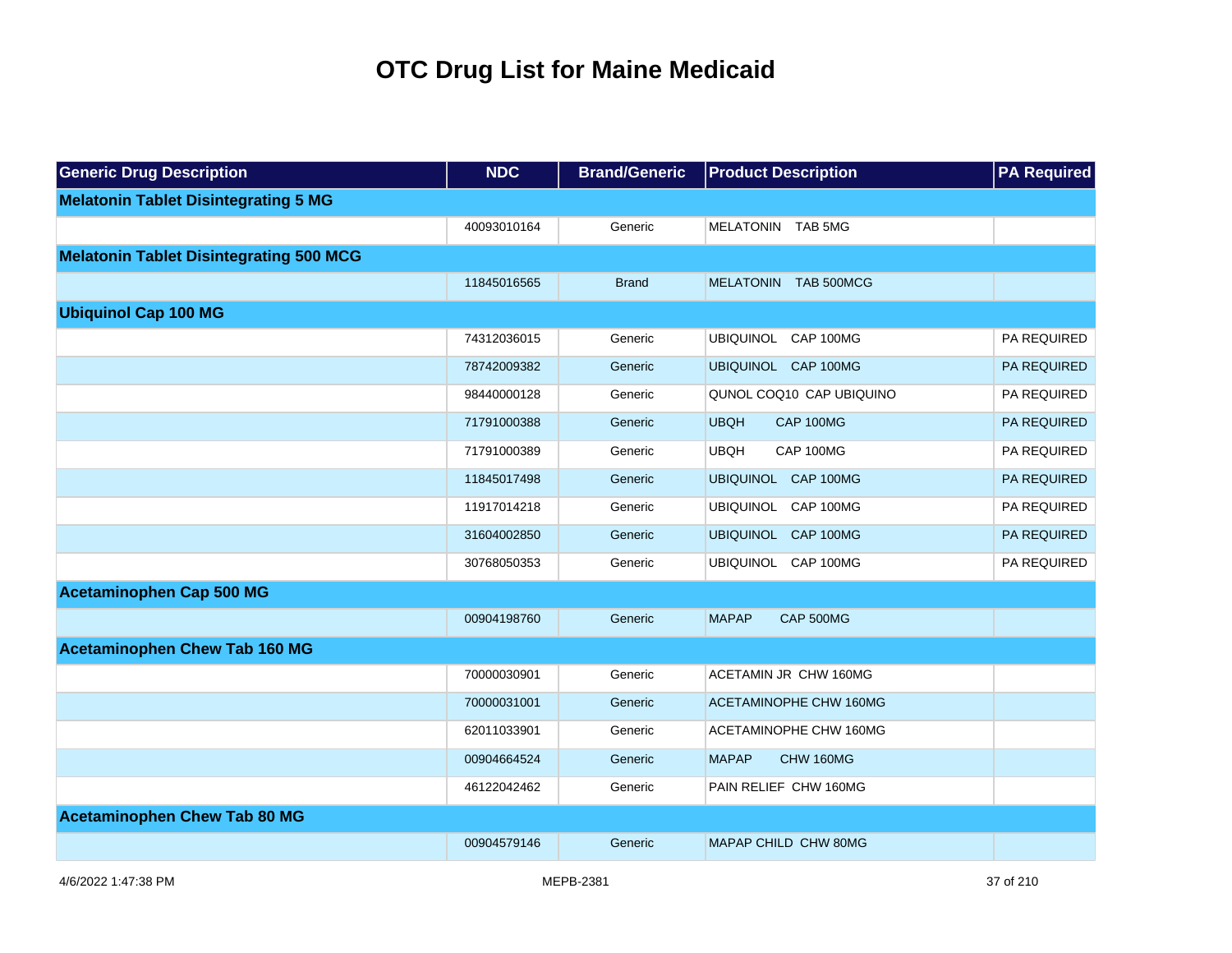# OTC Drug List for Maine Medicaid

| Generic Drug Description | NDC | Brand/Generic | Product Description | PA Required |
|---|---|---|---|---|
| **Melatonin Tablet Disintegrating 5 MG** | | | | |
| | 40093010164 | Generic | MELATONIN TAB 5MG | |
| **Melatonin Tablet Disintegrating 500 MCG** | | | | |
| | 11845016565 | Brand | MELATONIN TAB 500MCG | |
| **Ubiquinol Cap 100 MG** | | | | |
| | 74312036015 | Generic | UBIQUINOL CAP 100MG | PA REQUIRED |
| | 78742009382 | Generic | UBIQUINOL CAP 100MG | PA REQUIRED |
| | 98440000128 | Generic | QUNOL COQ10 CAP UBIQUINO | PA REQUIRED |
| | 71791000388 | Generic | UBQH CAP 100MG | PA REQUIRED |
| | 71791000389 | Generic | UBQH CAP 100MG | PA REQUIRED |
| | 11845017498 | Generic | UBIQUINOL CAP 100MG | PA REQUIRED |
| | 11917014218 | Generic | UBIQUINOL CAP 100MG | PA REQUIRED |
| | 31604002850 | Generic | UBIQUINOL CAP 100MG | PA REQUIRED |
| | 30768050353 | Generic | UBIQUINOL CAP 100MG | PA REQUIRED |
| **Acetaminophen Cap 500 MG** | | | | |
| | 00904198760 | Generic | MAPAP CAP 500MG | |
| **Acetaminophen Chew Tab 160 MG** | | | | |
| | 70000030901 | Generic | ACETAMIN JR CHW 160MG | |
| | 70000031001 | Generic | ACETAMINOPHE CHW 160MG | |
| | 62011033901 | Generic | ACETAMINOPHE CHW 160MG | |
| | 00904664524 | Generic | MAPAP CHW 160MG | |
| | 46122042462 | Generic | PAIN RELIEF CHW 160MG | |
| **Acetaminophen Chew Tab 80 MG** | | | | |
| | 00904579146 | Generic | MAPAP CHILD CHW 80MG | |

4/6/2022 1:47:38 PM MEPB-2381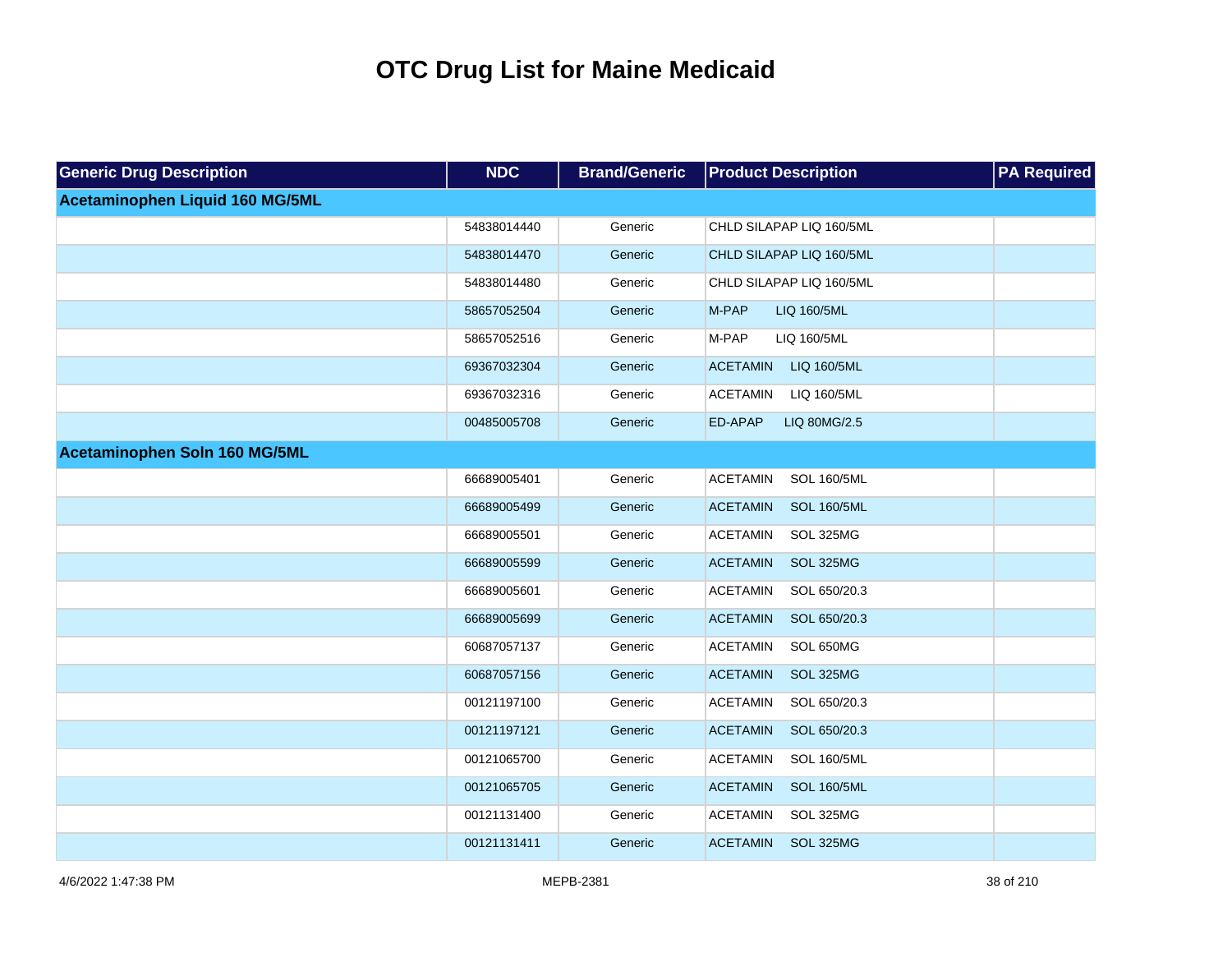# OTC Drug List for Maine Medicaid

| Generic Drug Description | NDC | Brand/Generic | Product Description | PA Required |
|---|---|---|---|---|
| **Acetaminophen Liquid 160 MG/5ML** | | | | |
| | 54838014440 | Generic | CHLD SILAPAP LIQ 160/5ML | |
| | 54838014470 | Generic | CHLD SILAPAP LIQ 160/5ML | |
| | 54838014480 | Generic | CHLD SILAPAP LIQ 160/5ML | |
| | 58657052504 | Generic | M-PAP LIQ 160/5ML | |
| | 58657052516 | Generic | M-PAP LIQ 160/5ML | |
| | 69367032304 | Generic | ACETAMIN LIQ 160/5ML | |
| | 69367032316 | Generic | ACETAMIN LIQ 160/5ML | |
| | 00485005708 | Generic | ED-APAP LIQ 80MG/2.5 | |
| **Acetaminophen Soln 160 MG/5ML** | | | | |
| | 66689005401 | Generic | ACETAMIN SOL 160/5ML | |
| | 66689005499 | Generic | ACETAMIN SOL 160/5ML | |
| | 66689005501 | Generic | ACETAMIN SOL 325MG | |
| | 66689005599 | Generic | ACETAMIN SOL 325MG | |
| | 66689005601 | Generic | ACETAMIN SOL 650/20.3 | |
| | 66689005699 | Generic | ACETAMIN SOL 650/20.3 | |
| | 60687057137 | Generic | ACETAMIN SOL 650MG | |
| | 60687057156 | Generic | ACETAMIN SOL 325MG | |
| | 00121197100 | Generic | ACETAMIN SOL 650/20.3 | |
| | 00121197121 | Generic | ACETAMIN SOL 650/20.3 | |
| | 00121065700 | Generic | ACETAMIN SOL 160/5ML | |
| | 00121065705 | Generic | ACETAMIN SOL 160/5ML | |
| | 00121131400 | Generic | ACETAMIN SOL 325MG | |
| | 00121131411 | Generic | ACETAMIN SOL 325MG | |

4/6/2022 1:47:38 PM MEPB-2381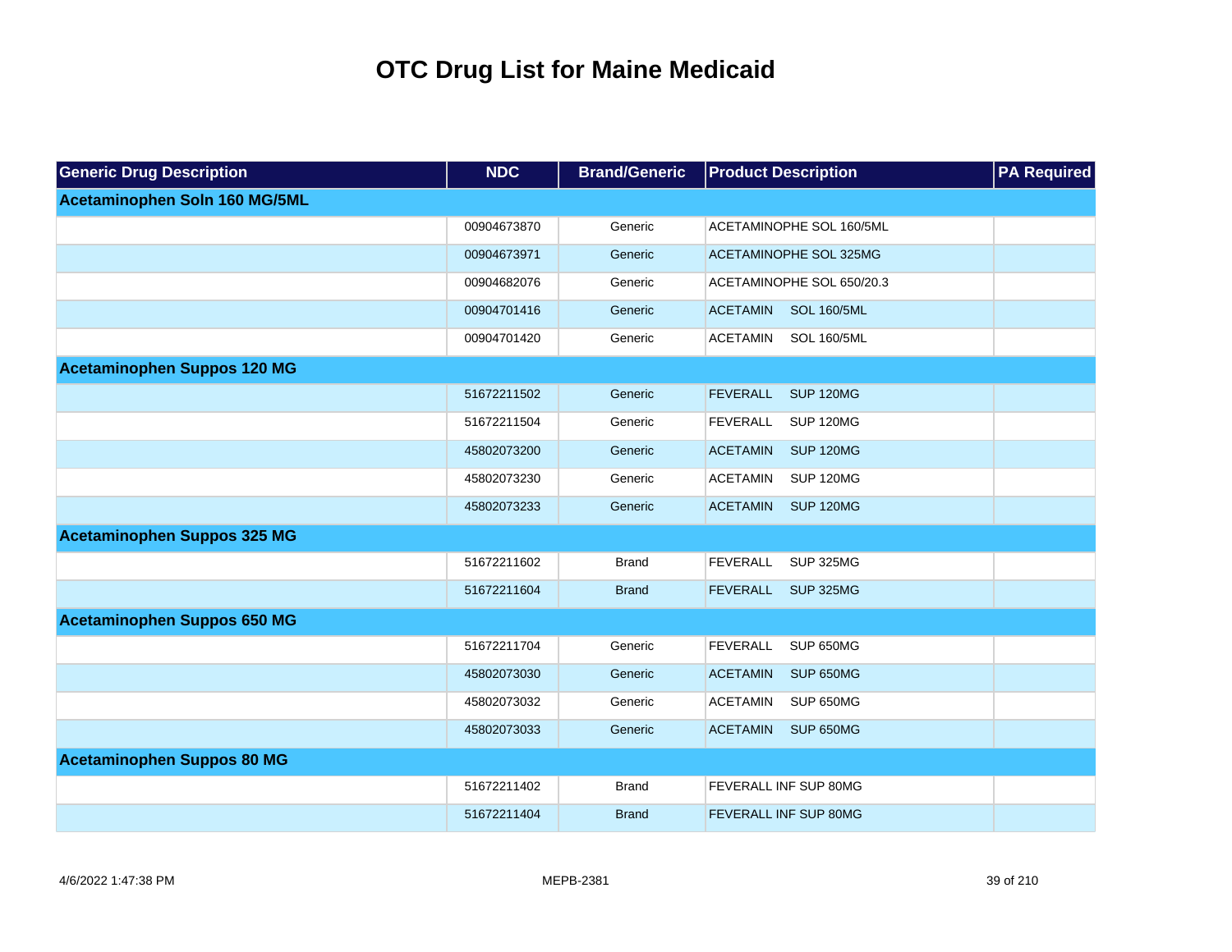# OTC Drug List for Maine Medicaid

| Generic Drug Description | NDC | Brand/Generic | Product Description | PA Required |
|---|---|---|---|---|
| **Acetaminophen Soln 160 MG/5ML** | | | | |
| | 00904673870 | Generic | ACETAMINOPHE SOL 160/5ML | |
| | 00904673971 | Generic | ACETAMINOPHE SOL 325MG | |
| | 00904682076 | Generic | ACETAMINOPHE SOL 650/20.3 | |
| | 00904701416 | Generic | ACETAMIN SOL 160/5ML | |
| | 00904701420 | Generic | ACETAMIN SOL 160/5ML | |
| **Acetaminophen Suppos 120 MG** | | | | |
| | 51672211502 | Generic | FEVERALL SUP 120MG | |
| | 51672211504 | Generic | FEVERALL SUP 120MG | |
| | 45802073200 | Generic | ACETAMIN SUP 120MG | |
| | 45802073230 | Generic | ACETAMIN SUP 120MG | |
| | 45802073233 | Generic | ACETAMIN SUP 120MG | |
| **Acetaminophen Suppos 325 MG** | | | | |
| | 51672211602 | Brand | FEVERALL SUP 325MG | |
| | 51672211604 | Brand | FEVERALL SUP 325MG | |
| **Acetaminophen Suppos 650 MG** | | | | |
| | 51672211704 | Generic | FEVERALL SUP 650MG | |
| | 45802073030 | Generic | ACETAMIN SUP 650MG | |
| | 45802073032 | Generic | ACETAMIN SUP 650MG | |
| | 45802073033 | Generic | ACETAMIN SUP 650MG | |
| **Acetaminophen Suppos 80 MG** | | | | |
| | 51672211402 | Brand | FEVERALL INF SUP 80MG | |
| | 51672211404 | Brand | FEVERALL INF SUP 80MG | |

4/6/2022 1:47:38 PM MEPB-2381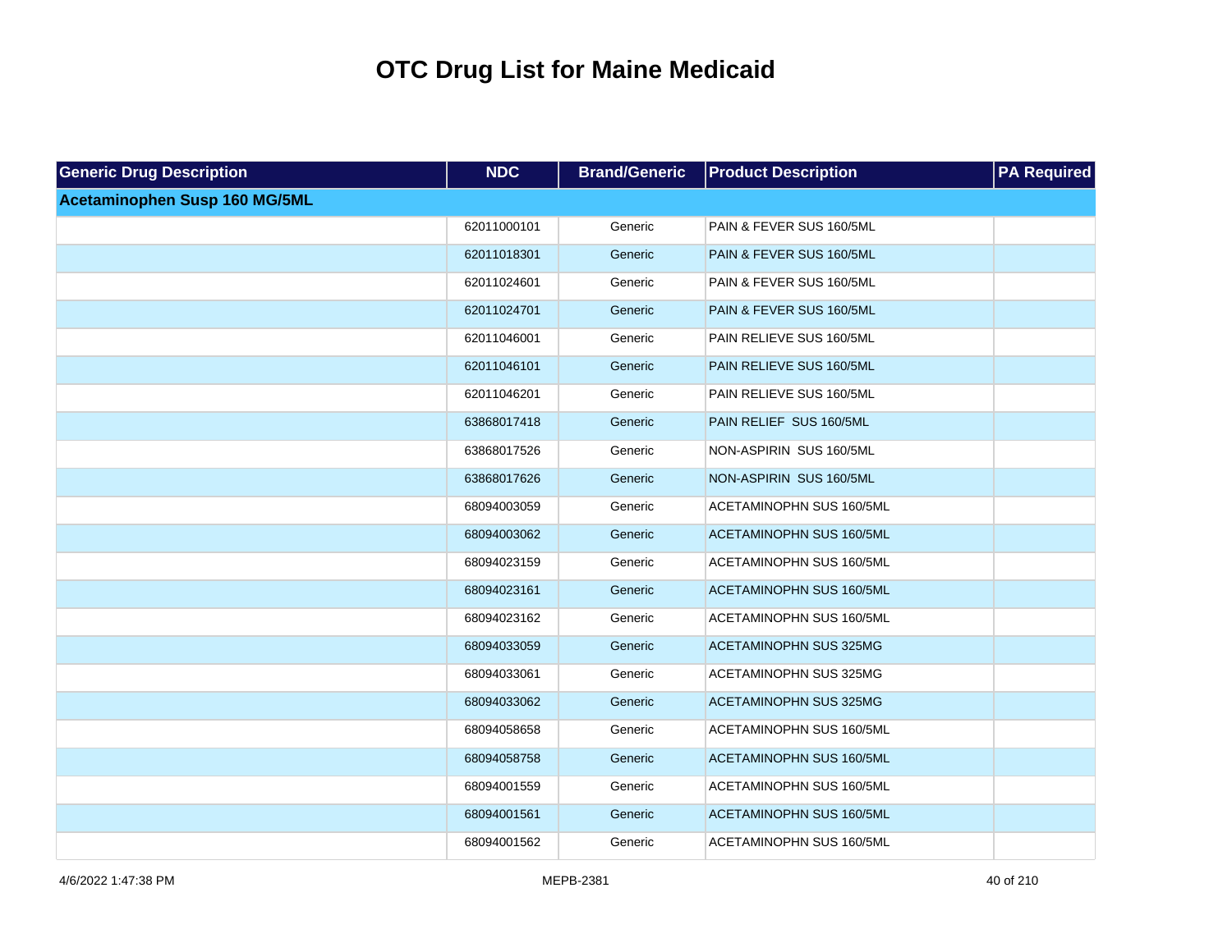# OTC Drug List for Maine Medicaid

| Generic Drug Description | NDC | Brand/Generic | Product Description | PA Required |
|---|---|---|---|---|
| **Acetaminophen Susp 160 MG/5ML** | | | | |
| | 62011000101 | Generic | PAIN & FEVER SUS 160/5ML | |
| | 62011018301 | Generic | PAIN & FEVER SUS 160/5ML | |
| | 62011024601 | Generic | PAIN & FEVER SUS 160/5ML | |
| | 62011024701 | Generic | PAIN & FEVER SUS 160/5ML | |
| | 62011046001 | Generic | PAIN RELIEVE SUS 160/5ML | |
| | 62011046101 | Generic | PAIN RELIEVE SUS 160/5ML | |
| | 62011046201 | Generic | PAIN RELIEVE SUS 160/5ML | |
| | 63868017418 | Generic | PAIN RELIEF SUS 160/5ML | |
| | 63868017526 | Generic | NON-ASPIRIN SUS 160/5ML | |
| | 63868017626 | Generic | NON-ASPIRIN SUS 160/5ML | |
| | 68094003059 | Generic | ACETAMINOPHN SUS 160/5ML | |
| | 68094003062 | Generic | ACETAMINOPHN SUS 160/5ML | |
| | 68094023159 | Generic | ACETAMINOPHN SUS 160/5ML | |
| | 68094023161 | Generic | ACETAMINOPHN SUS 160/5ML | |
| | 68094023162 | Generic | ACETAMINOPHN SUS 160/5ML | |
| | 68094033059 | Generic | ACETAMINOPHN SUS 325MG | |
| | 68094033061 | Generic | ACETAMINOPHN SUS 325MG | |
| | 68094033062 | Generic | ACETAMINOPHN SUS 325MG | |
| | 68094058658 | Generic | ACETAMINOPHN SUS 160/5ML | |
| | 68094058758 | Generic | ACETAMINOPHN SUS 160/5ML | |
| | 68094001559 | Generic | ACETAMINOPHN SUS 160/5ML | |
| | 68094001561 | Generic | ACETAMINOPHN SUS 160/5ML | |
| | 68094001562 | Generic | ACETAMINOPHN SUS 160/5ML | |

4/6/2022 1:47:38 PM MEPB-2381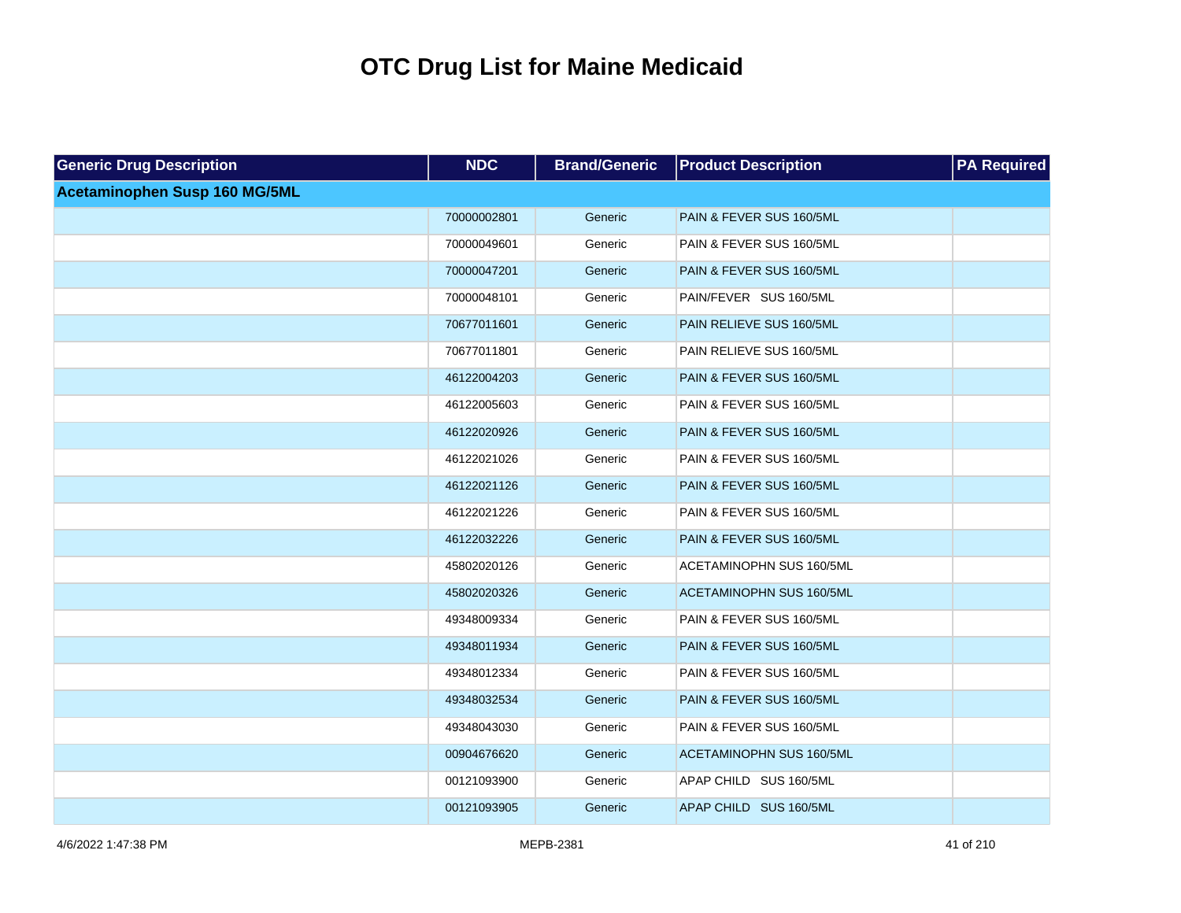# OTC Drug List for Maine Medicaid

| Generic Drug Description | NDC | Brand/Generic | Product Description | PA Required |
|---|---|---|---|---|
| **Acetaminophen Susp 160 MG/5ML** | | | | |
| | 70000002801 | Generic | PAIN & FEVER SUS 160/5ML | |
| | 70000049601 | Generic | PAIN & FEVER SUS 160/5ML | |
| | 70000047201 | Generic | PAIN & FEVER SUS 160/5ML | |
| | 70000048101 | Generic | PAIN/FEVER SUS 160/5ML | |
| | 70677011601 | Generic | PAIN RELIEVE SUS 160/5ML | |
| | 70677011801 | Generic | PAIN RELIEVE SUS 160/5ML | |
| | 46122004203 | Generic | PAIN & FEVER SUS 160/5ML | |
| | 46122005603 | Generic | PAIN & FEVER SUS 160/5ML | |
| | 46122020926 | Generic | PAIN & FEVER SUS 160/5ML | |
| | 46122021026 | Generic | PAIN & FEVER SUS 160/5ML | |
| | 46122021126 | Generic | PAIN & FEVER SUS 160/5ML | |
| | 46122021226 | Generic | PAIN & FEVER SUS 160/5ML | |
| | 46122032226 | Generic | PAIN & FEVER SUS 160/5ML | |
| | 45802020126 | Generic | ACETAMINOPHN SUS 160/5ML | |
| | 45802020326 | Generic | ACETAMINOPHN SUS 160/5ML | |
| | 49348009334 | Generic | PAIN & FEVER SUS 160/5ML | |
| | 49348011934 | Generic | PAIN & FEVER SUS 160/5ML | |
| | 49348012334 | Generic | PAIN & FEVER SUS 160/5ML | |
| | 49348032534 | Generic | PAIN & FEVER SUS 160/5ML | |
| | 49348043030 | Generic | PAIN & FEVER SUS 160/5ML | |
| | 00904676620 | Generic | ACETAMINOPHN SUS 160/5ML | |
| | 00121093900 | Generic | APAP CHILD SUS 160/5ML | |
| | 00121093905 | Generic | APAP CHILD SUS 160/5ML | |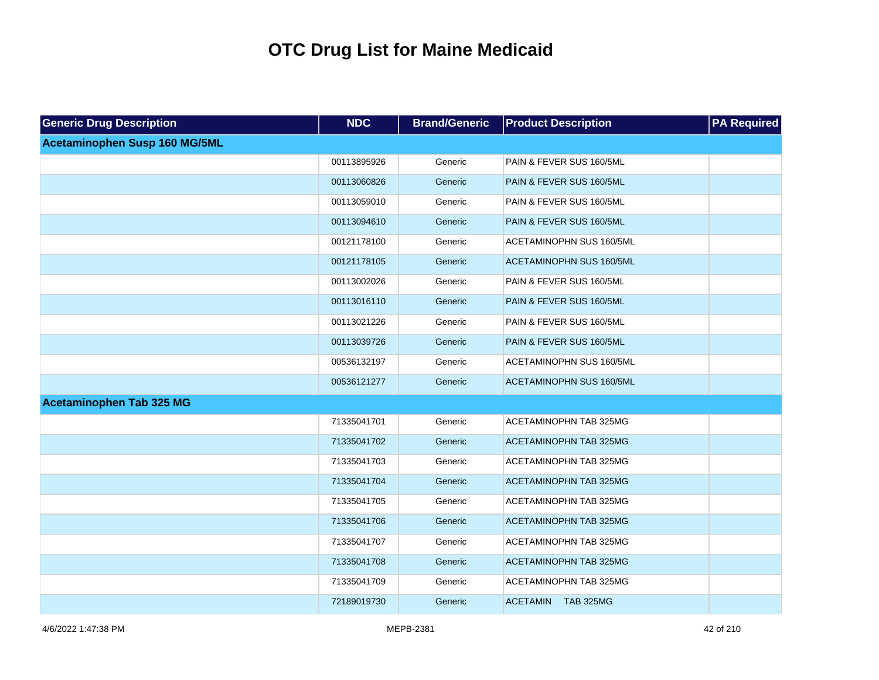# OTC Drug List for Maine Medicaid

| Generic Drug Description | NDC | Brand/Generic | Product Description | PA Required |
|---|---|---|---|---|
| **Acetaminophen Susp 160 MG/5ML** | | | | |
| | 00113895926 | Generic | PAIN & FEVER SUS 160/5ML | |
| | 00113060826 | Generic | PAIN & FEVER SUS 160/5ML | |
| | 00113059010 | Generic | PAIN & FEVER SUS 160/5ML | |
| | 00113094610 | Generic | PAIN & FEVER SUS 160/5ML | |
| | 00121178100 | Generic | ACETAMINOPHN SUS 160/5ML | |
| | 00121178105 | Generic | ACETAMINOPHN SUS 160/5ML | |
| | 00113002026 | Generic | PAIN & FEVER SUS 160/5ML | |
| | 00113016110 | Generic | PAIN & FEVER SUS 160/5ML | |
| | 00113021226 | Generic | PAIN & FEVER SUS 160/5ML | |
| | 00113039726 | Generic | PAIN & FEVER SUS 160/5ML | |
| | 00536132197 | Generic | ACETAMINOPHN SUS 160/5ML | |
| | 00536121277 | Generic | ACETAMINOPHN SUS 160/5ML | |
| **Acetaminophen Tab 325 MG** | | | | |
| | 71335041701 | Generic | ACETAMINOPHN TAB 325MG | |
| | 71335041702 | Generic | ACETAMINOPHN TAB 325MG | |
| | 71335041703 | Generic | ACETAMINOPHN TAB 325MG | |
| | 71335041704 | Generic | ACETAMINOPHN TAB 325MG | |
| | 71335041705 | Generic | ACETAMINOPHN TAB 325MG | |
| | 71335041706 | Generic | ACETAMINOPHN TAB 325MG | |
| | 71335041707 | Generic | ACETAMINOPHN TAB 325MG | |
| | 71335041708 | Generic | ACETAMINOPHN TAB 325MG | |
| | 71335041709 | Generic | ACETAMINOPHN TAB 325MG | |
| | 72189019730 | Generic | ACETAMIN TAB 325MG | |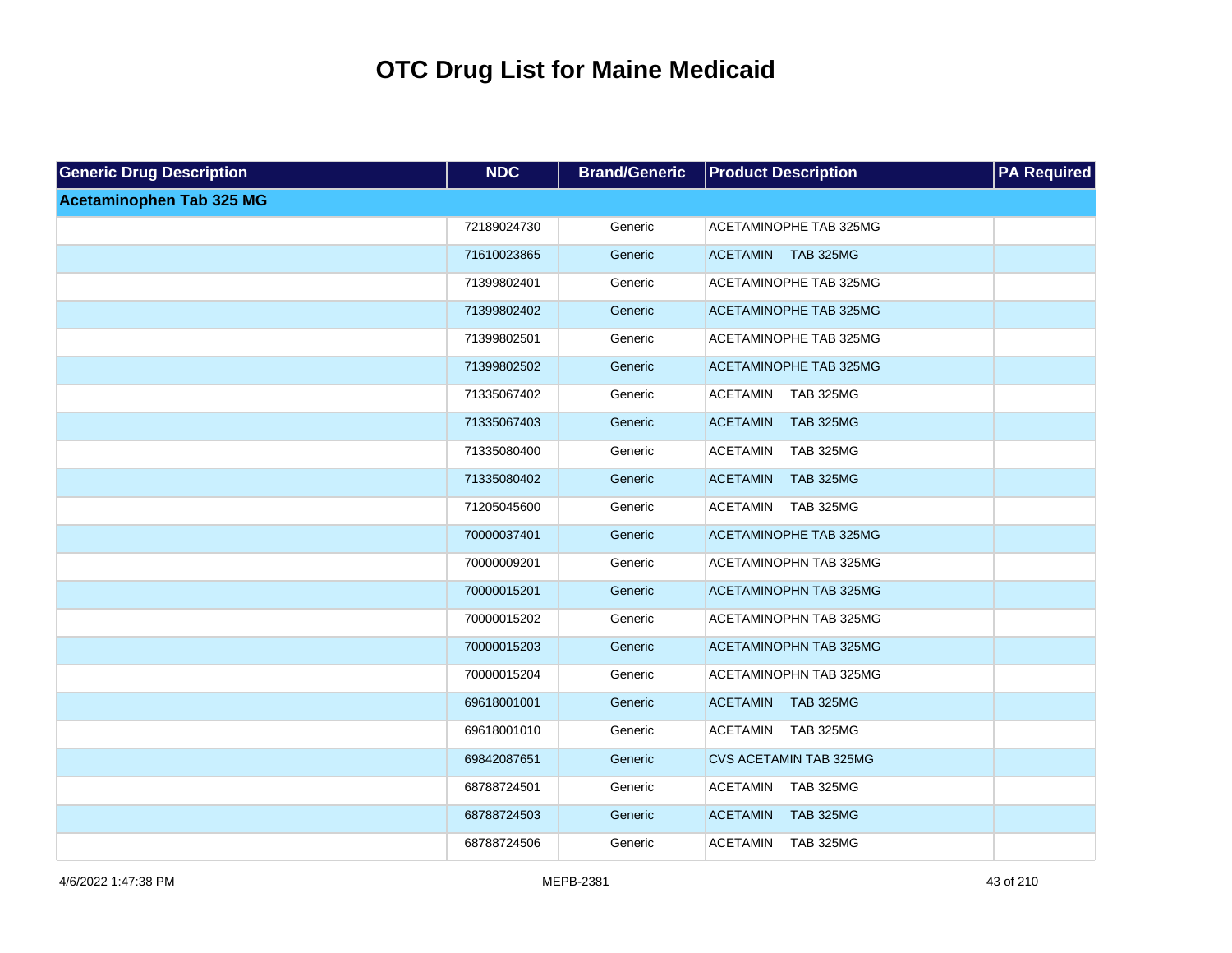# OTC Drug List for Maine Medicaid

| Generic Drug Description | NDC | Brand/Generic | Product Description | PA Required |
|---|---|---|---|---|
| **Acetaminophen Tab 325 MG** | | | | |
| | 72189024730 | Generic | ACETAMINOPHE TAB 325MG | |
| | 71610023865 | Generic | ACETAMIN TAB 325MG | |
| | 71399802401 | Generic | ACETAMINOPHE TAB 325MG | |
| | 71399802402 | Generic | ACETAMINOPHE TAB 325MG | |
| | 71399802501 | Generic | ACETAMINOPHE TAB 325MG | |
| | 71399802502 | Generic | ACETAMINOPHE TAB 325MG | |
| | 71335067402 | Generic | ACETAMIN TAB 325MG | |
| | 71335067403 | Generic | ACETAMIN TAB 325MG | |
| | 71335080400 | Generic | ACETAMIN TAB 325MG | |
| | 71335080402 | Generic | ACETAMIN TAB 325MG | |
| | 71205045600 | Generic | ACETAMIN TAB 325MG | |
| | 70000037401 | Generic | ACETAMINOPHE TAB 325MG | |
| | 70000009201 | Generic | ACETAMINOPHN TAB 325MG | |
| | 70000015201 | Generic | ACETAMINOPHN TAB 325MG | |
| | 70000015202 | Generic | ACETAMINOPHN TAB 325MG | |
| | 70000015203 | Generic | ACETAMINOPHN TAB 325MG | |
| | 70000015204 | Generic | ACETAMINOPHN TAB 325MG | |
| | 69618001001 | Generic | ACETAMIN TAB 325MG | |
| | 69618001010 | Generic | ACETAMIN TAB 325MG | |
| | 69842087651 | Generic | CVS ACETAMIN TAB 325MG | |
| | 68788724501 | Generic | ACETAMIN TAB 325MG | |
| | 68788724503 | Generic | ACETAMIN TAB 325MG | |
| | 68788724506 | Generic | ACETAMIN TAB 325MG | |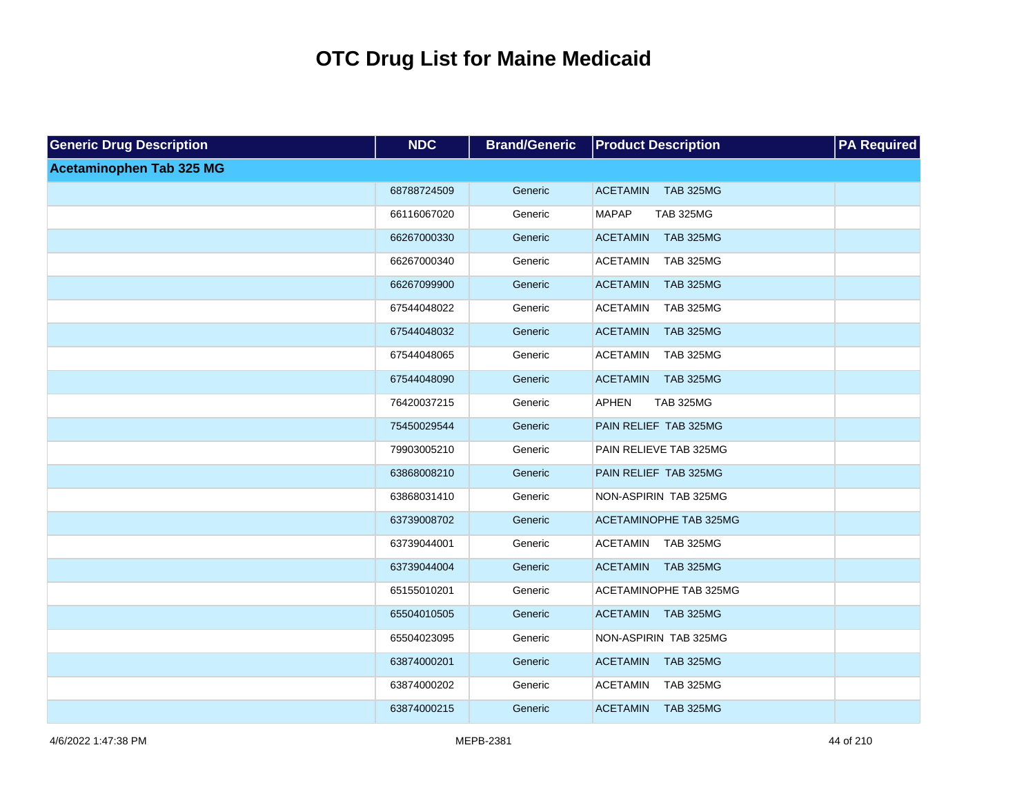# OTC Drug List for Maine Medicaid

| Generic Drug Description | NDC | Brand/Generic | Product Description | PA Required |
| --- | --- | --- | --- | --- |
| **Acetaminophen Tab 325 MG** | | | | |
| | 68788724509 | Generic | ACETAMIN TAB 325MG | |
| | 66116067020 | Generic | MAPAP TAB 325MG | |
| | 66267000330 | Generic | ACETAMIN TAB 325MG | |
| | 66267000340 | Generic | ACETAMIN TAB 325MG | |
| | 66267099900 | Generic | ACETAMIN TAB 325MG | |
| | 67544048022 | Generic | ACETAMIN TAB 325MG | |
| | 67544048032 | Generic | ACETAMIN TAB 325MG | |
| | 67544048065 | Generic | ACETAMIN TAB 325MG | |
| | 67544048090 | Generic | ACETAMIN TAB 325MG | |
| | 76420037215 | Generic | APHEN TAB 325MG | |
| | 75450029544 | Generic | PAIN RELIEF TAB 325MG | |
| | 79903005210 | Generic | PAIN RELIEVE TAB 325MG | |
| | 63868008210 | Generic | PAIN RELIEF TAB 325MG | |
| | 63868031410 | Generic | NON-ASPIRIN TAB 325MG | |
| | 63739008702 | Generic | ACETAMINOPHE TAB 325MG | |
| | 63739044001 | Generic | ACETAMIN TAB 325MG | |
| | 63739044004 | Generic | ACETAMIN TAB 325MG | |
| | 65155010201 | Generic | ACETAMINOPHE TAB 325MG | |
| | 65504010505 | Generic | ACETAMIN TAB 325MG | |
| | 65504023095 | Generic | NON-ASPIRIN TAB 325MG | |
| | 63874000201 | Generic | ACETAMIN TAB 325MG | |
| | 63874000202 | Generic | ACETAMIN TAB 325MG | |
| | 63874000215 | Generic | ACETAMIN TAB 325MG | |

4/6/2022 1:47:38 PM MEPB-2381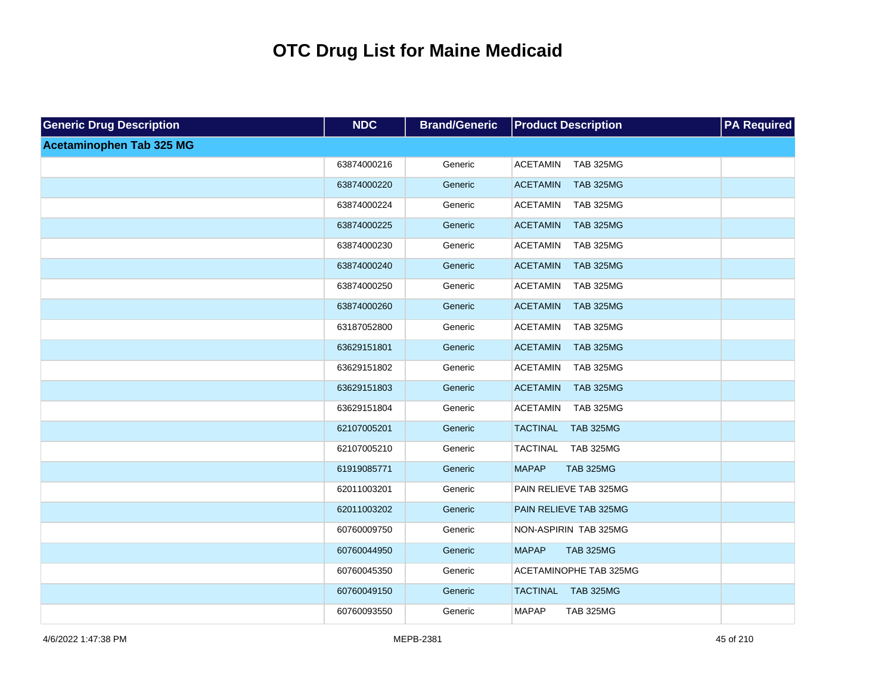# OTC Drug List for Maine Medicaid

| Generic Drug Description | NDC | Brand/Generic | Product Description | PA Required |
|---|---|---|---|---|
| **Acetaminophen Tab 325 MG** | | | | |
| | 63874000216 | Generic | ACETAMIN TAB 325MG | |
| | 63874000220 | Generic | ACETAMIN TAB 325MG | |
| | 63874000224 | Generic | ACETAMIN TAB 325MG | |
| | 63874000225 | Generic | ACETAMIN TAB 325MG | |
| | 63874000230 | Generic | ACETAMIN TAB 325MG | |
| | 63874000240 | Generic | ACETAMIN TAB 325MG | |
| | 63874000250 | Generic | ACETAMIN TAB 325MG | |
| | 63874000260 | Generic | ACETAMIN TAB 325MG | |
| | 63187052800 | Generic | ACETAMIN TAB 325MG | |
| | 63629151801 | Generic | ACETAMIN TAB 325MG | |
| | 63629151802 | Generic | ACETAMIN TAB 325MG | |
| | 63629151803 | Generic | ACETAMIN TAB 325MG | |
| | 63629151804 | Generic | ACETAMIN TAB 325MG | |
| | 62107005201 | Generic | TACTINAL TAB 325MG | |
| | 62107005210 | Generic | TACTINAL TAB 325MG | |
| | 61919085771 | Generic | MAPAP TAB 325MG | |
| | 62011003201 | Generic | PAIN RELIEVE TAB 325MG | |
| | 62011003202 | Generic | PAIN RELIEVE TAB 325MG | |
| | 60760009750 | Generic | NON-ASPIRIN TAB 325MG | |
| | 60760044950 | Generic | MAPAP TAB 325MG | |
| | 60760045350 | Generic | ACETAMINOPHE TAB 325MG | |
| | 60760049150 | Generic | TACTINAL TAB 325MG | |
| | 60760093550 | Generic | MAPAP TAB 325MG | |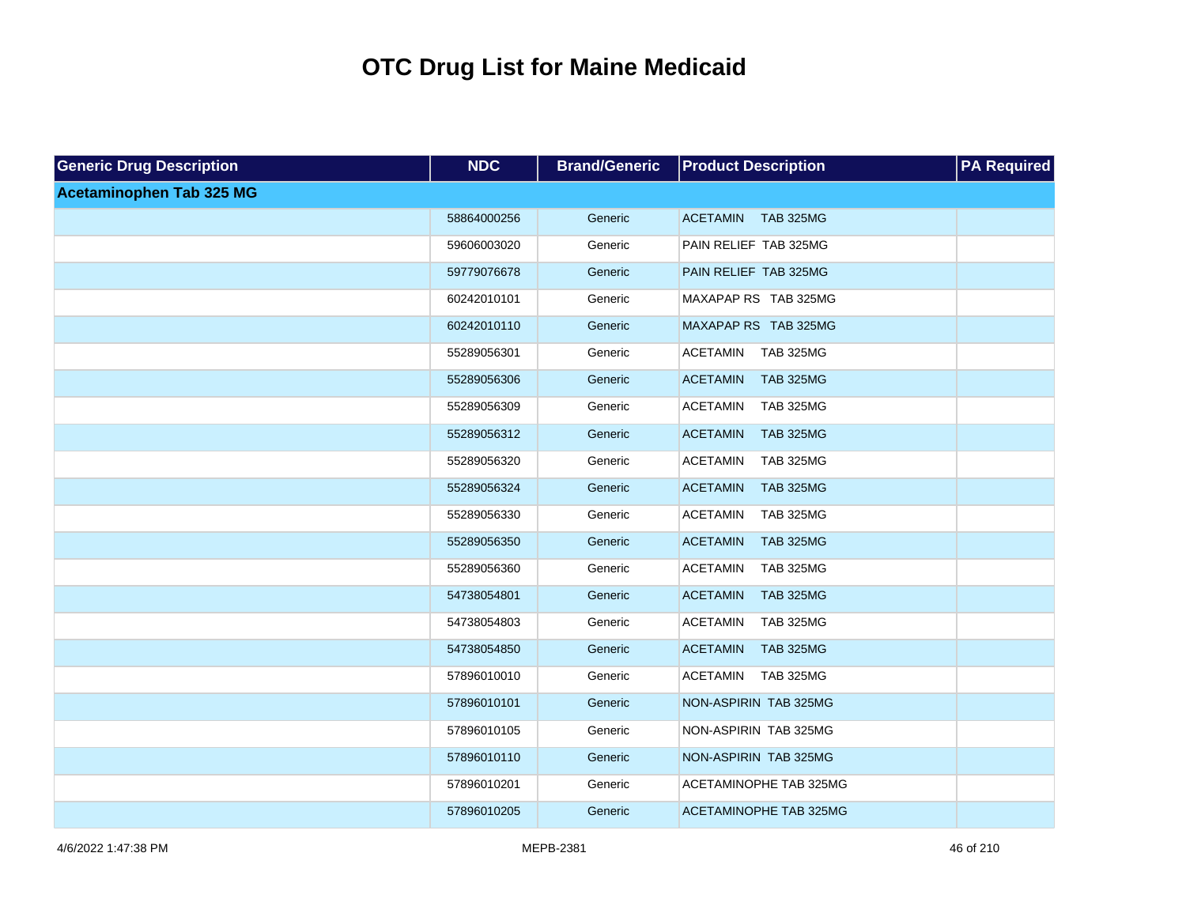# OTC Drug List for Maine Medicaid

| Generic Drug Description | NDC | Brand/Generic | Product Description | PA Required |
|---|---|---|---|---|
| **Acetaminophen Tab 325 MG** | | | | |
| | 58864000256 | Generic | ACETAMIN TAB 325MG | |
| | 59606003020 | Generic | PAIN RELIEF TAB 325MG | |
| | 59779076678 | Generic | PAIN RELIEF TAB 325MG | |
| | 60242010101 | Generic | MAXAPAP RS TAB 325MG | |
| | 60242010110 | Generic | MAXAPAP RS TAB 325MG | |
| | 55289056301 | Generic | ACETAMIN TAB 325MG | |
| | 55289056306 | Generic | ACETAMIN TAB 325MG | |
| | 55289056309 | Generic | ACETAMIN TAB 325MG | |
| | 55289056312 | Generic | ACETAMIN TAB 325MG | |
| | 55289056320 | Generic | ACETAMIN TAB 325MG | |
| | 55289056324 | Generic | ACETAMIN TAB 325MG | |
| | 55289056330 | Generic | ACETAMIN TAB 325MG | |
| | 55289056350 | Generic | ACETAMIN TAB 325MG | |
| | 55289056360 | Generic | ACETAMIN TAB 325MG | |
| | 54738054801 | Generic | ACETAMIN TAB 325MG | |
| | 54738054803 | Generic | ACETAMIN TAB 325MG | |
| | 54738054850 | Generic | ACETAMIN TAB 325MG | |
| | 57896010010 | Generic | ACETAMIN TAB 325MG | |
| | 57896010101 | Generic | NON-ASPIRIN TAB 325MG | |
| | 57896010105 | Generic | NON-ASPIRIN TAB 325MG | |
| | 57896010110 | Generic | NON-ASPIRIN TAB 325MG | |
| | 57896010201 | Generic | ACETAMINOPHE TAB 325MG | |
| | 57896010205 | Generic | ACETAMINOPHE TAB 325MG | |

4/6/2022 1:47:38 PM MEPB-2381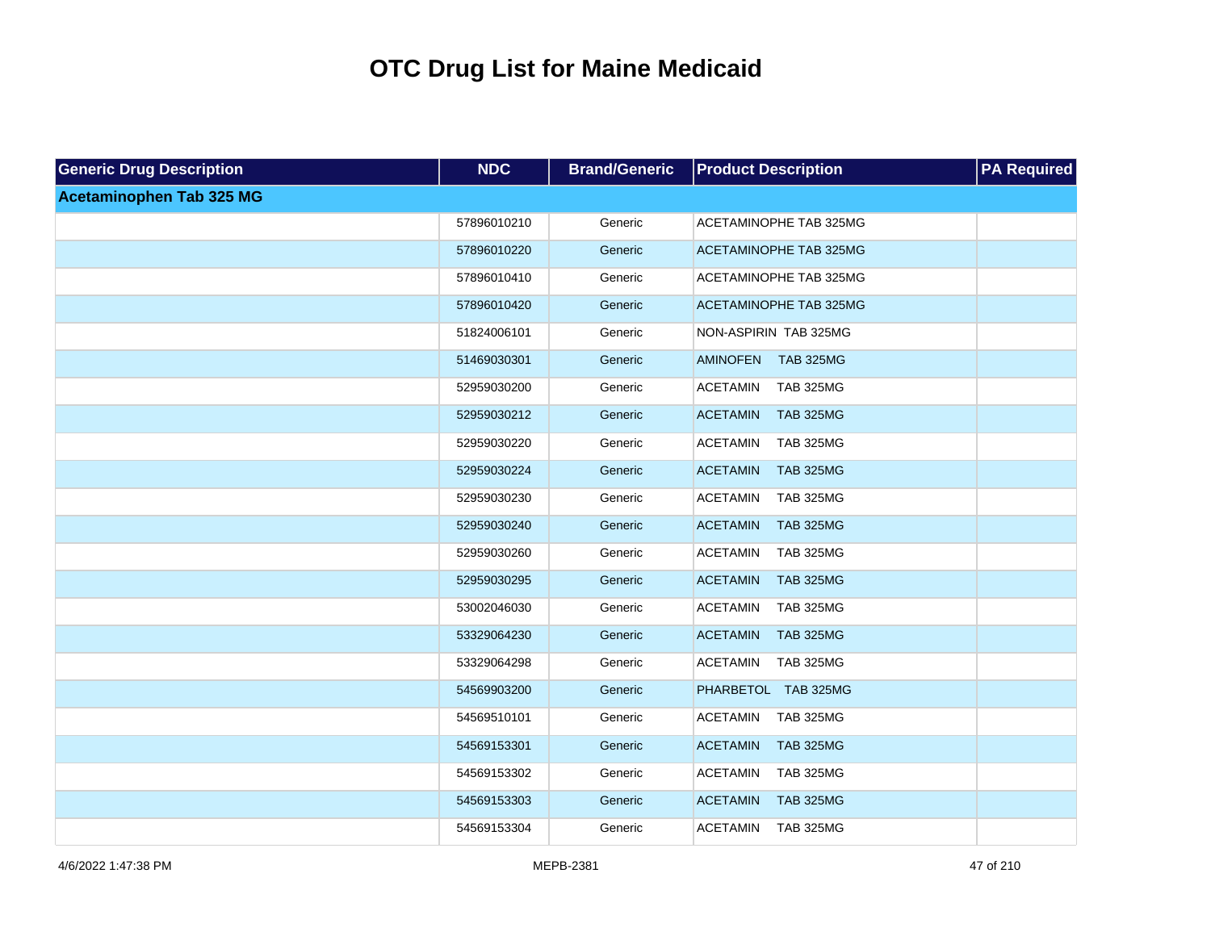# OTC Drug List for Maine Medicaid

| Generic Drug Description | NDC | Brand/Generic | Product Description | PA Required |
|---|---|---|---|---|
| **Acetaminophen Tab 325 MG** | | | | |
| | 57896010210 | Generic | ACETAMINOPHE TAB 325MG | |
| | 57896010220 | Generic | ACETAMINOPHE TAB 325MG | |
| | 57896010410 | Generic | ACETAMINOPHE TAB 325MG | |
| | 57896010420 | Generic | ACETAMINOPHE TAB 325MG | |
| | 51824006101 | Generic | NON-ASPIRIN TAB 325MG | |
| | 51469030301 | Generic | AMINOFEN TAB 325MG | |
| | 52959030200 | Generic | ACETAMIN TAB 325MG | |
| | 52959030212 | Generic | ACETAMIN TAB 325MG | |
| | 52959030220 | Generic | ACETAMIN TAB 325MG | |
| | 52959030224 | Generic | ACETAMIN TAB 325MG | |
| | 52959030230 | Generic | ACETAMIN TAB 325MG | |
| | 52959030240 | Generic | ACETAMIN TAB 325MG | |
| | 52959030260 | Generic | ACETAMIN TAB 325MG | |
| | 52959030295 | Generic | ACETAMIN TAB 325MG | |
| | 53002046030 | Generic | ACETAMIN TAB 325MG | |
| | 53329064230 | Generic | ACETAMIN TAB 325MG | |
| | 53329064298 | Generic | ACETAMIN TAB 325MG | |
| | 54569903200 | Generic | PHARBETOL TAB 325MG | |
| | 54569510101 | Generic | ACETAMIN TAB 325MG | |
| | 54569153301 | Generic | ACETAMIN TAB 325MG | |
| | 54569153302 | Generic | ACETAMIN TAB 325MG | |
| | 54569153303 | Generic | ACETAMIN TAB 325MG | |
| | 54569153304 | Generic | ACETAMIN TAB 325MG | |

4/6/2022 1:47:38 PM MEPB-2381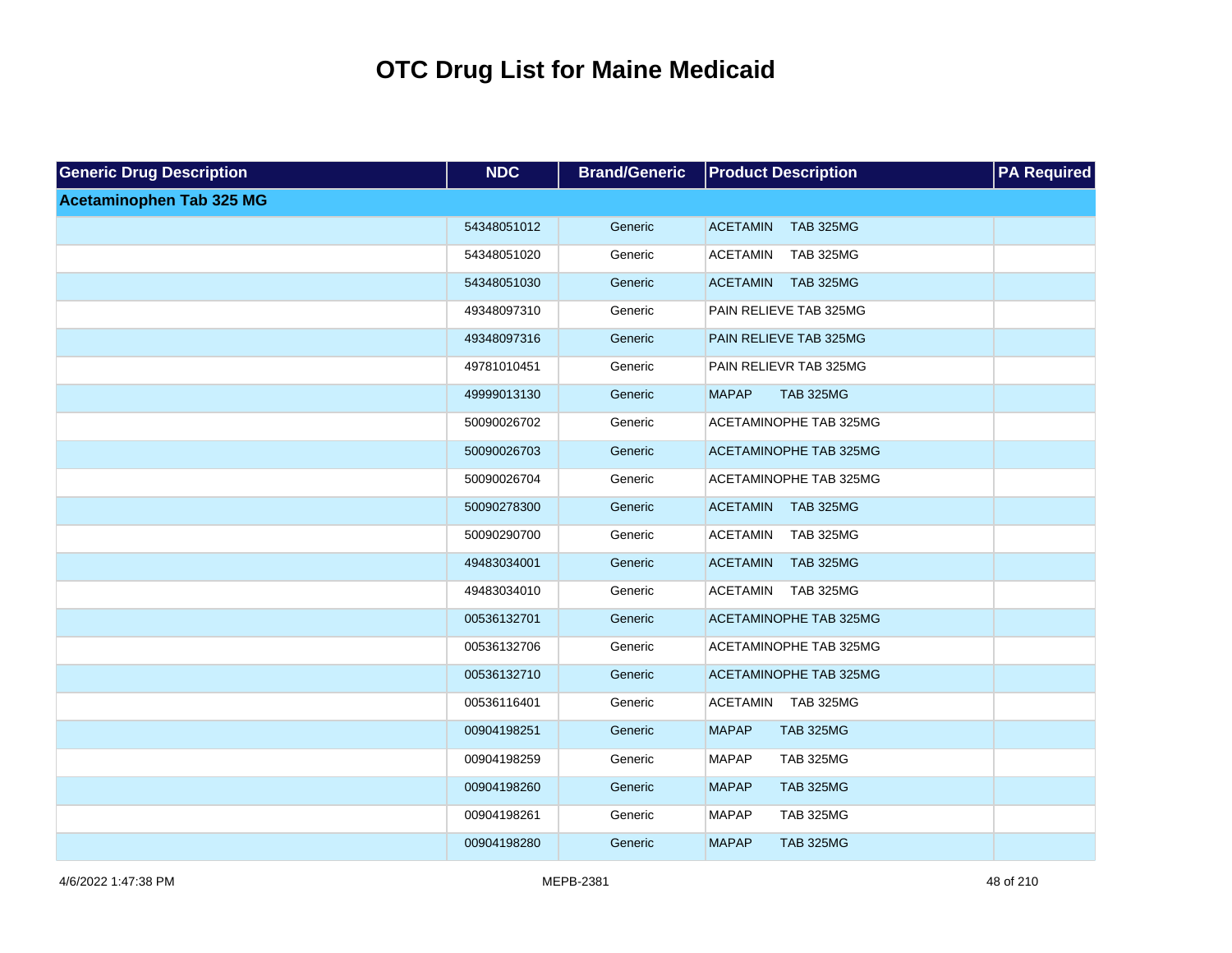# OTC Drug List for Maine Medicaid

| Generic Drug Description | NDC | Brand/Generic | Product Description | PA Required |
|---|---|---|---|---|
| **Acetaminophen Tab 325 MG** | | | | |
| | 54348051012 | Generic | ACETAMIN TAB 325MG | |
| | 54348051020 | Generic | ACETAMIN TAB 325MG | |
| | 54348051030 | Generic | ACETAMIN TAB 325MG | |
| | 49348097310 | Generic | PAIN RELIEVE TAB 325MG | |
| | 49348097316 | Generic | PAIN RELIEVE TAB 325MG | |
| | 49781010451 | Generic | PAIN RELIEVR TAB 325MG | |
| | 49999013130 | Generic | MAPAP TAB 325MG | |
| | 50090026702 | Generic | ACETAMINOPHE TAB 325MG | |
| | 50090026703 | Generic | ACETAMINOPHE TAB 325MG | |
| | 50090026704 | Generic | ACETAMINOPHE TAB 325MG | |
| | 50090278300 | Generic | ACETAMIN TAB 325MG | |
| | 50090290700 | Generic | ACETAMIN TAB 325MG | |
| | 49483034001 | Generic | ACETAMIN TAB 325MG | |
| | 49483034010 | Generic | ACETAMIN TAB 325MG | |
| | 00536132701 | Generic | ACETAMINOPHE TAB 325MG | |
| | 00536132706 | Generic | ACETAMINOPHE TAB 325MG | |
| | 00536132710 | Generic | ACETAMINOPHE TAB 325MG | |
| | 00536116401 | Generic | ACETAMIN TAB 325MG | |
| | 00904198251 | Generic | MAPAP TAB 325MG | |
| | 00904198259 | Generic | MAPAP TAB 325MG | |
| | 00904198260 | Generic | MAPAP TAB 325MG | |
| | 00904198261 | Generic | MAPAP TAB 325MG | |
| | 00904198280 | Generic | MAPAP TAB 325MG | |

4/6/2022 1:47:38 PM MEPB-2381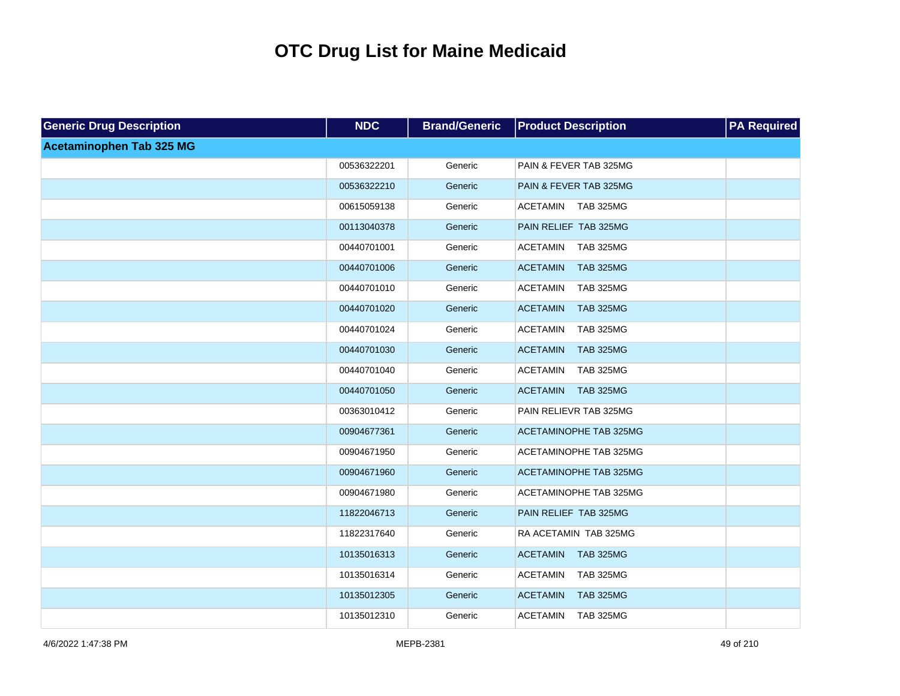# OTC Drug List for Maine Medicaid

| Generic Drug Description | NDC | Brand/Generic | Product Description | PA Required |
|---|---|---|---|---|
| **Acetaminophen Tab 325 MG** | | | | |
| | 00536322201 | Generic | PAIN & FEVER TAB 325MG | |
| | 00536322210 | Generic | PAIN & FEVER TAB 325MG | |
| | 00615059138 | Generic | ACETAMIN TAB 325MG | |
| | 00113040378 | Generic | PAIN RELIEF TAB 325MG | |
| | 00440701001 | Generic | ACETAMIN TAB 325MG | |
| | 00440701006 | Generic | ACETAMIN TAB 325MG | |
| | 00440701010 | Generic | ACETAMIN TAB 325MG | |
| | 00440701020 | Generic | ACETAMIN TAB 325MG | |
| | 00440701024 | Generic | ACETAMIN TAB 325MG | |
| | 00440701030 | Generic | ACETAMIN TAB 325MG | |
| | 00440701040 | Generic | ACETAMIN TAB 325MG | |
| | 00440701050 | Generic | ACETAMIN TAB 325MG | |
| | 00363010412 | Generic | PAIN RELIEVR TAB 325MG | |
| | 00904677361 | Generic | ACETAMINOPHE TAB 325MG | |
| | 00904671950 | Generic | ACETAMINOPHE TAB 325MG | |
| | 00904671960 | Generic | ACETAMINOPHE TAB 325MG | |
| | 00904671980 | Generic | ACETAMINOPHE TAB 325MG | |
| | 11822046713 | Generic | PAIN RELIEF TAB 325MG | |
| | 11822317640 | Generic | RA ACETAMIN TAB 325MG | |
| | 10135016313 | Generic | ACETAMIN TAB 325MG | |
| | 10135016314 | Generic | ACETAMIN TAB 325MG | |
| | 10135012305 | Generic | ACETAMIN TAB 325MG | |
| | 10135012310 | Generic | ACETAMIN TAB 325MG | |

4/6/2022 1:47:38 PM MEPB-2381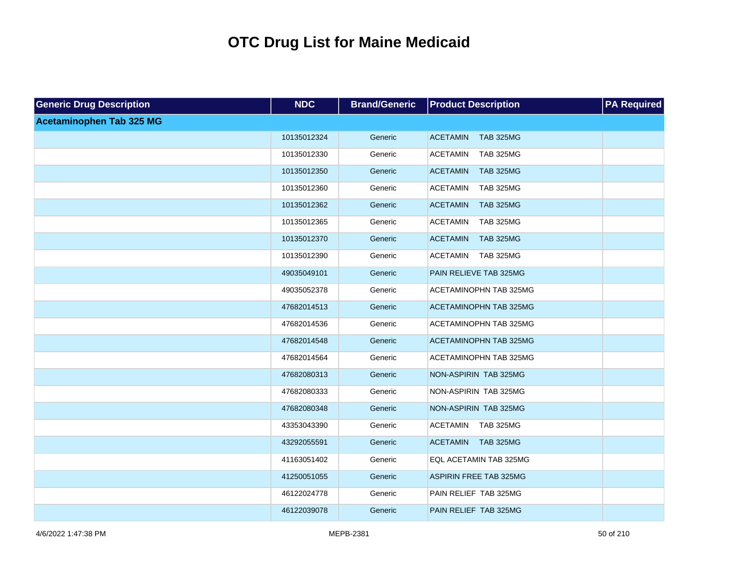# OTC Drug List for Maine Medicaid

| Generic Drug Description | NDC | Brand/Generic | Product Description | PA Required |
|---|---|---|---|---|
| **Acetaminophen Tab 325 MG** | | | | |
| | 10135012324 | Generic | ACETAMIN TAB 325MG | |
| | 10135012330 | Generic | ACETAMIN TAB 325MG | |
| | 10135012350 | Generic | ACETAMIN TAB 325MG | |
| | 10135012360 | Generic | ACETAMIN TAB 325MG | |
| | 10135012362 | Generic | ACETAMIN TAB 325MG | |
| | 10135012365 | Generic | ACETAMIN TAB 325MG | |
| | 10135012370 | Generic | ACETAMIN TAB 325MG | |
| | 10135012390 | Generic | ACETAMIN TAB 325MG | |
| | 49035049101 | Generic | PAIN RELIEVE TAB 325MG | |
| | 49035052378 | Generic | ACETAMINOPHN TAB 325MG | |
| | 47682014513 | Generic | ACETAMINOPHN TAB 325MG | |
| | 47682014536 | Generic | ACETAMINOPHN TAB 325MG | |
| | 47682014548 | Generic | ACETAMINOPHN TAB 325MG | |
| | 47682014564 | Generic | ACETAMINOPHN TAB 325MG | |
| | 47682080313 | Generic | NON-ASPIRIN TAB 325MG | |
| | 47682080333 | Generic | NON-ASPIRIN TAB 325MG | |
| | 47682080348 | Generic | NON-ASPIRIN TAB 325MG | |
| | 43353043390 | Generic | ACETAMIN TAB 325MG | |
| | 43292055591 | Generic | ACETAMIN TAB 325MG | |
| | 41163051402 | Generic | EQL ACETAMIN TAB 325MG | |
| | 41250051055 | Generic | ASPIRIN FREE TAB 325MG | |
| | 46122024778 | Generic | PAIN RELIEF TAB 325MG | |
| | 46122039078 | Generic | PAIN RELIEF TAB 325MG | |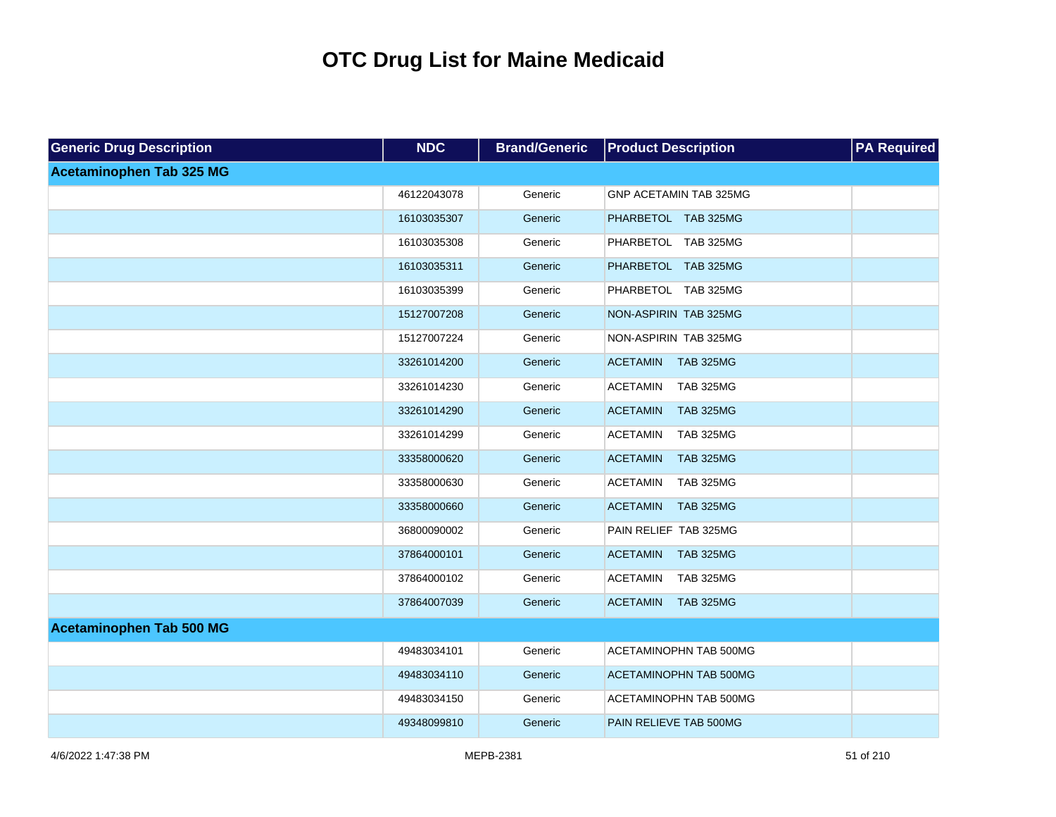# OTC Drug List for Maine Medicaid

| Generic Drug Description | NDC | Brand/Generic | Product Description | PA Required |
|---|---|---|---|---|
| **Acetaminophen Tab 325 MG** | | | | |
| | 46122043078 | Generic | GNP ACETAMIN TAB 325MG | |
| | 16103035307 | Generic | PHARBETOL TAB 325MG | |
| | 16103035308 | Generic | PHARBETOL TAB 325MG | |
| | 16103035311 | Generic | PHARBETOL TAB 325MG | |
| | 16103035399 | Generic | PHARBETOL TAB 325MG | |
| | 15127007208 | Generic | NON-ASPIRIN TAB 325MG | |
| | 15127007224 | Generic | NON-ASPIRIN TAB 325MG | |
| | 33261014200 | Generic | ACETAMIN TAB 325MG | |
| | 33261014230 | Generic | ACETAMIN TAB 325MG | |
| | 33261014290 | Generic | ACETAMIN TAB 325MG | |
| | 33261014299 | Generic | ACETAMIN TAB 325MG | |
| | 33358000620 | Generic | ACETAMIN TAB 325MG | |
| | 33358000630 | Generic | ACETAMIN TAB 325MG | |
| | 33358000660 | Generic | ACETAMIN TAB 325MG | |
| | 36800090002 | Generic | PAIN RELIEF TAB 325MG | |
| | 37864000101 | Generic | ACETAMIN TAB 325MG | |
| | 37864000102 | Generic | ACETAMIN TAB 325MG | |
| | 37864007039 | Generic | ACETAMIN TAB 325MG | |
| **Acetaminophen Tab 500 MG** | | | | |
| | 49483034101 | Generic | ACETAMINOPHN TAB 500MG | |
| | 49483034110 | Generic | ACETAMINOPHN TAB 500MG | |
| | 49483034150 | Generic | ACETAMINOPHN TAB 500MG | |
| | 49348099810 | Generic | PAIN RELIEVE TAB 500MG | |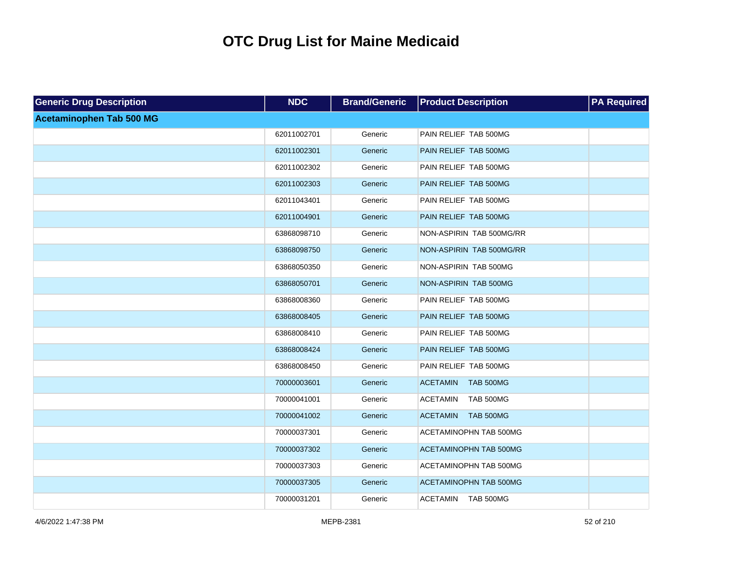# OTC Drug List for Maine Medicaid

| Generic Drug Description | NDC | Brand/Generic | Product Description | PA Required |
|---|---|---|---|---|
| **Acetaminophen Tab 500 MG** | | | | |
| | 62011002701 | Generic | PAIN RELIEF TAB 500MG | |
| | 62011002301 | Generic | PAIN RELIEF TAB 500MG | |
| | 62011002302 | Generic | PAIN RELIEF TAB 500MG | |
| | 62011002303 | Generic | PAIN RELIEF TAB 500MG | |
| | 62011043401 | Generic | PAIN RELIEF TAB 500MG | |
| | 62011004901 | Generic | PAIN RELIEF TAB 500MG | |
| | 63868098710 | Generic | NON-ASPIRIN TAB 500MG/RR | |
| | 63868098750 | Generic | NON-ASPIRIN TAB 500MG/RR | |
| | 63868050350 | Generic | NON-ASPIRIN TAB 500MG | |
| | 63868050701 | Generic | NON-ASPIRIN TAB 500MG | |
| | 63868008360 | Generic | PAIN RELIEF TAB 500MG | |
| | 63868008405 | Generic | PAIN RELIEF TAB 500MG | |
| | 63868008410 | Generic | PAIN RELIEF TAB 500MG | |
| | 63868008424 | Generic | PAIN RELIEF TAB 500MG | |
| | 63868008450 | Generic | PAIN RELIEF TAB 500MG | |
| | 70000003601 | Generic | ACETAMIN TAB 500MG | |
| | 70000041001 | Generic | ACETAMIN TAB 500MG | |
| | 70000041002 | Generic | ACETAMIN TAB 500MG | |
| | 70000037301 | Generic | ACETAMINOPHN TAB 500MG | |
| | 70000037302 | Generic | ACETAMINOPHN TAB 500MG | |
| | 70000037303 | Generic | ACETAMINOPHN TAB 500MG | |
| | 70000037305 | Generic | ACETAMINOPHN TAB 500MG | |
| | 70000031201 | Generic | ACETAMIN TAB 500MG | |

4/6/2022 1:47:38 PM MEPB-2381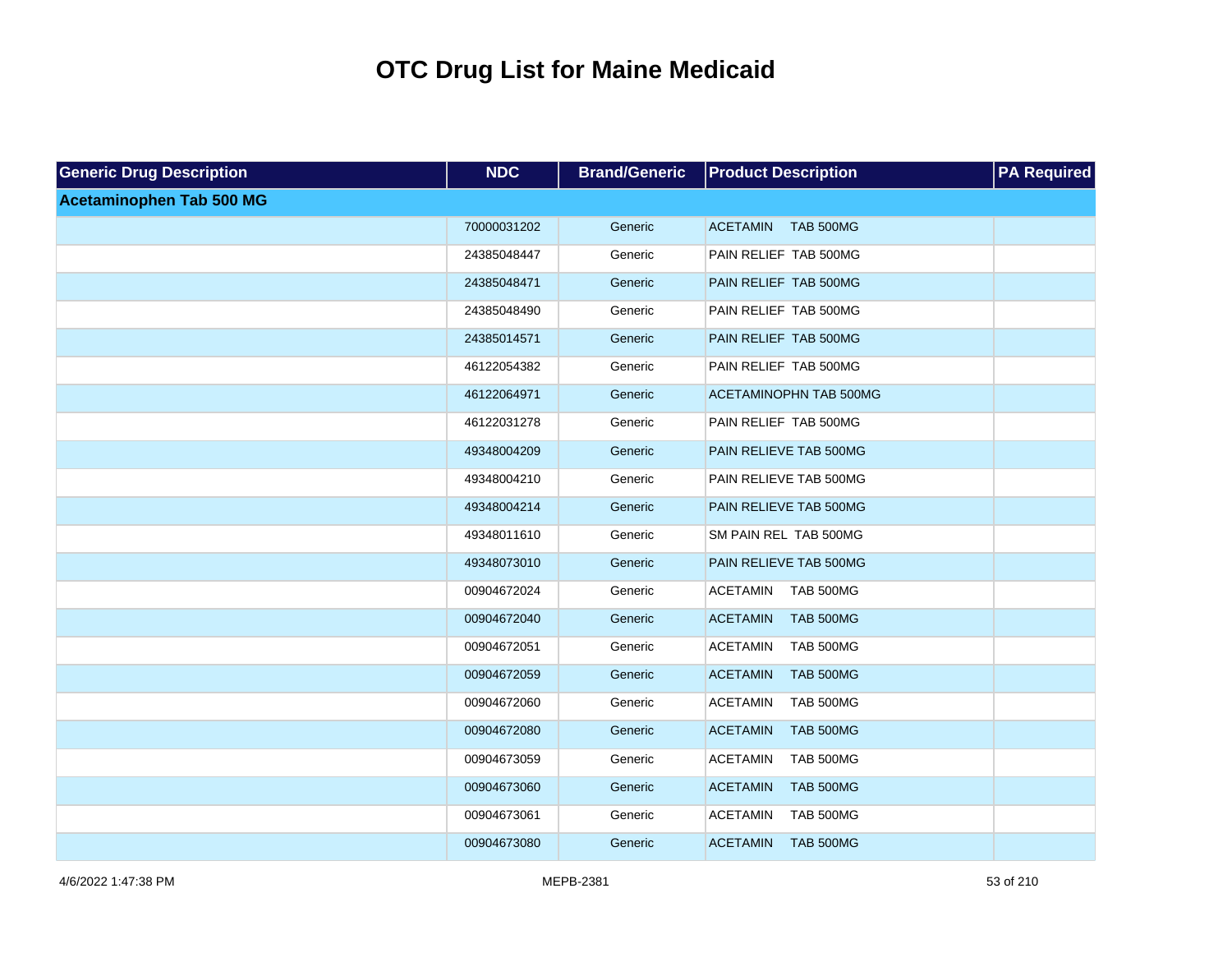# OTC Drug List for Maine Medicaid

| Generic Drug Description | NDC | Brand/Generic | Product Description | PA Required |
|---|---|---|---|---|
| **Acetaminophen Tab 500 MG** | | | | |
| | 70000031202 | Generic | ACETAMIN TAB 500MG | |
| | 24385048447 | Generic | PAIN RELIEF TAB 500MG | |
| | 24385048471 | Generic | PAIN RELIEF TAB 500MG | |
| | 24385048490 | Generic | PAIN RELIEF TAB 500MG | |
| | 24385014571 | Generic | PAIN RELIEF TAB 500MG | |
| | 46122054382 | Generic | PAIN RELIEF TAB 500MG | |
| | 46122064971 | Generic | ACETAMINOPHN TAB 500MG | |
| | 46122031278 | Generic | PAIN RELIEF TAB 500MG | |
| | 49348004209 | Generic | PAIN RELIEVE TAB 500MG | |
| | 49348004210 | Generic | PAIN RELIEVE TAB 500MG | |
| | 49348004214 | Generic | PAIN RELIEVE TAB 500MG | |
| | 49348011610 | Generic | SM PAIN REL TAB 500MG | |
| | 49348073010 | Generic | PAIN RELIEVE TAB 500MG | |
| | 00904672024 | Generic | ACETAMIN TAB 500MG | |
| | 00904672040 | Generic | ACETAMIN TAB 500MG | |
| | 00904672051 | Generic | ACETAMIN TAB 500MG | |
| | 00904672059 | Generic | ACETAMIN TAB 500MG | |
| | 00904672060 | Generic | ACETAMIN TAB 500MG | |
| | 00904672080 | Generic | ACETAMIN TAB 500MG | |
| | 00904673059 | Generic | ACETAMIN TAB 500MG | |
| | 00904673060 | Generic | ACETAMIN TAB 500MG | |
| | 00904673061 | Generic | ACETAMIN TAB 500MG | |
| | 00904673080 | Generic | ACETAMIN TAB 500MG | |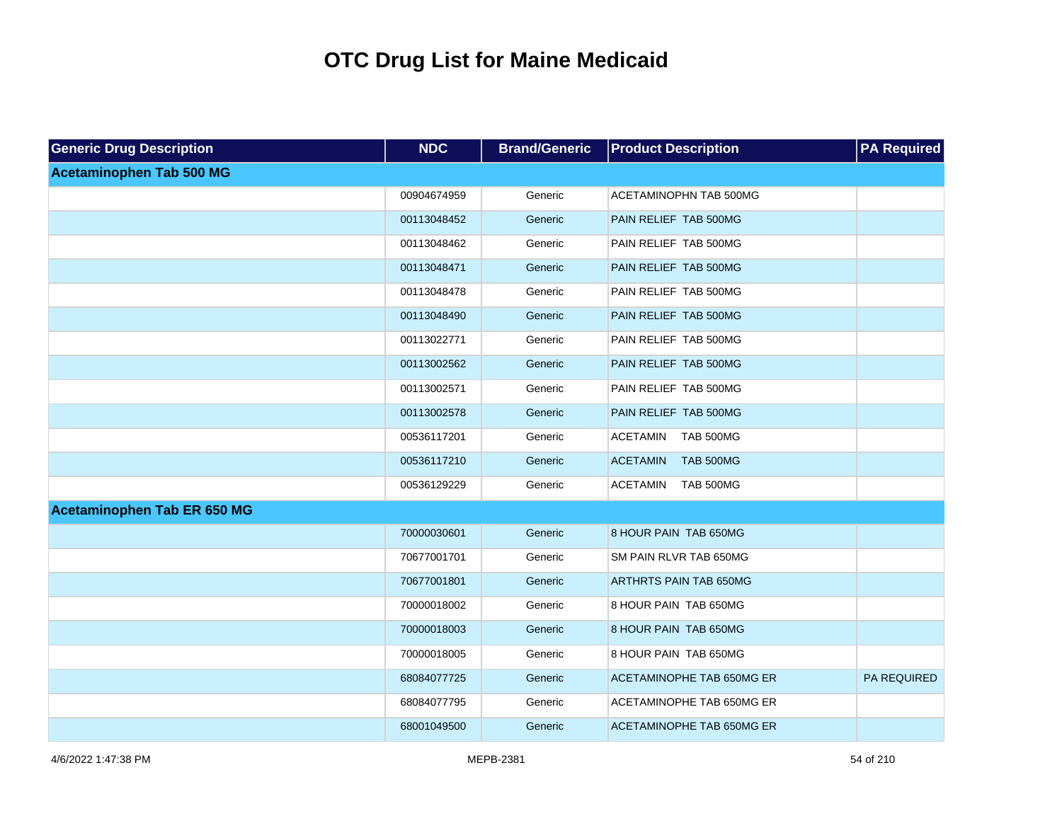# OTC Drug List for Maine Medicaid

| Generic Drug Description | NDC | Brand/Generic | Product Description | PA Required |
|---|---|---|---|---|
| **Acetaminophen Tab 500 MG** | | | | |
| | 00904674959 | Generic | ACETAMINOPHN TAB 500MG | |
| | 00113048452 | Generic | PAIN RELIEF TAB 500MG | |
| | 00113048462 | Generic | PAIN RELIEF TAB 500MG | |
| | 00113048471 | Generic | PAIN RELIEF TAB 500MG | |
| | 00113048478 | Generic | PAIN RELIEF TAB 500MG | |
| | 00113048490 | Generic | PAIN RELIEF TAB 500MG | |
| | 00113022771 | Generic | PAIN RELIEF TAB 500MG | |
| | 00113002562 | Generic | PAIN RELIEF TAB 500MG | |
| | 00113002571 | Generic | PAIN RELIEF TAB 500MG | |
| | 00113002578 | Generic | PAIN RELIEF TAB 500MG | |
| | 00536117201 | Generic | ACETAMIN TAB 500MG | |
| | 00536117210 | Generic | ACETAMIN TAB 500MG | |
| | 00536129229 | Generic | ACETAMIN TAB 500MG | |
| **Acetaminophen Tab ER 650 MG** | | | | |
| | 70000030601 | Generic | 8 HOUR PAIN TAB 650MG | |
| | 70677001701 | Generic | SM PAIN RLVR TAB 650MG | |
| | 70677001801 | Generic | ARTHRTS PAIN TAB 650MG | |
| | 70000018002 | Generic | 8 HOUR PAIN TAB 650MG | |
| | 70000018003 | Generic | 8 HOUR PAIN TAB 650MG | |
| | 70000018005 | Generic | 8 HOUR PAIN TAB 650MG | |
| | 68084077725 | Generic | ACETAMINOPHE TAB 650MG ER | PA REQUIRED |
| | 68084077795 | Generic | ACETAMINOPHE TAB 650MG ER | |
| | 68001049500 | Generic | ACETAMINOPHE TAB 650MG ER | |

4/6/2022 1:47:38 PM MEPB-2381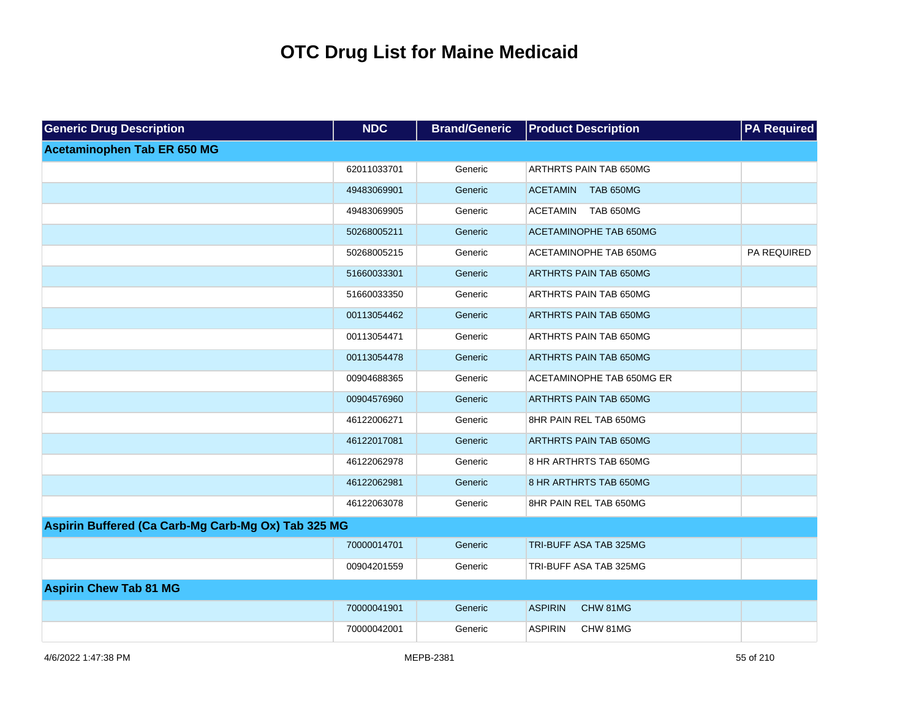# OTC Drug List for Maine Medicaid

| Generic Drug Description | NDC | Brand/Generic | Product Description | PA Required |
| --- | --- | --- | --- | --- |
| **Acetaminophen Tab ER 650 MG** | | | | |
| | 62011033701 | Generic | ARTHRTS PAIN TAB 650MG | |
| | 49483069901 | Generic | ACETAMIN TAB 650MG | |
| | 49483069905 | Generic | ACETAMIN TAB 650MG | |
| | 50268005211 | Generic | ACETAMINOPHE TAB 650MG | |
| | 50268005215 | Generic | ACETAMINOPHE TAB 650MG | PA REQUIRED |
| | 51660033301 | Generic | ARTHRTS PAIN TAB 650MG | |
| | 51660033350 | Generic | ARTHRTS PAIN TAB 650MG | |
| | 00113054462 | Generic | ARTHRTS PAIN TAB 650MG | |
| | 00113054471 | Generic | ARTHRTS PAIN TAB 650MG | |
| | 00113054478 | Generic | ARTHRTS PAIN TAB 650MG | |
| | 00904688365 | Generic | ACETAMINOPHE TAB 650MG ER | |
| | 00904576960 | Generic | ARTHRTS PAIN TAB 650MG | |
| | 46122006271 | Generic | 8HR PAIN REL TAB 650MG | |
| | 46122017081 | Generic | ARTHRTS PAIN TAB 650MG | |
| | 46122062978 | Generic | 8 HR ARTHRTS TAB 650MG | |
| | 46122062981 | Generic | 8 HR ARTHRTS TAB 650MG | |
| | 46122063078 | Generic | 8HR PAIN REL TAB 650MG | |
| **Aspirin Buffered (Ca Carb-Mg Carb-Mg Ox) Tab 325 MG** | | | | |
| | 70000014701 | Generic | TRI-BUFF ASA TAB 325MG | |
| | 00904201559 | Generic | TRI-BUFF ASA TAB 325MG | |
| **Aspirin Chew Tab 81 MG** | | | | |
| | 70000041901 | Generic | ASPIRIN CHW 81MG | |
| | 70000042001 | Generic | ASPIRIN CHW 81MG | |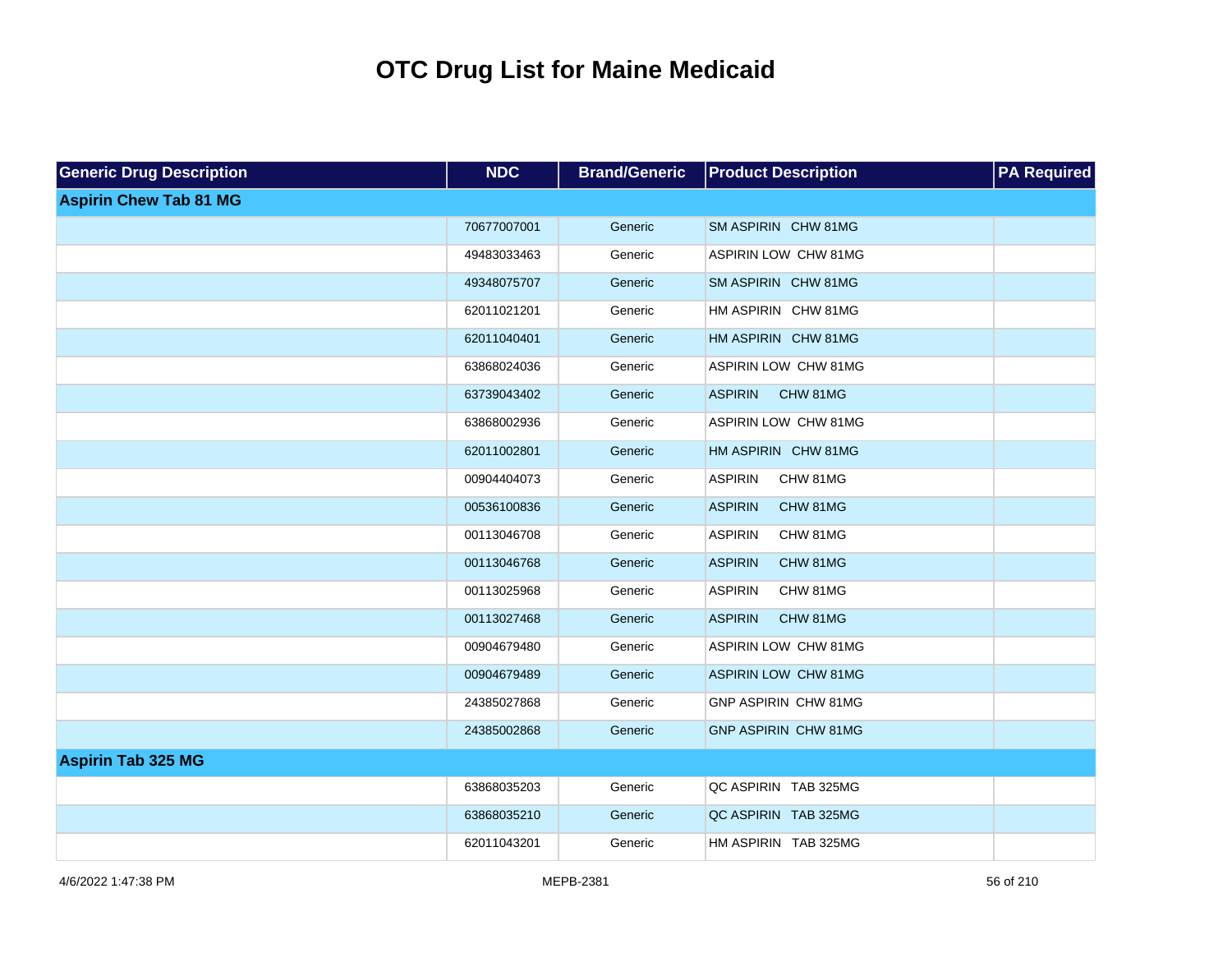# OTC Drug List for Maine Medicaid

| Generic Drug Description | NDC | Brand/Generic | Product Description | PA Required |
|---|---|---|---|---|
| **Aspirin Chew Tab 81 MG** | | | | |
| | 70677007001 | Generic | SM ASPIRIN CHW 81MG | |
| | 49483033463 | Generic | ASPIRIN LOW CHW 81MG | |
| | 49348075707 | Generic | SM ASPIRIN CHW 81MG | |
| | 62011021201 | Generic | HM ASPIRIN CHW 81MG | |
| | 62011040401 | Generic | HM ASPIRIN CHW 81MG | |
| | 63868024036 | Generic | ASPIRIN LOW CHW 81MG | |
| | 63739043402 | Generic | ASPIRIN CHW 81MG | |
| | 63868002936 | Generic | ASPIRIN LOW CHW 81MG | |
| | 62011002801 | Generic | HM ASPIRIN CHW 81MG | |
| | 00904404073 | Generic | ASPIRIN CHW 81MG | |
| | 00536100836 | Generic | ASPIRIN CHW 81MG | |
| | 00113046708 | Generic | ASPIRIN CHW 81MG | |
| | 00113046768 | Generic | ASPIRIN CHW 81MG | |
| | 00113025968 | Generic | ASPIRIN CHW 81MG | |
| | 00113027468 | Generic | ASPIRIN CHW 81MG | |
| | 00904679480 | Generic | ASPIRIN LOW CHW 81MG | |
| | 00904679489 | Generic | ASPIRIN LOW CHW 81MG | |
| | 24385027868 | Generic | GNP ASPIRIN CHW 81MG | |
| | 24385002868 | Generic | GNP ASPIRIN CHW 81MG | |
| **Aspirin Tab 325 MG** | | | | |
| | 63868035203 | Generic | QC ASPIRIN TAB 325MG | |
| | 63868035210 | Generic | QC ASPIRIN TAB 325MG | |
| | 62011043201 | Generic | HM ASPIRIN TAB 325MG | |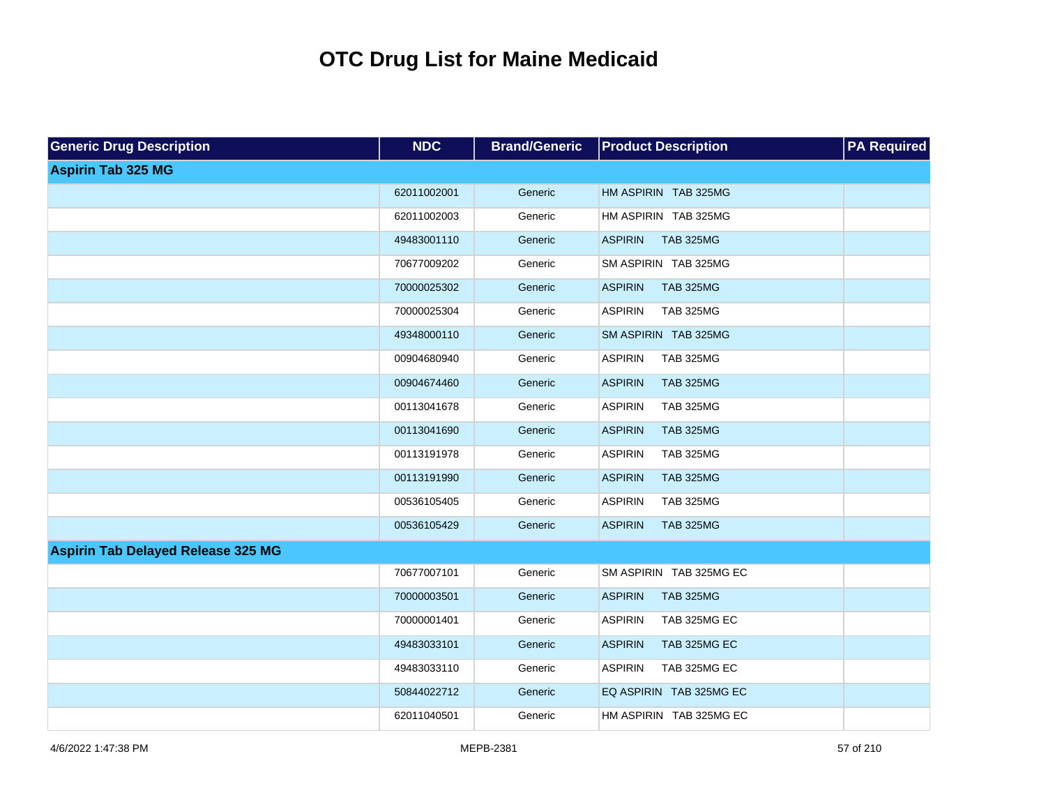# OTC Drug List for Maine Medicaid

| Generic Drug Description | NDC | Brand/Generic | Product Description | PA Required |
|---|---|---|---|---|
| **Aspirin Tab 325 MG** | | | | |
| | 62011002001 | Generic | HM ASPIRIN TAB 325MG | |
| | 62011002003 | Generic | HM ASPIRIN TAB 325MG | |
| | 49483001110 | Generic | ASPIRIN TAB 325MG | |
| | 70677009202 | Generic | SM ASPIRIN TAB 325MG | |
| | 70000025302 | Generic | ASPIRIN TAB 325MG | |
| | 70000025304 | Generic | ASPIRIN TAB 325MG | |
| | 49348000110 | Generic | SM ASPIRIN TAB 325MG | |
| | 00904680940 | Generic | ASPIRIN TAB 325MG | |
| | 00904674460 | Generic | ASPIRIN TAB 325MG | |
| | 00113041678 | Generic | ASPIRIN TAB 325MG | |
| | 00113041690 | Generic | ASPIRIN TAB 325MG | |
| | 00113191978 | Generic | ASPIRIN TAB 325MG | |
| | 00113191990 | Generic | ASPIRIN TAB 325MG | |
| | 00536105405 | Generic | ASPIRIN TAB 325MG | |
| | 00536105429 | Generic | ASPIRIN TAB 325MG | |
| **Aspirin Tab Delayed Release 325 MG** | | | | |
| | 70677007101 | Generic | SM ASPIRIN TAB 325MG EC | |
| | 70000003501 | Generic | ASPIRIN TAB 325MG | |
| | 70000001401 | Generic | ASPIRIN TAB 325MG EC | |
| | 49483033101 | Generic | ASPIRIN TAB 325MG EC | |
| | 49483033110 | Generic | ASPIRIN TAB 325MG EC | |
| | 50844022712 | Generic | EQ ASPIRIN TAB 325MG EC | |
| | 62011040501 | Generic | HM ASPIRIN TAB 325MG EC | |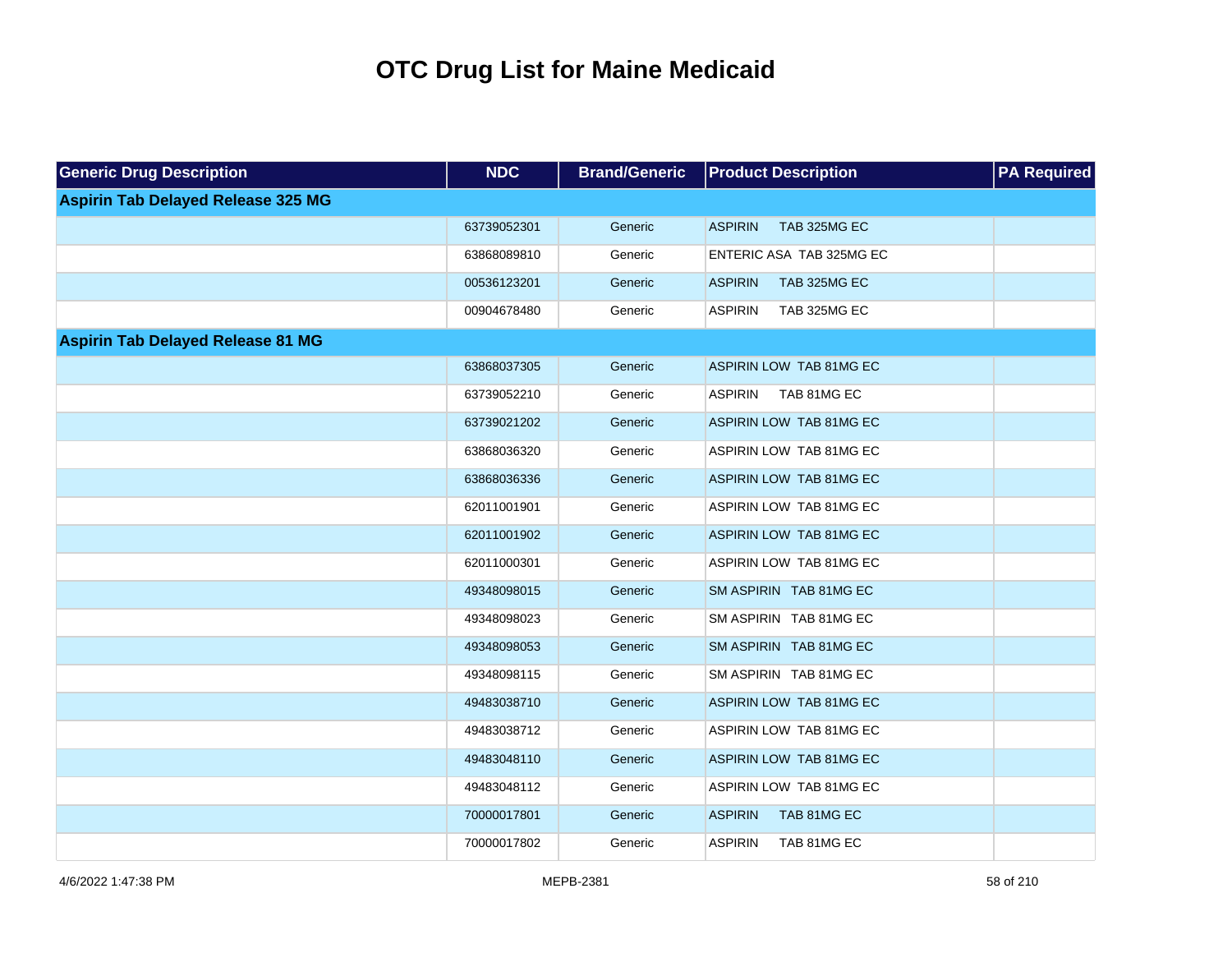# OTC Drug List for Maine Medicaid

| Generic Drug Description | NDC | Brand/Generic | Product Description | PA Required |
| --- | --- | --- | --- | --- |
| **Aspirin Tab Delayed Release 325 MG** | | | | |
| | 63739052301 | Generic | ASPIRIN TAB 325MG EC | |
| | 63868089810 | Generic | ENTERIC ASA TAB 325MG EC | |
| | 00536123201 | Generic | ASPIRIN TAB 325MG EC | |
| | 00904678480 | Generic | ASPIRIN TAB 325MG EC | |
| **Aspirin Tab Delayed Release 81 MG** | | | | |
| | 63868037305 | Generic | ASPIRIN LOW TAB 81MG EC | |
| | 63739052210 | Generic | ASPIRIN TAB 81MG EC | |
| | 63739021202 | Generic | ASPIRIN LOW TAB 81MG EC | |
| | 63868036320 | Generic | ASPIRIN LOW TAB 81MG EC | |
| | 63868036336 | Generic | ASPIRIN LOW TAB 81MG EC | |
| | 62011001901 | Generic | ASPIRIN LOW TAB 81MG EC | |
| | 62011001902 | Generic | ASPIRIN LOW TAB 81MG EC | |
| | 62011000301 | Generic | ASPIRIN LOW TAB 81MG EC | |
| | 49348098015 | Generic | SM ASPIRIN TAB 81MG EC | |
| | 49348098023 | Generic | SM ASPIRIN TAB 81MG EC | |
| | 49348098053 | Generic | SM ASPIRIN TAB 81MG EC | |
| | 49348098115 | Generic | SM ASPIRIN TAB 81MG EC | |
| | 49483038710 | Generic | ASPIRIN LOW TAB 81MG EC | |
| | 49483038712 | Generic | ASPIRIN LOW TAB 81MG EC | |
| | 49483048110 | Generic | ASPIRIN LOW TAB 81MG EC | |
| | 49483048112 | Generic | ASPIRIN LOW TAB 81MG EC | |
| | 70000017801 | Generic | ASPIRIN TAB 81MG EC | |
| | 70000017802 | Generic | ASPIRIN TAB 81MG EC | |

4/6/2022 1:47:38 PM MEPB-2381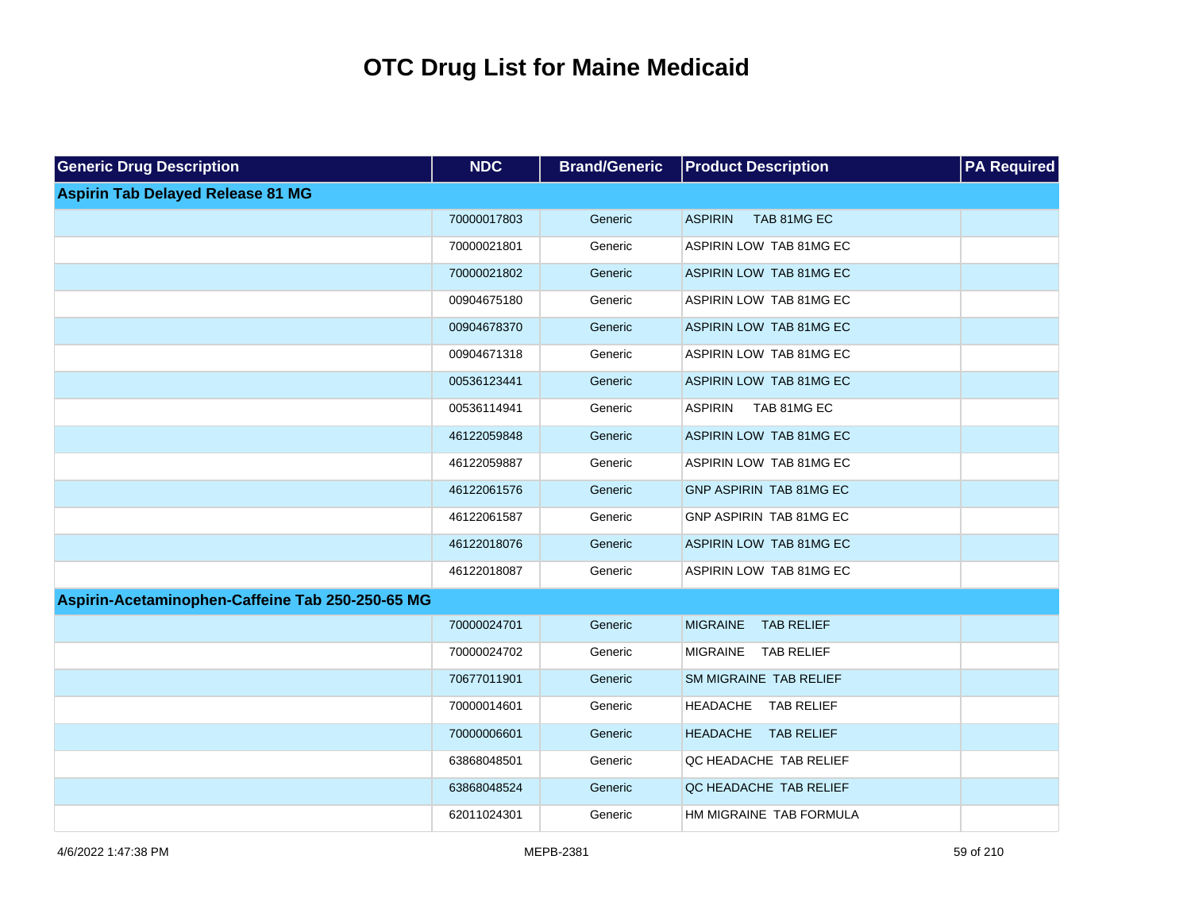# OTC Drug List for Maine Medicaid

| Generic Drug Description | NDC | Brand/Generic | Product Description | PA Required |
|---|---|---|---|---|
| **Aspirin Tab Delayed Release 81 MG** | | | | |
| | 70000017803 | Generic | ASPIRIN TAB 81MG EC | |
| | 70000021801 | Generic | ASPIRIN LOW TAB 81MG EC | |
| | 70000021802 | Generic | ASPIRIN LOW TAB 81MG EC | |
| | 00904675180 | Generic | ASPIRIN LOW TAB 81MG EC | |
| | 00904678370 | Generic | ASPIRIN LOW TAB 81MG EC | |
| | 00904671318 | Generic | ASPIRIN LOW TAB 81MG EC | |
| | 00536123441 | Generic | ASPIRIN LOW TAB 81MG EC | |
| | 00536114941 | Generic | ASPIRIN TAB 81MG EC | |
| | 46122059848 | Generic | ASPIRIN LOW TAB 81MG EC | |
| | 46122059887 | Generic | ASPIRIN LOW TAB 81MG EC | |
| | 46122061576 | Generic | GNP ASPIRIN TAB 81MG EC | |
| | 46122061587 | Generic | GNP ASPIRIN TAB 81MG EC | |
| | 46122018076 | Generic | ASPIRIN LOW TAB 81MG EC | |
| | 46122018087 | Generic | ASPIRIN LOW TAB 81MG EC | |
| **Aspirin-Acetaminophen-Caffeine Tab 250-250-65 MG** | | | | |
| | 70000024701 | Generic | MIGRAINE TAB RELIEF | |
| | 70000024702 | Generic | MIGRAINE TAB RELIEF | |
| | 70677011901 | Generic | SM MIGRAINE TAB RELIEF | |
| | 70000014601 | Generic | HEADACHE TAB RELIEF | |
| | 70000006601 | Generic | HEADACHE TAB RELIEF | |
| | 63868048501 | Generic | QC HEADACHE TAB RELIEF | |
| | 63868048524 | Generic | QC HEADACHE TAB RELIEF | |
| | 62011024301 | Generic | HM MIGRAINE TAB FORMULA | |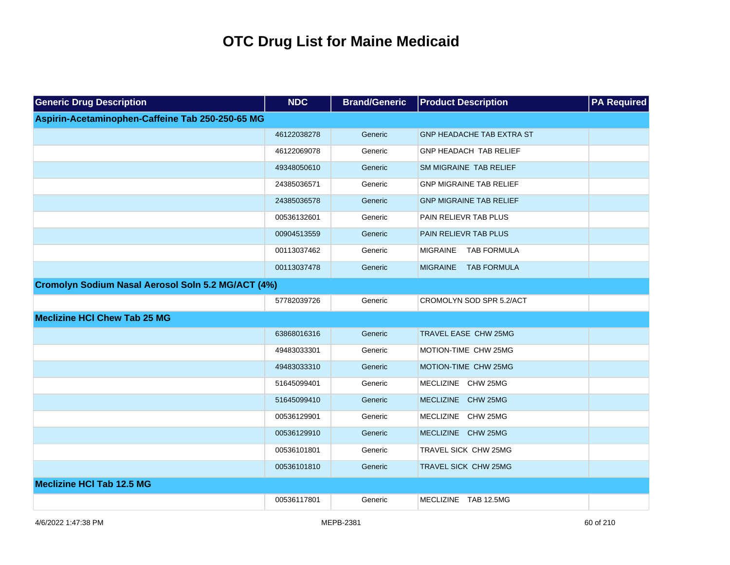# OTC Drug List for Maine Medicaid

| Generic Drug Description | NDC | Brand/Generic | Product Description | PA Required |
|---|---|---|---|---|
| **Aspirin-Acetaminophen-Caffeine Tab 250-250-65 MG** | | | | |
| | 46122038278 | Generic | GNP HEADACHE TAB EXTRA ST | |
| | 46122069078 | Generic | GNP HEADACH TAB RELIEF | |
| | 49348050610 | Generic | SM MIGRAINE TAB RELIEF | |
| | 24385036571 | Generic | GNP MIGRAINE TAB RELIEF | |
| | 24385036578 | Generic | GNP MIGRAINE TAB RELIEF | |
| | 00536132601 | Generic | PAIN RELIEVR TAB PLUS | |
| | 00904513559 | Generic | PAIN RELIEVR TAB PLUS | |
| | 00113037462 | Generic | MIGRAINE TAB FORMULA | |
| | 00113037478 | Generic | MIGRAINE TAB FORMULA | |
| **Cromolyn Sodium Nasal Aerosol Soln 5.2 MG/ACT (4%)** | | | | |
| | 57782039726 | Generic | CROMOLYN SOD SPR 5.2/ACT | |
| **Meclizine HCl Chew Tab 25 MG** | | | | |
| | 63868016316 | Generic | TRAVEL EASE CHW 25MG | |
| | 49483033301 | Generic | MOTION-TIME CHW 25MG | |
| | 49483033310 | Generic | MOTION-TIME CHW 25MG | |
| | 51645099401 | Generic | MECLIZINE CHW 25MG | |
| | 51645099410 | Generic | MECLIZINE CHW 25MG | |
| | 00536129901 | Generic | MECLIZINE CHW 25MG | |
| | 00536129910 | Generic | MECLIZINE CHW 25MG | |
| | 00536101801 | Generic | TRAVEL SICK CHW 25MG | |
| | 00536101810 | Generic | TRAVEL SICK CHW 25MG | |
| **Meclizine HCl Tab 12.5 MG** | | | | |
| | 00536117801 | Generic | MECLIZINE TAB 12.5MG | |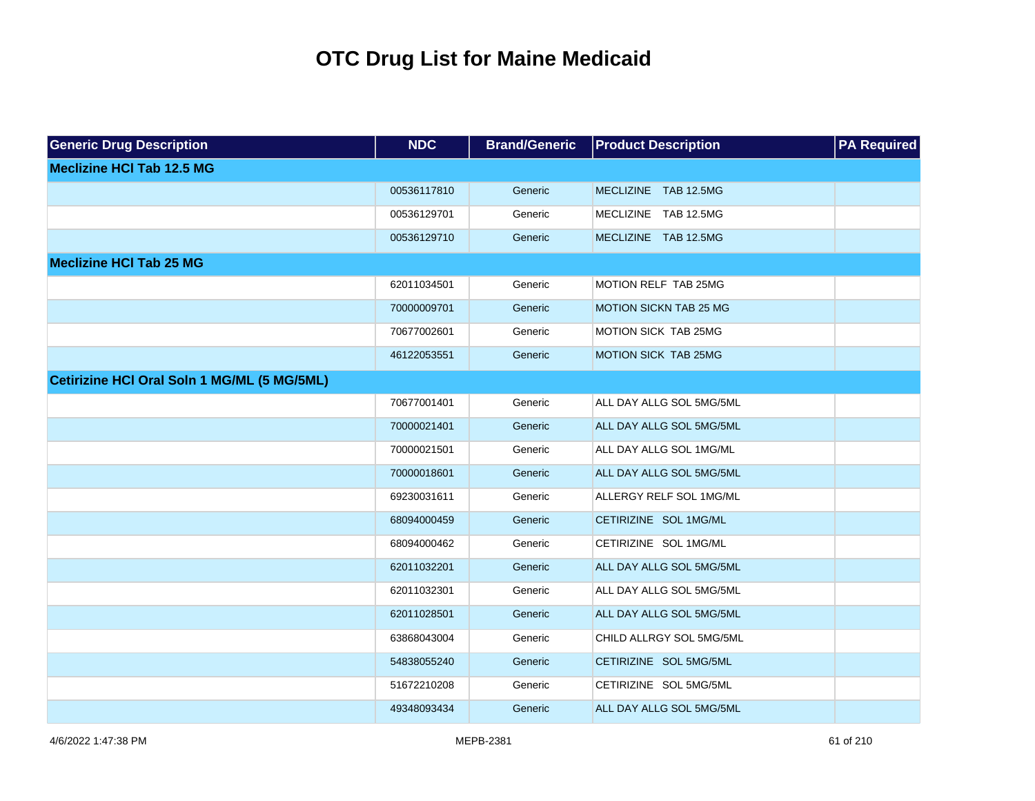# OTC Drug List for Maine Medicaid

| Generic Drug Description | NDC | Brand/Generic | Product Description | PA Required |
|---|---|---|---|---|
| **Meclizine HCl Tab 12.5 MG** | | | | |
| | 00536117810 | Generic | MECLIZINE TAB 12.5MG | |
| | 00536129701 | Generic | MECLIZINE TAB 12.5MG | |
| | 00536129710 | Generic | MECLIZINE TAB 12.5MG | |
| **Meclizine HCl Tab 25 MG** | | | | |
| | 62011034501 | Generic | MOTION RELF TAB 25MG | |
| | 70000009701 | Generic | MOTION SICKN TAB 25 MG | |
| | 70677002601 | Generic | MOTION SICK TAB 25MG | |
| | 46122053551 | Generic | MOTION SICK TAB 25MG | |
| **Cetirizine HCl Oral Soln 1 MG/ML (5 MG/5ML)** | | | | |
| | 70677001401 | Generic | ALL DAY ALLG SOL 5MG/5ML | |
| | 70000021401 | Generic | ALL DAY ALLG SOL 5MG/5ML | |
| | 70000021501 | Generic | ALL DAY ALLG SOL 1MG/ML | |
| | 70000018601 | Generic | ALL DAY ALLG SOL 5MG/5ML | |
| | 69230031611 | Generic | ALLERGY RELF SOL 1MG/ML | |
| | 68094000459 | Generic | CETIRIZINE SOL 1MG/ML | |
| | 68094000462 | Generic | CETIRIZINE SOL 1MG/ML | |
| | 62011032201 | Generic | ALL DAY ALLG SOL 5MG/5ML | |
| | 62011032301 | Generic | ALL DAY ALLG SOL 5MG/5ML | |
| | 62011028501 | Generic | ALL DAY ALLG SOL 5MG/5ML | |
| | 63868043004 | Generic | CHILD ALLRGY SOL 5MG/5ML | |
| | 54838055240 | Generic | CETIRIZINE SOL 5MG/5ML | |
| | 51672210208 | Generic | CETIRIZINE SOL 5MG/5ML | |
| | 49348093434 | Generic | ALL DAY ALLG SOL 5MG/5ML | |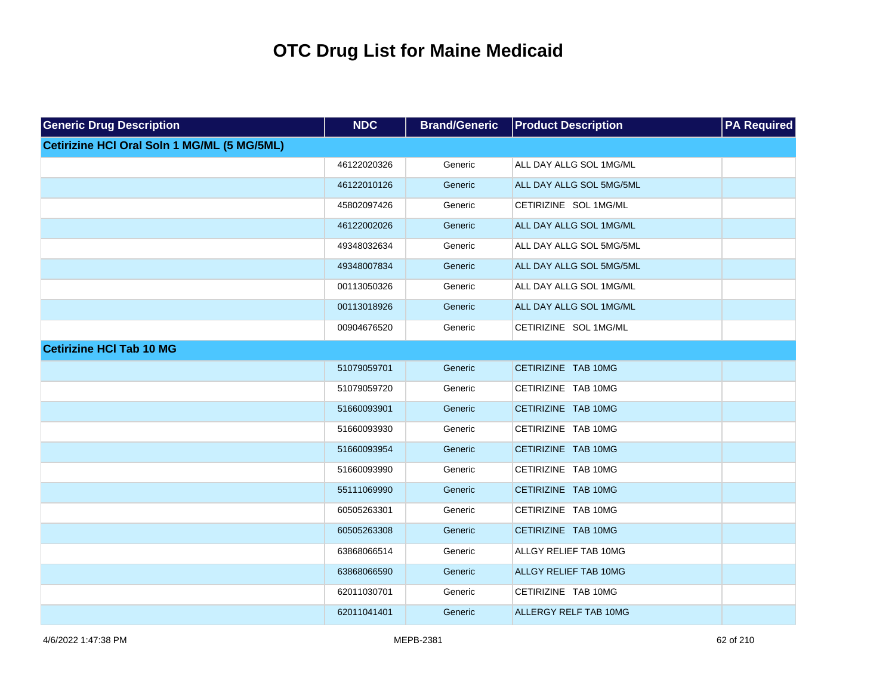# OTC Drug List for Maine Medicaid

| Generic Drug Description | NDC | Brand/Generic | Product Description | PA Required |
|---|---|---|---|---|
| **Cetirizine HCl Oral Soln 1 MG/ML (5 MG/5ML)** | | | | |
| | 46122020326 | Generic | ALL DAY ALLG SOL 1MG/ML | |
| | 46122010126 | Generic | ALL DAY ALLG SOL 5MG/5ML | |
| | 45802097426 | Generic | CETIRIZINE SOL 1MG/ML | |
| | 46122002026 | Generic | ALL DAY ALLG SOL 1MG/ML | |
| | 49348032634 | Generic | ALL DAY ALLG SOL 5MG/5ML | |
| | 49348007834 | Generic | ALL DAY ALLG SOL 5MG/5ML | |
| | 00113050326 | Generic | ALL DAY ALLG SOL 1MG/ML | |
| | 00113018926 | Generic | ALL DAY ALLG SOL 1MG/ML | |
| | 00904676520 | Generic | CETIRIZINE SOL 1MG/ML | |
| **Cetirizine HCl Tab 10 MG** | | | | |
| | 51079059701 | Generic | CETIRIZINE TAB 10MG | |
| | 51079059720 | Generic | CETIRIZINE TAB 10MG | |
| | 51660093901 | Generic | CETIRIZINE TAB 10MG | |
| | 51660093930 | Generic | CETIRIZINE TAB 10MG | |
| | 51660093954 | Generic | CETIRIZINE TAB 10MG | |
| | 51660093990 | Generic | CETIRIZINE TAB 10MG | |
| | 55111069990 | Generic | CETIRIZINE TAB 10MG | |
| | 60505263301 | Generic | CETIRIZINE TAB 10MG | |
| | 60505263308 | Generic | CETIRIZINE TAB 10MG | |
| | 63868066514 | Generic | ALLGY RELIEF TAB 10MG | |
| | 63868066590 | Generic | ALLGY RELIEF TAB 10MG | |
| | 62011030701 | Generic | CETIRIZINE TAB 10MG | |
| | 62011041401 | Generic | ALLERGY RELF TAB 10MG | |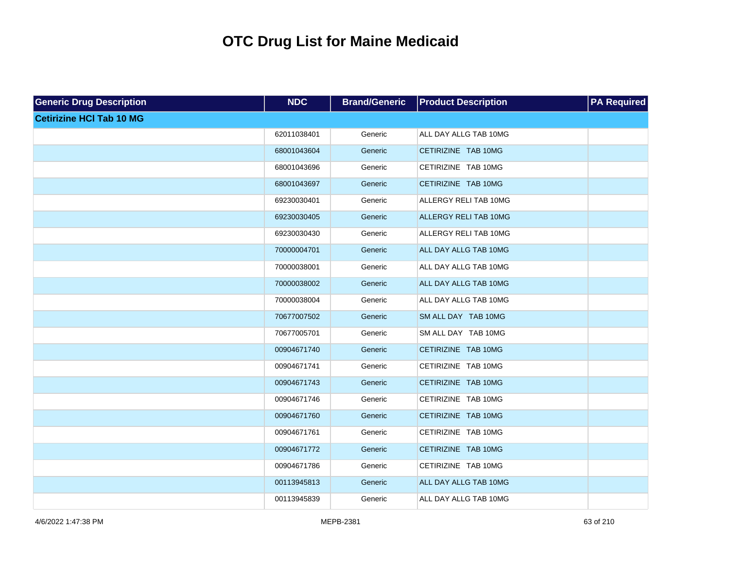# OTC Drug List for Maine Medicaid

| Generic Drug Description | NDC | Brand/Generic | Product Description | PA Required |
|---|---|---|---|---|
| **Cetirizine HCl Tab 10 MG** | | | | |
| | 62011038401 | Generic | ALL DAY ALLG TAB 10MG | |
| | 68001043604 | Generic | CETIRIZINE TAB 10MG | |
| | 68001043696 | Generic | CETIRIZINE TAB 10MG | |
| | 68001043697 | Generic | CETIRIZINE TAB 10MG | |
| | 69230030401 | Generic | ALLERGY RELI TAB 10MG | |
| | 69230030405 | Generic | ALLERGY RELI TAB 10MG | |
| | 69230030430 | Generic | ALLERGY RELI TAB 10MG | |
| | 70000004701 | Generic | ALL DAY ALLG TAB 10MG | |
| | 70000038001 | Generic | ALL DAY ALLG TAB 10MG | |
| | 70000038002 | Generic | ALL DAY ALLG TAB 10MG | |
| | 70000038004 | Generic | ALL DAY ALLG TAB 10MG | |
| | 70677007502 | Generic | SM ALL DAY TAB 10MG | |
| | 70677005701 | Generic | SM ALL DAY TAB 10MG | |
| | 00904671740 | Generic | CETIRIZINE TAB 10MG | |
| | 00904671741 | Generic | CETIRIZINE TAB 10MG | |
| | 00904671743 | Generic | CETIRIZINE TAB 10MG | |
| | 00904671746 | Generic | CETIRIZINE TAB 10MG | |
| | 00904671760 | Generic | CETIRIZINE TAB 10MG | |
| | 00904671761 | Generic | CETIRIZINE TAB 10MG | |
| | 00904671772 | Generic | CETIRIZINE TAB 10MG | |
| | 00904671786 | Generic | CETIRIZINE TAB 10MG | |
| | 00113945813 | Generic | ALL DAY ALLG TAB 10MG | |
| | 00113945839 | Generic | ALL DAY ALLG TAB 10MG | |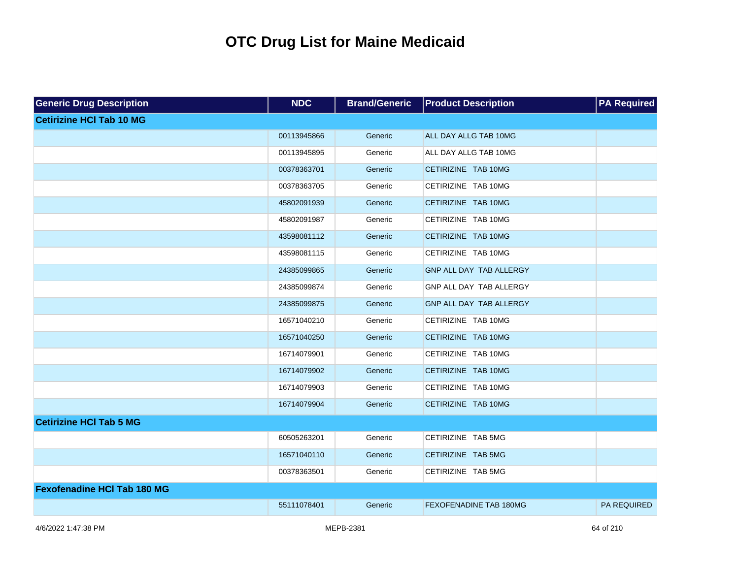# OTC Drug List for Maine Medicaid

| Generic Drug Description | NDC | Brand/Generic | Product Description | PA Required |
|---|---|---|---|---|
| **Cetirizine HCl Tab 10 MG** | | | | |
| | 00113945866 | Generic | ALL DAY ALLG TAB 10MG | |
| | 00113945895 | Generic | ALL DAY ALLG TAB 10MG | |
| | 00378363701 | Generic | CETIRIZINE TAB 10MG | |
| | 00378363705 | Generic | CETIRIZINE TAB 10MG | |
| | 45802091939 | Generic | CETIRIZINE TAB 10MG | |
| | 45802091987 | Generic | CETIRIZINE TAB 10MG | |
| | 43598081112 | Generic | CETIRIZINE TAB 10MG | |
| | 43598081115 | Generic | CETIRIZINE TAB 10MG | |
| | 24385099865 | Generic | GNP ALL DAY TAB ALLERGY | |
| | 24385099874 | Generic | GNP ALL DAY TAB ALLERGY | |
| | 24385099875 | Generic | GNP ALL DAY TAB ALLERGY | |
| | 16571040210 | Generic | CETIRIZINE TAB 10MG | |
| | 16571040250 | Generic | CETIRIZINE TAB 10MG | |
| | 16714079901 | Generic | CETIRIZINE TAB 10MG | |
| | 16714079902 | Generic | CETIRIZINE TAB 10MG | |
| | 16714079903 | Generic | CETIRIZINE TAB 10MG | |
| | 16714079904 | Generic | CETIRIZINE TAB 10MG | |
| **Cetirizine HCl Tab 5 MG** | | | | |
| | 60505263201 | Generic | CETIRIZINE TAB 5MG | |
| | 16571040110 | Generic | CETIRIZINE TAB 5MG | |
| | 00378363501 | Generic | CETIRIZINE TAB 5MG | |
| **Fexofenadine HCl Tab 180 MG** | | | | |
| | 55111078401 | Generic | FEXOFENADINE TAB 180MG | PA REQUIRED |

4/6/2022 1:47:38 PM MEPB-2381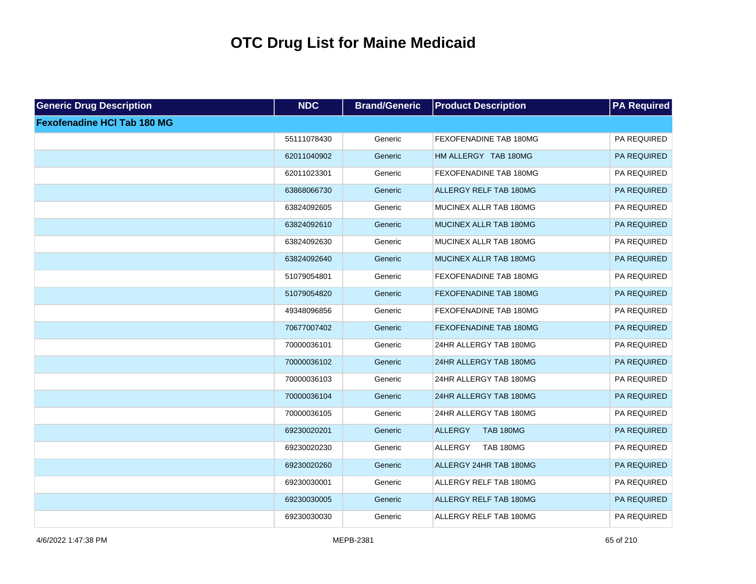# OTC Drug List for Maine Medicaid

| Generic Drug Description | NDC | Brand/Generic | Product Description | PA Required |
|---|---|---|---|---|
| **Fexofenadine HCl Tab 180 MG** | | | | |
| | 55111078430 | Generic | FEXOFENADINE TAB 180MG | PA REQUIRED |
| | 62011040902 | Generic | HM ALLERGY TAB 180MG | PA REQUIRED |
| | 62011023301 | Generic | FEXOFENADINE TAB 180MG | PA REQUIRED |
| | 63868066730 | Generic | ALLERGY RELF TAB 180MG | PA REQUIRED |
| | 63824092605 | Generic | MUCINEX ALLR TAB 180MG | PA REQUIRED |
| | 63824092610 | Generic | MUCINEX ALLR TAB 180MG | PA REQUIRED |
| | 63824092630 | Generic | MUCINEX ALLR TAB 180MG | PA REQUIRED |
| | 63824092640 | Generic | MUCINEX ALLR TAB 180MG | PA REQUIRED |
| | 51079054801 | Generic | FEXOFENADINE TAB 180MG | PA REQUIRED |
| | 51079054820 | Generic | FEXOFENADINE TAB 180MG | PA REQUIRED |
| | 49348096856 | Generic | FEXOFENADINE TAB 180MG | PA REQUIRED |
| | 70677007402 | Generic | FEXOFENADINE TAB 180MG | PA REQUIRED |
| | 70000036101 | Generic | 24HR ALLERGY TAB 180MG | PA REQUIRED |
| | 70000036102 | Generic | 24HR ALLERGY TAB 180MG | PA REQUIRED |
| | 70000036103 | Generic | 24HR ALLERGY TAB 180MG | PA REQUIRED |
| | 70000036104 | Generic | 24HR ALLERGY TAB 180MG | PA REQUIRED |
| | 70000036105 | Generic | 24HR ALLERGY TAB 180MG | PA REQUIRED |
| | 69230020201 | Generic | ALLERGY TAB 180MG | PA REQUIRED |
| | 69230020230 | Generic | ALLERGY TAB 180MG | PA REQUIRED |
| | 69230020260 | Generic | ALLERGY 24HR TAB 180MG | PA REQUIRED |
| | 69230030001 | Generic | ALLERGY RELF TAB 180MG | PA REQUIRED |
| | 69230030005 | Generic | ALLERGY RELF TAB 180MG | PA REQUIRED |
| | 69230030030 | Generic | ALLERGY RELF TAB 180MG | PA REQUIRED |

4/6/2022 1:47:38 PM MEPB-2381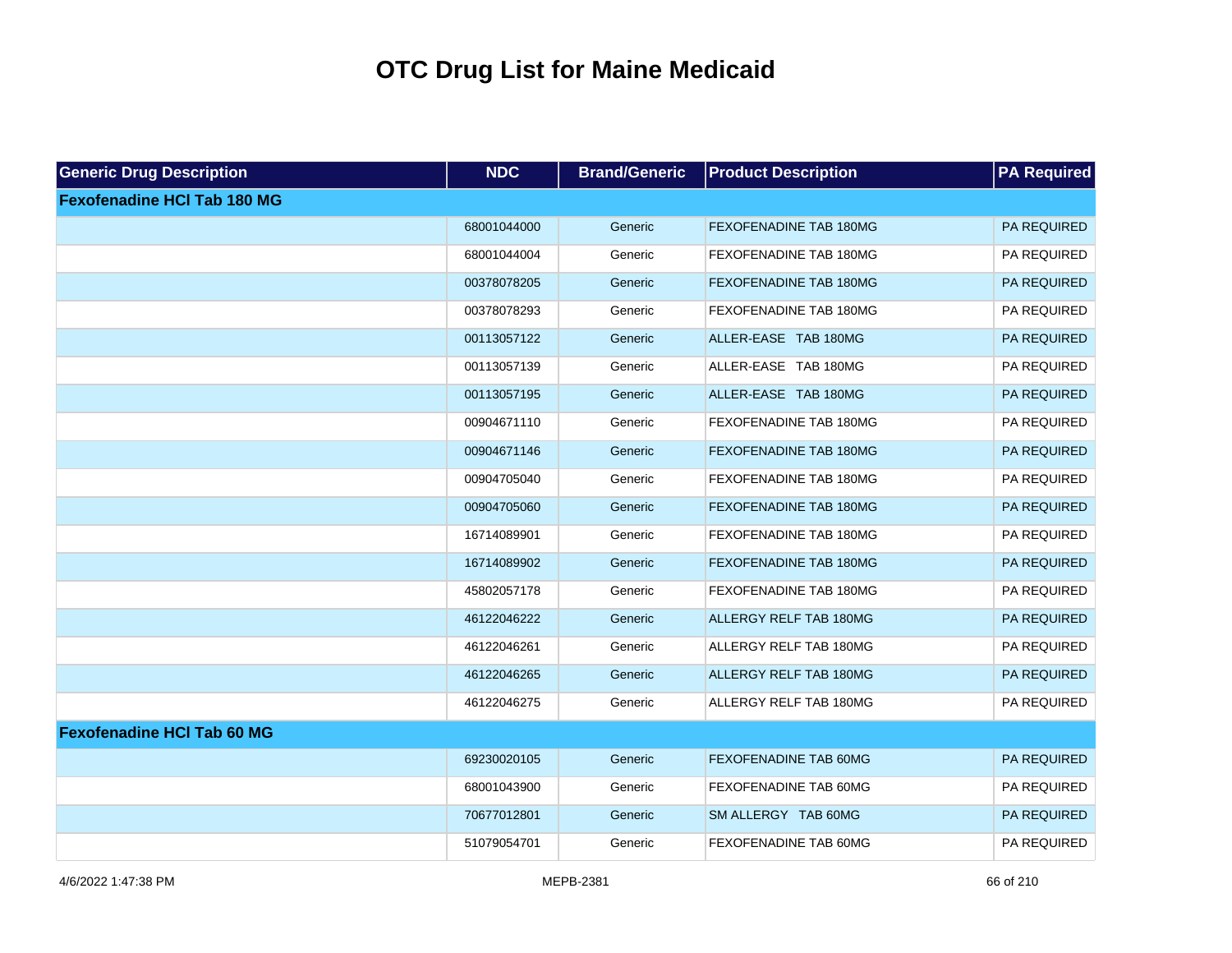# OTC Drug List for Maine Medicaid

| Generic Drug Description | NDC | Brand/Generic | Product Description | PA Required |
|---|---|---|---|---|
| **Fexofenadine HCl Tab 180 MG** | | | | |
| | 68001044000 | Generic | FEXOFENADINE TAB 180MG | PA REQUIRED |
| | 68001044004 | Generic | FEXOFENADINE TAB 180MG | PA REQUIRED |
| | 00378078205 | Generic | FEXOFENADINE TAB 180MG | PA REQUIRED |
| | 00378078293 | Generic | FEXOFENADINE TAB 180MG | PA REQUIRED |
| | 00113057122 | Generic | ALLER-EASE TAB 180MG | PA REQUIRED |
| | 00113057139 | Generic | ALLER-EASE TAB 180MG | PA REQUIRED |
| | 00113057195 | Generic | ALLER-EASE TAB 180MG | PA REQUIRED |
| | 00904671110 | Generic | FEXOFENADINE TAB 180MG | PA REQUIRED |
| | 00904671146 | Generic | FEXOFENADINE TAB 180MG | PA REQUIRED |
| | 00904705040 | Generic | FEXOFENADINE TAB 180MG | PA REQUIRED |
| | 00904705060 | Generic | FEXOFENADINE TAB 180MG | PA REQUIRED |
| | 16714089901 | Generic | FEXOFENADINE TAB 180MG | PA REQUIRED |
| | 16714089902 | Generic | FEXOFENADINE TAB 180MG | PA REQUIRED |
| | 45802057178 | Generic | FEXOFENADINE TAB 180MG | PA REQUIRED |
| | 46122046222 | Generic | ALLERGY RELF TAB 180MG | PA REQUIRED |
| | 46122046261 | Generic | ALLERGY RELF TAB 180MG | PA REQUIRED |
| | 46122046265 | Generic | ALLERGY RELF TAB 180MG | PA REQUIRED |
| | 46122046275 | Generic | ALLERGY RELF TAB 180MG | PA REQUIRED |
| **Fexofenadine HCl Tab 60 MG** | | | | |
| | 69230020105 | Generic | FEXOFENADINE TAB 60MG | PA REQUIRED |
| | 68001043900 | Generic | FEXOFENADINE TAB 60MG | PA REQUIRED |
| | 70677012801 | Generic | SM ALLERGY TAB 60MG | PA REQUIRED |
| | 51079054701 | Generic | FEXOFENADINE TAB 60MG | PA REQUIRED |

4/6/2022 1:47:38 PM MEPB-2381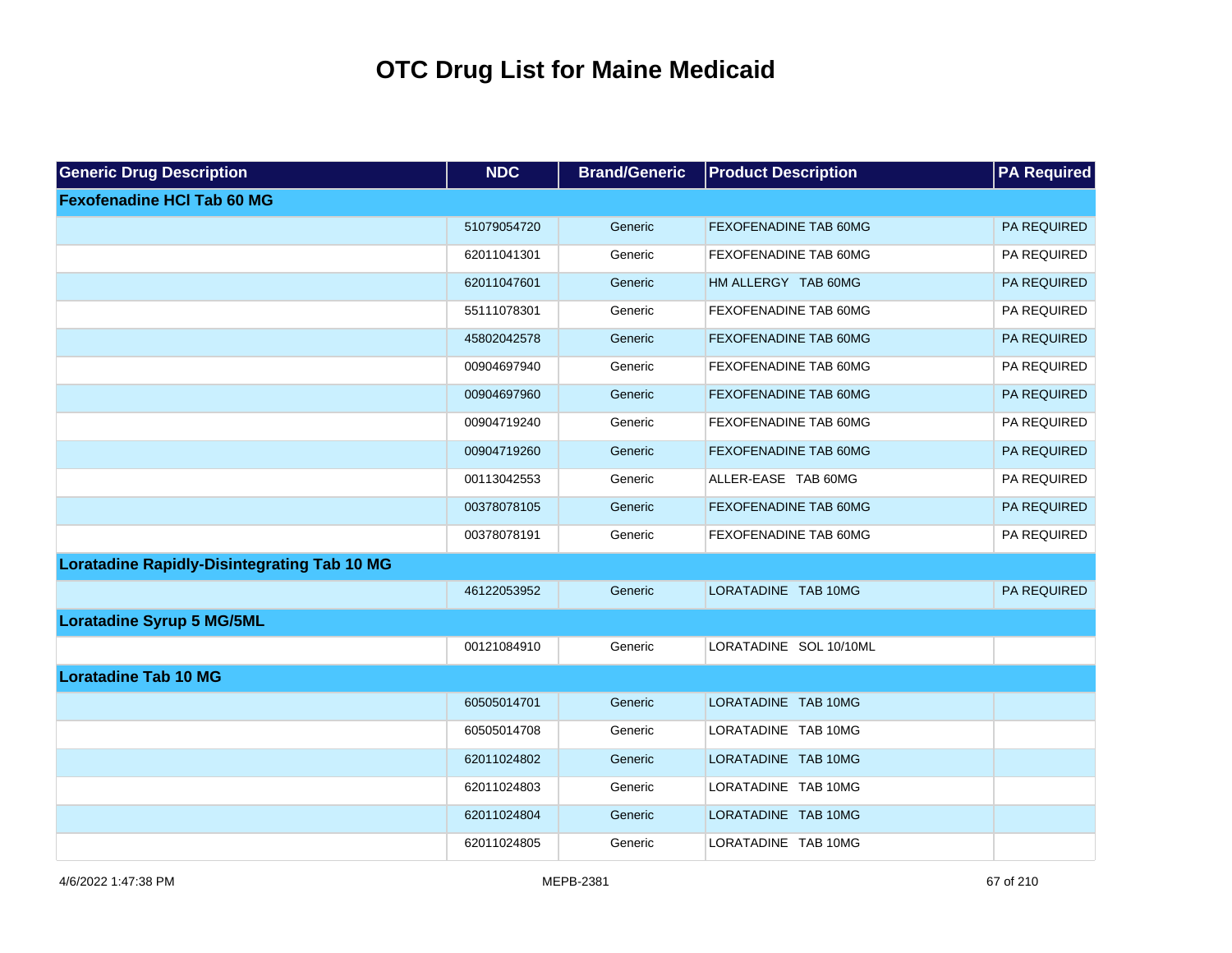# OTC Drug List for Maine Medicaid

| Generic Drug Description | NDC | Brand/Generic | Product Description | PA Required |
|---|---|---|---|---|
| **Fexofenadine HCl Tab 60 MG** | | | | |
| | 51079054720 | Generic | FEXOFENADINE TAB 60MG | PA REQUIRED |
| | 62011041301 | Generic | FEXOFENADINE TAB 60MG | PA REQUIRED |
| | 62011047601 | Generic | HM ALLERGY TAB 60MG | PA REQUIRED |
| | 55111078301 | Generic | FEXOFENADINE TAB 60MG | PA REQUIRED |
| | 45802042578 | Generic | FEXOFENADINE TAB 60MG | PA REQUIRED |
| | 00904697940 | Generic | FEXOFENADINE TAB 60MG | PA REQUIRED |
| | 00904697960 | Generic | FEXOFENADINE TAB 60MG | PA REQUIRED |
| | 00904719240 | Generic | FEXOFENADINE TAB 60MG | PA REQUIRED |
| | 00904719260 | Generic | FEXOFENADINE TAB 60MG | PA REQUIRED |
| | 00113042553 | Generic | ALLER-EASE TAB 60MG | PA REQUIRED |
| | 00378078105 | Generic | FEXOFENADINE TAB 60MG | PA REQUIRED |
| | 00378078191 | Generic | FEXOFENADINE TAB 60MG | PA REQUIRED |
| **Loratadine Rapidly-Disintegrating Tab 10 MG** | | | | |
| | 46122053952 | Generic | LORATADINE TAB 10MG | PA REQUIRED |
| **Loratadine Syrup 5 MG/5ML** | | | | |
| | 00121084910 | Generic | LORATADINE SOL 10/10ML | |
| **Loratadine Tab 10 MG** | | | | |
| | 60505014701 | Generic | LORATADINE TAB 10MG | |
| | 60505014708 | Generic | LORATADINE TAB 10MG | |
| | 62011024802 | Generic | LORATADINE TAB 10MG | |
| | 62011024803 | Generic | LORATADINE TAB 10MG | |
| | 62011024804 | Generic | LORATADINE TAB 10MG | |
| | 62011024805 | Generic | LORATADINE TAB 10MG | |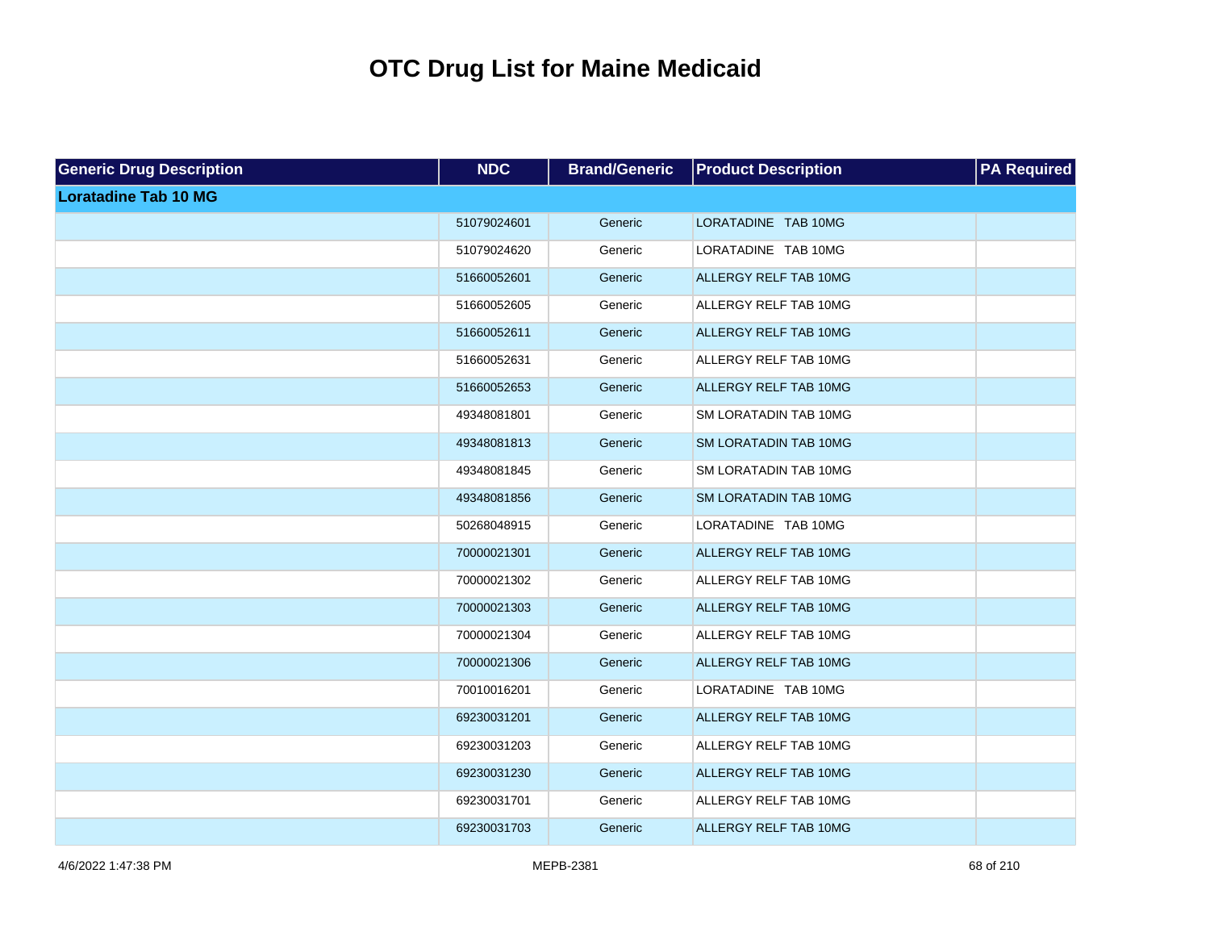# OTC Drug List for Maine Medicaid

| Generic Drug Description | NDC | Brand/Generic | Product Description | PA Required |
|---|---|---|---|---|
| **Loratadine Tab 10 MG** | | | | |
| | 51079024601 | Generic | LORATADINE TAB 10MG | |
| | 51079024620 | Generic | LORATADINE TAB 10MG | |
| | 51660052601 | Generic | ALLERGY RELF TAB 10MG | |
| | 51660052605 | Generic | ALLERGY RELF TAB 10MG | |
| | 51660052611 | Generic | ALLERGY RELF TAB 10MG | |
| | 51660052631 | Generic | ALLERGY RELF TAB 10MG | |
| | 51660052653 | Generic | ALLERGY RELF TAB 10MG | |
| | 49348081801 | Generic | SM LORATADIN TAB 10MG | |
| | 49348081813 | Generic | SM LORATADIN TAB 10MG | |
| | 49348081845 | Generic | SM LORATADIN TAB 10MG | |
| | 49348081856 | Generic | SM LORATADIN TAB 10MG | |
| | 50268048915 | Generic | LORATADINE TAB 10MG | |
| | 70000021301 | Generic | ALLERGY RELF TAB 10MG | |
| | 70000021302 | Generic | ALLERGY RELF TAB 10MG | |
| | 70000021303 | Generic | ALLERGY RELF TAB 10MG | |
| | 70000021304 | Generic | ALLERGY RELF TAB 10MG | |
| | 70000021306 | Generic | ALLERGY RELF TAB 10MG | |
| | 70010016201 | Generic | LORATADINE TAB 10MG | |
| | 69230031201 | Generic | ALLERGY RELF TAB 10MG | |
| | 69230031203 | Generic | ALLERGY RELF TAB 10MG | |
| | 69230031230 | Generic | ALLERGY RELF TAB 10MG | |
| | 69230031701 | Generic | ALLERGY RELF TAB 10MG | |
| | 69230031703 | Generic | ALLERGY RELF TAB 10MG | |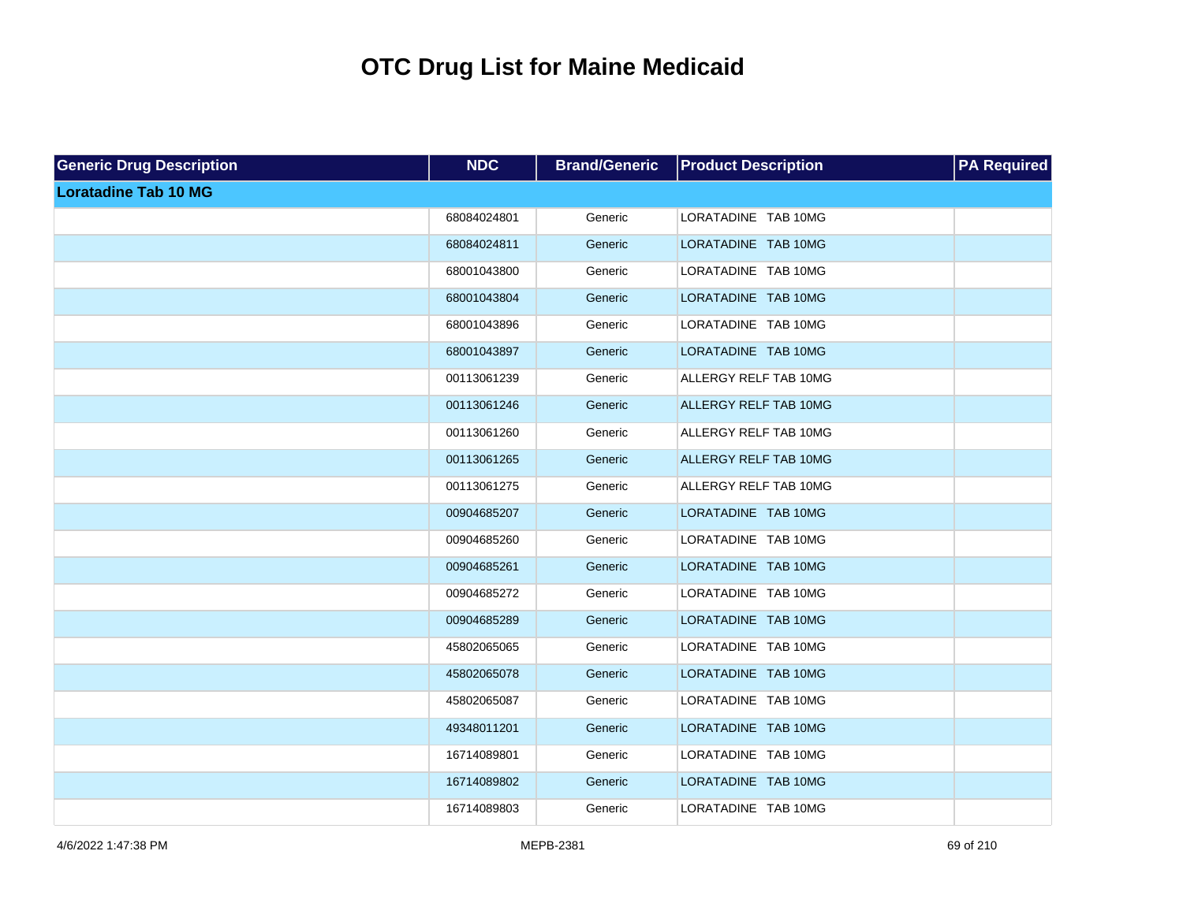# OTC Drug List for Maine Medicaid

| Generic Drug Description | NDC | Brand/Generic | Product Description | PA Required |
|---|---|---|---|---|
| **Loratadine Tab 10 MG** | | | | |
| | 68084024801 | Generic | LORATADINE TAB 10MG | |
| | 68084024811 | Generic | LORATADINE TAB 10MG | |
| | 68001043800 | Generic | LORATADINE TAB 10MG | |
| | 68001043804 | Generic | LORATADINE TAB 10MG | |
| | 68001043896 | Generic | LORATADINE TAB 10MG | |
| | 68001043897 | Generic | LORATADINE TAB 10MG | |
| | 00113061239 | Generic | ALLERGY RELF TAB 10MG | |
| | 00113061246 | Generic | ALLERGY RELF TAB 10MG | |
| | 00113061260 | Generic | ALLERGY RELF TAB 10MG | |
| | 00113061265 | Generic | ALLERGY RELF TAB 10MG | |
| | 00113061275 | Generic | ALLERGY RELF TAB 10MG | |
| | 00904685207 | Generic | LORATADINE TAB 10MG | |
| | 00904685260 | Generic | LORATADINE TAB 10MG | |
| | 00904685261 | Generic | LORATADINE TAB 10MG | |
| | 00904685272 | Generic | LORATADINE TAB 10MG | |
| | 00904685289 | Generic | LORATADINE TAB 10MG | |
| | 45802065065 | Generic | LORATADINE TAB 10MG | |
| | 45802065078 | Generic | LORATADINE TAB 10MG | |
| | 45802065087 | Generic | LORATADINE TAB 10MG | |
| | 49348011201 | Generic | LORATADINE TAB 10MG | |
| | 16714089801 | Generic | LORATADINE TAB 10MG | |
| | 16714089802 | Generic | LORATADINE TAB 10MG | |
| | 16714089803 | Generic | LORATADINE TAB 10MG | |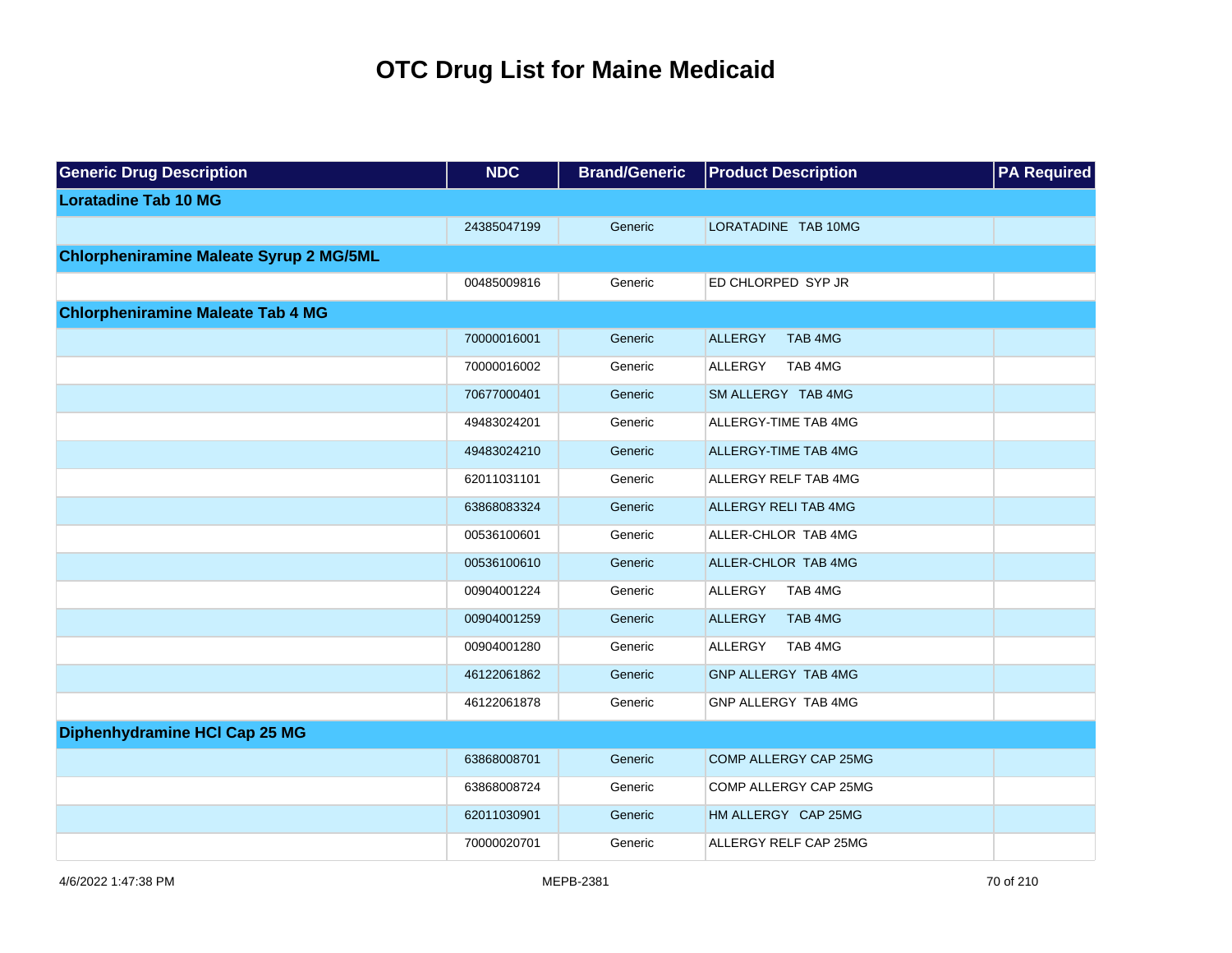# OTC Drug List for Maine Medicaid

| Generic Drug Description | NDC | Brand/Generic | Product Description | PA Required |
|---|---|---|---|---|
| **Loratadine Tab 10 MG** | | | | |
| | 24385047199 | Generic | LORATADINE TAB 10MG | |
| **Chlorpheniramine Maleate Syrup 2 MG/5ML** | | | | |
| | 00485009816 | Generic | ED CHLORPED SYP JR | |
| **Chlorpheniramine Maleate Tab 4 MG** | | | | |
| | 70000016001 | Generic | ALLERGY TAB 4MG | |
| | 70000016002 | Generic | ALLERGY TAB 4MG | |
| | 70677000401 | Generic | SM ALLERGY TAB 4MG | |
| | 49483024201 | Generic | ALLERGY-TIME TAB 4MG | |
| | 49483024210 | Generic | ALLERGY-TIME TAB 4MG | |
| | 62011031101 | Generic | ALLERGY RELF TAB 4MG | |
| | 63868083324 | Generic | ALLERGY RELI TAB 4MG | |
| | 00536100601 | Generic | ALLER-CHLOR TAB 4MG | |
| | 00536100610 | Generic | ALLER-CHLOR TAB 4MG | |
| | 00904001224 | Generic | ALLERGY TAB 4MG | |
| | 00904001259 | Generic | ALLERGY TAB 4MG | |
| | 00904001280 | Generic | ALLERGY TAB 4MG | |
| | 46122061862 | Generic | GNP ALLERGY TAB 4MG | |
| | 46122061878 | Generic | GNP ALLERGY TAB 4MG | |
| **Diphenhydramine HCl Cap 25 MG** | | | | |
| | 63868008701 | Generic | COMP ALLERGY CAP 25MG | |
| | 63868008724 | Generic | COMP ALLERGY CAP 25MG | |
| | 62011030901 | Generic | HM ALLERGY CAP 25MG | |
| | 70000020701 | Generic | ALLERGY RELF CAP 25MG | |

4/6/2022 1:47:38 PM MEPB-2381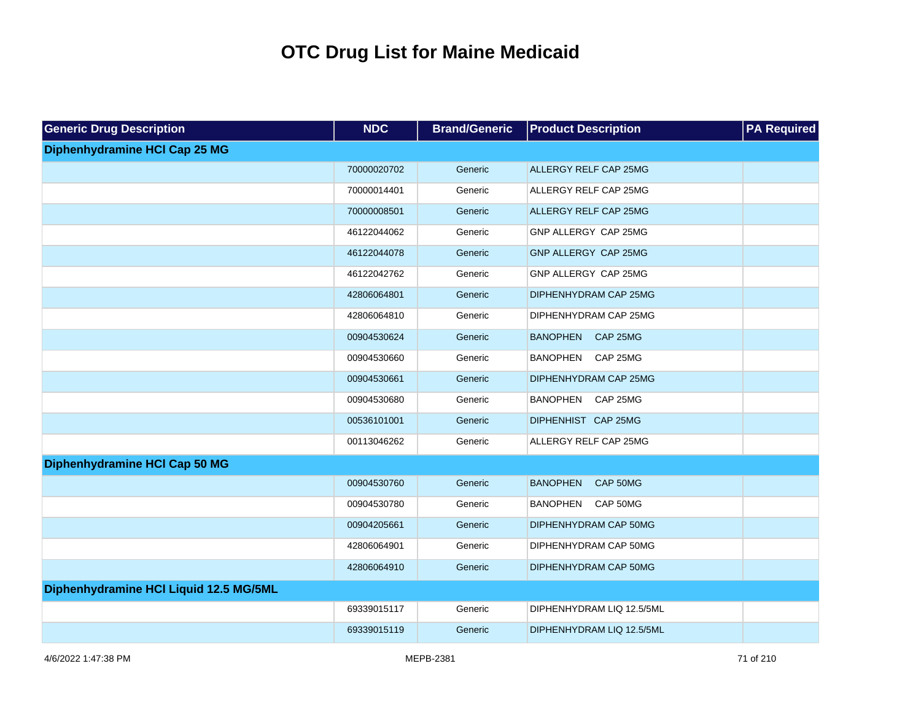# OTC Drug List for Maine Medicaid

| Generic Drug Description | NDC | Brand/Generic | Product Description | PA Required |
|---|---|---|---|---|
| **Diphenhydramine HCl Cap 25 MG** | | | | |
| | 70000020702 | Generic | ALLERGY RELF CAP 25MG | |
| | 70000014401 | Generic | ALLERGY RELF CAP 25MG | |
| | 70000008501 | Generic | ALLERGY RELF CAP 25MG | |
| | 46122044062 | Generic | GNP ALLERGY CAP 25MG | |
| | 46122044078 | Generic | GNP ALLERGY CAP 25MG | |
| | 46122042762 | Generic | GNP ALLERGY CAP 25MG | |
| | 42806064801 | Generic | DIPHENHYDRAM CAP 25MG | |
| | 42806064810 | Generic | DIPHENHYDRAM CAP 25MG | |
| | 00904530624 | Generic | BANOPHEN CAP 25MG | |
| | 00904530660 | Generic | BANOPHEN CAP 25MG | |
| | 00904530661 | Generic | DIPHENHYDRAM CAP 25MG | |
| | 00904530680 | Generic | BANOPHEN CAP 25MG | |
| | 00536101001 | Generic | DIPHENHIST CAP 25MG | |
| | 00113046262 | Generic | ALLERGY RELF CAP 25MG | |
| **Diphenhydramine HCl Cap 50 MG** | | | | |
| | 00904530760 | Generic | BANOPHEN CAP 50MG | |
| | 00904530780 | Generic | BANOPHEN CAP 50MG | |
| | 00904205661 | Generic | DIPHENHYDRAM CAP 50MG | |
| | 42806064901 | Generic | DIPHENHYDRAM CAP 50MG | |
| | 42806064910 | Generic | DIPHENHYDRAM CAP 50MG | |
| **Diphenhydramine HCl Liquid 12.5 MG/5ML** | | | | |
| | 69339015117 | Generic | DIPHENHYDRAM LIQ 12.5/5ML | |
| | 69339015119 | Generic | DIPHENHYDRAM LIQ 12.5/5ML | |

4/6/2022 1:47:38 PM MEPB-2381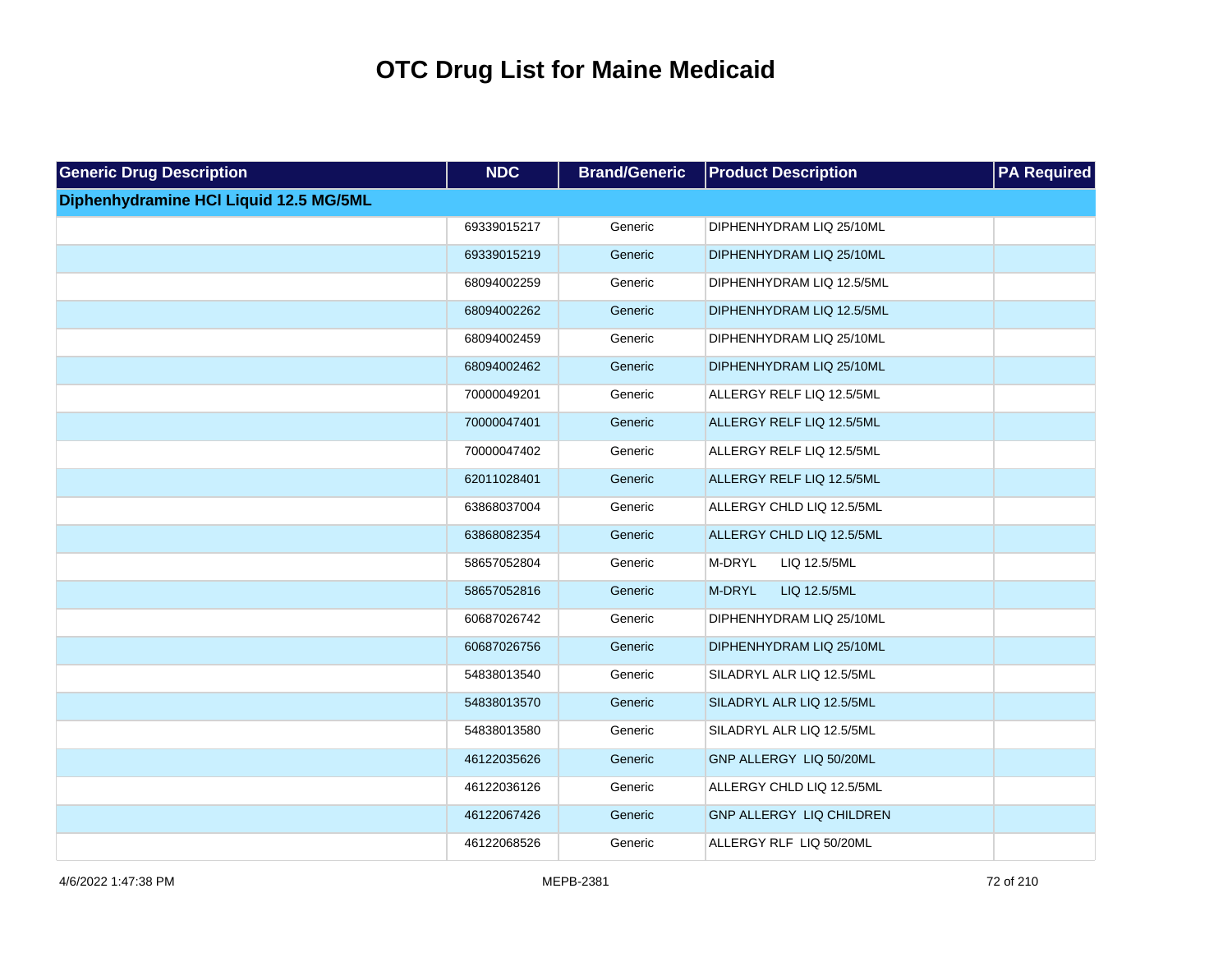# OTC Drug List for Maine Medicaid

| Generic Drug Description | NDC | Brand/Generic | Product Description | PA Required |
|---|---|---|---|---|
| **Diphenhydramine HCl Liquid 12.5 MG/5ML** | | | | |
| | 69339015217 | Generic | DIPHENHYDRAM LIQ 25/10ML | |
| | 69339015219 | Generic | DIPHENHYDRAM LIQ 25/10ML | |
| | 68094002259 | Generic | DIPHENHYDRAM LIQ 12.5/5ML | |
| | 68094002262 | Generic | DIPHENHYDRAM LIQ 12.5/5ML | |
| | 68094002459 | Generic | DIPHENHYDRAM LIQ 25/10ML | |
| | 68094002462 | Generic | DIPHENHYDRAM LIQ 25/10ML | |
| | 70000049201 | Generic | ALLERGY RELF LIQ 12.5/5ML | |
| | 70000047401 | Generic | ALLERGY RELF LIQ 12.5/5ML | |
| | 70000047402 | Generic | ALLERGY RELF LIQ 12.5/5ML | |
| | 62011028401 | Generic | ALLERGY RELF LIQ 12.5/5ML | |
| | 63868037004 | Generic | ALLERGY CHLD LIQ 12.5/5ML | |
| | 63868082354 | Generic | ALLERGY CHLD LIQ 12.5/5ML | |
| | 58657052804 | Generic | M-DRYL LIQ 12.5/5ML | |
| | 58657052816 | Generic | M-DRYL LIQ 12.5/5ML | |
| | 60687026742 | Generic | DIPHENHYDRAM LIQ 25/10ML | |
| | 60687026756 | Generic | DIPHENHYDRAM LIQ 25/10ML | |
| | 54838013540 | Generic | SILADRYL ALR LIQ 12.5/5ML | |
| | 54838013570 | Generic | SILADRYL ALR LIQ 12.5/5ML | |
| | 54838013580 | Generic | SILADRYL ALR LIQ 12.5/5ML | |
| | 46122035626 | Generic | GNP ALLERGY LIQ 50/20ML | |
| | 46122036126 | Generic | ALLERGY CHLD LIQ 12.5/5ML | |
| | 46122067426 | Generic | GNP ALLERGY LIQ CHILDREN | |
| | 46122068526 | Generic | ALLERGY RLF LIQ 50/20ML | |

4/6/2022 1:47:38 PM MEPB-2381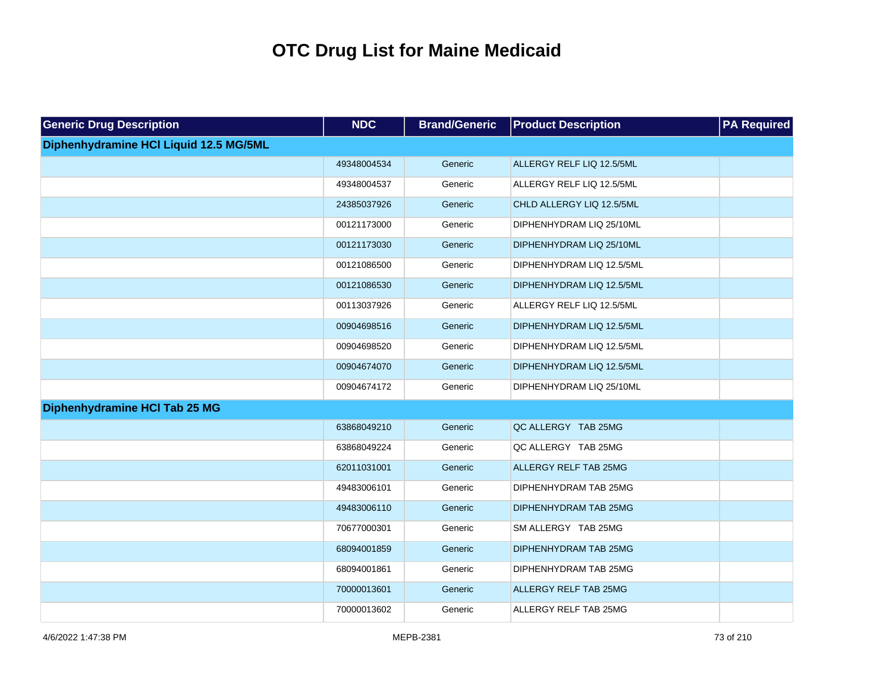# OTC Drug List for Maine Medicaid

| Generic Drug Description | NDC | Brand/Generic | Product Description | PA Required |
|---|---|---|---|---|
| **Diphenhydramine HCl Liquid 12.5 MG/5ML** | | | | |
| | 49348004534 | Generic | ALLERGY RELF LIQ 12.5/5ML | |
| | 49348004537 | Generic | ALLERGY RELF LIQ 12.5/5ML | |
| | 24385037926 | Generic | CHLD ALLERGY LIQ 12.5/5ML | |
| | 00121173000 | Generic | DIPHENHYDRAM LIQ 25/10ML | |
| | 00121173030 | Generic | DIPHENHYDRAM LIQ 25/10ML | |
| | 00121086500 | Generic | DIPHENHYDRAM LIQ 12.5/5ML | |
| | 00121086530 | Generic | DIPHENHYDRAM LIQ 12.5/5ML | |
| | 00113037926 | Generic | ALLERGY RELF LIQ 12.5/5ML | |
| | 00904698516 | Generic | DIPHENHYDRAM LIQ 12.5/5ML | |
| | 00904698520 | Generic | DIPHENHYDRAM LIQ 12.5/5ML | |
| | 00904674070 | Generic | DIPHENHYDRAM LIQ 12.5/5ML | |
| | 00904674172 | Generic | DIPHENHYDRAM LIQ 25/10ML | |
| **Diphenhydramine HCl Tab 25 MG** | | | | |
| | 63868049210 | Generic | QC ALLERGY TAB 25MG | |
| | 63868049224 | Generic | QC ALLERGY TAB 25MG | |
| | 62011031001 | Generic | ALLERGY RELF TAB 25MG | |
| | 49483006101 | Generic | DIPHENHYDRAM TAB 25MG | |
| | 49483006110 | Generic | DIPHENHYDRAM TAB 25MG | |
| | 70677000301 | Generic | SM ALLERGY TAB 25MG | |
| | 68094001859 | Generic | DIPHENHYDRAM TAB 25MG | |
| | 68094001861 | Generic | DIPHENHYDRAM TAB 25MG | |
| | 70000013601 | Generic | ALLERGY RELF TAB 25MG | |
| | 70000013602 | Generic | ALLERGY RELF TAB 25MG | |

4/6/2022 1:47:38 PM MEPB-2381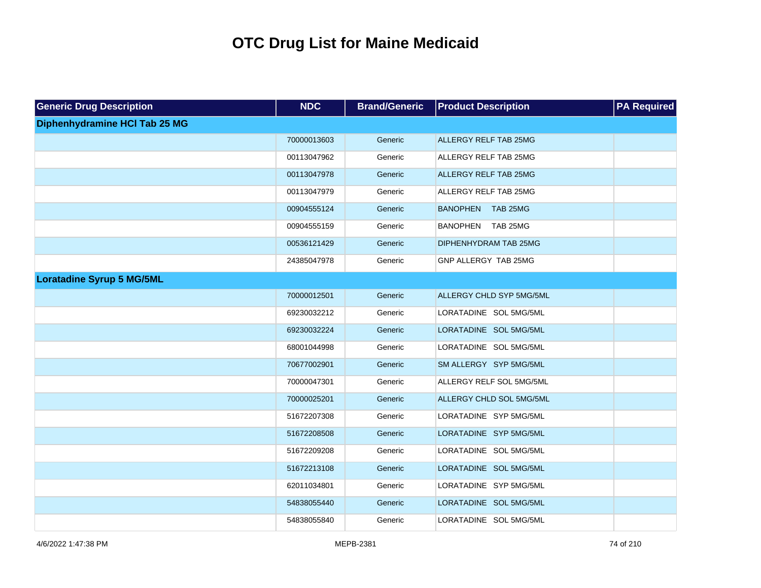# OTC Drug List for Maine Medicaid

| Generic Drug Description | NDC | Brand/Generic | Product Description | PA Required |
| --- | --- | --- | --- | --- |
| **Diphenhydramine HCl Tab 25 MG** | | | | |
| | 70000013603 | Generic | ALLERGY RELF TAB 25MG | |
| | 00113047962 | Generic | ALLERGY RELF TAB 25MG | |
| | 00113047978 | Generic | ALLERGY RELF TAB 25MG | |
| | 00113047979 | Generic | ALLERGY RELF TAB 25MG | |
| | 00904555124 | Generic | BANOPHEN TAB 25MG | |
| | 00904555159 | Generic | BANOPHEN TAB 25MG | |
| | 00536121429 | Generic | DIPHENHYDRAM TAB 25MG | |
| | 24385047978 | Generic | GNP ALLERGY TAB 25MG | |
| **Loratadine Syrup 5 MG/5ML** | | | | |
| | 70000012501 | Generic | ALLERGY CHLD SYP 5MG/5ML | |
| | 69230032212 | Generic | LORATADINE SOL 5MG/5ML | |
| | 69230032224 | Generic | LORATADINE SOL 5MG/5ML | |
| | 68001044998 | Generic | LORATADINE SOL 5MG/5ML | |
| | 70677002901 | Generic | SM ALLERGY SYP 5MG/5ML | |
| | 70000047301 | Generic | ALLERGY RELF SOL 5MG/5ML | |
| | 70000025201 | Generic | ALLERGY CHLD SOL 5MG/5ML | |
| | 51672207308 | Generic | LORATADINE SYP 5MG/5ML | |
| | 51672208508 | Generic | LORATADINE SYP 5MG/5ML | |
| | 51672209208 | Generic | LORATADINE SOL 5MG/5ML | |
| | 51672213108 | Generic | LORATADINE SOL 5MG/5ML | |
| | 62011034801 | Generic | LORATADINE SYP 5MG/5ML | |
| | 54838055440 | Generic | LORATADINE SOL 5MG/5ML | |
| | 54838055840 | Generic | LORATADINE SOL 5MG/5ML | |

4/6/2022 1:47:38 PM MEPB-2381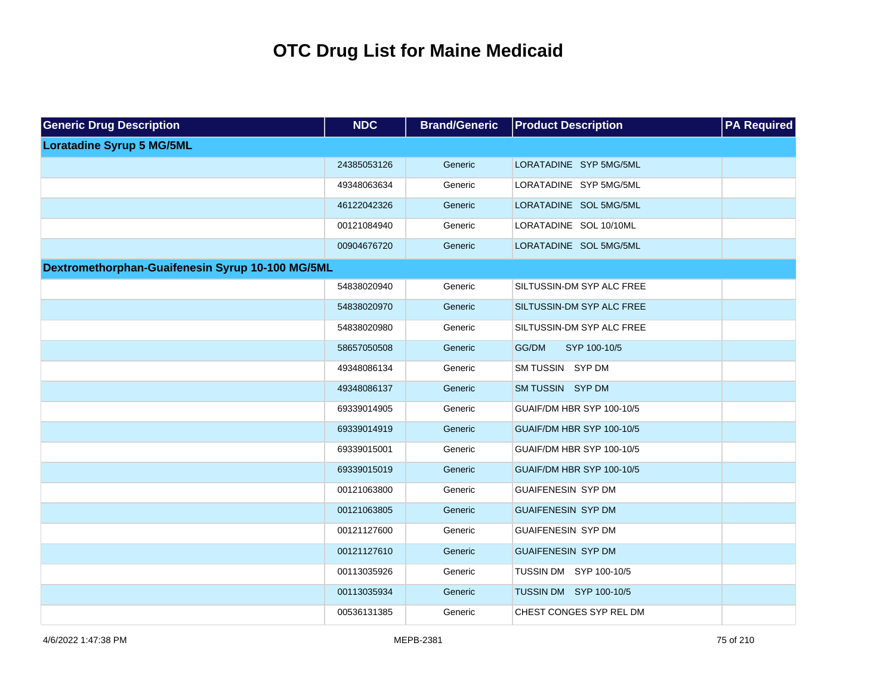# OTC Drug List for Maine Medicaid

| Generic Drug Description | NDC | Brand/Generic | Product Description | PA Required |
|---|---|---|---|---|
| **Loratadine Syrup 5 MG/5ML** | | | | |
| | 24385053126 | Generic | LORATADINE SYP 5MG/5ML | |
| | 49348063634 | Generic | LORATADINE SYP 5MG/5ML | |
| | 46122042326 | Generic | LORATADINE SOL 5MG/5ML | |
| | 00121084940 | Generic | LORATADINE SOL 10/10ML | |
| | 00904676720 | Generic | LORATADINE SOL 5MG/5ML | |
| **Dextromethorphan-Guaifenesin Syrup 10-100 MG/5ML** | | | | |
| | 54838020940 | Generic | SILTUSSIN-DM SYP ALC FREE | |
| | 54838020970 | Generic | SILTUSSIN-DM SYP ALC FREE | |
| | 54838020980 | Generic | SILTUSSIN-DM SYP ALC FREE | |
| | 58657050508 | Generic | GG/DM SYP 100-10/5 | |
| | 49348086134 | Generic | SM TUSSIN SYP DM | |
| | 49348086137 | Generic | SM TUSSIN SYP DM | |
| | 69339014905 | Generic | GUAIF/DM HBR SYP 100-10/5 | |
| | 69339014919 | Generic | GUAIF/DM HBR SYP 100-10/5 | |
| | 69339015001 | Generic | GUAIF/DM HBR SYP 100-10/5 | |
| | 69339015019 | Generic | GUAIF/DM HBR SYP 100-10/5 | |
| | 00121063800 | Generic | GUAIFENESIN SYP DM | |
| | 00121063805 | Generic | GUAIFENESIN SYP DM | |
| | 00121127600 | Generic | GUAIFENESIN SYP DM | |
| | 00121127610 | Generic | GUAIFENESIN SYP DM | |
| | 00113035926 | Generic | TUSSIN DM SYP 100-10/5 | |
| | 00113035934 | Generic | TUSSIN DM SYP 100-10/5 | |
| | 00536131385 | Generic | CHEST CONGES SYP REL DM | |

4/6/2022 1:47:38 PM MEPB-2381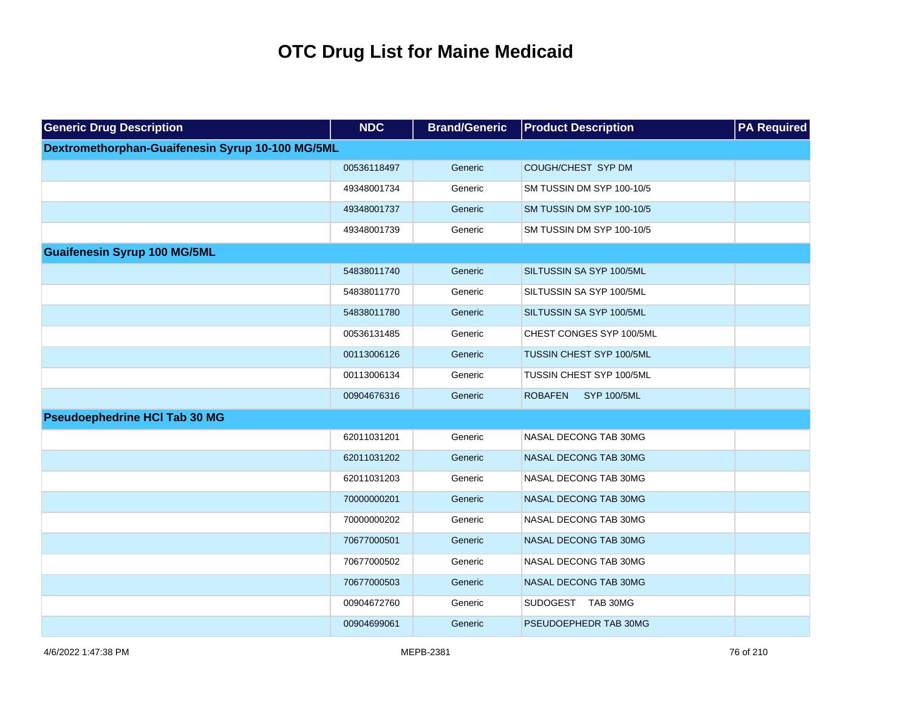# OTC Drug List for Maine Medicaid

| Generic Drug Description | NDC | Brand/Generic | Product Description | PA Required |
|---|---|---|---|---|
| **Dextromethorphan-Guaifenesin Syrup 10-100 MG/5ML** | | | | |
| | 00536118497 | Generic | COUGH/CHEST SYP DM | |
| | 49348001734 | Generic | SM TUSSIN DM SYP 100-10/5 | |
| | 49348001737 | Generic | SM TUSSIN DM SYP 100-10/5 | |
| | 49348001739 | Generic | SM TUSSIN DM SYP 100-10/5 | |
| **Guaifenesin Syrup 100 MG/5ML** | | | | |
| | 54838011740 | Generic | SILTUSSIN SA SYP 100/5ML | |
| | 54838011770 | Generic | SILTUSSIN SA SYP 100/5ML | |
| | 54838011780 | Generic | SILTUSSIN SA SYP 100/5ML | |
| | 00536131485 | Generic | CHEST CONGES SYP 100/5ML | |
| | 00113006126 | Generic | TUSSIN CHEST SYP 100/5ML | |
| | 00113006134 | Generic | TUSSIN CHEST SYP 100/5ML | |
| | 00904676316 | Generic | ROBAFEN SYP 100/5ML | |
| **Pseudoephedrine HCl Tab 30 MG** | | | | |
| | 62011031201 | Generic | NASAL DECONG TAB 30MG | |
| | 62011031202 | Generic | NASAL DECONG TAB 30MG | |
| | 62011031203 | Generic | NASAL DECONG TAB 30MG | |
| | 70000000201 | Generic | NASAL DECONG TAB 30MG | |
| | 70000000202 | Generic | NASAL DECONG TAB 30MG | |
| | 70677000501 | Generic | NASAL DECONG TAB 30MG | |
| | 70677000502 | Generic | NASAL DECONG TAB 30MG | |
| | 70677000503 | Generic | NASAL DECONG TAB 30MG | |
| | 00904672760 | Generic | SUDOGEST TAB 30MG | |
| | 00904699061 | Generic | PSEUDOEPHEDR TAB 30MG | |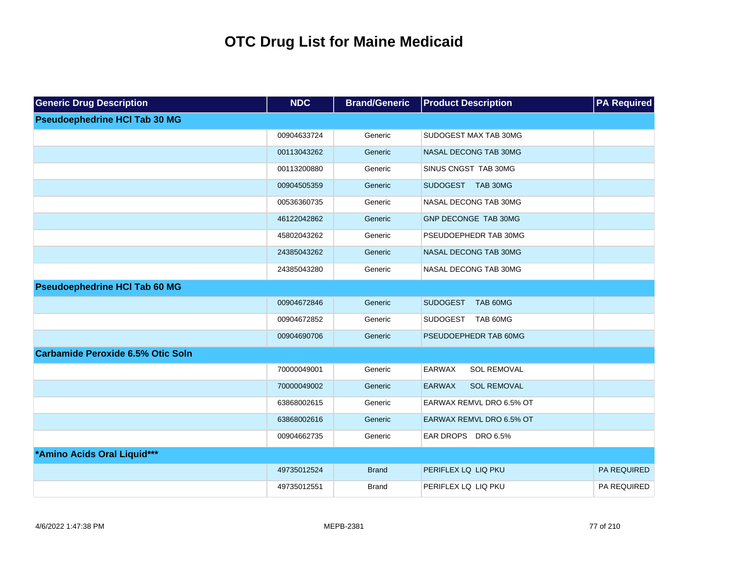# OTC Drug List for Maine Medicaid

| Generic Drug Description | NDC | Brand/Generic | Product Description | PA Required |
|---|---|---|---|---|
| **Pseudoephedrine HCl Tab 30 MG** | | | | |
| | 00904633724 | Generic | SUDOGEST MAX TAB 30MG | |
| | 00113043262 | Generic | NASAL DECONG TAB 30MG | |
| | 00113200880 | Generic | SINUS CNGST TAB 30MG | |
| | 00904505359 | Generic | SUDOGEST TAB 30MG | |
| | 00536360735 | Generic | NASAL DECONG TAB 30MG | |
| | 46122042862 | Generic | GNP DECONGE TAB 30MG | |
| | 45802043262 | Generic | PSEUDOEPHEDR TAB 30MG | |
| | 24385043262 | Generic | NASAL DECONG TAB 30MG | |
| | 24385043280 | Generic | NASAL DECONG TAB 30MG | |
| **Pseudoephedrine HCl Tab 60 MG** | | | | |
| | 00904672846 | Generic | SUDOGEST TAB 60MG | |
| | 00904672852 | Generic | SUDOGEST TAB 60MG | |
| | 00904690706 | Generic | PSEUDOEPHEDR TAB 60MG | |
| **Carbamide Peroxide 6.5% Otic Soln** | | | | |
| | 70000049001 | Generic | EARWAX SOL REMOVAL | |
| | 70000049002 | Generic | EARWAX SOL REMOVAL | |
| | 63868002615 | Generic | EARWAX REMVL DRO 6.5% OT | |
| | 63868002616 | Generic | EARWAX REMVL DRO 6.5% OT | |
| | 00904662735 | Generic | EAR DROPS DRO 6.5% | |
| ***Amino Acids Oral Liquid***** | | | | |
| | 49735012524 | Brand | PERIFLEX LQ LIQ PKU | PA REQUIRED |
| | 49735012551 | Brand | PERIFLEX LQ LIQ PKU | PA REQUIRED |

4/6/2022 1:47:38 PM MEPB-2381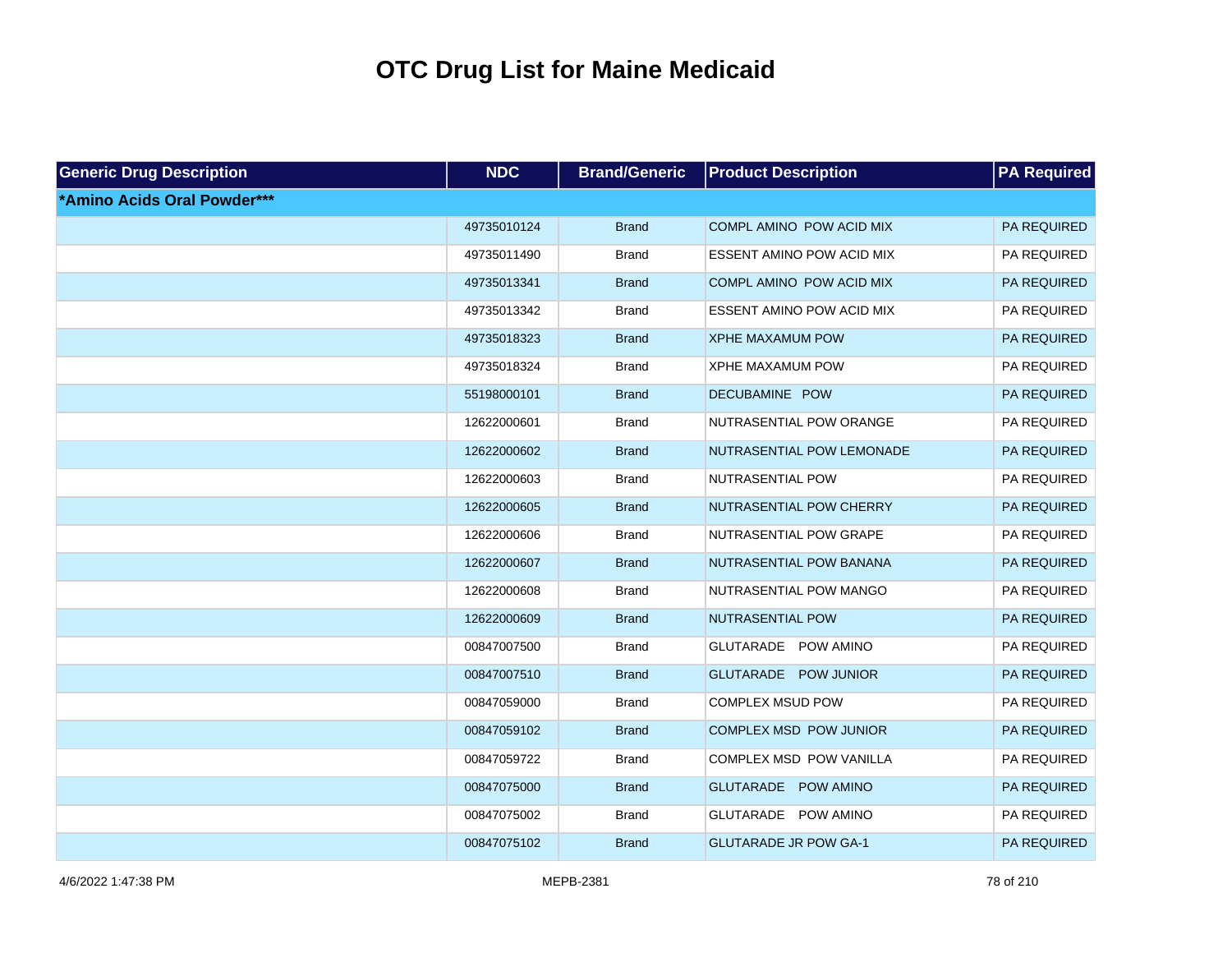# OTC Drug List for Maine Medicaid

| Generic Drug Description | NDC | Brand/Generic | Product Description | PA Required |
|---|---|---|---|---|
| ***Amino Acids Oral Powder***** | | | | |
| | 49735010124 | Brand | COMPL AMINO  POW ACID MIX | PA REQUIRED |
| | 49735011490 | Brand | ESSENT AMINO POW ACID MIX | PA REQUIRED |
| | 49735013341 | Brand | COMPL AMINO  POW ACID MIX | PA REQUIRED |
| | 49735013342 | Brand | ESSENT AMINO POW ACID MIX | PA REQUIRED |
| | 49735018323 | Brand | XPHE MAXAMUM POW | PA REQUIRED |
| | 49735018324 | Brand | XPHE MAXAMUM POW | PA REQUIRED |
| | 55198000101 | Brand | DECUBAMINE   POW | PA REQUIRED |
| | 12622000601 | Brand | NUTRASENTIAL POW ORANGE | PA REQUIRED |
| | 12622000602 | Brand | NUTRASENTIAL POW LEMONADE | PA REQUIRED |
| | 12622000603 | Brand | NUTRASENTIAL POW | PA REQUIRED |
| | 12622000605 | Brand | NUTRASENTIAL POW CHERRY | PA REQUIRED |
| | 12622000606 | Brand | NUTRASENTIAL POW GRAPE | PA REQUIRED |
| | 12622000607 | Brand | NUTRASENTIAL POW BANANA | PA REQUIRED |
| | 12622000608 | Brand | NUTRASENTIAL POW MANGO | PA REQUIRED |
| | 12622000609 | Brand | NUTRASENTIAL POW | PA REQUIRED |
| | 00847007500 | Brand | GLUTARADE    POW AMINO | PA REQUIRED |
| | 00847007510 | Brand | GLUTARADE    POW JUNIOR | PA REQUIRED |
| | 00847059000 | Brand | COMPLEX MSUD POW | PA REQUIRED |
| | 00847059102 | Brand | COMPLEX MSD  POW JUNIOR | PA REQUIRED |
| | 00847059722 | Brand | COMPLEX MSD  POW VANILLA | PA REQUIRED |
| | 00847075000 | Brand | GLUTARADE    POW AMINO | PA REQUIRED |
| | 00847075002 | Brand | GLUTARADE    POW AMINO | PA REQUIRED |
| | 00847075102 | Brand | GLUTARADE JR POW GA-1 | PA REQUIRED |

4/6/2022 1:47:38 PM MEPB-2381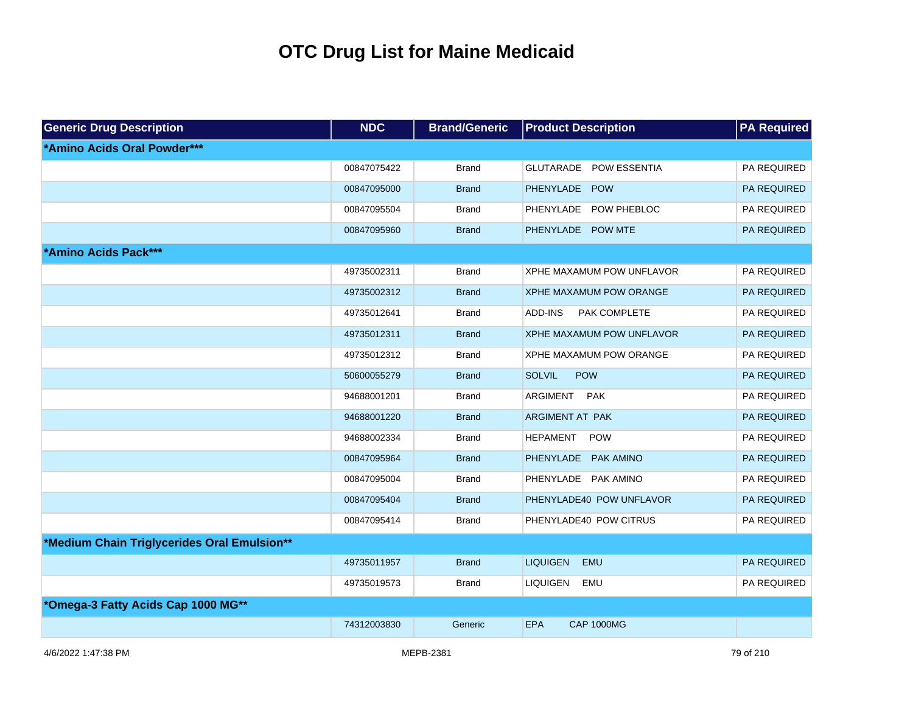# OTC Drug List for Maine Medicaid

| Generic Drug Description | NDC | Brand/Generic | Product Description | PA Required |
|---|---|---|---|---|
| **\*Amino Acids Oral Powder\*\*\*** | | | | |
| | 00847075422 | Brand | GLUTARADE POW ESSENTIA | PA REQUIRED |
| | 00847095000 | Brand | PHENYLADE POW | PA REQUIRED |
| | 00847095504 | Brand | PHENYLADE POW PHEBLOC | PA REQUIRED |
| | 00847095960 | Brand | PHENYLADE POW MTE | PA REQUIRED |
| **\*Amino Acids Pack\*\*\*** | | | | |
| | 49735002311 | Brand | XPHE MAXAMUM POW UNFLAVOR | PA REQUIRED |
| | 49735002312 | Brand | XPHE MAXAMUM POW ORANGE | PA REQUIRED |
| | 49735012641 | Brand | ADD-INS PAK COMPLETE | PA REQUIRED |
| | 49735012311 | Brand | XPHE MAXAMUM POW UNFLAVOR | PA REQUIRED |
| | 49735012312 | Brand | XPHE MAXAMUM POW ORANGE | PA REQUIRED |
| | 50600055279 | Brand | SOLVIL POW | PA REQUIRED |
| | 94688001201 | Brand | ARGIMENT PAK | PA REQUIRED |
| | 94688001220 | Brand | ARGIMENT AT PAK | PA REQUIRED |
| | 94688002334 | Brand | HEPAMENT POW | PA REQUIRED |
| | 00847095964 | Brand | PHENYLADE PAK AMINO | PA REQUIRED |
| | 00847095004 | Brand | PHENYLADE PAK AMINO | PA REQUIRED |
| | 00847095404 | Brand | PHENYLADE40 POW UNFLAVOR | PA REQUIRED |
| | 00847095414 | Brand | PHENYLADE40 POW CITRUS | PA REQUIRED |
| **\*Medium Chain Triglycerides Oral Emulsion\*\*** | | | | |
| | 49735011957 | Brand | LIQUIGEN EMU | PA REQUIRED |
| | 49735019573 | Brand | LIQUIGEN EMU | PA REQUIRED |
| **\*Omega-3 Fatty Acids Cap 1000 MG\*\*** | | | | |
| | 74312003830 | Generic | EPA CAP 1000MG | |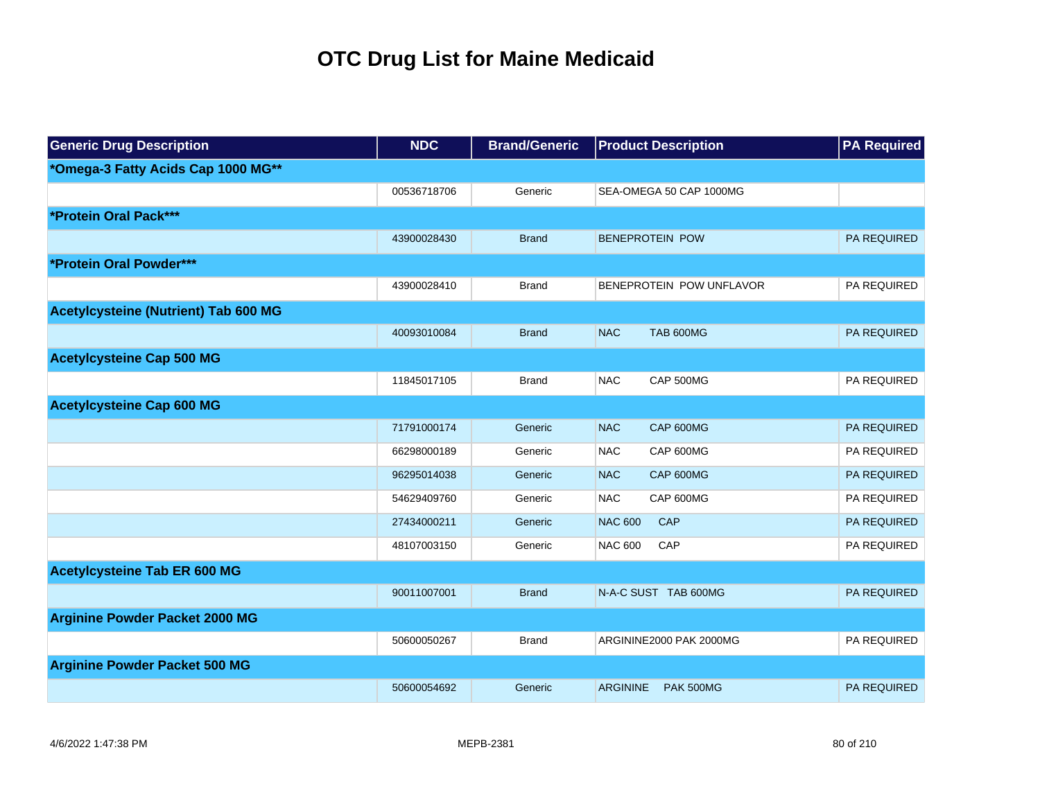# OTC Drug List for Maine Medicaid

| Generic Drug Description | NDC | Brand/Generic | Product Description | PA Required |
|---|---|---|---|---|
| ***Omega-3 Fatty Acids Cap 1000 MG**** | | | | |
| | 00536718706 | Generic | SEA-OMEGA 50 CAP 1000MG | |
| ***Protein Oral Pack***** | | | | |
| | 43900028430 | Brand | BENEPROTEIN POW | PA REQUIRED |
| ***Protein Oral Powder***** | | | | |
| | 43900028410 | Brand | BENEPROTEIN POW UNFLAVOR | PA REQUIRED |
| **Acetylcysteine (Nutrient) Tab 600 MG** | | | | |
| | 40093010084 | Brand | NAC TAB 600MG | PA REQUIRED |
| **Acetylcysteine Cap 500 MG** | | | | |
| | 11845017105 | Brand | NAC CAP 500MG | PA REQUIRED |
| **Acetylcysteine Cap 600 MG** | | | | |
| | 71791000174 | Generic | NAC CAP 600MG | PA REQUIRED |
| | 66298000189 | Generic | NAC CAP 600MG | PA REQUIRED |
| | 96295014038 | Generic | NAC CAP 600MG | PA REQUIRED |
| | 54629409760 | Generic | NAC CAP 600MG | PA REQUIRED |
| | 27434000211 | Generic | NAC 600 CAP | PA REQUIRED |
| | 48107003150 | Generic | NAC 600 CAP | PA REQUIRED |
| **Acetylcysteine Tab ER 600 MG** | | | | |
| | 90011007001 | Brand | N-A-C SUST TAB 600MG | PA REQUIRED |
| **Arginine Powder Packet 2000 MG** | | | | |
| | 50600050267 | Brand | ARGININE2000 PAK 2000MG | PA REQUIRED |
| **Arginine Powder Packet 500 MG** | | | | |
| | 50600054692 | Generic | ARGININE PAK 500MG | PA REQUIRED |

4/6/2022 1:47:38 PM MEPB-2381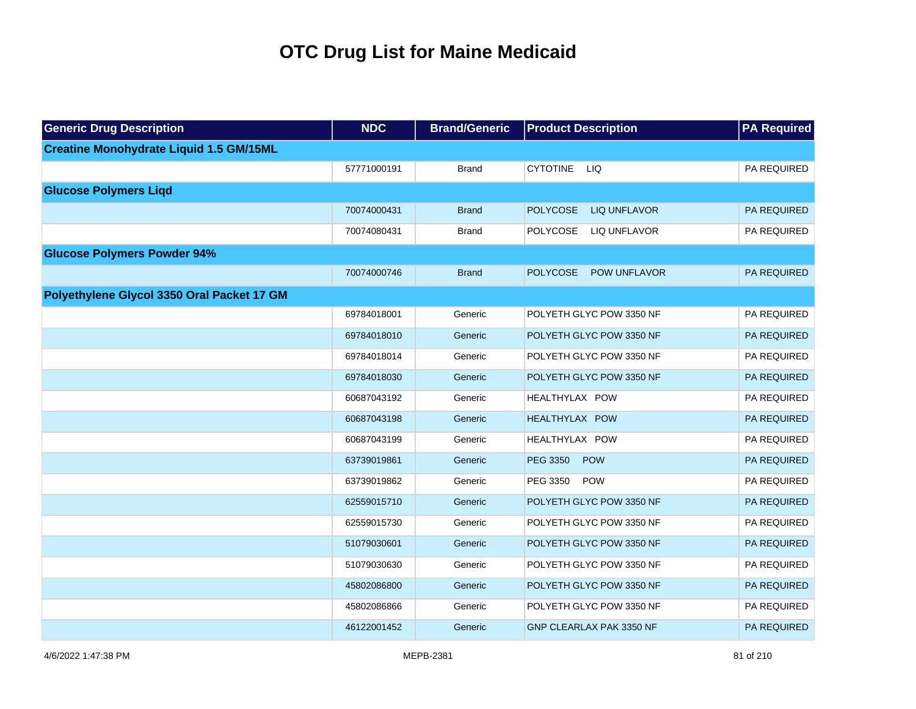# OTC Drug List for Maine Medicaid

| Generic Drug Description | NDC | Brand/Generic | Product Description | PA Required |
|---|---|---|---|---|
| **Creatine Monohydrate Liquid 1.5 GM/15ML** | | | | |
| | 57771000191 | Brand | CYTOTINE LIQ | PA REQUIRED |
| **Glucose Polymers Liqd** | | | | |
| | 70074000431 | Brand | POLYCOSE LIQ UNFLAVOR | PA REQUIRED |
| | 70074080431 | Brand | POLYCOSE LIQ UNFLAVOR | PA REQUIRED |
| **Glucose Polymers Powder 94%** | | | | |
| | 70074000746 | Brand | POLYCOSE POW UNFLAVOR | PA REQUIRED |
| **Polyethylene Glycol 3350 Oral Packet 17 GM** | | | | |
| | 69784018001 | Generic | POLYETH GLYC POW 3350 NF | PA REQUIRED |
| | 69784018010 | Generic | POLYETH GLYC POW 3350 NF | PA REQUIRED |
| | 69784018014 | Generic | POLYETH GLYC POW 3350 NF | PA REQUIRED |
| | 69784018030 | Generic | POLYETH GLYC POW 3350 NF | PA REQUIRED |
| | 60687043192 | Generic | HEALTHYLAX POW | PA REQUIRED |
| | 60687043198 | Generic | HEALTHYLAX POW | PA REQUIRED |
| | 60687043199 | Generic | HEALTHYLAX POW | PA REQUIRED |
| | 63739019861 | Generic | PEG 3350 POW | PA REQUIRED |
| | 63739019862 | Generic | PEG 3350 POW | PA REQUIRED |
| | 62559015710 | Generic | POLYETH GLYC POW 3350 NF | PA REQUIRED |
| | 62559015730 | Generic | POLYETH GLYC POW 3350 NF | PA REQUIRED |
| | 51079030601 | Generic | POLYETH GLYC POW 3350 NF | PA REQUIRED |
| | 51079030630 | Generic | POLYETH GLYC POW 3350 NF | PA REQUIRED |
| | 45802086800 | Generic | POLYETH GLYC POW 3350 NF | PA REQUIRED |
| | 45802086866 | Generic | POLYETH GLYC POW 3350 NF | PA REQUIRED |
| | 46122001452 | Generic | GNP CLEARLAX PAK 3350 NF | PA REQUIRED |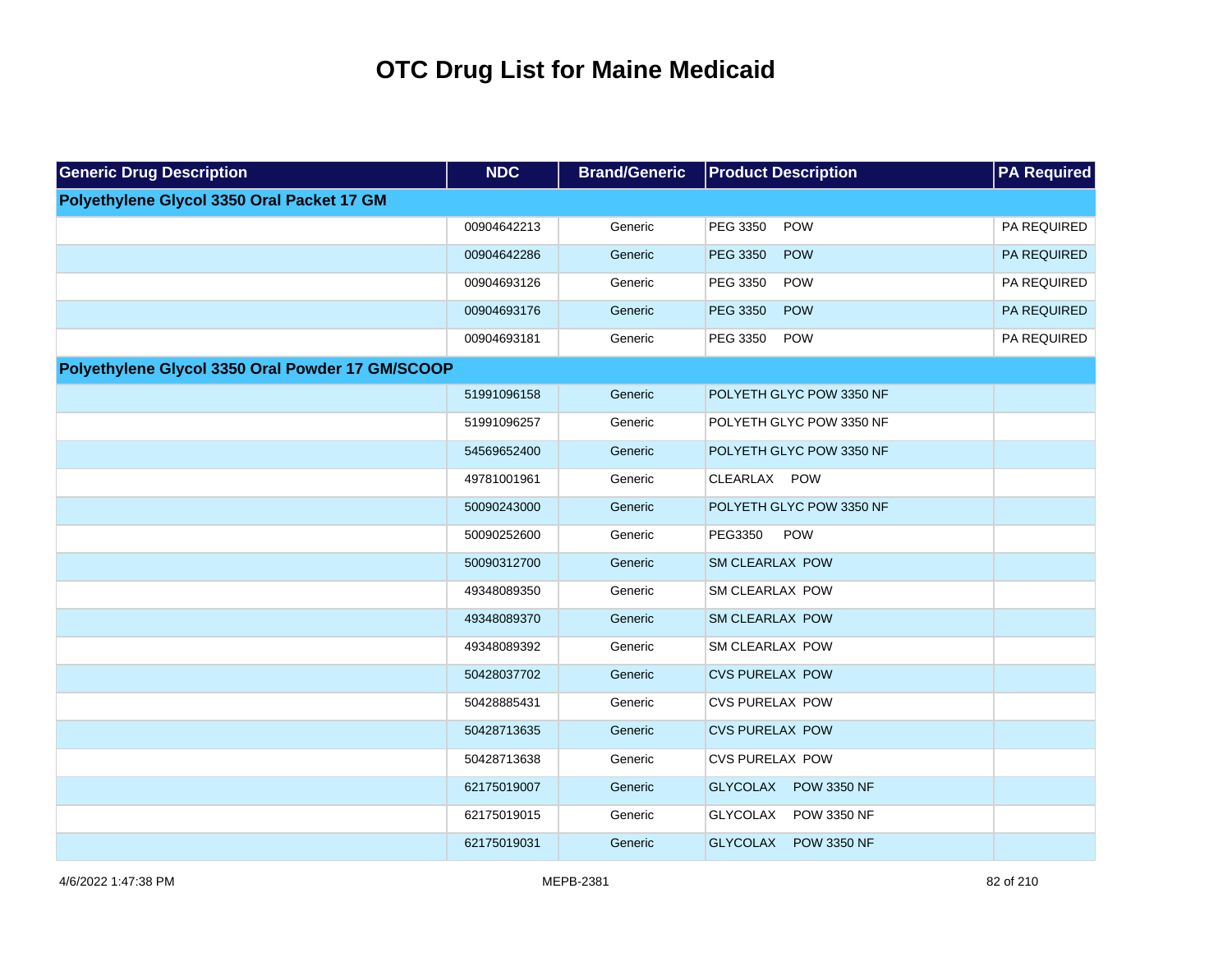# OTC Drug List for Maine Medicaid

| Generic Drug Description | NDC | Brand/Generic | Product Description | PA Required |
|---|---|---|---|---|
| **Polyethylene Glycol 3350 Oral Packet 17 GM** | | | | |
| | 00904642213 | Generic | PEG 3350 POW | PA REQUIRED |
| | 00904642286 | Generic | PEG 3350 POW | PA REQUIRED |
| | 00904693126 | Generic | PEG 3350 POW | PA REQUIRED |
| | 00904693176 | Generic | PEG 3350 POW | PA REQUIRED |
| | 00904693181 | Generic | PEG 3350 POW | PA REQUIRED |
| **Polyethylene Glycol 3350 Oral Powder 17 GM/SCOOP** | | | | |
| | 51991096158 | Generic | POLYETH GLYC POW 3350 NF | |
| | 51991096257 | Generic | POLYETH GLYC POW 3350 NF | |
| | 54569652400 | Generic | POLYETH GLYC POW 3350 NF | |
| | 49781001961 | Generic | CLEARLAX POW | |
| | 50090243000 | Generic | POLYETH GLYC POW 3350 NF | |
| | 50090252600 | Generic | PEG3350 POW | |
| | 50090312700 | Generic | SM CLEARLAX POW | |
| | 49348089350 | Generic | SM CLEARLAX POW | |
| | 49348089370 | Generic | SM CLEARLAX POW | |
| | 49348089392 | Generic | SM CLEARLAX POW | |
| | 50428037702 | Generic | CVS PURELAX POW | |
| | 50428885431 | Generic | CVS PURELAX POW | |
| | 50428713635 | Generic | CVS PURELAX POW | |
| | 50428713638 | Generic | CVS PURELAX POW | |
| | 62175019007 | Generic | GLYCOLAX POW 3350 NF | |
| | 62175019015 | Generic | GLYCOLAX POW 3350 NF | |
| | 62175019031 | Generic | GLYCOLAX POW 3350 NF | |

4/6/2022 1:47:38 PM MEPB-2381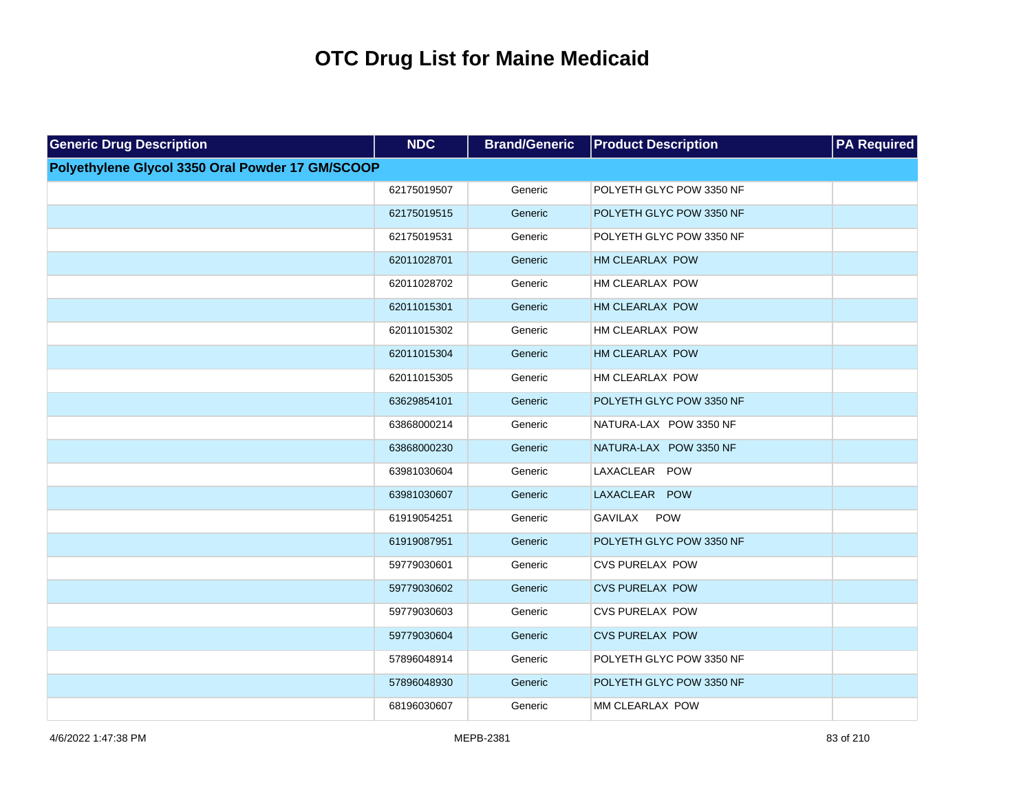# OTC Drug List for Maine Medicaid

| Generic Drug Description | NDC | Brand/Generic | Product Description | PA Required |
|---|---|---|---|---|
| **Polyethylene Glycol 3350 Oral Powder 17 GM/SCOOP** | | | | |
| | 62175019507 | Generic | POLYETH GLYC POW 3350 NF | |
| | 62175019515 | Generic | POLYETH GLYC POW 3350 NF | |
| | 62175019531 | Generic | POLYETH GLYC POW 3350 NF | |
| | 62011028701 | Generic | HM CLEARLAX POW | |
| | 62011028702 | Generic | HM CLEARLAX POW | |
| | 62011015301 | Generic | HM CLEARLAX POW | |
| | 62011015302 | Generic | HM CLEARLAX POW | |
| | 62011015304 | Generic | HM CLEARLAX POW | |
| | 62011015305 | Generic | HM CLEARLAX POW | |
| | 63629854101 | Generic | POLYETH GLYC POW 3350 NF | |
| | 63868000214 | Generic | NATURA-LAX POW 3350 NF | |
| | 63868000230 | Generic | NATURA-LAX POW 3350 NF | |
| | 63981030604 | Generic | LAXACLEAR POW | |
| | 63981030607 | Generic | LAXACLEAR POW | |
| | 61919054251 | Generic | GAVILAX POW | |
| | 61919087951 | Generic | POLYETH GLYC POW 3350 NF | |
| | 59779030601 | Generic | CVS PURELAX POW | |
| | 59779030602 | Generic | CVS PURELAX POW | |
| | 59779030603 | Generic | CVS PURELAX POW | |
| | 59779030604 | Generic | CVS PURELAX POW | |
| | 57896048914 | Generic | POLYETH GLYC POW 3350 NF | |
| | 57896048930 | Generic | POLYETH GLYC POW 3350 NF | |
| | 68196030607 | Generic | MM CLEARLAX POW | |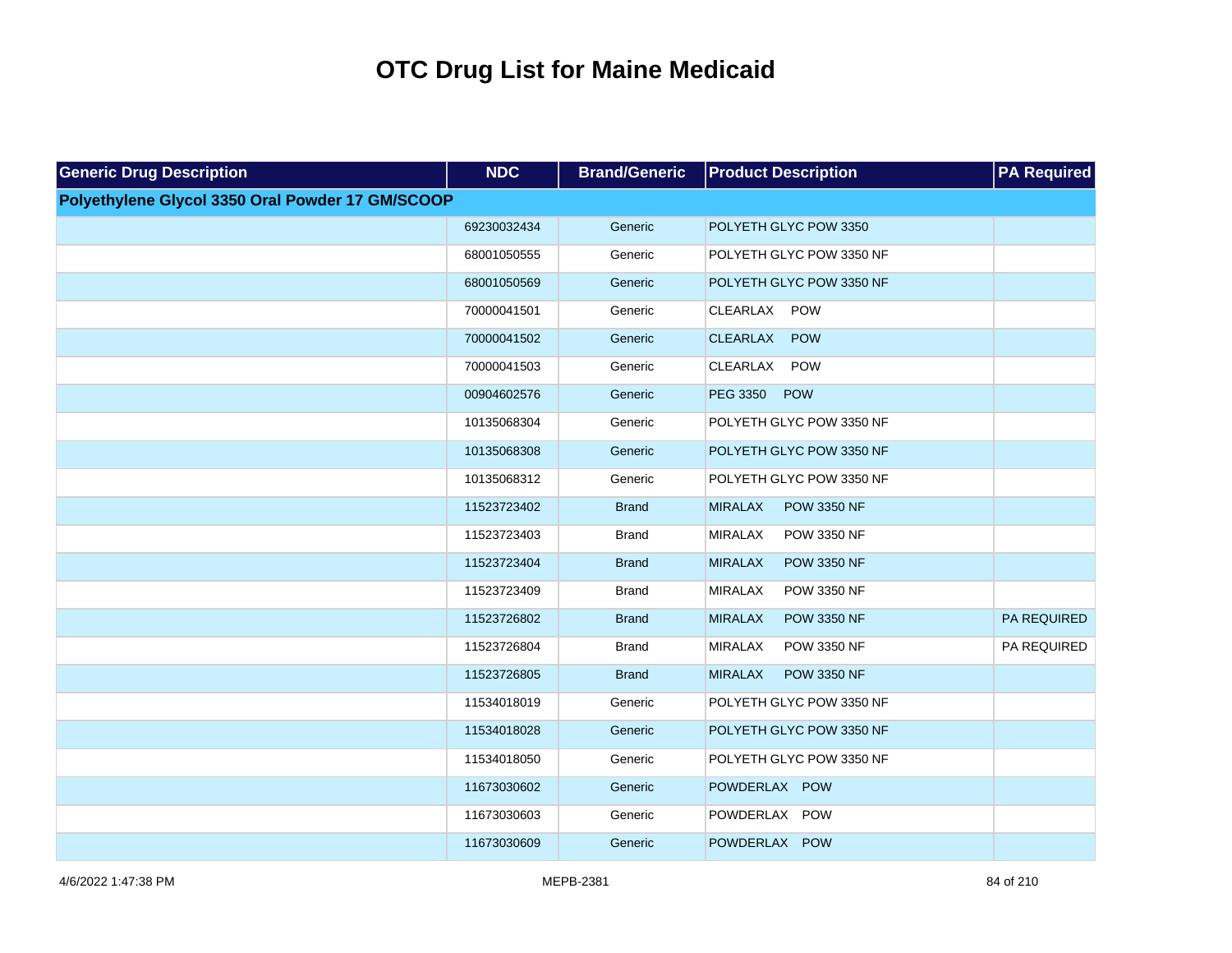# OTC Drug List for Maine Medicaid

| Generic Drug Description | NDC | Brand/Generic | Product Description | PA Required |
|---|---|---|---|---|
| **Polyethylene Glycol 3350 Oral Powder 17 GM/SCOOP** | | | | |
| | 69230032434 | Generic | POLYETH GLYC POW 3350 | |
| | 68001050555 | Generic | POLYETH GLYC POW 3350 NF | |
| | 68001050569 | Generic | POLYETH GLYC POW 3350 NF | |
| | 70000041501 | Generic | CLEARLAX POW | |
| | 70000041502 | Generic | CLEARLAX POW | |
| | 70000041503 | Generic | CLEARLAX POW | |
| | 00904602576 | Generic | PEG 3350 POW | |
| | 10135068304 | Generic | POLYETH GLYC POW 3350 NF | |
| | 10135068308 | Generic | POLYETH GLYC POW 3350 NF | |
| | 10135068312 | Generic | POLYETH GLYC POW 3350 NF | |
| | 11523723402 | Brand | MIRALAX POW 3350 NF | |
| | 11523723403 | Brand | MIRALAX POW 3350 NF | |
| | 11523723404 | Brand | MIRALAX POW 3350 NF | |
| | 11523723409 | Brand | MIRALAX POW 3350 NF | |
| | 11523726802 | Brand | MIRALAX POW 3350 NF | PA REQUIRED |
| | 11523726804 | Brand | MIRALAX POW 3350 NF | PA REQUIRED |
| | 11523726805 | Brand | MIRALAX POW 3350 NF | |
| | 11534018019 | Generic | POLYETH GLYC POW 3350 NF | |
| | 11534018028 | Generic | POLYETH GLYC POW 3350 NF | |
| | 11534018050 | Generic | POLYETH GLYC POW 3350 NF | |
| | 11673030602 | Generic | POWDERLAX POW | |
| | 11673030603 | Generic | POWDERLAX POW | |
| | 11673030609 | Generic | POWDERLAX POW | |

4/6/2022 1:47:38 PM MEPB-2381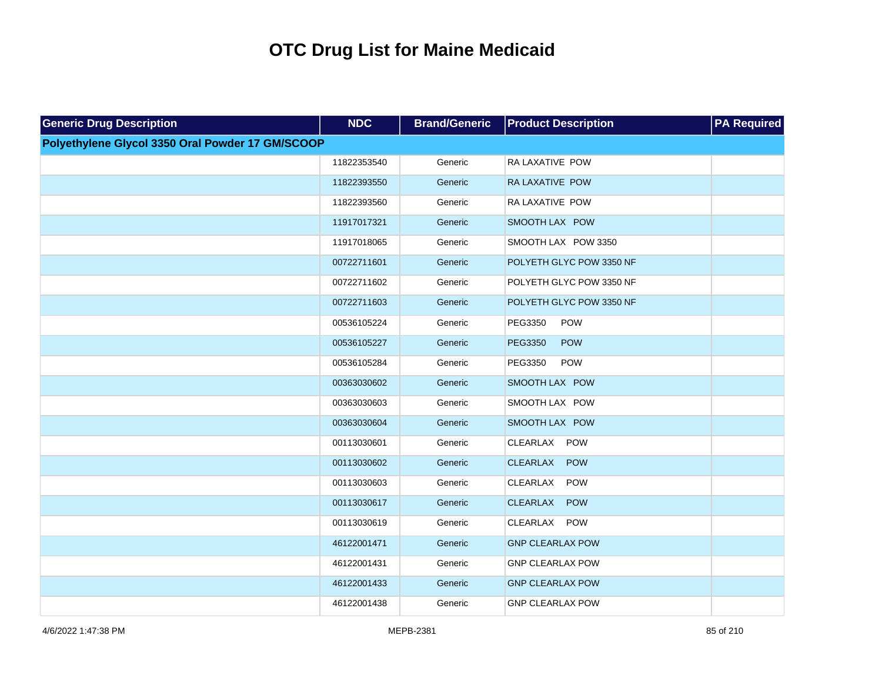# OTC Drug List for Maine Medicaid

| Generic Drug Description | NDC | Brand/Generic | Product Description | PA Required |
|---|---|---|---|---|
| **Polyethylene Glycol 3350 Oral Powder 17 GM/SCOOP** | | | | |
| | 11822353540 | Generic | RA LAXATIVE POW | |
| | 11822393550 | Generic | RA LAXATIVE POW | |
| | 11822393560 | Generic | RA LAXATIVE POW | |
| | 11917017321 | Generic | SMOOTH LAX POW | |
| | 11917018065 | Generic | SMOOTH LAX POW 3350 | |
| | 00722711601 | Generic | POLYETH GLYC POW 3350 NF | |
| | 00722711602 | Generic | POLYETH GLYC POW 3350 NF | |
| | 00722711603 | Generic | POLYETH GLYC POW 3350 NF | |
| | 00536105224 | Generic | PEG3350 POW | |
| | 00536105227 | Generic | PEG3350 POW | |
| | 00536105284 | Generic | PEG3350 POW | |
| | 00363030602 | Generic | SMOOTH LAX POW | |
| | 00363030603 | Generic | SMOOTH LAX POW | |
| | 00363030604 | Generic | SMOOTH LAX POW | |
| | 00113030601 | Generic | CLEARLAX POW | |
| | 00113030602 | Generic | CLEARLAX POW | |
| | 00113030603 | Generic | CLEARLAX POW | |
| | 00113030617 | Generic | CLEARLAX POW | |
| | 00113030619 | Generic | CLEARLAX POW | |
| | 46122001471 | Generic | GNP CLEARLAX POW | |
| | 46122001431 | Generic | GNP CLEARLAX POW | |
| | 46122001433 | Generic | GNP CLEARLAX POW | |
| | 46122001438 | Generic | GNP CLEARLAX POW | |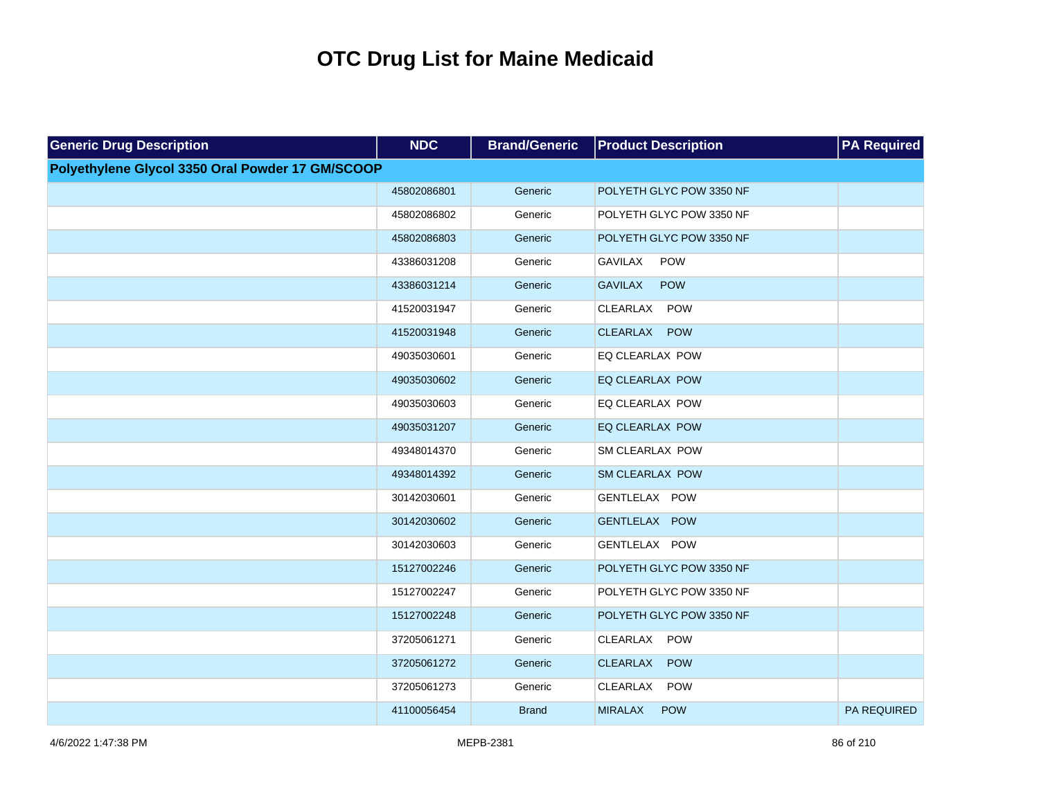# OTC Drug List for Maine Medicaid

| Generic Drug Description | NDC | Brand/Generic | Product Description | PA Required |
|---|---|---|---|---|
| **Polyethylene Glycol 3350 Oral Powder 17 GM/SCOOP** | | | | |
| | 45802086801 | Generic | POLYETH GLYC POW 3350 NF | |
| | 45802086802 | Generic | POLYETH GLYC POW 3350 NF | |
| | 45802086803 | Generic | POLYETH GLYC POW 3350 NF | |
| | 43386031208 | Generic | GAVILAX POW | |
| | 43386031214 | Generic | GAVILAX POW | |
| | 41520031947 | Generic | CLEARLAX POW | |
| | 41520031948 | Generic | CLEARLAX POW | |
| | 49035030601 | Generic | EQ CLEARLAX POW | |
| | 49035030602 | Generic | EQ CLEARLAX POW | |
| | 49035030603 | Generic | EQ CLEARLAX POW | |
| | 49035031207 | Generic | EQ CLEARLAX POW | |
| | 49348014370 | Generic | SM CLEARLAX POW | |
| | 49348014392 | Generic | SM CLEARLAX POW | |
| | 30142030601 | Generic | GENTLELAX POW | |
| | 30142030602 | Generic | GENTLELAX POW | |
| | 30142030603 | Generic | GENTLELAX POW | |
| | 15127002246 | Generic | POLYETH GLYC POW 3350 NF | |
| | 15127002247 | Generic | POLYETH GLYC POW 3350 NF | |
| | 15127002248 | Generic | POLYETH GLYC POW 3350 NF | |
| | 37205061271 | Generic | CLEARLAX POW | |
| | 37205061272 | Generic | CLEARLAX POW | |
| | 37205061273 | Generic | CLEARLAX POW | |
| | 41100056454 | Brand | MIRALAX POW | PA REQUIRED |

4/6/2022 1:47:38 PM MEPB-2381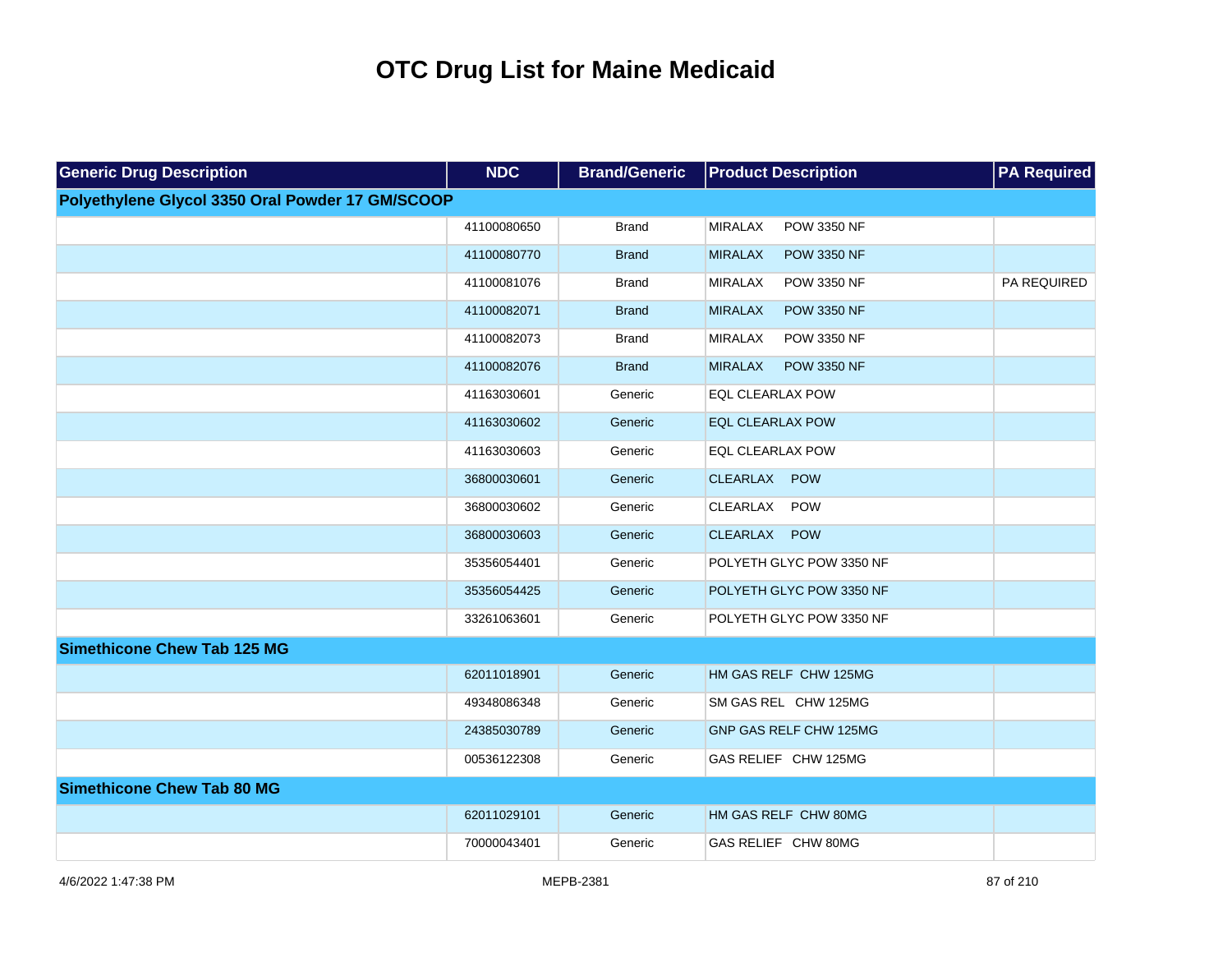# OTC Drug List for Maine Medicaid

| Generic Drug Description | NDC | Brand/Generic | Product Description | PA Required |
|---|---|---|---|---|
| **Polyethylene Glycol 3350 Oral Powder 17 GM/SCOOP** | | | | |
| | 41100080650 | Brand | MIRALAX POW 3350 NF | |
| | 41100080770 | Brand | MIRALAX POW 3350 NF | |
| | 41100081076 | Brand | MIRALAX POW 3350 NF | PA REQUIRED |
| | 41100082071 | Brand | MIRALAX POW 3350 NF | |
| | 41100082073 | Brand | MIRALAX POW 3350 NF | |
| | 41100082076 | Brand | MIRALAX POW 3350 NF | |
| | 41163030601 | Generic | EQL CLEARLAX POW | |
| | 41163030602 | Generic | EQL CLEARLAX POW | |
| | 41163030603 | Generic | EQL CLEARLAX POW | |
| | 36800030601 | Generic | CLEARLAX POW | |
| | 36800030602 | Generic | CLEARLAX POW | |
| | 36800030603 | Generic | CLEARLAX POW | |
| | 35356054401 | Generic | POLYETH GLYC POW 3350 NF | |
| | 35356054425 | Generic | POLYETH GLYC POW 3350 NF | |
| | 33261063601 | Generic | POLYETH GLYC POW 3350 NF | |
| **Simethicone Chew Tab 125 MG** | | | | |
| | 62011018901 | Generic | HM GAS RELF CHW 125MG | |
| | 49348086348 | Generic | SM GAS REL CHW 125MG | |
| | 24385030789 | Generic | GNP GAS RELF CHW 125MG | |
| | 00536122308 | Generic | GAS RELIEF CHW 125MG | |
| **Simethicone Chew Tab 80 MG** | | | | |
| | 62011029101 | Generic | HM GAS RELF CHW 80MG | |
| | 70000043401 | Generic | GAS RELIEF CHW 80MG | |

4/6/2022 1:47:38 PM MEPB-2381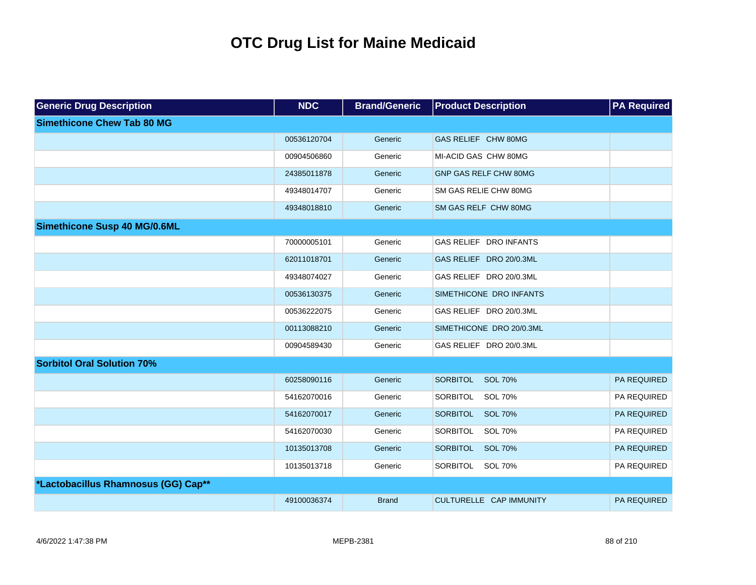# OTC Drug List for Maine Medicaid

| Generic Drug Description | NDC | Brand/Generic | Product Description | PA Required |
|---|---|---|---|---|
| **Simethicone Chew Tab 80 MG** | | | | |
| | 00536120704 | Generic | GAS RELIEF CHW 80MG | |
| | 00904506860 | Generic | MI-ACID GAS CHW 80MG | |
| | 24385011878 | Generic | GNP GAS RELF CHW 80MG | |
| | 49348014707 | Generic | SM GAS RELIE CHW 80MG | |
| | 49348018810 | Generic | SM GAS RELF CHW 80MG | |
| **Simethicone Susp 40 MG/0.6ML** | | | | |
| | 70000005101 | Generic | GAS RELIEF DRO INFANTS | |
| | 62011018701 | Generic | GAS RELIEF DRO 20/0.3ML | |
| | 49348074027 | Generic | GAS RELIEF DRO 20/0.3ML | |
| | 00536130375 | Generic | SIMETHICONE DRO INFANTS | |
| | 00536222075 | Generic | GAS RELIEF DRO 20/0.3ML | |
| | 00113088210 | Generic | SIMETHICONE DRO 20/0.3ML | |
| | 00904589430 | Generic | GAS RELIEF DRO 20/0.3ML | |
| **Sorbitol Oral Solution 70%** | | | | |
| | 60258090116 | Generic | SORBITOL SOL 70% | PA REQUIRED |
| | 54162070016 | Generic | SORBITOL SOL 70% | PA REQUIRED |
| | 54162070017 | Generic | SORBITOL SOL 70% | PA REQUIRED |
| | 54162070030 | Generic | SORBITOL SOL 70% | PA REQUIRED |
| | 10135013708 | Generic | SORBITOL SOL 70% | PA REQUIRED |
| | 10135013718 | Generic | SORBITOL SOL 70% | PA REQUIRED |
| ***Lactobacillus Rhamnosus (GG) Cap**** | | | | |
| | 49100036374 | Brand | CULTURELLE CAP IMMUNITY | PA REQUIRED |

4/6/2022 1:47:38 PM MEPB-2381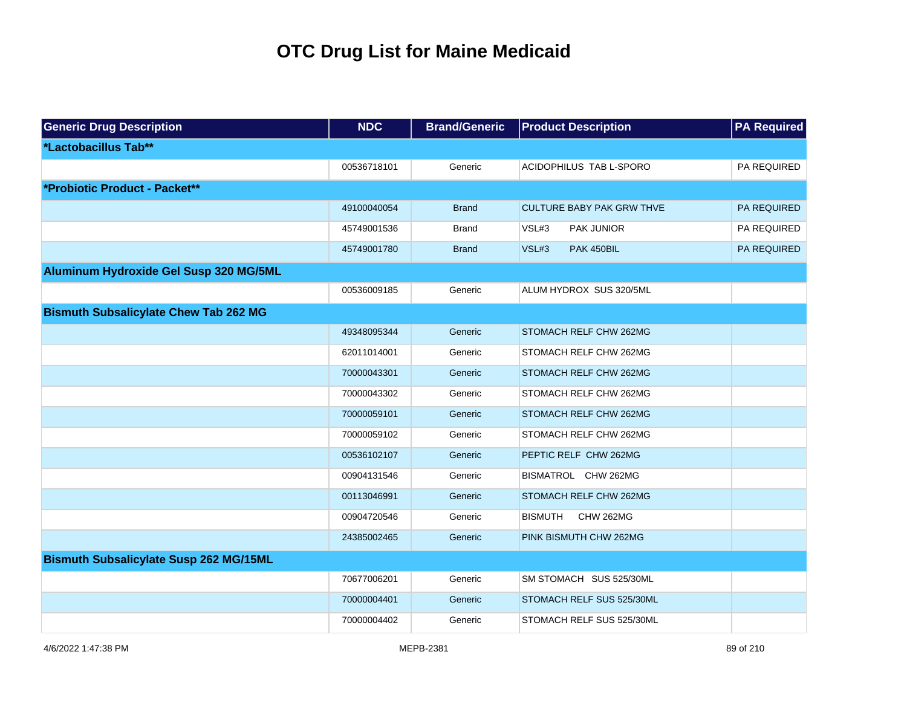# OTC Drug List for Maine Medicaid

| Generic Drug Description | NDC | Brand/Generic | Product Description | PA Required |
|---|---|---|---|---|
| **\*Lactobacillus Tab\*\*** | | | | |
| | 00536718101 | Generic | ACIDOPHILUS TAB L-SPORO | PA REQUIRED |
| **\*Probiotic Product - Packet\*\*** | | | | |
| | 49100040054 | Brand | CULTURE BABY PAK GRW THVE | PA REQUIRED |
| | 45749001536 | Brand | VSL#3 PAK JUNIOR | PA REQUIRED |
| | 45749001780 | Brand | VSL#3 PAK 450BIL | PA REQUIRED |
| **Aluminum Hydroxide Gel Susp 320 MG/5ML** | | | | |
| | 00536009185 | Generic | ALUM HYDROX SUS 320/5ML | |
| **Bismuth Subsalicylate Chew Tab 262 MG** | | | | |
| | 49348095344 | Generic | STOMACH RELF CHW 262MG | |
| | 62011014001 | Generic | STOMACH RELF CHW 262MG | |
| | 70000043301 | Generic | STOMACH RELF CHW 262MG | |
| | 70000043302 | Generic | STOMACH RELF CHW 262MG | |
| | 70000059101 | Generic | STOMACH RELF CHW 262MG | |
| | 70000059102 | Generic | STOMACH RELF CHW 262MG | |
| | 00536102107 | Generic | PEPTIC RELF CHW 262MG | |
| | 00904131546 | Generic | BISMATROL CHW 262MG | |
| | 00113046991 | Generic | STOMACH RELF CHW 262MG | |
| | 00904720546 | Generic | BISMUTH CHW 262MG | |
| | 24385002465 | Generic | PINK BISMUTH CHW 262MG | |
| **Bismuth Subsalicylate Susp 262 MG/15ML** | | | | |
| | 70677006201 | Generic | SM STOMACH SUS 525/30ML | |
| | 70000004401 | Generic | STOMACH RELF SUS 525/30ML | |
| | 70000004402 | Generic | STOMACH RELF SUS 525/30ML | |

4/6/2022 1:47:38 PM MEPB-2381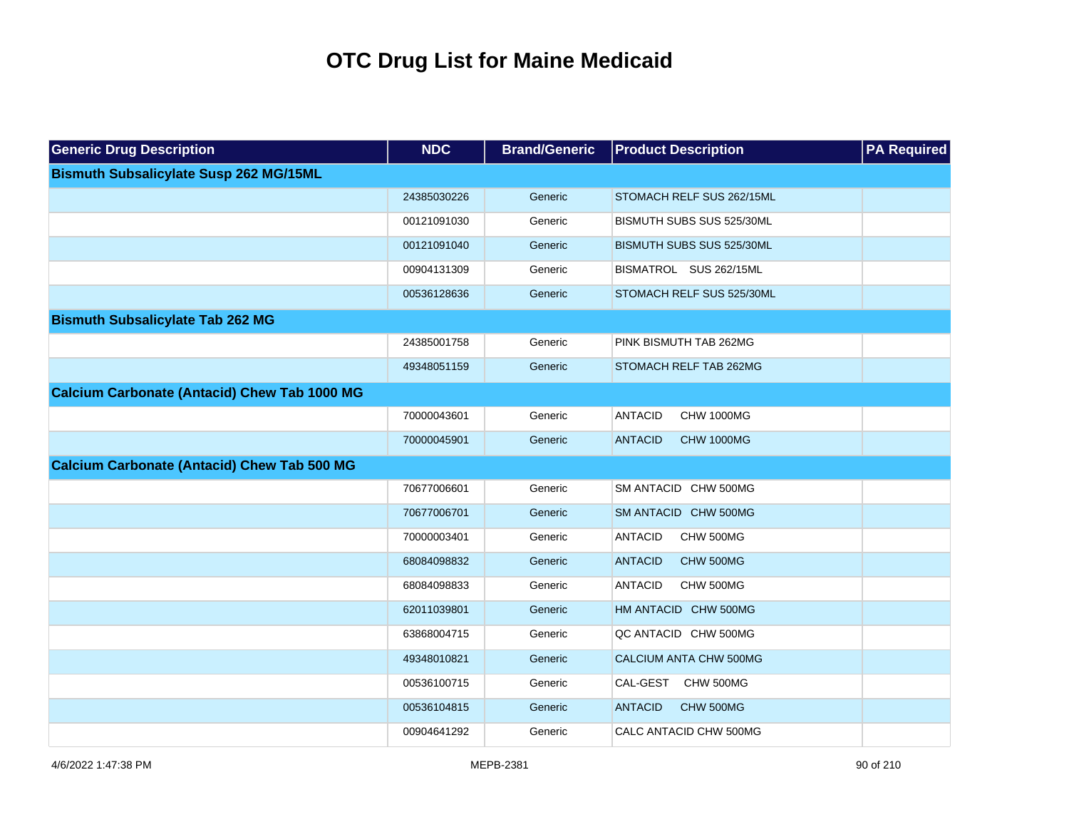# OTC Drug List for Maine Medicaid

| Generic Drug Description | NDC | Brand/Generic | Product Description | PA Required |
|---|---|---|---|---|
| **Bismuth Subsalicylate Susp 262 MG/15ML** | | | | |
| | 24385030226 | Generic | STOMACH RELF SUS 262/15ML | |
| | 00121091030 | Generic | BISMUTH SUBS SUS 525/30ML | |
| | 00121091040 | Generic | BISMUTH SUBS SUS 525/30ML | |
| | 00904131309 | Generic | BISMATROL SUS 262/15ML | |
| | 00536128636 | Generic | STOMACH RELF SUS 525/30ML | |
| **Bismuth Subsalicylate Tab 262 MG** | | | | |
| | 24385001758 | Generic | PINK BISMUTH TAB 262MG | |
| | 49348051159 | Generic | STOMACH RELF TAB 262MG | |
| **Calcium Carbonate (Antacid) Chew Tab 1000 MG** | | | | |
| | 70000043601 | Generic | ANTACID CHW 1000MG | |
| | 70000045901 | Generic | ANTACID CHW 1000MG | |
| **Calcium Carbonate (Antacid) Chew Tab 500 MG** | | | | |
| | 70677006601 | Generic | SM ANTACID CHW 500MG | |
| | 70677006701 | Generic | SM ANTACID CHW 500MG | |
| | 70000003401 | Generic | ANTACID CHW 500MG | |
| | 68084098832 | Generic | ANTACID CHW 500MG | |
| | 68084098833 | Generic | ANTACID CHW 500MG | |
| | 62011039801 | Generic | HM ANTACID CHW 500MG | |
| | 63868004715 | Generic | QC ANTACID CHW 500MG | |
| | 49348010821 | Generic | CALCIUM ANTA CHW 500MG | |
| | 00536100715 | Generic | CAL-GEST CHW 500MG | |
| | 00536104815 | Generic | ANTACID CHW 500MG | |
| | 00904641292 | Generic | CALC ANTACID CHW 500MG | |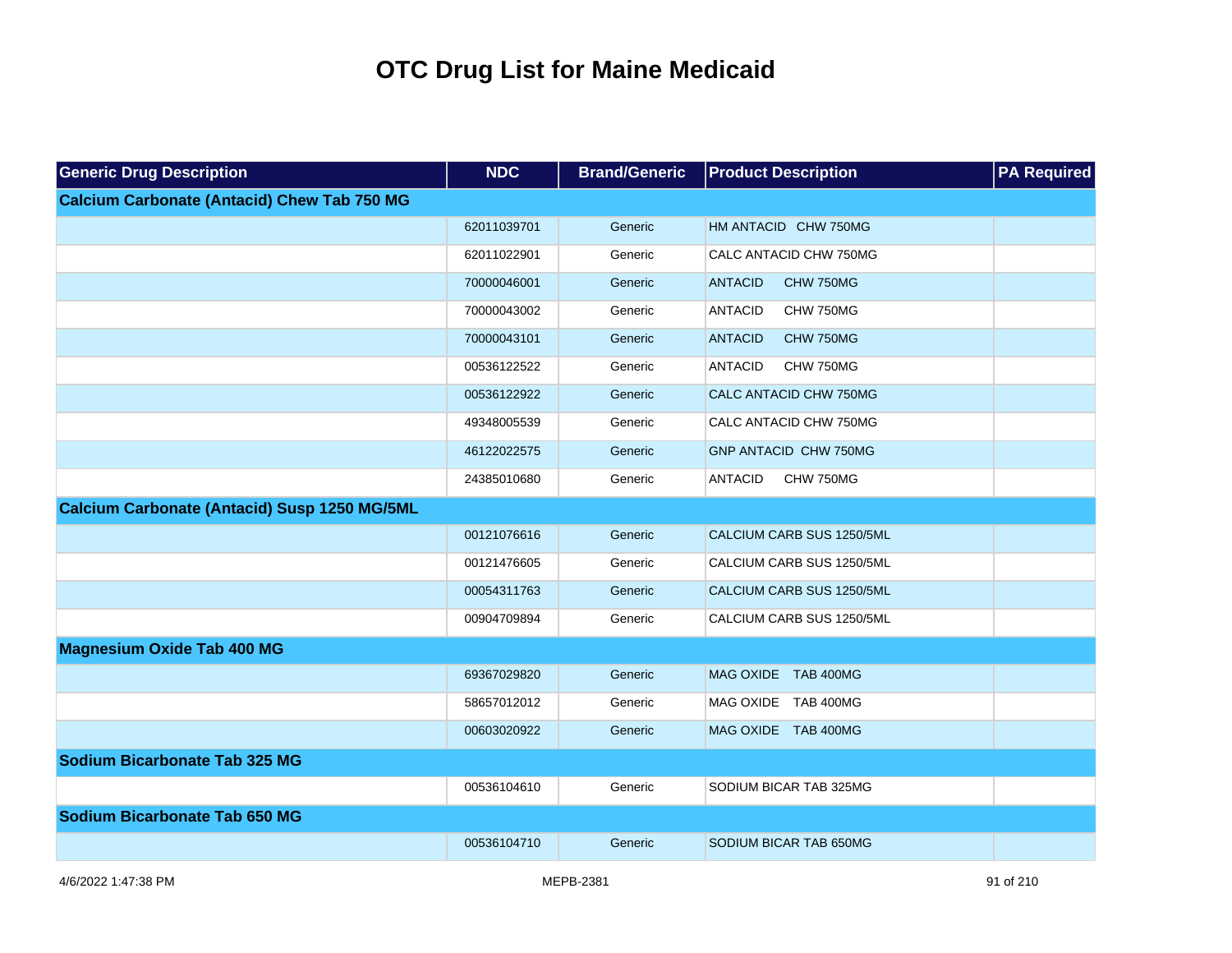# OTC Drug List for Maine Medicaid

| Generic Drug Description | NDC | Brand/Generic | Product Description | PA Required |
|---|---|---|---|---|
| **Calcium Carbonate (Antacid) Chew Tab 750 MG** | | | | |
| | 62011039701 | Generic | HM ANTACID CHW 750MG | |
| | 62011022901 | Generic | CALC ANTACID CHW 750MG | |
| | 70000046001 | Generic | ANTACID CHW 750MG | |
| | 70000043002 | Generic | ANTACID CHW 750MG | |
| | 70000043101 | Generic | ANTACID CHW 750MG | |
| | 00536122522 | Generic | ANTACID CHW 750MG | |
| | 00536122922 | Generic | CALC ANTACID CHW 750MG | |
| | 49348005539 | Generic | CALC ANTACID CHW 750MG | |
| | 46122022575 | Generic | GNP ANTACID CHW 750MG | |
| | 24385010680 | Generic | ANTACID CHW 750MG | |
| **Calcium Carbonate (Antacid) Susp 1250 MG/5ML** | | | | |
| | 00121076616 | Generic | CALCIUM CARB SUS 1250/5ML | |
| | 00121476605 | Generic | CALCIUM CARB SUS 1250/5ML | |
| | 00054311763 | Generic | CALCIUM CARB SUS 1250/5ML | |
| | 00904709894 | Generic | CALCIUM CARB SUS 1250/5ML | |
| **Magnesium Oxide Tab 400 MG** | | | | |
| | 69367029820 | Generic | MAG OXIDE TAB 400MG | |
| | 58657012012 | Generic | MAG OXIDE TAB 400MG | |
| | 00603020922 | Generic | MAG OXIDE TAB 400MG | |
| **Sodium Bicarbonate Tab 325 MG** | | | | |
| | 00536104610 | Generic | SODIUM BICAR TAB 325MG | |
| **Sodium Bicarbonate Tab 650 MG** | | | | |
| | 00536104710 | Generic | SODIUM BICAR TAB 650MG | |

4/6/2022 1:47:38 PM MEPB-2381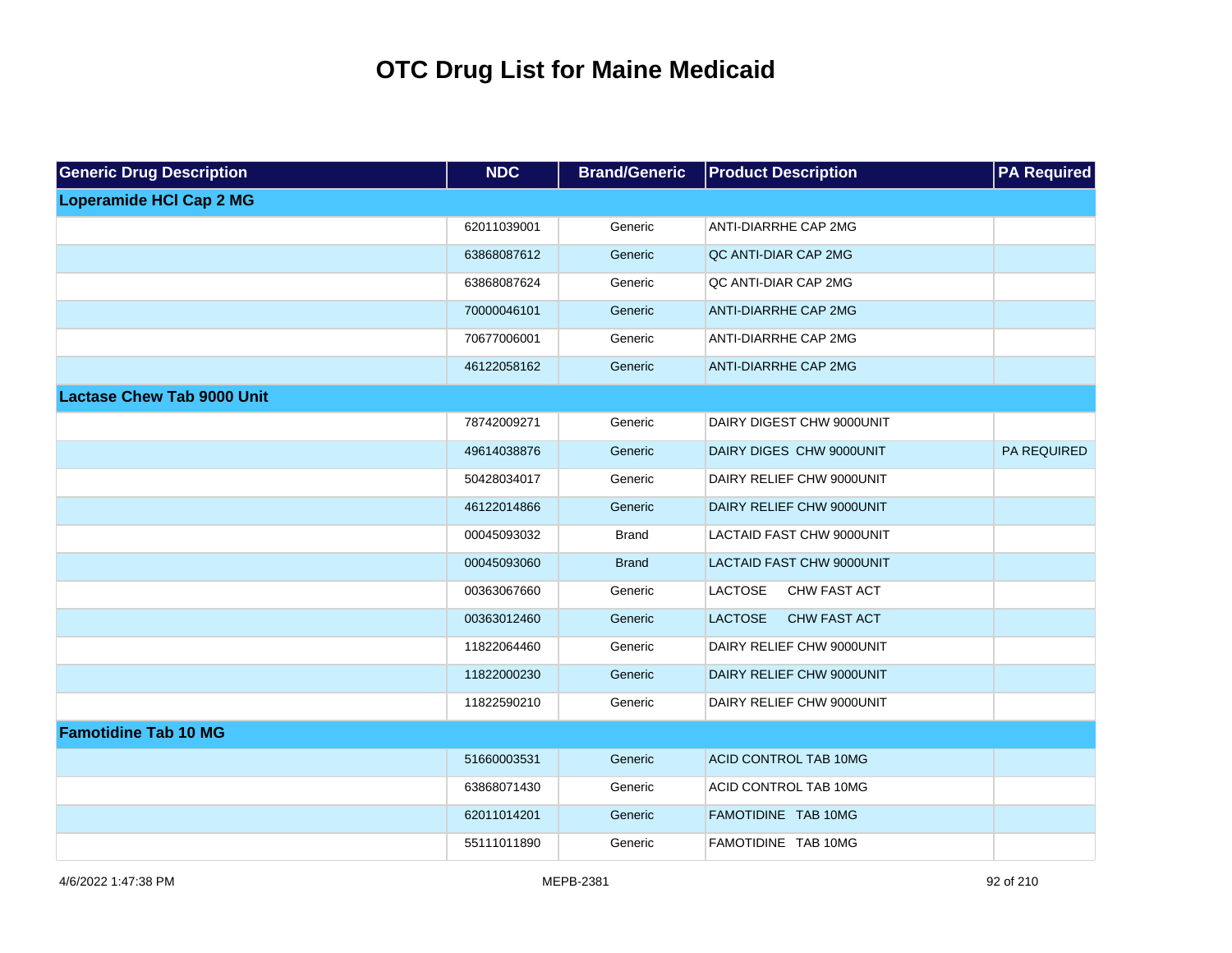# OTC Drug List for Maine Medicaid

| Generic Drug Description | NDC | Brand/Generic | Product Description | PA Required |
|---|---|---|---|---|
| **Loperamide HCl Cap 2 MG** | | | | |
| | 62011039001 | Generic | ANTI-DIARRHE CAP 2MG | |
| | 63868087612 | Generic | QC ANTI-DIAR CAP 2MG | |
| | 63868087624 | Generic | QC ANTI-DIAR CAP 2MG | |
| | 70000046101 | Generic | ANTI-DIARRHE CAP 2MG | |
| | 70677006001 | Generic | ANTI-DIARRHE CAP 2MG | |
| | 46122058162 | Generic | ANTI-DIARRHE CAP 2MG | |
| **Lactase Chew Tab 9000 Unit** | | | | |
| | 78742009271 | Generic | DAIRY DIGEST CHW 9000UNIT | |
| | 49614038876 | Generic | DAIRY DIGES CHW 9000UNIT | PA REQUIRED |
| | 50428034017 | Generic | DAIRY RELIEF CHW 9000UNIT | |
| | 46122014866 | Generic | DAIRY RELIEF CHW 9000UNIT | |
| | 00045093032 | Brand | LACTAID FAST CHW 9000UNIT | |
| | 00045093060 | Brand | LACTAID FAST CHW 9000UNIT | |
| | 00363067660 | Generic | LACTOSE CHW FAST ACT | |
| | 00363012460 | Generic | LACTOSE CHW FAST ACT | |
| | 11822064460 | Generic | DAIRY RELIEF CHW 9000UNIT | |
| | 11822000230 | Generic | DAIRY RELIEF CHW 9000UNIT | |
| | 11822590210 | Generic | DAIRY RELIEF CHW 9000UNIT | |
| **Famotidine Tab 10 MG** | | | | |
| | 51660003531 | Generic | ACID CONTROL TAB 10MG | |
| | 63868071430 | Generic | ACID CONTROL TAB 10MG | |
| | 62011014201 | Generic | FAMOTIDINE TAB 10MG | |
| | 55111011890 | Generic | FAMOTIDINE TAB 10MG | |

4/6/2022 1:47:38 PM MEPB-2381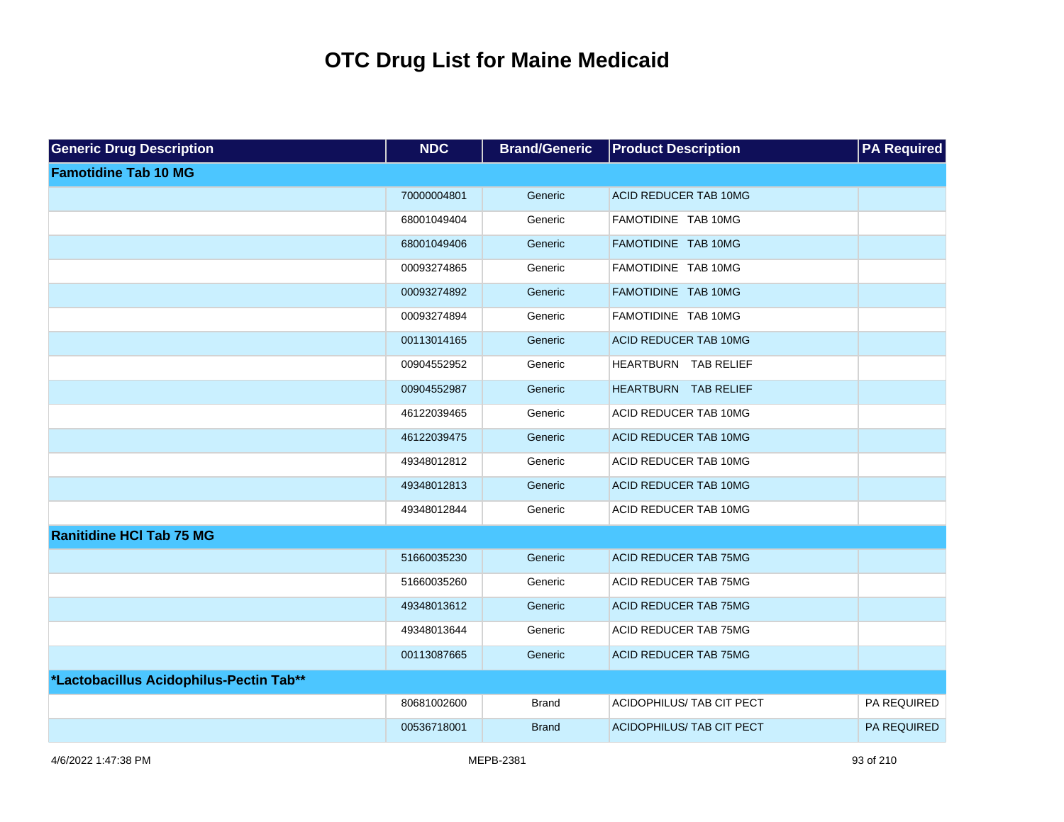# OTC Drug List for Maine Medicaid

| Generic Drug Description | NDC | Brand/Generic | Product Description | PA Required |
| --- | --- | --- | --- | --- |
| **Famotidine Tab 10 MG** | | | | |
| | 70000004801 | Generic | ACID REDUCER TAB 10MG | |
| | 68001049404 | Generic | FAMOTIDINE TAB 10MG | |
| | 68001049406 | Generic | FAMOTIDINE TAB 10MG | |
| | 00093274865 | Generic | FAMOTIDINE TAB 10MG | |
| | 00093274892 | Generic | FAMOTIDINE TAB 10MG | |
| | 00093274894 | Generic | FAMOTIDINE TAB 10MG | |
| | 00113014165 | Generic | ACID REDUCER TAB 10MG | |
| | 00904552952 | Generic | HEARTBURN TAB RELIEF | |
| | 00904552987 | Generic | HEARTBURN TAB RELIEF | |
| | 46122039465 | Generic | ACID REDUCER TAB 10MG | |
| | 46122039475 | Generic | ACID REDUCER TAB 10MG | |
| | 49348012812 | Generic | ACID REDUCER TAB 10MG | |
| | 49348012813 | Generic | ACID REDUCER TAB 10MG | |
| | 49348012844 | Generic | ACID REDUCER TAB 10MG | |
| **Ranitidine HCl Tab 75 MG** | | | | |
| | 51660035230 | Generic | ACID REDUCER TAB 75MG | |
| | 51660035260 | Generic | ACID REDUCER TAB 75MG | |
| | 49348013612 | Generic | ACID REDUCER TAB 75MG | |
| | 49348013644 | Generic | ACID REDUCER TAB 75MG | |
| | 00113087665 | Generic | ACID REDUCER TAB 75MG | |
| **\*Lactobacillus Acidophilus-Pectin Tab\*\*** | | | | |
| | 80681002600 | Brand | ACIDOPHILUS/ TAB CIT PECT | PA REQUIRED |
| | 00536718001 | Brand | ACIDOPHILUS/ TAB CIT PECT | PA REQUIRED |

4/6/2022 1:47:38 PM MEPB-2381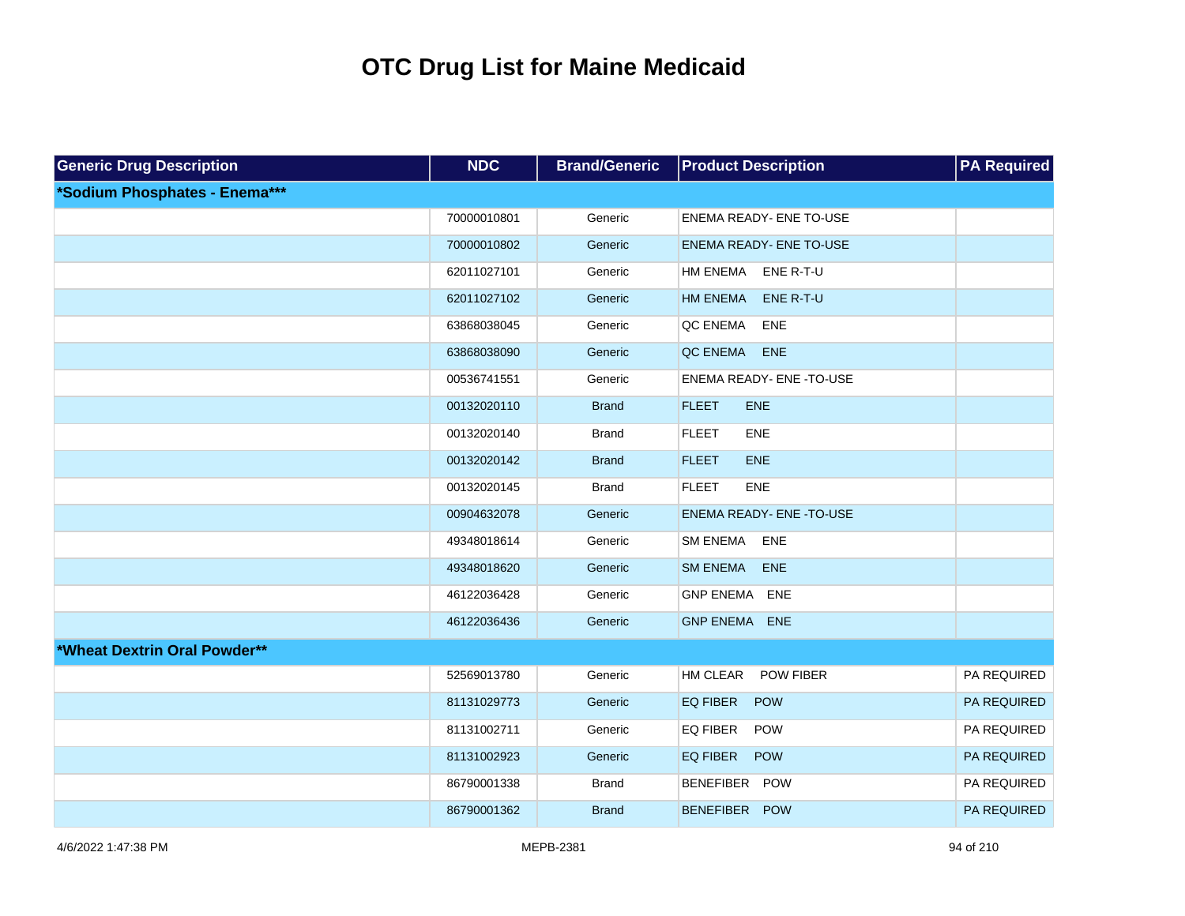# OTC Drug List for Maine Medicaid

| Generic Drug Description | NDC | Brand/Generic | Product Description | PA Required |
|---|---|---|---|---|
| ***Sodium Phosphates - Enema***** | | | | |
| | 70000010801 | Generic | ENEMA READY- ENE TO-USE | |
| | 70000010802 | Generic | ENEMA READY- ENE TO-USE | |
| | 62011027101 | Generic | HM ENEMA ENE R-T-U | |
| | 62011027102 | Generic | HM ENEMA ENE R-T-U | |
| | 63868038045 | Generic | QC ENEMA ENE | |
| | 63868038090 | Generic | QC ENEMA ENE | |
| | 00536741551 | Generic | ENEMA READY- ENE -TO-USE | |
| | 00132020110 | Brand | FLEET ENE | |
| | 00132020140 | Brand | FLEET ENE | |
| | 00132020142 | Brand | FLEET ENE | |
| | 00132020145 | Brand | FLEET ENE | |
| | 00904632078 | Generic | ENEMA READY- ENE -TO-USE | |
| | 49348018614 | Generic | SM ENEMA ENE | |
| | 49348018620 | Generic | SM ENEMA ENE | |
| | 46122036428 | Generic | GNP ENEMA ENE | |
| | 46122036436 | Generic | GNP ENEMA ENE | |
| ***Wheat Dextrin Oral Powder**** | | | | |
| | 52569013780 | Generic | HM CLEAR POW FIBER | PA REQUIRED |
| | 81131029773 | Generic | EQ FIBER POW | PA REQUIRED |
| | 81131002711 | Generic | EQ FIBER POW | PA REQUIRED |
| | 81131002923 | Generic | EQ FIBER POW | PA REQUIRED |
| | 86790001338 | Brand | BENEFIBER POW | PA REQUIRED |
| | 86790001362 | Brand | BENEFIBER POW | PA REQUIRED |

4/6/2022 1:47:38 PM MEPB-2381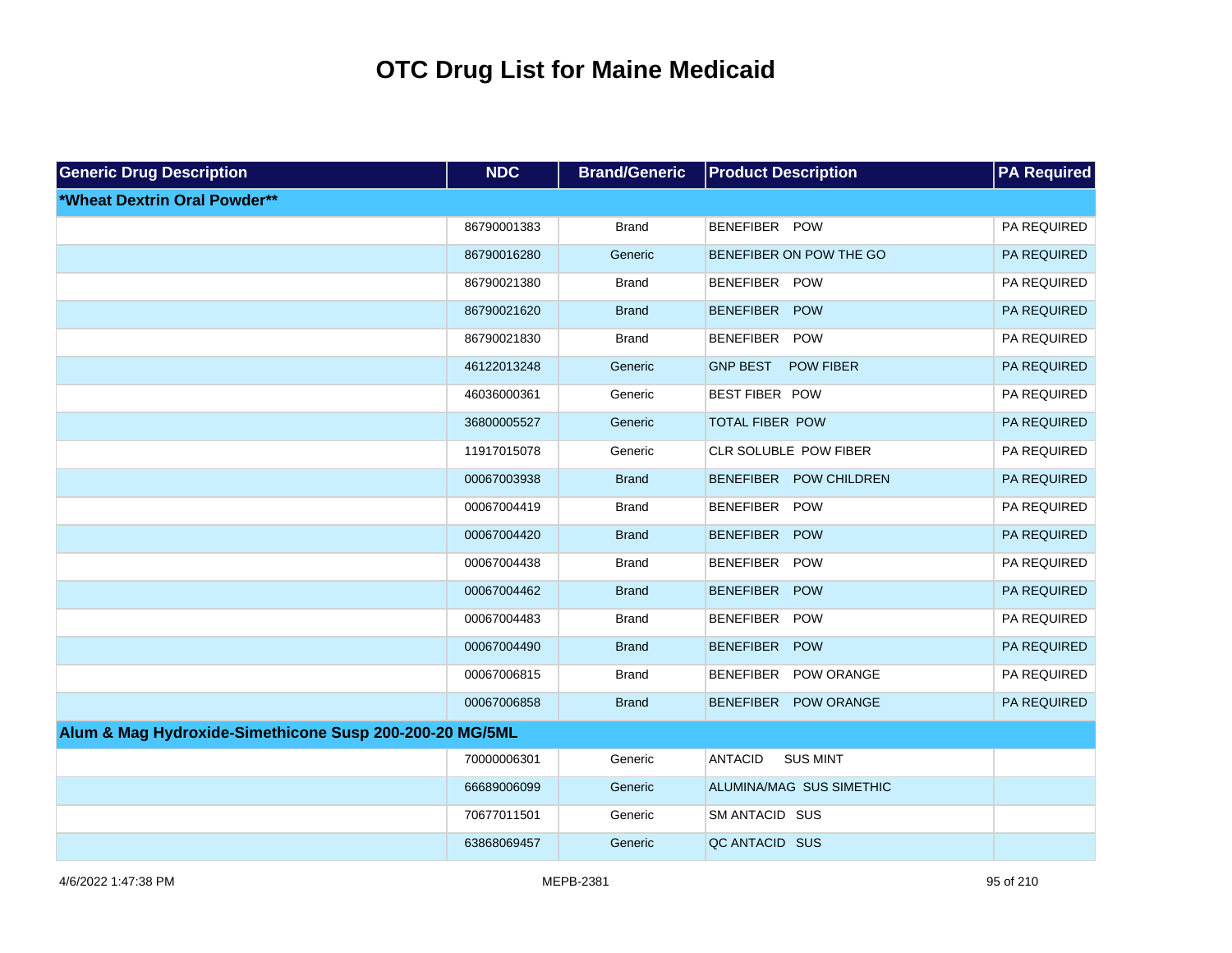# OTC Drug List for Maine Medicaid

| Generic Drug Description | NDC | Brand/Generic | Product Description | PA Required |
|---|---|---|---|---|
| **\*Wheat Dextrin Oral Powder\*\*** | | | | |
| | 86790001383 | Brand | BENEFIBER POW | PA REQUIRED |
| | 86790016280 | Generic | BENEFIBER ON POW THE GO | PA REQUIRED |
| | 86790021380 | Brand | BENEFIBER POW | PA REQUIRED |
| | 86790021620 | Brand | BENEFIBER POW | PA REQUIRED |
| | 86790021830 | Brand | BENEFIBER POW | PA REQUIRED |
| | 46122013248 | Generic | GNP BEST POW FIBER | PA REQUIRED |
| | 46036000361 | Generic | BEST FIBER POW | PA REQUIRED |
| | 36800005527 | Generic | TOTAL FIBER POW | PA REQUIRED |
| | 11917015078 | Generic | CLR SOLUBLE POW FIBER | PA REQUIRED |
| | 00067003938 | Brand | BENEFIBER POW CHILDREN | PA REQUIRED |
| | 00067004419 | Brand | BENEFIBER POW | PA REQUIRED |
| | 00067004420 | Brand | BENEFIBER POW | PA REQUIRED |
| | 00067004438 | Brand | BENEFIBER POW | PA REQUIRED |
| | 00067004462 | Brand | BENEFIBER POW | PA REQUIRED |
| | 00067004483 | Brand | BENEFIBER POW | PA REQUIRED |
| | 00067004490 | Brand | BENEFIBER POW | PA REQUIRED |
| | 00067006815 | Brand | BENEFIBER POW ORANGE | PA REQUIRED |
| | 00067006858 | Brand | BENEFIBER POW ORANGE | PA REQUIRED |
| **Alum & Mag Hydroxide-Simethicone Susp 200-200-20 MG/5ML** | | | | |
| | 70000006301 | Generic | ANTACID SUS MINT | |
| | 66689006099 | Generic | ALUMINA/MAG SUS SIMETHIC | |
| | 70677011501 | Generic | SM ANTACID SUS | |
| | 63868069457 | Generic | QC ANTACID SUS | |

4/6/2022 1:47:38 PM MEPB-2381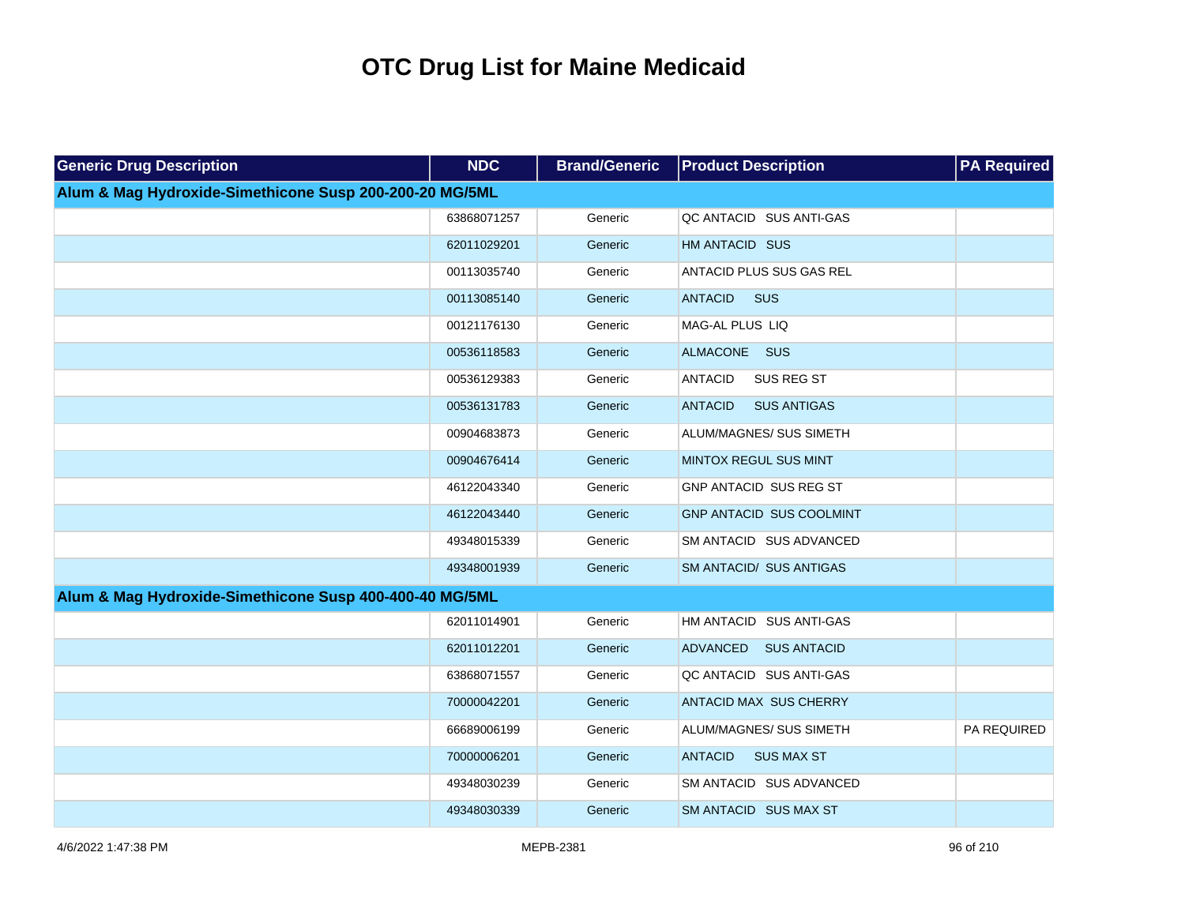# OTC Drug List for Maine Medicaid

| Generic Drug Description | NDC | Brand/Generic | Product Description | PA Required |
| --- | --- | --- | --- | --- |
| **Alum & Mag Hydroxide-Simethicone Susp 200-200-20 MG/5ML** | | | | |
| | 63868071257 | Generic | QC ANTACID SUS ANTI-GAS | |
| | 62011029201 | Generic | HM ANTACID SUS | |
| | 00113035740 | Generic | ANTACID PLUS SUS GAS REL | |
| | 00113085140 | Generic | ANTACID SUS | |
| | 00121176130 | Generic | MAG-AL PLUS LIQ | |
| | 00536118583 | Generic | ALMACONE SUS | |
| | 00536129383 | Generic | ANTACID SUS REG ST | |
| | 00536131783 | Generic | ANTACID SUS ANTIGAS | |
| | 00904683873 | Generic | ALUM/MAGNES/ SUS SIMETH | |
| | 00904676414 | Generic | MINTOX REGUL SUS MINT | |
| | 46122043340 | Generic | GNP ANTACID SUS REG ST | |
| | 46122043440 | Generic | GNP ANTACID SUS COOLMINT | |
| | 49348015339 | Generic | SM ANTACID SUS ADVANCED | |
| | 49348001939 | Generic | SM ANTACID/ SUS ANTIGAS | |
| **Alum & Mag Hydroxide-Simethicone Susp 400-400-40 MG/5ML** | | | | |
| | 62011014901 | Generic | HM ANTACID SUS ANTI-GAS | |
| | 62011012201 | Generic | ADVANCED SUS ANTACID | |
| | 63868071557 | Generic | QC ANTACID SUS ANTI-GAS | |
| | 70000042201 | Generic | ANTACID MAX SUS CHERRY | |
| | 66689006199 | Generic | ALUM/MAGNES/ SUS SIMETH | PA REQUIRED |
| | 70000006201 | Generic | ANTACID SUS MAX ST | |
| | 49348030239 | Generic | SM ANTACID SUS ADVANCED | |
| | 49348030339 | Generic | SM ANTACID SUS MAX ST | |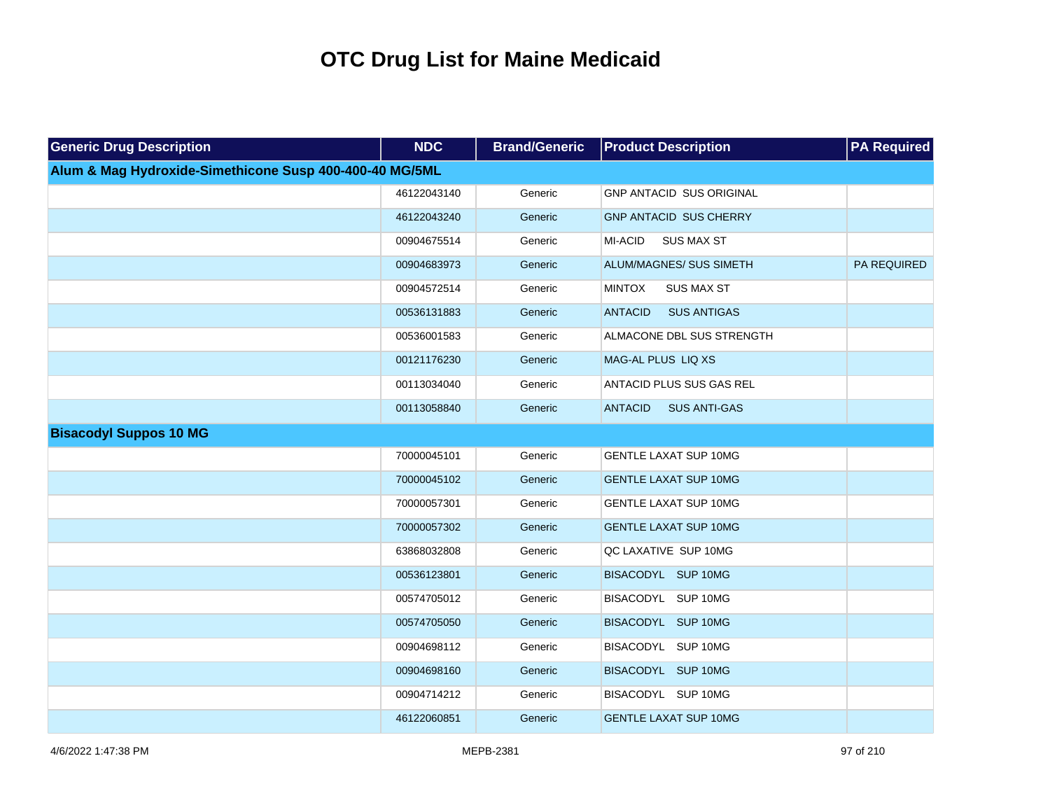# OTC Drug List for Maine Medicaid

| Generic Drug Description | NDC | Brand/Generic | Product Description | PA Required |
|---|---|---|---|---|
| **Alum & Mag Hydroxide-Simethicone Susp 400-400-40 MG/5ML** | | | | |
| | 46122043140 | Generic | GNP ANTACID SUS ORIGINAL | |
| | 46122043240 | Generic | GNP ANTACID SUS CHERRY | |
| | 00904675514 | Generic | MI-ACID SUS MAX ST | |
| | 00904683973 | Generic | ALUM/MAGNES/ SUS SIMETH | PA REQUIRED |
| | 00904572514 | Generic | MINTOX SUS MAX ST | |
| | 00536131883 | Generic | ANTACID SUS ANTIGAS | |
| | 00536001583 | Generic | ALMACONE DBL SUS STRENGTH | |
| | 00121176230 | Generic | MAG-AL PLUS LIQ XS | |
| | 00113034040 | Generic | ANTACID PLUS SUS GAS REL | |
| | 00113058840 | Generic | ANTACID SUS ANTI-GAS | |
| **Bisacodyl Suppos 10 MG** | | | | |
| | 70000045101 | Generic | GENTLE LAXAT SUP 10MG | |
| | 70000045102 | Generic | GENTLE LAXAT SUP 10MG | |
| | 70000057301 | Generic | GENTLE LAXAT SUP 10MG | |
| | 70000057302 | Generic | GENTLE LAXAT SUP 10MG | |
| | 63868032808 | Generic | QC LAXATIVE SUP 10MG | |
| | 00536123801 | Generic | BISACODYL SUP 10MG | |
| | 00574705012 | Generic | BISACODYL SUP 10MG | |
| | 00574705050 | Generic | BISACODYL SUP 10MG | |
| | 00904698112 | Generic | BISACODYL SUP 10MG | |
| | 00904698160 | Generic | BISACODYL SUP 10MG | |
| | 00904714212 | Generic | BISACODYL SUP 10MG | |
| | 46122060851 | Generic | GENTLE LAXAT SUP 10MG | |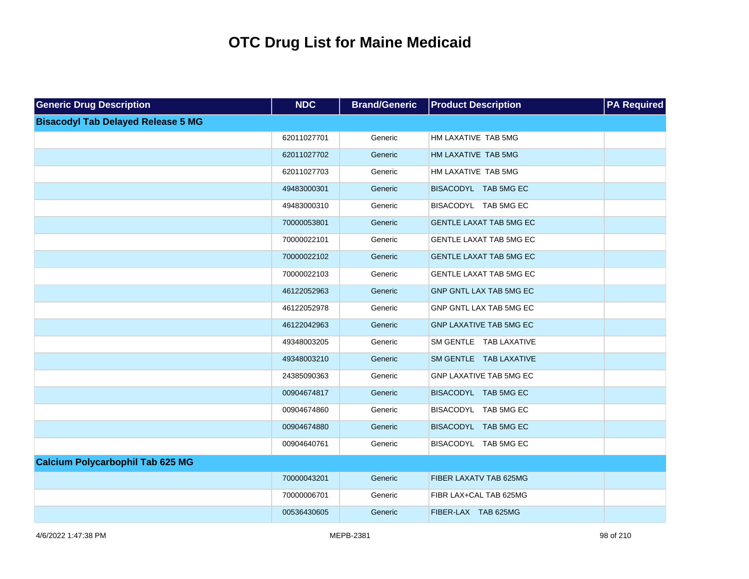# OTC Drug List for Maine Medicaid

| Generic Drug Description | NDC | Brand/Generic | Product Description | PA Required |
|---|---|---|---|---|
| **Bisacodyl Tab Delayed Release 5 MG** | | | | |
| | 62011027701 | Generic | HM LAXATIVE TAB 5MG | |
| | 62011027702 | Generic | HM LAXATIVE TAB 5MG | |
| | 62011027703 | Generic | HM LAXATIVE TAB 5MG | |
| | 49483000301 | Generic | BISACODYL TAB 5MG EC | |
| | 49483000310 | Generic | BISACODYL TAB 5MG EC | |
| | 70000053801 | Generic | GENTLE LAXAT TAB 5MG EC | |
| | 70000022101 | Generic | GENTLE LAXAT TAB 5MG EC | |
| | 70000022102 | Generic | GENTLE LAXAT TAB 5MG EC | |
| | 70000022103 | Generic | GENTLE LAXAT TAB 5MG EC | |
| | 46122052963 | Generic | GNP GNTL LAX TAB 5MG EC | |
| | 46122052978 | Generic | GNP GNTL LAX TAB 5MG EC | |
| | 46122042963 | Generic | GNP LAXATIVE TAB 5MG EC | |
| | 49348003205 | Generic | SM GENTLE TAB LAXATIVE | |
| | 49348003210 | Generic | SM GENTLE TAB LAXATIVE | |
| | 24385090363 | Generic | GNP LAXATIVE TAB 5MG EC | |
| | 00904674817 | Generic | BISACODYL TAB 5MG EC | |
| | 00904674860 | Generic | BISACODYL TAB 5MG EC | |
| | 00904674880 | Generic | BISACODYL TAB 5MG EC | |
| | 00904640761 | Generic | BISACODYL TAB 5MG EC | |
| **Calcium Polycarbophil Tab 625 MG** | | | | |
| | 70000043201 | Generic | FIBER LAXATV TAB 625MG | |
| | 70000006701 | Generic | FIBR LAX+CAL TAB 625MG | |
| | 00536430605 | Generic | FIBER-LAX TAB 625MG | |

4/6/2022 1:47:38 PM MEPB-2381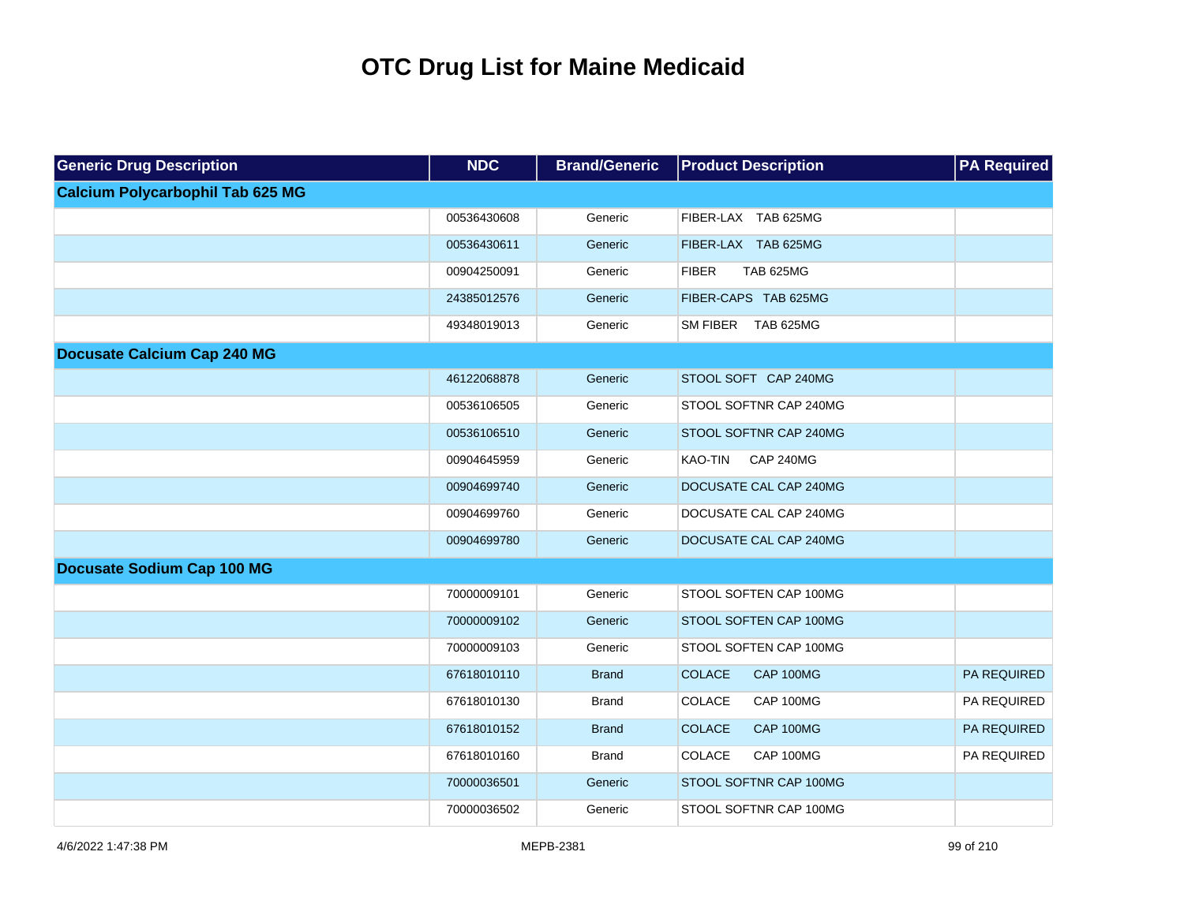# OTC Drug List for Maine Medicaid

| Generic Drug Description | NDC | Brand/Generic | Product Description | PA Required |
|---|---|---|---|---|
| **Calcium Polycarbophil Tab 625 MG** | | | | |
| | 00536430608 | Generic | FIBER-LAX TAB 625MG | |
| | 00536430611 | Generic | FIBER-LAX TAB 625MG | |
| | 00904250091 | Generic | FIBER TAB 625MG | |
| | 24385012576 | Generic | FIBER-CAPS TAB 625MG | |
| | 49348019013 | Generic | SM FIBER TAB 625MG | |
| **Docusate Calcium Cap 240 MG** | | | | |
| | 46122068878 | Generic | STOOL SOFT CAP 240MG | |
| | 00536106505 | Generic | STOOL SOFTNR CAP 240MG | |
| | 00536106510 | Generic | STOOL SOFTNR CAP 240MG | |
| | 00904645959 | Generic | KAO-TIN CAP 240MG | |
| | 00904699740 | Generic | DOCUSATE CAL CAP 240MG | |
| | 00904699760 | Generic | DOCUSATE CAL CAP 240MG | |
| | 00904699780 | Generic | DOCUSATE CAL CAP 240MG | |
| **Docusate Sodium Cap 100 MG** | | | | |
| | 70000009101 | Generic | STOOL SOFTEN CAP 100MG | |
| | 70000009102 | Generic | STOOL SOFTEN CAP 100MG | |
| | 70000009103 | Generic | STOOL SOFTEN CAP 100MG | |
| | 67618010110 | Brand | COLACE CAP 100MG | PA REQUIRED |
| | 67618010130 | Brand | COLACE CAP 100MG | PA REQUIRED |
| | 67618010152 | Brand | COLACE CAP 100MG | PA REQUIRED |
| | 67618010160 | Brand | COLACE CAP 100MG | PA REQUIRED |
| | 70000036501 | Generic | STOOL SOFTNR CAP 100MG | |
| | 70000036502 | Generic | STOOL SOFTNR CAP 100MG | |

4/6/2022 1:47:38 PM MEPB-2381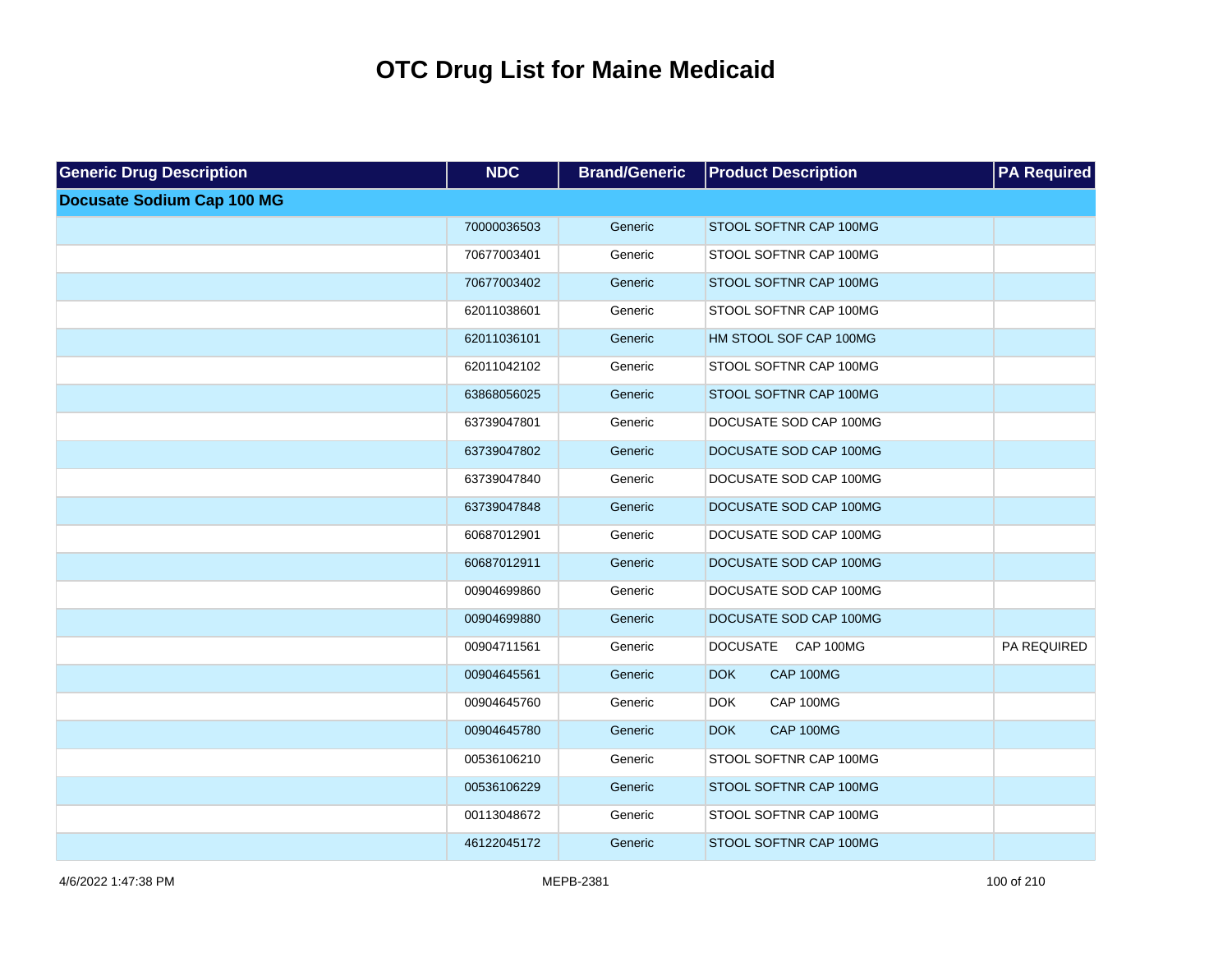# OTC Drug List for Maine Medicaid

| Generic Drug Description | NDC | Brand/Generic | Product Description | PA Required |
|---|---|---|---|---|
| **Docusate Sodium Cap 100 MG** | | | | |
| | 70000036503 | Generic | STOOL SOFTNR CAP 100MG | |
| | 70677003401 | Generic | STOOL SOFTNR CAP 100MG | |
| | 70677003402 | Generic | STOOL SOFTNR CAP 100MG | |
| | 62011038601 | Generic | STOOL SOFTNR CAP 100MG | |
| | 62011036101 | Generic | HM STOOL SOF CAP 100MG | |
| | 62011042102 | Generic | STOOL SOFTNR CAP 100MG | |
| | 63868056025 | Generic | STOOL SOFTNR CAP 100MG | |
| | 63739047801 | Generic | DOCUSATE SOD CAP 100MG | |
| | 63739047802 | Generic | DOCUSATE SOD CAP 100MG | |
| | 63739047840 | Generic | DOCUSATE SOD CAP 100MG | |
| | 63739047848 | Generic | DOCUSATE SOD CAP 100MG | |
| | 60687012901 | Generic | DOCUSATE SOD CAP 100MG | |
| | 60687012911 | Generic | DOCUSATE SOD CAP 100MG | |
| | 00904699860 | Generic | DOCUSATE SOD CAP 100MG | |
| | 00904699880 | Generic | DOCUSATE SOD CAP 100MG | |
| | 00904711561 | Generic | DOCUSATE CAP 100MG | PA REQUIRED |
| | 00904645561 | Generic | DOK CAP 100MG | |
| | 00904645760 | Generic | DOK CAP 100MG | |
| | 00904645780 | Generic | DOK CAP 100MG | |
| | 00536106210 | Generic | STOOL SOFTNR CAP 100MG | |
| | 00536106229 | Generic | STOOL SOFTNR CAP 100MG | |
| | 00113048672 | Generic | STOOL SOFTNR CAP 100MG | |
| | 46122045172 | Generic | STOOL SOFTNR CAP 100MG | |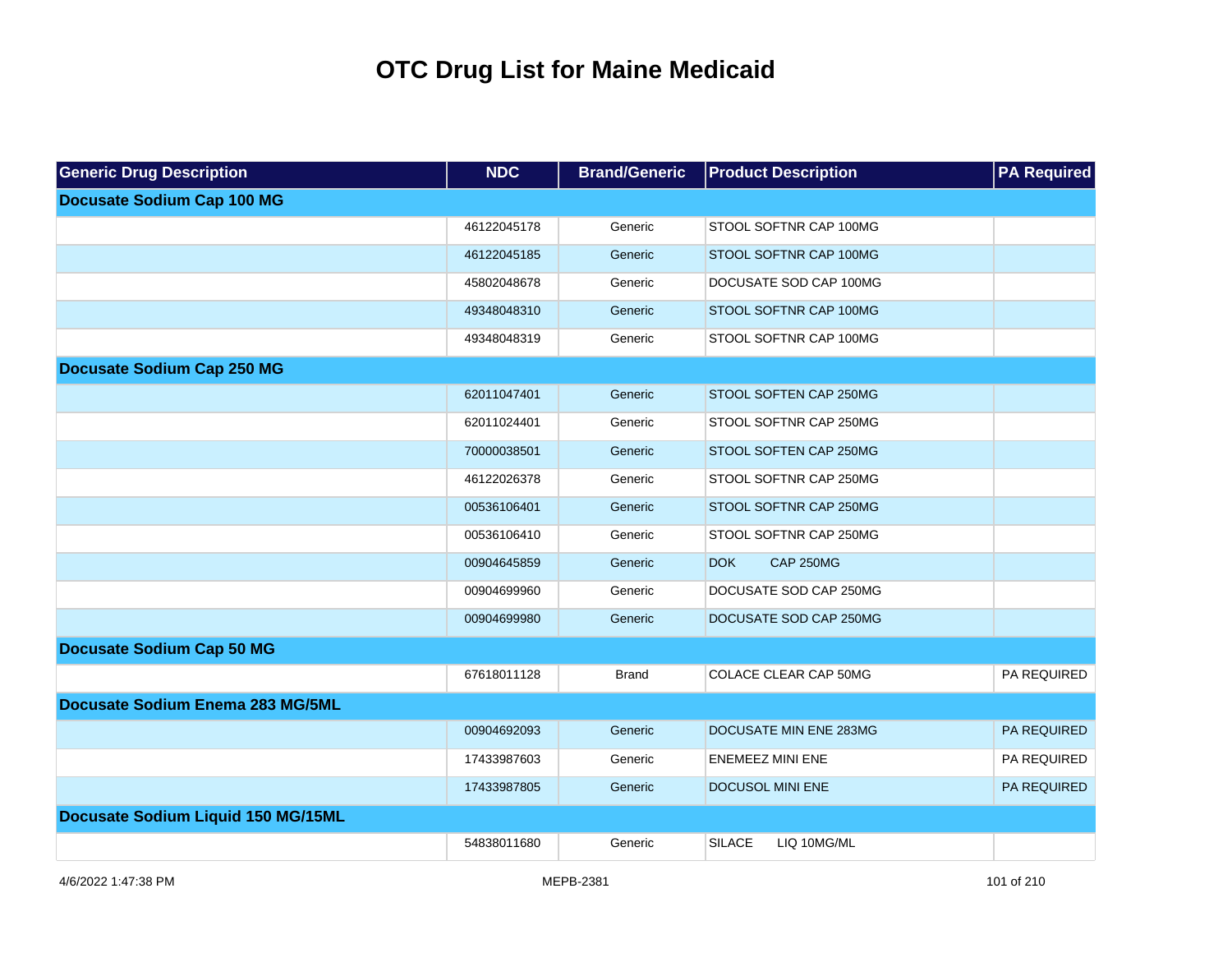# OTC Drug List for Maine Medicaid

| Generic Drug Description | NDC | Brand/Generic | Product Description | PA Required |
|---|---|---|---|---|
| **Docusate Sodium Cap 100 MG** | | | | |
| | 46122045178 | Generic | STOOL SOFTNR CAP 100MG | |
| | 46122045185 | Generic | STOOL SOFTNR CAP 100MG | |
| | 45802048678 | Generic | DOCUSATE SOD CAP 100MG | |
| | 49348048310 | Generic | STOOL SOFTNR CAP 100MG | |
| | 49348048319 | Generic | STOOL SOFTNR CAP 100MG | |
| **Docusate Sodium Cap 250 MG** | | | | |
| | 62011047401 | Generic | STOOL SOFTEN CAP 250MG | |
| | 62011024401 | Generic | STOOL SOFTNR CAP 250MG | |
| | 70000038501 | Generic | STOOL SOFTEN CAP 250MG | |
| | 46122026378 | Generic | STOOL SOFTNR CAP 250MG | |
| | 00536106401 | Generic | STOOL SOFTNR CAP 250MG | |
| | 00536106410 | Generic | STOOL SOFTNR CAP 250MG | |
| | 00904645859 | Generic | DOK CAP 250MG | |
| | 00904699960 | Generic | DOCUSATE SOD CAP 250MG | |
| | 00904699980 | Generic | DOCUSATE SOD CAP 250MG | |
| **Docusate Sodium Cap 50 MG** | | | | |
| | 67618011128 | Brand | COLACE CLEAR CAP 50MG | PA REQUIRED |
| **Docusate Sodium Enema 283 MG/5ML** | | | | |
| | 00904692093 | Generic | DOCUSATE MIN ENE 283MG | PA REQUIRED |
| | 17433987603 | Generic | ENEMEEZ MINI ENE | PA REQUIRED |
| | 17433987805 | Generic | DOCUSOL MINI ENE | PA REQUIRED |
| **Docusate Sodium Liquid 150 MG/15ML** | | | | |
| | 54838011680 | Generic | SILACE LIQ 10MG/ML | |

4/6/2022 1:47:38 PM MEPB-2381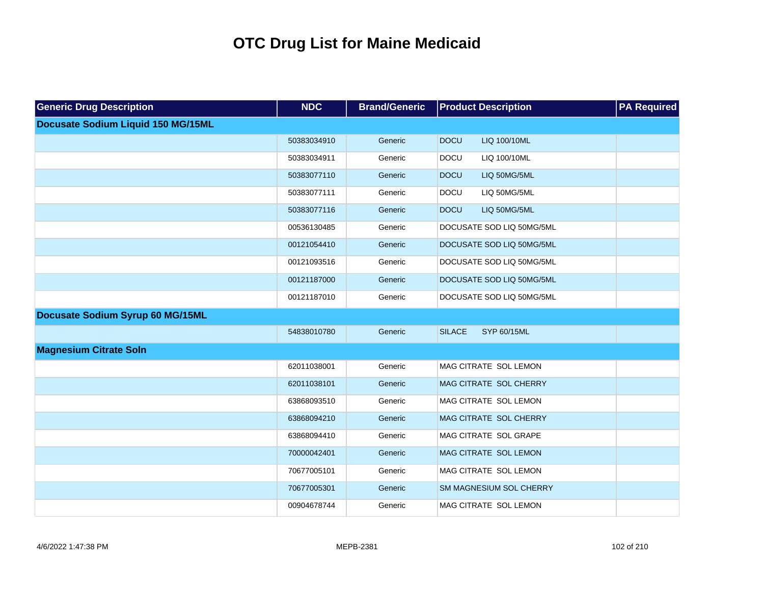# OTC Drug List for Maine Medicaid

| Generic Drug Description | NDC | Brand/Generic | Product Description | PA Required |
|---|---|---|---|---|
| **Docusate Sodium Liquid 150 MG/15ML** | | | | |
| | 50383034910 | Generic | DOCU LIQ 100/10ML | |
| | 50383034911 | Generic | DOCU LIQ 100/10ML | |
| | 50383077110 | Generic | DOCU LIQ 50MG/5ML | |
| | 50383077111 | Generic | DOCU LIQ 50MG/5ML | |
| | 50383077116 | Generic | DOCU LIQ 50MG/5ML | |
| | 00536130485 | Generic | DOCUSATE SOD LIQ 50MG/5ML | |
| | 00121054410 | Generic | DOCUSATE SOD LIQ 50MG/5ML | |
| | 00121093516 | Generic | DOCUSATE SOD LIQ 50MG/5ML | |
| | 00121187000 | Generic | DOCUSATE SOD LIQ 50MG/5ML | |
| | 00121187010 | Generic | DOCUSATE SOD LIQ 50MG/5ML | |
| **Docusate Sodium Syrup 60 MG/15ML** | | | | |
| | 54838010780 | Generic | SILACE SYP 60/15ML | |
| **Magnesium Citrate Soln** | | | | |
| | 62011038001 | Generic | MAG CITRATE SOL LEMON | |
| | 62011038101 | Generic | MAG CITRATE SOL CHERRY | |
| | 63868093510 | Generic | MAG CITRATE SOL LEMON | |
| | 63868094210 | Generic | MAG CITRATE SOL CHERRY | |
| | 63868094410 | Generic | MAG CITRATE SOL GRAPE | |
| | 70000042401 | Generic | MAG CITRATE SOL LEMON | |
| | 70677005101 | Generic | MAG CITRATE SOL LEMON | |
| | 70677005301 | Generic | SM MAGNESIUM SOL CHERRY | |
| | 00904678744 | Generic | MAG CITRATE SOL LEMON | |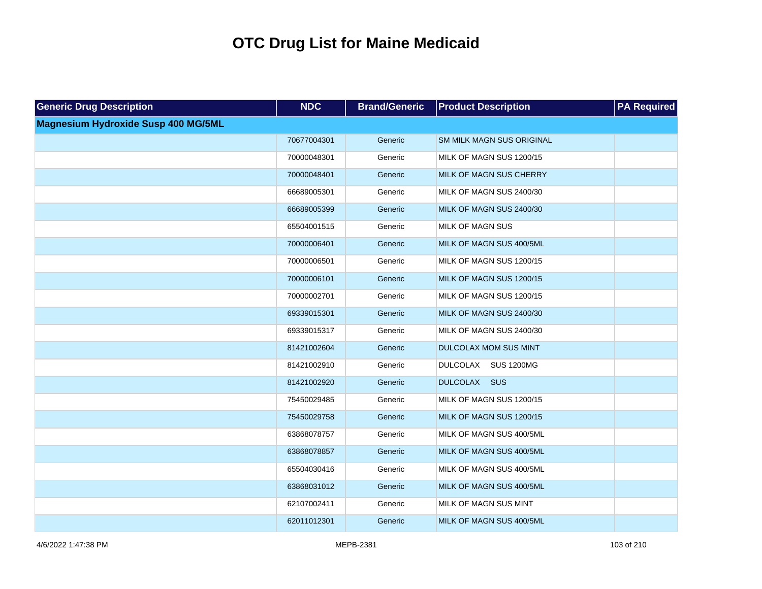# OTC Drug List for Maine Medicaid

| Generic Drug Description | NDC | Brand/Generic | Product Description | PA Required |
|---|---|---|---|---|
| **Magnesium Hydroxide Susp 400 MG/5ML** | | | | |
| | 70677004301 | Generic | SM MILK MAGN SUS ORIGINAL | |
| | 70000048301 | Generic | MILK OF MAGN SUS 1200/15 | |
| | 70000048401 | Generic | MILK OF MAGN SUS CHERRY | |
| | 66689005301 | Generic | MILK OF MAGN SUS 2400/30 | |
| | 66689005399 | Generic | MILK OF MAGN SUS 2400/30 | |
| | 65504001515 | Generic | MILK OF MAGN SUS | |
| | 70000006401 | Generic | MILK OF MAGN SUS 400/5ML | |
| | 70000006501 | Generic | MILK OF MAGN SUS 1200/15 | |
| | 70000006101 | Generic | MILK OF MAGN SUS 1200/15 | |
| | 70000002701 | Generic | MILK OF MAGN SUS 1200/15 | |
| | 69339015301 | Generic | MILK OF MAGN SUS 2400/30 | |
| | 69339015317 | Generic | MILK OF MAGN SUS 2400/30 | |
| | 81421002604 | Generic | DULCOLAX MOM SUS MINT | |
| | 81421002910 | Generic | DULCOLAX SUS 1200MG | |
| | 81421002920 | Generic | DULCOLAX SUS | |
| | 75450029485 | Generic | MILK OF MAGN SUS 1200/15 | |
| | 75450029758 | Generic | MILK OF MAGN SUS 1200/15 | |
| | 63868078757 | Generic | MILK OF MAGN SUS 400/5ML | |
| | 63868078857 | Generic | MILK OF MAGN SUS 400/5ML | |
| | 65504030416 | Generic | MILK OF MAGN SUS 400/5ML | |
| | 63868031012 | Generic | MILK OF MAGN SUS 400/5ML | |
| | 62107002411 | Generic | MILK OF MAGN SUS MINT | |
| | 62011012301 | Generic | MILK OF MAGN SUS 400/5ML | |

4/6/2022 1:47:38 PM MEPB-2381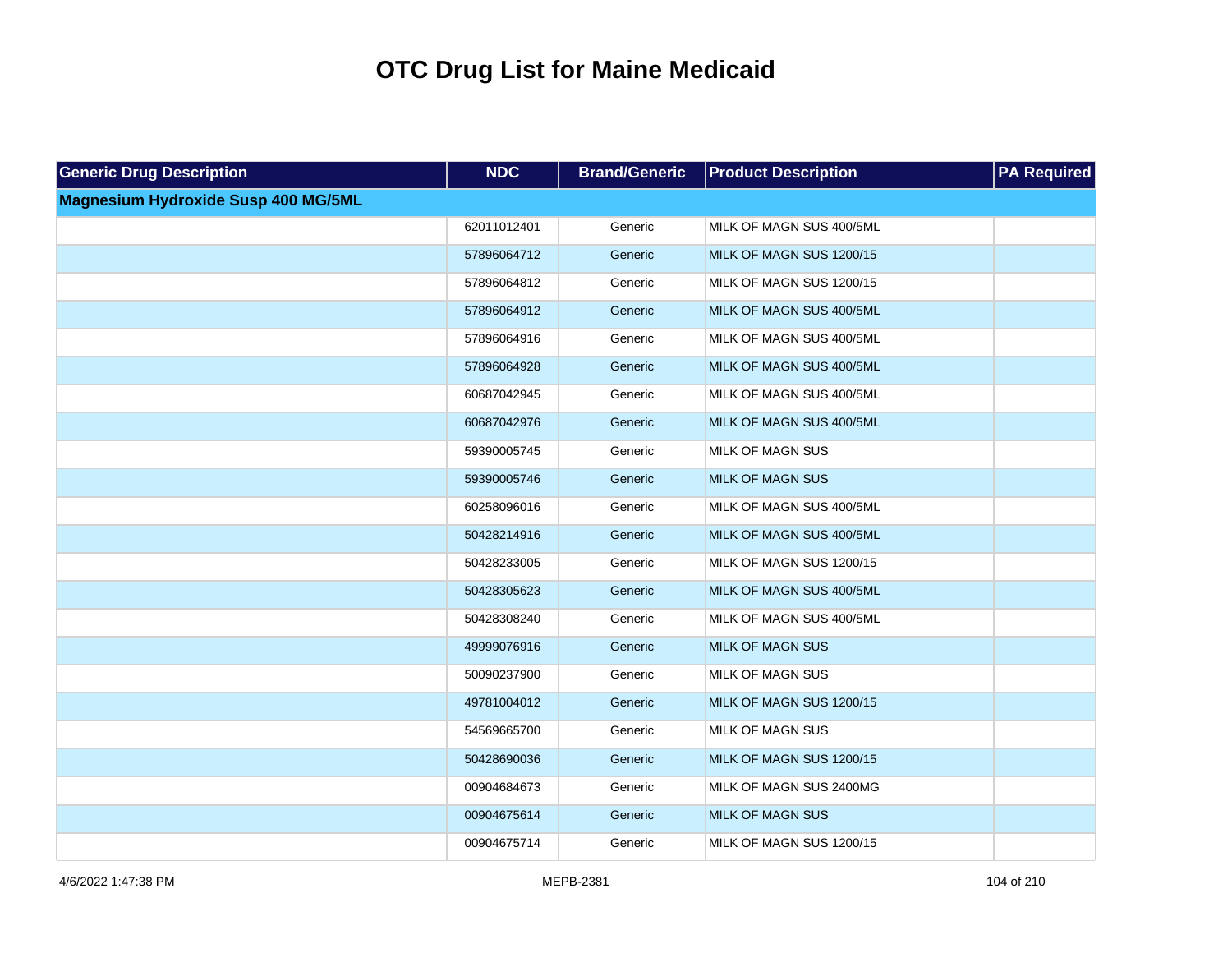# OTC Drug List for Maine Medicaid

| Generic Drug Description | NDC | Brand/Generic | Product Description | PA Required |
|---|---|---|---|---|
| **Magnesium Hydroxide Susp 400 MG/5ML** | | | | |
| | 62011012401 | Generic | MILK OF MAGN SUS 400/5ML | |
| | 57896064712 | Generic | MILK OF MAGN SUS 1200/15 | |
| | 57896064812 | Generic | MILK OF MAGN SUS 1200/15 | |
| | 57896064912 | Generic | MILK OF MAGN SUS 400/5ML | |
| | 57896064916 | Generic | MILK OF MAGN SUS 400/5ML | |
| | 57896064928 | Generic | MILK OF MAGN SUS 400/5ML | |
| | 60687042945 | Generic | MILK OF MAGN SUS 400/5ML | |
| | 60687042976 | Generic | MILK OF MAGN SUS 400/5ML | |
| | 59390005745 | Generic | MILK OF MAGN SUS | |
| | 59390005746 | Generic | MILK OF MAGN SUS | |
| | 60258096016 | Generic | MILK OF MAGN SUS 400/5ML | |
| | 50428214916 | Generic | MILK OF MAGN SUS 400/5ML | |
| | 50428233005 | Generic | MILK OF MAGN SUS 1200/15 | |
| | 50428305623 | Generic | MILK OF MAGN SUS 400/5ML | |
| | 50428308240 | Generic | MILK OF MAGN SUS 400/5ML | |
| | 49999076916 | Generic | MILK OF MAGN SUS | |
| | 50090237900 | Generic | MILK OF MAGN SUS | |
| | 49781004012 | Generic | MILK OF MAGN SUS 1200/15 | |
| | 54569665700 | Generic | MILK OF MAGN SUS | |
| | 50428690036 | Generic | MILK OF MAGN SUS 1200/15 | |
| | 00904684673 | Generic | MILK OF MAGN SUS 2400MG | |
| | 00904675614 | Generic | MILK OF MAGN SUS | |
| | 00904675714 | Generic | MILK OF MAGN SUS 1200/15 | |

4/6/2022 1:47:38 PM MEPB-2381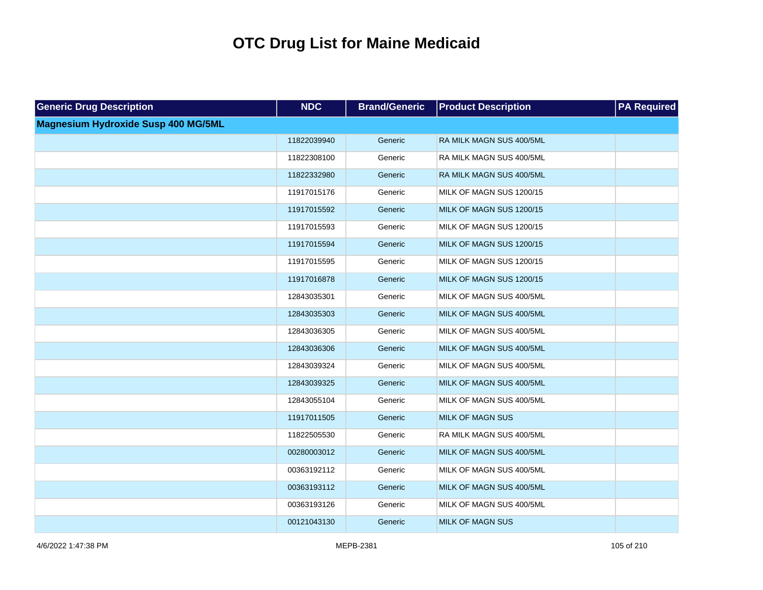# OTC Drug List for Maine Medicaid

| Generic Drug Description | NDC | Brand/Generic | Product Description | PA Required |
|---|---|---|---|---|
| **Magnesium Hydroxide Susp 400 MG/5ML** | | | | |
| | 11822039940 | Generic | RA MILK MAGN SUS 400/5ML | |
| | 11822308100 | Generic | RA MILK MAGN SUS 400/5ML | |
| | 11822332980 | Generic | RA MILK MAGN SUS 400/5ML | |
| | 11917015176 | Generic | MILK OF MAGN SUS 1200/15 | |
| | 11917015592 | Generic | MILK OF MAGN SUS 1200/15 | |
| | 11917015593 | Generic | MILK OF MAGN SUS 1200/15 | |
| | 11917015594 | Generic | MILK OF MAGN SUS 1200/15 | |
| | 11917015595 | Generic | MILK OF MAGN SUS 1200/15 | |
| | 11917016878 | Generic | MILK OF MAGN SUS 1200/15 | |
| | 12843035301 | Generic | MILK OF MAGN SUS 400/5ML | |
| | 12843035303 | Generic | MILK OF MAGN SUS 400/5ML | |
| | 12843036305 | Generic | MILK OF MAGN SUS 400/5ML | |
| | 12843036306 | Generic | MILK OF MAGN SUS 400/5ML | |
| | 12843039324 | Generic | MILK OF MAGN SUS 400/5ML | |
| | 12843039325 | Generic | MILK OF MAGN SUS 400/5ML | |
| | 12843055104 | Generic | MILK OF MAGN SUS 400/5ML | |
| | 11917011505 | Generic | MILK OF MAGN SUS | |
| | 11822505530 | Generic | RA MILK MAGN SUS 400/5ML | |
| | 00280003012 | Generic | MILK OF MAGN SUS 400/5ML | |
| | 00363192112 | Generic | MILK OF MAGN SUS 400/5ML | |
| | 00363193112 | Generic | MILK OF MAGN SUS 400/5ML | |
| | 00363193126 | Generic | MILK OF MAGN SUS 400/5ML | |
| | 00121043130 | Generic | MILK OF MAGN SUS | |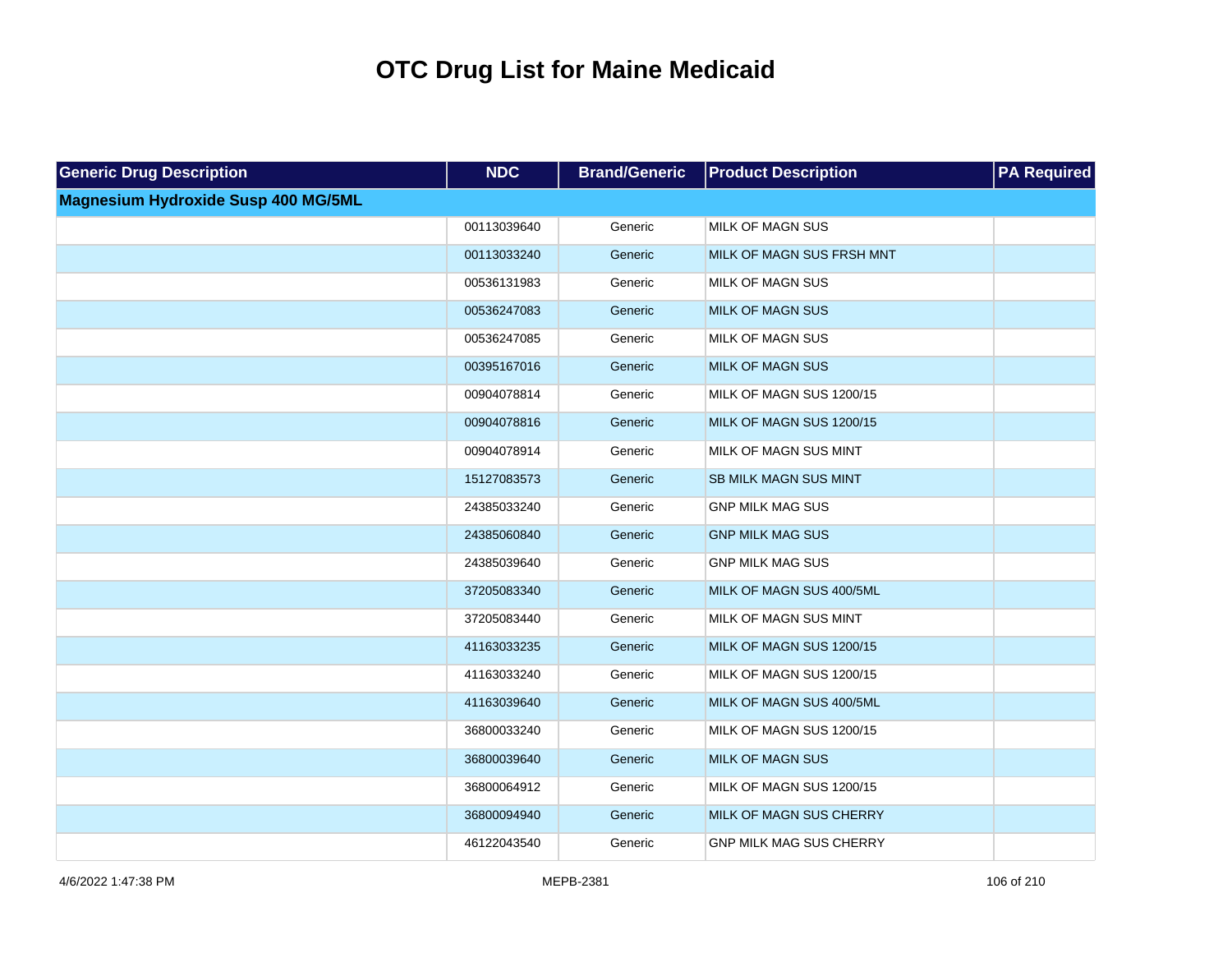# OTC Drug List for Maine Medicaid

| Generic Drug Description | NDC | Brand/Generic | Product Description | PA Required |
|---|---|---|---|---|
| **Magnesium Hydroxide Susp 400 MG/5ML** | | | | |
| | 00113039640 | Generic | MILK OF MAGN SUS | |
| | 00113033240 | Generic | MILK OF MAGN SUS FRSH MNT | |
| | 00536131983 | Generic | MILK OF MAGN SUS | |
| | 00536247083 | Generic | MILK OF MAGN SUS | |
| | 00536247085 | Generic | MILK OF MAGN SUS | |
| | 00395167016 | Generic | MILK OF MAGN SUS | |
| | 00904078814 | Generic | MILK OF MAGN SUS 1200/15 | |
| | 00904078816 | Generic | MILK OF MAGN SUS 1200/15 | |
| | 00904078914 | Generic | MILK OF MAGN SUS MINT | |
| | 15127083573 | Generic | SB MILK MAGN SUS MINT | |
| | 24385033240 | Generic | GNP MILK MAG SUS | |
| | 24385060840 | Generic | GNP MILK MAG SUS | |
| | 24385039640 | Generic | GNP MILK MAG SUS | |
| | 37205083340 | Generic | MILK OF MAGN SUS 400/5ML | |
| | 37205083440 | Generic | MILK OF MAGN SUS MINT | |
| | 41163033235 | Generic | MILK OF MAGN SUS 1200/15 | |
| | 41163033240 | Generic | MILK OF MAGN SUS 1200/15 | |
| | 41163039640 | Generic | MILK OF MAGN SUS 400/5ML | |
| | 36800033240 | Generic | MILK OF MAGN SUS 1200/15 | |
| | 36800039640 | Generic | MILK OF MAGN SUS | |
| | 36800064912 | Generic | MILK OF MAGN SUS 1200/15 | |
| | 36800094940 | Generic | MILK OF MAGN SUS CHERRY | |
| | 46122043540 | Generic | GNP MILK MAG SUS CHERRY | |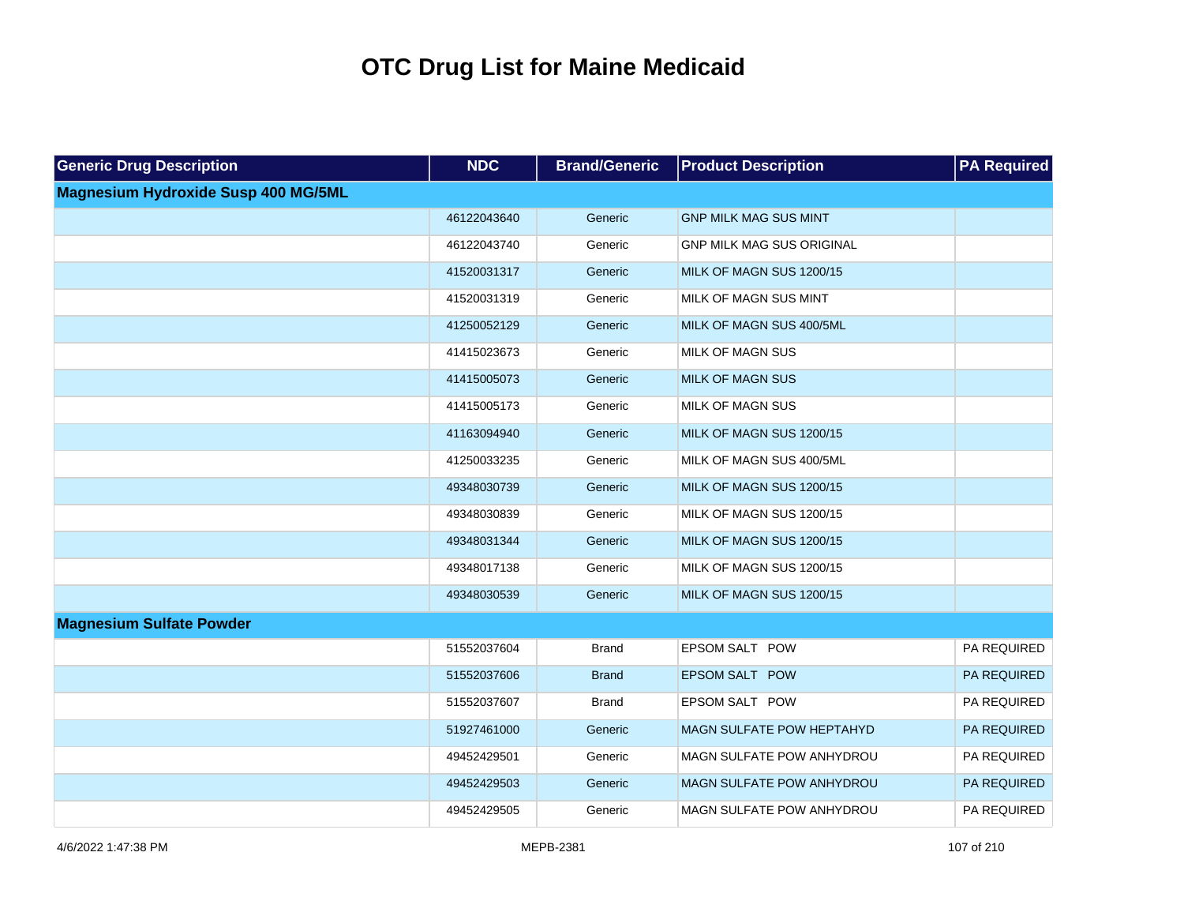# OTC Drug List for Maine Medicaid

| Generic Drug Description | NDC | Brand/Generic | Product Description | PA Required |
|---|---|---|---|---|
| **Magnesium Hydroxide Susp 400 MG/5ML** | | | | |
| | 46122043640 | Generic | GNP MILK MAG SUS MINT | |
| | 46122043740 | Generic | GNP MILK MAG SUS ORIGINAL | |
| | 41520031317 | Generic | MILK OF MAGN SUS 1200/15 | |
| | 41520031319 | Generic | MILK OF MAGN SUS MINT | |
| | 41250052129 | Generic | MILK OF MAGN SUS 400/5ML | |
| | 41415023673 | Generic | MILK OF MAGN SUS | |
| | 41415005073 | Generic | MILK OF MAGN SUS | |
| | 41415005173 | Generic | MILK OF MAGN SUS | |
| | 41163094940 | Generic | MILK OF MAGN SUS 1200/15 | |
| | 41250033235 | Generic | MILK OF MAGN SUS 400/5ML | |
| | 49348030739 | Generic | MILK OF MAGN SUS 1200/15 | |
| | 49348030839 | Generic | MILK OF MAGN SUS 1200/15 | |
| | 49348031344 | Generic | MILK OF MAGN SUS 1200/15 | |
| | 49348017138 | Generic | MILK OF MAGN SUS 1200/15 | |
| | 49348030539 | Generic | MILK OF MAGN SUS 1200/15 | |
| **Magnesium Sulfate Powder** | | | | |
| | 51552037604 | Brand | EPSOM SALT POW | PA REQUIRED |
| | 51552037606 | Brand | EPSOM SALT POW | PA REQUIRED |
| | 51552037607 | Brand | EPSOM SALT POW | PA REQUIRED |
| | 51927461000 | Generic | MAGN SULFATE POW HEPTAHYD | PA REQUIRED |
| | 49452429501 | Generic | MAGN SULFATE POW ANHYDROU | PA REQUIRED |
| | 49452429503 | Generic | MAGN SULFATE POW ANHYDROU | PA REQUIRED |
| | 49452429505 | Generic | MAGN SULFATE POW ANHYDROU | PA REQUIRED |

4/6/2022 1:47:38 PM MEPB-2381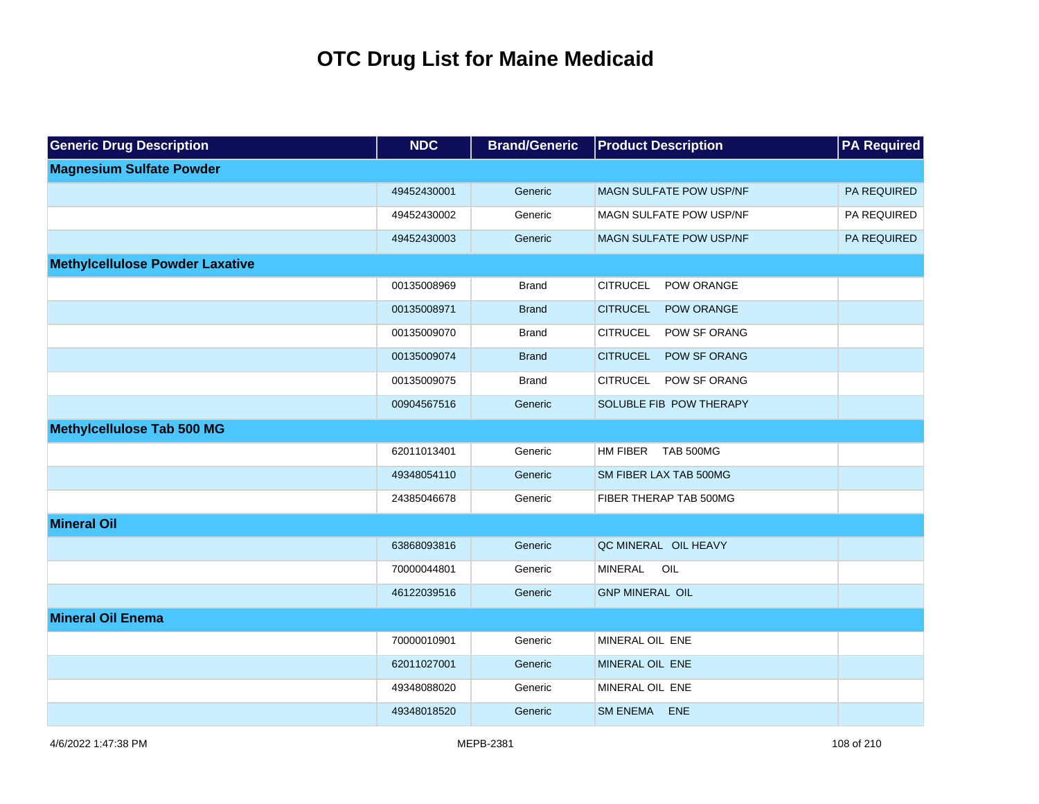# OTC Drug List for Maine Medicaid

| Generic Drug Description | NDC | Brand/Generic | Product Description | PA Required |
|---|---|---|---|---|
| **Magnesium Sulfate Powder** | | | | |
| | 49452430001 | Generic | MAGN SULFATE POW USP/NF | PA REQUIRED |
| | 49452430002 | Generic | MAGN SULFATE POW USP/NF | PA REQUIRED |
| | 49452430003 | Generic | MAGN SULFATE POW USP/NF | PA REQUIRED |
| **Methylcellulose Powder Laxative** | | | | |
| | 00135008969 | Brand | CITRUCEL POW ORANGE | |
| | 00135008971 | Brand | CITRUCEL POW ORANGE | |
| | 00135009070 | Brand | CITRUCEL POW SF ORANG | |
| | 00135009074 | Brand | CITRUCEL POW SF ORANG | |
| | 00135009075 | Brand | CITRUCEL POW SF ORANG | |
| | 00904567516 | Generic | SOLUBLE FIB POW THERAPY | |
| **Methylcellulose Tab 500 MG** | | | | |
| | 62011013401 | Generic | HM FIBER TAB 500MG | |
| | 49348054110 | Generic | SM FIBER LAX TAB 500MG | |
| | 24385046678 | Generic | FIBER THERAP TAB 500MG | |
| **Mineral Oil** | | | | |
| | 63868093816 | Generic | QC MINERAL OIL HEAVY | |
| | 70000044801 | Generic | MINERAL OIL | |
| | 46122039516 | Generic | GNP MINERAL OIL | |
| **Mineral Oil Enema** | | | | |
| | 70000010901 | Generic | MINERAL OIL ENE | |
| | 62011027001 | Generic | MINERAL OIL ENE | |
| | 49348088020 | Generic | MINERAL OIL ENE | |
| | 49348018520 | Generic | SM ENEMA ENE | |

4/6/2022 1:47:38 PM MEPB-2381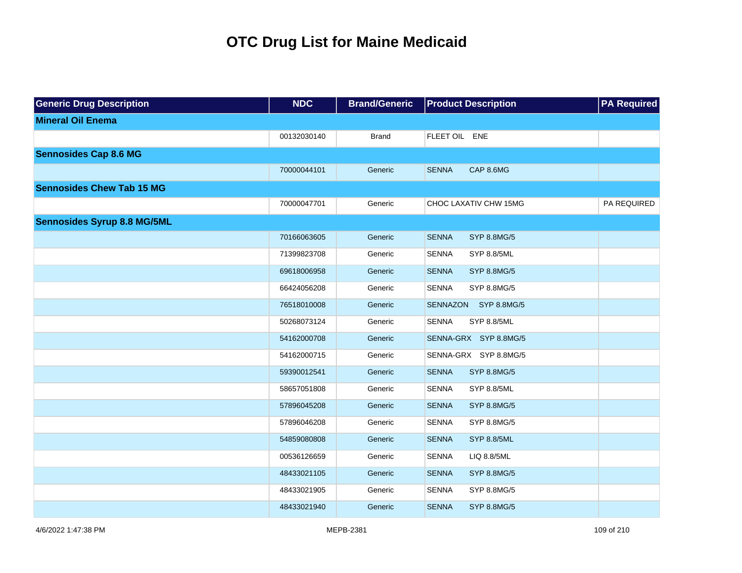# OTC Drug List for Maine Medicaid

| Generic Drug Description | NDC | Brand/Generic | Product Description | PA Required |
|---|---|---|---|---|
| **Mineral Oil Enema** | | | | |
| | 00132030140 | Brand | FLEET OIL ENE | |
| **Sennosides Cap 8.6 MG** | | | | |
| | 70000044101 | Generic | SENNA CAP 8.6MG | |
| **Sennosides Chew Tab 15 MG** | | | | |
| | 70000047701 | Generic | CHOC LAXATIV CHW 15MG | PA REQUIRED |
| **Sennosides Syrup 8.8 MG/5ML** | | | | |
| | 70166063605 | Generic | SENNA SYP 8.8MG/5 | |
| | 71399823708 | Generic | SENNA SYP 8.8/5ML | |
| | 69618006958 | Generic | SENNA SYP 8.8MG/5 | |
| | 66424056208 | Generic | SENNA SYP 8.8MG/5 | |
| | 76518010008 | Generic | SENNAZON SYP 8.8MG/5 | |
| | 50268073124 | Generic | SENNA SYP 8.8/5ML | |
| | 54162000708 | Generic | SENNA-GRX SYP 8.8MG/5 | |
| | 54162000715 | Generic | SENNA-GRX SYP 8.8MG/5 | |
| | 59390012541 | Generic | SENNA SYP 8.8MG/5 | |
| | 58657051808 | Generic | SENNA SYP 8.8/5ML | |
| | 57896045208 | Generic | SENNA SYP 8.8MG/5 | |
| | 57896046208 | Generic | SENNA SYP 8.8MG/5 | |
| | 54859080808 | Generic | SENNA SYP 8.8/5ML | |
| | 00536126659 | Generic | SENNA LIQ 8.8/5ML | |
| | 48433021105 | Generic | SENNA SYP 8.8MG/5 | |
| | 48433021905 | Generic | SENNA SYP 8.8MG/5 | |
| | 48433021940 | Generic | SENNA SYP 8.8MG/5 | |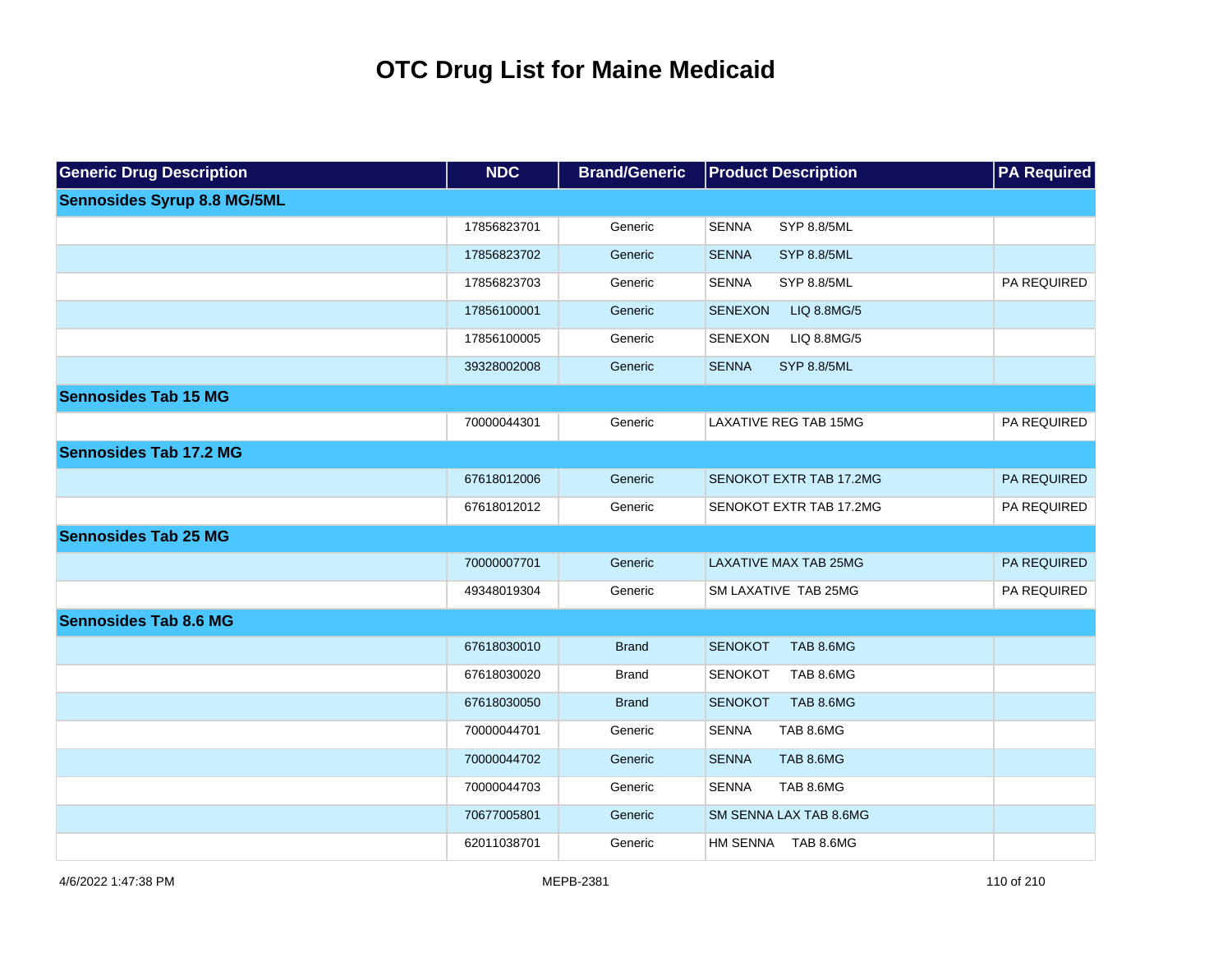# OTC Drug List for Maine Medicaid

| Generic Drug Description | NDC | Brand/Generic | Product Description | PA Required |
|---|---|---|---|---|
| **Sennosides Syrup 8.8 MG/5ML** | | | | |
| | 17856823701 | Generic | SENNA SYP 8.8/5ML | |
| | 17856823702 | Generic | SENNA SYP 8.8/5ML | |
| | 17856823703 | Generic | SENNA SYP 8.8/5ML | PA REQUIRED |
| | 17856100001 | Generic | SENEXON LIQ 8.8MG/5 | |
| | 17856100005 | Generic | SENEXON LIQ 8.8MG/5 | |
| | 39328002008 | Generic | SENNA SYP 8.8/5ML | |
| **Sennosides Tab 15 MG** | | | | |
| | 70000044301 | Generic | LAXATIVE REG TAB 15MG | PA REQUIRED |
| **Sennosides Tab 17.2 MG** | | | | |
| | 67618012006 | Generic | SENOKOT EXTR TAB 17.2MG | PA REQUIRED |
| | 67618012012 | Generic | SENOKOT EXTR TAB 17.2MG | PA REQUIRED |
| **Sennosides Tab 25 MG** | | | | |
| | 70000007701 | Generic | LAXATIVE MAX TAB 25MG | PA REQUIRED |
| | 49348019304 | Generic | SM LAXATIVE TAB 25MG | PA REQUIRED |
| **Sennosides Tab 8.6 MG** | | | | |
| | 67618030010 | Brand | SENOKOT TAB 8.6MG | |
| | 67618030020 | Brand | SENOKOT TAB 8.6MG | |
| | 67618030050 | Brand | SENOKOT TAB 8.6MG | |
| | 70000044701 | Generic | SENNA TAB 8.6MG | |
| | 70000044702 | Generic | SENNA TAB 8.6MG | |
| | 70000044703 | Generic | SENNA TAB 8.6MG | |
| | 70677005801 | Generic | SM SENNA LAX TAB 8.6MG | |
| | 62011038701 | Generic | HM SENNA TAB 8.6MG | |

4/6/2022 1:47:38 PM MEPB-2381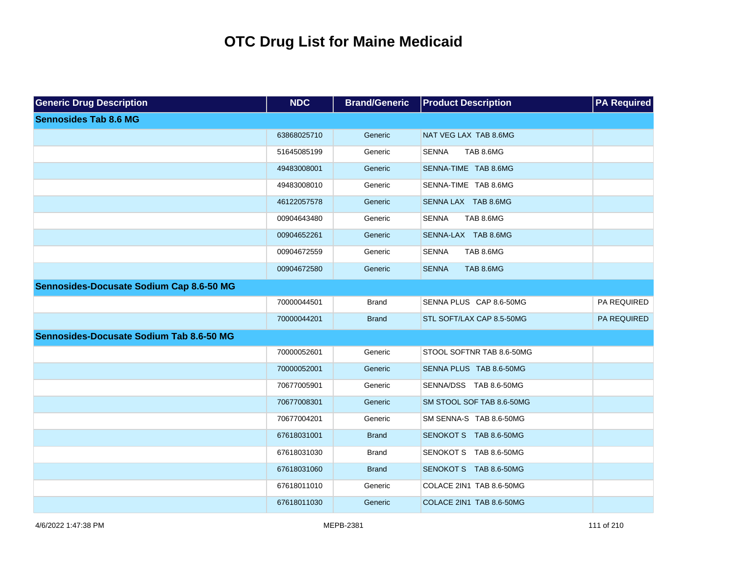# OTC Drug List for Maine Medicaid

| Generic Drug Description | NDC | Brand/Generic | Product Description | PA Required |
|---|---|---|---|---|
| **Sennosides Tab 8.6 MG** | | | | |
| | 63868025710 | Generic | NAT VEG LAX TAB 8.6MG | |
| | 51645085199 | Generic | SENNA TAB 8.6MG | |
| | 49483008001 | Generic | SENNA-TIME TAB 8.6MG | |
| | 49483008010 | Generic | SENNA-TIME TAB 8.6MG | |
| | 46122057578 | Generic | SENNA LAX TAB 8.6MG | |
| | 00904643480 | Generic | SENNA TAB 8.6MG | |
| | 00904652261 | Generic | SENNA-LAX TAB 8.6MG | |
| | 00904672559 | Generic | SENNA TAB 8.6MG | |
| | 00904672580 | Generic | SENNA TAB 8.6MG | |
| **Sennosides-Docusate Sodium Cap 8.6-50 MG** | | | | |
| | 70000044501 | Brand | SENNA PLUS CAP 8.6-50MG | PA REQUIRED |
| | 70000044201 | Brand | STL SOFT/LAX CAP 8.5-50MG | PA REQUIRED |
| **Sennosides-Docusate Sodium Tab 8.6-50 MG** | | | | |
| | 70000052601 | Generic | STOOL SOFTNR TAB 8.6-50MG | |
| | 70000052001 | Generic | SENNA PLUS TAB 8.6-50MG | |
| | 70677005901 | Generic | SENNA/DSS TAB 8.6-50MG | |
| | 70677008301 | Generic | SM STOOL SOF TAB 8.6-50MG | |
| | 70677004201 | Generic | SM SENNA-S TAB 8.6-50MG | |
| | 67618031001 | Brand | SENOKOT S TAB 8.6-50MG | |
| | 67618031030 | Brand | SENOKOT S TAB 8.6-50MG | |
| | 67618031060 | Brand | SENOKOT S TAB 8.6-50MG | |
| | 67618011010 | Generic | COLACE 2IN1 TAB 8.6-50MG | |
| | 67618011030 | Generic | COLACE 2IN1 TAB 8.6-50MG | |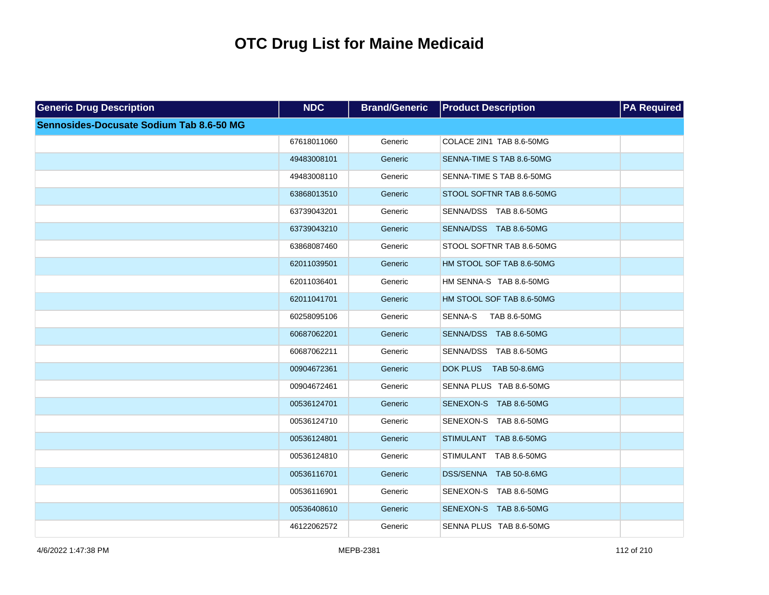# OTC Drug List for Maine Medicaid

| Generic Drug Description | NDC | Brand/Generic | Product Description | PA Required |
|---|---|---|---|---|
| **Sennosides-Docusate Sodium Tab 8.6-50 MG** | | | | |
| | 67618011060 | Generic | COLACE 2IN1 TAB 8.6-50MG | |
| | 49483008101 | Generic | SENNA-TIME S TAB 8.6-50MG | |
| | 49483008110 | Generic | SENNA-TIME S TAB 8.6-50MG | |
| | 63868013510 | Generic | STOOL SOFTNR TAB 8.6-50MG | |
| | 63739043201 | Generic | SENNA/DSS TAB 8.6-50MG | |
| | 63739043210 | Generic | SENNA/DSS TAB 8.6-50MG | |
| | 63868087460 | Generic | STOOL SOFTNR TAB 8.6-50MG | |
| | 62011039501 | Generic | HM STOOL SOF TAB 8.6-50MG | |
| | 62011036401 | Generic | HM SENNA-S TAB 8.6-50MG | |
| | 62011041701 | Generic | HM STOOL SOF TAB 8.6-50MG | |
| | 60258095106 | Generic | SENNA-S TAB 8.6-50MG | |
| | 60687062201 | Generic | SENNA/DSS TAB 8.6-50MG | |
| | 60687062211 | Generic | SENNA/DSS TAB 8.6-50MG | |
| | 00904672361 | Generic | DOK PLUS TAB 50-8.6MG | |
| | 00904672461 | Generic | SENNA PLUS TAB 8.6-50MG | |
| | 00536124701 | Generic | SENEXON-S TAB 8.6-50MG | |
| | 00536124710 | Generic | SENEXON-S TAB 8.6-50MG | |
| | 00536124801 | Generic | STIMULANT TAB 8.6-50MG | |
| | 00536124810 | Generic | STIMULANT TAB 8.6-50MG | |
| | 00536116701 | Generic | DSS/SENNA TAB 50-8.6MG | |
| | 00536116901 | Generic | SENEXON-S TAB 8.6-50MG | |
| | 00536408610 | Generic | SENEXON-S TAB 8.6-50MG | |
| | 46122062572 | Generic | SENNA PLUS TAB 8.6-50MG | |

4/6/2022 1:47:38 PM MEPB-2381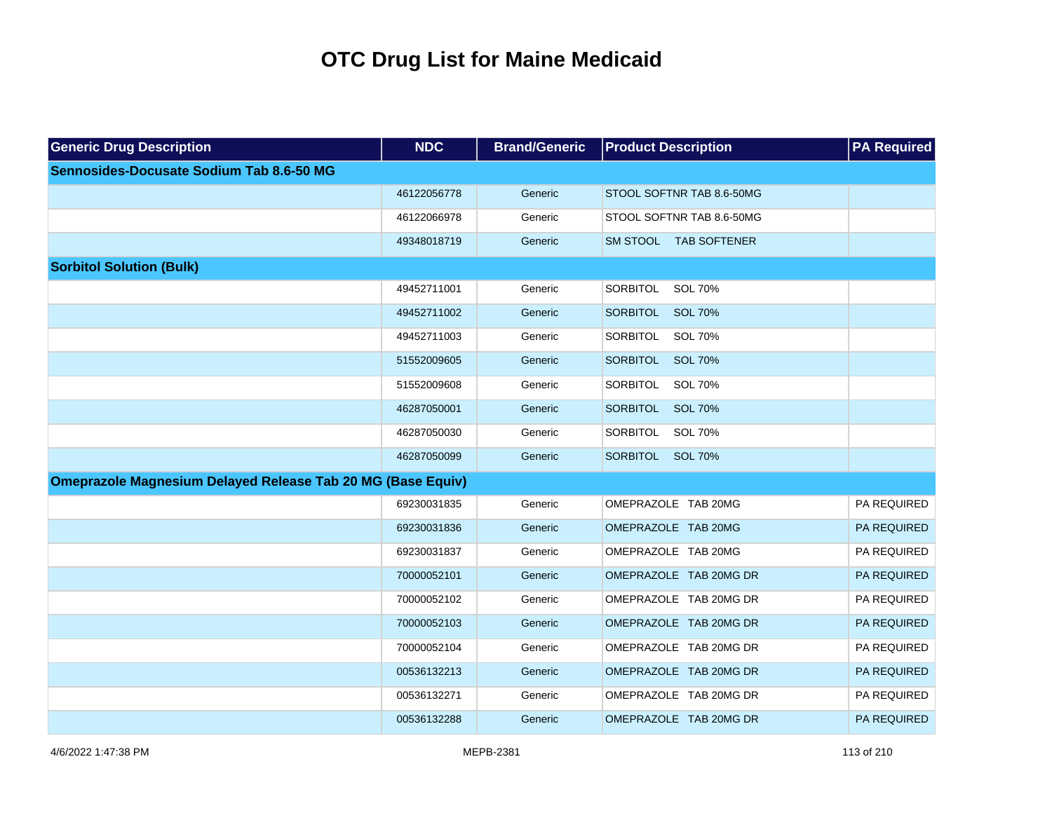# OTC Drug List for Maine Medicaid

| Generic Drug Description | NDC | Brand/Generic | Product Description | PA Required |
|---|---|---|---|---|
| **Sennosides-Docusate Sodium Tab 8.6-50 MG** | | | | |
| | 46122056778 | Generic | STOOL SOFTNR TAB 8.6-50MG | |
| | 46122066978 | Generic | STOOL SOFTNR TAB 8.6-50MG | |
| | 49348018719 | Generic | SM STOOL TAB SOFTENER | |
| **Sorbitol Solution (Bulk)** | | | | |
| | 49452711001 | Generic | SORBITOL SOL 70% | |
| | 49452711002 | Generic | SORBITOL SOL 70% | |
| | 49452711003 | Generic | SORBITOL SOL 70% | |
| | 51552009605 | Generic | SORBITOL SOL 70% | |
| | 51552009608 | Generic | SORBITOL SOL 70% | |
| | 46287050001 | Generic | SORBITOL SOL 70% | |
| | 46287050030 | Generic | SORBITOL SOL 70% | |
| | 46287050099 | Generic | SORBITOL SOL 70% | |
| **Omeprazole Magnesium Delayed Release Tab 20 MG (Base Equiv)** | | | | |
| | 69230031835 | Generic | OMEPRAZOLE TAB 20MG | PA REQUIRED |
| | 69230031836 | Generic | OMEPRAZOLE TAB 20MG | PA REQUIRED |
| | 69230031837 | Generic | OMEPRAZOLE TAB 20MG | PA REQUIRED |
| | 70000052101 | Generic | OMEPRAZOLE TAB 20MG DR | PA REQUIRED |
| | 70000052102 | Generic | OMEPRAZOLE TAB 20MG DR | PA REQUIRED |
| | 70000052103 | Generic | OMEPRAZOLE TAB 20MG DR | PA REQUIRED |
| | 70000052104 | Generic | OMEPRAZOLE TAB 20MG DR | PA REQUIRED |
| | 00536132213 | Generic | OMEPRAZOLE TAB 20MG DR | PA REQUIRED |
| | 00536132271 | Generic | OMEPRAZOLE TAB 20MG DR | PA REQUIRED |
| | 00536132288 | Generic | OMEPRAZOLE TAB 20MG DR | PA REQUIRED |

4/6/2022 1:47:38 PM MEPB-2381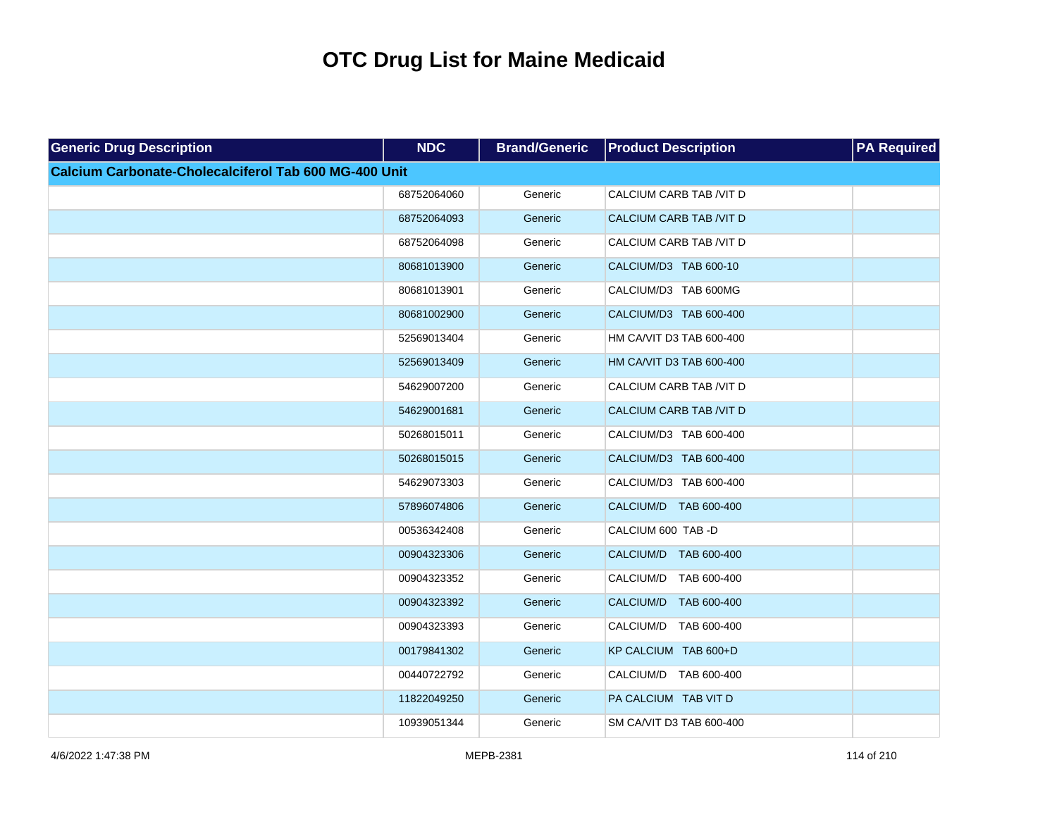# OTC Drug List for Maine Medicaid

| Generic Drug Description | NDC | Brand/Generic | Product Description | PA Required |
|---|---|---|---|---|
| **Calcium Carbonate-Cholecalciferol Tab 600 MG-400 Unit** | | | | |
| | 68752064060 | Generic | CALCIUM CARB TAB /VIT D | |
| | 68752064093 | Generic | CALCIUM CARB TAB /VIT D | |
| | 68752064098 | Generic | CALCIUM CARB TAB /VIT D | |
| | 80681013900 | Generic | CALCIUM/D3 TAB 600-10 | |
| | 80681013901 | Generic | CALCIUM/D3 TAB 600MG | |
| | 80681002900 | Generic | CALCIUM/D3 TAB 600-400 | |
| | 52569013404 | Generic | HM CA/VIT D3 TAB 600-400 | |
| | 52569013409 | Generic | HM CA/VIT D3 TAB 600-400 | |
| | 54629007200 | Generic | CALCIUM CARB TAB /VIT D | |
| | 54629001681 | Generic | CALCIUM CARB TAB /VIT D | |
| | 50268015011 | Generic | CALCIUM/D3 TAB 600-400 | |
| | 50268015015 | Generic | CALCIUM/D3 TAB 600-400 | |
| | 54629073303 | Generic | CALCIUM/D3 TAB 600-400 | |
| | 57896074806 | Generic | CALCIUM/D TAB 600-400 | |
| | 00536342408 | Generic | CALCIUM 600 TAB -D | |
| | 00904323306 | Generic | CALCIUM/D TAB 600-400 | |
| | 00904323352 | Generic | CALCIUM/D TAB 600-400 | |
| | 00904323392 | Generic | CALCIUM/D TAB 600-400 | |
| | 00904323393 | Generic | CALCIUM/D TAB 600-400 | |
| | 00179841302 | Generic | KP CALCIUM TAB 600+D | |
| | 00440722792 | Generic | CALCIUM/D TAB 600-400 | |
| | 11822049250 | Generic | PA CALCIUM TAB VIT D | |
| | 10939051344 | Generic | SM CA/VIT D3 TAB 600-400 | |

4/6/2022 1:47:38 PM MEPB-2381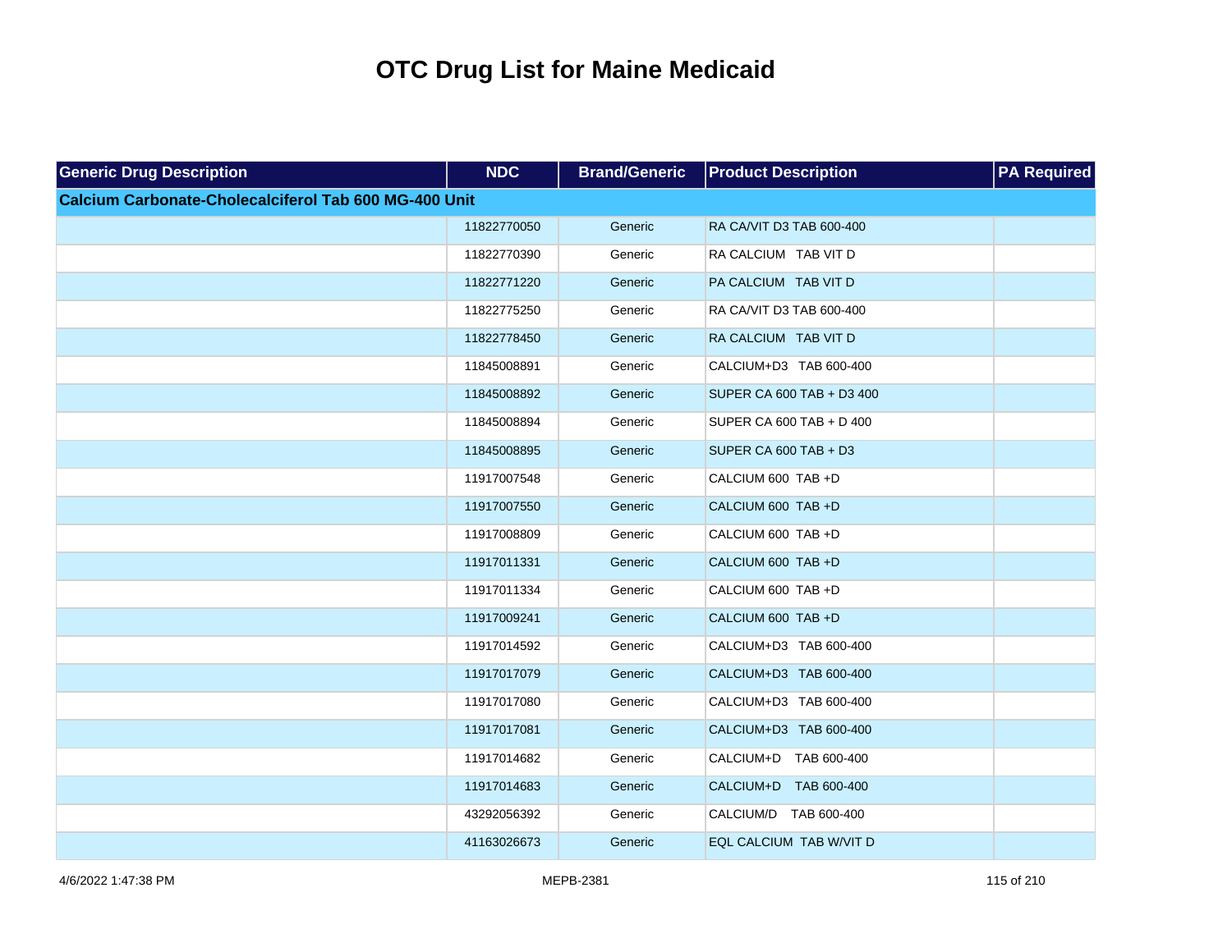# OTC Drug List for Maine Medicaid

| Generic Drug Description | NDC | Brand/Generic | Product Description | PA Required |
|---|---|---|---|---|
| **Calcium Carbonate-Cholecalciferol Tab 600 MG-400 Unit** | | | | |
| | 11822770050 | Generic | RA CA/VIT D3 TAB 600-400 | |
| | 11822770390 | Generic | RA CALCIUM TAB VIT D | |
| | 11822771220 | Generic | PA CALCIUM TAB VIT D | |
| | 11822775250 | Generic | RA CA/VIT D3 TAB 600-400 | |
| | 11822778450 | Generic | RA CALCIUM TAB VIT D | |
| | 11845008891 | Generic | CALCIUM+D3 TAB 600-400 | |
| | 11845008892 | Generic | SUPER CA 600 TAB + D3 400 | |
| | 11845008894 | Generic | SUPER CA 600 TAB + D 400 | |
| | 11845008895 | Generic | SUPER CA 600 TAB + D3 | |
| | 11917007548 | Generic | CALCIUM 600 TAB +D | |
| | 11917007550 | Generic | CALCIUM 600 TAB +D | |
| | 11917008809 | Generic | CALCIUM 600 TAB +D | |
| | 11917011331 | Generic | CALCIUM 600 TAB +D | |
| | 11917011334 | Generic | CALCIUM 600 TAB +D | |
| | 11917009241 | Generic | CALCIUM 600 TAB +D | |
| | 11917014592 | Generic | CALCIUM+D3 TAB 600-400 | |
| | 11917017079 | Generic | CALCIUM+D3 TAB 600-400 | |
| | 11917017080 | Generic | CALCIUM+D3 TAB 600-400 | |
| | 11917017081 | Generic | CALCIUM+D3 TAB 600-400 | |
| | 11917014682 | Generic | CALCIUM+D TAB 600-400 | |
| | 11917014683 | Generic | CALCIUM+D TAB 600-400 | |
| | 43292056392 | Generic | CALCIUM/D TAB 600-400 | |
| | 41163026673 | Generic | EQL CALCIUM TAB W/VIT D | |

4/6/2022 1:47:38 PM MEPB-2381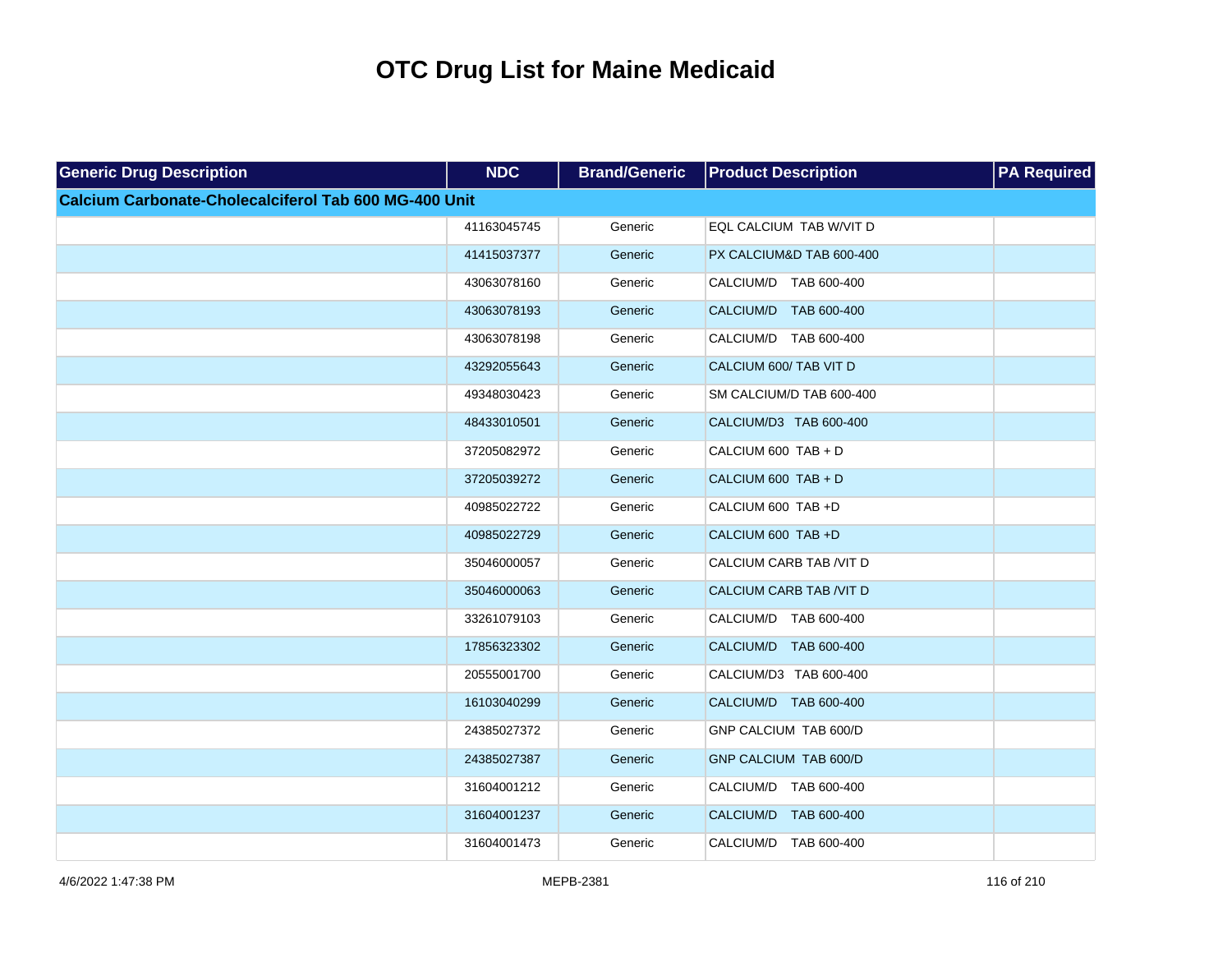# OTC Drug List for Maine Medicaid

| Generic Drug Description | NDC | Brand/Generic | Product Description | PA Required |
|---|---|---|---|---|
| **Calcium Carbonate-Cholecalciferol Tab 600 MG-400 Unit** | | | | |
| | 41163045745 | Generic | EQL CALCIUM TAB W/VIT D | |
| | 41415037377 | Generic | PX CALCIUM&D TAB 600-400 | |
| | 43063078160 | Generic | CALCIUM/D TAB 600-400 | |
| | 43063078193 | Generic | CALCIUM/D TAB 600-400 | |
| | 43063078198 | Generic | CALCIUM/D TAB 600-400 | |
| | 43292055643 | Generic | CALCIUM 600/ TAB VIT D | |
| | 49348030423 | Generic | SM CALCIUM/D TAB 600-400 | |
| | 48433010501 | Generic | CALCIUM/D3 TAB 600-400 | |
| | 37205082972 | Generic | CALCIUM 600 TAB + D | |
| | 37205039272 | Generic | CALCIUM 600 TAB + D | |
| | 40985022722 | Generic | CALCIUM 600 TAB +D | |
| | 40985022729 | Generic | CALCIUM 600 TAB +D | |
| | 35046000057 | Generic | CALCIUM CARB TAB /VIT D | |
| | 35046000063 | Generic | CALCIUM CARB TAB /VIT D | |
| | 33261079103 | Generic | CALCIUM/D TAB 600-400 | |
| | 17856323302 | Generic | CALCIUM/D TAB 600-400 | |
| | 20555001700 | Generic | CALCIUM/D3 TAB 600-400 | |
| | 16103040299 | Generic | CALCIUM/D TAB 600-400 | |
| | 24385027372 | Generic | GNP CALCIUM TAB 600/D | |
| | 24385027387 | Generic | GNP CALCIUM TAB 600/D | |
| | 31604001212 | Generic | CALCIUM/D TAB 600-400 | |
| | 31604001237 | Generic | CALCIUM/D TAB 600-400 | |
| | 31604001473 | Generic | CALCIUM/D TAB 600-400 | |

4/6/2022 1:47:38 PM MEPB-2381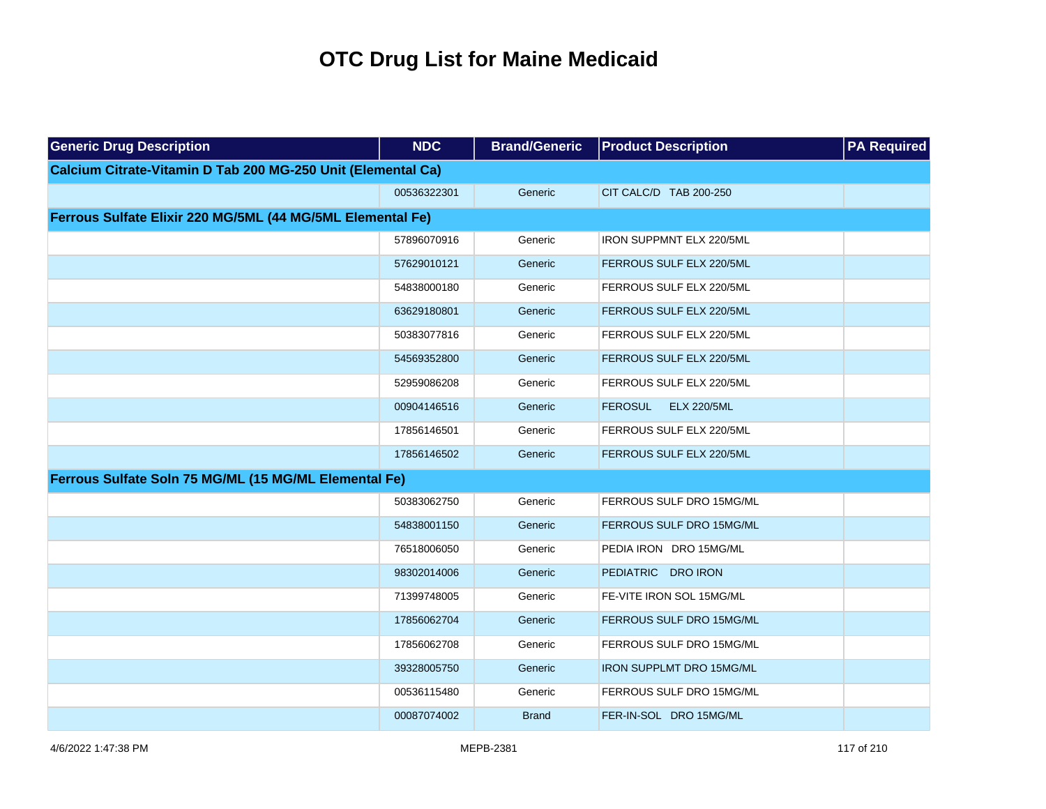# OTC Drug List for Maine Medicaid

| Generic Drug Description | NDC | Brand/Generic | Product Description | PA Required |
|---|---|---|---|---|
| **Calcium Citrate-Vitamin D Tab 200 MG-250 Unit (Elemental Ca)** | | | | |
| | 00536322301 | Generic | CIT CALC/D TAB 200-250 | |
| **Ferrous Sulfate Elixir 220 MG/5ML (44 MG/5ML Elemental Fe)** | | | | |
| | 57896070916 | Generic | IRON SUPPMNT ELX 220/5ML | |
| | 57629010121 | Generic | FERROUS SULF ELX 220/5ML | |
| | 54838000180 | Generic | FERROUS SULF ELX 220/5ML | |
| | 63629180801 | Generic | FERROUS SULF ELX 220/5ML | |
| | 50383077816 | Generic | FERROUS SULF ELX 220/5ML | |
| | 54569352800 | Generic | FERROUS SULF ELX 220/5ML | |
| | 52959086208 | Generic | FERROUS SULF ELX 220/5ML | |
| | 00904146516 | Generic | FEROSUL ELX 220/5ML | |
| | 17856146501 | Generic | FERROUS SULF ELX 220/5ML | |
| | 17856146502 | Generic | FERROUS SULF ELX 220/5ML | |
| **Ferrous Sulfate Soln 75 MG/ML (15 MG/ML Elemental Fe)** | | | | |
| | 50383062750 | Generic | FERROUS SULF DRO 15MG/ML | |
| | 54838001150 | Generic | FERROUS SULF DRO 15MG/ML | |
| | 76518006050 | Generic | PEDIA IRON DRO 15MG/ML | |
| | 98302014006 | Generic | PEDIATRIC DRO IRON | |
| | 71399748005 | Generic | FE-VITE IRON SOL 15MG/ML | |
| | 17856062704 | Generic | FERROUS SULF DRO 15MG/ML | |
| | 17856062708 | Generic | FERROUS SULF DRO 15MG/ML | |
| | 39328005750 | Generic | IRON SUPPLMT DRO 15MG/ML | |
| | 00536115480 | Generic | FERROUS SULF DRO 15MG/ML | |
| | 00087074002 | Brand | FER-IN-SOL DRO 15MG/ML | |

4/6/2022 1:47:38 PM MEPB-2381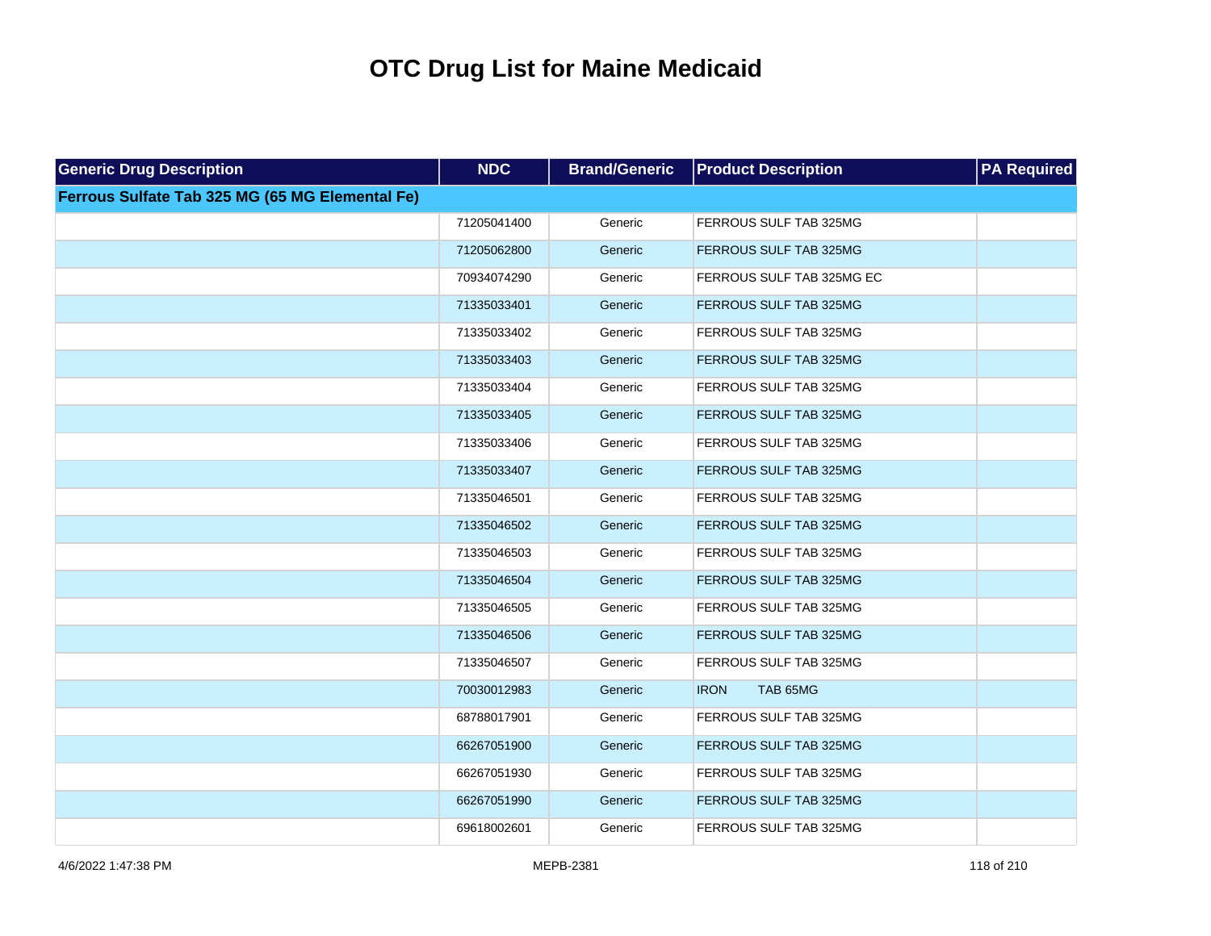# OTC Drug List for Maine Medicaid

| Generic Drug Description | NDC | Brand/Generic | Product Description | PA Required |
|---|---|---|---|---|
| **Ferrous Sulfate Tab 325 MG (65 MG Elemental Fe)** | | | | |
| | 71205041400 | Generic | FERROUS SULF TAB 325MG | |
| | 71205062800 | Generic | FERROUS SULF TAB 325MG | |
| | 70934074290 | Generic | FERROUS SULF TAB 325MG EC | |
| | 71335033401 | Generic | FERROUS SULF TAB 325MG | |
| | 71335033402 | Generic | FERROUS SULF TAB 325MG | |
| | 71335033403 | Generic | FERROUS SULF TAB 325MG | |
| | 71335033404 | Generic | FERROUS SULF TAB 325MG | |
| | 71335033405 | Generic | FERROUS SULF TAB 325MG | |
| | 71335033406 | Generic | FERROUS SULF TAB 325MG | |
| | 71335033407 | Generic | FERROUS SULF TAB 325MG | |
| | 71335046501 | Generic | FERROUS SULF TAB 325MG | |
| | 71335046502 | Generic | FERROUS SULF TAB 325MG | |
| | 71335046503 | Generic | FERROUS SULF TAB 325MG | |
| | 71335046504 | Generic | FERROUS SULF TAB 325MG | |
| | 71335046505 | Generic | FERROUS SULF TAB 325MG | |
| | 71335046506 | Generic | FERROUS SULF TAB 325MG | |
| | 71335046507 | Generic | FERROUS SULF TAB 325MG | |
| | 70030012983 | Generic | IRON TAB 65MG | |
| | 68788017901 | Generic | FERROUS SULF TAB 325MG | |
| | 66267051900 | Generic | FERROUS SULF TAB 325MG | |
| | 66267051930 | Generic | FERROUS SULF TAB 325MG | |
| | 66267051990 | Generic | FERROUS SULF TAB 325MG | |
| | 69618002601 | Generic | FERROUS SULF TAB 325MG | |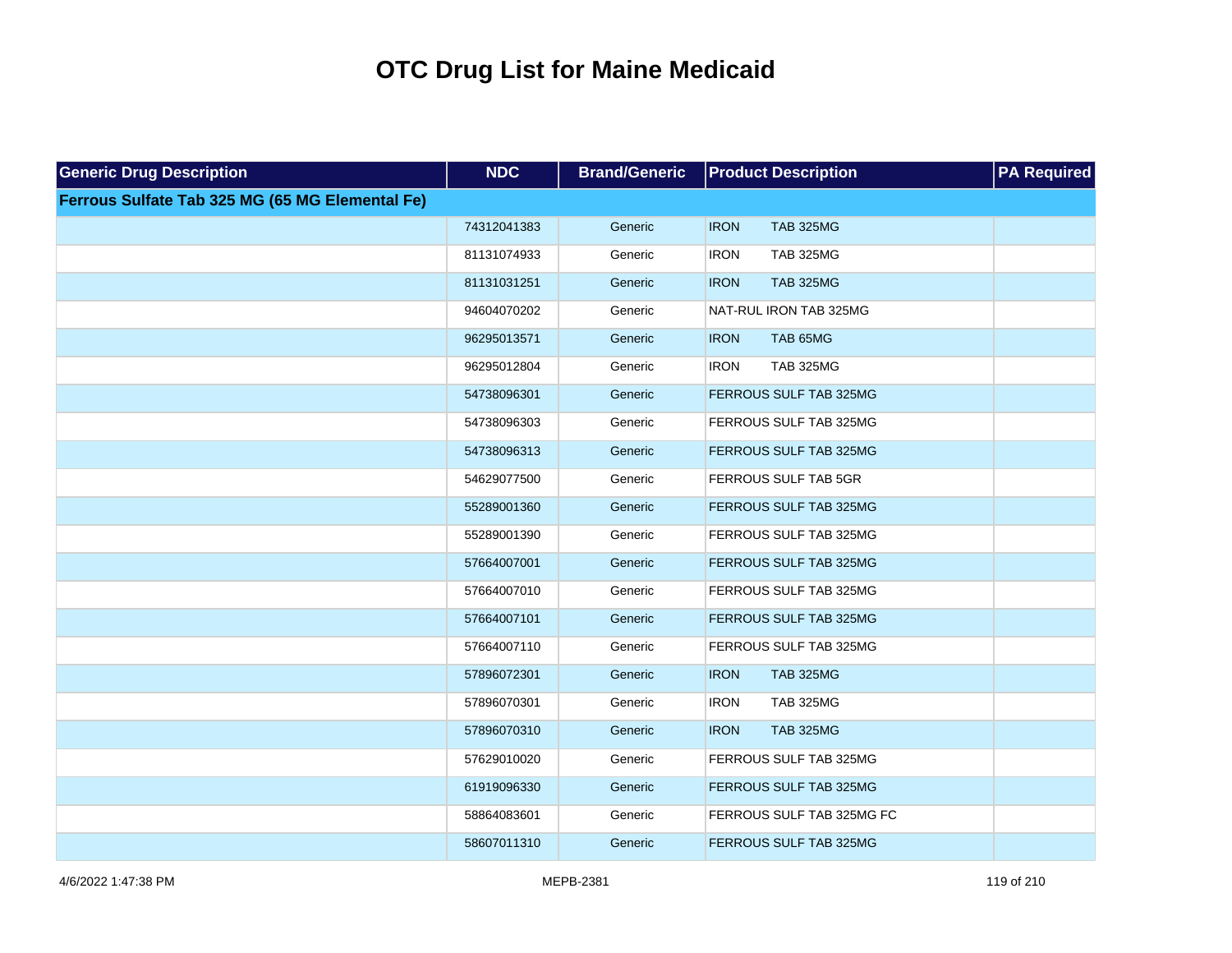# OTC Drug List for Maine Medicaid

| Generic Drug Description | NDC | Brand/Generic | Product Description | PA Required |
|---|---|---|---|---|
| **Ferrous Sulfate Tab 325 MG (65 MG Elemental Fe)** | | | | |
| | 74312041383 | Generic | IRON TAB 325MG | |
| | 81131074933 | Generic | IRON TAB 325MG | |
| | 81131031251 | Generic | IRON TAB 325MG | |
| | 94604070202 | Generic | NAT-RUL IRON TAB 325MG | |
| | 96295013571 | Generic | IRON TAB 65MG | |
| | 96295012804 | Generic | IRON TAB 325MG | |
| | 54738096301 | Generic | FERROUS SULF TAB 325MG | |
| | 54738096303 | Generic | FERROUS SULF TAB 325MG | |
| | 54738096313 | Generic | FERROUS SULF TAB 325MG | |
| | 54629077500 | Generic | FERROUS SULF TAB 5GR | |
| | 55289001360 | Generic | FERROUS SULF TAB 325MG | |
| | 55289001390 | Generic | FERROUS SULF TAB 325MG | |
| | 57664007001 | Generic | FERROUS SULF TAB 325MG | |
| | 57664007010 | Generic | FERROUS SULF TAB 325MG | |
| | 57664007101 | Generic | FERROUS SULF TAB 325MG | |
| | 57664007110 | Generic | FERROUS SULF TAB 325MG | |
| | 57896072301 | Generic | IRON TAB 325MG | |
| | 57896070301 | Generic | IRON TAB 325MG | |
| | 57896070310 | Generic | IRON TAB 325MG | |
| | 57629010020 | Generic | FERROUS SULF TAB 325MG | |
| | 61919096330 | Generic | FERROUS SULF TAB 325MG | |
| | 58864083601 | Generic | FERROUS SULF TAB 325MG FC | |
| | 58607011310 | Generic | FERROUS SULF TAB 325MG | |

4/6/2022 1:47:38 PM MEPB-2381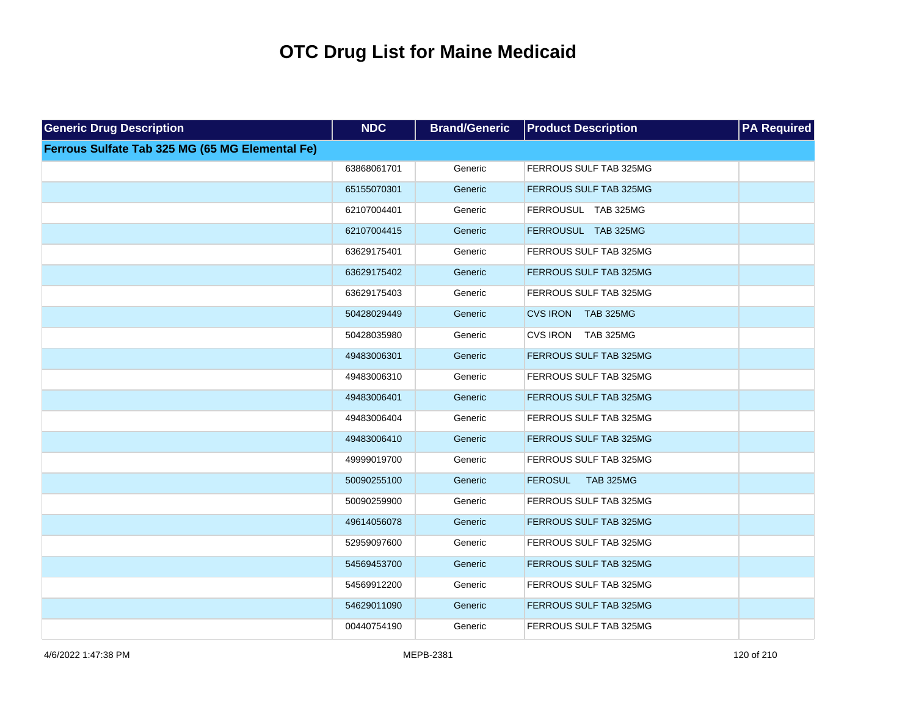# OTC Drug List for Maine Medicaid

| Generic Drug Description | NDC | Brand/Generic | Product Description | PA Required |
|---|---|---|---|---|
| **Ferrous Sulfate Tab 325 MG (65 MG Elemental Fe)** | | | | |
| | 63868061701 | Generic | FERROUS SULF TAB 325MG | |
| | 65155070301 | Generic | FERROUS SULF TAB 325MG | |
| | 62107004401 | Generic | FERROUSUL TAB 325MG | |
| | 62107004415 | Generic | FERROUSUL TAB 325MG | |
| | 63629175401 | Generic | FERROUS SULF TAB 325MG | |
| | 63629175402 | Generic | FERROUS SULF TAB 325MG | |
| | 63629175403 | Generic | FERROUS SULF TAB 325MG | |
| | 50428029449 | Generic | CVS IRON TAB 325MG | |
| | 50428035980 | Generic | CVS IRON TAB 325MG | |
| | 49483006301 | Generic | FERROUS SULF TAB 325MG | |
| | 49483006310 | Generic | FERROUS SULF TAB 325MG | |
| | 49483006401 | Generic | FERROUS SULF TAB 325MG | |
| | 49483006404 | Generic | FERROUS SULF TAB 325MG | |
| | 49483006410 | Generic | FERROUS SULF TAB 325MG | |
| | 49999019700 | Generic | FERROUS SULF TAB 325MG | |
| | 50090255100 | Generic | FEROSUL TAB 325MG | |
| | 50090259900 | Generic | FERROUS SULF TAB 325MG | |
| | 49614056078 | Generic | FERROUS SULF TAB 325MG | |
| | 52959097600 | Generic | FERROUS SULF TAB 325MG | |
| | 54569453700 | Generic | FERROUS SULF TAB 325MG | |
| | 54569912200 | Generic | FERROUS SULF TAB 325MG | |
| | 54629011090 | Generic | FERROUS SULF TAB 325MG | |
| | 00440754190 | Generic | FERROUS SULF TAB 325MG | |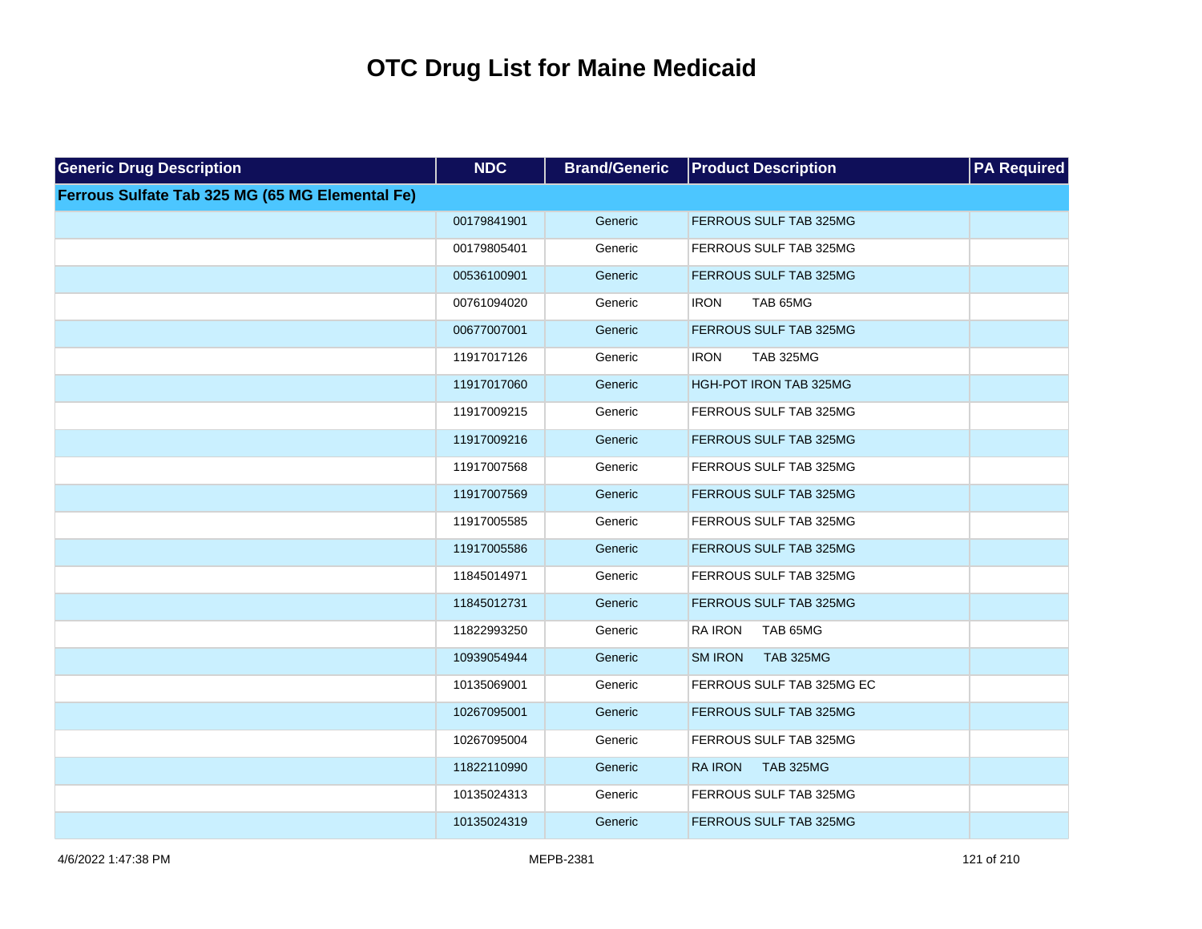# OTC Drug List for Maine Medicaid

| Generic Drug Description | NDC | Brand/Generic | Product Description | PA Required |
|---|---|---|---|---|
| **Ferrous Sulfate Tab 325 MG (65 MG Elemental Fe)** | | | | |
| | 00179841901 | Generic | FERROUS SULF TAB 325MG | |
| | 00179805401 | Generic | FERROUS SULF TAB 325MG | |
| | 00536100901 | Generic | FERROUS SULF TAB 325MG | |
| | 00761094020 | Generic | IRON TAB 65MG | |
| | 00677007001 | Generic | FERROUS SULF TAB 325MG | |
| | 11917017126 | Generic | IRON TAB 325MG | |
| | 11917017060 | Generic | HGH-POT IRON TAB 325MG | |
| | 11917009215 | Generic | FERROUS SULF TAB 325MG | |
| | 11917009216 | Generic | FERROUS SULF TAB 325MG | |
| | 11917007568 | Generic | FERROUS SULF TAB 325MG | |
| | 11917007569 | Generic | FERROUS SULF TAB 325MG | |
| | 11917005585 | Generic | FERROUS SULF TAB 325MG | |
| | 11917005586 | Generic | FERROUS SULF TAB 325MG | |
| | 11845014971 | Generic | FERROUS SULF TAB 325MG | |
| | 11845012731 | Generic | FERROUS SULF TAB 325MG | |
| | 11822993250 | Generic | RA IRON TAB 65MG | |
| | 10939054944 | Generic | SM IRON TAB 325MG | |
| | 10135069001 | Generic | FERROUS SULF TAB 325MG EC | |
| | 10267095001 | Generic | FERROUS SULF TAB 325MG | |
| | 10267095004 | Generic | FERROUS SULF TAB 325MG | |
| | 11822110990 | Generic | RA IRON TAB 325MG | |
| | 10135024313 | Generic | FERROUS SULF TAB 325MG | |
| | 10135024319 | Generic | FERROUS SULF TAB 325MG | |

4/6/2022 1:47:38 PM MEPB-2381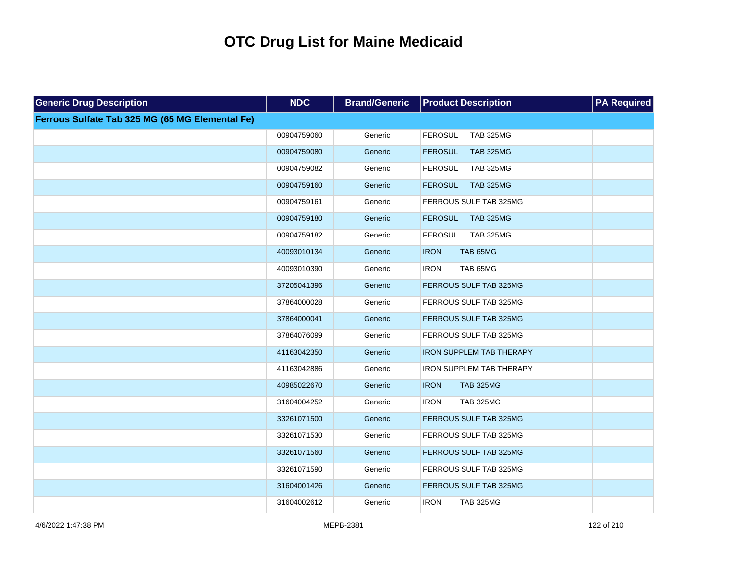# OTC Drug List for Maine Medicaid

| Generic Drug Description | NDC | Brand/Generic | Product Description | PA Required |
|---|---|---|---|---|
| **Ferrous Sulfate Tab 325 MG (65 MG Elemental Fe)** | | | | |
| | 00904759060 | Generic | FEROSUL TAB 325MG | |
| | 00904759080 | Generic | FEROSUL TAB 325MG | |
| | 00904759082 | Generic | FEROSUL TAB 325MG | |
| | 00904759160 | Generic | FEROSUL TAB 325MG | |
| | 00904759161 | Generic | FERROUS SULF TAB 325MG | |
| | 00904759180 | Generic | FEROSUL TAB 325MG | |
| | 00904759182 | Generic | FEROSUL TAB 325MG | |
| | 40093010134 | Generic | IRON TAB 65MG | |
| | 40093010390 | Generic | IRON TAB 65MG | |
| | 37205041396 | Generic | FERROUS SULF TAB 325MG | |
| | 37864000028 | Generic | FERROUS SULF TAB 325MG | |
| | 37864000041 | Generic | FERROUS SULF TAB 325MG | |
| | 37864076099 | Generic | FERROUS SULF TAB 325MG | |
| | 41163042350 | Generic | IRON SUPPLEM TAB THERAPY | |
| | 41163042886 | Generic | IRON SUPPLEM TAB THERAPY | |
| | 40985022670 | Generic | IRON TAB 325MG | |
| | 31604004252 | Generic | IRON TAB 325MG | |
| | 33261071500 | Generic | FERROUS SULF TAB 325MG | |
| | 33261071530 | Generic | FERROUS SULF TAB 325MG | |
| | 33261071560 | Generic | FERROUS SULF TAB 325MG | |
| | 33261071590 | Generic | FERROUS SULF TAB 325MG | |
| | 31604001426 | Generic | FERROUS SULF TAB 325MG | |
| | 31604002612 | Generic | IRON TAB 325MG | |

4/6/2022 1:47:38 PM MEPB-2381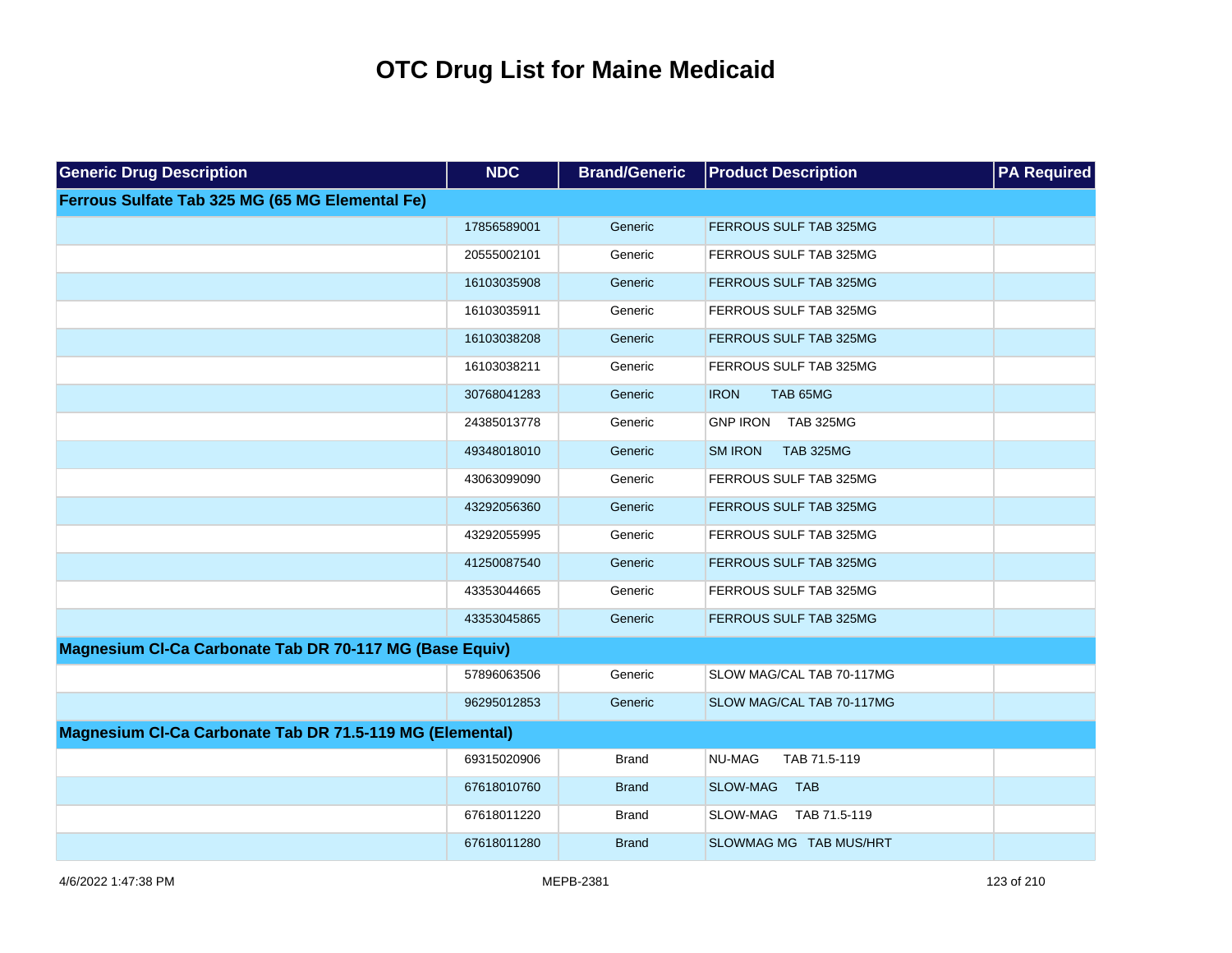# OTC Drug List for Maine Medicaid

| Generic Drug Description | NDC | Brand/Generic | Product Description | PA Required |
|---|---|---|---|---|
| **Ferrous Sulfate Tab 325 MG (65 MG Elemental Fe)** | | | | |
| | 17856589001 | Generic | FERROUS SULF TAB 325MG | |
| | 20555002101 | Generic | FERROUS SULF TAB 325MG | |
| | 16103035908 | Generic | FERROUS SULF TAB 325MG | |
| | 16103035911 | Generic | FERROUS SULF TAB 325MG | |
| | 16103038208 | Generic | FERROUS SULF TAB 325MG | |
| | 16103038211 | Generic | FERROUS SULF TAB 325MG | |
| | 30768041283 | Generic | IRON TAB 65MG | |
| | 24385013778 | Generic | GNP IRON TAB 325MG | |
| | 49348018010 | Generic | SM IRON TAB 325MG | |
| | 43063099090 | Generic | FERROUS SULF TAB 325MG | |
| | 43292056360 | Generic | FERROUS SULF TAB 325MG | |
| | 43292055995 | Generic | FERROUS SULF TAB 325MG | |
| | 41250087540 | Generic | FERROUS SULF TAB 325MG | |
| | 43353044665 | Generic | FERROUS SULF TAB 325MG | |
| | 43353045865 | Generic | FERROUS SULF TAB 325MG | |
| **Magnesium Cl-Ca Carbonate Tab DR 70-117 MG (Base Equiv)** | | | | |
| | 57896063506 | Generic | SLOW MAG/CAL TAB 70-117MG | |
| | 96295012853 | Generic | SLOW MAG/CAL TAB 70-117MG | |
| **Magnesium Cl-Ca Carbonate Tab DR 71.5-119 MG (Elemental)** | | | | |
| | 69315020906 | Brand | NU-MAG TAB 71.5-119 | |
| | 67618010760 | Brand | SLOW-MAG TAB | |
| | 67618011220 | Brand | SLOW-MAG TAB 71.5-119 | |
| | 67618011280 | Brand | SLOWMAG MG TAB MUS/HRT | |

4/6/2022 1:47:38 PM MEPB-2381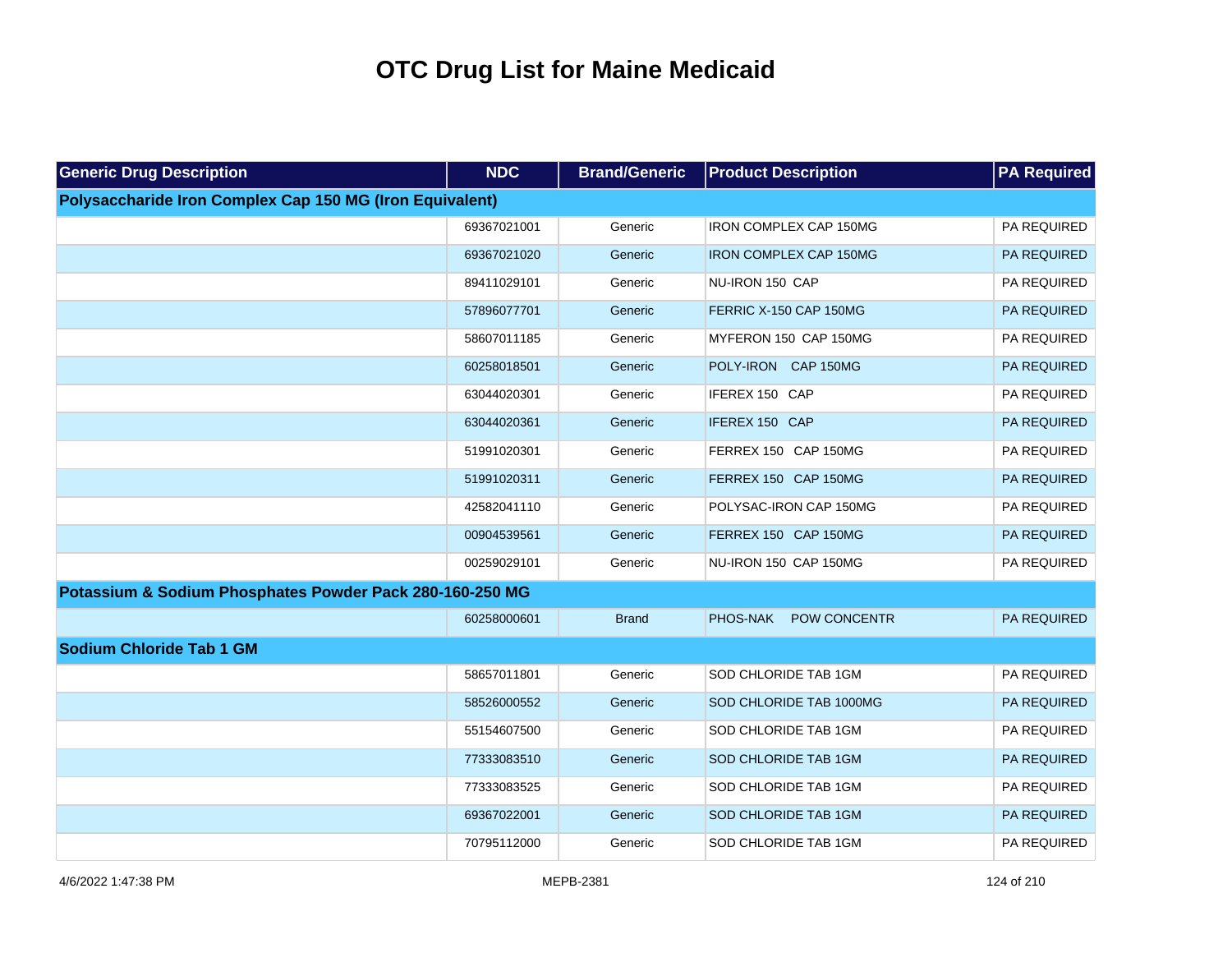# OTC Drug List for Maine Medicaid

| Generic Drug Description | NDC | Brand/Generic | Product Description | PA Required |
|---|---|---|---|---|
| **Polysaccharide Iron Complex Cap 150 MG (Iron Equivalent)** | | | | |
| | 69367021001 | Generic | IRON COMPLEX CAP 150MG | PA REQUIRED |
| | 69367021020 | Generic | IRON COMPLEX CAP 150MG | PA REQUIRED |
| | 89411029101 | Generic | NU-IRON 150 CAP | PA REQUIRED |
| | 57896077701 | Generic | FERRIC X-150 CAP 150MG | PA REQUIRED |
| | 58607011185 | Generic | MYFERON 150 CAP 150MG | PA REQUIRED |
| | 60258018501 | Generic | POLY-IRON CAP 150MG | PA REQUIRED |
| | 63044020301 | Generic | IFEREX 150 CAP | PA REQUIRED |
| | 63044020361 | Generic | IFEREX 150 CAP | PA REQUIRED |
| | 51991020301 | Generic | FERREX 150 CAP 150MG | PA REQUIRED |
| | 51991020311 | Generic | FERREX 150 CAP 150MG | PA REQUIRED |
| | 42582041110 | Generic | POLYSAC-IRON CAP 150MG | PA REQUIRED |
| | 00904539561 | Generic | FERREX 150 CAP 150MG | PA REQUIRED |
| | 00259029101 | Generic | NU-IRON 150 CAP 150MG | PA REQUIRED |
| **Potassium & Sodium Phosphates Powder Pack 280-160-250 MG** | | | | |
| | 60258000601 | Brand | PHOS-NAK POW CONCENTR | PA REQUIRED |
| **Sodium Chloride Tab 1 GM** | | | | |
| | 58657011801 | Generic | SOD CHLORIDE TAB 1GM | PA REQUIRED |
| | 58526000552 | Generic | SOD CHLORIDE TAB 1000MG | PA REQUIRED |
| | 55154607500 | Generic | SOD CHLORIDE TAB 1GM | PA REQUIRED |
| | 77333083510 | Generic | SOD CHLORIDE TAB 1GM | PA REQUIRED |
| | 77333083525 | Generic | SOD CHLORIDE TAB 1GM | PA REQUIRED |
| | 69367022001 | Generic | SOD CHLORIDE TAB 1GM | PA REQUIRED |
| | 70795112000 | Generic | SOD CHLORIDE TAB 1GM | PA REQUIRED |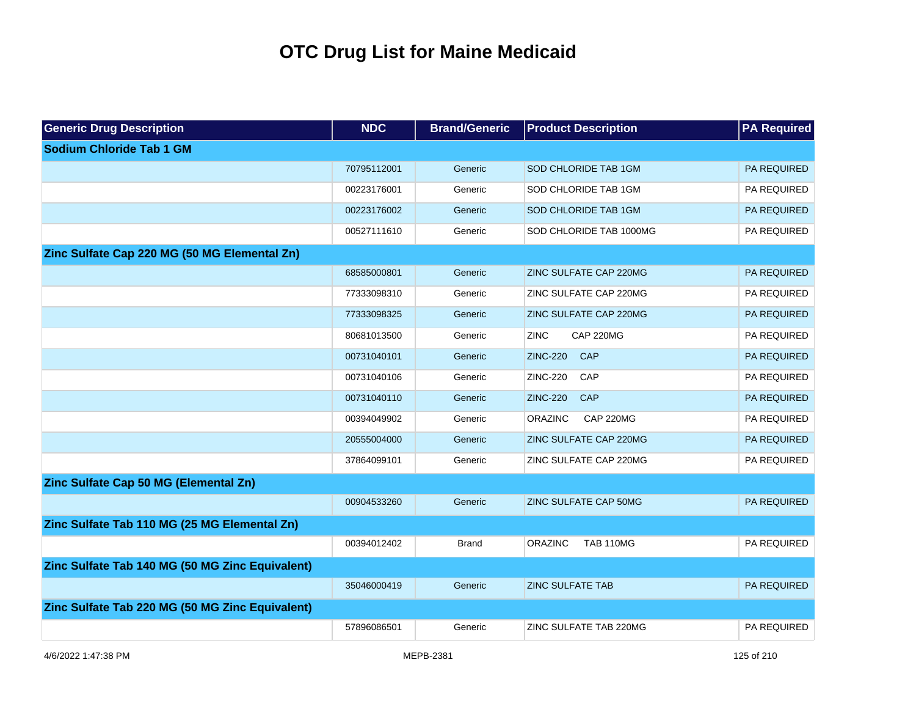# OTC Drug List for Maine Medicaid

| Generic Drug Description | NDC | Brand/Generic | Product Description | PA Required |
|---|---|---|---|---|
| **Sodium Chloride Tab 1 GM** | | | | |
| | 70795112001 | Generic | SOD CHLORIDE TAB 1GM | PA REQUIRED |
| | 00223176001 | Generic | SOD CHLORIDE TAB 1GM | PA REQUIRED |
| | 00223176002 | Generic | SOD CHLORIDE TAB 1GM | PA REQUIRED |
| | 00527111610 | Generic | SOD CHLORIDE TAB 1000MG | PA REQUIRED |
| **Zinc Sulfate Cap 220 MG (50 MG Elemental Zn)** | | | | |
| | 68585000801 | Generic | ZINC SULFATE CAP 220MG | PA REQUIRED |
| | 77333098310 | Generic | ZINC SULFATE CAP 220MG | PA REQUIRED |
| | 77333098325 | Generic | ZINC SULFATE CAP 220MG | PA REQUIRED |
| | 80681013500 | Generic | ZINC CAP 220MG | PA REQUIRED |
| | 00731040101 | Generic | ZINC-220 CAP | PA REQUIRED |
| | 00731040106 | Generic | ZINC-220 CAP | PA REQUIRED |
| | 00731040110 | Generic | ZINC-220 CAP | PA REQUIRED |
| | 00394049902 | Generic | ORAZINC CAP 220MG | PA REQUIRED |
| | 20555004000 | Generic | ZINC SULFATE CAP 220MG | PA REQUIRED |
| | 37864099101 | Generic | ZINC SULFATE CAP 220MG | PA REQUIRED |
| **Zinc Sulfate Cap 50 MG (Elemental Zn)** | | | | |
| | 00904533260 | Generic | ZINC SULFATE CAP 50MG | PA REQUIRED |
| **Zinc Sulfate Tab 110 MG (25 MG Elemental Zn)** | | | | |
| | 00394012402 | Brand | ORAZINC TAB 110MG | PA REQUIRED |
| **Zinc Sulfate Tab 140 MG (50 MG Zinc Equivalent)** | | | | |
| | 35046000419 | Generic | ZINC SULFATE TAB | PA REQUIRED |
| **Zinc Sulfate Tab 220 MG (50 MG Zinc Equivalent)** | | | | |
| | 57896086501 | Generic | ZINC SULFATE TAB 220MG | PA REQUIRED |

4/6/2022 1:47:38 PM MEPB-2381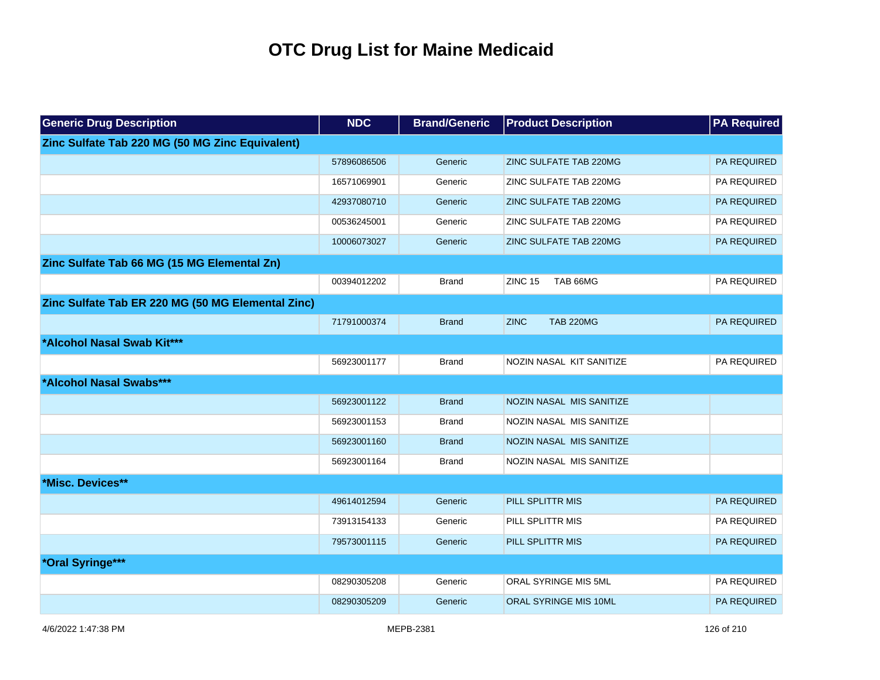# OTC Drug List for Maine Medicaid

| Generic Drug Description | NDC | Brand/Generic | Product Description | PA Required |
|---|---|---|---|---|
| **Zinc Sulfate Tab 220 MG (50 MG Zinc Equivalent)** | | | | |
| | 57896086506 | Generic | ZINC SULFATE TAB 220MG | PA REQUIRED |
| | 16571069901 | Generic | ZINC SULFATE TAB 220MG | PA REQUIRED |
| | 42937080710 | Generic | ZINC SULFATE TAB 220MG | PA REQUIRED |
| | 00536245001 | Generic | ZINC SULFATE TAB 220MG | PA REQUIRED |
| | 10006073027 | Generic | ZINC SULFATE TAB 220MG | PA REQUIRED |
| **Zinc Sulfate Tab 66 MG (15 MG Elemental Zn)** | | | | |
| | 00394012202 | Brand | ZINC 15 TAB 66MG | PA REQUIRED |
| **Zinc Sulfate Tab ER 220 MG (50 MG Elemental Zinc)** | | | | |
| | 71791000374 | Brand | ZINC TAB 220MG | PA REQUIRED |
| ***Alcohol Nasal Swab Kit***** | | | | |
| | 56923001177 | Brand | NOZIN NASAL KIT SANITIZE | PA REQUIRED |
| ***Alcohol Nasal Swabs***** | | | | |
| | 56923001122 | Brand | NOZIN NASAL MIS SANITIZE | |
| | 56923001153 | Brand | NOZIN NASAL MIS SANITIZE | |
| | 56923001160 | Brand | NOZIN NASAL MIS SANITIZE | |
| | 56923001164 | Brand | NOZIN NASAL MIS SANITIZE | |
| ***Misc. Devices**** | | | | |
| | 49614012594 | Generic | PILL SPLITTR MIS | PA REQUIRED |
| | 73913154133 | Generic | PILL SPLITTR MIS | PA REQUIRED |
| | 79573001115 | Generic | PILL SPLITTR MIS | PA REQUIRED |
| ***Oral Syringe***** | | | | |
| | 08290305208 | Generic | ORAL SYRINGE MIS 5ML | PA REQUIRED |
| | 08290305209 | Generic | ORAL SYRINGE MIS 10ML | PA REQUIRED |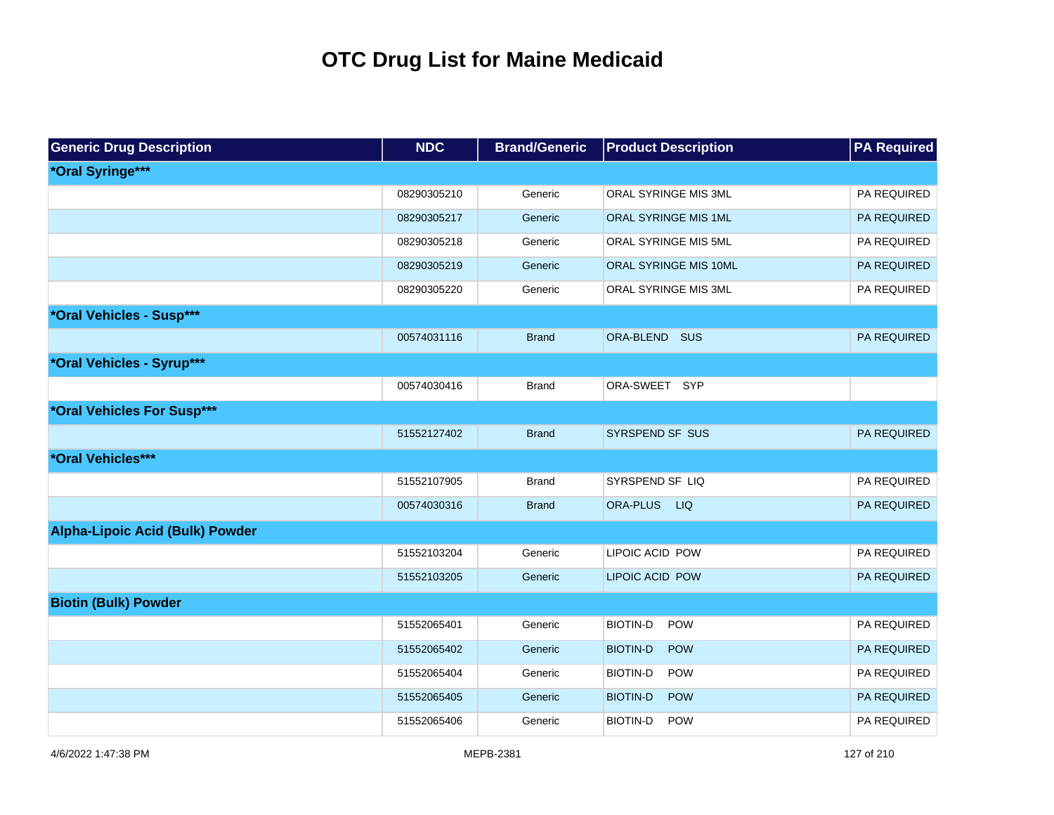# OTC Drug List for Maine Medicaid

| Generic Drug Description | NDC | Brand/Generic | Product Description | PA Required |
| --- | --- | --- | --- | --- |
| ***Oral Syringe***** | | | | |
| | 08290305210 | Generic | ORAL SYRINGE MIS 3ML | PA REQUIRED |
| | 08290305217 | Generic | ORAL SYRINGE MIS 1ML | PA REQUIRED |
| | 08290305218 | Generic | ORAL SYRINGE MIS 5ML | PA REQUIRED |
| | 08290305219 | Generic | ORAL SYRINGE MIS 10ML | PA REQUIRED |
| | 08290305220 | Generic | ORAL SYRINGE MIS 3ML | PA REQUIRED |
| ***Oral Vehicles - Susp***** | | | | |
| | 00574031116 | Brand | ORA-BLEND SUS | PA REQUIRED |
| ***Oral Vehicles - Syrup***** | | | | |
| | 00574030416 | Brand | ORA-SWEET SYP | |
| ***Oral Vehicles For Susp***** | | | | |
| | 51552127402 | Brand | SYRSPEND SF SUS | PA REQUIRED |
| ***Oral Vehicles***** | | | | |
| | 51552107905 | Brand | SYRSPEND SF LIQ | PA REQUIRED |
| | 00574030316 | Brand | ORA-PLUS LIQ | PA REQUIRED |
| **Alpha-Lipoic Acid (Bulk) Powder** | | | | |
| | 51552103204 | Generic | LIPOIC ACID POW | PA REQUIRED |
| | 51552103205 | Generic | LIPOIC ACID POW | PA REQUIRED |
| **Biotin (Bulk) Powder** | | | | |
| | 51552065401 | Generic | BIOTIN-D POW | PA REQUIRED |
| | 51552065402 | Generic | BIOTIN-D POW | PA REQUIRED |
| | 51552065404 | Generic | BIOTIN-D POW | PA REQUIRED |
| | 51552065405 | Generic | BIOTIN-D POW | PA REQUIRED |
| | 51552065406 | Generic | BIOTIN-D POW | PA REQUIRED |

4/6/2022 1:47:38 PM    MEPB-2381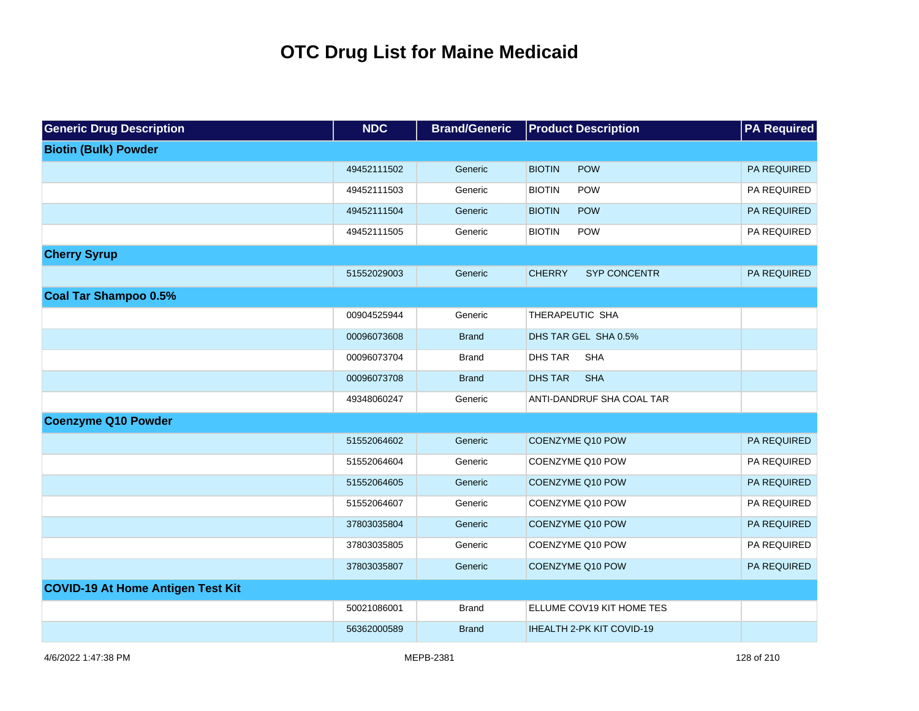# OTC Drug List for Maine Medicaid

| Generic Drug Description | NDC | Brand/Generic | Product Description | PA Required |
|---|---|---|---|---|
| **Biotin (Bulk) Powder** | | | | |
| | 49452111502 | Generic | BIOTIN POW | PA REQUIRED |
| | 49452111503 | Generic | BIOTIN POW | PA REQUIRED |
| | 49452111504 | Generic | BIOTIN POW | PA REQUIRED |
| | 49452111505 | Generic | BIOTIN POW | PA REQUIRED |
| **Cherry Syrup** | | | | |
| | 51552029003 | Generic | CHERRY SYP CONCENTR | PA REQUIRED |
| **Coal Tar Shampoo 0.5%** | | | | |
| | 00904525944 | Generic | THERAPEUTIC SHA | |
| | 00096073608 | Brand | DHS TAR GEL SHA 0.5% | |
| | 00096073704 | Brand | DHS TAR SHA | |
| | 00096073708 | Brand | DHS TAR SHA | |
| | 49348060247 | Generic | ANTI-DANDRUF SHA COAL TAR | |
| **Coenzyme Q10 Powder** | | | | |
| | 51552064602 | Generic | COENZYME Q10 POW | PA REQUIRED |
| | 51552064604 | Generic | COENZYME Q10 POW | PA REQUIRED |
| | 51552064605 | Generic | COENZYME Q10 POW | PA REQUIRED |
| | 51552064607 | Generic | COENZYME Q10 POW | PA REQUIRED |
| | 37803035804 | Generic | COENZYME Q10 POW | PA REQUIRED |
| | 37803035805 | Generic | COENZYME Q10 POW | PA REQUIRED |
| | 37803035807 | Generic | COENZYME Q10 POW | PA REQUIRED |
| **COVID-19 At Home Antigen Test Kit** | | | | |
| | 50021086001 | Brand | ELLUME COV19 KIT HOME TES | |
| | 56362000589 | Brand | IHEALTH 2-PK KIT COVID-19 | |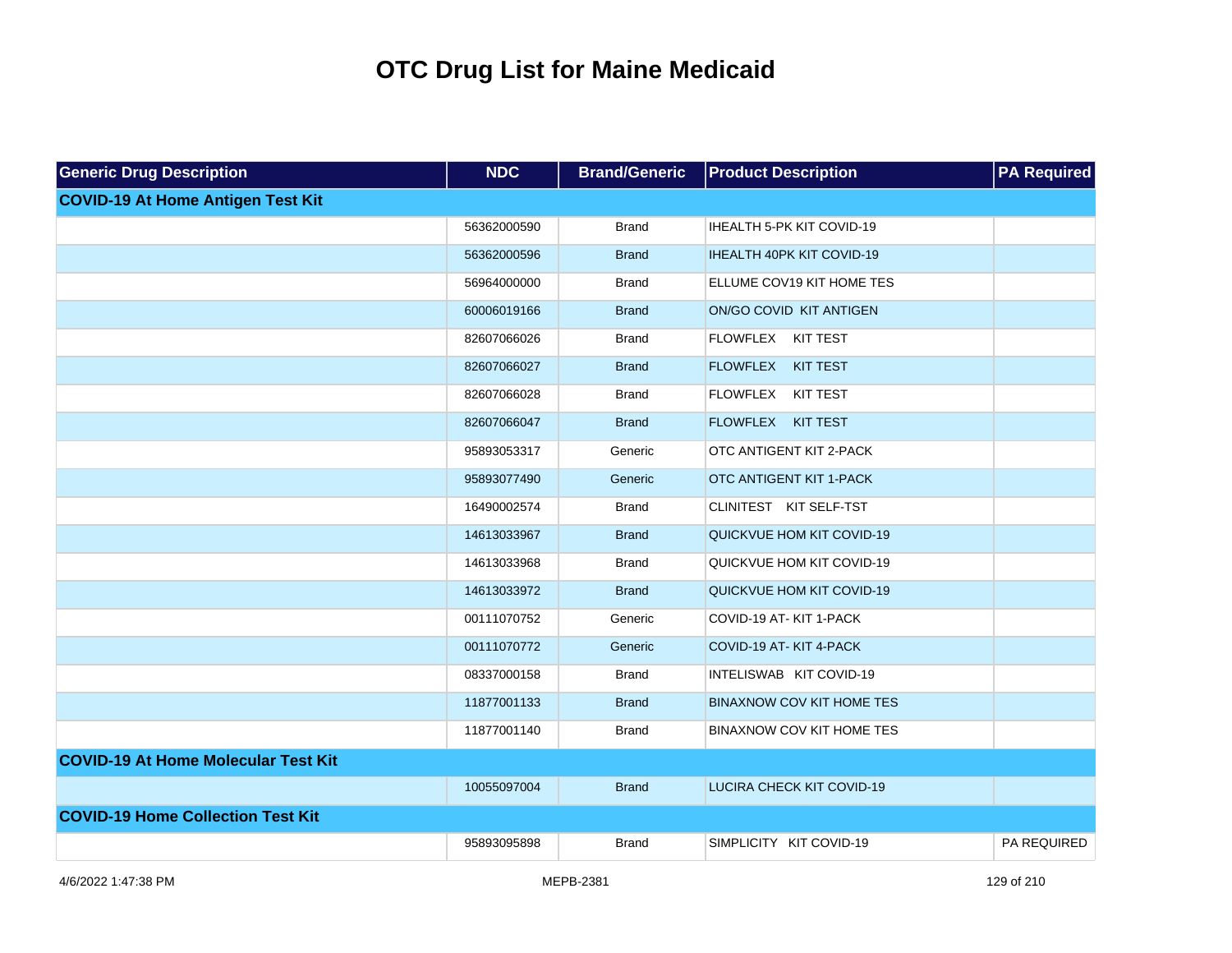# OTC Drug List for Maine Medicaid

| Generic Drug Description | NDC | Brand/Generic | Product Description | PA Required |
|---|---|---|---|---|
| **COVID-19 At Home Antigen Test Kit** | | | | |
| | 56362000590 | Brand | IHEALTH 5-PK KIT COVID-19 | |
| | 56362000596 | Brand | IHEALTH 40PK KIT COVID-19 | |
| | 56964000000 | Brand | ELLUME COV19 KIT HOME TES | |
| | 60006019166 | Brand | ON/GO COVID KIT ANTIGEN | |
| | 82607066026 | Brand | FLOWFLEX KIT TEST | |
| | 82607066027 | Brand | FLOWFLEX KIT TEST | |
| | 82607066028 | Brand | FLOWFLEX KIT TEST | |
| | 82607066047 | Brand | FLOWFLEX KIT TEST | |
| | 95893053317 | Generic | OTC ANTIGENT KIT 2-PACK | |
| | 95893077490 | Generic | OTC ANTIGENT KIT 1-PACK | |
| | 16490002574 | Brand | CLINITEST KIT SELF-TST | |
| | 14613033967 | Brand | QUICKVUE HOM KIT COVID-19 | |
| | 14613033968 | Brand | QUICKVUE HOM KIT COVID-19 | |
| | 14613033972 | Brand | QUICKVUE HOM KIT COVID-19 | |
| | 00111070752 | Generic | COVID-19 AT- KIT 1-PACK | |
| | 00111070772 | Generic | COVID-19 AT- KIT 4-PACK | |
| | 08337000158 | Brand | INTELISWAB KIT COVID-19 | |
| | 11877001133 | Brand | BINAXNOW COV KIT HOME TES | |
| | 11877001140 | Brand | BINAXNOW COV KIT HOME TES | |
| **COVID-19 At Home Molecular Test Kit** | | | | |
| | 10055097004 | Brand | LUCIRA CHECK KIT COVID-19 | |
| **COVID-19 Home Collection Test Kit** | | | | |
| | 95893095898 | Brand | SIMPLICITY KIT COVID-19 | PA REQUIRED |

4/6/2022 1:47:38 PM MEPB-2381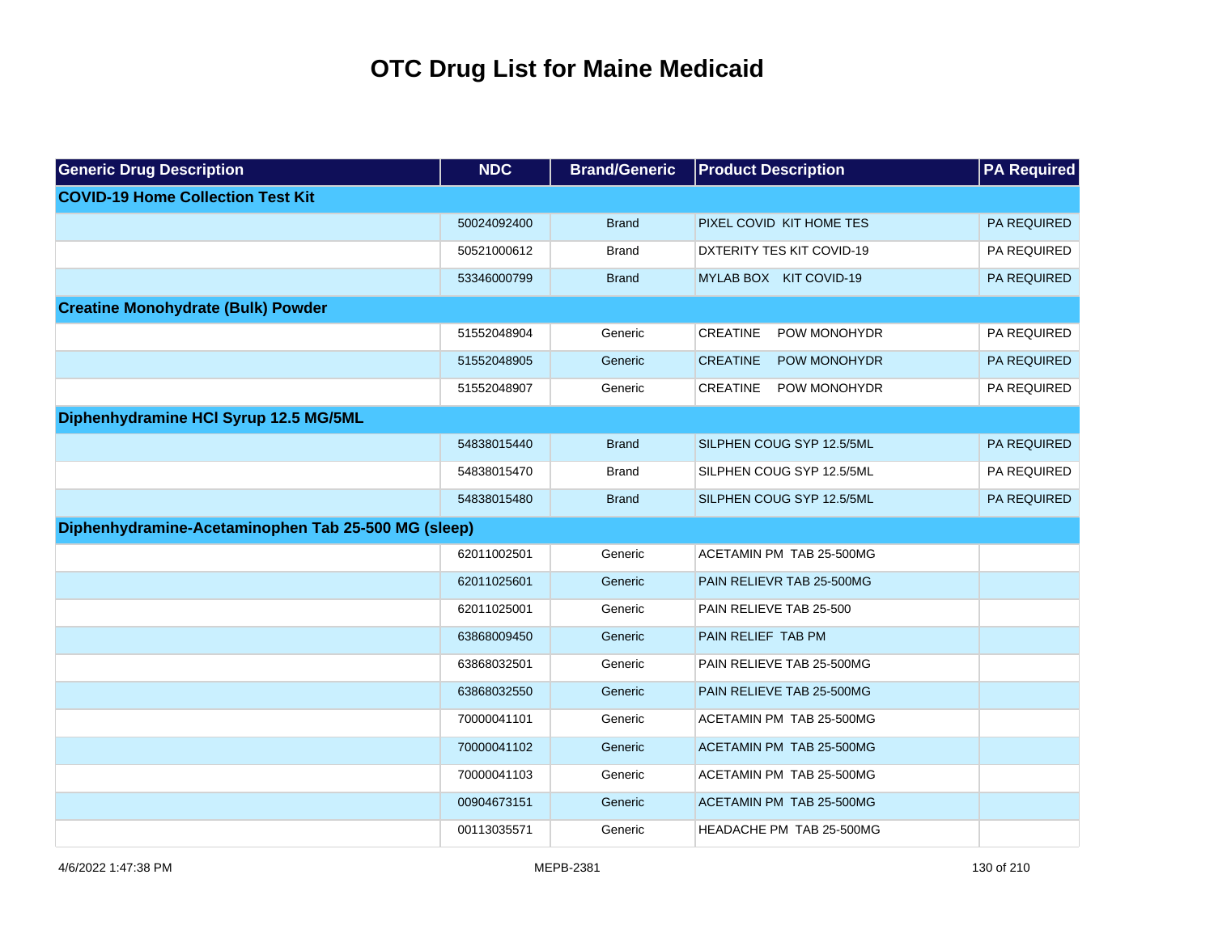# OTC Drug List for Maine Medicaid

| Generic Drug Description | NDC | Brand/Generic | Product Description | PA Required |
|---|---|---|---|---|
| **COVID-19 Home Collection Test Kit** | | | | |
| | 50024092400 | Brand | PIXEL COVID KIT HOME TES | PA REQUIRED |
| | 50521000612 | Brand | DXTERITY TES KIT COVID-19 | PA REQUIRED |
| | 53346000799 | Brand | MYLAB BOX KIT COVID-19 | PA REQUIRED |
| **Creatine Monohydrate (Bulk) Powder** | | | | |
| | 51552048904 | Generic | CREATINE POW MONOHYDR | PA REQUIRED |
| | 51552048905 | Generic | CREATINE POW MONOHYDR | PA REQUIRED |
| | 51552048907 | Generic | CREATINE POW MONOHYDR | PA REQUIRED |
| **Diphenhydramine HCl Syrup 12.5 MG/5ML** | | | | |
| | 54838015440 | Brand | SILPHEN COUG SYP 12.5/5ML | PA REQUIRED |
| | 54838015470 | Brand | SILPHEN COUG SYP 12.5/5ML | PA REQUIRED |
| | 54838015480 | Brand | SILPHEN COUG SYP 12.5/5ML | PA REQUIRED |
| **Diphenhydramine-Acetaminophen Tab 25-500 MG (sleep)** | | | | |
| | 62011002501 | Generic | ACETAMIN PM TAB 25-500MG | |
| | 62011025601 | Generic | PAIN RELIEVR TAB 25-500MG | |
| | 62011025001 | Generic | PAIN RELIEVE TAB 25-500 | |
| | 63868009450 | Generic | PAIN RELIEF TAB PM | |
| | 63868032501 | Generic | PAIN RELIEVE TAB 25-500MG | |
| | 63868032550 | Generic | PAIN RELIEVE TAB 25-500MG | |
| | 70000041101 | Generic | ACETAMIN PM TAB 25-500MG | |
| | 70000041102 | Generic | ACETAMIN PM TAB 25-500MG | |
| | 70000041103 | Generic | ACETAMIN PM TAB 25-500MG | |
| | 00904673151 | Generic | ACETAMIN PM TAB 25-500MG | |
| | 00113035571 | Generic | HEADACHE PM TAB 25-500MG | |

4/6/2022 1:47:38 PM MEPB-2381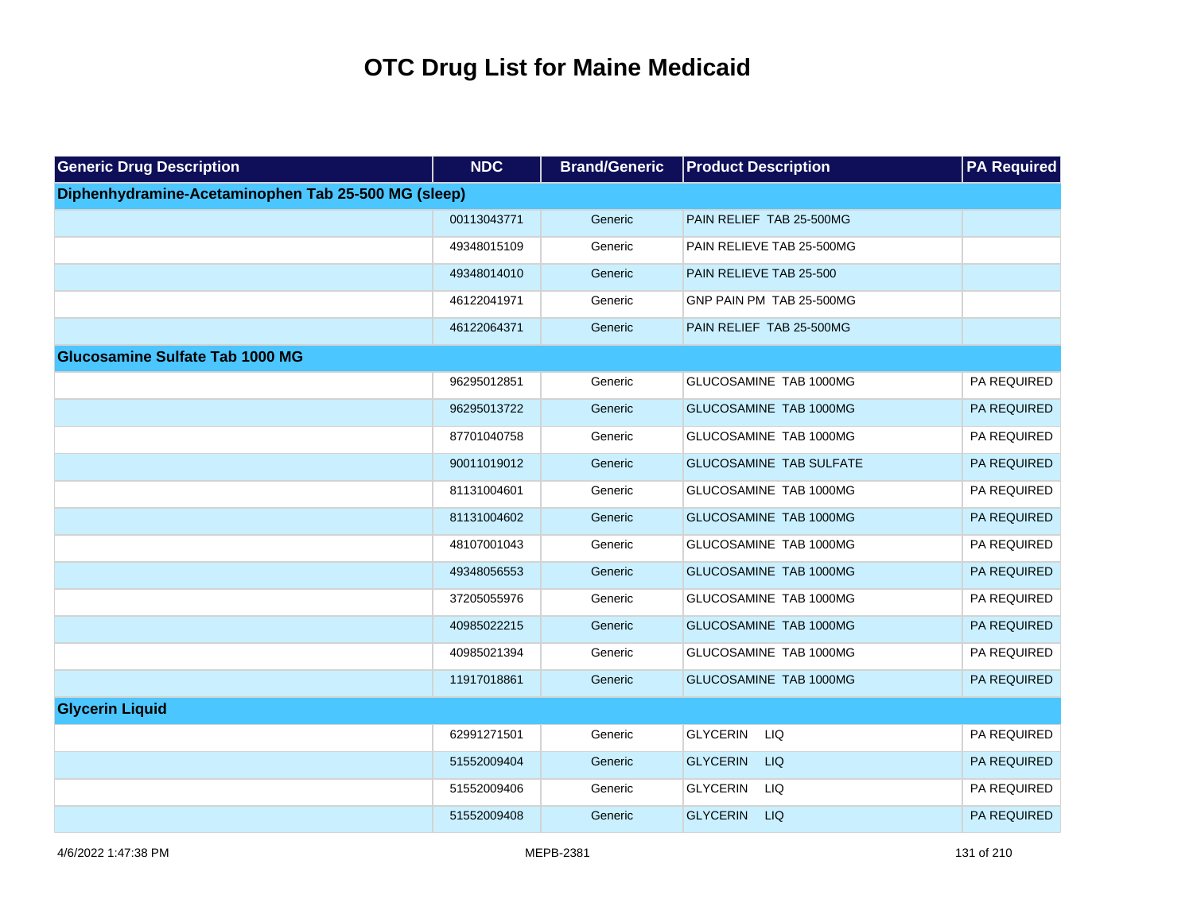# OTC Drug List for Maine Medicaid

| Generic Drug Description | NDC | Brand/Generic | Product Description | PA Required |
|---|---|---|---|---|
| **Diphenhydramine-Acetaminophen Tab 25-500 MG (sleep)** | | | | |
| | 00113043771 | Generic | PAIN RELIEF TAB 25-500MG | |
| | 49348015109 | Generic | PAIN RELIEVE TAB 25-500MG | |
| | 49348014010 | Generic | PAIN RELIEVE TAB 25-500 | |
| | 46122041971 | Generic | GNP PAIN PM TAB 25-500MG | |
| | 46122064371 | Generic | PAIN RELIEF TAB 25-500MG | |
| **Glucosamine Sulfate Tab 1000 MG** | | | | |
| | 96295012851 | Generic | GLUCOSAMINE TAB 1000MG | PA REQUIRED |
| | 96295013722 | Generic | GLUCOSAMINE TAB 1000MG | PA REQUIRED |
| | 87701040758 | Generic | GLUCOSAMINE TAB 1000MG | PA REQUIRED |
| | 90011019012 | Generic | GLUCOSAMINE TAB SULFATE | PA REQUIRED |
| | 81131004601 | Generic | GLUCOSAMINE TAB 1000MG | PA REQUIRED |
| | 81131004602 | Generic | GLUCOSAMINE TAB 1000MG | PA REQUIRED |
| | 48107001043 | Generic | GLUCOSAMINE TAB 1000MG | PA REQUIRED |
| | 49348056553 | Generic | GLUCOSAMINE TAB 1000MG | PA REQUIRED |
| | 37205055976 | Generic | GLUCOSAMINE TAB 1000MG | PA REQUIRED |
| | 40985022215 | Generic | GLUCOSAMINE TAB 1000MG | PA REQUIRED |
| | 40985021394 | Generic | GLUCOSAMINE TAB 1000MG | PA REQUIRED |
| | 11917018861 | Generic | GLUCOSAMINE TAB 1000MG | PA REQUIRED |
| **Glycerin Liquid** | | | | |
| | 62991271501 | Generic | GLYCERIN LIQ | PA REQUIRED |
| | 51552009404 | Generic | GLYCERIN LIQ | PA REQUIRED |
| | 51552009406 | Generic | GLYCERIN LIQ | PA REQUIRED |
| | 51552009408 | Generic | GLYCERIN LIQ | PA REQUIRED |

4/6/2022 1:47:38 PM MEPB-2381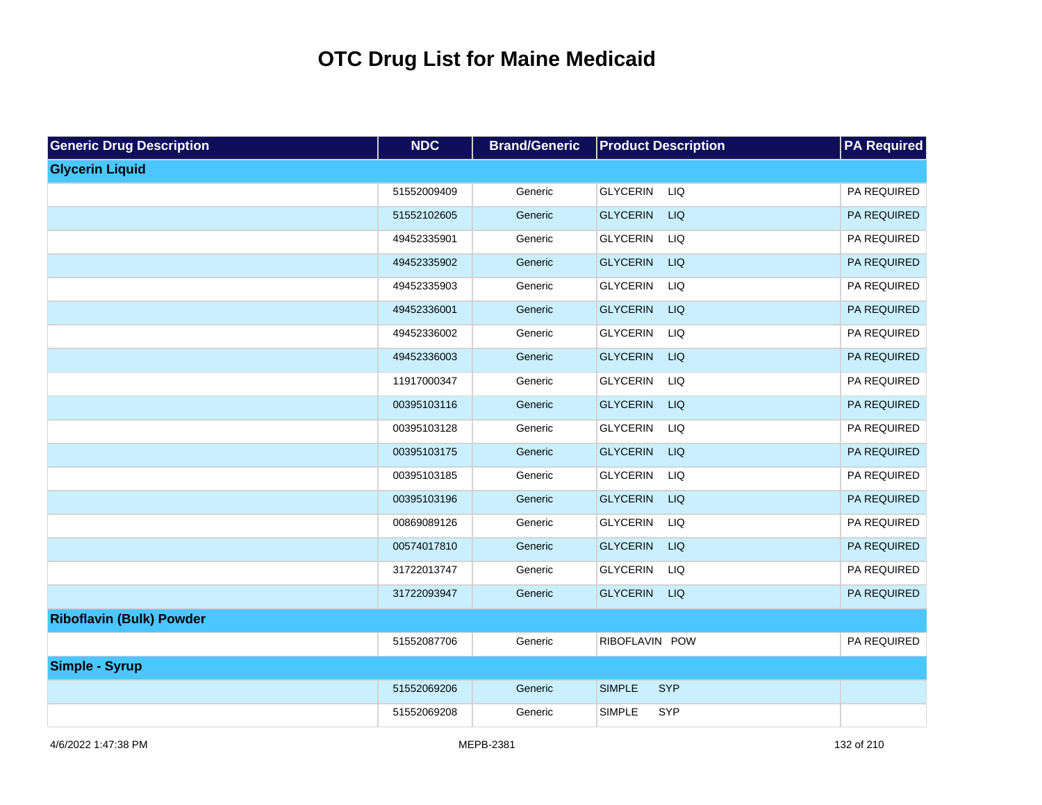# OTC Drug List for Maine Medicaid

| Generic Drug Description | NDC | Brand/Generic | Product Description | PA Required |
|---|---|---|---|---|
| **Glycerin Liquid** | | | | |
| | 51552009409 | Generic | GLYCERIN LIQ | PA REQUIRED |
| | 51552102605 | Generic | GLYCERIN LIQ | PA REQUIRED |
| | 49452335901 | Generic | GLYCERIN LIQ | PA REQUIRED |
| | 49452335902 | Generic | GLYCERIN LIQ | PA REQUIRED |
| | 49452335903 | Generic | GLYCERIN LIQ | PA REQUIRED |
| | 49452336001 | Generic | GLYCERIN LIQ | PA REQUIRED |
| | 49452336002 | Generic | GLYCERIN LIQ | PA REQUIRED |
| | 49452336003 | Generic | GLYCERIN LIQ | PA REQUIRED |
| | 11917000347 | Generic | GLYCERIN LIQ | PA REQUIRED |
| | 00395103116 | Generic | GLYCERIN LIQ | PA REQUIRED |
| | 00395103128 | Generic | GLYCERIN LIQ | PA REQUIRED |
| | 00395103175 | Generic | GLYCERIN LIQ | PA REQUIRED |
| | 00395103185 | Generic | GLYCERIN LIQ | PA REQUIRED |
| | 00395103196 | Generic | GLYCERIN LIQ | PA REQUIRED |
| | 00869089126 | Generic | GLYCERIN LIQ | PA REQUIRED |
| | 00574017810 | Generic | GLYCERIN LIQ | PA REQUIRED |
| | 31722013747 | Generic | GLYCERIN LIQ | PA REQUIRED |
| | 31722093947 | Generic | GLYCERIN LIQ | PA REQUIRED |
| **Riboflavin (Bulk) Powder** | | | | |
| | 51552087706 | Generic | RIBOFLAVIN POW | PA REQUIRED |
| **Simple - Syrup** | | | | |
| | 51552069206 | Generic | SIMPLE SYP | |
| | 51552069208 | Generic | SIMPLE SYP | |

4/6/2022 1:47:38 PM MEPB-2381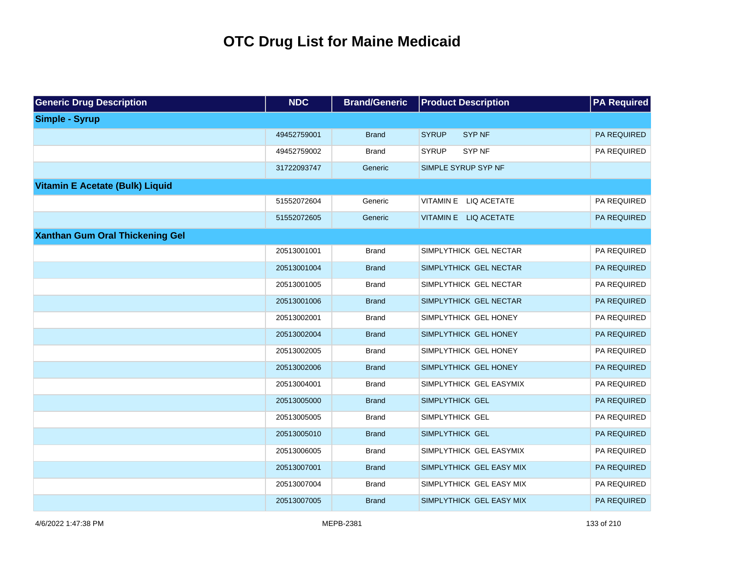# OTC Drug List for Maine Medicaid

| Generic Drug Description | NDC | Brand/Generic | Product Description | PA Required |
|---|---|---|---|---|
| **Simple - Syrup** | | | | |
| | 49452759001 | Brand | SYRUP SYP NF | PA REQUIRED |
| | 49452759002 | Brand | SYRUP SYP NF | PA REQUIRED |
| | 31722093747 | Generic | SIMPLE SYRUP SYP NF | |
| **Vitamin E Acetate (Bulk) Liquid** | | | | |
| | 51552072604 | Generic | VITAMIN E LIQ ACETATE | PA REQUIRED |
| | 51552072605 | Generic | VITAMIN E LIQ ACETATE | PA REQUIRED |
| **Xanthan Gum Oral Thickening Gel** | | | | |
| | 20513001001 | Brand | SIMPLYTHICK GEL NECTAR | PA REQUIRED |
| | 20513001004 | Brand | SIMPLYTHICK GEL NECTAR | PA REQUIRED |
| | 20513001005 | Brand | SIMPLYTHICK GEL NECTAR | PA REQUIRED |
| | 20513001006 | Brand | SIMPLYTHICK GEL NECTAR | PA REQUIRED |
| | 20513002001 | Brand | SIMPLYTHICK GEL HONEY | PA REQUIRED |
| | 20513002004 | Brand | SIMPLYTHICK GEL HONEY | PA REQUIRED |
| | 20513002005 | Brand | SIMPLYTHICK GEL HONEY | PA REQUIRED |
| | 20513002006 | Brand | SIMPLYTHICK GEL HONEY | PA REQUIRED |
| | 20513004001 | Brand | SIMPLYTHICK GEL EASYMIX | PA REQUIRED |
| | 20513005000 | Brand | SIMPLYTHICK GEL | PA REQUIRED |
| | 20513005005 | Brand | SIMPLYTHICK GEL | PA REQUIRED |
| | 20513005010 | Brand | SIMPLYTHICK GEL | PA REQUIRED |
| | 20513006005 | Brand | SIMPLYTHICK GEL EASYMIX | PA REQUIRED |
| | 20513007001 | Brand | SIMPLYTHICK GEL EASY MIX | PA REQUIRED |
| | 20513007004 | Brand | SIMPLYTHICK GEL EASY MIX | PA REQUIRED |
| | 20513007005 | Brand | SIMPLYTHICK GEL EASY MIX | PA REQUIRED |

4/6/2022 1:47:38 PM MEPB-2381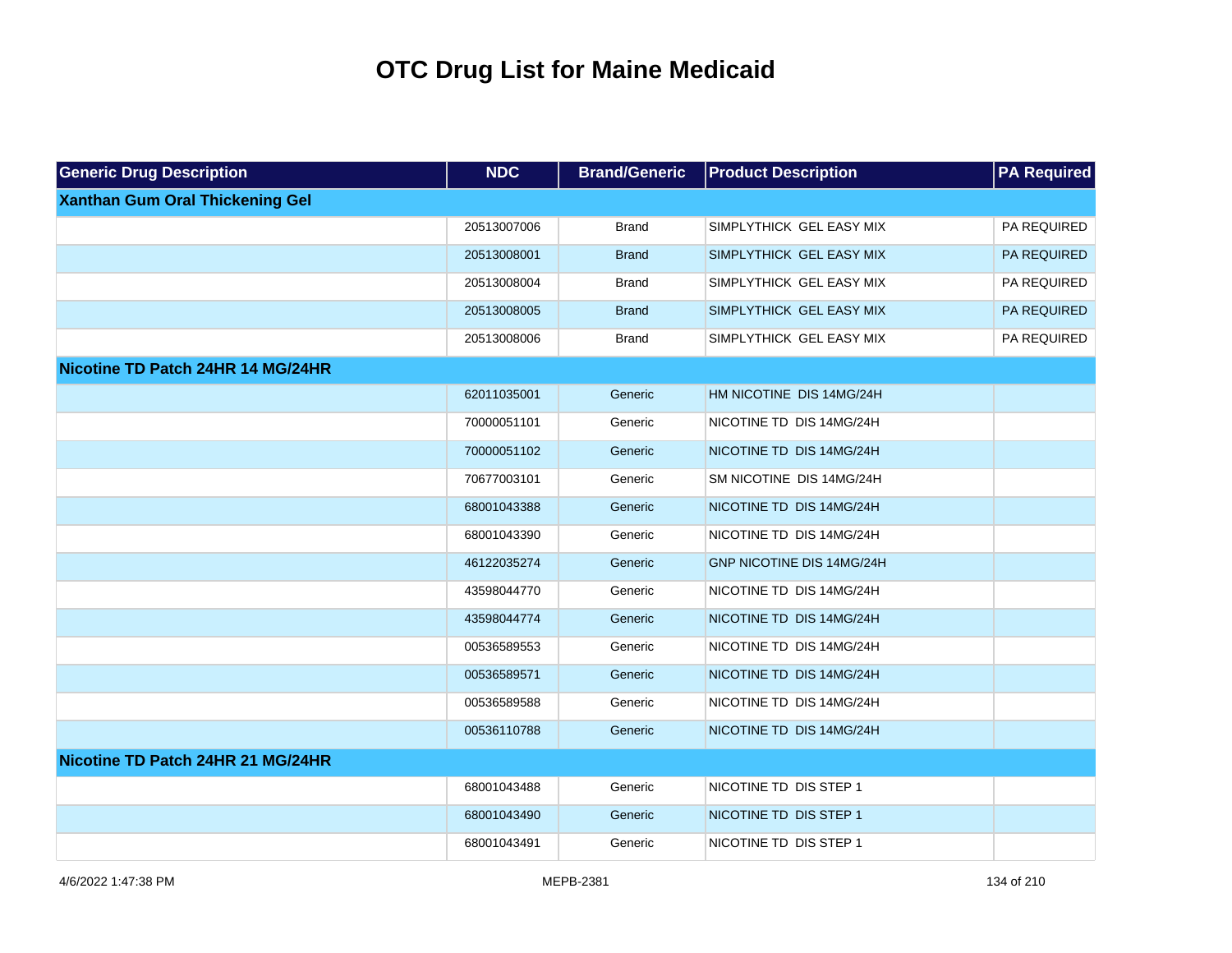# OTC Drug List for Maine Medicaid

| Generic Drug Description | NDC | Brand/Generic | Product Description | PA Required |
|---|---|---|---|---|
| **Xanthan Gum Oral Thickening Gel** | | | | |
| | 20513007006 | Brand | SIMPLYTHICK GEL EASY MIX | PA REQUIRED |
| | 20513008001 | Brand | SIMPLYTHICK GEL EASY MIX | PA REQUIRED |
| | 20513008004 | Brand | SIMPLYTHICK GEL EASY MIX | PA REQUIRED |
| | 20513008005 | Brand | SIMPLYTHICK GEL EASY MIX | PA REQUIRED |
| | 20513008006 | Brand | SIMPLYTHICK GEL EASY MIX | PA REQUIRED |
| **Nicotine TD Patch 24HR 14 MG/24HR** | | | | |
| | 62011035001 | Generic | HM NICOTINE DIS 14MG/24H | |
| | 70000051101 | Generic | NICOTINE TD DIS 14MG/24H | |
| | 70000051102 | Generic | NICOTINE TD DIS 14MG/24H | |
| | 70677003101 | Generic | SM NICOTINE DIS 14MG/24H | |
| | 68001043388 | Generic | NICOTINE TD DIS 14MG/24H | |
| | 68001043390 | Generic | NICOTINE TD DIS 14MG/24H | |
| | 46122035274 | Generic | GNP NICOTINE DIS 14MG/24H | |
| | 43598044770 | Generic | NICOTINE TD DIS 14MG/24H | |
| | 43598044774 | Generic | NICOTINE TD DIS 14MG/24H | |
| | 00536589553 | Generic | NICOTINE TD DIS 14MG/24H | |
| | 00536589571 | Generic | NICOTINE TD DIS 14MG/24H | |
| | 00536589588 | Generic | NICOTINE TD DIS 14MG/24H | |
| | 00536110788 | Generic | NICOTINE TD DIS 14MG/24H | |
| **Nicotine TD Patch 24HR 21 MG/24HR** | | | | |
| | 68001043488 | Generic | NICOTINE TD DIS STEP 1 | |
| | 68001043490 | Generic | NICOTINE TD DIS STEP 1 | |
| | 68001043491 | Generic | NICOTINE TD DIS STEP 1 | |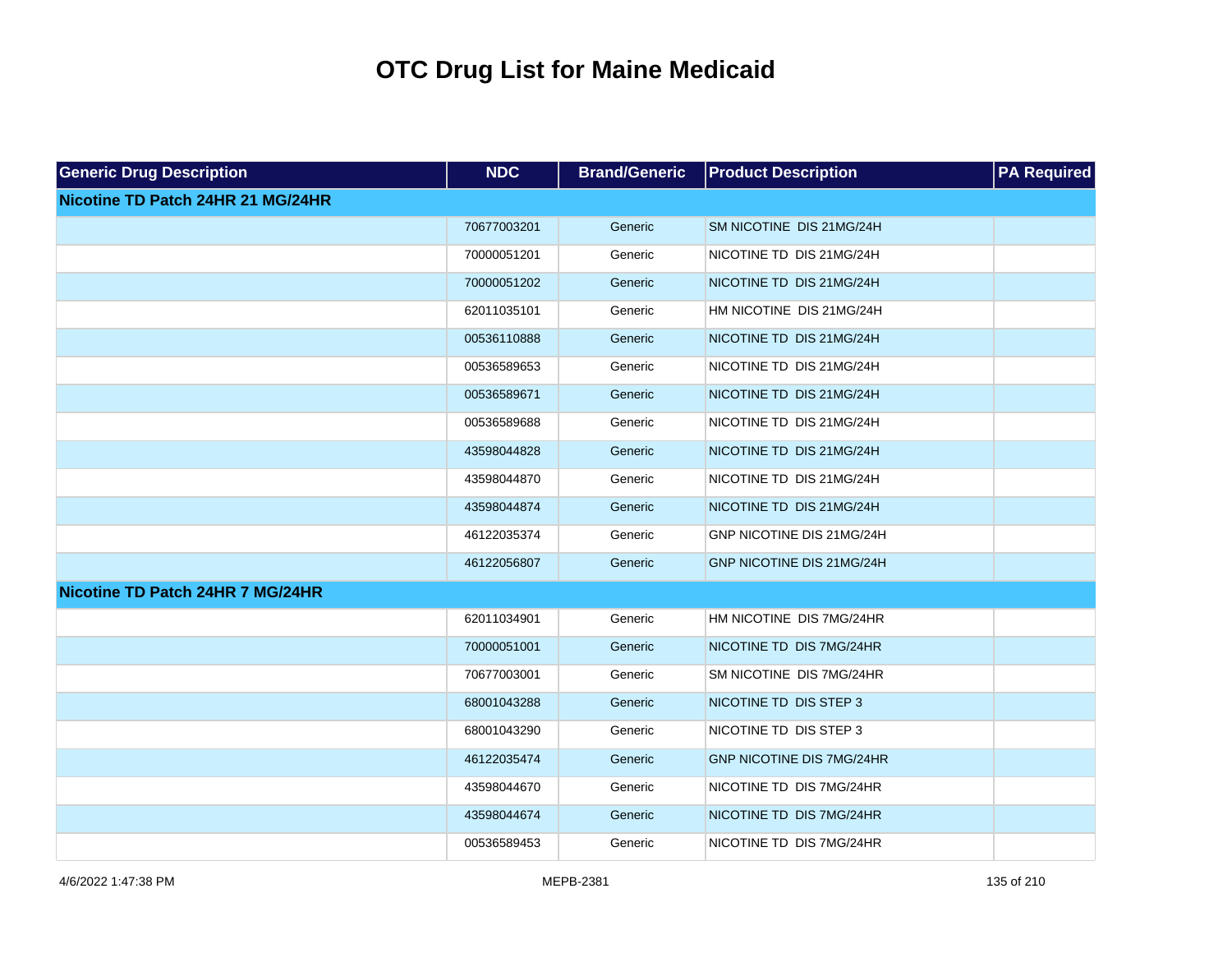# OTC Drug List for Maine Medicaid

| Generic Drug Description | NDC | Brand/Generic | Product Description | PA Required |
|---|---|---|---|---|
| **Nicotine TD Patch 24HR 21 MG/24HR** | | | | |
| | 70677003201 | Generic | SM NICOTINE DIS 21MG/24H | |
| | 70000051201 | Generic | NICOTINE TD DIS 21MG/24H | |
| | 70000051202 | Generic | NICOTINE TD DIS 21MG/24H | |
| | 62011035101 | Generic | HM NICOTINE DIS 21MG/24H | |
| | 00536110888 | Generic | NICOTINE TD DIS 21MG/24H | |
| | 00536589653 | Generic | NICOTINE TD DIS 21MG/24H | |
| | 00536589671 | Generic | NICOTINE TD DIS 21MG/24H | |
| | 00536589688 | Generic | NICOTINE TD DIS 21MG/24H | |
| | 43598044828 | Generic | NICOTINE TD DIS 21MG/24H | |
| | 43598044870 | Generic | NICOTINE TD DIS 21MG/24H | |
| | 43598044874 | Generic | NICOTINE TD DIS 21MG/24H | |
| | 46122035374 | Generic | GNP NICOTINE DIS 21MG/24H | |
| | 46122056807 | Generic | GNP NICOTINE DIS 21MG/24H | |
| **Nicotine TD Patch 24HR 7 MG/24HR** | | | | |
| | 62011034901 | Generic | HM NICOTINE DIS 7MG/24HR | |
| | 70000051001 | Generic | NICOTINE TD DIS 7MG/24HR | |
| | 70677003001 | Generic | SM NICOTINE DIS 7MG/24HR | |
| | 68001043288 | Generic | NICOTINE TD DIS STEP 3 | |
| | 68001043290 | Generic | NICOTINE TD DIS STEP 3 | |
| | 46122035474 | Generic | GNP NICOTINE DIS 7MG/24HR | |
| | 43598044670 | Generic | NICOTINE TD DIS 7MG/24HR | |
| | 43598044674 | Generic | NICOTINE TD DIS 7MG/24HR | |
| | 00536589453 | Generic | NICOTINE TD DIS 7MG/24HR | |

4/6/2022 1:47:38 PM MEPB-2381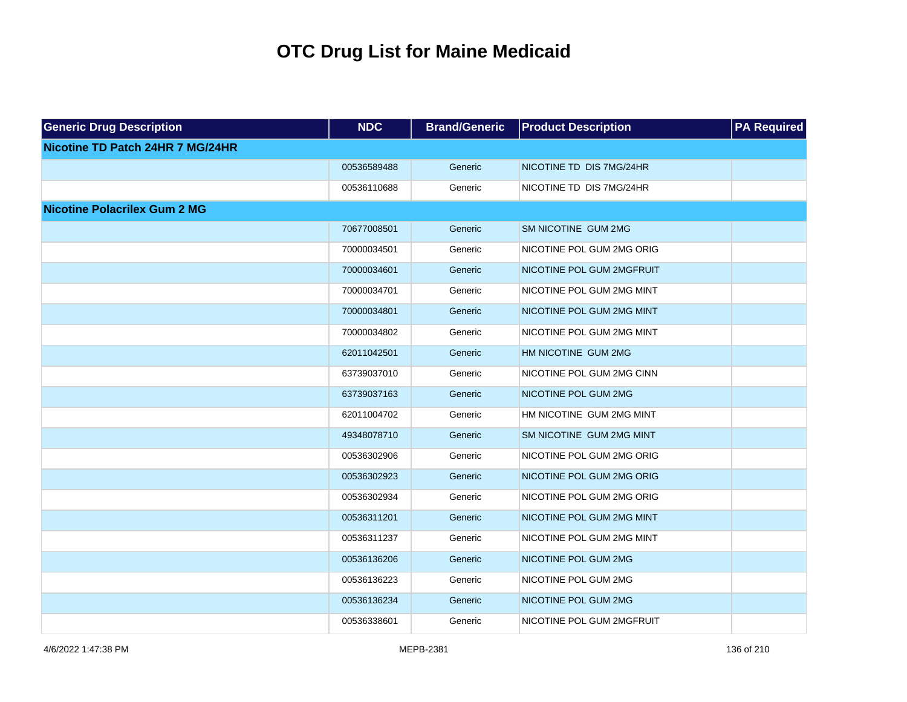# OTC Drug List for Maine Medicaid

| Generic Drug Description | NDC | Brand/Generic | Product Description | PA Required |
|---|---|---|---|---|
| **Nicotine TD Patch 24HR 7 MG/24HR** | | | | |
| | 00536589488 | Generic | NICOTINE TD DIS 7MG/24HR | |
| | 00536110688 | Generic | NICOTINE TD DIS 7MG/24HR | |
| **Nicotine Polacrilex Gum 2 MG** | | | | |
| | 70677008501 | Generic | SM NICOTINE GUM 2MG | |
| | 70000034501 | Generic | NICOTINE POL GUM 2MG ORIG | |
| | 70000034601 | Generic | NICOTINE POL GUM 2MGFRUIT | |
| | 70000034701 | Generic | NICOTINE POL GUM 2MG MINT | |
| | 70000034801 | Generic | NICOTINE POL GUM 2MG MINT | |
| | 70000034802 | Generic | NICOTINE POL GUM 2MG MINT | |
| | 62011042501 | Generic | HM NICOTINE GUM 2MG | |
| | 63739037010 | Generic | NICOTINE POL GUM 2MG CINN | |
| | 63739037163 | Generic | NICOTINE POL GUM 2MG | |
| | 62011004702 | Generic | HM NICOTINE GUM 2MG MINT | |
| | 49348078710 | Generic | SM NICOTINE GUM 2MG MINT | |
| | 00536302906 | Generic | NICOTINE POL GUM 2MG ORIG | |
| | 00536302923 | Generic | NICOTINE POL GUM 2MG ORIG | |
| | 00536302934 | Generic | NICOTINE POL GUM 2MG ORIG | |
| | 00536311201 | Generic | NICOTINE POL GUM 2MG MINT | |
| | 00536311237 | Generic | NICOTINE POL GUM 2MG MINT | |
| | 00536136206 | Generic | NICOTINE POL GUM 2MG | |
| | 00536136223 | Generic | NICOTINE POL GUM 2MG | |
| | 00536136234 | Generic | NICOTINE POL GUM 2MG | |
| | 00536338601 | Generic | NICOTINE POL GUM 2MGFRUIT | |

4/6/2022 1:47:38 PM MEPB-2381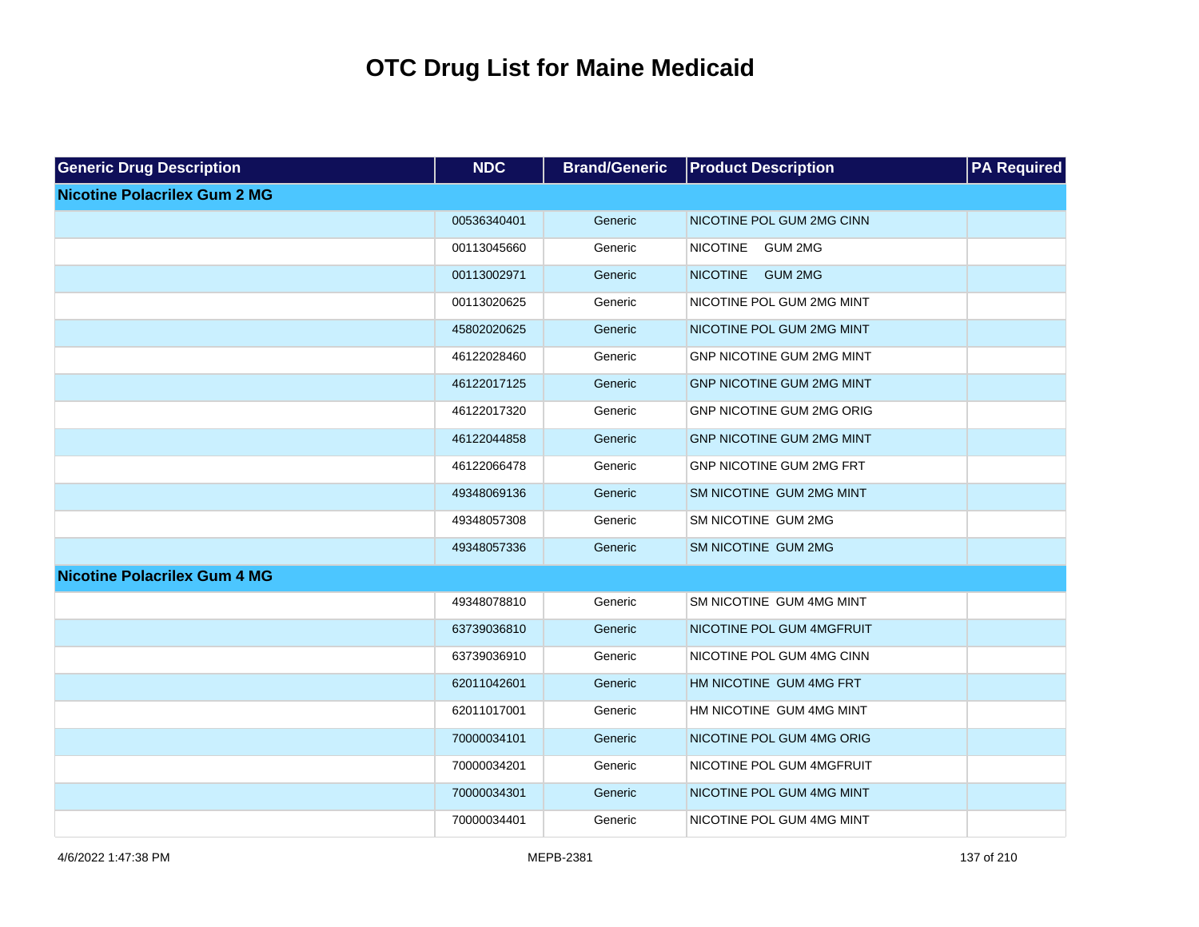# OTC Drug List for Maine Medicaid

| Generic Drug Description | NDC | Brand/Generic | Product Description | PA Required |
|---|---|---|---|---|
| **Nicotine Polacrilex Gum 2 MG** | | | | |
| | 00536340401 | Generic | NICOTINE POL GUM 2MG CINN | |
| | 00113045660 | Generic | NICOTINE GUM 2MG | |
| | 00113002971 | Generic | NICOTINE GUM 2MG | |
| | 00113020625 | Generic | NICOTINE POL GUM 2MG MINT | |
| | 45802020625 | Generic | NICOTINE POL GUM 2MG MINT | |
| | 46122028460 | Generic | GNP NICOTINE GUM 2MG MINT | |
| | 46122017125 | Generic | GNP NICOTINE GUM 2MG MINT | |
| | 46122017320 | Generic | GNP NICOTINE GUM 2MG ORIG | |
| | 46122044858 | Generic | GNP NICOTINE GUM 2MG MINT | |
| | 46122066478 | Generic | GNP NICOTINE GUM 2MG FRT | |
| | 49348069136 | Generic | SM NICOTINE GUM 2MG MINT | |
| | 49348057308 | Generic | SM NICOTINE GUM 2MG | |
| | 49348057336 | Generic | SM NICOTINE GUM 2MG | |
| **Nicotine Polacrilex Gum 4 MG** | | | | |
| | 49348078810 | Generic | SM NICOTINE GUM 4MG MINT | |
| | 63739036810 | Generic | NICOTINE POL GUM 4MGFRUIT | |
| | 63739036910 | Generic | NICOTINE POL GUM 4MG CINN | |
| | 62011042601 | Generic | HM NICOTINE GUM 4MG FRT | |
| | 62011017001 | Generic | HM NICOTINE GUM 4MG MINT | |
| | 70000034101 | Generic | NICOTINE POL GUM 4MG ORIG | |
| | 70000034201 | Generic | NICOTINE POL GUM 4MGFRUIT | |
| | 70000034301 | Generic | NICOTINE POL GUM 4MG MINT | |
| | 70000034401 | Generic | NICOTINE POL GUM 4MG MINT | |

4/6/2022 1:47:38 PM MEPB-2381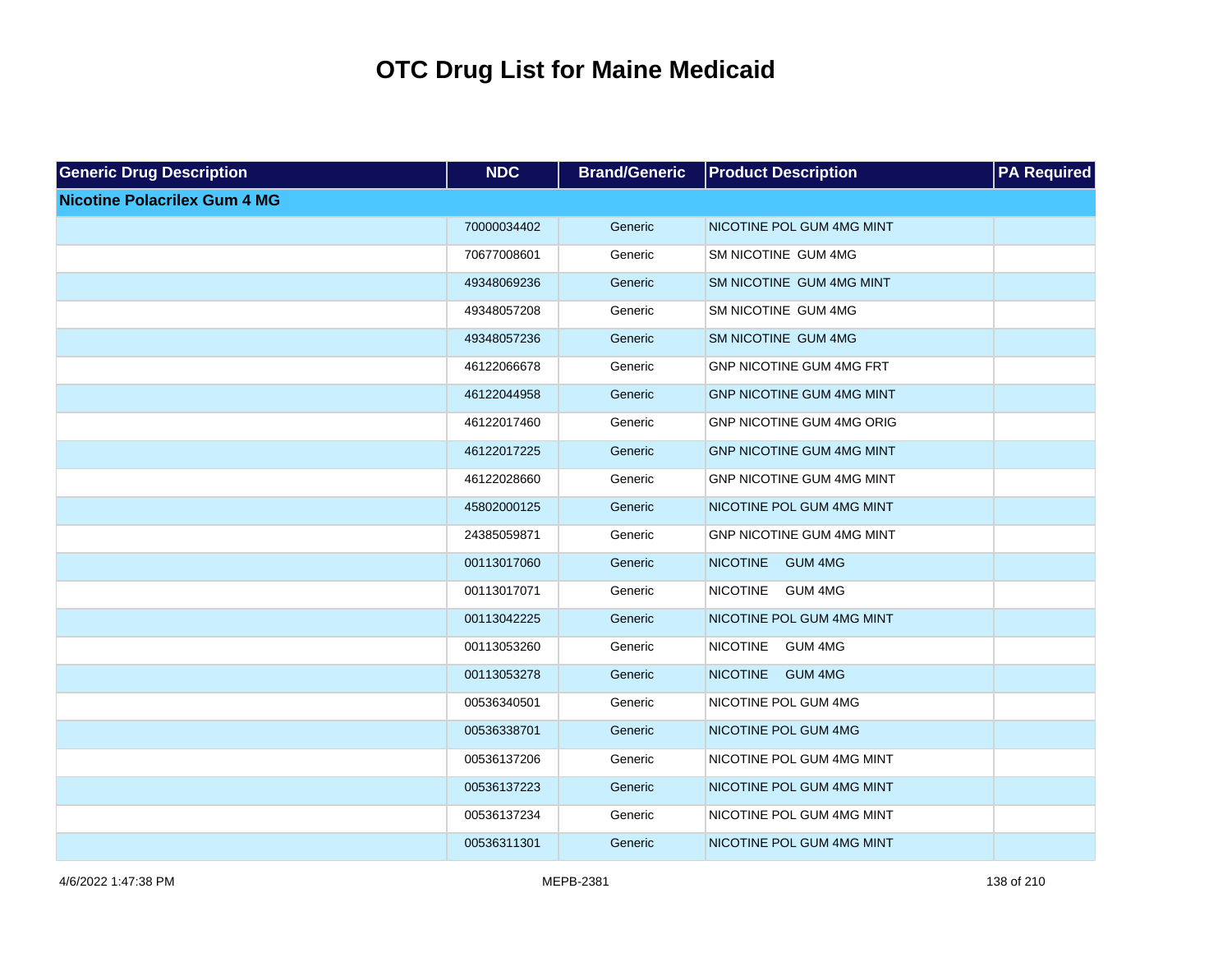# OTC Drug List for Maine Medicaid

| Generic Drug Description | NDC | Brand/Generic | Product Description | PA Required |
|---|---|---|---|---|
| **Nicotine Polacrilex Gum 4 MG** | | | | |
| | 70000034402 | Generic | NICOTINE POL GUM 4MG MINT | |
| | 70677008601 | Generic | SM NICOTINE GUM 4MG | |
| | 49348069236 | Generic | SM NICOTINE GUM 4MG MINT | |
| | 49348057208 | Generic | SM NICOTINE GUM 4MG | |
| | 49348057236 | Generic | SM NICOTINE GUM 4MG | |
| | 46122066678 | Generic | GNP NICOTINE GUM 4MG FRT | |
| | 46122044958 | Generic | GNP NICOTINE GUM 4MG MINT | |
| | 46122017460 | Generic | GNP NICOTINE GUM 4MG ORIG | |
| | 46122017225 | Generic | GNP NICOTINE GUM 4MG MINT | |
| | 46122028660 | Generic | GNP NICOTINE GUM 4MG MINT | |
| | 45802000125 | Generic | NICOTINE POL GUM 4MG MINT | |
| | 24385059871 | Generic | GNP NICOTINE GUM 4MG MINT | |
| | 00113017060 | Generic | NICOTINE GUM 4MG | |
| | 00113017071 | Generic | NICOTINE GUM 4MG | |
| | 00113042225 | Generic | NICOTINE POL GUM 4MG MINT | |
| | 00113053260 | Generic | NICOTINE GUM 4MG | |
| | 00113053278 | Generic | NICOTINE GUM 4MG | |
| | 00536340501 | Generic | NICOTINE POL GUM 4MG | |
| | 00536338701 | Generic | NICOTINE POL GUM 4MG | |
| | 00536137206 | Generic | NICOTINE POL GUM 4MG MINT | |
| | 00536137223 | Generic | NICOTINE POL GUM 4MG MINT | |
| | 00536137234 | Generic | NICOTINE POL GUM 4MG MINT | |
| | 00536311301 | Generic | NICOTINE POL GUM 4MG MINT | |

4/6/2022 1:47:38 PM MEPB-2381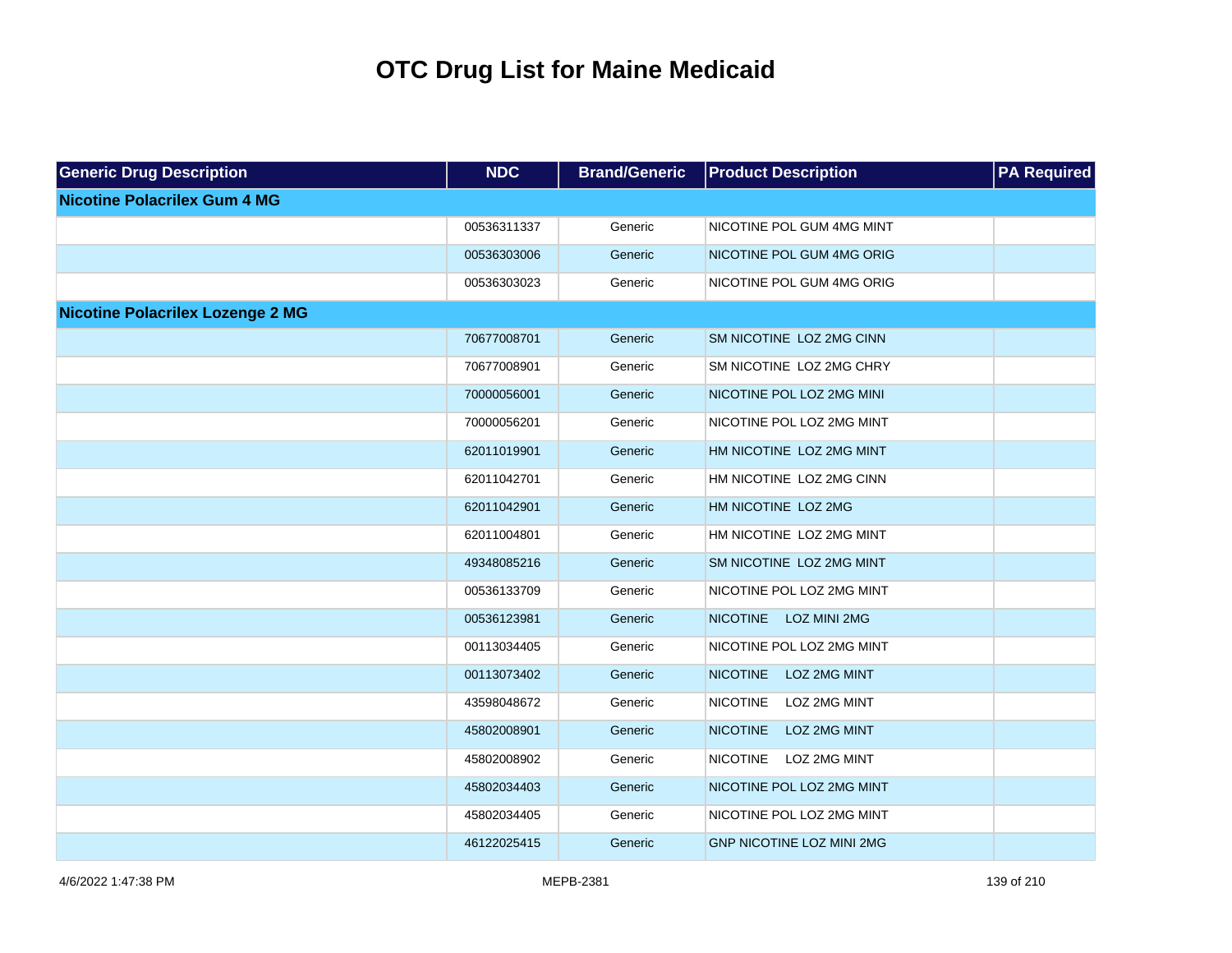# OTC Drug List for Maine Medicaid

| Generic Drug Description | NDC | Brand/Generic | Product Description | PA Required |
|---|---|---|---|---|
| **Nicotine Polacrilex Gum 4 MG** | | | | |
| | 00536311337 | Generic | NICOTINE POL GUM 4MG MINT | |
| | 00536303006 | Generic | NICOTINE POL GUM 4MG ORIG | |
| | 00536303023 | Generic | NICOTINE POL GUM 4MG ORIG | |
| **Nicotine Polacrilex Lozenge 2 MG** | | | | |
| | 70677008701 | Generic | SM NICOTINE LOZ 2MG CINN | |
| | 70677008901 | Generic | SM NICOTINE LOZ 2MG CHRY | |
| | 70000056001 | Generic | NICOTINE POL LOZ 2MG MINI | |
| | 70000056201 | Generic | NICOTINE POL LOZ 2MG MINT | |
| | 62011019901 | Generic | HM NICOTINE LOZ 2MG MINT | |
| | 62011042701 | Generic | HM NICOTINE LOZ 2MG CINN | |
| | 62011042901 | Generic | HM NICOTINE LOZ 2MG | |
| | 62011004801 | Generic | HM NICOTINE LOZ 2MG MINT | |
| | 49348085216 | Generic | SM NICOTINE LOZ 2MG MINT | |
| | 00536133709 | Generic | NICOTINE POL LOZ 2MG MINT | |
| | 00536123981 | Generic | NICOTINE LOZ MINI 2MG | |
| | 00113034405 | Generic | NICOTINE POL LOZ 2MG MINT | |
| | 00113073402 | Generic | NICOTINE LOZ 2MG MINT | |
| | 43598048672 | Generic | NICOTINE LOZ 2MG MINT | |
| | 45802008901 | Generic | NICOTINE LOZ 2MG MINT | |
| | 45802008902 | Generic | NICOTINE LOZ 2MG MINT | |
| | 45802034403 | Generic | NICOTINE POL LOZ 2MG MINT | |
| | 45802034405 | Generic | NICOTINE POL LOZ 2MG MINT | |
| | 46122025415 | Generic | GNP NICOTINE LOZ MINI 2MG | |

4/6/2022 1:47:38 PM MEPB-2381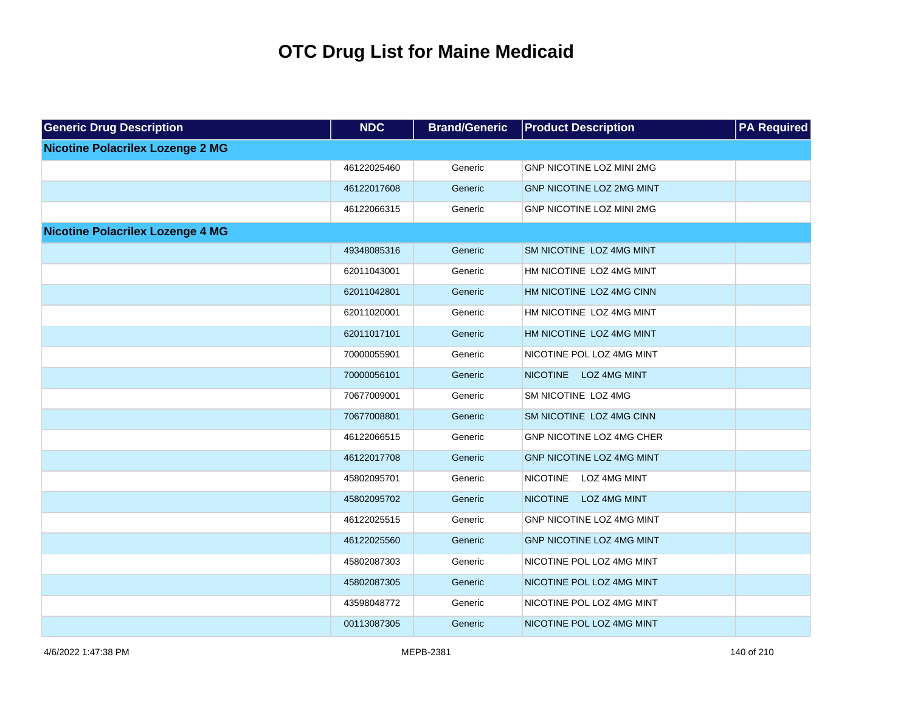# OTC Drug List for Maine Medicaid

| Generic Drug Description | NDC | Brand/Generic | Product Description | PA Required |
|---|---|---|---|---|
| **Nicotine Polacrilex Lozenge 2 MG** | | | | |
| | 46122025460 | Generic | GNP NICOTINE LOZ MINI 2MG | |
| | 46122017608 | Generic | GNP NICOTINE LOZ 2MG MINT | |
| | 46122066315 | Generic | GNP NICOTINE LOZ MINI 2MG | |
| **Nicotine Polacrilex Lozenge 4 MG** | | | | |
| | 49348085316 | Generic | SM NICOTINE LOZ 4MG MINT | |
| | 62011043001 | Generic | HM NICOTINE LOZ 4MG MINT | |
| | 62011042801 | Generic | HM NICOTINE LOZ 4MG CINN | |
| | 62011020001 | Generic | HM NICOTINE LOZ 4MG MINT | |
| | 62011017101 | Generic | HM NICOTINE LOZ 4MG MINT | |
| | 70000055901 | Generic | NICOTINE POL LOZ 4MG MINT | |
| | 70000056101 | Generic | NICOTINE LOZ 4MG MINT | |
| | 70677009001 | Generic | SM NICOTINE LOZ 4MG | |
| | 70677008801 | Generic | SM NICOTINE LOZ 4MG CINN | |
| | 46122066515 | Generic | GNP NICOTINE LOZ 4MG CHER | |
| | 46122017708 | Generic | GNP NICOTINE LOZ 4MG MINT | |
| | 45802095701 | Generic | NICOTINE LOZ 4MG MINT | |
| | 45802095702 | Generic | NICOTINE LOZ 4MG MINT | |
| | 46122025515 | Generic | GNP NICOTINE LOZ 4MG MINT | |
| | 46122025560 | Generic | GNP NICOTINE LOZ 4MG MINT | |
| | 45802087303 | Generic | NICOTINE POL LOZ 4MG MINT | |
| | 45802087305 | Generic | NICOTINE POL LOZ 4MG MINT | |
| | 43598048772 | Generic | NICOTINE POL LOZ 4MG MINT | |
| | 00113087305 | Generic | NICOTINE POL LOZ 4MG MINT | |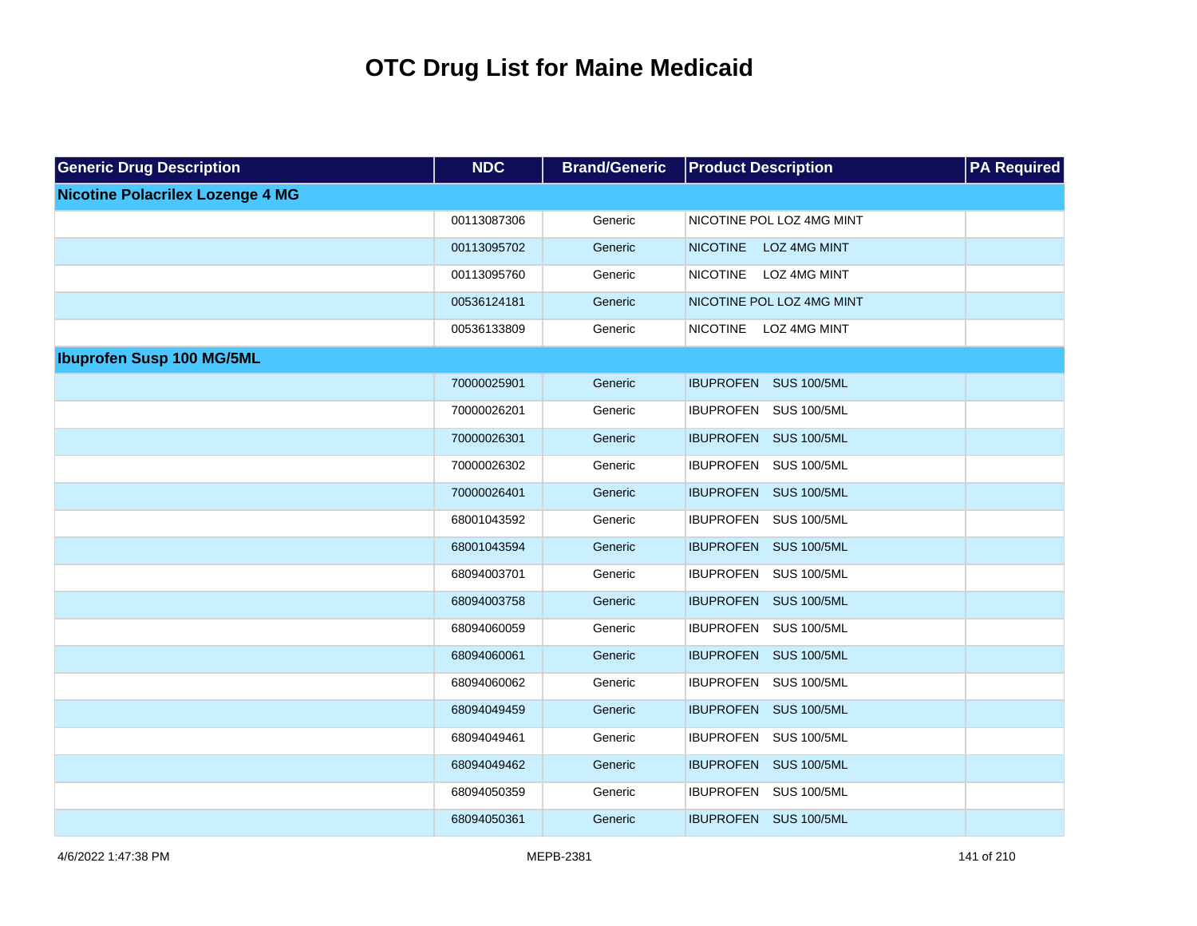# OTC Drug List for Maine Medicaid

| Generic Drug Description | NDC | Brand/Generic | Product Description | PA Required |
|---|---|---|---|---|
| **Nicotine Polacrilex Lozenge 4 MG** | | | | |
| | 00113087306 | Generic | NICOTINE POL LOZ 4MG MINT | |
| | 00113095702 | Generic | NICOTINE LOZ 4MG MINT | |
| | 00113095760 | Generic | NICOTINE LOZ 4MG MINT | |
| | 00536124181 | Generic | NICOTINE POL LOZ 4MG MINT | |
| | 00536133809 | Generic | NICOTINE LOZ 4MG MINT | |
| **Ibuprofen Susp 100 MG/5ML** | | | | |
| | 70000025901 | Generic | IBUPROFEN SUS 100/5ML | |
| | 70000026201 | Generic | IBUPROFEN SUS 100/5ML | |
| | 70000026301 | Generic | IBUPROFEN SUS 100/5ML | |
| | 70000026302 | Generic | IBUPROFEN SUS 100/5ML | |
| | 70000026401 | Generic | IBUPROFEN SUS 100/5ML | |
| | 68001043592 | Generic | IBUPROFEN SUS 100/5ML | |
| | 68001043594 | Generic | IBUPROFEN SUS 100/5ML | |
| | 68094003701 | Generic | IBUPROFEN SUS 100/5ML | |
| | 68094003758 | Generic | IBUPROFEN SUS 100/5ML | |
| | 68094060059 | Generic | IBUPROFEN SUS 100/5ML | |
| | 68094060061 | Generic | IBUPROFEN SUS 100/5ML | |
| | 68094060062 | Generic | IBUPROFEN SUS 100/5ML | |
| | 68094049459 | Generic | IBUPROFEN SUS 100/5ML | |
| | 68094049461 | Generic | IBUPROFEN SUS 100/5ML | |
| | 68094049462 | Generic | IBUPROFEN SUS 100/5ML | |
| | 68094050359 | Generic | IBUPROFEN SUS 100/5ML | |
| | 68094050361 | Generic | IBUPROFEN SUS 100/5ML | |

4/6/2022 1:47:38 PM MEPB-2381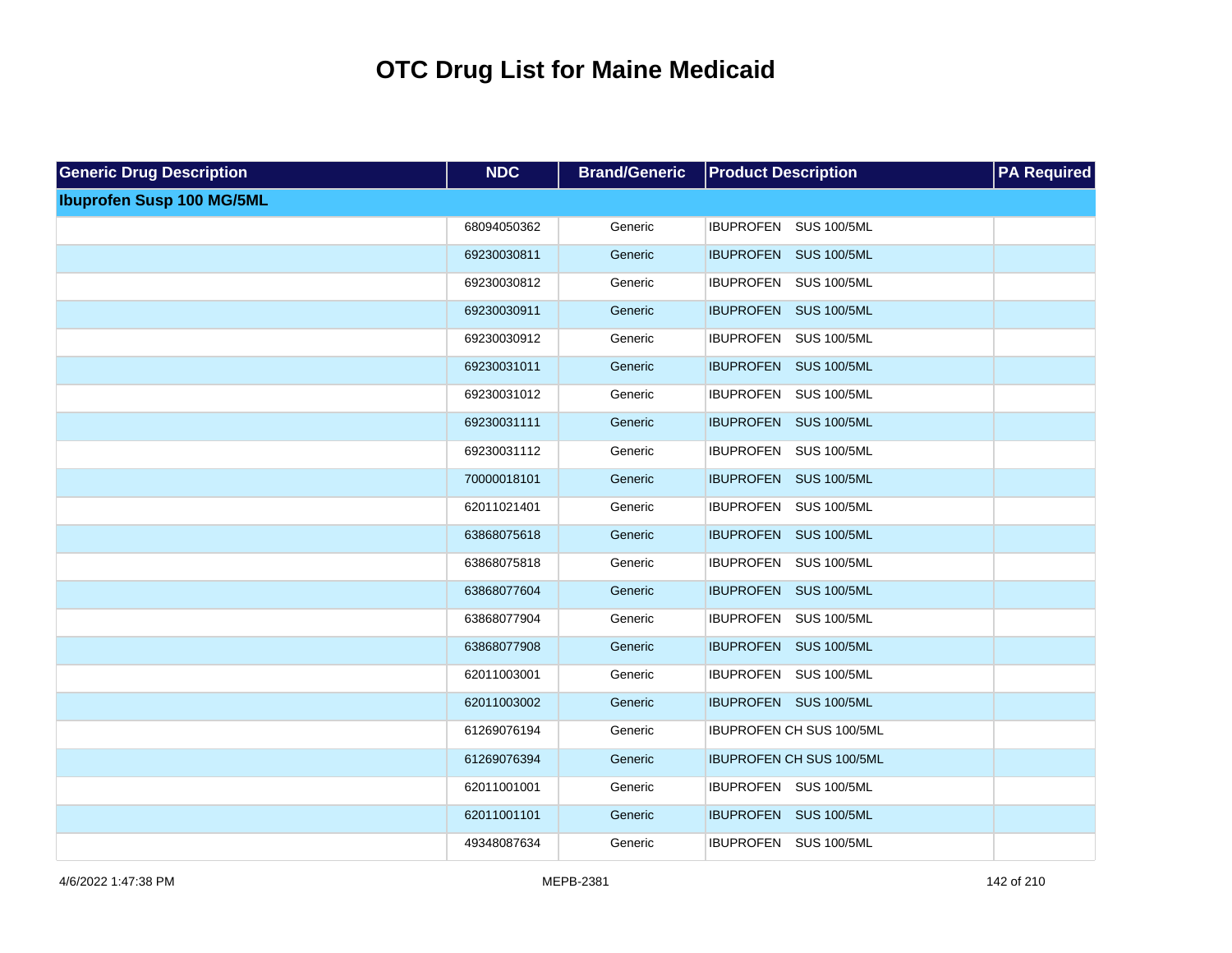# OTC Drug List for Maine Medicaid

| Generic Drug Description | NDC | Brand/Generic | Product Description | PA Required |
|---|---|---|---|---|
| **Ibuprofen Susp 100 MG/5ML** | | | | |
| | 68094050362 | Generic | IBUPROFEN SUS 100/5ML | |
| | 69230030811 | Generic | IBUPROFEN SUS 100/5ML | |
| | 69230030812 | Generic | IBUPROFEN SUS 100/5ML | |
| | 69230030911 | Generic | IBUPROFEN SUS 100/5ML | |
| | 69230030912 | Generic | IBUPROFEN SUS 100/5ML | |
| | 69230031011 | Generic | IBUPROFEN SUS 100/5ML | |
| | 69230031012 | Generic | IBUPROFEN SUS 100/5ML | |
| | 69230031111 | Generic | IBUPROFEN SUS 100/5ML | |
| | 69230031112 | Generic | IBUPROFEN SUS 100/5ML | |
| | 70000018101 | Generic | IBUPROFEN SUS 100/5ML | |
| | 62011021401 | Generic | IBUPROFEN SUS 100/5ML | |
| | 63868075618 | Generic | IBUPROFEN SUS 100/5ML | |
| | 63868075818 | Generic | IBUPROFEN SUS 100/5ML | |
| | 63868077604 | Generic | IBUPROFEN SUS 100/5ML | |
| | 63868077904 | Generic | IBUPROFEN SUS 100/5ML | |
| | 63868077908 | Generic | IBUPROFEN SUS 100/5ML | |
| | 62011003001 | Generic | IBUPROFEN SUS 100/5ML | |
| | 62011003002 | Generic | IBUPROFEN SUS 100/5ML | |
| | 61269076194 | Generic | IBUPROFEN CH SUS 100/5ML | |
| | 61269076394 | Generic | IBUPROFEN CH SUS 100/5ML | |
| | 62011001001 | Generic | IBUPROFEN SUS 100/5ML | |
| | 62011001101 | Generic | IBUPROFEN SUS 100/5ML | |
| | 49348087634 | Generic | IBUPROFEN SUS 100/5ML | |

4/6/2022 1:47:38 PM MEPB-2381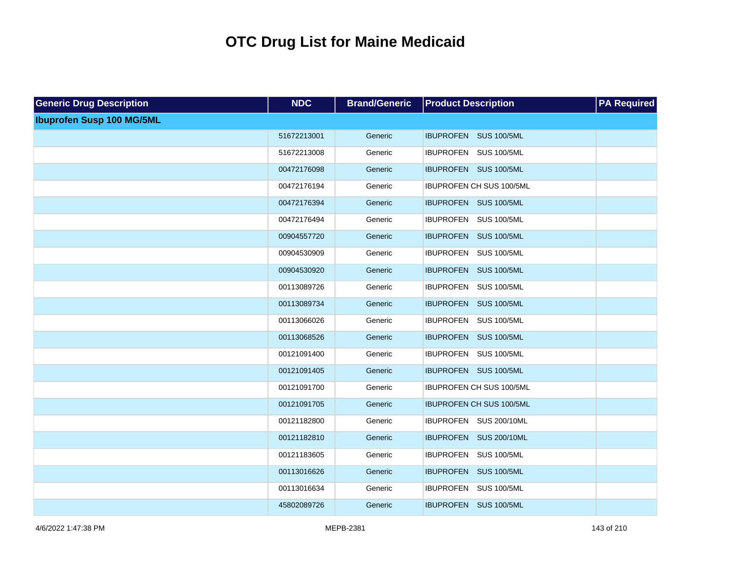# OTC Drug List for Maine Medicaid

| Generic Drug Description | NDC | Brand/Generic | Product Description | PA Required |
|---|---|---|---|---|
| **Ibuprofen Susp 100 MG/5ML** | | | | |
| | 51672213001 | Generic | IBUPROFEN SUS 100/5ML | |
| | 51672213008 | Generic | IBUPROFEN SUS 100/5ML | |
| | 00472176098 | Generic | IBUPROFEN SUS 100/5ML | |
| | 00472176194 | Generic | IBUPROFEN CH SUS 100/5ML | |
| | 00472176394 | Generic | IBUPROFEN SUS 100/5ML | |
| | 00472176494 | Generic | IBUPROFEN SUS 100/5ML | |
| | 00904557720 | Generic | IBUPROFEN SUS 100/5ML | |
| | 00904530909 | Generic | IBUPROFEN SUS 100/5ML | |
| | 00904530920 | Generic | IBUPROFEN SUS 100/5ML | |
| | 00113089726 | Generic | IBUPROFEN SUS 100/5ML | |
| | 00113089734 | Generic | IBUPROFEN SUS 100/5ML | |
| | 00113066026 | Generic | IBUPROFEN SUS 100/5ML | |
| | 00113068526 | Generic | IBUPROFEN SUS 100/5ML | |
| | 00121091400 | Generic | IBUPROFEN SUS 100/5ML | |
| | 00121091405 | Generic | IBUPROFEN SUS 100/5ML | |
| | 00121091700 | Generic | IBUPROFEN CH SUS 100/5ML | |
| | 00121091705 | Generic | IBUPROFEN CH SUS 100/5ML | |
| | 00121182800 | Generic | IBUPROFEN SUS 200/10ML | |
| | 00121182810 | Generic | IBUPROFEN SUS 200/10ML | |
| | 00121183605 | Generic | IBUPROFEN SUS 100/5ML | |
| | 00113016626 | Generic | IBUPROFEN SUS 100/5ML | |
| | 00113016634 | Generic | IBUPROFEN SUS 100/5ML | |
| | 45802089726 | Generic | IBUPROFEN SUS 100/5ML | |

4/6/2022 1:47:38 PM MEPB-2381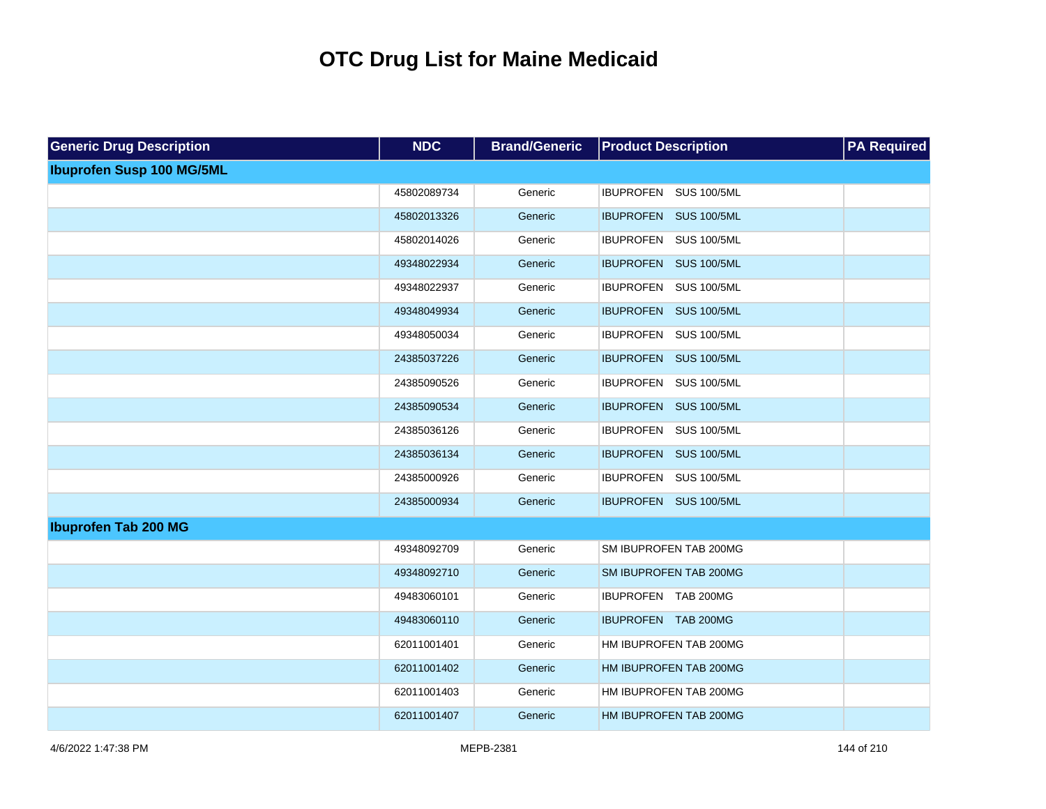# OTC Drug List for Maine Medicaid

| Generic Drug Description | NDC | Brand/Generic | Product Description | PA Required |
|---|---|---|---|---|
| **Ibuprofen Susp 100 MG/5ML** | | | | |
| | 45802089734 | Generic | IBUPROFEN SUS 100/5ML | |
| | 45802013326 | Generic | IBUPROFEN SUS 100/5ML | |
| | 45802014026 | Generic | IBUPROFEN SUS 100/5ML | |
| | 49348022934 | Generic | IBUPROFEN SUS 100/5ML | |
| | 49348022937 | Generic | IBUPROFEN SUS 100/5ML | |
| | 49348049934 | Generic | IBUPROFEN SUS 100/5ML | |
| | 49348050034 | Generic | IBUPROFEN SUS 100/5ML | |
| | 24385037226 | Generic | IBUPROFEN SUS 100/5ML | |
| | 24385090526 | Generic | IBUPROFEN SUS 100/5ML | |
| | 24385090534 | Generic | IBUPROFEN SUS 100/5ML | |
| | 24385036126 | Generic | IBUPROFEN SUS 100/5ML | |
| | 24385036134 | Generic | IBUPROFEN SUS 100/5ML | |
| | 24385000926 | Generic | IBUPROFEN SUS 100/5ML | |
| | 24385000934 | Generic | IBUPROFEN SUS 100/5ML | |
| **Ibuprofen Tab 200 MG** | | | | |
| | 49348092709 | Generic | SM IBUPROFEN TAB 200MG | |
| | 49348092710 | Generic | SM IBUPROFEN TAB 200MG | |
| | 49483060101 | Generic | IBUPROFEN TAB 200MG | |
| | 49483060110 | Generic | IBUPROFEN TAB 200MG | |
| | 62011001401 | Generic | HM IBUPROFEN TAB 200MG | |
| | 62011001402 | Generic | HM IBUPROFEN TAB 200MG | |
| | 62011001403 | Generic | HM IBUPROFEN TAB 200MG | |
| | 62011001407 | Generic | HM IBUPROFEN TAB 200MG | |

4/6/2022 1:47:38 PM MEPB-2381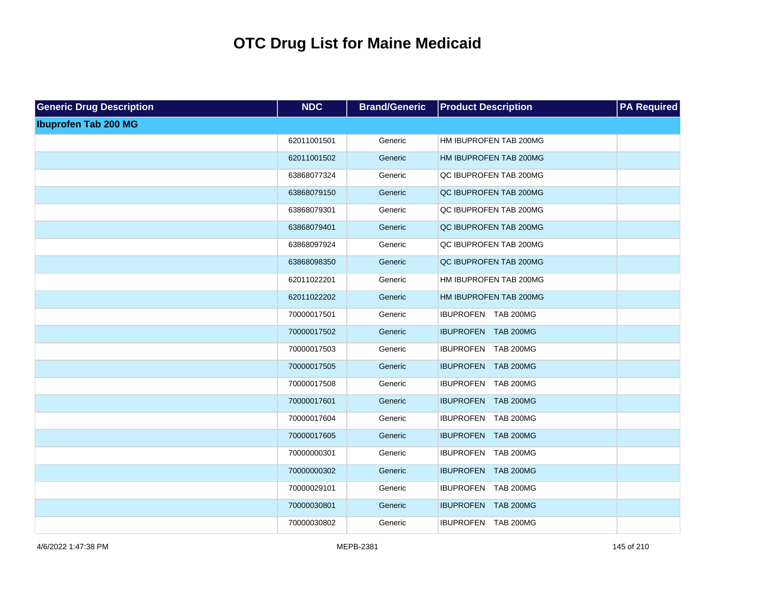# OTC Drug List for Maine Medicaid

| Generic Drug Description | NDC | Brand/Generic | Product Description | PA Required |
|---|---|---|---|---|
| **Ibuprofen Tab 200 MG** | | | | |
| | 62011001501 | Generic | HM IBUPROFEN TAB 200MG | |
| | 62011001502 | Generic | HM IBUPROFEN TAB 200MG | |
| | 63868077324 | Generic | QC IBUPROFEN TAB 200MG | |
| | 63868079150 | Generic | QC IBUPROFEN TAB 200MG | |
| | 63868079301 | Generic | QC IBUPROFEN TAB 200MG | |
| | 63868079401 | Generic | QC IBUPROFEN TAB 200MG | |
| | 63868097924 | Generic | QC IBUPROFEN TAB 200MG | |
| | 63868098350 | Generic | QC IBUPROFEN TAB 200MG | |
| | 62011022201 | Generic | HM IBUPROFEN TAB 200MG | |
| | 62011022202 | Generic | HM IBUPROFEN TAB 200MG | |
| | 70000017501 | Generic | IBUPROFEN TAB 200MG | |
| | 70000017502 | Generic | IBUPROFEN TAB 200MG | |
| | 70000017503 | Generic | IBUPROFEN TAB 200MG | |
| | 70000017505 | Generic | IBUPROFEN TAB 200MG | |
| | 70000017508 | Generic | IBUPROFEN TAB 200MG | |
| | 70000017601 | Generic | IBUPROFEN TAB 200MG | |
| | 70000017604 | Generic | IBUPROFEN TAB 200MG | |
| | 70000017605 | Generic | IBUPROFEN TAB 200MG | |
| | 70000000301 | Generic | IBUPROFEN TAB 200MG | |
| | 70000000302 | Generic | IBUPROFEN TAB 200MG | |
| | 70000029101 | Generic | IBUPROFEN TAB 200MG | |
| | 70000030801 | Generic | IBUPROFEN TAB 200MG | |
| | 70000030802 | Generic | IBUPROFEN TAB 200MG | |

4/6/2022 1:47:38 PM MEPB-2381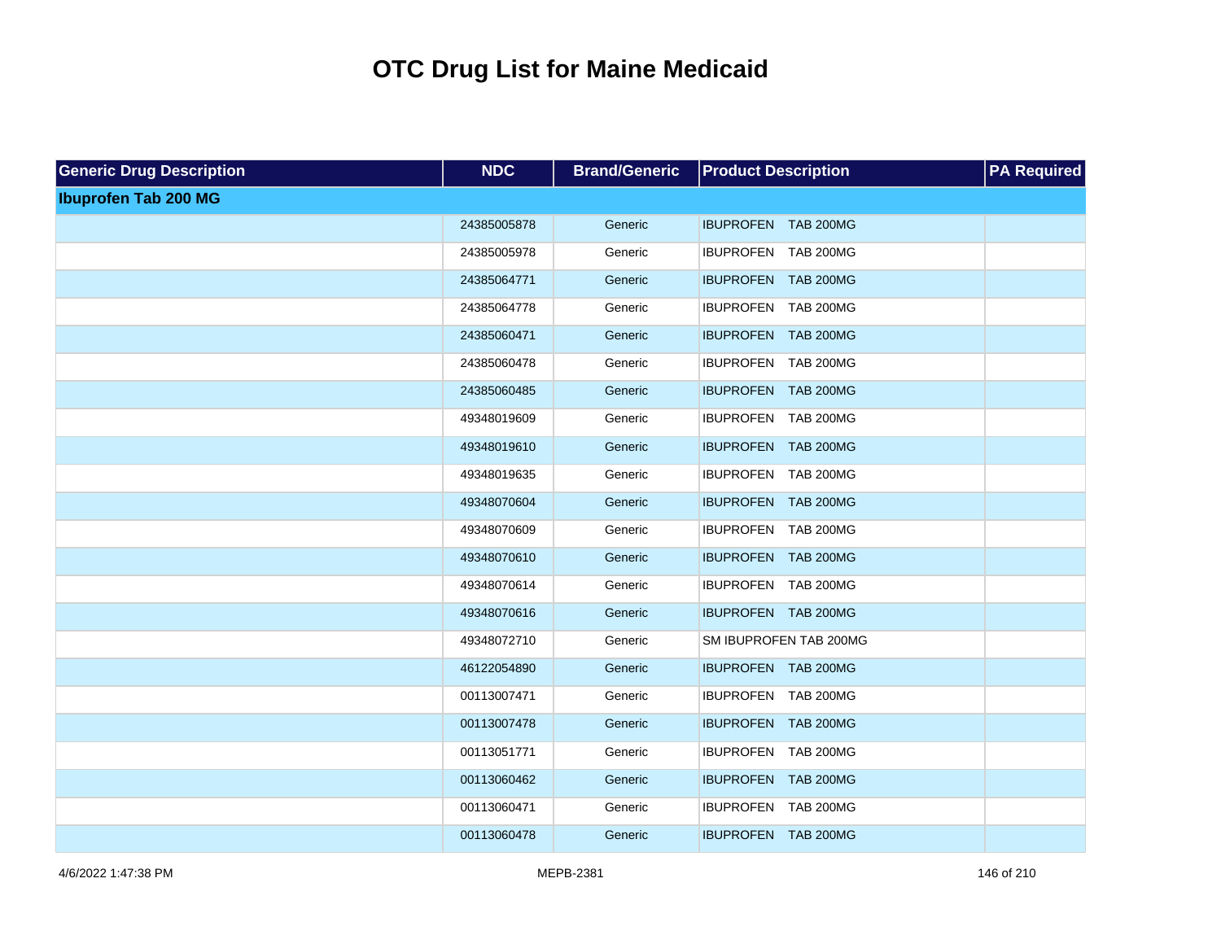# OTC Drug List for Maine Medicaid

| Generic Drug Description | NDC | Brand/Generic | Product Description | PA Required |
|---|---|---|---|---|
| **Ibuprofen Tab 200 MG** | | | | |
| | 24385005878 | Generic | IBUPROFEN TAB 200MG | |
| | 24385005978 | Generic | IBUPROFEN TAB 200MG | |
| | 24385064771 | Generic | IBUPROFEN TAB 200MG | |
| | 24385064778 | Generic | IBUPROFEN TAB 200MG | |
| | 24385060471 | Generic | IBUPROFEN TAB 200MG | |
| | 24385060478 | Generic | IBUPROFEN TAB 200MG | |
| | 24385060485 | Generic | IBUPROFEN TAB 200MG | |
| | 49348019609 | Generic | IBUPROFEN TAB 200MG | |
| | 49348019610 | Generic | IBUPROFEN TAB 200MG | |
| | 49348019635 | Generic | IBUPROFEN TAB 200MG | |
| | 49348070604 | Generic | IBUPROFEN TAB 200MG | |
| | 49348070609 | Generic | IBUPROFEN TAB 200MG | |
| | 49348070610 | Generic | IBUPROFEN TAB 200MG | |
| | 49348070614 | Generic | IBUPROFEN TAB 200MG | |
| | 49348070616 | Generic | IBUPROFEN TAB 200MG | |
| | 49348072710 | Generic | SM IBUPROFEN TAB 200MG | |
| | 46122054890 | Generic | IBUPROFEN TAB 200MG | |
| | 00113007471 | Generic | IBUPROFEN TAB 200MG | |
| | 00113007478 | Generic | IBUPROFEN TAB 200MG | |
| | 00113051771 | Generic | IBUPROFEN TAB 200MG | |
| | 00113060462 | Generic | IBUPROFEN TAB 200MG | |
| | 00113060471 | Generic | IBUPROFEN TAB 200MG | |
| | 00113060478 | Generic | IBUPROFEN TAB 200MG | |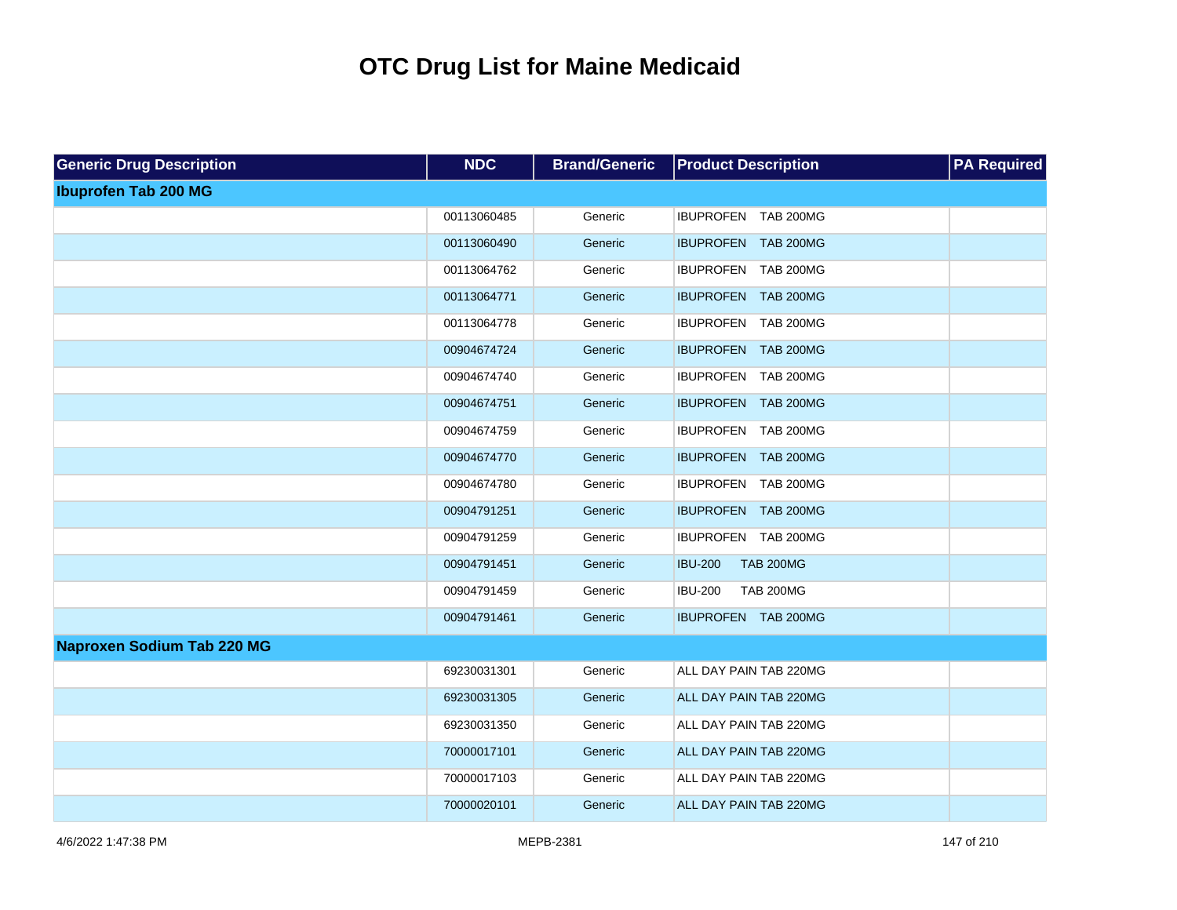# OTC Drug List for Maine Medicaid

| Generic Drug Description | NDC | Brand/Generic | Product Description | PA Required |
|---|---|---|---|---|
| **Ibuprofen Tab 200 MG** | | | | |
| | 00113060485 | Generic | IBUPROFEN TAB 200MG | |
| | 00113060490 | Generic | IBUPROFEN TAB 200MG | |
| | 00113064762 | Generic | IBUPROFEN TAB 200MG | |
| | 00113064771 | Generic | IBUPROFEN TAB 200MG | |
| | 00113064778 | Generic | IBUPROFEN TAB 200MG | |
| | 00904674724 | Generic | IBUPROFEN TAB 200MG | |
| | 00904674740 | Generic | IBUPROFEN TAB 200MG | |
| | 00904674751 | Generic | IBUPROFEN TAB 200MG | |
| | 00904674759 | Generic | IBUPROFEN TAB 200MG | |
| | 00904674770 | Generic | IBUPROFEN TAB 200MG | |
| | 00904674780 | Generic | IBUPROFEN TAB 200MG | |
| | 00904791251 | Generic | IBUPROFEN TAB 200MG | |
| | 00904791259 | Generic | IBUPROFEN TAB 200MG | |
| | 00904791451 | Generic | IBU-200 TAB 200MG | |
| | 00904791459 | Generic | IBU-200 TAB 200MG | |
| | 00904791461 | Generic | IBUPROFEN TAB 200MG | |
| **Naproxen Sodium Tab 220 MG** | | | | |
| | 69230031301 | Generic | ALL DAY PAIN TAB 220MG | |
| | 69230031305 | Generic | ALL DAY PAIN TAB 220MG | |
| | 69230031350 | Generic | ALL DAY PAIN TAB 220MG | |
| | 70000017101 | Generic | ALL DAY PAIN TAB 220MG | |
| | 70000017103 | Generic | ALL DAY PAIN TAB 220MG | |
| | 70000020101 | Generic | ALL DAY PAIN TAB 220MG | |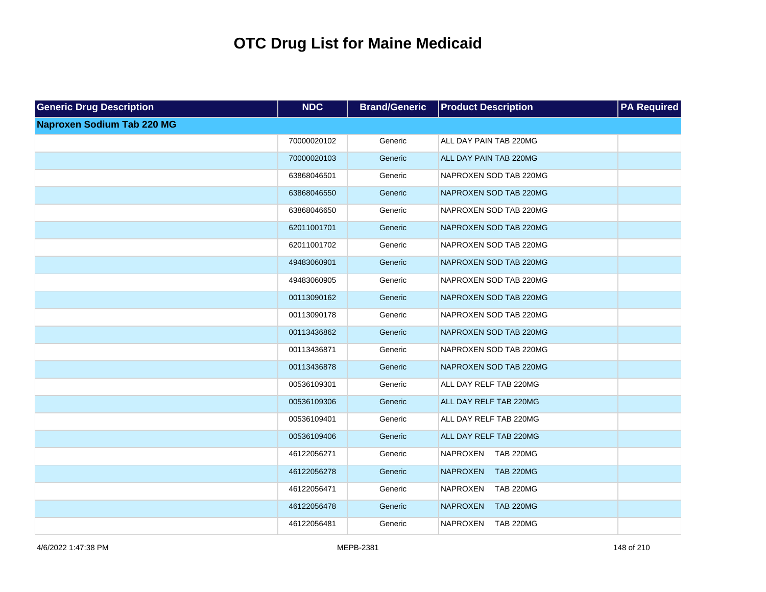# OTC Drug List for Maine Medicaid

| Generic Drug Description | NDC | Brand/Generic | Product Description | PA Required |
|---|---|---|---|---|
| **Naproxen Sodium Tab 220 MG** | | | | |
| | 70000020102 | Generic | ALL DAY PAIN TAB 220MG | |
| | 70000020103 | Generic | ALL DAY PAIN TAB 220MG | |
| | 63868046501 | Generic | NAPROXEN SOD TAB 220MG | |
| | 63868046550 | Generic | NAPROXEN SOD TAB 220MG | |
| | 63868046650 | Generic | NAPROXEN SOD TAB 220MG | |
| | 62011001701 | Generic | NAPROXEN SOD TAB 220MG | |
| | 62011001702 | Generic | NAPROXEN SOD TAB 220MG | |
| | 49483060901 | Generic | NAPROXEN SOD TAB 220MG | |
| | 49483060905 | Generic | NAPROXEN SOD TAB 220MG | |
| | 00113090162 | Generic | NAPROXEN SOD TAB 220MG | |
| | 00113090178 | Generic | NAPROXEN SOD TAB 220MG | |
| | 00113436862 | Generic | NAPROXEN SOD TAB 220MG | |
| | 00113436871 | Generic | NAPROXEN SOD TAB 220MG | |
| | 00113436878 | Generic | NAPROXEN SOD TAB 220MG | |
| | 00536109301 | Generic | ALL DAY RELF TAB 220MG | |
| | 00536109306 | Generic | ALL DAY RELF TAB 220MG | |
| | 00536109401 | Generic | ALL DAY RELF TAB 220MG | |
| | 00536109406 | Generic | ALL DAY RELF TAB 220MG | |
| | 46122056271 | Generic | NAPROXEN TAB 220MG | |
| | 46122056278 | Generic | NAPROXEN TAB 220MG | |
| | 46122056471 | Generic | NAPROXEN TAB 220MG | |
| | 46122056478 | Generic | NAPROXEN TAB 220MG | |
| | 46122056481 | Generic | NAPROXEN TAB 220MG | |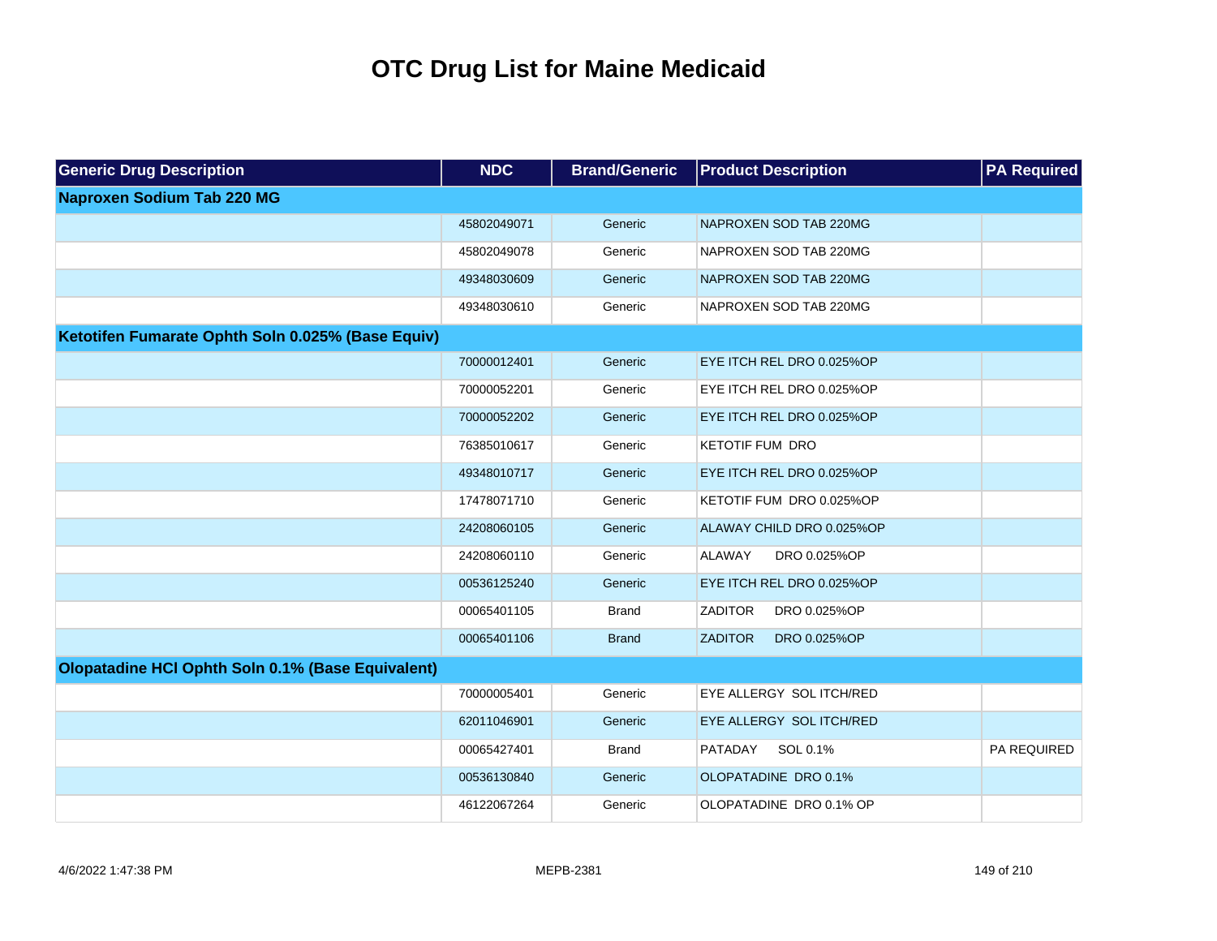# OTC Drug List for Maine Medicaid

| Generic Drug Description | NDC | Brand/Generic | Product Description | PA Required |
|---|---|---|---|---|
| **Naproxen Sodium Tab 220 MG** | | | | |
| | 45802049071 | Generic | NAPROXEN SOD TAB 220MG | |
| | 45802049078 | Generic | NAPROXEN SOD TAB 220MG | |
| | 49348030609 | Generic | NAPROXEN SOD TAB 220MG | |
| | 49348030610 | Generic | NAPROXEN SOD TAB 220MG | |
| **Ketotifen Fumarate Ophth Soln 0.025% (Base Equiv)** | | | | |
| | 70000012401 | Generic | EYE ITCH REL DRO 0.025%OP | |
| | 70000052201 | Generic | EYE ITCH REL DRO 0.025%OP | |
| | 70000052202 | Generic | EYE ITCH REL DRO 0.025%OP | |
| | 76385010617 | Generic | KETOTIF FUM DRO | |
| | 49348010717 | Generic | EYE ITCH REL DRO 0.025%OP | |
| | 17478071710 | Generic | KETOTIF FUM DRO 0.025%OP | |
| | 24208060105 | Generic | ALAWAY CHILD DRO 0.025%OP | |
| | 24208060110 | Generic | ALAWAY DRO 0.025%OP | |
| | 00536125240 | Generic | EYE ITCH REL DRO 0.025%OP | |
| | 00065401105 | Brand | ZADITOR DRO 0.025%OP | |
| | 00065401106 | Brand | ZADITOR DRO 0.025%OP | |
| **Olopatadine HCl Ophth Soln 0.1% (Base Equivalent)** | | | | |
| | 70000005401 | Generic | EYE ALLERGY SOL ITCH/RED | |
| | 62011046901 | Generic | EYE ALLERGY SOL ITCH/RED | |
| | 00065427401 | Brand | PATADAY SOL 0.1% | PA REQUIRED |
| | 00536130840 | Generic | OLOPATADINE DRO 0.1% | |
| | 46122067264 | Generic | OLOPATADINE DRO 0.1% OP | |

4/6/2022 1:47:38 PM MEPB-2381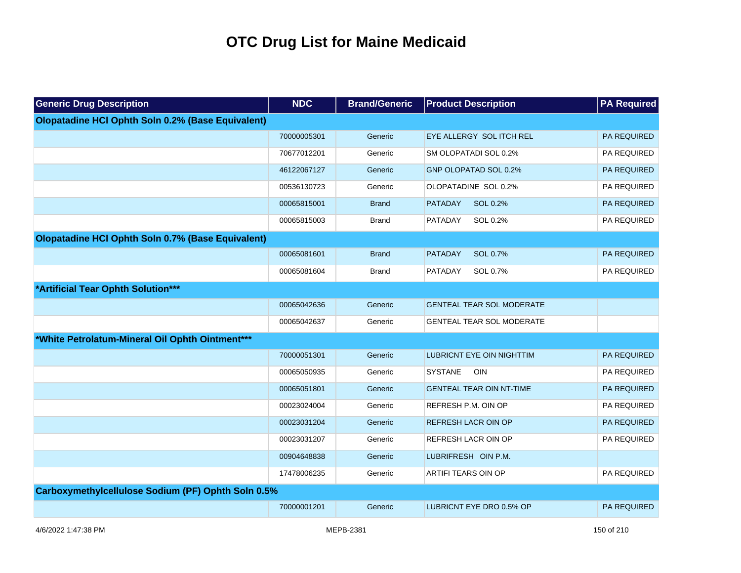# OTC Drug List for Maine Medicaid

| Generic Drug Description | NDC | Brand/Generic | Product Description | PA Required |
|---|---|---|---|---|
| **Olopatadine HCl Ophth Soln 0.2% (Base Equivalent)** | | | | |
| | 70000005301 | Generic | EYE ALLERGY SOL ITCH REL | PA REQUIRED |
| | 70677012201 | Generic | SM OLOPATADI SOL 0.2% | PA REQUIRED |
| | 46122067127 | Generic | GNP OLOPATAD SOL 0.2% | PA REQUIRED |
| | 00536130723 | Generic | OLOPATADINE SOL 0.2% | PA REQUIRED |
| | 00065815001 | Brand | PATADAY SOL 0.2% | PA REQUIRED |
| | 00065815003 | Brand | PATADAY SOL 0.2% | PA REQUIRED |
| **Olopatadine HCl Ophth Soln 0.7% (Base Equivalent)** | | | | |
| | 00065081601 | Brand | PATADAY SOL 0.7% | PA REQUIRED |
| | 00065081604 | Brand | PATADAY SOL 0.7% | PA REQUIRED |
| **\*Artificial Tear Ophth Solution\*\*\*** | | | | |
| | 00065042636 | Generic | GENTEAL TEAR SOL MODERATE | |
| | 00065042637 | Generic | GENTEAL TEAR SOL MODERATE | |
| **\*White Petrolatum-Mineral Oil Ophth Ointment\*\*\*** | | | | |
| | 70000051301 | Generic | LUBRICNT EYE OIN NIGHTTIM | PA REQUIRED |
| | 00065050935 | Generic | SYSTANE OIN | PA REQUIRED |
| | 00065051801 | Generic | GENTEAL TEAR OIN NT-TIME | PA REQUIRED |
| | 00023024004 | Generic | REFRESH P.M. OIN OP | PA REQUIRED |
| | 00023031204 | Generic | REFRESH LACR OIN OP | PA REQUIRED |
| | 00023031207 | Generic | REFRESH LACR OIN OP | PA REQUIRED |
| | 00904648838 | Generic | LUBRIFRESH OIN P.M. | |
| | 17478006235 | Generic | ARTIFI TEARS OIN OP | PA REQUIRED |
| **Carboxymethylcellulose Sodium (PF) Ophth Soln 0.5%** | | | | |
| | 70000001201 | Generic | LUBRICNT EYE DRO 0.5% OP | PA REQUIRED |

4/6/2022 1:47:38 PM MEPB-2381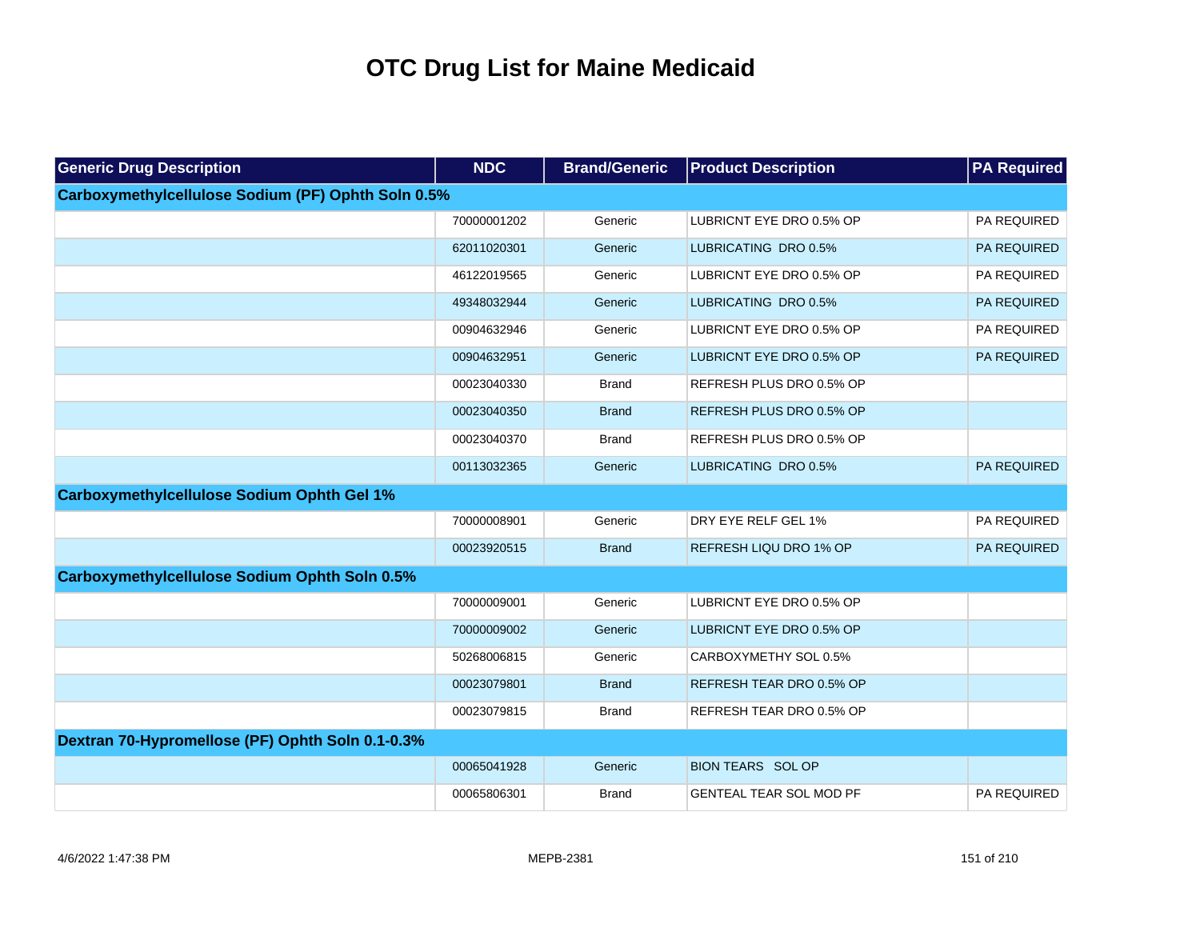# OTC Drug List for Maine Medicaid

| Generic Drug Description | NDC | Brand/Generic | Product Description | PA Required |
|---|---|---|---|---|
| **Carboxymethylcellulose Sodium (PF) Ophth Soln 0.5%** | | | | |
| | 70000001202 | Generic | LUBRICNT EYE DRO 0.5% OP | PA REQUIRED |
| | 62011020301 | Generic | LUBRICATING DRO 0.5% | PA REQUIRED |
| | 46122019565 | Generic | LUBRICNT EYE DRO 0.5% OP | PA REQUIRED |
| | 49348032944 | Generic | LUBRICATING DRO 0.5% | PA REQUIRED |
| | 00904632946 | Generic | LUBRICNT EYE DRO 0.5% OP | PA REQUIRED |
| | 00904632951 | Generic | LUBRICNT EYE DRO 0.5% OP | PA REQUIRED |
| | 00023040330 | Brand | REFRESH PLUS DRO 0.5% OP | |
| | 00023040350 | Brand | REFRESH PLUS DRO 0.5% OP | |
| | 00023040370 | Brand | REFRESH PLUS DRO 0.5% OP | |
| | 00113032365 | Generic | LUBRICATING DRO 0.5% | PA REQUIRED |
| **Carboxymethylcellulose Sodium Ophth Gel 1%** | | | | |
| | 70000008901 | Generic | DRY EYE RELF GEL 1% | PA REQUIRED |
| | 00023920515 | Brand | REFRESH LIQU DRO 1% OP | PA REQUIRED |
| **Carboxymethylcellulose Sodium Ophth Soln 0.5%** | | | | |
| | 70000009001 | Generic | LUBRICNT EYE DRO 0.5% OP | |
| | 70000009002 | Generic | LUBRICNT EYE DRO 0.5% OP | |
| | 50268006815 | Generic | CARBOXYMETHY SOL 0.5% | |
| | 00023079801 | Brand | REFRESH TEAR DRO 0.5% OP | |
| | 00023079815 | Brand | REFRESH TEAR DRO 0.5% OP | |
| **Dextran 70-Hypromellose (PF) Ophth Soln 0.1-0.3%** | | | | |
| | 00065041928 | Generic | BION TEARS SOL OP | |
| | 00065806301 | Brand | GENTEAL TEAR SOL MOD PF | PA REQUIRED |

4/6/2022 1:47:38 PM MEPB-2381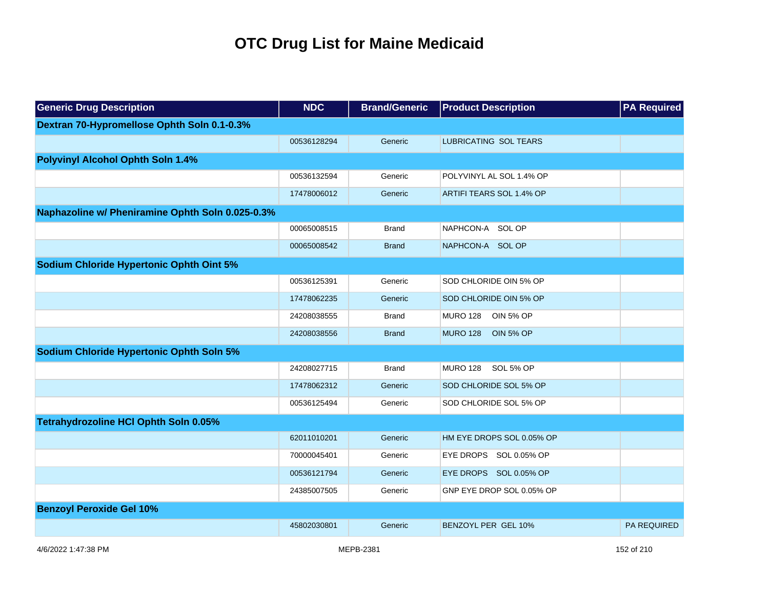# OTC Drug List for Maine Medicaid

| Generic Drug Description | NDC | Brand/Generic | Product Description | PA Required |
|---|---|---|---|---|
| **Dextran 70-Hypromellose Ophth Soln 0.1-0.3%** | | | | |
| | 00536128294 | Generic | LUBRICATING SOL TEARS | |
| **Polyvinyl Alcohol Ophth Soln 1.4%** | | | | |
| | 00536132594 | Generic | POLYVINYL AL SOL 1.4% OP | |
| | 17478006012 | Generic | ARTIFI TEARS SOL 1.4% OP | |
| **Naphazoline w/ Pheniramine Ophth Soln 0.025-0.3%** | | | | |
| | 00065008515 | Brand | NAPHCON-A SOL OP | |
| | 00065008542 | Brand | NAPHCON-A SOL OP | |
| **Sodium Chloride Hypertonic Ophth Oint 5%** | | | | |
| | 00536125391 | Generic | SOD CHLORIDE OIN 5% OP | |
| | 17478062235 | Generic | SOD CHLORIDE OIN 5% OP | |
| | 24208038555 | Brand | MURO 128 OIN 5% OP | |
| | 24208038556 | Brand | MURO 128 OIN 5% OP | |
| **Sodium Chloride Hypertonic Ophth Soln 5%** | | | | |
| | 24208027715 | Brand | MURO 128 SOL 5% OP | |
| | 17478062312 | Generic | SOD CHLORIDE SOL 5% OP | |
| | 00536125494 | Generic | SOD CHLORIDE SOL 5% OP | |
| **Tetrahydrozoline HCl Ophth Soln 0.05%** | | | | |
| | 62011010201 | Generic | HM EYE DROPS SOL 0.05% OP | |
| | 70000045401 | Generic | EYE DROPS SOL 0.05% OP | |
| | 00536121794 | Generic | EYE DROPS SOL 0.05% OP | |
| | 24385007505 | Generic | GNP EYE DROP SOL 0.05% OP | |
| **Benzoyl Peroxide Gel 10%** | | | | |
| | 45802030801 | Generic | BENZOYL PER GEL 10% | PA REQUIRED |

4/6/2022 1:47:38 PM MEPB-2381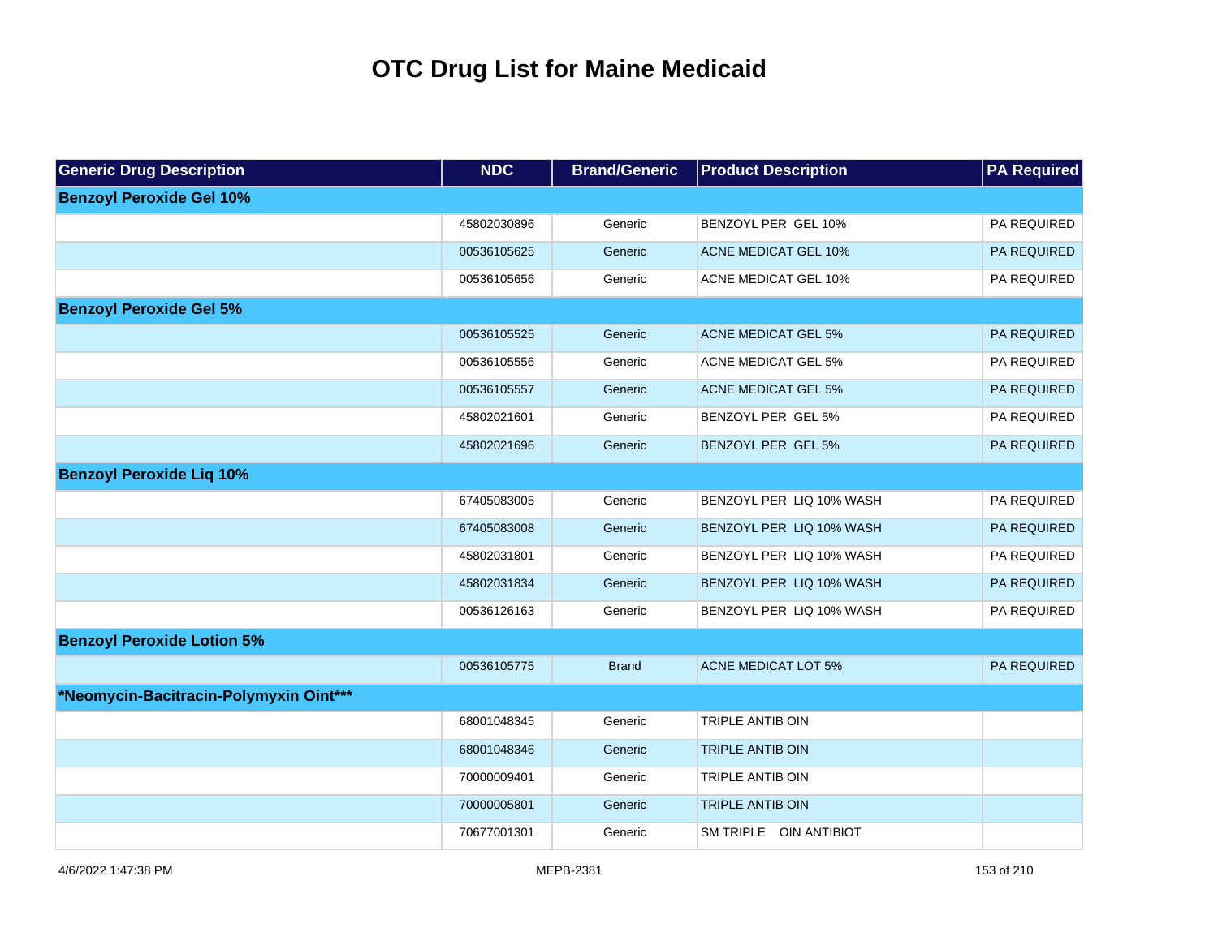# OTC Drug List for Maine Medicaid

| Generic Drug Description | NDC | Brand/Generic | Product Description | PA Required |
|---|---|---|---|---|
| **Benzoyl Peroxide Gel 10%** | | | | |
| | 45802030896 | Generic | BENZOYL PER GEL 10% | PA REQUIRED |
| | 00536105625 | Generic | ACNE MEDICAT GEL 10% | PA REQUIRED |
| | 00536105656 | Generic | ACNE MEDICAT GEL 10% | PA REQUIRED |
| **Benzoyl Peroxide Gel 5%** | | | | |
| | 00536105525 | Generic | ACNE MEDICAT GEL 5% | PA REQUIRED |
| | 00536105556 | Generic | ACNE MEDICAT GEL 5% | PA REQUIRED |
| | 00536105557 | Generic | ACNE MEDICAT GEL 5% | PA REQUIRED |
| | 45802021601 | Generic | BENZOYL PER GEL 5% | PA REQUIRED |
| | 45802021696 | Generic | BENZOYL PER GEL 5% | PA REQUIRED |
| **Benzoyl Peroxide Liq 10%** | | | | |
| | 67405083005 | Generic | BENZOYL PER LIQ 10% WASH | PA REQUIRED |
| | 67405083008 | Generic | BENZOYL PER LIQ 10% WASH | PA REQUIRED |
| | 45802031801 | Generic | BENZOYL PER LIQ 10% WASH | PA REQUIRED |
| | 45802031834 | Generic | BENZOYL PER LIQ 10% WASH | PA REQUIRED |
| | 00536126163 | Generic | BENZOYL PER LIQ 10% WASH | PA REQUIRED |
| **Benzoyl Peroxide Lotion 5%** | | | | |
| | 00536105775 | Brand | ACNE MEDICAT LOT 5% | PA REQUIRED |
| **\*Neomycin-Bacitracin-Polymyxin Oint\*\*\*** | | | | |
| | 68001048345 | Generic | TRIPLE ANTIB OIN | |
| | 68001048346 | Generic | TRIPLE ANTIB OIN | |
| | 70000009401 | Generic | TRIPLE ANTIB OIN | |
| | 70000005801 | Generic | TRIPLE ANTIB OIN | |
| | 70677001301 | Generic | SM TRIPLE OIN ANTIBIOT | |

4/6/2022 1:47:38 PM MEPB-2381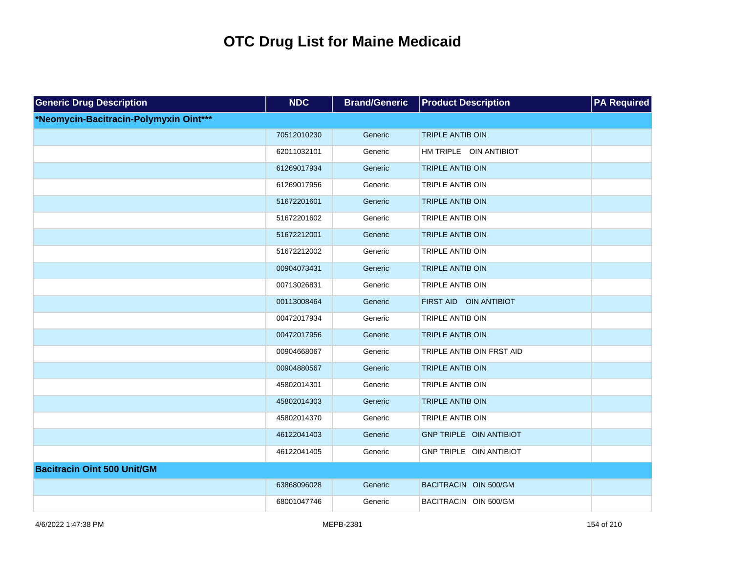# OTC Drug List for Maine Medicaid

| Generic Drug Description | NDC | Brand/Generic | Product Description | PA Required |
|---|---|---|---|---|
| ***Neomycin-Bacitracin-Polymyxin Oint***** | | | | |
| | 70512010230 | Generic | TRIPLE ANTIB OIN | |
| | 62011032101 | Generic | HM TRIPLE OIN ANTIBIOT | |
| | 61269017934 | Generic | TRIPLE ANTIB OIN | |
| | 61269017956 | Generic | TRIPLE ANTIB OIN | |
| | 51672201601 | Generic | TRIPLE ANTIB OIN | |
| | 51672201602 | Generic | TRIPLE ANTIB OIN | |
| | 51672212001 | Generic | TRIPLE ANTIB OIN | |
| | 51672212002 | Generic | TRIPLE ANTIB OIN | |
| | 00904073431 | Generic | TRIPLE ANTIB OIN | |
| | 00713026831 | Generic | TRIPLE ANTIB OIN | |
| | 00113008464 | Generic | FIRST AID OIN ANTIBIOT | |
| | 00472017934 | Generic | TRIPLE ANTIB OIN | |
| | 00472017956 | Generic | TRIPLE ANTIB OIN | |
| | 00904668067 | Generic | TRIPLE ANTIB OIN FRST AID | |
| | 00904880567 | Generic | TRIPLE ANTIB OIN | |
| | 45802014301 | Generic | TRIPLE ANTIB OIN | |
| | 45802014303 | Generic | TRIPLE ANTIB OIN | |
| | 45802014370 | Generic | TRIPLE ANTIB OIN | |
| | 46122041403 | Generic | GNP TRIPLE OIN ANTIBIOT | |
| | 46122041405 | Generic | GNP TRIPLE OIN ANTIBIOT | |
| **Bacitracin Oint 500 Unit/GM** | | | | |
| | 63868096028 | Generic | BACITRACIN OIN 500/GM | |
| | 68001047746 | Generic | BACITRACIN OIN 500/GM | |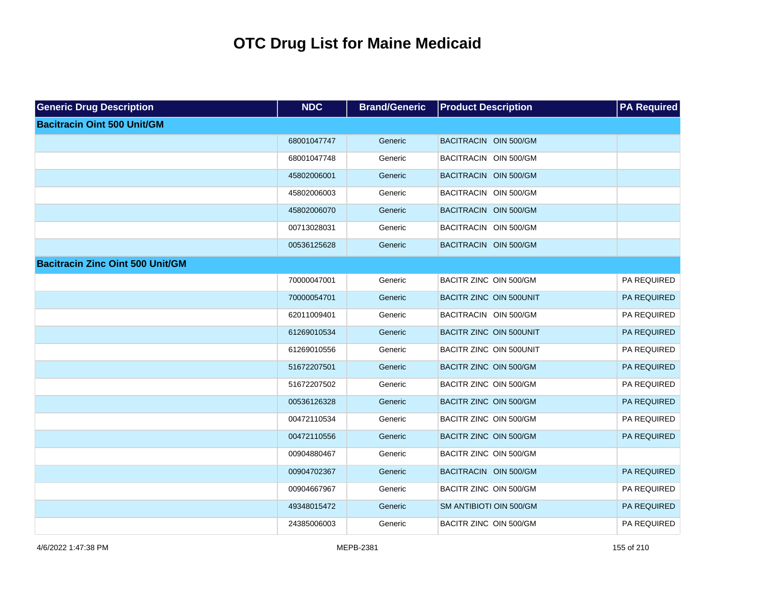# OTC Drug List for Maine Medicaid

| Generic Drug Description | NDC | Brand/Generic | Product Description | PA Required |
|---|---|---|---|---|
| **Bacitracin Oint 500 Unit/GM** | | | | |
| | 68001047747 | Generic | BACITRACIN OIN 500/GM | |
| | 68001047748 | Generic | BACITRACIN OIN 500/GM | |
| | 45802006001 | Generic | BACITRACIN OIN 500/GM | |
| | 45802006003 | Generic | BACITRACIN OIN 500/GM | |
| | 45802006070 | Generic | BACITRACIN OIN 500/GM | |
| | 00713028031 | Generic | BACITRACIN OIN 500/GM | |
| | 00536125628 | Generic | BACITRACIN OIN 500/GM | |
| **Bacitracin Zinc Oint 500 Unit/GM** | | | | |
| | 70000047001 | Generic | BACITR ZINC OIN 500/GM | PA REQUIRED |
| | 70000054701 | Generic | BACITR ZINC OIN 500UNIT | PA REQUIRED |
| | 62011009401 | Generic | BACITRACIN OIN 500/GM | PA REQUIRED |
| | 61269010534 | Generic | BACITR ZINC OIN 500UNIT | PA REQUIRED |
| | 61269010556 | Generic | BACITR ZINC OIN 500UNIT | PA REQUIRED |
| | 51672207501 | Generic | BACITR ZINC OIN 500/GM | PA REQUIRED |
| | 51672207502 | Generic | BACITR ZINC OIN 500/GM | PA REQUIRED |
| | 00536126328 | Generic | BACITR ZINC OIN 500/GM | PA REQUIRED |
| | 00472110534 | Generic | BACITR ZINC OIN 500/GM | PA REQUIRED |
| | 00472110556 | Generic | BACITR ZINC OIN 500/GM | PA REQUIRED |
| | 00904880467 | Generic | BACITR ZINC OIN 500/GM | |
| | 00904702367 | Generic | BACITRACIN OIN 500/GM | PA REQUIRED |
| | 00904667967 | Generic | BACITR ZINC OIN 500/GM | PA REQUIRED |
| | 49348015472 | Generic | SM ANTIBIOTI OIN 500/GM | PA REQUIRED |
| | 24385006003 | Generic | BACITR ZINC OIN 500/GM | PA REQUIRED |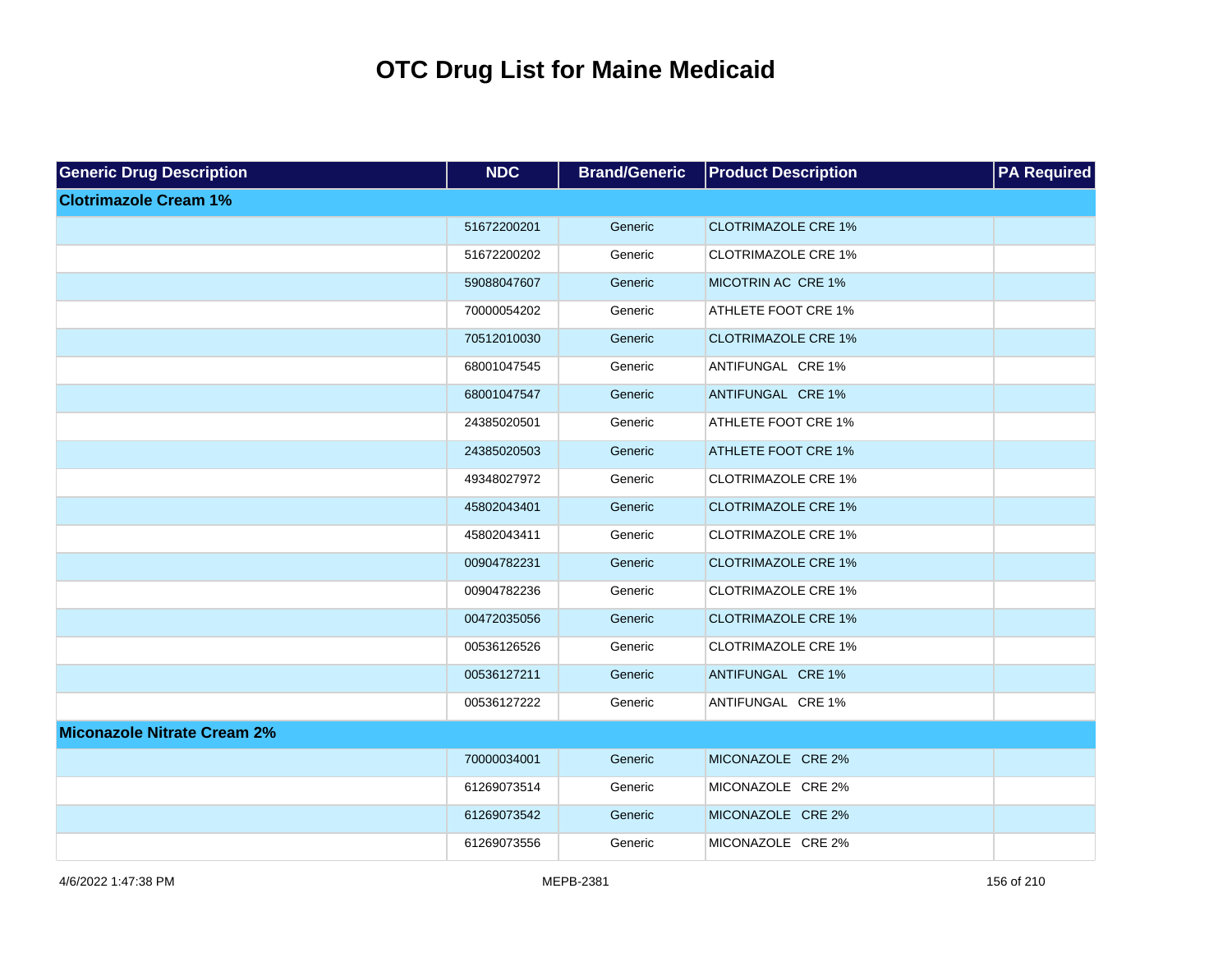# OTC Drug List for Maine Medicaid

| Generic Drug Description | NDC | Brand/Generic | Product Description | PA Required |
|---|---|---|---|---|
| **Clotrimazole Cream 1%** | | | | |
| | 51672200201 | Generic | CLOTRIMAZOLE CRE 1% | |
| | 51672200202 | Generic | CLOTRIMAZOLE CRE 1% | |
| | 59088047607 | Generic | MICOTRIN AC CRE 1% | |
| | 70000054202 | Generic | ATHLETE FOOT CRE 1% | |
| | 70512010030 | Generic | CLOTRIMAZOLE CRE 1% | |
| | 68001047545 | Generic | ANTIFUNGAL CRE 1% | |
| | 68001047547 | Generic | ANTIFUNGAL CRE 1% | |
| | 24385020501 | Generic | ATHLETE FOOT CRE 1% | |
| | 24385020503 | Generic | ATHLETE FOOT CRE 1% | |
| | 49348027972 | Generic | CLOTRIMAZOLE CRE 1% | |
| | 45802043401 | Generic | CLOTRIMAZOLE CRE 1% | |
| | 45802043411 | Generic | CLOTRIMAZOLE CRE 1% | |
| | 00904782231 | Generic | CLOTRIMAZOLE CRE 1% | |
| | 00904782236 | Generic | CLOTRIMAZOLE CRE 1% | |
| | 00472035056 | Generic | CLOTRIMAZOLE CRE 1% | |
| | 00536126526 | Generic | CLOTRIMAZOLE CRE 1% | |
| | 00536127211 | Generic | ANTIFUNGAL CRE 1% | |
| | 00536127222 | Generic | ANTIFUNGAL CRE 1% | |
| **Miconazole Nitrate Cream 2%** | | | | |
| | 70000034001 | Generic | MICONAZOLE CRE 2% | |
| | 61269073514 | Generic | MICONAZOLE CRE 2% | |
| | 61269073542 | Generic | MICONAZOLE CRE 2% | |
| | 61269073556 | Generic | MICONAZOLE CRE 2% | |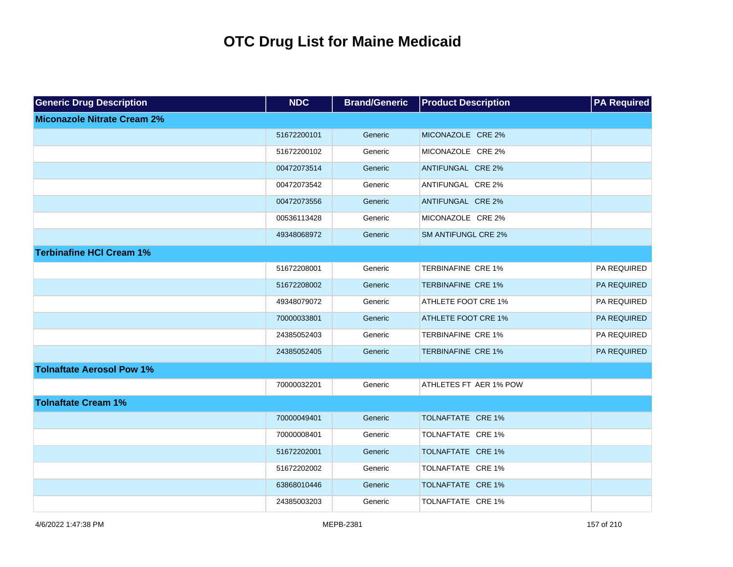# OTC Drug List for Maine Medicaid

| Generic Drug Description | NDC | Brand/Generic | Product Description | PA Required |
|---|---|---|---|---|
| **Miconazole Nitrate Cream 2%** | | | | |
| | 51672200101 | Generic | MICONAZOLE CRE 2% | |
| | 51672200102 | Generic | MICONAZOLE CRE 2% | |
| | 00472073514 | Generic | ANTIFUNGAL CRE 2% | |
| | 00472073542 | Generic | ANTIFUNGAL CRE 2% | |
| | 00472073556 | Generic | ANTIFUNGAL CRE 2% | |
| | 00536113428 | Generic | MICONAZOLE CRE 2% | |
| | 49348068972 | Generic | SM ANTIFUNGL CRE 2% | |
| **Terbinafine HCl Cream 1%** | | | | |
| | 51672208001 | Generic | TERBINAFINE CRE 1% | PA REQUIRED |
| | 51672208002 | Generic | TERBINAFINE CRE 1% | PA REQUIRED |
| | 49348079072 | Generic | ATHLETE FOOT CRE 1% | PA REQUIRED |
| | 70000033801 | Generic | ATHLETE FOOT CRE 1% | PA REQUIRED |
| | 24385052403 | Generic | TERBINAFINE CRE 1% | PA REQUIRED |
| | 24385052405 | Generic | TERBINAFINE CRE 1% | PA REQUIRED |
| **Tolnaftate Aerosol Pow 1%** | | | | |
| | 70000032201 | Generic | ATHLETES FT AER 1% POW | |
| **Tolnaftate Cream 1%** | | | | |
| | 70000049401 | Generic | TOLNAFTATE CRE 1% | |
| | 70000008401 | Generic | TOLNAFTATE CRE 1% | |
| | 51672202001 | Generic | TOLNAFTATE CRE 1% | |
| | 51672202002 | Generic | TOLNAFTATE CRE 1% | |
| | 63868010446 | Generic | TOLNAFTATE CRE 1% | |
| | 24385003203 | Generic | TOLNAFTATE CRE 1% | |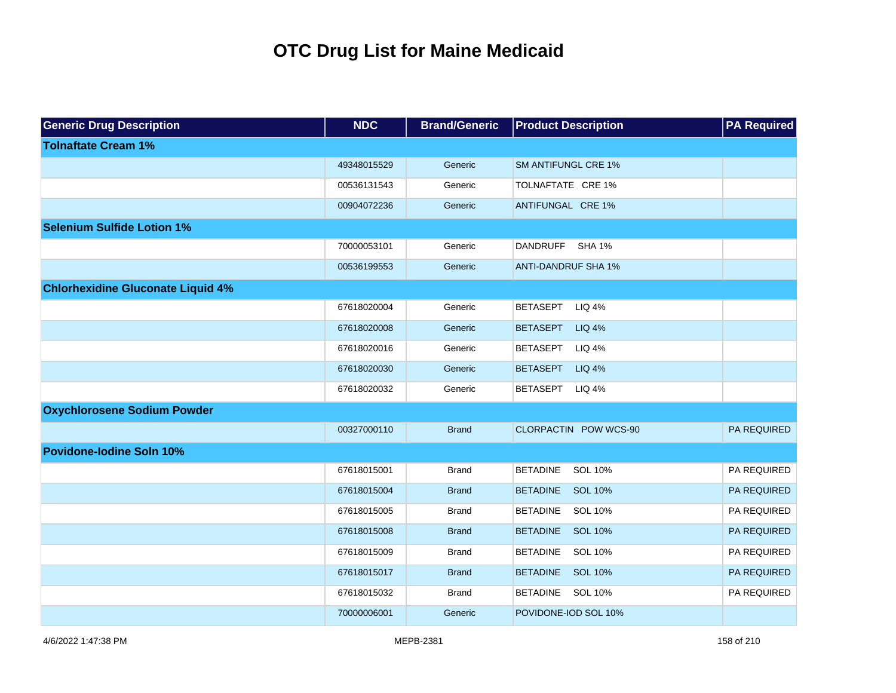# OTC Drug List for Maine Medicaid

| Generic Drug Description | NDC | Brand/Generic | Product Description | PA Required |
|---|---|---|---|---|
| **Tolnaftate Cream 1%** | | | | |
| | 49348015529 | Generic | SM ANTIFUNGL CRE 1% | |
| | 00536131543 | Generic | TOLNAFTATE CRE 1% | |
| | 00904072236 | Generic | ANTIFUNGAL CRE 1% | |
| **Selenium Sulfide Lotion 1%** | | | | |
| | 70000053101 | Generic | DANDRUFF SHA 1% | |
| | 00536199553 | Generic | ANTI-DANDRUF SHA 1% | |
| **Chlorhexidine Gluconate Liquid 4%** | | | | |
| | 67618020004 | Generic | BETASEPT LIQ 4% | |
| | 67618020008 | Generic | BETASEPT LIQ 4% | |
| | 67618020016 | Generic | BETASEPT LIQ 4% | |
| | 67618020030 | Generic | BETASEPT LIQ 4% | |
| | 67618020032 | Generic | BETASEPT LIQ 4% | |
| **Oxychlorosene Sodium Powder** | | | | |
| | 00327000110 | Brand | CLORPACTIN POW WCS-90 | PA REQUIRED |
| **Povidone-Iodine Soln 10%** | | | | |
| | 67618015001 | Brand | BETADINE SOL 10% | PA REQUIRED |
| | 67618015004 | Brand | BETADINE SOL 10% | PA REQUIRED |
| | 67618015005 | Brand | BETADINE SOL 10% | PA REQUIRED |
| | 67618015008 | Brand | BETADINE SOL 10% | PA REQUIRED |
| | 67618015009 | Brand | BETADINE SOL 10% | PA REQUIRED |
| | 67618015017 | Brand | BETADINE SOL 10% | PA REQUIRED |
| | 67618015032 | Brand | BETADINE SOL 10% | PA REQUIRED |
| | 70000006001 | Generic | POVIDONE-IOD SOL 10% | |

4/6/2022 1:47:38 PM MEPB-2381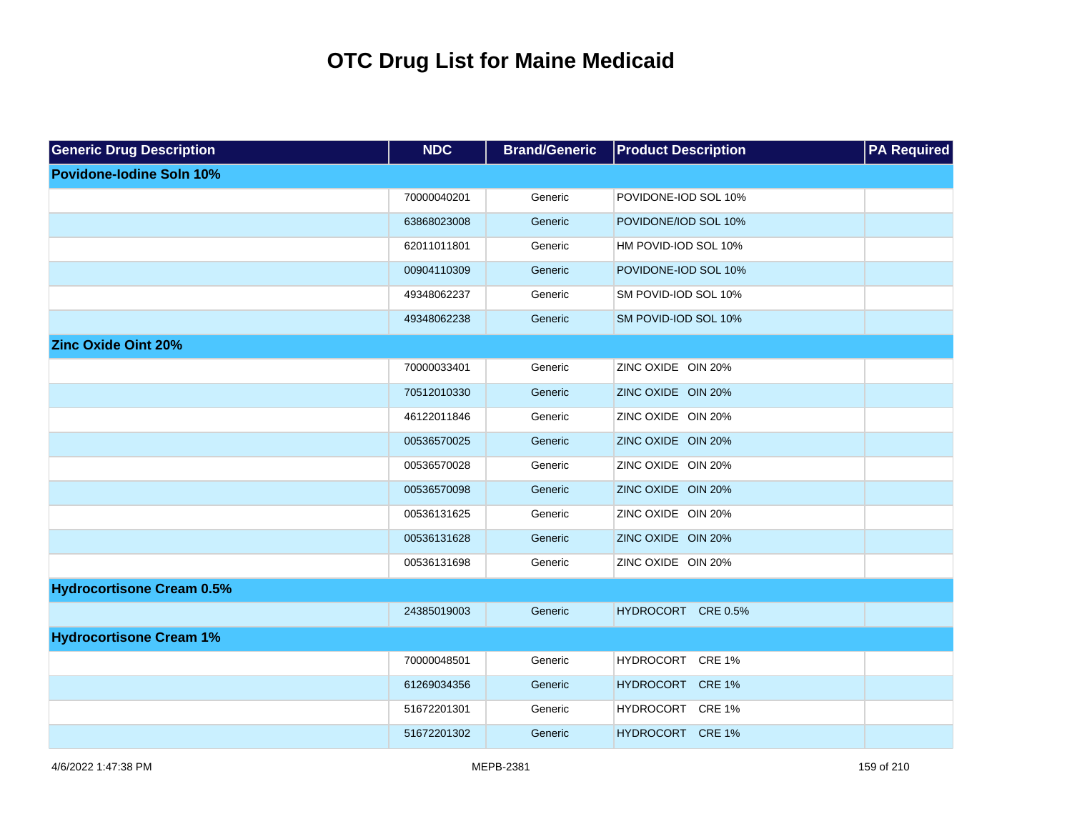# OTC Drug List for Maine Medicaid

| Generic Drug Description | NDC | Brand/Generic | Product Description | PA Required |
|---|---|---|---|---|
| **Povidone-Iodine Soln 10%** | | | | |
| | 70000040201 | Generic | POVIDONE-IOD SOL 10% | |
| | 63868023008 | Generic | POVIDONE/IOD SOL 10% | |
| | 62011011801 | Generic | HM POVID-IOD SOL 10% | |
| | 00904110309 | Generic | POVIDONE-IOD SOL 10% | |
| | 49348062237 | Generic | SM POVID-IOD SOL 10% | |
| | 49348062238 | Generic | SM POVID-IOD SOL 10% | |
| **Zinc Oxide Oint 20%** | | | | |
| | 70000033401 | Generic | ZINC OXIDE OIN 20% | |
| | 70512010330 | Generic | ZINC OXIDE OIN 20% | |
| | 46122011846 | Generic | ZINC OXIDE OIN 20% | |
| | 00536570025 | Generic | ZINC OXIDE OIN 20% | |
| | 00536570028 | Generic | ZINC OXIDE OIN 20% | |
| | 00536570098 | Generic | ZINC OXIDE OIN 20% | |
| | 00536131625 | Generic | ZINC OXIDE OIN 20% | |
| | 00536131628 | Generic | ZINC OXIDE OIN 20% | |
| | 00536131698 | Generic | ZINC OXIDE OIN 20% | |
| **Hydrocortisone Cream 0.5%** | | | | |
| | 24385019003 | Generic | HYDROCORT CRE 0.5% | |
| **Hydrocortisone Cream 1%** | | | | |
| | 70000048501 | Generic | HYDROCORT CRE 1% | |
| | 61269034356 | Generic | HYDROCORT CRE 1% | |
| | 51672201301 | Generic | HYDROCORT CRE 1% | |
| | 51672201302 | Generic | HYDROCORT CRE 1% | |

4/6/2022 1:47:38 PM MEPB-2381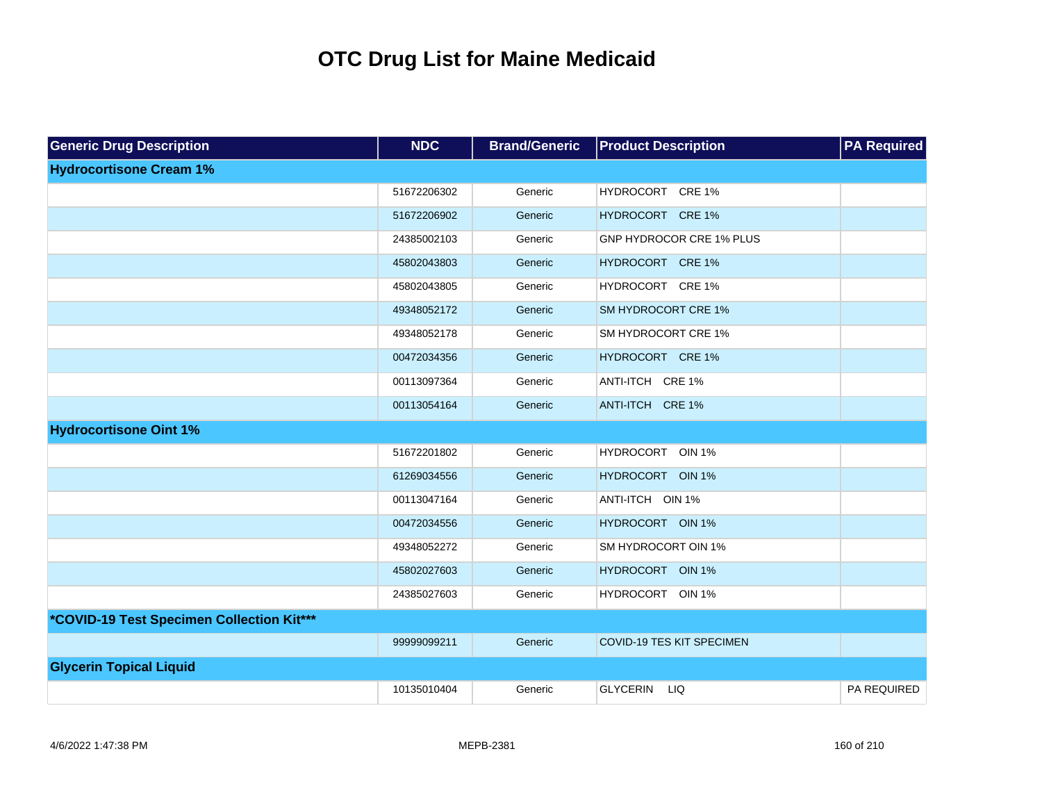# OTC Drug List for Maine Medicaid

| Generic Drug Description | NDC | Brand/Generic | Product Description | PA Required |
| --- | --- | --- | --- | --- |
| **Hydrocortisone Cream 1%** | | | | |
| | 51672206302 | Generic | HYDROCORT CRE 1% | |
| | 51672206902 | Generic | HYDROCORT CRE 1% | |
| | 24385002103 | Generic | GNP HYDROCOR CRE 1% PLUS | |
| | 45802043803 | Generic | HYDROCORT CRE 1% | |
| | 45802043805 | Generic | HYDROCORT CRE 1% | |
| | 49348052172 | Generic | SM HYDROCORT CRE 1% | |
| | 49348052178 | Generic | SM HYDROCORT CRE 1% | |
| | 00472034356 | Generic | HYDROCORT CRE 1% | |
| | 00113097364 | Generic | ANTI-ITCH CRE 1% | |
| | 00113054164 | Generic | ANTI-ITCH CRE 1% | |
| **Hydrocortisone Oint 1%** | | | | |
| | 51672201802 | Generic | HYDROCORT OIN 1% | |
| | 61269034556 | Generic | HYDROCORT OIN 1% | |
| | 00113047164 | Generic | ANTI-ITCH OIN 1% | |
| | 00472034556 | Generic | HYDROCORT OIN 1% | |
| | 49348052272 | Generic | SM HYDROCORT OIN 1% | |
| | 45802027603 | Generic | HYDROCORT OIN 1% | |
| | 24385027603 | Generic | HYDROCORT OIN 1% | |
| **\*COVID-19 Test Specimen Collection Kit\*\*\*** | | | | |
| | 99999099211 | Generic | COVID-19 TES KIT SPECIMEN | |
| **Glycerin Topical Liquid** | | | | |
| | 10135010404 | Generic | GLYCERIN LIQ | PA REQUIRED |

4/6/2022 1:47:38 PM MEPB-2381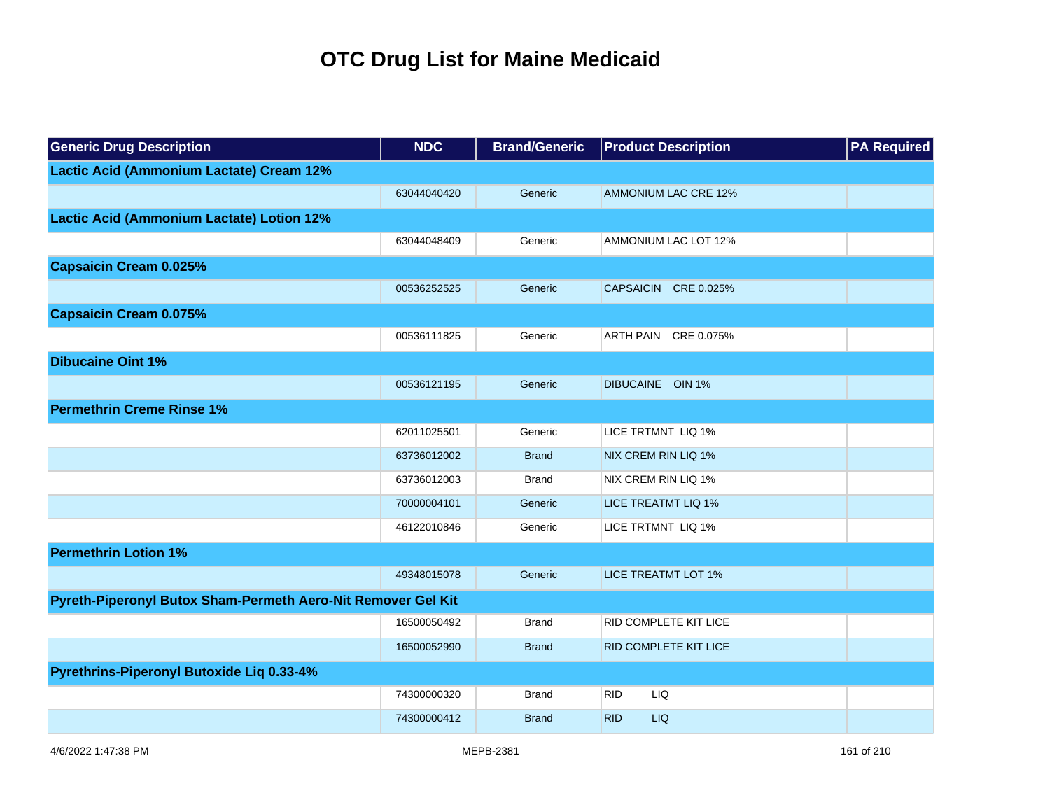# OTC Drug List for Maine Medicaid

| Generic Drug Description | NDC | Brand/Generic | Product Description | PA Required |
|---|---|---|---|---|
| **Lactic Acid (Ammonium Lactate) Cream 12%** | | | | |
| | 63044040420 | Generic | AMMONIUM LAC CRE 12% | |
| **Lactic Acid (Ammonium Lactate) Lotion 12%** | | | | |
| | 63044048409 | Generic | AMMONIUM LAC LOT 12% | |
| **Capsaicin Cream 0.025%** | | | | |
| | 00536252525 | Generic | CAPSAICIN CRE 0.025% | |
| **Capsaicin Cream 0.075%** | | | | |
| | 00536111825 | Generic | ARTH PAIN CRE 0.075% | |
| **Dibucaine Oint 1%** | | | | |
| | 00536121195 | Generic | DIBUCAINE OIN 1% | |
| **Permethrin Creme Rinse 1%** | | | | |
| | 62011025501 | Generic | LICE TRTMNT LIQ 1% | |
| | 63736012002 | Brand | NIX CREM RIN LIQ 1% | |
| | 63736012003 | Brand | NIX CREM RIN LIQ 1% | |
| | 70000004101 | Generic | LICE TREATMT LIQ 1% | |
| | 46122010846 | Generic | LICE TRTMNT LIQ 1% | |
| **Permethrin Lotion 1%** | | | | |
| | 49348015078 | Generic | LICE TREATMT LOT 1% | |
| **Pyreth-Piperonyl Butox Sham-Permeth Aero-Nit Remover Gel Kit** | | | | |
| | 16500050492 | Brand | RID COMPLETE KIT LICE | |
| | 16500052990 | Brand | RID COMPLETE KIT LICE | |
| **Pyrethrins-Piperonyl Butoxide Liq 0.33-4%** | | | | |
| | 74300000320 | Brand | RID LIQ | |
| | 74300000412 | Brand | RID LIQ | |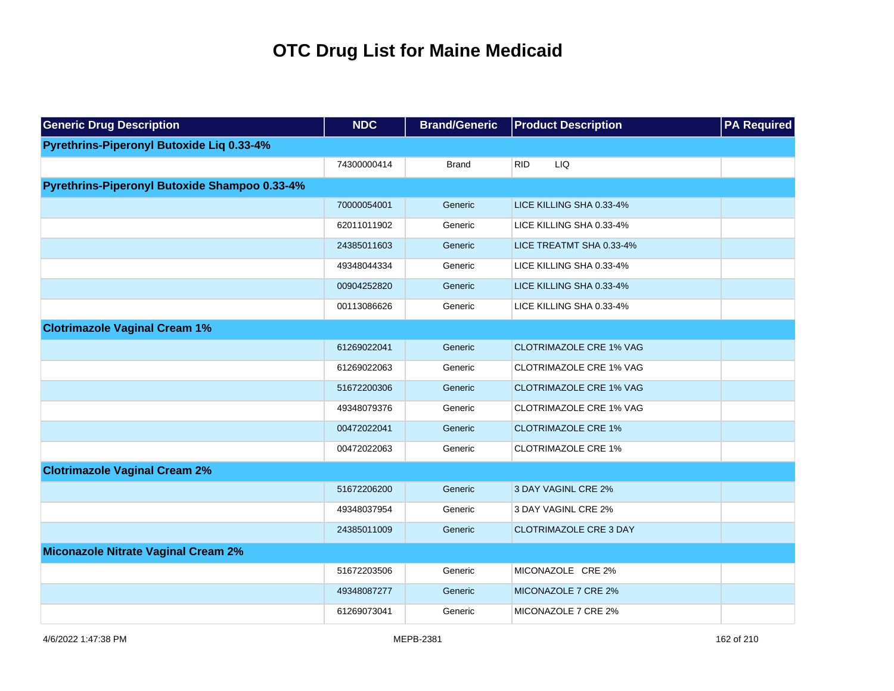# OTC Drug List for Maine Medicaid

| Generic Drug Description | NDC | Brand/Generic | Product Description | PA Required |
|---|---|---|---|---|
| **Pyrethrins-Piperonyl Butoxide Liq 0.33-4%** | | | | |
| | 74300000414 | Brand | RID LIQ | |
| **Pyrethrins-Piperonyl Butoxide Shampoo 0.33-4%** | | | | |
| | 70000054001 | Generic | LICE KILLING SHA 0.33-4% | |
| | 62011011902 | Generic | LICE KILLING SHA 0.33-4% | |
| | 24385011603 | Generic | LICE TREATMT SHA 0.33-4% | |
| | 49348044334 | Generic | LICE KILLING SHA 0.33-4% | |
| | 00904252820 | Generic | LICE KILLING SHA 0.33-4% | |
| | 00113086626 | Generic | LICE KILLING SHA 0.33-4% | |
| **Clotrimazole Vaginal Cream 1%** | | | | |
| | 61269022041 | Generic | CLOTRIMAZOLE CRE 1% VAG | |
| | 61269022063 | Generic | CLOTRIMAZOLE CRE 1% VAG | |
| | 51672200306 | Generic | CLOTRIMAZOLE CRE 1% VAG | |
| | 49348079376 | Generic | CLOTRIMAZOLE CRE 1% VAG | |
| | 00472022041 | Generic | CLOTRIMAZOLE CRE 1% | |
| | 00472022063 | Generic | CLOTRIMAZOLE CRE 1% | |
| **Clotrimazole Vaginal Cream 2%** | | | | |
| | 51672206200 | Generic | 3 DAY VAGINL CRE 2% | |
| | 49348037954 | Generic | 3 DAY VAGINL CRE 2% | |
| | 24385011009 | Generic | CLOTRIMAZOLE CRE 3 DAY | |
| **Miconazole Nitrate Vaginal Cream 2%** | | | | |
| | 51672203506 | Generic | MICONAZOLE CRE 2% | |
| | 49348087277 | Generic | MICONAZOLE 7 CRE 2% | |
| | 61269073041 | Generic | MICONAZOLE 7 CRE 2% | |

4/6/2022 1:47:38 PM MEPB-2381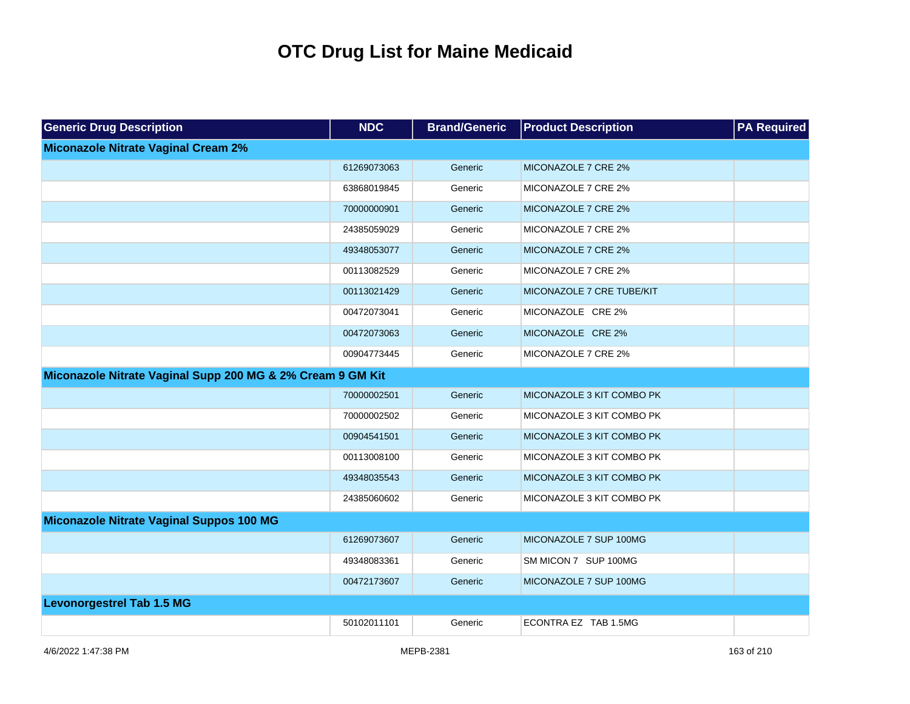# OTC Drug List for Maine Medicaid

| Generic Drug Description | NDC | Brand/Generic | Product Description | PA Required |
|---|---|---|---|---|
| **Miconazole Nitrate Vaginal Cream 2%** | | | | |
| | 61269073063 | Generic | MICONAZOLE 7 CRE 2% | |
| | 63868019845 | Generic | MICONAZOLE 7 CRE 2% | |
| | 70000000901 | Generic | MICONAZOLE 7 CRE 2% | |
| | 24385059029 | Generic | MICONAZOLE 7 CRE 2% | |
| | 49348053077 | Generic | MICONAZOLE 7 CRE 2% | |
| | 00113082529 | Generic | MICONAZOLE 7 CRE 2% | |
| | 00113021429 | Generic | MICONAZOLE 7 CRE TUBE/KIT | |
| | 00472073041 | Generic | MICONAZOLE CRE 2% | |
| | 00472073063 | Generic | MICONAZOLE CRE 2% | |
| | 00904773445 | Generic | MICONAZOLE 7 CRE 2% | |
| **Miconazole Nitrate Vaginal Supp 200 MG & 2% Cream 9 GM Kit** | | | | |
| | 70000002501 | Generic | MICONAZOLE 3 KIT COMBO PK | |
| | 70000002502 | Generic | MICONAZOLE 3 KIT COMBO PK | |
| | 00904541501 | Generic | MICONAZOLE 3 KIT COMBO PK | |
| | 00113008100 | Generic | MICONAZOLE 3 KIT COMBO PK | |
| | 49348035543 | Generic | MICONAZOLE 3 KIT COMBO PK | |
| | 24385060602 | Generic | MICONAZOLE 3 KIT COMBO PK | |
| **Miconazole Nitrate Vaginal Suppos 100 MG** | | | | |
| | 61269073607 | Generic | MICONAZOLE 7 SUP 100MG | |
| | 49348083361 | Generic | SM MICON 7 SUP 100MG | |
| | 00472173607 | Generic | MICONAZOLE 7 SUP 100MG | |
| **Levonorgestrel Tab 1.5 MG** | | | | |
| | 50102011101 | Generic | ECONTRA EZ TAB 1.5MG | |

4/6/2022 1:47:38 PM MEPB-2381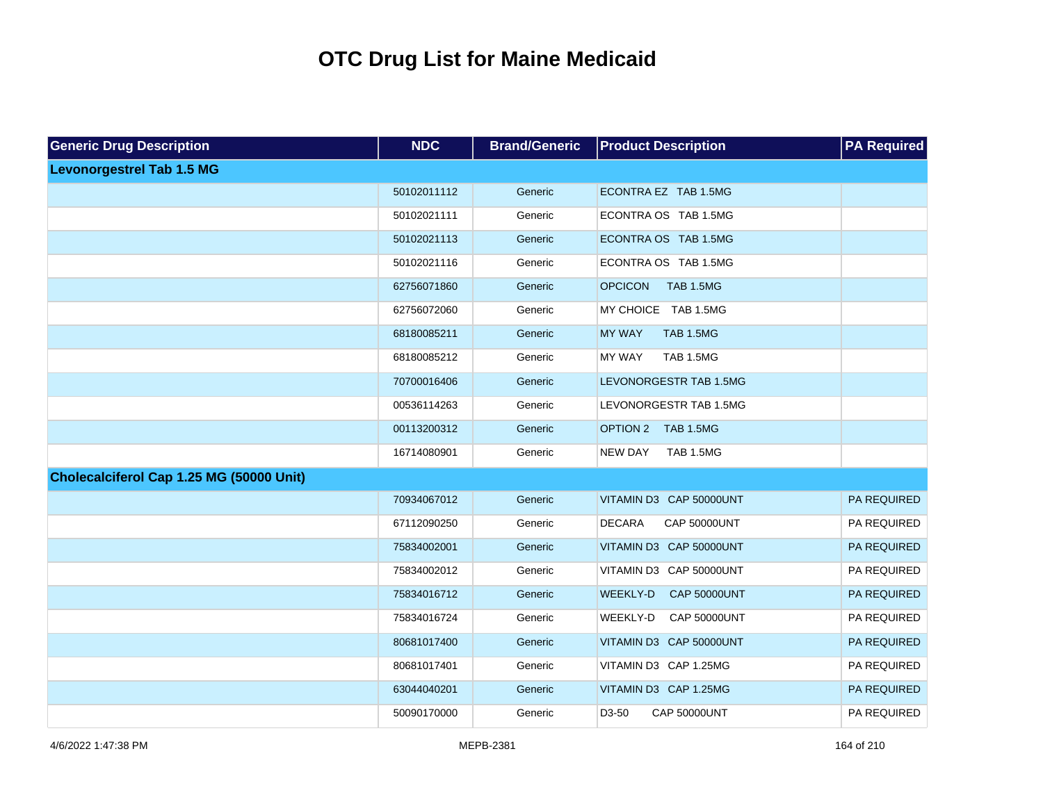# OTC Drug List for Maine Medicaid

| Generic Drug Description | NDC | Brand/Generic | Product Description | PA Required |
|---|---|---|---|---|
| **Levonorgestrel Tab 1.5 MG** | | | | |
| | 50102011112 | Generic | ECONTRA EZ TAB 1.5MG | |
| | 50102021111 | Generic | ECONTRA OS TAB 1.5MG | |
| | 50102021113 | Generic | ECONTRA OS TAB 1.5MG | |
| | 50102021116 | Generic | ECONTRA OS TAB 1.5MG | |
| | 62756071860 | Generic | OPCICON TAB 1.5MG | |
| | 62756072060 | Generic | MY CHOICE TAB 1.5MG | |
| | 68180085211 | Generic | MY WAY TAB 1.5MG | |
| | 68180085212 | Generic | MY WAY TAB 1.5MG | |
| | 70700016406 | Generic | LEVONORGESTR TAB 1.5MG | |
| | 00536114263 | Generic | LEVONORGESTR TAB 1.5MG | |
| | 00113200312 | Generic | OPTION 2 TAB 1.5MG | |
| | 16714080901 | Generic | NEW DAY TAB 1.5MG | |
| **Cholecalciferol Cap 1.25 MG (50000 Unit)** | | | | |
| | 70934067012 | Generic | VITAMIN D3 CAP 50000UNT | PA REQUIRED |
| | 67112090250 | Generic | DECARA CAP 50000UNT | PA REQUIRED |
| | 75834002001 | Generic | VITAMIN D3 CAP 50000UNT | PA REQUIRED |
| | 75834002012 | Generic | VITAMIN D3 CAP 50000UNT | PA REQUIRED |
| | 75834016712 | Generic | WEEKLY-D CAP 50000UNT | PA REQUIRED |
| | 75834016724 | Generic | WEEKLY-D CAP 50000UNT | PA REQUIRED |
| | 80681017400 | Generic | VITAMIN D3 CAP 50000UNT | PA REQUIRED |
| | 80681017401 | Generic | VITAMIN D3 CAP 1.25MG | PA REQUIRED |
| | 63044040201 | Generic | VITAMIN D3 CAP 1.25MG | PA REQUIRED |
| | 50090170000 | Generic | D3-50 CAP 50000UNT | PA REQUIRED |

4/6/2022 1:47:38 PM MEPB-2381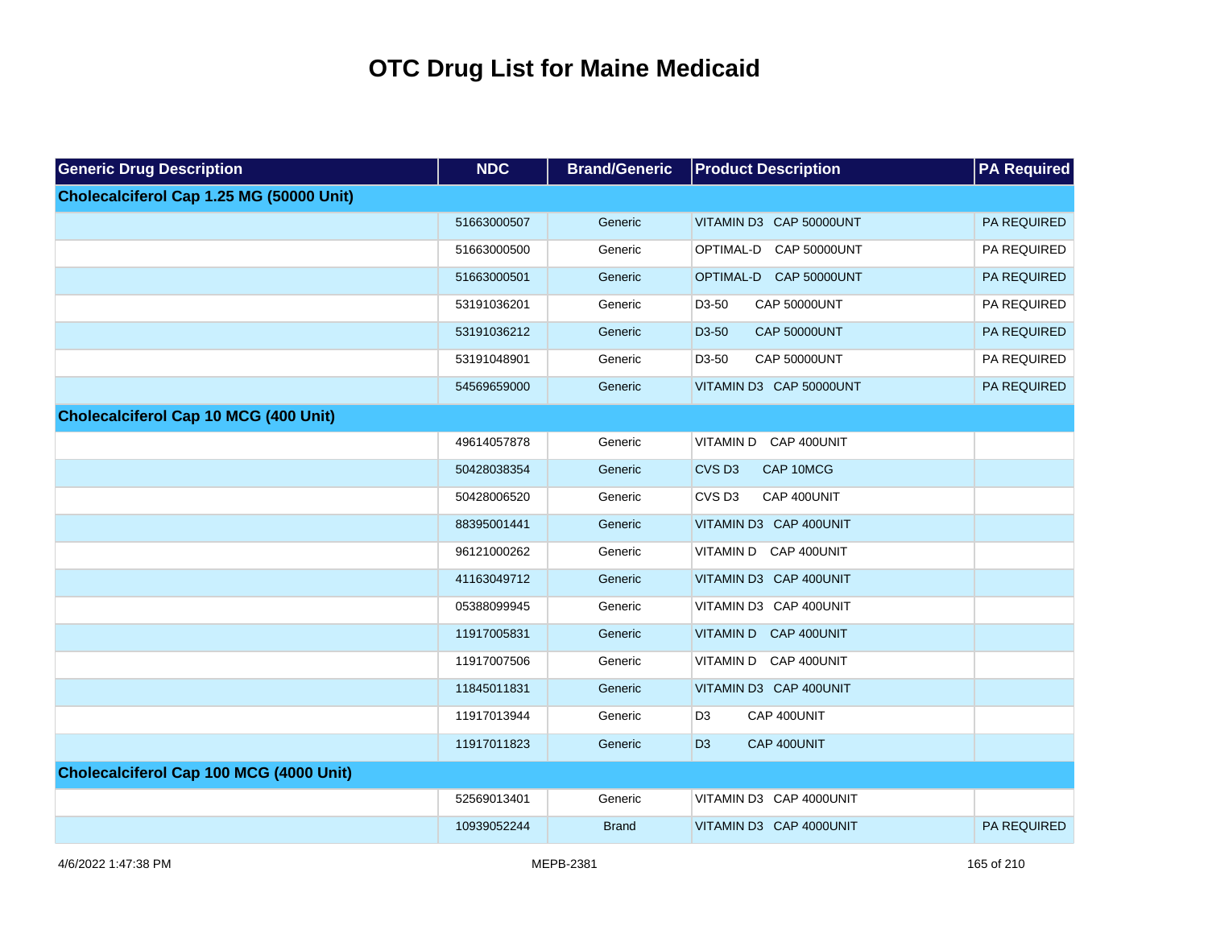# OTC Drug List for Maine Medicaid

| Generic Drug Description | NDC | Brand/Generic | Product Description | PA Required |
|---|---|---|---|---|
| **Cholecalciferol Cap 1.25 MG (50000 Unit)** | | | | |
| | 51663000507 | Generic | VITAMIN D3 CAP 50000UNT | PA REQUIRED |
| | 51663000500 | Generic | OPTIMAL-D CAP 50000UNT | PA REQUIRED |
| | 51663000501 | Generic | OPTIMAL-D CAP 50000UNT | PA REQUIRED |
| | 53191036201 | Generic | D3-50 CAP 50000UNT | PA REQUIRED |
| | 53191036212 | Generic | D3-50 CAP 50000UNT | PA REQUIRED |
| | 53191048901 | Generic | D3-50 CAP 50000UNT | PA REQUIRED |
| | 54569659000 | Generic | VITAMIN D3 CAP 50000UNT | PA REQUIRED |
| **Cholecalciferol Cap 10 MCG (400 Unit)** | | | | |
| | 49614057878 | Generic | VITAMIN D CAP 400UNIT | |
| | 50428038354 | Generic | CVS D3 CAP 10MCG | |
| | 50428006520 | Generic | CVS D3 CAP 400UNIT | |
| | 88395001441 | Generic | VITAMIN D3 CAP 400UNIT | |
| | 96121000262 | Generic | VITAMIN D CAP 400UNIT | |
| | 41163049712 | Generic | VITAMIN D3 CAP 400UNIT | |
| | 05388099945 | Generic | VITAMIN D3 CAP 400UNIT | |
| | 11917005831 | Generic | VITAMIN D CAP 400UNIT | |
| | 11917007506 | Generic | VITAMIN D CAP 400UNIT | |
| | 11845011831 | Generic | VITAMIN D3 CAP 400UNIT | |
| | 11917013944 | Generic | D3 CAP 400UNIT | |
| | 11917011823 | Generic | D3 CAP 400UNIT | |
| **Cholecalciferol Cap 100 MCG (4000 Unit)** | | | | |
| | 52569013401 | Generic | VITAMIN D3 CAP 4000UNIT | |
| | 10939052244 | Brand | VITAMIN D3 CAP 4000UNIT | PA REQUIRED |

4/6/2022 1:47:38 PM MEPB-2381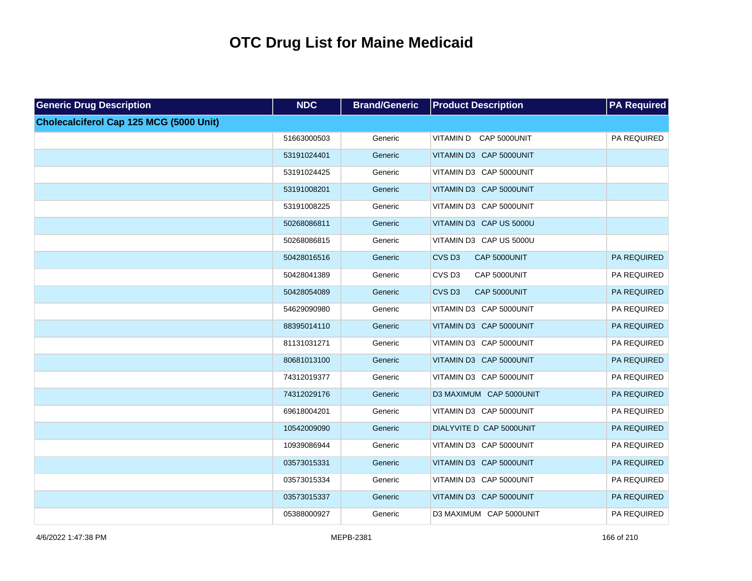# OTC Drug List for Maine Medicaid

| Generic Drug Description | NDC | Brand/Generic | Product Description | PA Required |
|---|---|---|---|---|
| **Cholecalciferol Cap 125 MCG (5000 Unit)** | | | | |
| | 51663000503 | Generic | VITAMIN D CAP 5000UNIT | PA REQUIRED |
| | 53191024401 | Generic | VITAMIN D3 CAP 5000UNIT | |
| | 53191024425 | Generic | VITAMIN D3 CAP 5000UNIT | |
| | 53191008201 | Generic | VITAMIN D3 CAP 5000UNIT | |
| | 53191008225 | Generic | VITAMIN D3 CAP 5000UNIT | |
| | 50268086811 | Generic | VITAMIN D3 CAP US 5000U | |
| | 50268086815 | Generic | VITAMIN D3 CAP US 5000U | |
| | 50428016516 | Generic | CVS D3 CAP 5000UNIT | PA REQUIRED |
| | 50428041389 | Generic | CVS D3 CAP 5000UNIT | PA REQUIRED |
| | 50428054089 | Generic | CVS D3 CAP 5000UNIT | PA REQUIRED |
| | 54629090980 | Generic | VITAMIN D3 CAP 5000UNIT | PA REQUIRED |
| | 88395014110 | Generic | VITAMIN D3 CAP 5000UNIT | PA REQUIRED |
| | 81131031271 | Generic | VITAMIN D3 CAP 5000UNIT | PA REQUIRED |
| | 80681013100 | Generic | VITAMIN D3 CAP 5000UNIT | PA REQUIRED |
| | 74312019377 | Generic | VITAMIN D3 CAP 5000UNIT | PA REQUIRED |
| | 74312029176 | Generic | D3 MAXIMUM CAP 5000UNIT | PA REQUIRED |
| | 69618004201 | Generic | VITAMIN D3 CAP 5000UNIT | PA REQUIRED |
| | 10542009090 | Generic | DIALYVITE D CAP 5000UNIT | PA REQUIRED |
| | 10939086944 | Generic | VITAMIN D3 CAP 5000UNIT | PA REQUIRED |
| | 03573015331 | Generic | VITAMIN D3 CAP 5000UNIT | PA REQUIRED |
| | 03573015334 | Generic | VITAMIN D3 CAP 5000UNIT | PA REQUIRED |
| | 03573015337 | Generic | VITAMIN D3 CAP 5000UNIT | PA REQUIRED |
| | 05388000927 | Generic | D3 MAXIMUM CAP 5000UNIT | PA REQUIRED |

4/6/2022 1:47:38 PM MEPB-2381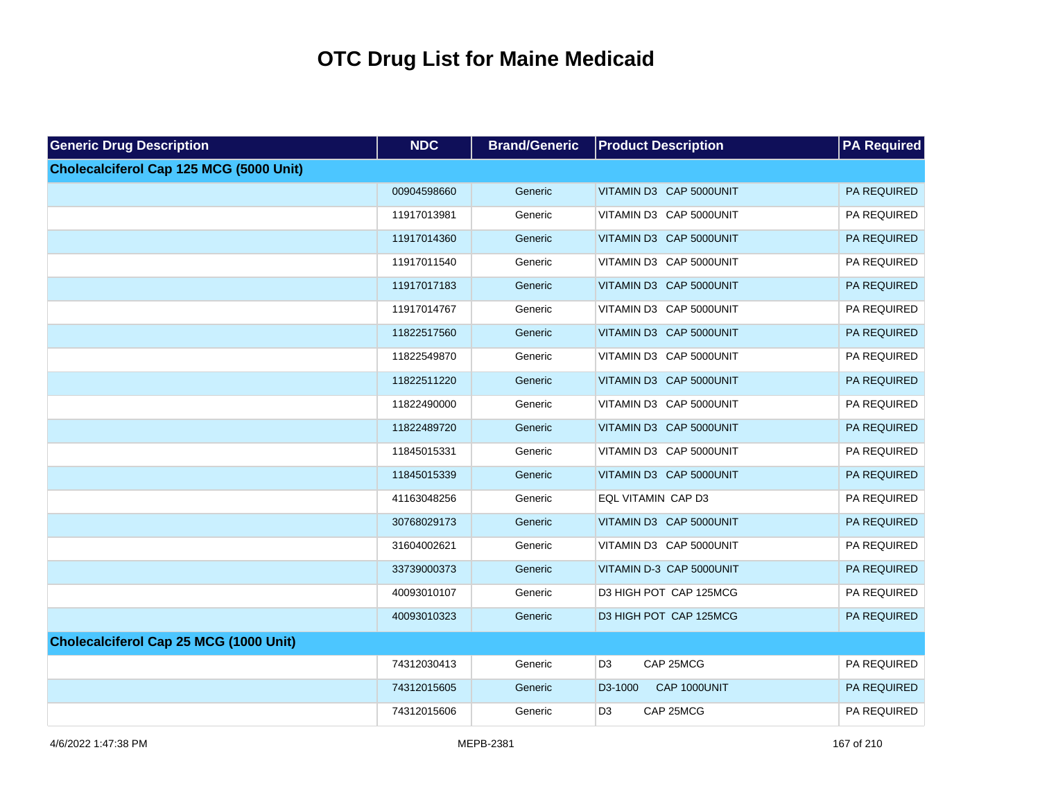# OTC Drug List for Maine Medicaid

| Generic Drug Description | NDC | Brand/Generic | Product Description | PA Required |
|---|---|---|---|---|
| **Cholecalciferol Cap 125 MCG (5000 Unit)** | | | | |
| | 00904598660 | Generic | VITAMIN D3 CAP 5000UNIT | PA REQUIRED |
| | 11917013981 | Generic | VITAMIN D3 CAP 5000UNIT | PA REQUIRED |
| | 11917014360 | Generic | VITAMIN D3 CAP 5000UNIT | PA REQUIRED |
| | 11917011540 | Generic | VITAMIN D3 CAP 5000UNIT | PA REQUIRED |
| | 11917017183 | Generic | VITAMIN D3 CAP 5000UNIT | PA REQUIRED |
| | 11917014767 | Generic | VITAMIN D3 CAP 5000UNIT | PA REQUIRED |
| | 11822517560 | Generic | VITAMIN D3 CAP 5000UNIT | PA REQUIRED |
| | 11822549870 | Generic | VITAMIN D3 CAP 5000UNIT | PA REQUIRED |
| | 11822511220 | Generic | VITAMIN D3 CAP 5000UNIT | PA REQUIRED |
| | 11822490000 | Generic | VITAMIN D3 CAP 5000UNIT | PA REQUIRED |
| | 11822489720 | Generic | VITAMIN D3 CAP 5000UNIT | PA REQUIRED |
| | 11845015331 | Generic | VITAMIN D3 CAP 5000UNIT | PA REQUIRED |
| | 11845015339 | Generic | VITAMIN D3 CAP 5000UNIT | PA REQUIRED |
| | 41163048256 | Generic | EQL VITAMIN CAP D3 | PA REQUIRED |
| | 30768029173 | Generic | VITAMIN D3 CAP 5000UNIT | PA REQUIRED |
| | 31604002621 | Generic | VITAMIN D3 CAP 5000UNIT | PA REQUIRED |
| | 33739000373 | Generic | VITAMIN D-3 CAP 5000UNIT | PA REQUIRED |
| | 40093010107 | Generic | D3 HIGH POT CAP 125MCG | PA REQUIRED |
| | 40093010323 | Generic | D3 HIGH POT CAP 125MCG | PA REQUIRED |
| **Cholecalciferol Cap 25 MCG (1000 Unit)** | | | | |
| | 74312030413 | Generic | D3 CAP 25MCG | PA REQUIRED |
| | 74312015605 | Generic | D3-1000 CAP 1000UNIT | PA REQUIRED |
| | 74312015606 | Generic | D3 CAP 25MCG | PA REQUIRED |

4/6/2022 1:47:38 PM MEPB-2381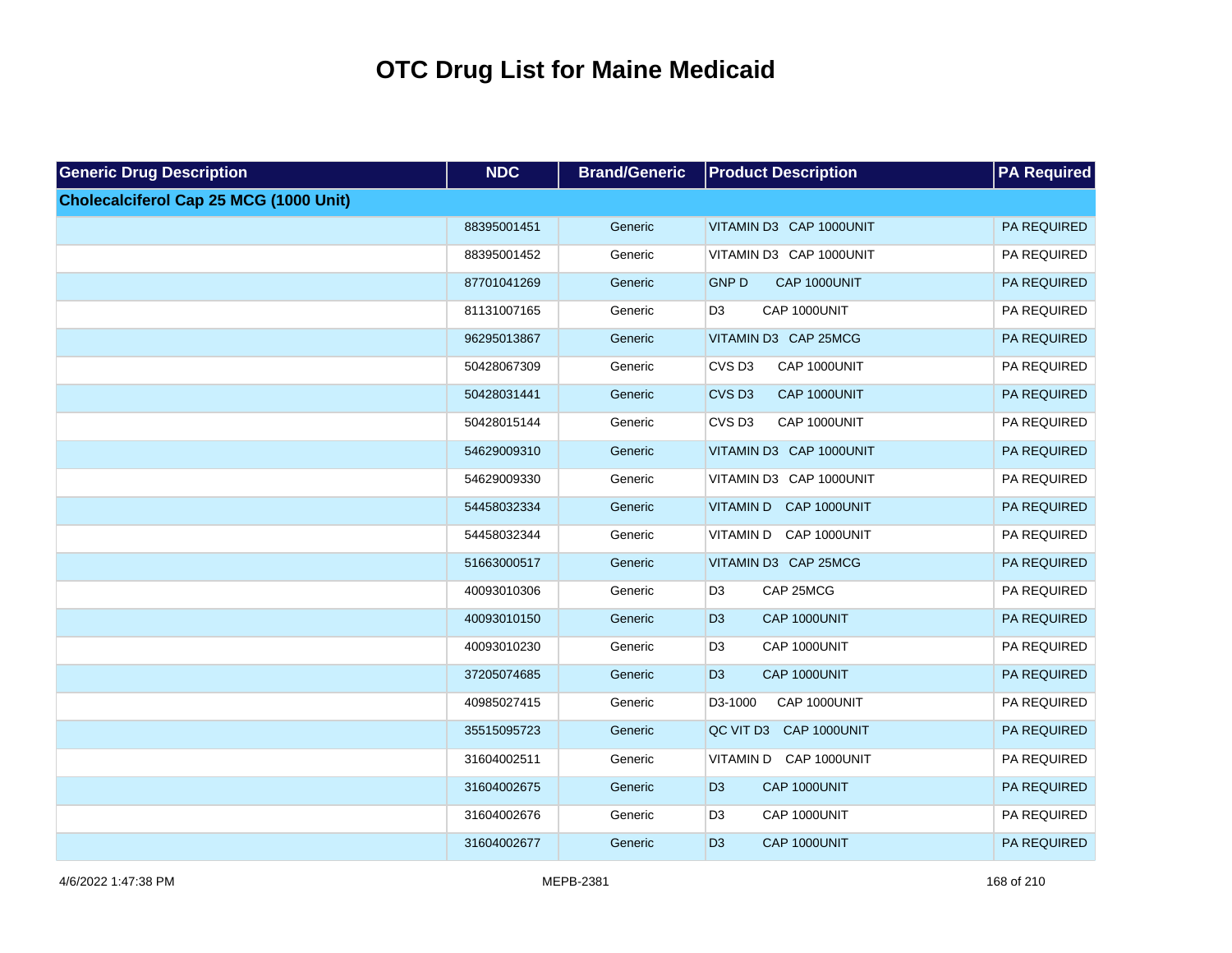# OTC Drug List for Maine Medicaid

| Generic Drug Description | NDC | Brand/Generic | Product Description | PA Required |
|---|---|---|---|---|
| **Cholecalciferol Cap 25 MCG (1000 Unit)** | | | | |
| | 88395001451 | Generic | VITAMIN D3 CAP 1000UNIT | PA REQUIRED |
| | 88395001452 | Generic | VITAMIN D3 CAP 1000UNIT | PA REQUIRED |
| | 87701041269 | Generic | GNP D CAP 1000UNIT | PA REQUIRED |
| | 81131007165 | Generic | D3 CAP 1000UNIT | PA REQUIRED |
| | 96295013867 | Generic | VITAMIN D3 CAP 25MCG | PA REQUIRED |
| | 50428067309 | Generic | CVS D3 CAP 1000UNIT | PA REQUIRED |
| | 50428031441 | Generic | CVS D3 CAP 1000UNIT | PA REQUIRED |
| | 50428015144 | Generic | CVS D3 CAP 1000UNIT | PA REQUIRED |
| | 54629009310 | Generic | VITAMIN D3 CAP 1000UNIT | PA REQUIRED |
| | 54629009330 | Generic | VITAMIN D3 CAP 1000UNIT | PA REQUIRED |
| | 54458032334 | Generic | VITAMIN D CAP 1000UNIT | PA REQUIRED |
| | 54458032344 | Generic | VITAMIN D CAP 1000UNIT | PA REQUIRED |
| | 51663000517 | Generic | VITAMIN D3 CAP 25MCG | PA REQUIRED |
| | 40093010306 | Generic | D3 CAP 25MCG | PA REQUIRED |
| | 40093010150 | Generic | D3 CAP 1000UNIT | PA REQUIRED |
| | 40093010230 | Generic | D3 CAP 1000UNIT | PA REQUIRED |
| | 37205074685 | Generic | D3 CAP 1000UNIT | PA REQUIRED |
| | 40985027415 | Generic | D3-1000 CAP 1000UNIT | PA REQUIRED |
| | 35515095723 | Generic | QC VIT D3 CAP 1000UNIT | PA REQUIRED |
| | 31604002511 | Generic | VITAMIN D CAP 1000UNIT | PA REQUIRED |
| | 31604002675 | Generic | D3 CAP 1000UNIT | PA REQUIRED |
| | 31604002676 | Generic | D3 CAP 1000UNIT | PA REQUIRED |
| | 31604002677 | Generic | D3 CAP 1000UNIT | PA REQUIRED |

4/6/2022 1:47:38 PM MEPB-2381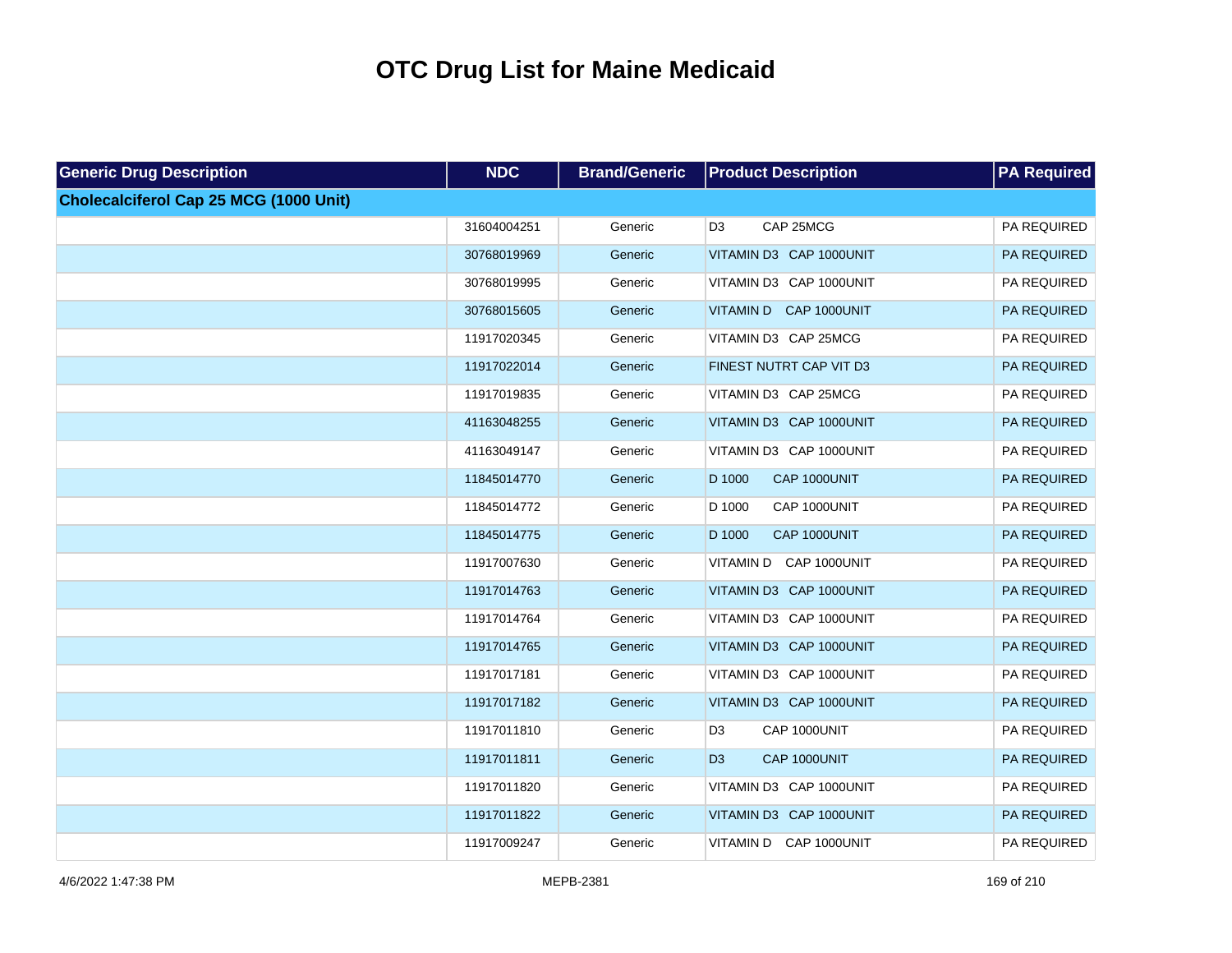# OTC Drug List for Maine Medicaid

| Generic Drug Description | NDC | Brand/Generic | Product Description | PA Required |
|---|---|---|---|---|
| **Cholecalciferol Cap 25 MCG (1000 Unit)** | | | | |
| | 31604004251 | Generic | D3 CAP 25MCG | PA REQUIRED |
| | 30768019969 | Generic | VITAMIN D3 CAP 1000UNIT | PA REQUIRED |
| | 30768019995 | Generic | VITAMIN D3 CAP 1000UNIT | PA REQUIRED |
| | 30768015605 | Generic | VITAMIN D CAP 1000UNIT | PA REQUIRED |
| | 11917020345 | Generic | VITAMIN D3 CAP 25MCG | PA REQUIRED |
| | 11917022014 | Generic | FINEST NUTRT CAP VIT D3 | PA REQUIRED |
| | 11917019835 | Generic | VITAMIN D3 CAP 25MCG | PA REQUIRED |
| | 41163048255 | Generic | VITAMIN D3 CAP 1000UNIT | PA REQUIRED |
| | 41163049147 | Generic | VITAMIN D3 CAP 1000UNIT | PA REQUIRED |
| | 11845014770 | Generic | D 1000 CAP 1000UNIT | PA REQUIRED |
| | 11845014772 | Generic | D 1000 CAP 1000UNIT | PA REQUIRED |
| | 11845014775 | Generic | D 1000 CAP 1000UNIT | PA REQUIRED |
| | 11917007630 | Generic | VITAMIN D CAP 1000UNIT | PA REQUIRED |
| | 11917014763 | Generic | VITAMIN D3 CAP 1000UNIT | PA REQUIRED |
| | 11917014764 | Generic | VITAMIN D3 CAP 1000UNIT | PA REQUIRED |
| | 11917014765 | Generic | VITAMIN D3 CAP 1000UNIT | PA REQUIRED |
| | 11917017181 | Generic | VITAMIN D3 CAP 1000UNIT | PA REQUIRED |
| | 11917017182 | Generic | VITAMIN D3 CAP 1000UNIT | PA REQUIRED |
| | 11917011810 | Generic | D3 CAP 1000UNIT | PA REQUIRED |
| | 11917011811 | Generic | D3 CAP 1000UNIT | PA REQUIRED |
| | 11917011820 | Generic | VITAMIN D3 CAP 1000UNIT | PA REQUIRED |
| | 11917011822 | Generic | VITAMIN D3 CAP 1000UNIT | PA REQUIRED |
| | 11917009247 | Generic | VITAMIN D CAP 1000UNIT | PA REQUIRED |

4/6/2022 1:47:38 PM MEPB-2381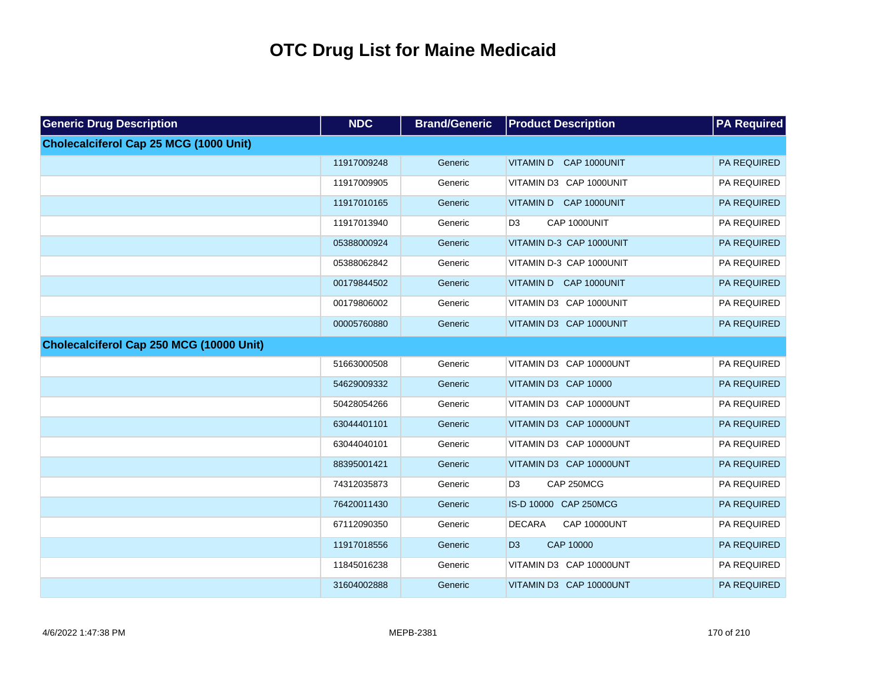# OTC Drug List for Maine Medicaid

| Generic Drug Description | NDC | Brand/Generic | Product Description | PA Required |
|---|---|---|---|---|
| **Cholecalciferol Cap 25 MCG (1000 Unit)** | | | | |
| | 11917009248 | Generic | VITAMIN D CAP 1000UNIT | PA REQUIRED |
| | 11917009905 | Generic | VITAMIN D3 CAP 1000UNIT | PA REQUIRED |
| | 11917010165 | Generic | VITAMIN D CAP 1000UNIT | PA REQUIRED |
| | 11917013940 | Generic | D3 CAP 1000UNIT | PA REQUIRED |
| | 05388000924 | Generic | VITAMIN D-3 CAP 1000UNIT | PA REQUIRED |
| | 05388062842 | Generic | VITAMIN D-3 CAP 1000UNIT | PA REQUIRED |
| | 00179844502 | Generic | VITAMIN D CAP 1000UNIT | PA REQUIRED |
| | 00179806002 | Generic | VITAMIN D3 CAP 1000UNIT | PA REQUIRED |
| | 00005760880 | Generic | VITAMIN D3 CAP 1000UNIT | PA REQUIRED |
| **Cholecalciferol Cap 250 MCG (10000 Unit)** | | | | |
| | 51663000508 | Generic | VITAMIN D3 CAP 10000UNT | PA REQUIRED |
| | 54629009332 | Generic | VITAMIN D3 CAP 10000 | PA REQUIRED |
| | 50428054266 | Generic | VITAMIN D3 CAP 10000UNT | PA REQUIRED |
| | 63044401101 | Generic | VITAMIN D3 CAP 10000UNT | PA REQUIRED |
| | 63044040101 | Generic | VITAMIN D3 CAP 10000UNT | PA REQUIRED |
| | 88395001421 | Generic | VITAMIN D3 CAP 10000UNT | PA REQUIRED |
| | 74312035873 | Generic | D3 CAP 250MCG | PA REQUIRED |
| | 76420011430 | Generic | IS-D 10000 CAP 250MCG | PA REQUIRED |
| | 67112090350 | Generic | DECARA CAP 10000UNT | PA REQUIRED |
| | 11917018556 | Generic | D3 CAP 10000 | PA REQUIRED |
| | 11845016238 | Generic | VITAMIN D3 CAP 10000UNT | PA REQUIRED |
| | 31604002888 | Generic | VITAMIN D3 CAP 10000UNT | PA REQUIRED |

4/6/2022 1:47:38 PM MEPB-2381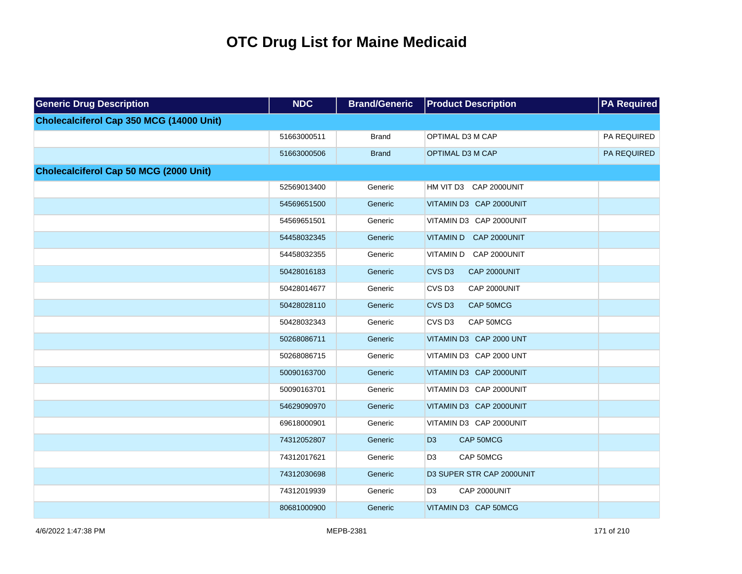# OTC Drug List for Maine Medicaid

| Generic Drug Description | NDC | Brand/Generic | Product Description | PA Required |
|---|---|---|---|---|
| **Cholecalciferol Cap 350 MCG (14000 Unit)** | | | | |
| | 51663000511 | Brand | OPTIMAL D3 M CAP | PA REQUIRED |
| | 51663000506 | Brand | OPTIMAL D3 M CAP | PA REQUIRED |
| **Cholecalciferol Cap 50 MCG (2000 Unit)** | | | | |
| | 52569013400 | Generic | HM VIT D3 CAP 2000UNIT | |
| | 54569651500 | Generic | VITAMIN D3 CAP 2000UNIT | |
| | 54569651501 | Generic | VITAMIN D3 CAP 2000UNIT | |
| | 54458032345 | Generic | VITAMIN D CAP 2000UNIT | |
| | 54458032355 | Generic | VITAMIN D CAP 2000UNIT | |
| | 50428016183 | Generic | CVS D3 CAP 2000UNIT | |
| | 50428014677 | Generic | CVS D3 CAP 2000UNIT | |
| | 50428028110 | Generic | CVS D3 CAP 50MCG | |
| | 50428032343 | Generic | CVS D3 CAP 50MCG | |
| | 50268086711 | Generic | VITAMIN D3 CAP 2000 UNT | |
| | 50268086715 | Generic | VITAMIN D3 CAP 2000 UNT | |
| | 50090163700 | Generic | VITAMIN D3 CAP 2000UNIT | |
| | 50090163701 | Generic | VITAMIN D3 CAP 2000UNIT | |
| | 54629090970 | Generic | VITAMIN D3 CAP 2000UNIT | |
| | 69618000901 | Generic | VITAMIN D3 CAP 2000UNIT | |
| | 74312052807 | Generic | D3 CAP 50MCG | |
| | 74312017621 | Generic | D3 CAP 50MCG | |
| | 74312030698 | Generic | D3 SUPER STR CAP 2000UNIT | |
| | 74312019939 | Generic | D3 CAP 2000UNIT | |
| | 80681000900 | Generic | VITAMIN D3 CAP 50MCG | |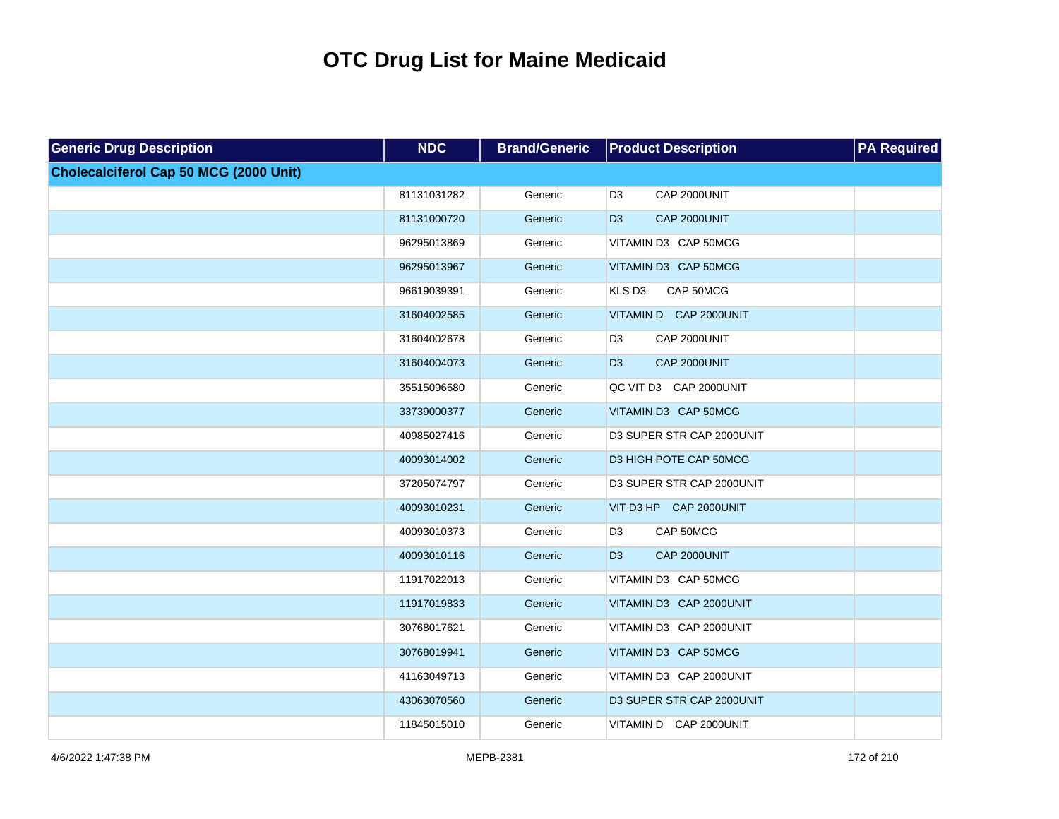# OTC Drug List for Maine Medicaid

| Generic Drug Description | NDC | Brand/Generic | Product Description | PA Required |
|---|---|---|---|---|
| **Cholecalciferol Cap 50 MCG (2000 Unit)** | | | | |
| | 81131031282 | Generic | D3 CAP 2000UNIT | |
| | 81131000720 | Generic | D3 CAP 2000UNIT | |
| | 96295013869 | Generic | VITAMIN D3 CAP 50MCG | |
| | 96295013967 | Generic | VITAMIN D3 CAP 50MCG | |
| | 96619039391 | Generic | KLS D3 CAP 50MCG | |
| | 31604002585 | Generic | VITAMIN D CAP 2000UNIT | |
| | 31604002678 | Generic | D3 CAP 2000UNIT | |
| | 31604004073 | Generic | D3 CAP 2000UNIT | |
| | 35515096680 | Generic | QC VIT D3 CAP 2000UNIT | |
| | 33739000377 | Generic | VITAMIN D3 CAP 50MCG | |
| | 40985027416 | Generic | D3 SUPER STR CAP 2000UNIT | |
| | 40093014002 | Generic | D3 HIGH POTE CAP 50MCG | |
| | 37205074797 | Generic | D3 SUPER STR CAP 2000UNIT | |
| | 40093010231 | Generic | VIT D3 HP CAP 2000UNIT | |
| | 40093010373 | Generic | D3 CAP 50MCG | |
| | 40093010116 | Generic | D3 CAP 2000UNIT | |
| | 11917022013 | Generic | VITAMIN D3 CAP 50MCG | |
| | 11917019833 | Generic | VITAMIN D3 CAP 2000UNIT | |
| | 30768017621 | Generic | VITAMIN D3 CAP 2000UNIT | |
| | 30768019941 | Generic | VITAMIN D3 CAP 50MCG | |
| | 41163049713 | Generic | VITAMIN D3 CAP 2000UNIT | |
| | 43063070560 | Generic | D3 SUPER STR CAP 2000UNIT | |
| | 11845015010 | Generic | VITAMIN D CAP 2000UNIT | |

4/6/2022 1:47:38 PM MEPB-2381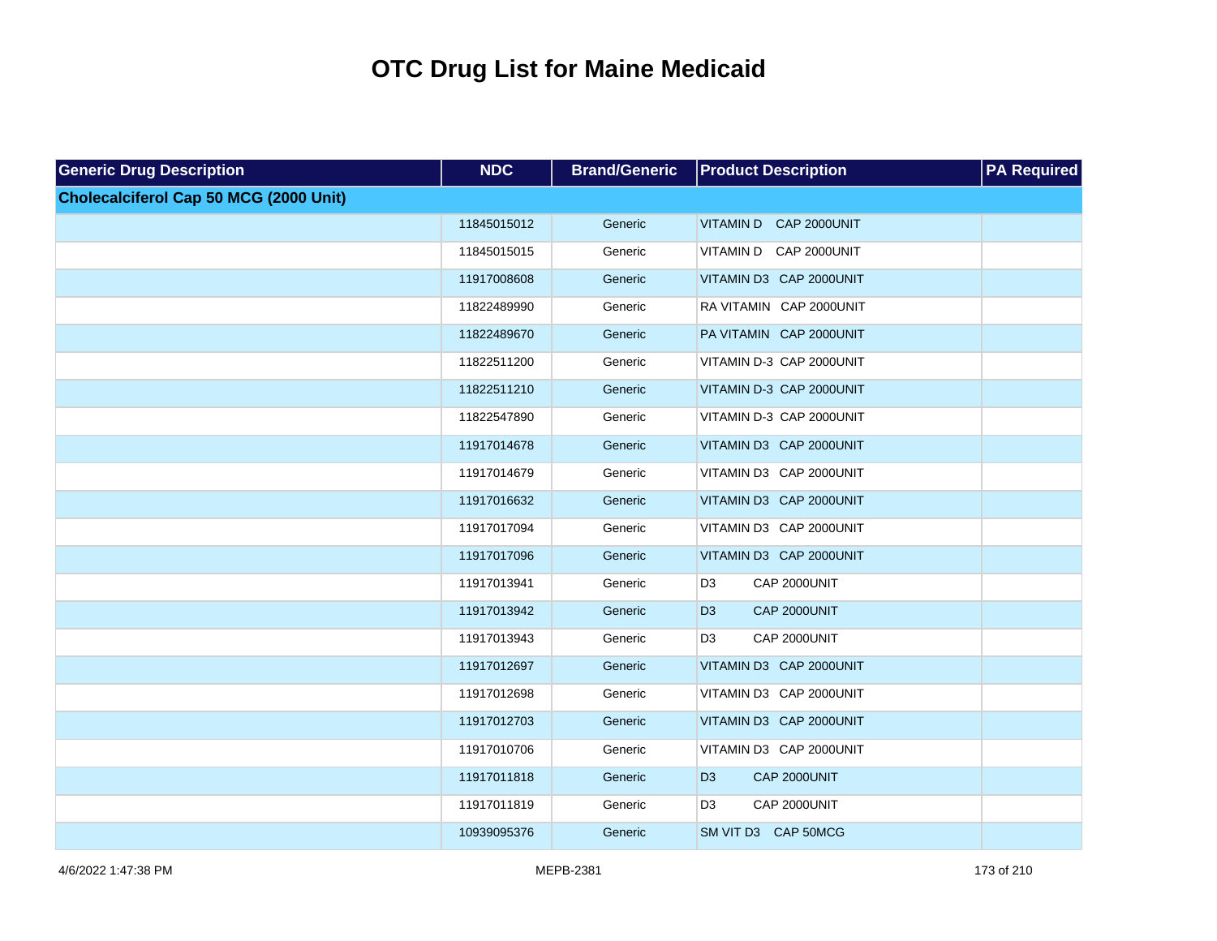# OTC Drug List for Maine Medicaid

| Generic Drug Description | NDC | Brand/Generic | Product Description | PA Required |
|---|---|---|---|---|
| **Cholecalciferol Cap 50 MCG (2000 Unit)** | | | | |
| | 11845015012 | Generic | VITAMIN D CAP 2000UNIT | |
| | 11845015015 | Generic | VITAMIN D CAP 2000UNIT | |
| | 11917008608 | Generic | VITAMIN D3 CAP 2000UNIT | |
| | 11822489990 | Generic | RA VITAMIN CAP 2000UNIT | |
| | 11822489670 | Generic | PA VITAMIN CAP 2000UNIT | |
| | 11822511200 | Generic | VITAMIN D-3 CAP 2000UNIT | |
| | 11822511210 | Generic | VITAMIN D-3 CAP 2000UNIT | |
| | 11822547890 | Generic | VITAMIN D-3 CAP 2000UNIT | |
| | 11917014678 | Generic | VITAMIN D3 CAP 2000UNIT | |
| | 11917014679 | Generic | VITAMIN D3 CAP 2000UNIT | |
| | 11917016632 | Generic | VITAMIN D3 CAP 2000UNIT | |
| | 11917017094 | Generic | VITAMIN D3 CAP 2000UNIT | |
| | 11917017096 | Generic | VITAMIN D3 CAP 2000UNIT | |
| | 11917013941 | Generic | D3 CAP 2000UNIT | |
| | 11917013942 | Generic | D3 CAP 2000UNIT | |
| | 11917013943 | Generic | D3 CAP 2000UNIT | |
| | 11917012697 | Generic | VITAMIN D3 CAP 2000UNIT | |
| | 11917012698 | Generic | VITAMIN D3 CAP 2000UNIT | |
| | 11917012703 | Generic | VITAMIN D3 CAP 2000UNIT | |
| | 11917010706 | Generic | VITAMIN D3 CAP 2000UNIT | |
| | 11917011818 | Generic | D3 CAP 2000UNIT | |
| | 11917011819 | Generic | D3 CAP 2000UNIT | |
| | 10939095376 | Generic | SM VIT D3 CAP 50MCG | |

4/6/2022 1:47:38 PM MEPB-2381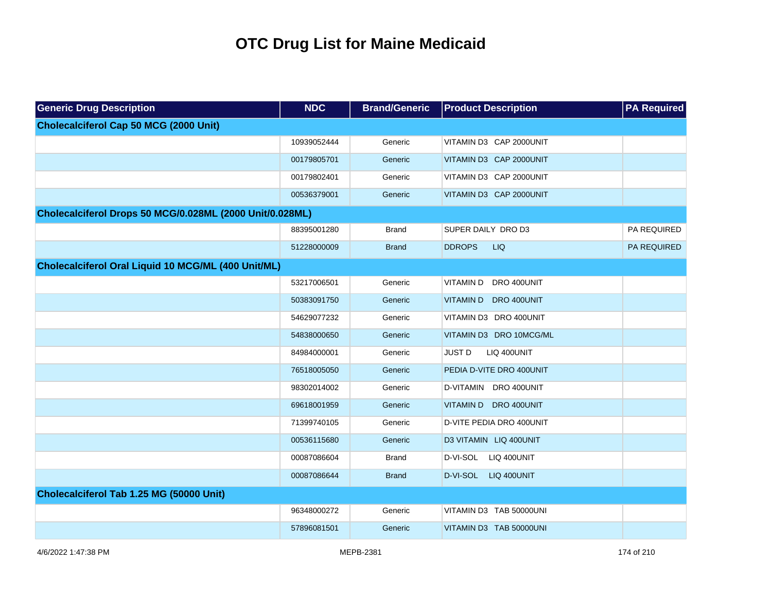# OTC Drug List for Maine Medicaid

| Generic Drug Description | NDC | Brand/Generic | Product Description | PA Required |
|---|---|---|---|---|
| **Cholecalciferol Cap 50 MCG (2000 Unit)** | | | | |
| | 10939052444 | Generic | VITAMIN D3 CAP 2000UNIT | |
| | 00179805701 | Generic | VITAMIN D3 CAP 2000UNIT | |
| | 00179802401 | Generic | VITAMIN D3 CAP 2000UNIT | |
| | 00536379001 | Generic | VITAMIN D3 CAP 2000UNIT | |
| **Cholecalciferol Drops 50 MCG/0.028ML (2000 Unit/0.028ML)** | | | | |
| | 88395001280 | Brand | SUPER DAILY DRO D3 | PA REQUIRED |
| | 51228000009 | Brand | DDROPS LIQ | PA REQUIRED |
| **Cholecalciferol Oral Liquid 10 MCG/ML (400 Unit/ML)** | | | | |
| | 53217006501 | Generic | VITAMIN D DRO 400UNIT | |
| | 50383091750 | Generic | VITAMIN D DRO 400UNIT | |
| | 54629077232 | Generic | VITAMIN D3 DRO 400UNIT | |
| | 54838000650 | Generic | VITAMIN D3 DRO 10MCG/ML | |
| | 84984000001 | Generic | JUST D LIQ 400UNIT | |
| | 76518005050 | Generic | PEDIA D-VITE DRO 400UNIT | |
| | 98302014002 | Generic | D-VITAMIN DRO 400UNIT | |
| | 69618001959 | Generic | VITAMIN D DRO 400UNIT | |
| | 71399740105 | Generic | D-VITE PEDIA DRO 400UNIT | |
| | 00536115680 | Generic | D3 VITAMIN LIQ 400UNIT | |
| | 00087086604 | Brand | D-VI-SOL LIQ 400UNIT | |
| | 00087086644 | Brand | D-VI-SOL LIQ 400UNIT | |
| **Cholecalciferol Tab 1.25 MG (50000 Unit)** | | | | |
| | 96348000272 | Generic | VITAMIN D3 TAB 50000UNI | |
| | 57896081501 | Generic | VITAMIN D3 TAB 50000UNI | |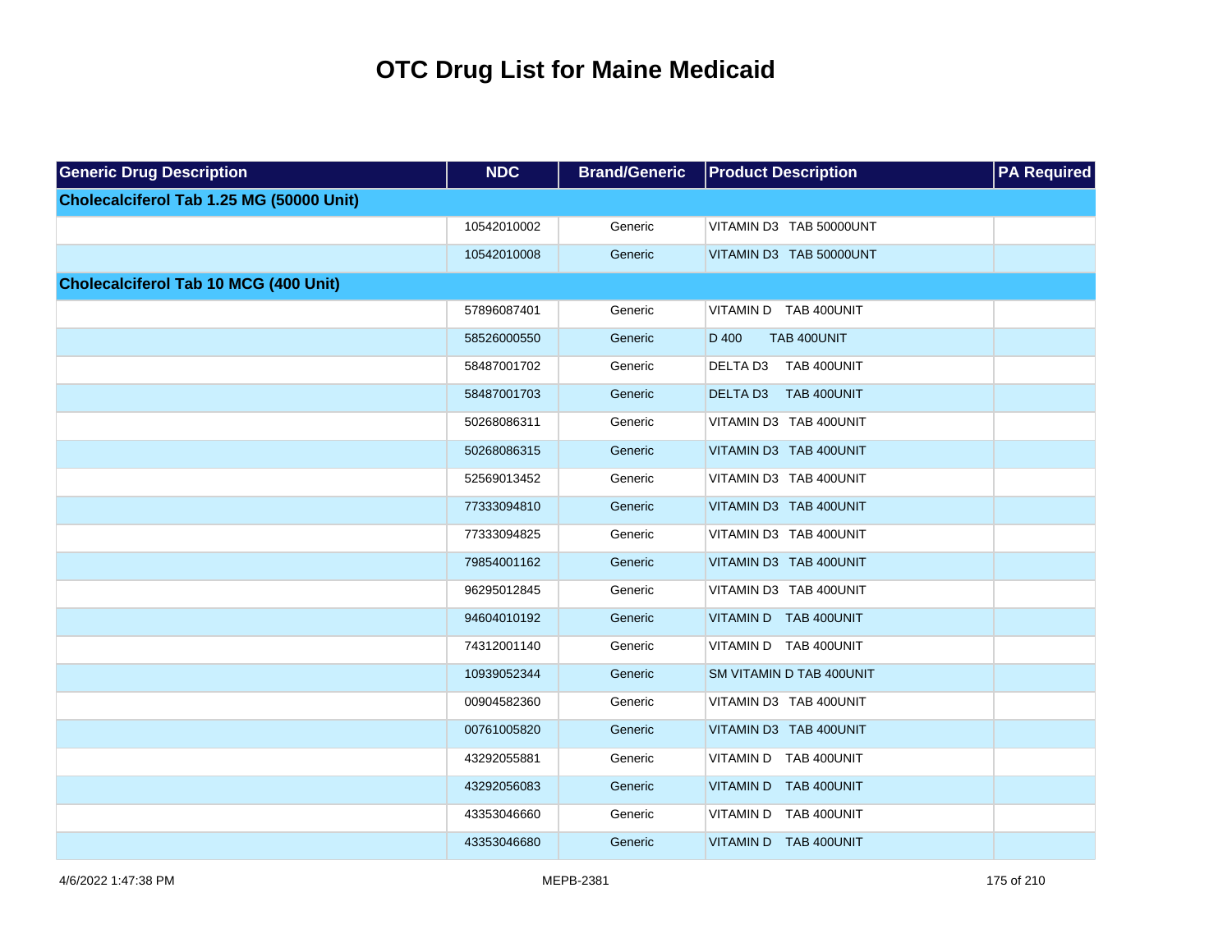# OTC Drug List for Maine Medicaid

| Generic Drug Description | NDC | Brand/Generic | Product Description | PA Required |
|---|---|---|---|---|
| **Cholecalciferol Tab 1.25 MG (50000 Unit)** | | | | |
| | 10542010002 | Generic | VITAMIN D3 TAB 50000UNT | |
| | 10542010008 | Generic | VITAMIN D3 TAB 50000UNT | |
| **Cholecalciferol Tab 10 MCG (400 Unit)** | | | | |
| | 57896087401 | Generic | VITAMIN D TAB 400UNIT | |
| | 58526000550 | Generic | D 400 TAB 400UNIT | |
| | 58487001702 | Generic | DELTA D3 TAB 400UNIT | |
| | 58487001703 | Generic | DELTA D3 TAB 400UNIT | |
| | 50268086311 | Generic | VITAMIN D3 TAB 400UNIT | |
| | 50268086315 | Generic | VITAMIN D3 TAB 400UNIT | |
| | 52569013452 | Generic | VITAMIN D3 TAB 400UNIT | |
| | 77333094810 | Generic | VITAMIN D3 TAB 400UNIT | |
| | 77333094825 | Generic | VITAMIN D3 TAB 400UNIT | |
| | 79854001162 | Generic | VITAMIN D3 TAB 400UNIT | |
| | 96295012845 | Generic | VITAMIN D3 TAB 400UNIT | |
| | 94604010192 | Generic | VITAMIN D TAB 400UNIT | |
| | 74312001140 | Generic | VITAMIN D TAB 400UNIT | |
| | 10939052344 | Generic | SM VITAMIN D TAB 400UNIT | |
| | 00904582360 | Generic | VITAMIN D3 TAB 400UNIT | |
| | 00761005820 | Generic | VITAMIN D3 TAB 400UNIT | |
| | 43292055881 | Generic | VITAMIN D TAB 400UNIT | |
| | 43292056083 | Generic | VITAMIN D TAB 400UNIT | |
| | 43353046660 | Generic | VITAMIN D TAB 400UNIT | |
| | 43353046680 | Generic | VITAMIN D TAB 400UNIT | |

4/6/2022 1:47:38 PM MEPB-2381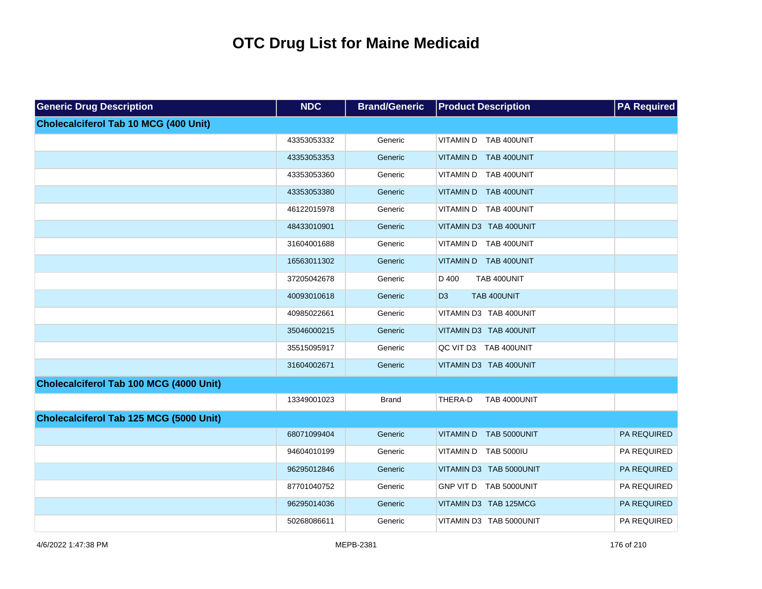# OTC Drug List for Maine Medicaid

| Generic Drug Description | NDC | Brand/Generic | Product Description | PA Required |
|---|---|---|---|---|
| **Cholecalciferol Tab 10 MCG (400 Unit)** | | | | |
| | 43353053332 | Generic | VITAMIN D TAB 400UNIT | |
| | 43353053353 | Generic | VITAMIN D TAB 400UNIT | |
| | 43353053360 | Generic | VITAMIN D TAB 400UNIT | |
| | 43353053380 | Generic | VITAMIN D TAB 400UNIT | |
| | 46122015978 | Generic | VITAMIN D TAB 400UNIT | |
| | 48433010901 | Generic | VITAMIN D3 TAB 400UNIT | |
| | 31604001688 | Generic | VITAMIN D TAB 400UNIT | |
| | 16563011302 | Generic | VITAMIN D TAB 400UNIT | |
| | 37205042678 | Generic | D 400 TAB 400UNIT | |
| | 40093010618 | Generic | D3 TAB 400UNIT | |
| | 40985022661 | Generic | VITAMIN D3 TAB 400UNIT | |
| | 35046000215 | Generic | VITAMIN D3 TAB 400UNIT | |
| | 35515095917 | Generic | QC VIT D3 TAB 400UNIT | |
| | 31604002671 | Generic | VITAMIN D3 TAB 400UNIT | |
| **Cholecalciferol Tab 100 MCG (4000 Unit)** | | | | |
| | 13349001023 | Brand | THERA-D TAB 4000UNIT | |
| **Cholecalciferol Tab 125 MCG (5000 Unit)** | | | | |
| | 68071099404 | Generic | VITAMIN D TAB 5000UNIT | PA REQUIRED |
| | 94604010199 | Generic | VITAMIN D TAB 5000IU | PA REQUIRED |
| | 96295012846 | Generic | VITAMIN D3 TAB 5000UNIT | PA REQUIRED |
| | 87701040752 | Generic | GNP VIT D TAB 5000UNIT | PA REQUIRED |
| | 96295014036 | Generic | VITAMIN D3 TAB 125MCG | PA REQUIRED |
| | 50268086611 | Generic | VITAMIN D3 TAB 5000UNIT | PA REQUIRED |

4/6/2022 1:47:38 PM MEPB-2381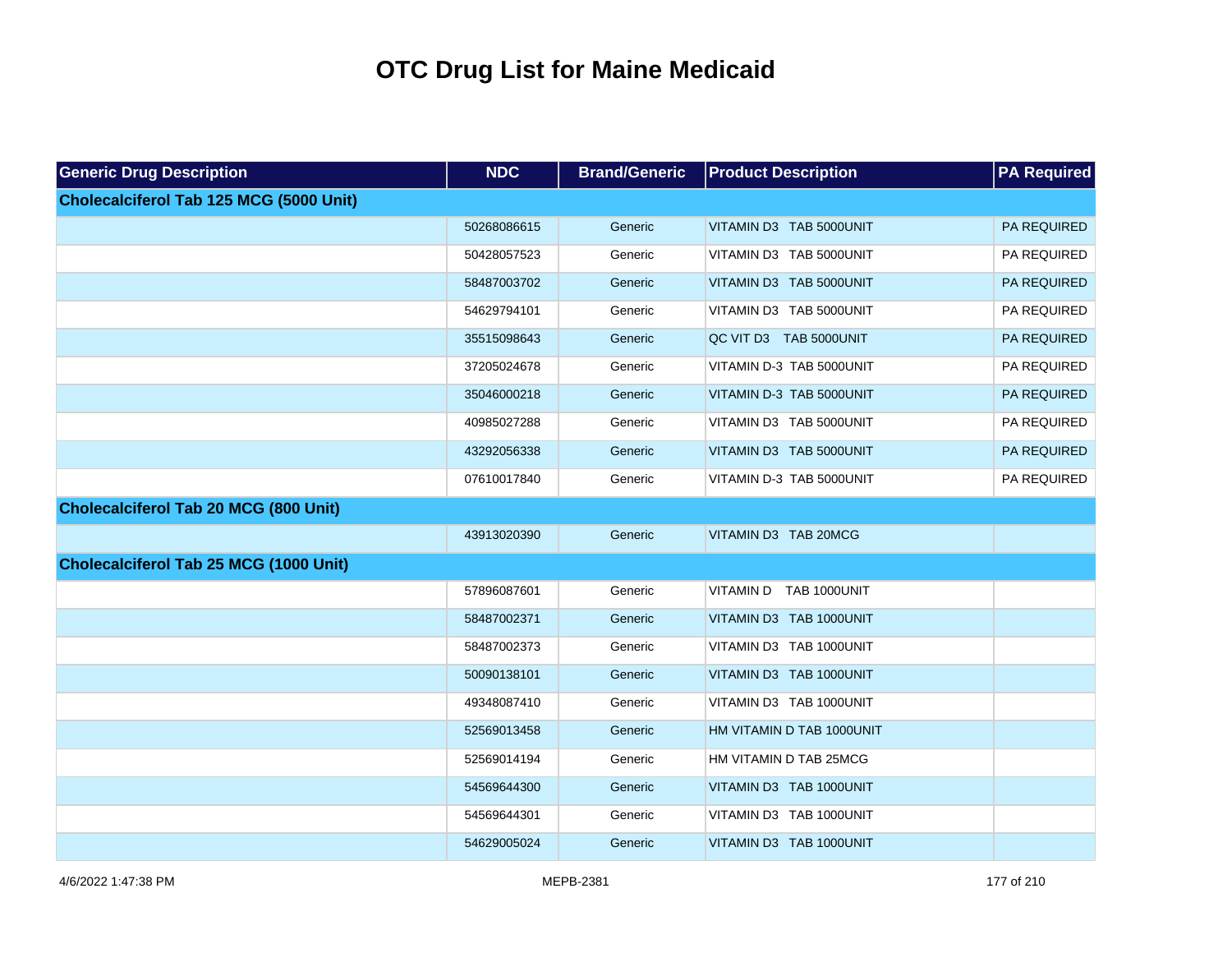# OTC Drug List for Maine Medicaid

| Generic Drug Description | NDC | Brand/Generic | Product Description | PA Required |
|---|---|---|---|---|
| **Cholecalciferol Tab 125 MCG (5000 Unit)** | | | | |
| | 50268086615 | Generic | VITAMIN D3 TAB 5000UNIT | PA REQUIRED |
| | 50428057523 | Generic | VITAMIN D3 TAB 5000UNIT | PA REQUIRED |
| | 58487003702 | Generic | VITAMIN D3 TAB 5000UNIT | PA REQUIRED |
| | 54629794101 | Generic | VITAMIN D3 TAB 5000UNIT | PA REQUIRED |
| | 35515098643 | Generic | QC VIT D3 TAB 5000UNIT | PA REQUIRED |
| | 37205024678 | Generic | VITAMIN D-3 TAB 5000UNIT | PA REQUIRED |
| | 35046000218 | Generic | VITAMIN D-3 TAB 5000UNIT | PA REQUIRED |
| | 40985027288 | Generic | VITAMIN D3 TAB 5000UNIT | PA REQUIRED |
| | 43292056338 | Generic | VITAMIN D3 TAB 5000UNIT | PA REQUIRED |
| | 07610017840 | Generic | VITAMIN D-3 TAB 5000UNIT | PA REQUIRED |
| **Cholecalciferol Tab 20 MCG (800 Unit)** | | | | |
| | 43913020390 | Generic | VITAMIN D3 TAB 20MCG | |
| **Cholecalciferol Tab 25 MCG (1000 Unit)** | | | | |
| | 57896087601 | Generic | VITAMIN D TAB 1000UNIT | |
| | 58487002371 | Generic | VITAMIN D3 TAB 1000UNIT | |
| | 58487002373 | Generic | VITAMIN D3 TAB 1000UNIT | |
| | 50090138101 | Generic | VITAMIN D3 TAB 1000UNIT | |
| | 49348087410 | Generic | VITAMIN D3 TAB 1000UNIT | |
| | 52569013458 | Generic | HM VITAMIN D TAB 1000UNIT | |
| | 52569014194 | Generic | HM VITAMIN D TAB 25MCG | |
| | 54569644300 | Generic | VITAMIN D3 TAB 1000UNIT | |
| | 54569644301 | Generic | VITAMIN D3 TAB 1000UNIT | |
| | 54629005024 | Generic | VITAMIN D3 TAB 1000UNIT | |

4/6/2022 1:47:38 PM MEPB-2381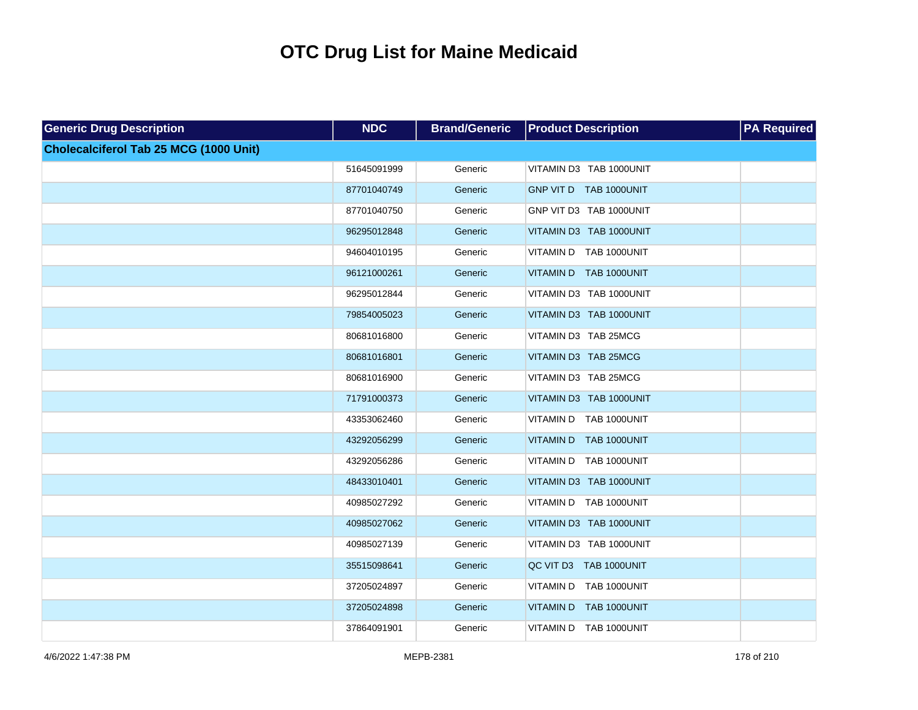# OTC Drug List for Maine Medicaid

| Generic Drug Description | NDC | Brand/Generic | Product Description | PA Required |
|---|---|---|---|---|
| **Cholecalciferol Tab 25 MCG (1000 Unit)** | | | | |
| | 51645091999 | Generic | VITAMIN D3 TAB 1000UNIT | |
| | 87701040749 | Generic | GNP VIT D TAB 1000UNIT | |
| | 87701040750 | Generic | GNP VIT D3 TAB 1000UNIT | |
| | 96295012848 | Generic | VITAMIN D3 TAB 1000UNIT | |
| | 94604010195 | Generic | VITAMIN D TAB 1000UNIT | |
| | 96121000261 | Generic | VITAMIN D TAB 1000UNIT | |
| | 96295012844 | Generic | VITAMIN D3 TAB 1000UNIT | |
| | 79854005023 | Generic | VITAMIN D3 TAB 1000UNIT | |
| | 80681016800 | Generic | VITAMIN D3 TAB 25MCG | |
| | 80681016801 | Generic | VITAMIN D3 TAB 25MCG | |
| | 80681016900 | Generic | VITAMIN D3 TAB 25MCG | |
| | 71791000373 | Generic | VITAMIN D3 TAB 1000UNIT | |
| | 43353062460 | Generic | VITAMIN D TAB 1000UNIT | |
| | 43292056299 | Generic | VITAMIN D TAB 1000UNIT | |
| | 43292056286 | Generic | VITAMIN D TAB 1000UNIT | |
| | 48433010401 | Generic | VITAMIN D3 TAB 1000UNIT | |
| | 40985027292 | Generic | VITAMIN D TAB 1000UNIT | |
| | 40985027062 | Generic | VITAMIN D3 TAB 1000UNIT | |
| | 40985027139 | Generic | VITAMIN D3 TAB 1000UNIT | |
| | 35515098641 | Generic | QC VIT D3 TAB 1000UNIT | |
| | 37205024897 | Generic | VITAMIN D TAB 1000UNIT | |
| | 37205024898 | Generic | VITAMIN D TAB 1000UNIT | |
| | 37864091901 | Generic | VITAMIN D TAB 1000UNIT | |

4/6/2022 1:47:38 PM MEPB-2381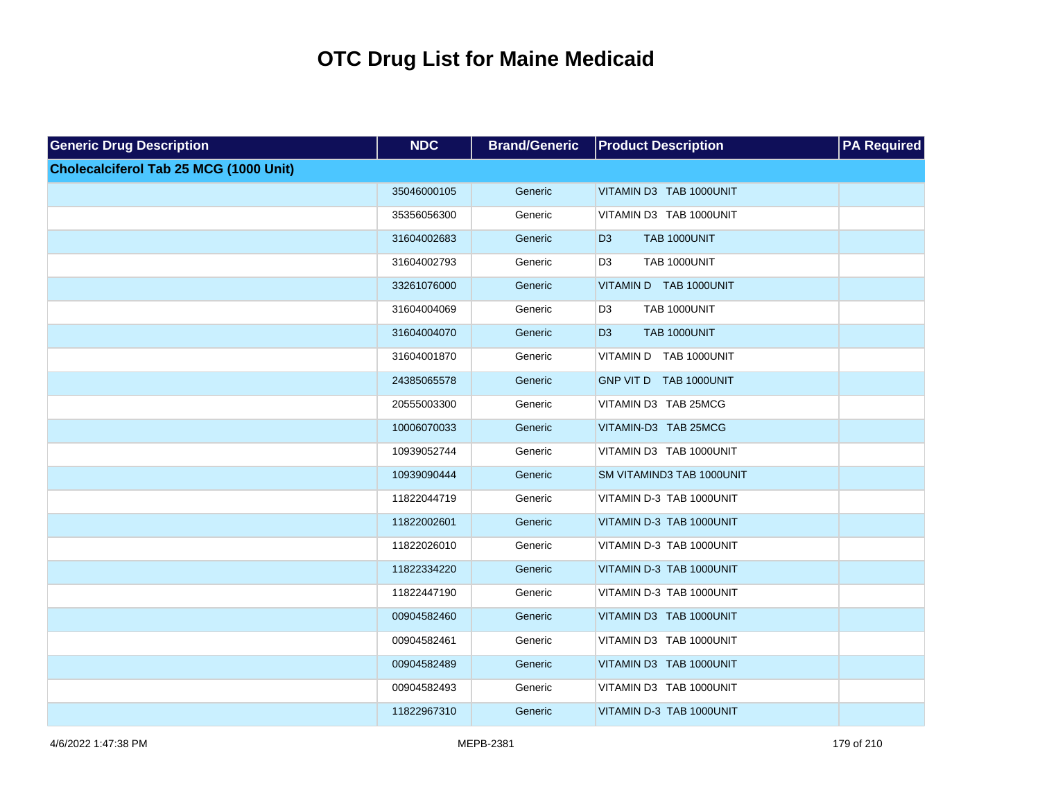# OTC Drug List for Maine Medicaid

| Generic Drug Description | NDC | Brand/Generic | Product Description | PA Required |
|---|---|---|---|---|
| **Cholecalciferol Tab 25 MCG (1000 Unit)** | | | | |
| | 35046000105 | Generic | VITAMIN D3 TAB 1000UNIT | |
| | 35356056300 | Generic | VITAMIN D3 TAB 1000UNIT | |
| | 31604002683 | Generic | D3 TAB 1000UNIT | |
| | 31604002793 | Generic | D3 TAB 1000UNIT | |
| | 33261076000 | Generic | VITAMIN D TAB 1000UNIT | |
| | 31604004069 | Generic | D3 TAB 1000UNIT | |
| | 31604004070 | Generic | D3 TAB 1000UNIT | |
| | 31604001870 | Generic | VITAMIN D TAB 1000UNIT | |
| | 24385065578 | Generic | GNP VIT D TAB 1000UNIT | |
| | 20555003300 | Generic | VITAMIN D3 TAB 25MCG | |
| | 10006070033 | Generic | VITAMIN-D3 TAB 25MCG | |
| | 10939052744 | Generic | VITAMIN D3 TAB 1000UNIT | |
| | 10939090444 | Generic | SM VITAMIND3 TAB 1000UNIT | |
| | 11822044719 | Generic | VITAMIN D-3 TAB 1000UNIT | |
| | 11822002601 | Generic | VITAMIN D-3 TAB 1000UNIT | |
| | 11822026010 | Generic | VITAMIN D-3 TAB 1000UNIT | |
| | 11822334220 | Generic | VITAMIN D-3 TAB 1000UNIT | |
| | 11822447190 | Generic | VITAMIN D-3 TAB 1000UNIT | |
| | 00904582460 | Generic | VITAMIN D3 TAB 1000UNIT | |
| | 00904582461 | Generic | VITAMIN D3 TAB 1000UNIT | |
| | 00904582489 | Generic | VITAMIN D3 TAB 1000UNIT | |
| | 00904582493 | Generic | VITAMIN D3 TAB 1000UNIT | |
| | 11822967310 | Generic | VITAMIN D-3 TAB 1000UNIT | |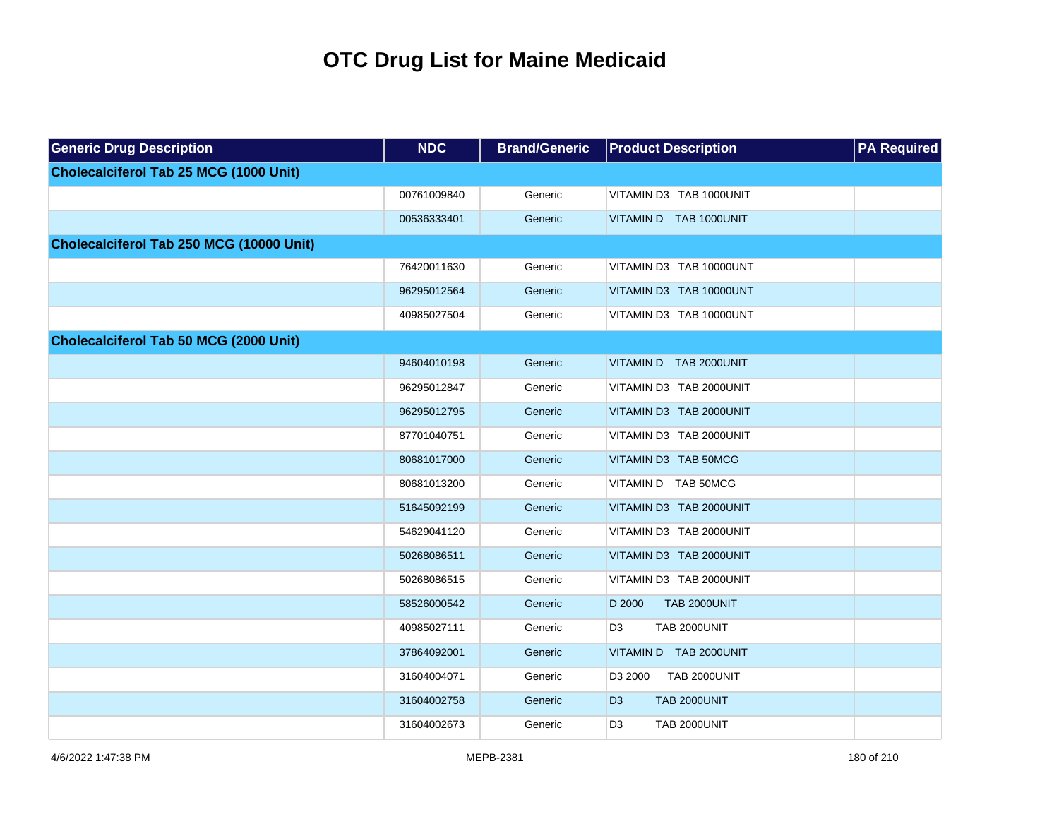# OTC Drug List for Maine Medicaid

| Generic Drug Description | NDC | Brand/Generic | Product Description | PA Required |
|---|---|---|---|---|
| **Cholecalciferol Tab 25 MCG (1000 Unit)** | | | | |
| | 00761009840 | Generic | VITAMIN D3 TAB 1000UNIT | |
| | 00536333401 | Generic | VITAMIN D TAB 1000UNIT | |
| **Cholecalciferol Tab 250 MCG (10000 Unit)** | | | | |
| | 76420011630 | Generic | VITAMIN D3 TAB 10000UNT | |
| | 96295012564 | Generic | VITAMIN D3 TAB 10000UNT | |
| | 40985027504 | Generic | VITAMIN D3 TAB 10000UNT | |
| **Cholecalciferol Tab 50 MCG (2000 Unit)** | | | | |
| | 94604010198 | Generic | VITAMIN D TAB 2000UNIT | |
| | 96295012847 | Generic | VITAMIN D3 TAB 2000UNIT | |
| | 96295012795 | Generic | VITAMIN D3 TAB 2000UNIT | |
| | 87701040751 | Generic | VITAMIN D3 TAB 2000UNIT | |
| | 80681017000 | Generic | VITAMIN D3 TAB 50MCG | |
| | 80681013200 | Generic | VITAMIN D TAB 50MCG | |
| | 51645092199 | Generic | VITAMIN D3 TAB 2000UNIT | |
| | 54629041120 | Generic | VITAMIN D3 TAB 2000UNIT | |
| | 50268086511 | Generic | VITAMIN D3 TAB 2000UNIT | |
| | 50268086515 | Generic | VITAMIN D3 TAB 2000UNIT | |
| | 58526000542 | Generic | D 2000 TAB 2000UNIT | |
| | 40985027111 | Generic | D3 TAB 2000UNIT | |
| | 37864092001 | Generic | VITAMIN D TAB 2000UNIT | |
| | 31604004071 | Generic | D3 2000 TAB 2000UNIT | |
| | 31604002758 | Generic | D3 TAB 2000UNIT | |
| | 31604002673 | Generic | D3 TAB 2000UNIT | |

4/6/2022 1:47:38 PM MEPB-2381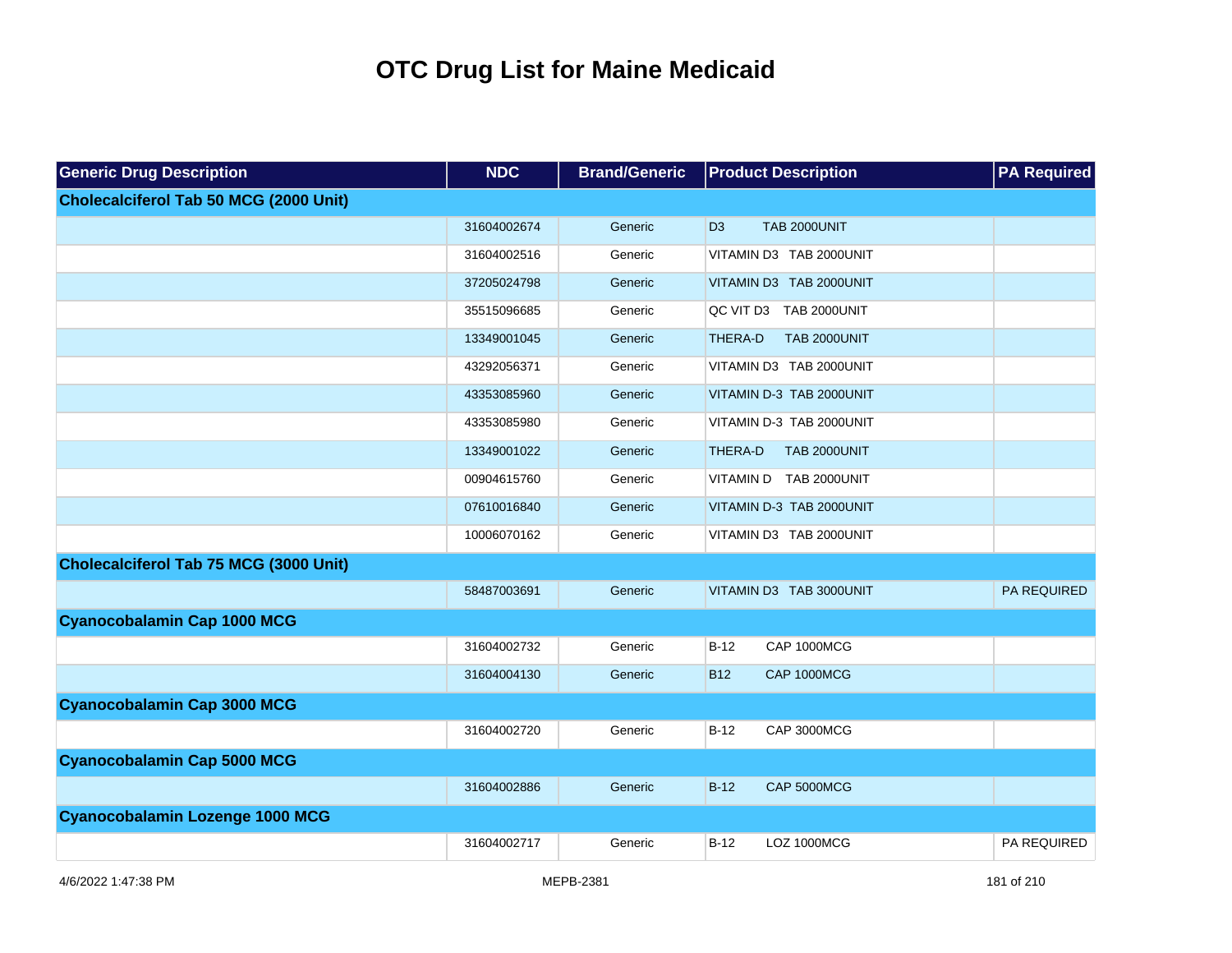# OTC Drug List for Maine Medicaid

| Generic Drug Description | NDC | Brand/Generic | Product Description | PA Required |
|---|---|---|---|---|
| **Cholecalciferol Tab 50 MCG (2000 Unit)** | | | | |
| | 31604002674 | Generic | D3 TAB 2000UNIT | |
| | 31604002516 | Generic | VITAMIN D3 TAB 2000UNIT | |
| | 37205024798 | Generic | VITAMIN D3 TAB 2000UNIT | |
| | 35515096685 | Generic | QC VIT D3 TAB 2000UNIT | |
| | 13349001045 | Generic | THERA-D TAB 2000UNIT | |
| | 43292056371 | Generic | VITAMIN D3 TAB 2000UNIT | |
| | 43353085960 | Generic | VITAMIN D-3 TAB 2000UNIT | |
| | 43353085980 | Generic | VITAMIN D-3 TAB 2000UNIT | |
| | 13349001022 | Generic | THERA-D TAB 2000UNIT | |
| | 00904615760 | Generic | VITAMIN D TAB 2000UNIT | |
| | 07610016840 | Generic | VITAMIN D-3 TAB 2000UNIT | |
| | 10006070162 | Generic | VITAMIN D3 TAB 2000UNIT | |
| **Cholecalciferol Tab 75 MCG (3000 Unit)** | | | | |
| | 58487003691 | Generic | VITAMIN D3 TAB 3000UNIT | PA REQUIRED |
| **Cyanocobalamin Cap 1000 MCG** | | | | |
| | 31604002732 | Generic | B-12 CAP 1000MCG | |
| | 31604004130 | Generic | B12 CAP 1000MCG | |
| **Cyanocobalamin Cap 3000 MCG** | | | | |
| | 31604002720 | Generic | B-12 CAP 3000MCG | |
| **Cyanocobalamin Cap 5000 MCG** | | | | |
| | 31604002886 | Generic | B-12 CAP 5000MCG | |
| **Cyanocobalamin Lozenge 1000 MCG** | | | | |
| | 31604002717 | Generic | B-12 LOZ 1000MCG | PA REQUIRED |

4/6/2022 1:47:38 PM MEPB-2381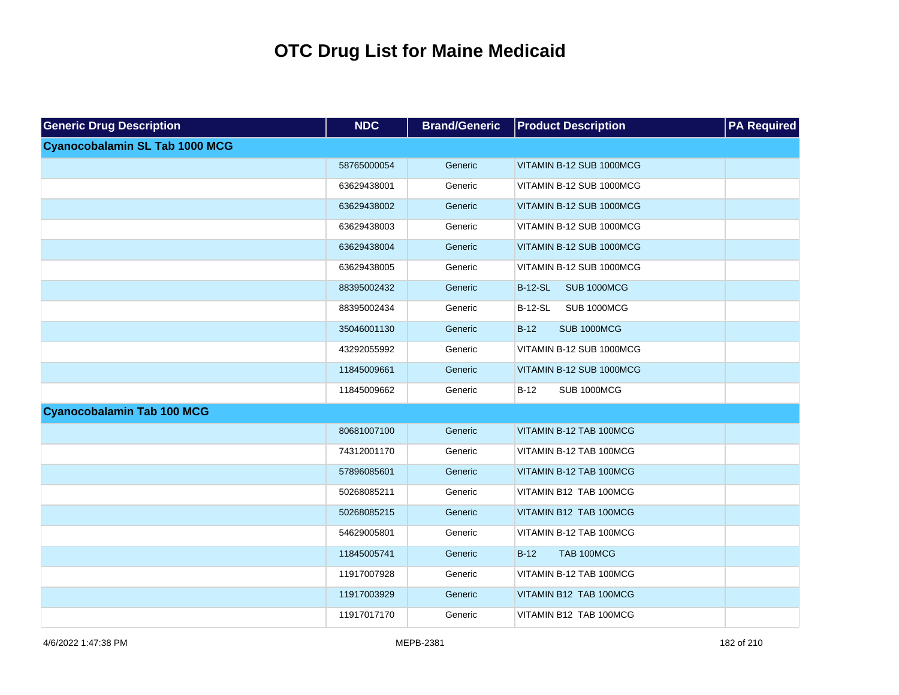# OTC Drug List for Maine Medicaid

| Generic Drug Description | NDC | Brand/Generic | Product Description | PA Required |
|---|---|---|---|---|
| **Cyanocobalamin SL Tab 1000 MCG** | | | | |
| | 58765000054 | Generic | VITAMIN B-12 SUB 1000MCG | |
| | 63629438001 | Generic | VITAMIN B-12 SUB 1000MCG | |
| | 63629438002 | Generic | VITAMIN B-12 SUB 1000MCG | |
| | 63629438003 | Generic | VITAMIN B-12 SUB 1000MCG | |
| | 63629438004 | Generic | VITAMIN B-12 SUB 1000MCG | |
| | 63629438005 | Generic | VITAMIN B-12 SUB 1000MCG | |
| | 88395002432 | Generic | B-12-SL SUB 1000MCG | |
| | 88395002434 | Generic | B-12-SL SUB 1000MCG | |
| | 35046001130 | Generic | B-12 SUB 1000MCG | |
| | 43292055992 | Generic | VITAMIN B-12 SUB 1000MCG | |
| | 11845009661 | Generic | VITAMIN B-12 SUB 1000MCG | |
| | 11845009662 | Generic | B-12 SUB 1000MCG | |
| **Cyanocobalamin Tab 100 MCG** | | | | |
| | 80681007100 | Generic | VITAMIN B-12 TAB 100MCG | |
| | 74312001170 | Generic | VITAMIN B-12 TAB 100MCG | |
| | 57896085601 | Generic | VITAMIN B-12 TAB 100MCG | |
| | 50268085211 | Generic | VITAMIN B12 TAB 100MCG | |
| | 50268085215 | Generic | VITAMIN B12 TAB 100MCG | |
| | 54629005801 | Generic | VITAMIN B-12 TAB 100MCG | |
| | 11845005741 | Generic | B-12 TAB 100MCG | |
| | 11917007928 | Generic | VITAMIN B-12 TAB 100MCG | |
| | 11917003929 | Generic | VITAMIN B12 TAB 100MCG | |
| | 11917017170 | Generic | VITAMIN B12 TAB 100MCG | |

4/6/2022 1:47:38 PM MEPB-2381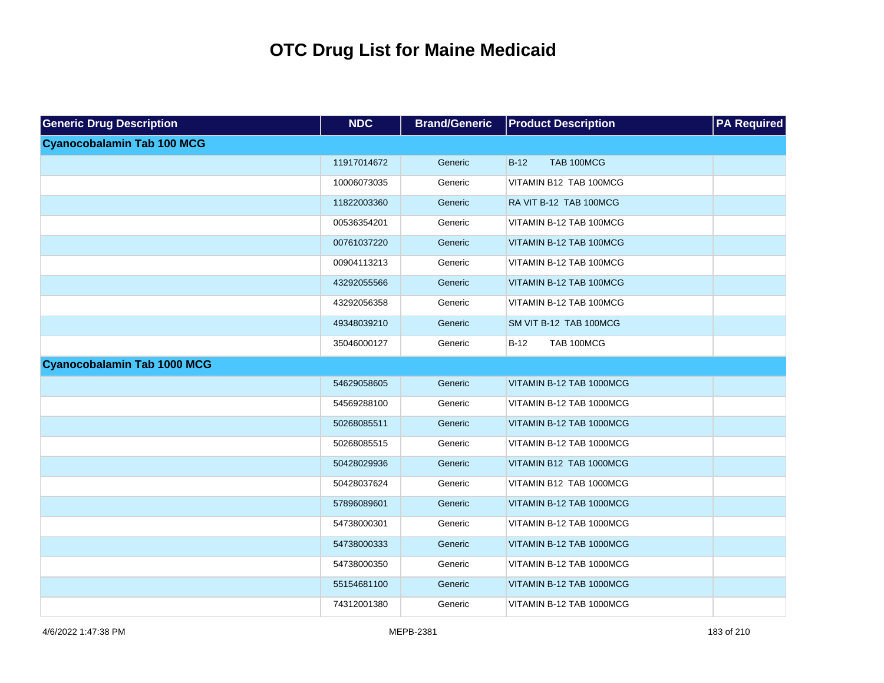# OTC Drug List for Maine Medicaid

| Generic Drug Description | NDC | Brand/Generic | Product Description | PA Required |
|---|---|---|---|---|
| **Cyanocobalamin Tab 100 MCG** | | | | |
| | 11917014672 | Generic | B-12 TAB 100MCG | |
| | 10006073035 | Generic | VITAMIN B12 TAB 100MCG | |
| | 11822003360 | Generic | RA VIT B-12 TAB 100MCG | |
| | 00536354201 | Generic | VITAMIN B-12 TAB 100MCG | |
| | 00761037220 | Generic | VITAMIN B-12 TAB 100MCG | |
| | 00904113213 | Generic | VITAMIN B-12 TAB 100MCG | |
| | 43292055566 | Generic | VITAMIN B-12 TAB 100MCG | |
| | 43292056358 | Generic | VITAMIN B-12 TAB 100MCG | |
| | 49348039210 | Generic | SM VIT B-12 TAB 100MCG | |
| | 35046000127 | Generic | B-12 TAB 100MCG | |
| **Cyanocobalamin Tab 1000 MCG** | | | | |
| | 54629058605 | Generic | VITAMIN B-12 TAB 1000MCG | |
| | 54569288100 | Generic | VITAMIN B-12 TAB 1000MCG | |
| | 50268085511 | Generic | VITAMIN B-12 TAB 1000MCG | |
| | 50268085515 | Generic | VITAMIN B-12 TAB 1000MCG | |
| | 50428029936 | Generic | VITAMIN B12 TAB 1000MCG | |
| | 50428037624 | Generic | VITAMIN B12 TAB 1000MCG | |
| | 57896089601 | Generic | VITAMIN B-12 TAB 1000MCG | |
| | 54738000301 | Generic | VITAMIN B-12 TAB 1000MCG | |
| | 54738000333 | Generic | VITAMIN B-12 TAB 1000MCG | |
| | 54738000350 | Generic | VITAMIN B-12 TAB 1000MCG | |
| | 55154681100 | Generic | VITAMIN B-12 TAB 1000MCG | |
| | 74312001380 | Generic | VITAMIN B-12 TAB 1000MCG | |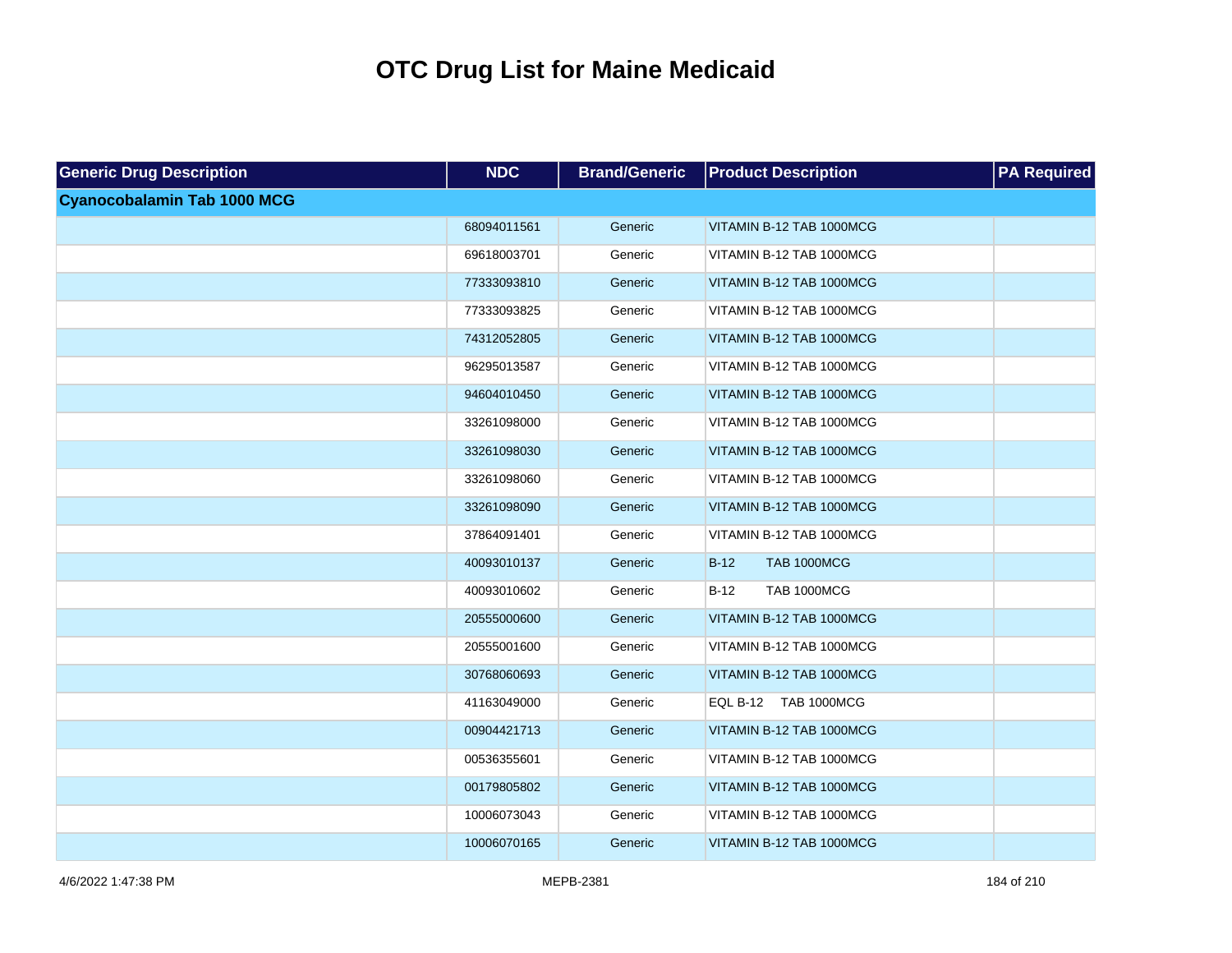# OTC Drug List for Maine Medicaid

| Generic Drug Description | NDC | Brand/Generic | Product Description | PA Required |
|---|---|---|---|---|
| **Cyanocobalamin Tab 1000 MCG** | | | | |
| | 68094011561 | Generic | VITAMIN B-12 TAB 1000MCG | |
| | 69618003701 | Generic | VITAMIN B-12 TAB 1000MCG | |
| | 77333093810 | Generic | VITAMIN B-12 TAB 1000MCG | |
| | 77333093825 | Generic | VITAMIN B-12 TAB 1000MCG | |
| | 74312052805 | Generic | VITAMIN B-12 TAB 1000MCG | |
| | 96295013587 | Generic | VITAMIN B-12 TAB 1000MCG | |
| | 94604010450 | Generic | VITAMIN B-12 TAB 1000MCG | |
| | 33261098000 | Generic | VITAMIN B-12 TAB 1000MCG | |
| | 33261098030 | Generic | VITAMIN B-12 TAB 1000MCG | |
| | 33261098060 | Generic | VITAMIN B-12 TAB 1000MCG | |
| | 33261098090 | Generic | VITAMIN B-12 TAB 1000MCG | |
| | 37864091401 | Generic | VITAMIN B-12 TAB 1000MCG | |
| | 40093010137 | Generic | B-12 TAB 1000MCG | |
| | 40093010602 | Generic | B-12 TAB 1000MCG | |
| | 20555000600 | Generic | VITAMIN B-12 TAB 1000MCG | |
| | 20555001600 | Generic | VITAMIN B-12 TAB 1000MCG | |
| | 30768060693 | Generic | VITAMIN B-12 TAB 1000MCG | |
| | 41163049000 | Generic | EQL B-12 TAB 1000MCG | |
| | 00904421713 | Generic | VITAMIN B-12 TAB 1000MCG | |
| | 00536355601 | Generic | VITAMIN B-12 TAB 1000MCG | |
| | 00179805802 | Generic | VITAMIN B-12 TAB 1000MCG | |
| | 10006073043 | Generic | VITAMIN B-12 TAB 1000MCG | |
| | 10006070165 | Generic | VITAMIN B-12 TAB 1000MCG | |

4/6/2022 1:47:38 PM MEPB-2381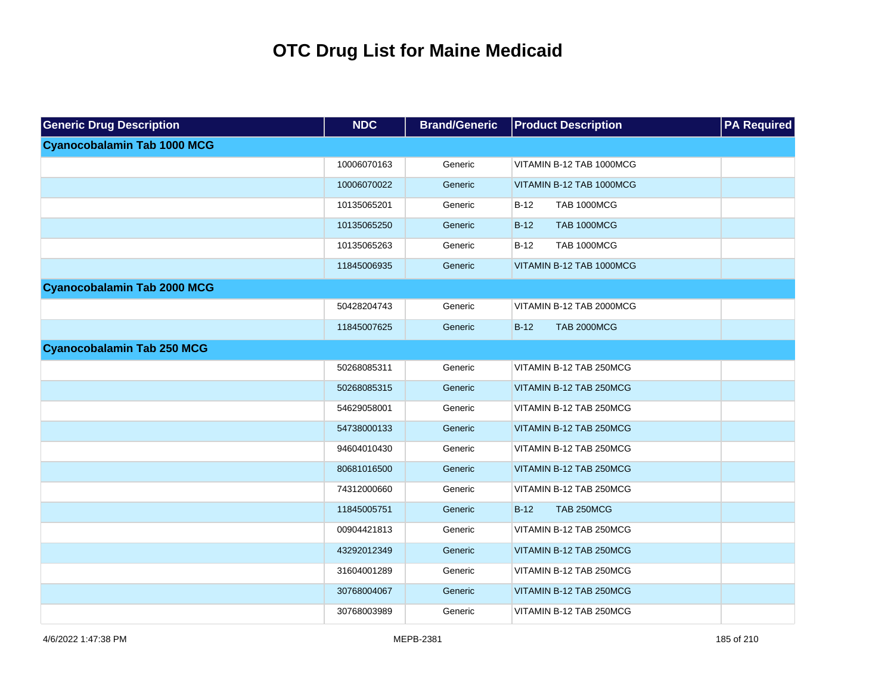# OTC Drug List for Maine Medicaid

| Generic Drug Description | NDC | Brand/Generic | Product Description | PA Required |
|---|---|---|---|---|
| **Cyanocobalamin Tab 1000 MCG** | | | | |
| | 10006070163 | Generic | VITAMIN B-12 TAB 1000MCG | |
| | 10006070022 | Generic | VITAMIN B-12 TAB 1000MCG | |
| | 10135065201 | Generic | B-12 TAB 1000MCG | |
| | 10135065250 | Generic | B-12 TAB 1000MCG | |
| | 10135065263 | Generic | B-12 TAB 1000MCG | |
| | 11845006935 | Generic | VITAMIN B-12 TAB 1000MCG | |
| **Cyanocobalamin Tab 2000 MCG** | | | | |
| | 50428204743 | Generic | VITAMIN B-12 TAB 2000MCG | |
| | 11845007625 | Generic | B-12 TAB 2000MCG | |
| **Cyanocobalamin Tab 250 MCG** | | | | |
| | 50268085311 | Generic | VITAMIN B-12 TAB 250MCG | |
| | 50268085315 | Generic | VITAMIN B-12 TAB 250MCG | |
| | 54629058001 | Generic | VITAMIN B-12 TAB 250MCG | |
| | 54738000133 | Generic | VITAMIN B-12 TAB 250MCG | |
| | 94604010430 | Generic | VITAMIN B-12 TAB 250MCG | |
| | 80681016500 | Generic | VITAMIN B-12 TAB 250MCG | |
| | 74312000660 | Generic | VITAMIN B-12 TAB 250MCG | |
| | 11845005751 | Generic | B-12 TAB 250MCG | |
| | 00904421813 | Generic | VITAMIN B-12 TAB 250MCG | |
| | 43292012349 | Generic | VITAMIN B-12 TAB 250MCG | |
| | 31604001289 | Generic | VITAMIN B-12 TAB 250MCG | |
| | 30768004067 | Generic | VITAMIN B-12 TAB 250MCG | |
| | 30768003989 | Generic | VITAMIN B-12 TAB 250MCG | |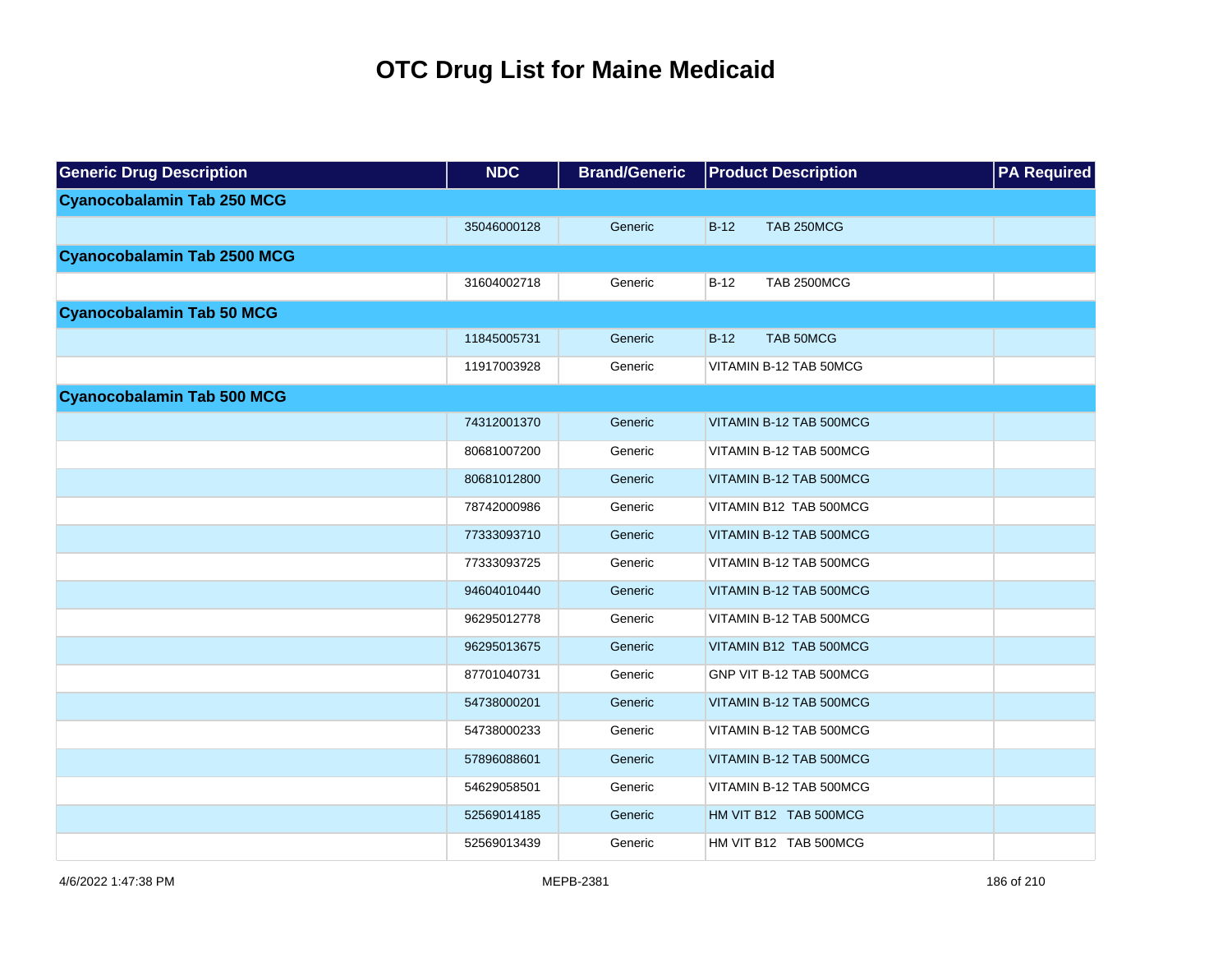# OTC Drug List for Maine Medicaid

| Generic Drug Description | NDC | Brand/Generic | Product Description | PA Required |
|---|---|---|---|---|
| **Cyanocobalamin Tab 250 MCG** | | | | |
| | 35046000128 | Generic | B-12 TAB 250MCG | |
| **Cyanocobalamin Tab 2500 MCG** | | | | |
| | 31604002718 | Generic | B-12 TAB 2500MCG | |
| **Cyanocobalamin Tab 50 MCG** | | | | |
| | 11845005731 | Generic | B-12 TAB 50MCG | |
| | 11917003928 | Generic | VITAMIN B-12 TAB 50MCG | |
| **Cyanocobalamin Tab 500 MCG** | | | | |
| | 74312001370 | Generic | VITAMIN B-12 TAB 500MCG | |
| | 80681007200 | Generic | VITAMIN B-12 TAB 500MCG | |
| | 80681012800 | Generic | VITAMIN B-12 TAB 500MCG | |
| | 78742000986 | Generic | VITAMIN B12 TAB 500MCG | |
| | 77333093710 | Generic | VITAMIN B-12 TAB 500MCG | |
| | 77333093725 | Generic | VITAMIN B-12 TAB 500MCG | |
| | 94604010440 | Generic | VITAMIN B-12 TAB 500MCG | |
| | 96295012778 | Generic | VITAMIN B-12 TAB 500MCG | |
| | 96295013675 | Generic | VITAMIN B12 TAB 500MCG | |
| | 87701040731 | Generic | GNP VIT B-12 TAB 500MCG | |
| | 54738000201 | Generic | VITAMIN B-12 TAB 500MCG | |
| | 54738000233 | Generic | VITAMIN B-12 TAB 500MCG | |
| | 57896088601 | Generic | VITAMIN B-12 TAB 500MCG | |
| | 54629058501 | Generic | VITAMIN B-12 TAB 500MCG | |
| | 52569014185 | Generic | HM VIT B12 TAB 500MCG | |
| | 52569013439 | Generic | HM VIT B12 TAB 500MCG | |

4/6/2022 1:47:38 PM MEPB-2381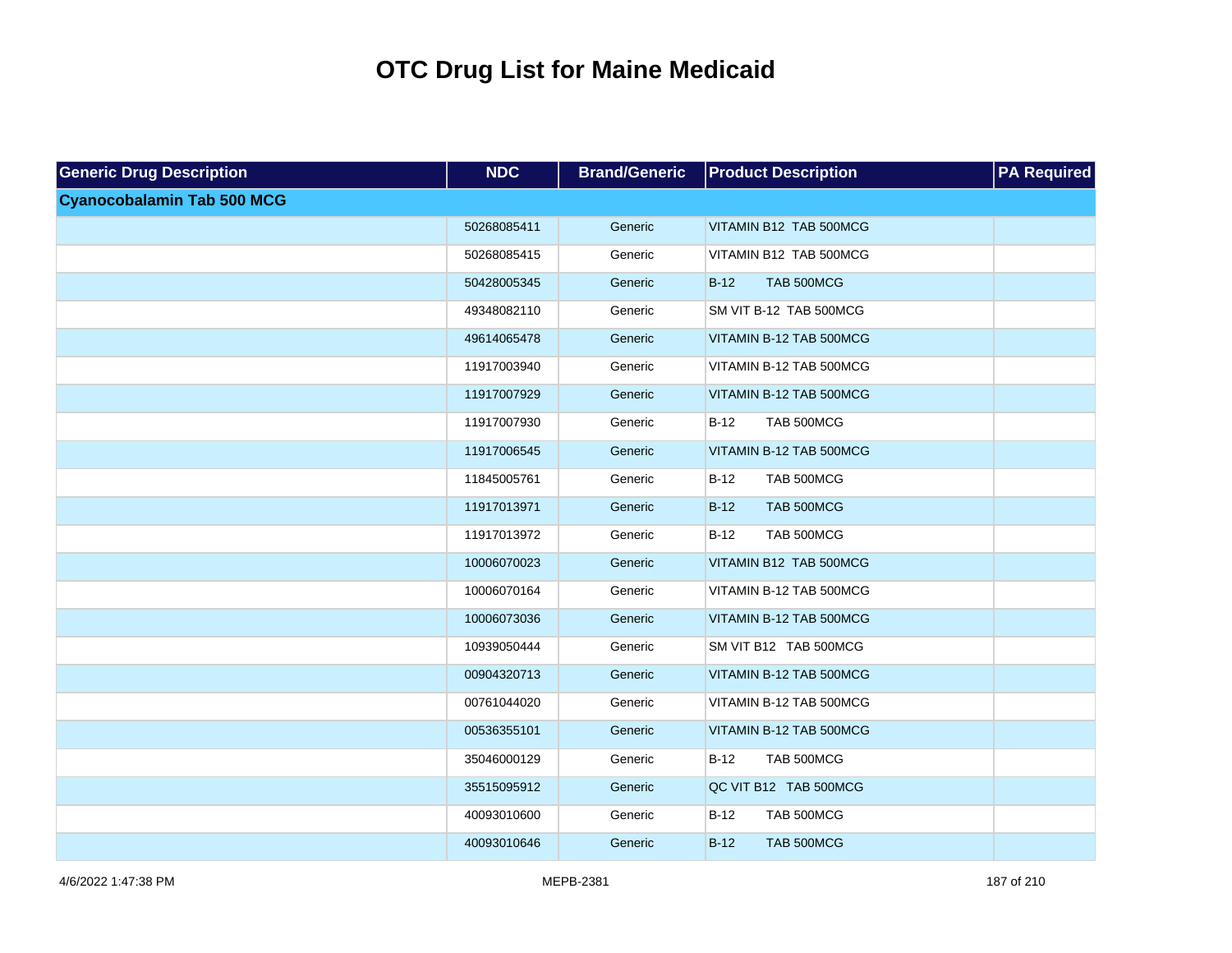# OTC Drug List for Maine Medicaid

| Generic Drug Description | NDC | Brand/Generic | Product Description | PA Required |
|---|---|---|---|---|
| **Cyanocobalamin Tab 500 MCG** | | | | |
| | 50268085411 | Generic | VITAMIN B12 TAB 500MCG | |
| | 50268085415 | Generic | VITAMIN B12 TAB 500MCG | |
| | 50428005345 | Generic | B-12 TAB 500MCG | |
| | 49348082110 | Generic | SM VIT B-12 TAB 500MCG | |
| | 49614065478 | Generic | VITAMIN B-12 TAB 500MCG | |
| | 11917003940 | Generic | VITAMIN B-12 TAB 500MCG | |
| | 11917007929 | Generic | VITAMIN B-12 TAB 500MCG | |
| | 11917007930 | Generic | B-12 TAB 500MCG | |
| | 11917006545 | Generic | VITAMIN B-12 TAB 500MCG | |
| | 11845005761 | Generic | B-12 TAB 500MCG | |
| | 11917013971 | Generic | B-12 TAB 500MCG | |
| | 11917013972 | Generic | B-12 TAB 500MCG | |
| | 10006070023 | Generic | VITAMIN B12 TAB 500MCG | |
| | 10006070164 | Generic | VITAMIN B-12 TAB 500MCG | |
| | 10006073036 | Generic | VITAMIN B-12 TAB 500MCG | |
| | 10939050444 | Generic | SM VIT B12 TAB 500MCG | |
| | 00904320713 | Generic | VITAMIN B-12 TAB 500MCG | |
| | 00761044020 | Generic | VITAMIN B-12 TAB 500MCG | |
| | 00536355101 | Generic | VITAMIN B-12 TAB 500MCG | |
| | 35046000129 | Generic | B-12 TAB 500MCG | |
| | 35515095912 | Generic | QC VIT B12 TAB 500MCG | |
| | 40093010600 | Generic | B-12 TAB 500MCG | |
| | 40093010646 | Generic | B-12 TAB 500MCG | |

4/6/2022 1:47:38 PM MEPB-2381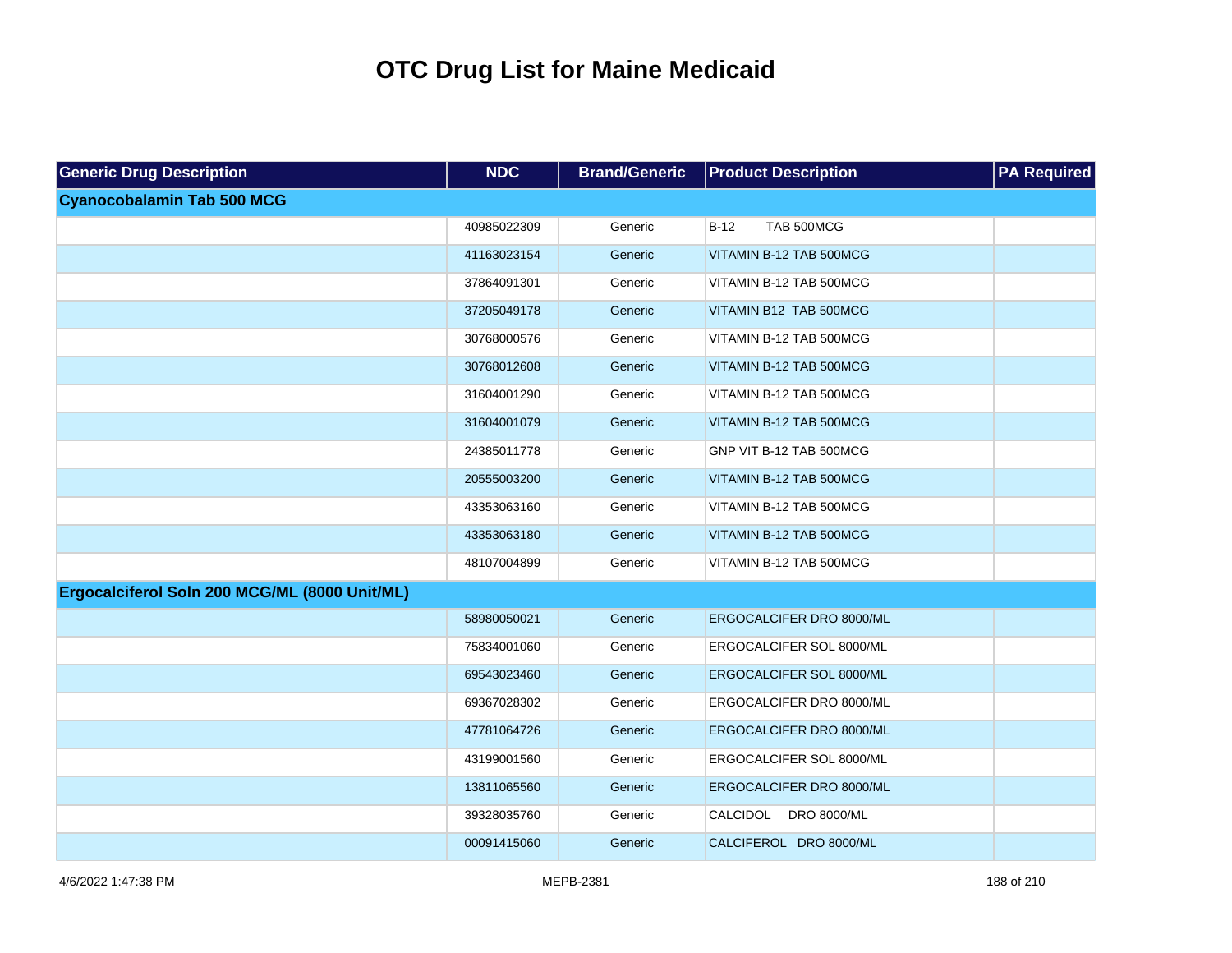# OTC Drug List for Maine Medicaid

| Generic Drug Description | NDC | Brand/Generic | Product Description | PA Required |
| --- | --- | --- | --- | --- |
| **Cyanocobalamin Tab 500 MCG** | | | | |
| | 40985022309 | Generic | B-12 TAB 500MCG | |
| | 41163023154 | Generic | VITAMIN B-12 TAB 500MCG | |
| | 37864091301 | Generic | VITAMIN B-12 TAB 500MCG | |
| | 37205049178 | Generic | VITAMIN B12 TAB 500MCG | |
| | 30768000576 | Generic | VITAMIN B-12 TAB 500MCG | |
| | 30768012608 | Generic | VITAMIN B-12 TAB 500MCG | |
| | 31604001290 | Generic | VITAMIN B-12 TAB 500MCG | |
| | 31604001079 | Generic | VITAMIN B-12 TAB 500MCG | |
| | 24385011778 | Generic | GNP VIT B-12 TAB 500MCG | |
| | 20555003200 | Generic | VITAMIN B-12 TAB 500MCG | |
| | 43353063160 | Generic | VITAMIN B-12 TAB 500MCG | |
| | 43353063180 | Generic | VITAMIN B-12 TAB 500MCG | |
| | 48107004899 | Generic | VITAMIN B-12 TAB 500MCG | |
| **Ergocalciferol Soln 200 MCG/ML (8000 Unit/ML)** | | | | |
| | 58980050021 | Generic | ERGOCALCIFER DRO 8000/ML | |
| | 75834001060 | Generic | ERGOCALCIFER SOL 8000/ML | |
| | 69543023460 | Generic | ERGOCALCIFER SOL 8000/ML | |
| | 69367028302 | Generic | ERGOCALCIFER DRO 8000/ML | |
| | 47781064726 | Generic | ERGOCALCIFER DRO 8000/ML | |
| | 43199001560 | Generic | ERGOCALCIFER SOL 8000/ML | |
| | 13811065560 | Generic | ERGOCALCIFER DRO 8000/ML | |
| | 39328035760 | Generic | CALCIDOL DRO 8000/ML | |
| | 00091415060 | Generic | CALCIFEROL DRO 8000/ML | |

4/6/2022 1:47:38 PM MEPB-2381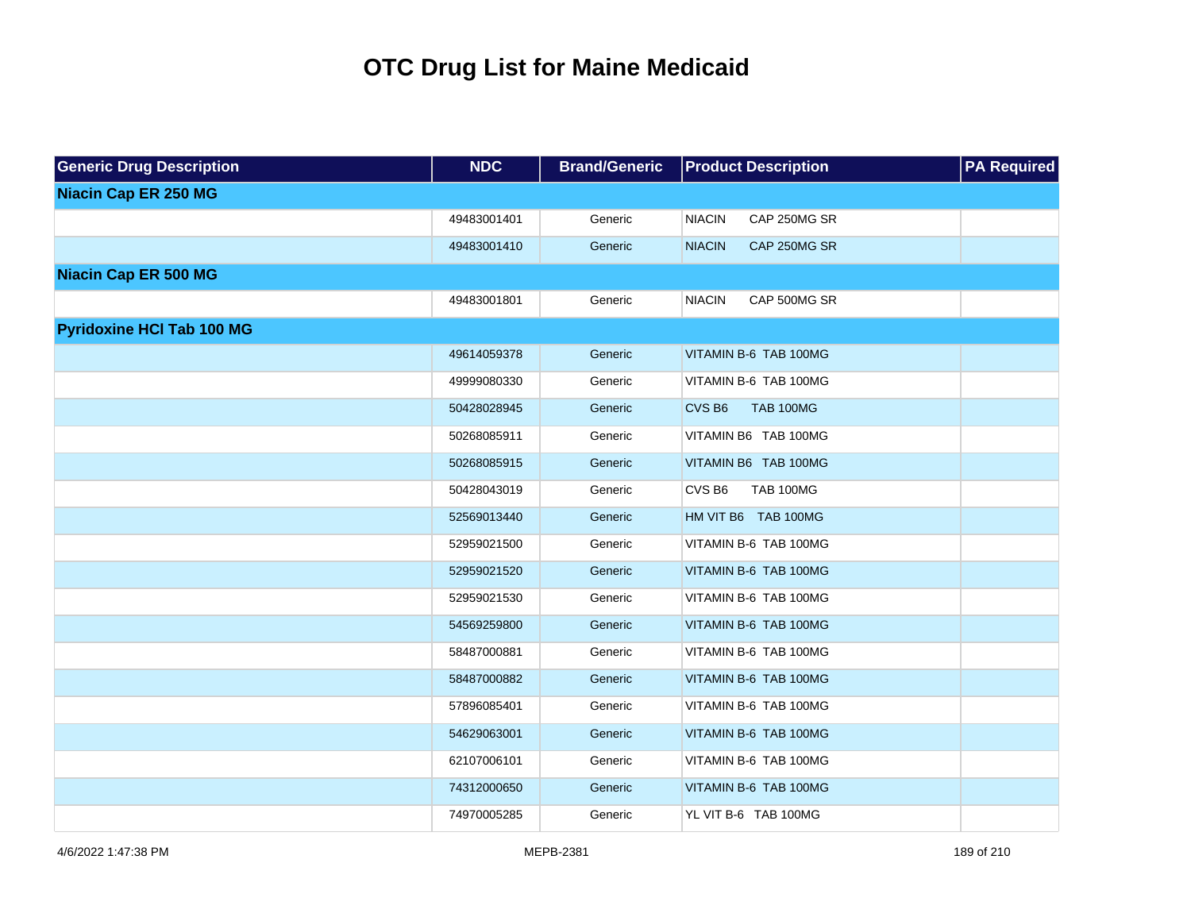# OTC Drug List for Maine Medicaid

| Generic Drug Description | NDC | Brand/Generic | Product Description | PA Required |
|---|---|---|---|---|
| **Niacin Cap ER 250 MG** | | | | |
| | 49483001401 | Generic | NIACIN CAP 250MG SR | |
| | 49483001410 | Generic | NIACIN CAP 250MG SR | |
| **Niacin Cap ER 500 MG** | | | | |
| | 49483001801 | Generic | NIACIN CAP 500MG SR | |
| **Pyridoxine HCl Tab 100 MG** | | | | |
| | 49614059378 | Generic | VITAMIN B-6 TAB 100MG | |
| | 49999080330 | Generic | VITAMIN B-6 TAB 100MG | |
| | 50428028945 | Generic | CVS B6 TAB 100MG | |
| | 50268085911 | Generic | VITAMIN B6 TAB 100MG | |
| | 50268085915 | Generic | VITAMIN B6 TAB 100MG | |
| | 50428043019 | Generic | CVS B6 TAB 100MG | |
| | 52569013440 | Generic | HM VIT B6 TAB 100MG | |
| | 52959021500 | Generic | VITAMIN B-6 TAB 100MG | |
| | 52959021520 | Generic | VITAMIN B-6 TAB 100MG | |
| | 52959021530 | Generic | VITAMIN B-6 TAB 100MG | |
| | 54569259800 | Generic | VITAMIN B-6 TAB 100MG | |
| | 58487000881 | Generic | VITAMIN B-6 TAB 100MG | |
| | 58487000882 | Generic | VITAMIN B-6 TAB 100MG | |
| | 57896085401 | Generic | VITAMIN B-6 TAB 100MG | |
| | 54629063001 | Generic | VITAMIN B-6 TAB 100MG | |
| | 62107006101 | Generic | VITAMIN B-6 TAB 100MG | |
| | 74312000650 | Generic | VITAMIN B-6 TAB 100MG | |
| | 74970005285 | Generic | YL VIT B-6 TAB 100MG | |

4/6/2022 1:47:38 PM MEPB-2381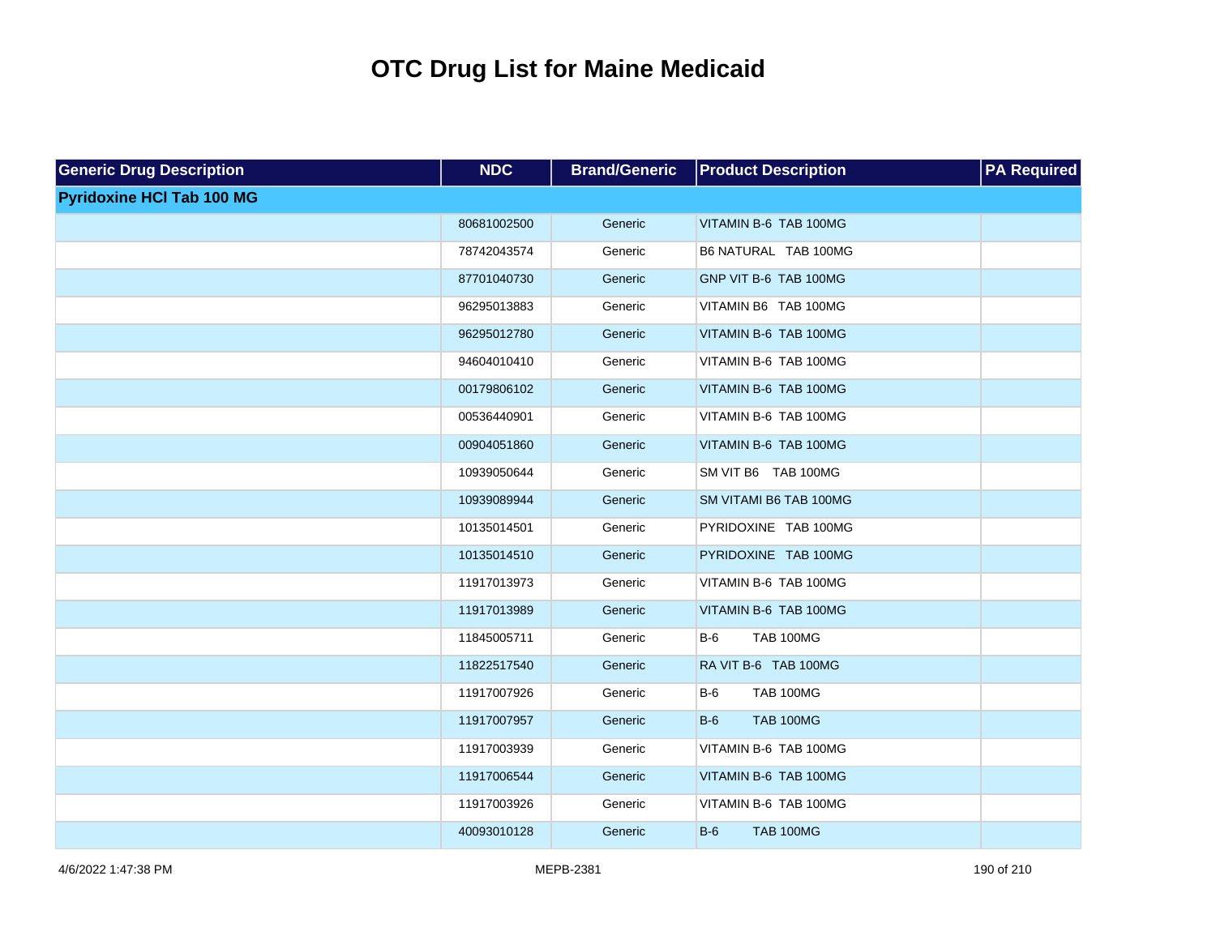# OTC Drug List for Maine Medicaid

| Generic Drug Description | NDC | Brand/Generic | Product Description | PA Required |
|---|---|---|---|---|
| **Pyridoxine HCl Tab 100 MG** | | | | |
| | 80681002500 | Generic | VITAMIN B-6 TAB 100MG | |
| | 78742043574 | Generic | B6 NATURAL TAB 100MG | |
| | 87701040730 | Generic | GNP VIT B-6 TAB 100MG | |
| | 96295013883 | Generic | VITAMIN B6 TAB 100MG | |
| | 96295012780 | Generic | VITAMIN B-6 TAB 100MG | |
| | 94604010410 | Generic | VITAMIN B-6 TAB 100MG | |
| | 00179806102 | Generic | VITAMIN B-6 TAB 100MG | |
| | 00536440901 | Generic | VITAMIN B-6 TAB 100MG | |
| | 00904051860 | Generic | VITAMIN B-6 TAB 100MG | |
| | 10939050644 | Generic | SM VIT B6 TAB 100MG | |
| | 10939089944 | Generic | SM VITAMI B6 TAB 100MG | |
| | 10135014501 | Generic | PYRIDOXINE TAB 100MG | |
| | 10135014510 | Generic | PYRIDOXINE TAB 100MG | |
| | 11917013973 | Generic | VITAMIN B-6 TAB 100MG | |
| | 11917013989 | Generic | VITAMIN B-6 TAB 100MG | |
| | 11845005711 | Generic | B-6 TAB 100MG | |
| | 11822517540 | Generic | RA VIT B-6 TAB 100MG | |
| | 11917007926 | Generic | B-6 TAB 100MG | |
| | 11917007957 | Generic | B-6 TAB 100MG | |
| | 11917003939 | Generic | VITAMIN B-6 TAB 100MG | |
| | 11917006544 | Generic | VITAMIN B-6 TAB 100MG | |
| | 11917003926 | Generic | VITAMIN B-6 TAB 100MG | |
| | 40093010128 | Generic | B-6 TAB 100MG | |

4/6/2022 1:47:38 PM MEPB-2381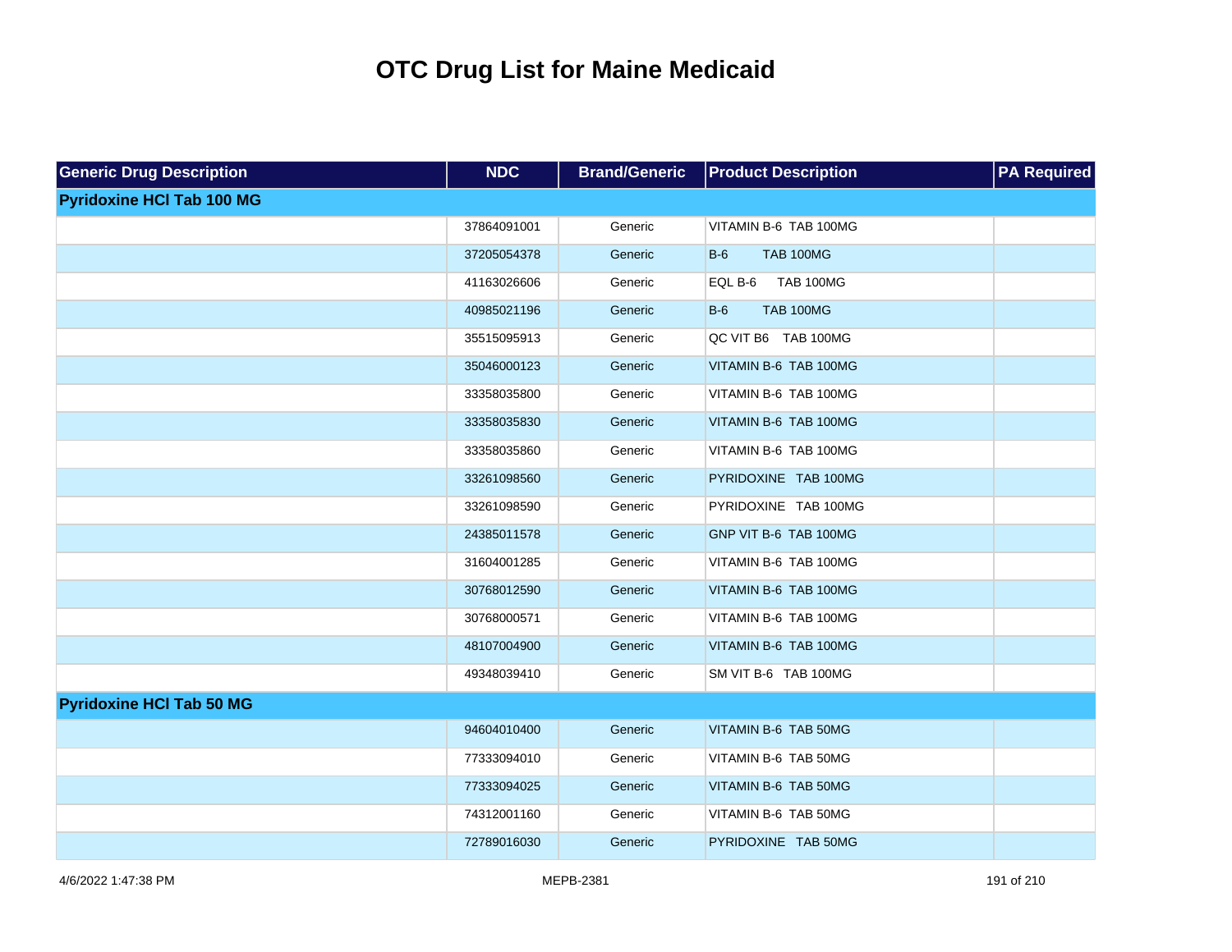# OTC Drug List for Maine Medicaid

| Generic Drug Description | NDC | Brand/Generic | Product Description | PA Required |
|---|---|---|---|---|
| **Pyridoxine HCl Tab 100 MG** | | | | |
| | 37864091001 | Generic | VITAMIN B-6 TAB 100MG | |
| | 37205054378 | Generic | B-6 TAB 100MG | |
| | 41163026606 | Generic | EQL B-6 TAB 100MG | |
| | 40985021196 | Generic | B-6 TAB 100MG | |
| | 35515095913 | Generic | QC VIT B6 TAB 100MG | |
| | 35046000123 | Generic | VITAMIN B-6 TAB 100MG | |
| | 33358035800 | Generic | VITAMIN B-6 TAB 100MG | |
| | 33358035830 | Generic | VITAMIN B-6 TAB 100MG | |
| | 33358035860 | Generic | VITAMIN B-6 TAB 100MG | |
| | 33261098560 | Generic | PYRIDOXINE TAB 100MG | |
| | 33261098590 | Generic | PYRIDOXINE TAB 100MG | |
| | 24385011578 | Generic | GNP VIT B-6 TAB 100MG | |
| | 31604001285 | Generic | VITAMIN B-6 TAB 100MG | |
| | 30768012590 | Generic | VITAMIN B-6 TAB 100MG | |
| | 30768000571 | Generic | VITAMIN B-6 TAB 100MG | |
| | 48107004900 | Generic | VITAMIN B-6 TAB 100MG | |
| | 49348039410 | Generic | SM VIT B-6 TAB 100MG | |
| **Pyridoxine HCl Tab 50 MG** | | | | |
| | 94604010400 | Generic | VITAMIN B-6 TAB 50MG | |
| | 77333094010 | Generic | VITAMIN B-6 TAB 50MG | |
| | 77333094025 | Generic | VITAMIN B-6 TAB 50MG | |
| | 74312001160 | Generic | VITAMIN B-6 TAB 50MG | |
| | 72789016030 | Generic | PYRIDOXINE TAB 50MG | |

MEPB-2381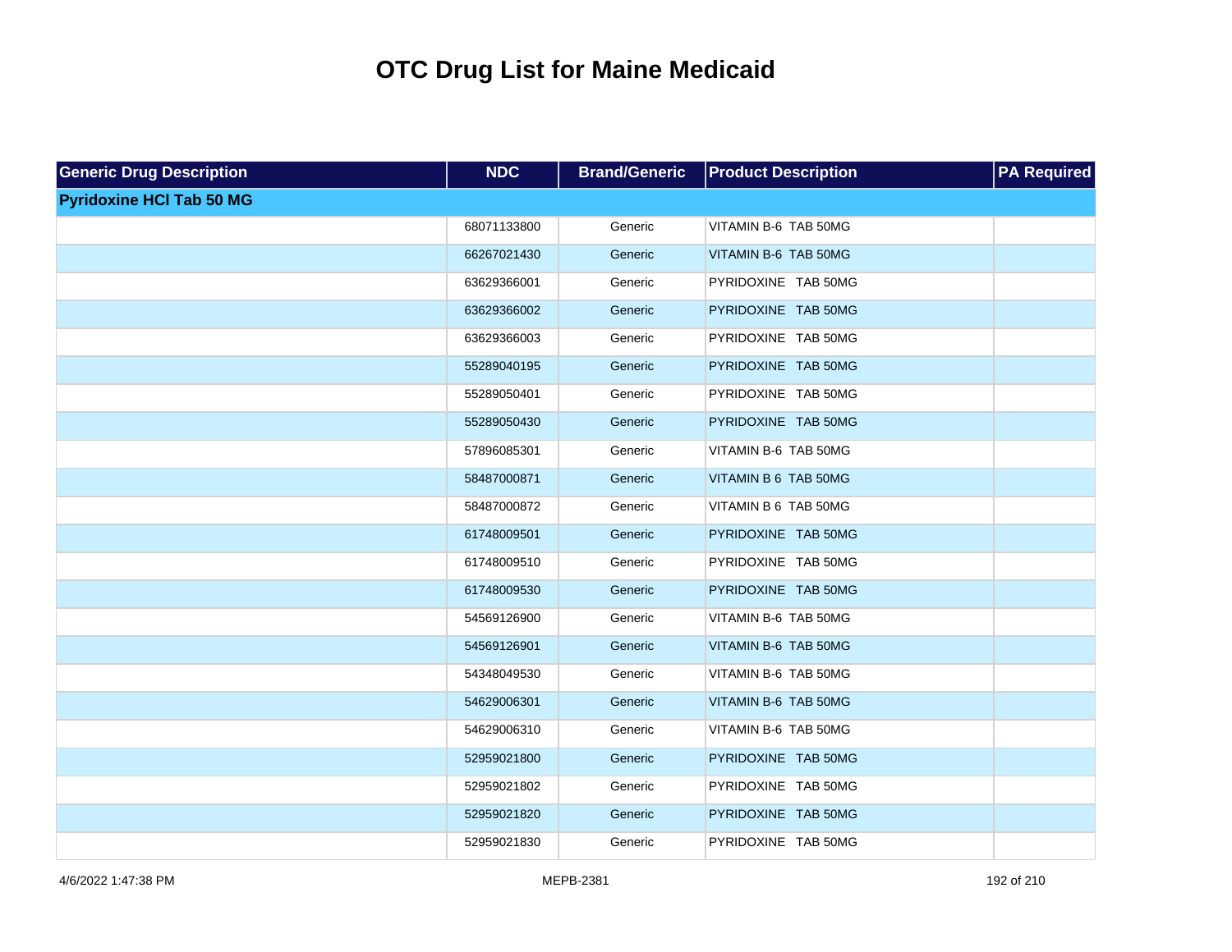# OTC Drug List for Maine Medicaid

| Generic Drug Description | NDC | Brand/Generic | Product Description | PA Required |
|---|---|---|---|---|
| **Pyridoxine HCl Tab 50 MG** | | | | |
| | 68071133800 | Generic | VITAMIN B-6 TAB 50MG | |
| | 66267021430 | Generic | VITAMIN B-6 TAB 50MG | |
| | 63629366001 | Generic | PYRIDOXINE TAB 50MG | |
| | 63629366002 | Generic | PYRIDOXINE TAB 50MG | |
| | 63629366003 | Generic | PYRIDOXINE TAB 50MG | |
| | 55289040195 | Generic | PYRIDOXINE TAB 50MG | |
| | 55289050401 | Generic | PYRIDOXINE TAB 50MG | |
| | 55289050430 | Generic | PYRIDOXINE TAB 50MG | |
| | 57896085301 | Generic | VITAMIN B-6 TAB 50MG | |
| | 58487000871 | Generic | VITAMIN B 6 TAB 50MG | |
| | 58487000872 | Generic | VITAMIN B 6 TAB 50MG | |
| | 61748009501 | Generic | PYRIDOXINE TAB 50MG | |
| | 61748009510 | Generic | PYRIDOXINE TAB 50MG | |
| | 61748009530 | Generic | PYRIDOXINE TAB 50MG | |
| | 54569126900 | Generic | VITAMIN B-6 TAB 50MG | |
| | 54569126901 | Generic | VITAMIN B-6 TAB 50MG | |
| | 54348049530 | Generic | VITAMIN B-6 TAB 50MG | |
| | 54629006301 | Generic | VITAMIN B-6 TAB 50MG | |
| | 54629006310 | Generic | VITAMIN B-6 TAB 50MG | |
| | 52959021800 | Generic | PYRIDOXINE TAB 50MG | |
| | 52959021802 | Generic | PYRIDOXINE TAB 50MG | |
| | 52959021820 | Generic | PYRIDOXINE TAB 50MG | |
| | 52959021830 | Generic | PYRIDOXINE TAB 50MG | |

4/6/2022 1:47:38 PM MEPB-2381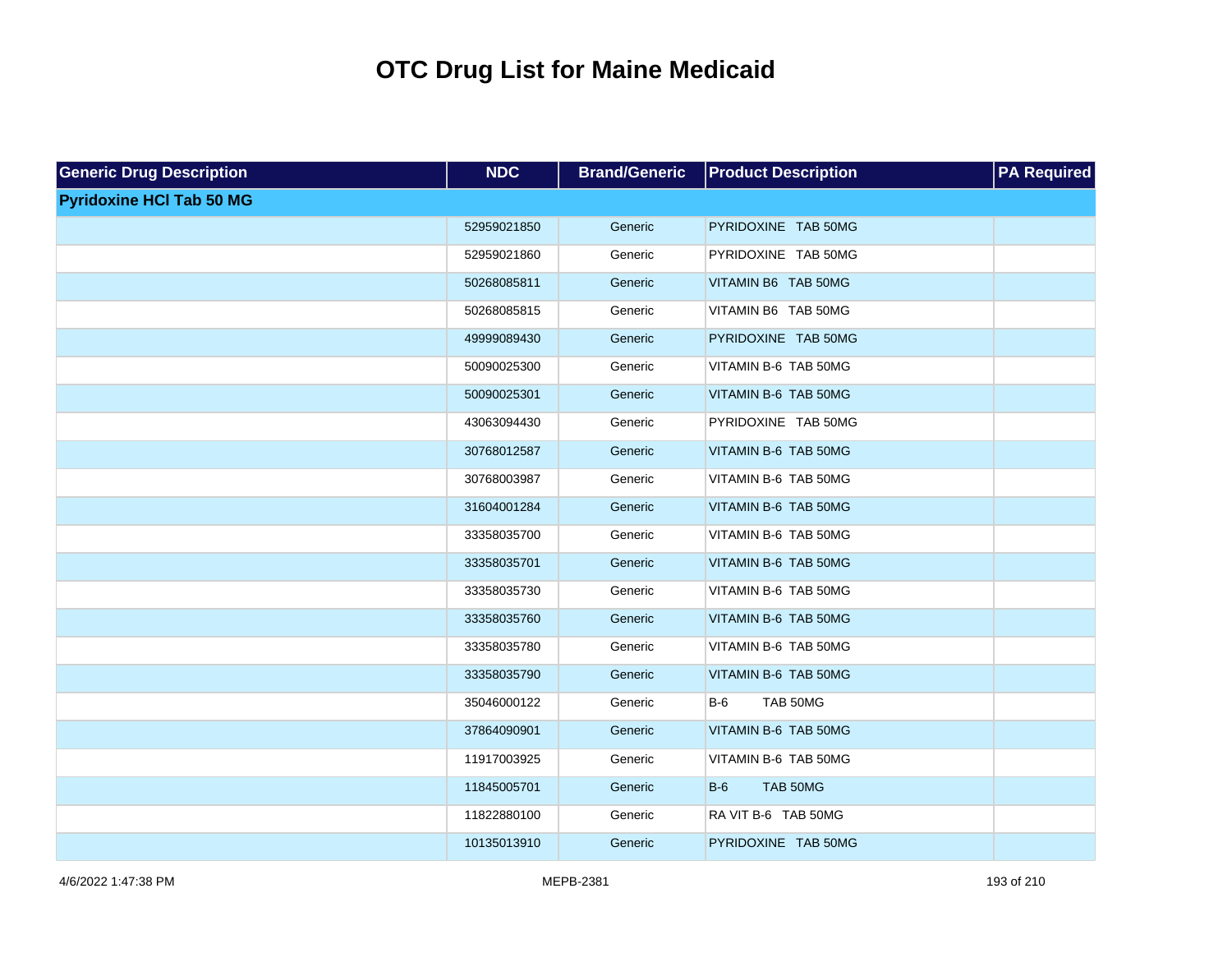# OTC Drug List for Maine Medicaid

| Generic Drug Description | NDC | Brand/Generic | Product Description | PA Required |
|---|---|---|---|---|
| **Pyridoxine HCl Tab 50 MG** | | | | |
| | 52959021850 | Generic | PYRIDOXINE TAB 50MG | |
| | 52959021860 | Generic | PYRIDOXINE TAB 50MG | |
| | 50268085811 | Generic | VITAMIN B6 TAB 50MG | |
| | 50268085815 | Generic | VITAMIN B6 TAB 50MG | |
| | 49999089430 | Generic | PYRIDOXINE TAB 50MG | |
| | 50090025300 | Generic | VITAMIN B-6 TAB 50MG | |
| | 50090025301 | Generic | VITAMIN B-6 TAB 50MG | |
| | 43063094430 | Generic | PYRIDOXINE TAB 50MG | |
| | 30768012587 | Generic | VITAMIN B-6 TAB 50MG | |
| | 30768003987 | Generic | VITAMIN B-6 TAB 50MG | |
| | 31604001284 | Generic | VITAMIN B-6 TAB 50MG | |
| | 33358035700 | Generic | VITAMIN B-6 TAB 50MG | |
| | 33358035701 | Generic | VITAMIN B-6 TAB 50MG | |
| | 33358035730 | Generic | VITAMIN B-6 TAB 50MG | |
| | 33358035760 | Generic | VITAMIN B-6 TAB 50MG | |
| | 33358035780 | Generic | VITAMIN B-6 TAB 50MG | |
| | 33358035790 | Generic | VITAMIN B-6 TAB 50MG | |
| | 35046000122 | Generic | B-6 TAB 50MG | |
| | 37864090901 | Generic | VITAMIN B-6 TAB 50MG | |
| | 11917003925 | Generic | VITAMIN B-6 TAB 50MG | |
| | 11845005701 | Generic | B-6 TAB 50MG | |
| | 11822880100 | Generic | RA VIT B-6 TAB 50MG | |
| | 10135013910 | Generic | PYRIDOXINE TAB 50MG | |

4/6/2022 1:47:38 PM MEPB-2381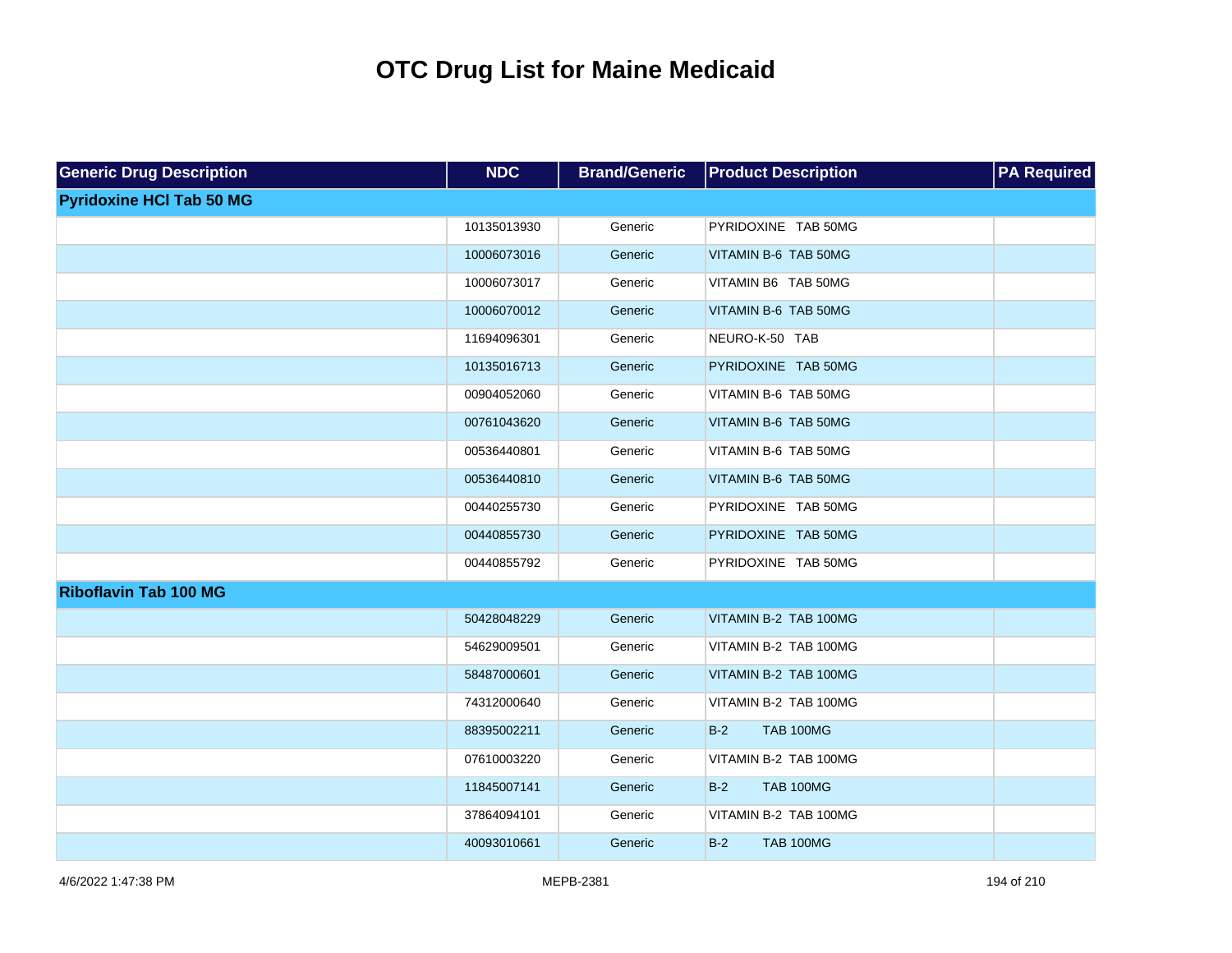# OTC Drug List for Maine Medicaid

| Generic Drug Description | NDC | Brand/Generic | Product Description | PA Required |
|---|---|---|---|---|
| **Pyridoxine HCl Tab 50 MG** | | | | |
| | 10135013930 | Generic | PYRIDOXINE TAB 50MG | |
| | 10006073016 | Generic | VITAMIN B-6 TAB 50MG | |
| | 10006073017 | Generic | VITAMIN B6 TAB 50MG | |
| | 10006070012 | Generic | VITAMIN B-6 TAB 50MG | |
| | 11694096301 | Generic | NEURO-K-50 TAB | |
| | 10135016713 | Generic | PYRIDOXINE TAB 50MG | |
| | 00904052060 | Generic | VITAMIN B-6 TAB 50MG | |
| | 00761043620 | Generic | VITAMIN B-6 TAB 50MG | |
| | 00536440801 | Generic | VITAMIN B-6 TAB 50MG | |
| | 00536440810 | Generic | VITAMIN B-6 TAB 50MG | |
| | 00440255730 | Generic | PYRIDOXINE TAB 50MG | |
| | 00440855730 | Generic | PYRIDOXINE TAB 50MG | |
| | 00440855792 | Generic | PYRIDOXINE TAB 50MG | |
| **Riboflavin Tab 100 MG** | | | | |
| | 50428048229 | Generic | VITAMIN B-2 TAB 100MG | |
| | 54629009501 | Generic | VITAMIN B-2 TAB 100MG | |
| | 58487000601 | Generic | VITAMIN B-2 TAB 100MG | |
| | 74312000640 | Generic | VITAMIN B-2 TAB 100MG | |
| | 88395002211 | Generic | B-2 TAB 100MG | |
| | 07610003220 | Generic | VITAMIN B-2 TAB 100MG | |
| | 11845007141 | Generic | B-2 TAB 100MG | |
| | 37864094101 | Generic | VITAMIN B-2 TAB 100MG | |
| | 40093010661 | Generic | B-2 TAB 100MG | |

4/6/2022 1:47:38 PM MEPB-2381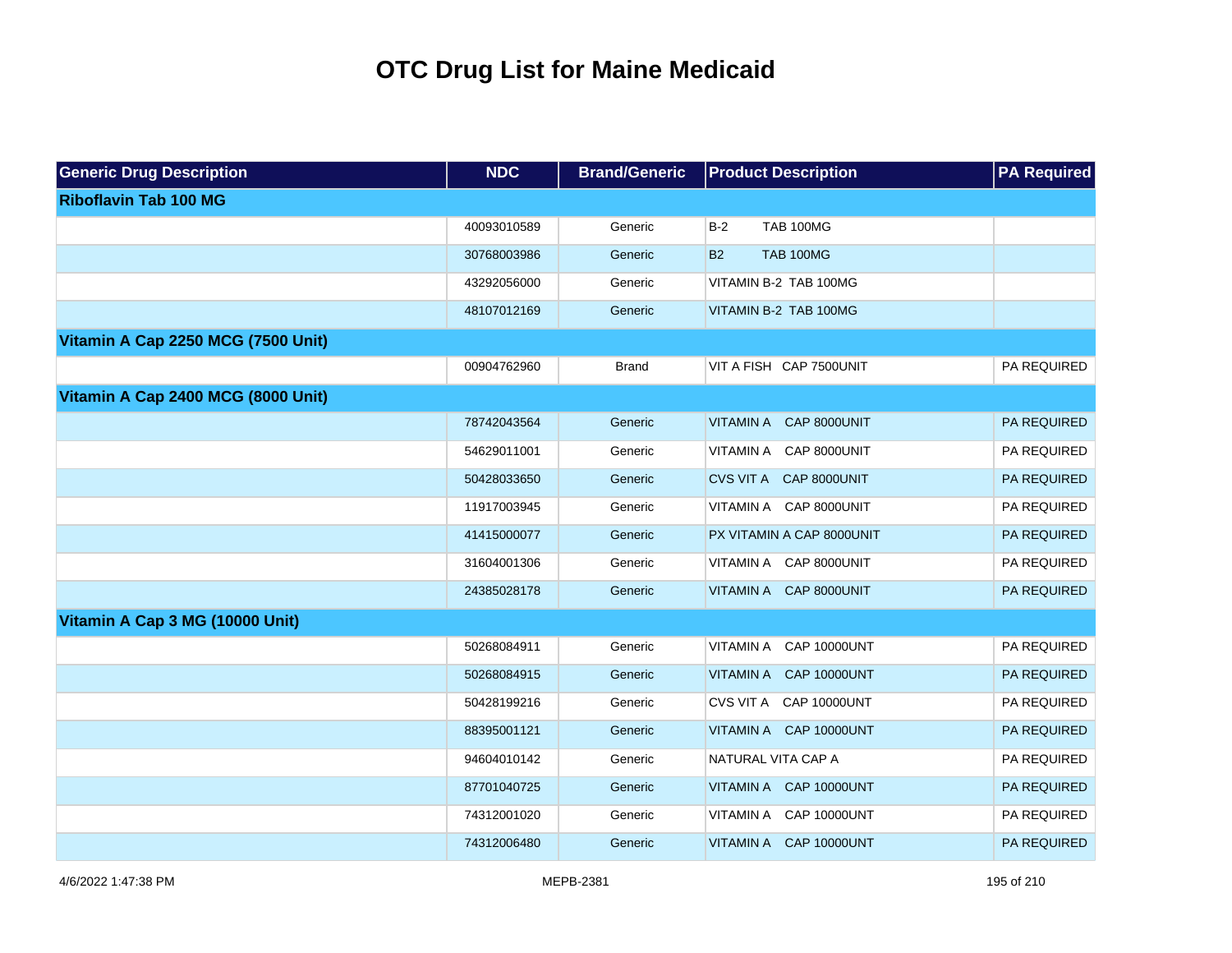# OTC Drug List for Maine Medicaid

| Generic Drug Description | NDC | Brand/Generic | Product Description | PA Required |
|---|---|---|---|---|
| **Riboflavin Tab 100 MG** | | | | |
| | 40093010589 | Generic | B-2 TAB 100MG | |
| | 30768003986 | Generic | B2 TAB 100MG | |
| | 43292056000 | Generic | VITAMIN B-2 TAB 100MG | |
| | 48107012169 | Generic | VITAMIN B-2 TAB 100MG | |
| **Vitamin A Cap 2250 MCG (7500 Unit)** | | | | |
| | 00904762960 | Brand | VIT A FISH CAP 7500UNIT | PA REQUIRED |
| **Vitamin A Cap 2400 MCG (8000 Unit)** | | | | |
| | 78742043564 | Generic | VITAMIN A CAP 8000UNIT | PA REQUIRED |
| | 54629011001 | Generic | VITAMIN A CAP 8000UNIT | PA REQUIRED |
| | 50428033650 | Generic | CVS VIT A CAP 8000UNIT | PA REQUIRED |
| | 11917003945 | Generic | VITAMIN A CAP 8000UNIT | PA REQUIRED |
| | 41415000077 | Generic | PX VITAMIN A CAP 8000UNIT | PA REQUIRED |
| | 31604001306 | Generic | VITAMIN A CAP 8000UNIT | PA REQUIRED |
| | 24385028178 | Generic | VITAMIN A CAP 8000UNIT | PA REQUIRED |
| **Vitamin A Cap 3 MG (10000 Unit)** | | | | |
| | 50268084911 | Generic | VITAMIN A CAP 10000UNT | PA REQUIRED |
| | 50268084915 | Generic | VITAMIN A CAP 10000UNT | PA REQUIRED |
| | 50428199216 | Generic | CVS VIT A CAP 10000UNT | PA REQUIRED |
| | 88395001121 | Generic | VITAMIN A CAP 10000UNT | PA REQUIRED |
| | 94604010142 | Generic | NATURAL VITA CAP A | PA REQUIRED |
| | 87701040725 | Generic | VITAMIN A CAP 10000UNT | PA REQUIRED |
| | 74312001020 | Generic | VITAMIN A CAP 10000UNT | PA REQUIRED |
| | 74312006480 | Generic | VITAMIN A CAP 10000UNT | PA REQUIRED |

4/6/2022 1:47:38 PM MEPB-2381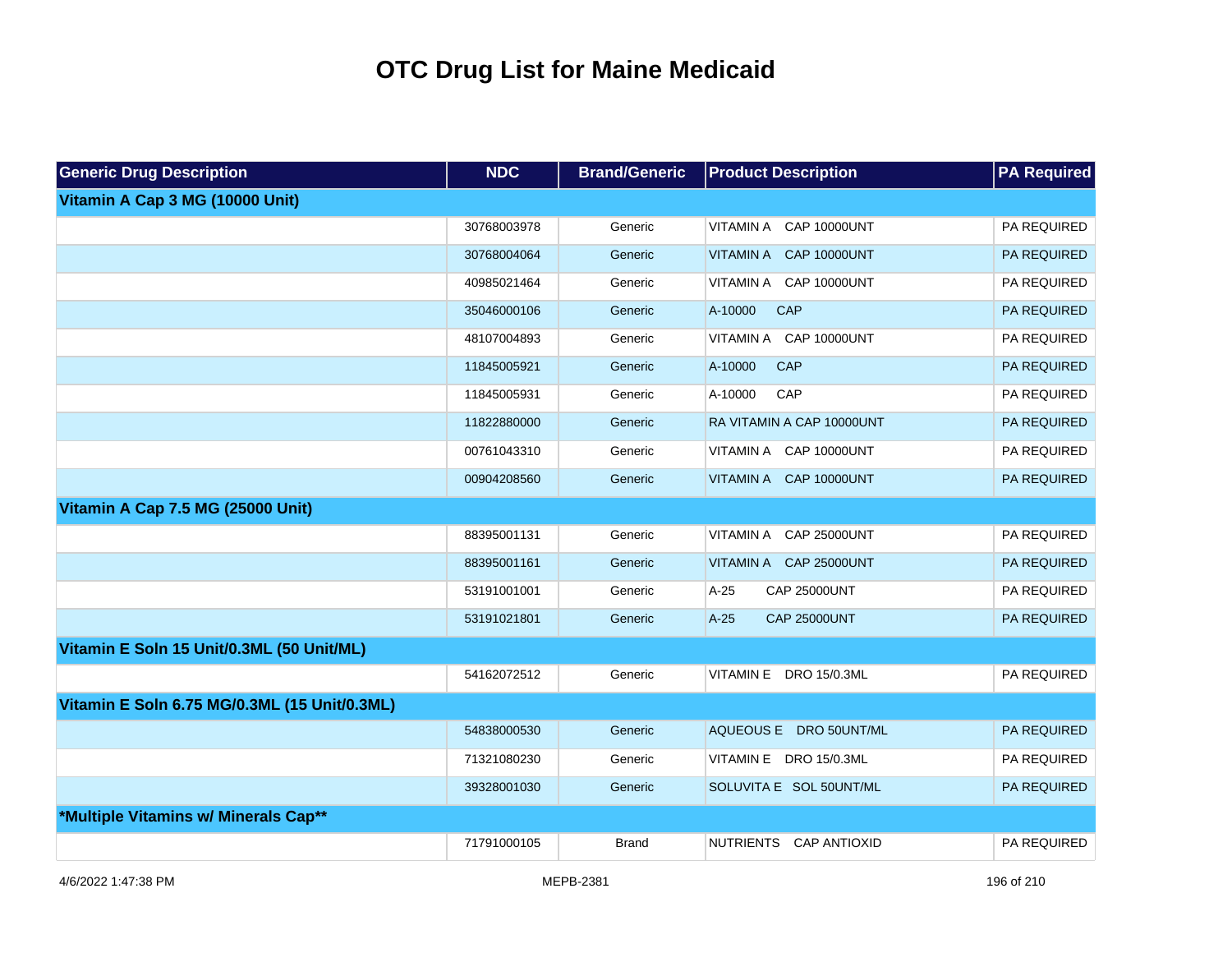# OTC Drug List for Maine Medicaid

| Generic Drug Description | NDC | Brand/Generic | Product Description | PA Required |
|---|---|---|---|---|
| **Vitamin A Cap 3 MG (10000 Unit)** | | | | |
| | 30768003978 | Generic | VITAMIN A CAP 10000UNT | PA REQUIRED |
| | 30768004064 | Generic | VITAMIN A CAP 10000UNT | PA REQUIRED |
| | 40985021464 | Generic | VITAMIN A CAP 10000UNT | PA REQUIRED |
| | 35046000106 | Generic | A-10000 CAP | PA REQUIRED |
| | 48107004893 | Generic | VITAMIN A CAP 10000UNT | PA REQUIRED |
| | 11845005921 | Generic | A-10000 CAP | PA REQUIRED |
| | 11845005931 | Generic | A-10000 CAP | PA REQUIRED |
| | 11822880000 | Generic | RA VITAMIN A CAP 10000UNT | PA REQUIRED |
| | 00761043310 | Generic | VITAMIN A CAP 10000UNT | PA REQUIRED |
| | 00904208560 | Generic | VITAMIN A CAP 10000UNT | PA REQUIRED |
| **Vitamin A Cap 7.5 MG (25000 Unit)** | | | | |
| | 88395001131 | Generic | VITAMIN A CAP 25000UNT | PA REQUIRED |
| | 88395001161 | Generic | VITAMIN A CAP 25000UNT | PA REQUIRED |
| | 53191001001 | Generic | A-25 CAP 25000UNT | PA REQUIRED |
| | 53191021801 | Generic | A-25 CAP 25000UNT | PA REQUIRED |
| **Vitamin E Soln 15 Unit/0.3ML (50 Unit/ML)** | | | | |
| | 54162072512 | Generic | VITAMIN E DRO 15/0.3ML | PA REQUIRED |
| **Vitamin E Soln 6.75 MG/0.3ML (15 Unit/0.3ML)** | | | | |
| | 54838000530 | Generic | AQUEOUS E DRO 50UNT/ML | PA REQUIRED |
| | 71321080230 | Generic | VITAMIN E DRO 15/0.3ML | PA REQUIRED |
| | 39328001030 | Generic | SOLUVITA E SOL 50UNT/ML | PA REQUIRED |
| **\*Multiple Vitamins w/ Minerals Cap\*\*** | | | | |
| | 71791000105 | Brand | NUTRIENTS CAP ANTIOXID | PA REQUIRED |

4/6/2022 1:47:38 PM MEPB-2381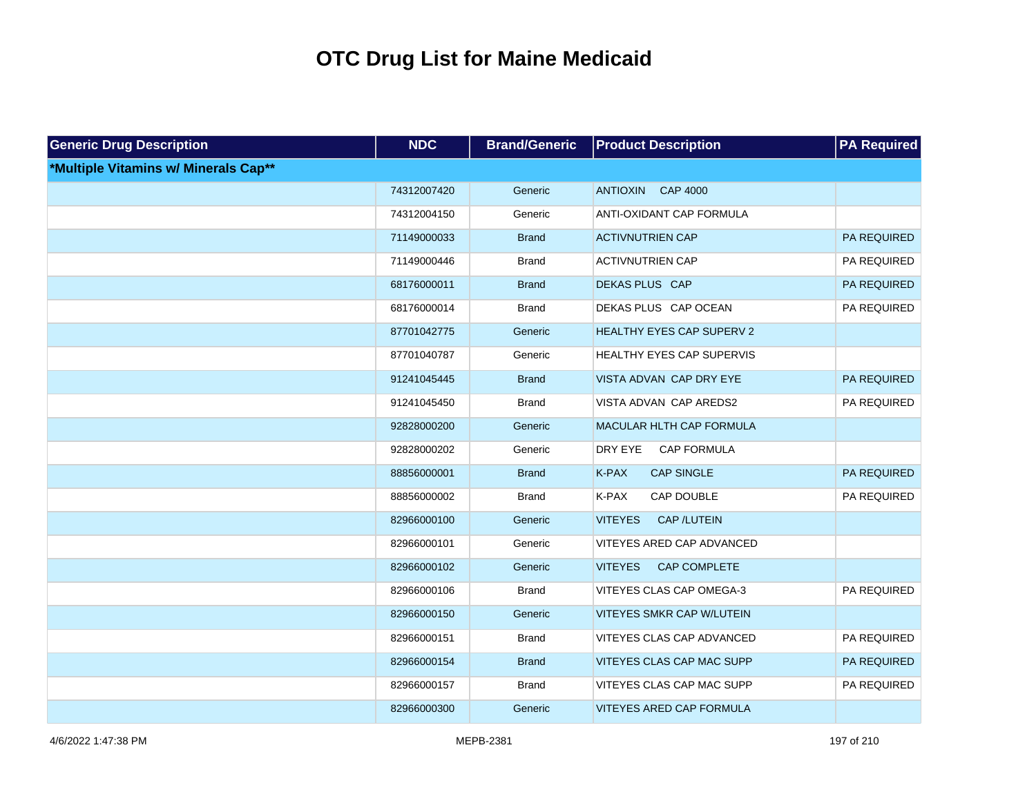# OTC Drug List for Maine Medicaid

| Generic Drug Description | NDC | Brand/Generic | Product Description | PA Required |
|---|---|---|---|---|
| **\*Multiple Vitamins w/ Minerals Cap\*\*** | | | | |
| | 74312007420 | Generic | ANTIOXIN CAP 4000 | |
| | 74312004150 | Generic | ANTI-OXIDANT CAP FORMULA | |
| | 71149000033 | Brand | ACTIVNUTRIEN CAP | PA REQUIRED |
| | 71149000446 | Brand | ACTIVNUTRIEN CAP | PA REQUIRED |
| | 68176000011 | Brand | DEKAS PLUS CAP | PA REQUIRED |
| | 68176000014 | Brand | DEKAS PLUS CAP OCEAN | PA REQUIRED |
| | 87701042775 | Generic | HEALTHY EYES CAP SUPERV 2 | |
| | 87701040787 | Generic | HEALTHY EYES CAP SUPERVIS | |
| | 91241045445 | Brand | VISTA ADVAN CAP DRY EYE | PA REQUIRED |
| | 91241045450 | Brand | VISTA ADVAN CAP AREDS2 | PA REQUIRED |
| | 92828000200 | Generic | MACULAR HLTH CAP FORMULA | |
| | 92828000202 | Generic | DRY EYE CAP FORMULA | |
| | 88856000001 | Brand | K-PAX CAP SINGLE | PA REQUIRED |
| | 88856000002 | Brand | K-PAX CAP DOUBLE | PA REQUIRED |
| | 82966000100 | Generic | VITEYES CAP /LUTEIN | |
| | 82966000101 | Generic | VITEYES ARED CAP ADVANCED | |
| | 82966000102 | Generic | VITEYES CAP COMPLETE | |
| | 82966000106 | Brand | VITEYES CLAS CAP OMEGA-3 | PA REQUIRED |
| | 82966000150 | Generic | VITEYES SMKR CAP W/LUTEIN | |
| | 82966000151 | Brand | VITEYES CLAS CAP ADVANCED | PA REQUIRED |
| | 82966000154 | Brand | VITEYES CLAS CAP MAC SUPP | PA REQUIRED |
| | 82966000157 | Brand | VITEYES CLAS CAP MAC SUPP | PA REQUIRED |
| | 82966000300 | Generic | VITEYES ARED CAP FORMULA | |

4/6/2022 1:47:38 PM MEPB-2381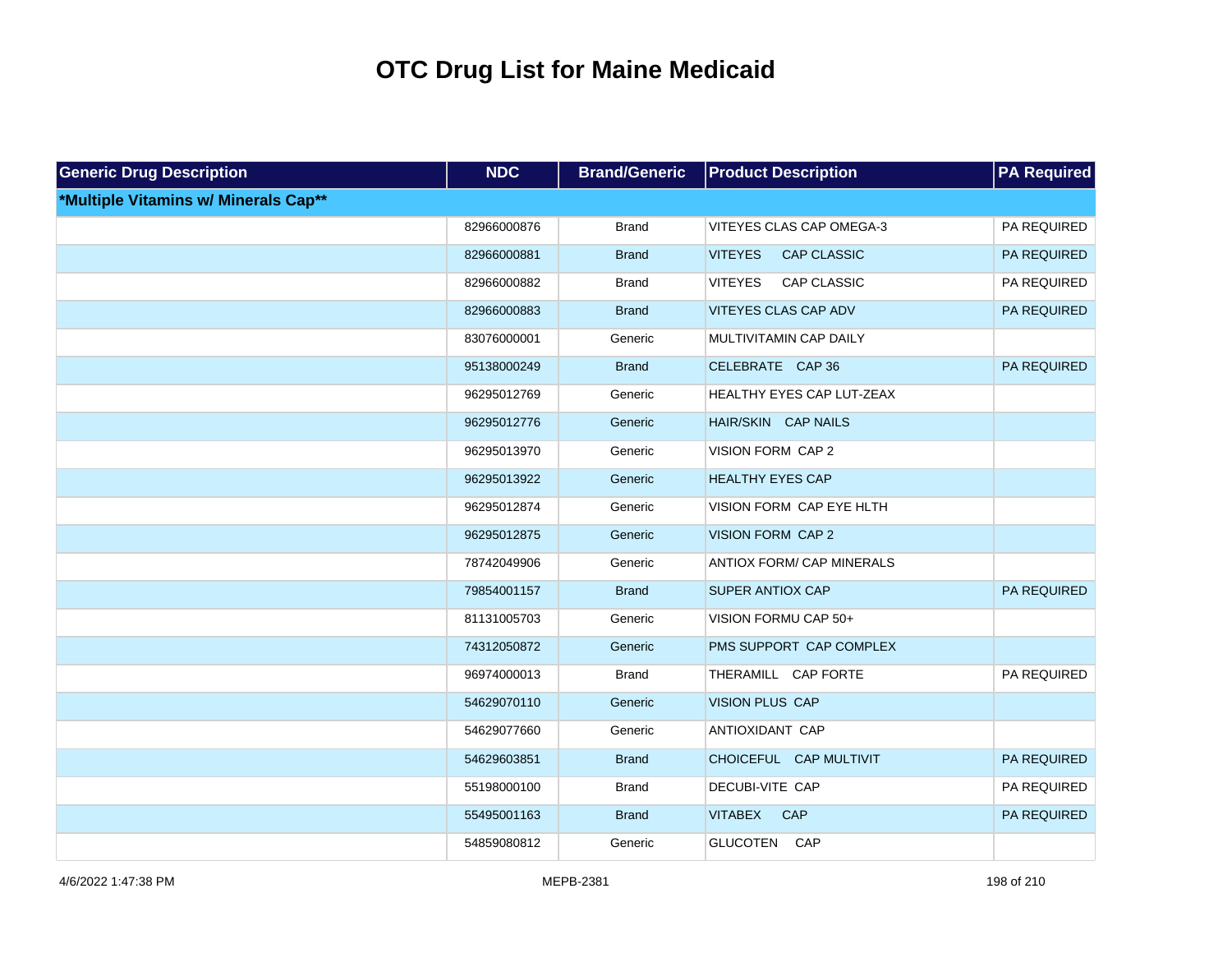# OTC Drug List for Maine Medicaid

| Generic Drug Description | NDC | Brand/Generic | Product Description | PA Required |
|---|---|---|---|---|
| ***Multiple Vitamins w/ Minerals Cap**** | | | | |
| | 82966000876 | Brand | VITEYES CLAS CAP OMEGA-3 | PA REQUIRED |
| | 82966000881 | Brand | VITEYES CAP CLASSIC | PA REQUIRED |
| | 82966000882 | Brand | VITEYES CAP CLASSIC | PA REQUIRED |
| | 82966000883 | Brand | VITEYES CLAS CAP ADV | PA REQUIRED |
| | 83076000001 | Generic | MULTIVITAMIN CAP DAILY | |
| | 95138000249 | Brand | CELEBRATE CAP 36 | PA REQUIRED |
| | 96295012769 | Generic | HEALTHY EYES CAP LUT-ZEAX | |
| | 96295012776 | Generic | HAIR/SKIN CAP NAILS | |
| | 96295013970 | Generic | VISION FORM CAP 2 | |
| | 96295013922 | Generic | HEALTHY EYES CAP | |
| | 96295012874 | Generic | VISION FORM CAP EYE HLTH | |
| | 96295012875 | Generic | VISION FORM CAP 2 | |
| | 78742049906 | Generic | ANTIOX FORM/ CAP MINERALS | |
| | 79854001157 | Brand | SUPER ANTIOX CAP | PA REQUIRED |
| | 81131005703 | Generic | VISION FORMU CAP 50+ | |
| | 74312050872 | Generic | PMS SUPPORT CAP COMPLEX | |
| | 96974000013 | Brand | THERAMILL CAP FORTE | PA REQUIRED |
| | 54629070110 | Generic | VISION PLUS CAP | |
| | 54629077660 | Generic | ANTIOXIDANT CAP | |
| | 54629603851 | Brand | CHOICEFUL CAP MULTIVIT | PA REQUIRED |
| | 55198000100 | Brand | DECUBI-VITE CAP | PA REQUIRED |
| | 55495001163 | Brand | VITABEX CAP | PA REQUIRED |
| | 54859080812 | Generic | GLUCOTEN CAP | |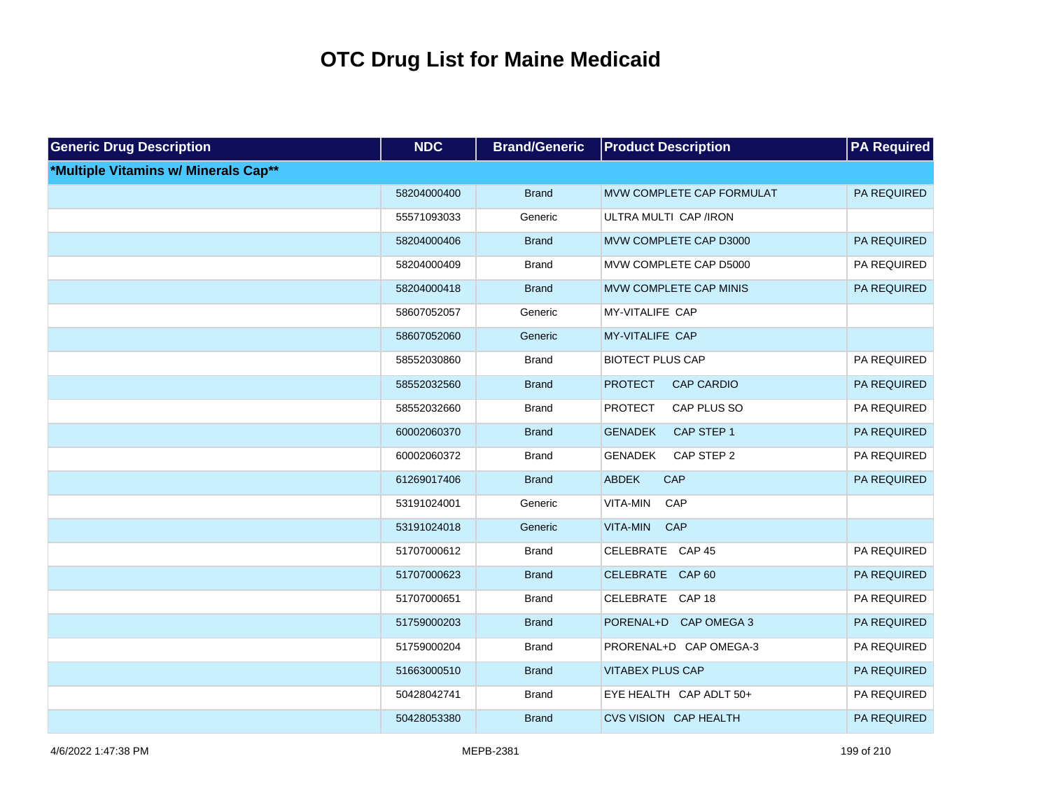# OTC Drug List for Maine Medicaid

| Generic Drug Description | NDC | Brand/Generic | Product Description | PA Required |
|---|---|---|---|---|
| **\*Multiple Vitamins w/ Minerals Cap\*\*** | | | | |
| | 58204000400 | Brand | MVW COMPLETE CAP FORMULAT | PA REQUIRED |
| | 55571093033 | Generic | ULTRA MULTI CAP /IRON | |
| | 58204000406 | Brand | MVW COMPLETE CAP D3000 | PA REQUIRED |
| | 58204000409 | Brand | MVW COMPLETE CAP D5000 | PA REQUIRED |
| | 58204000418 | Brand | MVW COMPLETE CAP MINIS | PA REQUIRED |
| | 58607052057 | Generic | MY-VITALIFE CAP | |
| | 58607052060 | Generic | MY-VITALIFE CAP | |
| | 58552030860 | Brand | BIOTECT PLUS CAP | PA REQUIRED |
| | 58552032560 | Brand | PROTECT CAP CARDIO | PA REQUIRED |
| | 58552032660 | Brand | PROTECT CAP PLUS SO | PA REQUIRED |
| | 60002060370 | Brand | GENADEK CAP STEP 1 | PA REQUIRED |
| | 60002060372 | Brand | GENADEK CAP STEP 2 | PA REQUIRED |
| | 61269017406 | Brand | ABDEK CAP | PA REQUIRED |
| | 53191024001 | Generic | VITA-MIN CAP | |
| | 53191024018 | Generic | VITA-MIN CAP | |
| | 51707000612 | Brand | CELEBRATE CAP 45 | PA REQUIRED |
| | 51707000623 | Brand | CELEBRATE CAP 60 | PA REQUIRED |
| | 51707000651 | Brand | CELEBRATE CAP 18 | PA REQUIRED |
| | 51759000203 | Brand | PORENAL+D CAP OMEGA 3 | PA REQUIRED |
| | 51759000204 | Brand | PRORENAL+D CAP OMEGA-3 | PA REQUIRED |
| | 51663000510 | Brand | VITABEX PLUS CAP | PA REQUIRED |
| | 50428042741 | Brand | EYE HEALTH CAP ADLT 50+ | PA REQUIRED |
| | 50428053380 | Brand | CVS VISION CAP HEALTH | PA REQUIRED |

4/6/2022 1:47:38 PM MEPB-2381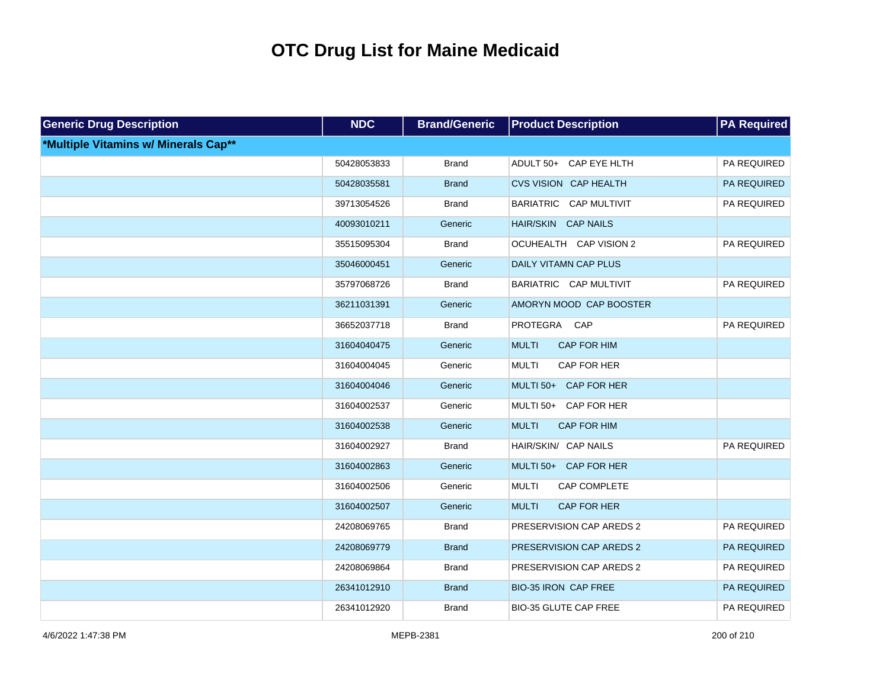# OTC Drug List for Maine Medicaid

| Generic Drug Description | NDC | Brand/Generic | Product Description | PA Required |
|---|---|---|---|---|
| **\*Multiple Vitamins w/ Minerals Cap\*\*** | | | | |
| | 50428053833 | Brand | ADULT 50+ CAP EYE HLTH | PA REQUIRED |
| | 50428035581 | Brand | CVS VISION CAP HEALTH | PA REQUIRED |
| | 39713054526 | Brand | BARIATRIC CAP MULTIVIT | PA REQUIRED |
| | 40093010211 | Generic | HAIR/SKIN CAP NAILS | |
| | 35515095304 | Brand | OCUHEALTH CAP VISION 2 | PA REQUIRED |
| | 35046000451 | Generic | DAILY VITAMN CAP PLUS | |
| | 35797068726 | Brand | BARIATRIC CAP MULTIVIT | PA REQUIRED |
| | 36211031391 | Generic | AMORYN MOOD CAP BOOSTER | |
| | 36652037718 | Brand | PROTEGRA CAP | PA REQUIRED |
| | 31604040475 | Generic | MULTI CAP FOR HIM | |
| | 31604004045 | Generic | MULTI CAP FOR HER | |
| | 31604004046 | Generic | MULTI 50+ CAP FOR HER | |
| | 31604002537 | Generic | MULTI 50+ CAP FOR HER | |
| | 31604002538 | Generic | MULTI CAP FOR HIM | |
| | 31604002927 | Brand | HAIR/SKIN/ CAP NAILS | PA REQUIRED |
| | 31604002863 | Generic | MULTI 50+ CAP FOR HER | |
| | 31604002506 | Generic | MULTI CAP COMPLETE | |
| | 31604002507 | Generic | MULTI CAP FOR HER | |
| | 24208069765 | Brand | PRESERVISION CAP AREDS 2 | PA REQUIRED |
| | 24208069779 | Brand | PRESERVISION CAP AREDS 2 | PA REQUIRED |
| | 24208069864 | Brand | PRESERVISION CAP AREDS 2 | PA REQUIRED |
| | 26341012910 | Brand | BIO-35 IRON CAP FREE | PA REQUIRED |
| | 26341012920 | Brand | BIO-35 GLUTE CAP FREE | PA REQUIRED |

4/6/2022 1:47:38 PM MEPB-2381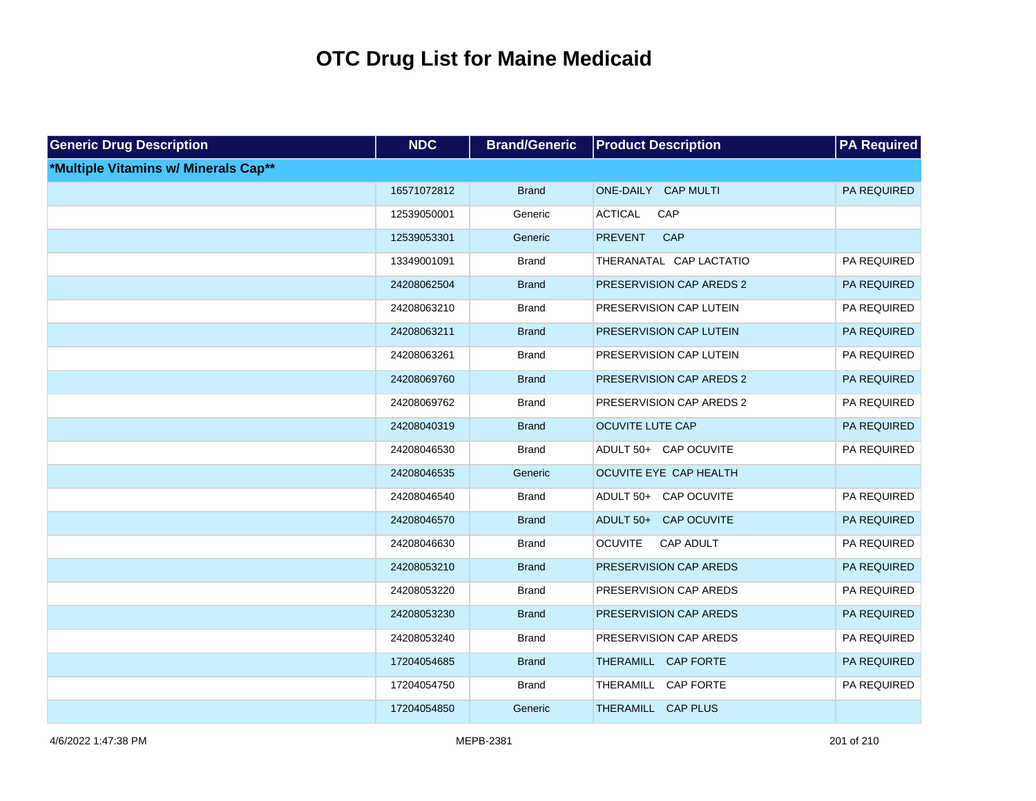# OTC Drug List for Maine Medicaid

| Generic Drug Description | NDC | Brand/Generic | Product Description | PA Required |
| --- | --- | --- | --- | --- |
| ***Multiple Vitamins w/ Minerals Cap**** | | | | |
| | 16571072812 | Brand | ONE-DAILY CAP MULTI | PA REQUIRED |
| | 12539050001 | Generic | ACTICAL CAP | |
| | 12539053301 | Generic | PREVENT CAP | |
| | 13349001091 | Brand | THERANATAL CAP LACTATIO | PA REQUIRED |
| | 24208062504 | Brand | PRESERVISION CAP AREDS 2 | PA REQUIRED |
| | 24208063210 | Brand | PRESERVISION CAP LUTEIN | PA REQUIRED |
| | 24208063211 | Brand | PRESERVISION CAP LUTEIN | PA REQUIRED |
| | 24208063261 | Brand | PRESERVISION CAP LUTEIN | PA REQUIRED |
| | 24208069760 | Brand | PRESERVISION CAP AREDS 2 | PA REQUIRED |
| | 24208069762 | Brand | PRESERVISION CAP AREDS 2 | PA REQUIRED |
| | 24208040319 | Brand | OCUVITE LUTE CAP | PA REQUIRED |
| | 24208046530 | Brand | ADULT 50+ CAP OCUVITE | PA REQUIRED |
| | 24208046535 | Generic | OCUVITE EYE CAP HEALTH | |
| | 24208046540 | Brand | ADULT 50+ CAP OCUVITE | PA REQUIRED |
| | 24208046570 | Brand | ADULT 50+ CAP OCUVITE | PA REQUIRED |
| | 24208046630 | Brand | OCUVITE CAP ADULT | PA REQUIRED |
| | 24208053210 | Brand | PRESERVISION CAP AREDS | PA REQUIRED |
| | 24208053220 | Brand | PRESERVISION CAP AREDS | PA REQUIRED |
| | 24208053230 | Brand | PRESERVISION CAP AREDS | PA REQUIRED |
| | 24208053240 | Brand | PRESERVISION CAP AREDS | PA REQUIRED |
| | 17204054685 | Brand | THERAMILL CAP FORTE | PA REQUIRED |
| | 17204054750 | Brand | THERAMILL CAP FORTE | PA REQUIRED |
| | 17204054850 | Generic | THERAMILL CAP PLUS | |

4/6/2022 1:47:38 PM MEPB-2381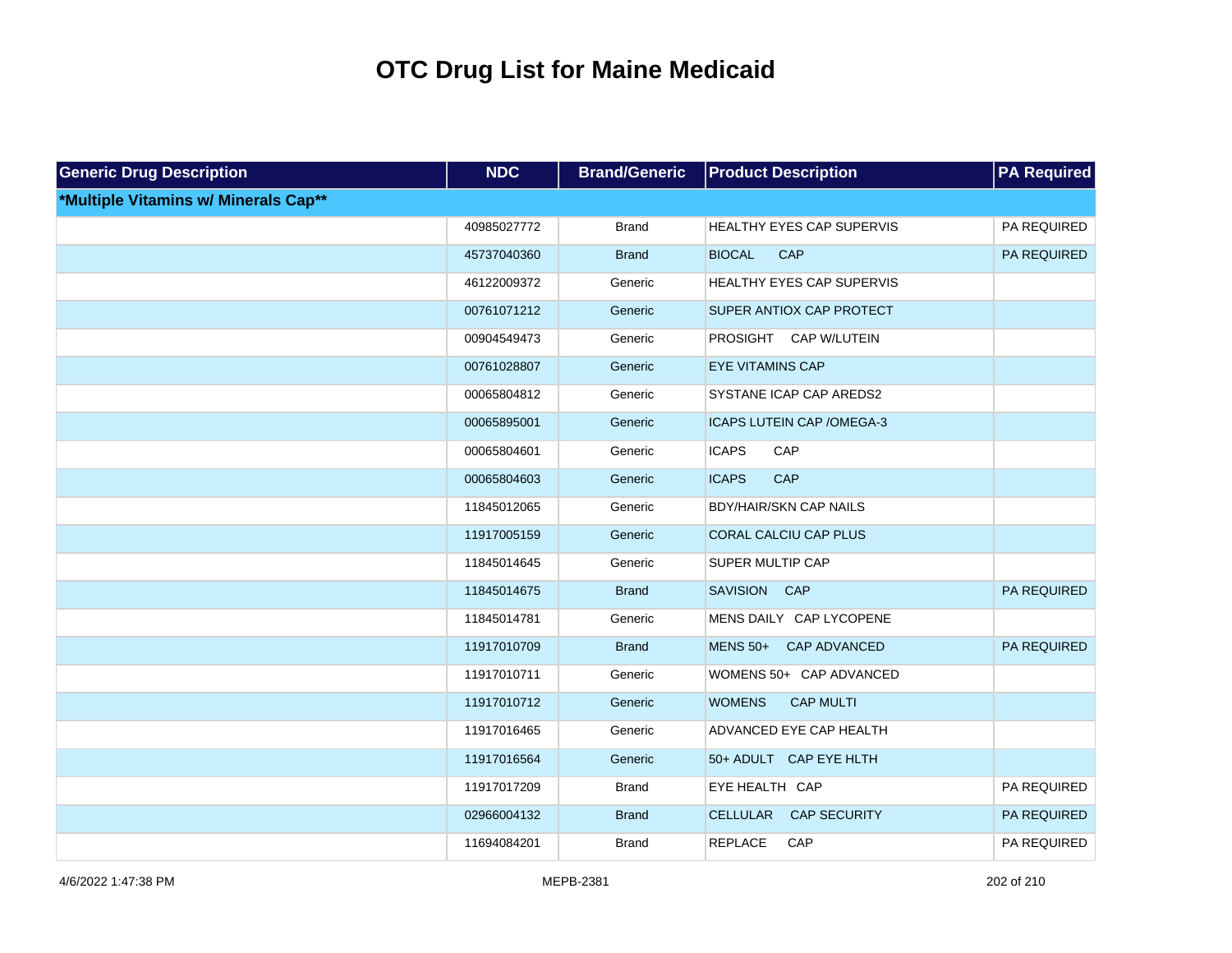# OTC Drug List for Maine Medicaid

| Generic Drug Description | NDC | Brand/Generic | Product Description | PA Required |
|---|---|---|---|---|
| ***Multiple Vitamins w/ Minerals Cap**** | | | | |
| | 40985027772 | Brand | HEALTHY EYES CAP SUPERVIS | PA REQUIRED |
| | 45737040360 | Brand | BIOCAL CAP | PA REQUIRED |
| | 46122009372 | Generic | HEALTHY EYES CAP SUPERVIS | |
| | 00761071212 | Generic | SUPER ANTIOX CAP PROTECT | |
| | 00904549473 | Generic | PROSIGHT CAP W/LUTEIN | |
| | 00761028807 | Generic | EYE VITAMINS CAP | |
| | 00065804812 | Generic | SYSTANE ICAP CAP AREDS2 | |
| | 00065895001 | Generic | ICAPS LUTEIN CAP /OMEGA-3 | |
| | 00065804601 | Generic | ICAPS CAP | |
| | 00065804603 | Generic | ICAPS CAP | |
| | 11845012065 | Generic | BDY/HAIR/SKN CAP NAILS | |
| | 11917005159 | Generic | CORAL CALCIU CAP PLUS | |
| | 11845014645 | Generic | SUPER MULTIP CAP | |
| | 11845014675 | Brand | SAVISION CAP | PA REQUIRED |
| | 11845014781 | Generic | MENS DAILY CAP LYCOPENE | |
| | 11917010709 | Brand | MENS 50+ CAP ADVANCED | PA REQUIRED |
| | 11917010711 | Generic | WOMENS 50+ CAP ADVANCED | |
| | 11917010712 | Generic | WOMENS CAP MULTI | |
| | 11917016465 | Generic | ADVANCED EYE CAP HEALTH | |
| | 11917016564 | Generic | 50+ ADULT CAP EYE HLTH | |
| | 11917017209 | Brand | EYE HEALTH CAP | PA REQUIRED |
| | 02966004132 | Brand | CELLULAR CAP SECURITY | PA REQUIRED |
| | 11694084201 | Brand | REPLACE CAP | PA REQUIRED |

4/6/2022 1:47:38 PM MEPB-2381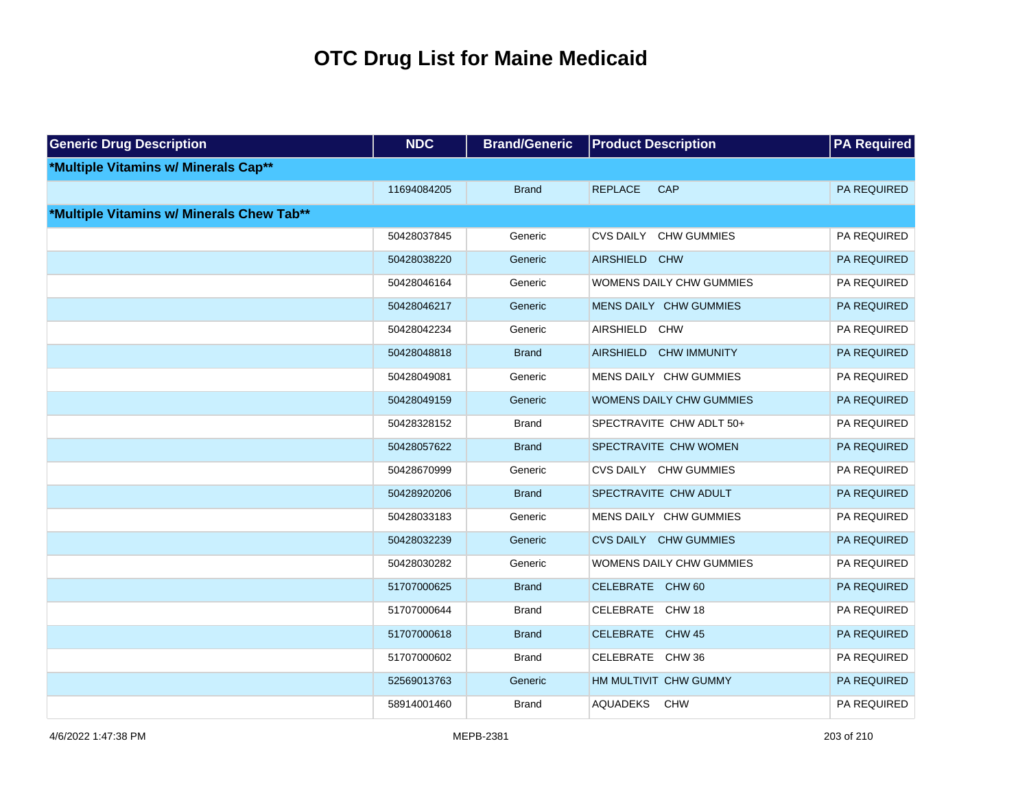# OTC Drug List for Maine Medicaid

| Generic Drug Description | NDC | Brand/Generic | Product Description | PA Required |
|---|---|---|---|---|
| **\*Multiple Vitamins w/ Minerals Cap\*\*** | | | | |
| | 11694084205 | Brand | REPLACE CAP | PA REQUIRED |
| **\*Multiple Vitamins w/ Minerals Chew Tab\*\*** | | | | |
| | 50428037845 | Generic | CVS DAILY CHW GUMMIES | PA REQUIRED |
| | 50428038220 | Generic | AIRSHIELD CHW | PA REQUIRED |
| | 50428046164 | Generic | WOMENS DAILY CHW GUMMIES | PA REQUIRED |
| | 50428046217 | Generic | MENS DAILY CHW GUMMIES | PA REQUIRED |
| | 50428042234 | Generic | AIRSHIELD CHW | PA REQUIRED |
| | 50428048818 | Brand | AIRSHIELD CHW IMMUNITY | PA REQUIRED |
| | 50428049081 | Generic | MENS DAILY CHW GUMMIES | PA REQUIRED |
| | 50428049159 | Generic | WOMENS DAILY CHW GUMMIES | PA REQUIRED |
| | 50428328152 | Brand | SPECTRAVITE CHW ADLT 50+ | PA REQUIRED |
| | 50428057622 | Brand | SPECTRAVITE CHW WOMEN | PA REQUIRED |
| | 50428670999 | Generic | CVS DAILY CHW GUMMIES | PA REQUIRED |
| | 50428920206 | Brand | SPECTRAVITE CHW ADULT | PA REQUIRED |
| | 50428033183 | Generic | MENS DAILY CHW GUMMIES | PA REQUIRED |
| | 50428032239 | Generic | CVS DAILY CHW GUMMIES | PA REQUIRED |
| | 50428030282 | Generic | WOMENS DAILY CHW GUMMIES | PA REQUIRED |
| | 51707000625 | Brand | CELEBRATE CHW 60 | PA REQUIRED |
| | 51707000644 | Brand | CELEBRATE CHW 18 | PA REQUIRED |
| | 51707000618 | Brand | CELEBRATE CHW 45 | PA REQUIRED |
| | 51707000602 | Brand | CELEBRATE CHW 36 | PA REQUIRED |
| | 52569013763 | Generic | HM MULTIVIT CHW GUMMY | PA REQUIRED |
| | 58914001460 | Brand | AQUADEKS CHW | PA REQUIRED |

4/6/2022 1:47:38 PM MEPB-2381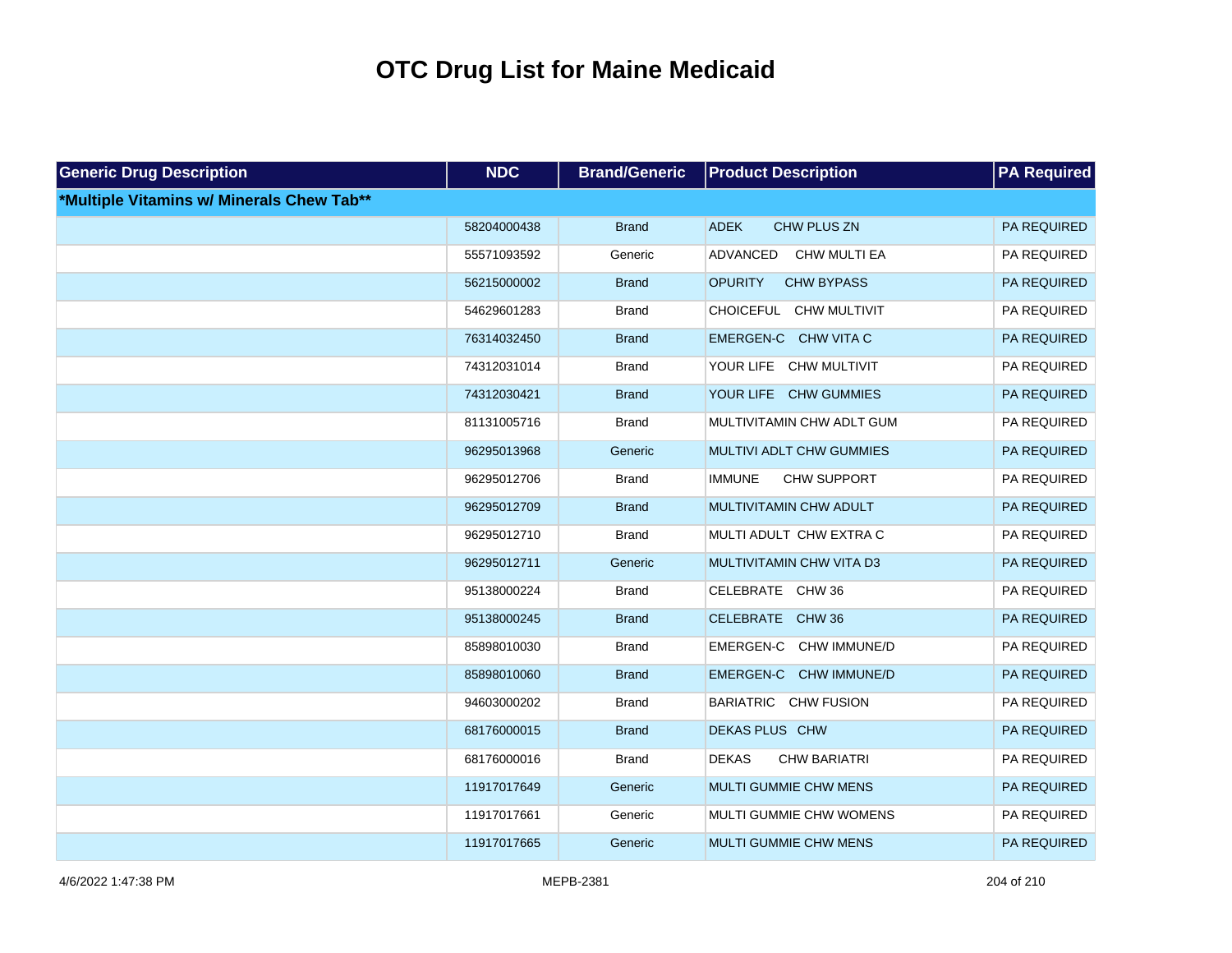# OTC Drug List for Maine Medicaid

| Generic Drug Description | NDC | Brand/Generic | Product Description | PA Required |
|---|---|---|---|---|
| ***Multiple Vitamins w/ Minerals Chew Tab**** | | | | |
| | 58204000438 | Brand | ADEK CHW PLUS ZN | PA REQUIRED |
| | 55571093592 | Generic | ADVANCED CHW MULTI EA | PA REQUIRED |
| | 56215000002 | Brand | OPURITY CHW BYPASS | PA REQUIRED |
| | 54629601283 | Brand | CHOICEFUL CHW MULTIVIT | PA REQUIRED |
| | 76314032450 | Brand | EMERGEN-C CHW VITA C | PA REQUIRED |
| | 74312031014 | Brand | YOUR LIFE CHW MULTIVIT | PA REQUIRED |
| | 74312030421 | Brand | YOUR LIFE CHW GUMMIES | PA REQUIRED |
| | 81131005716 | Brand | MULTIVITAMIN CHW ADLT GUM | PA REQUIRED |
| | 96295013968 | Generic | MULTIVI ADLT CHW GUMMIES | PA REQUIRED |
| | 96295012706 | Brand | IMMUNE CHW SUPPORT | PA REQUIRED |
| | 96295012709 | Brand | MULTIVITAMIN CHW ADULT | PA REQUIRED |
| | 96295012710 | Brand | MULTI ADULT CHW EXTRA C | PA REQUIRED |
| | 96295012711 | Generic | MULTIVITAMIN CHW VITA D3 | PA REQUIRED |
| | 95138000224 | Brand | CELEBRATE CHW 36 | PA REQUIRED |
| | 95138000245 | Brand | CELEBRATE CHW 36 | PA REQUIRED |
| | 85898010030 | Brand | EMERGEN-C CHW IMMUNE/D | PA REQUIRED |
| | 85898010060 | Brand | EMERGEN-C CHW IMMUNE/D | PA REQUIRED |
| | 94603000202 | Brand | BARIATRIC CHW FUSION | PA REQUIRED |
| | 68176000015 | Brand | DEKAS PLUS CHW | PA REQUIRED |
| | 68176000016 | Brand | DEKAS CHW BARIATRI | PA REQUIRED |
| | 11917017649 | Generic | MULTI GUMMIE CHW MENS | PA REQUIRED |
| | 11917017661 | Generic | MULTI GUMMIE CHW WOMENS | PA REQUIRED |
| | 11917017665 | Generic | MULTI GUMMIE CHW MENS | PA REQUIRED |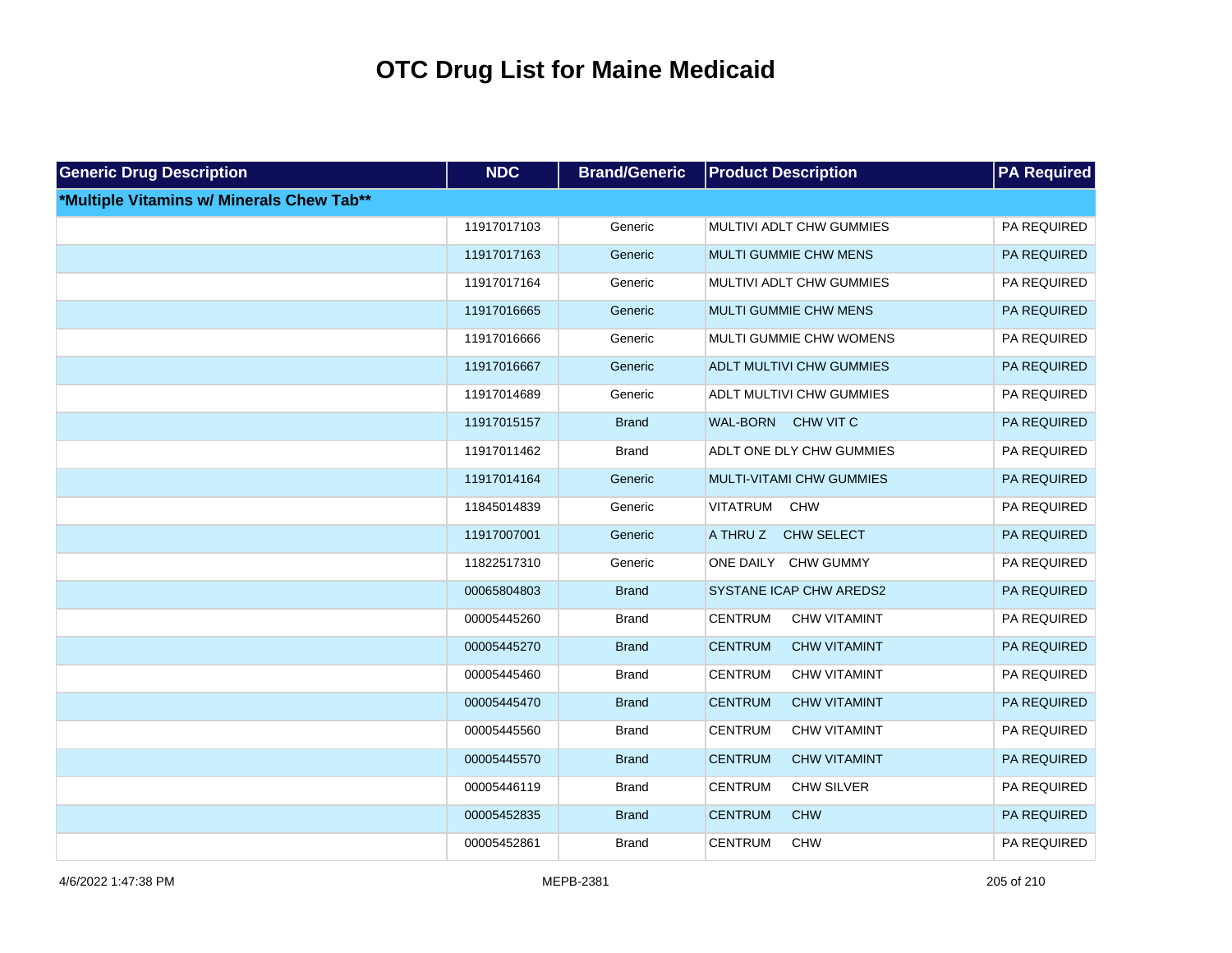# OTC Drug List for Maine Medicaid

| Generic Drug Description | NDC | Brand/Generic | Product Description | PA Required |
|---|---|---|---|---|
| **\*Multiple Vitamins w/ Minerals Chew Tab\*\*** | | | | |
| | 11917017103 | Generic | MULTIVI ADLT CHW GUMMIES | PA REQUIRED |
| | 11917017163 | Generic | MULTI GUMMIE CHW MENS | PA REQUIRED |
| | 11917017164 | Generic | MULTIVI ADLT CHW GUMMIES | PA REQUIRED |
| | 11917016665 | Generic | MULTI GUMMIE CHW MENS | PA REQUIRED |
| | 11917016666 | Generic | MULTI GUMMIE CHW WOMENS | PA REQUIRED |
| | 11917016667 | Generic | ADLT MULTIVI CHW GUMMIES | PA REQUIRED |
| | 11917014689 | Generic | ADLT MULTIVI CHW GUMMIES | PA REQUIRED |
| | 11917015157 | Brand | WAL-BORN CHW VIT C | PA REQUIRED |
| | 11917011462 | Brand | ADLT ONE DLY CHW GUMMIES | PA REQUIRED |
| | 11917014164 | Generic | MULTI-VITAMI CHW GUMMIES | PA REQUIRED |
| | 11845014839 | Generic | VITATRUM CHW | PA REQUIRED |
| | 11917007001 | Generic | A THRU Z CHW SELECT | PA REQUIRED |
| | 11822517310 | Generic | ONE DAILY CHW GUMMY | PA REQUIRED |
| | 00065804803 | Brand | SYSTANE ICAP CHW AREDS2 | PA REQUIRED |
| | 00005445260 | Brand | CENTRUM CHW VITAMINT | PA REQUIRED |
| | 00005445270 | Brand | CENTRUM CHW VITAMINT | PA REQUIRED |
| | 00005445460 | Brand | CENTRUM CHW VITAMINT | PA REQUIRED |
| | 00005445470 | Brand | CENTRUM CHW VITAMINT | PA REQUIRED |
| | 00005445560 | Brand | CENTRUM CHW VITAMINT | PA REQUIRED |
| | 00005445570 | Brand | CENTRUM CHW VITAMINT | PA REQUIRED |
| | 00005446119 | Brand | CENTRUM CHW SILVER | PA REQUIRED |
| | 00005452835 | Brand | CENTRUM CHW | PA REQUIRED |
| | 00005452861 | Brand | CENTRUM CHW | PA REQUIRED |

4/6/2022 1:47:38 PM MEPB-2381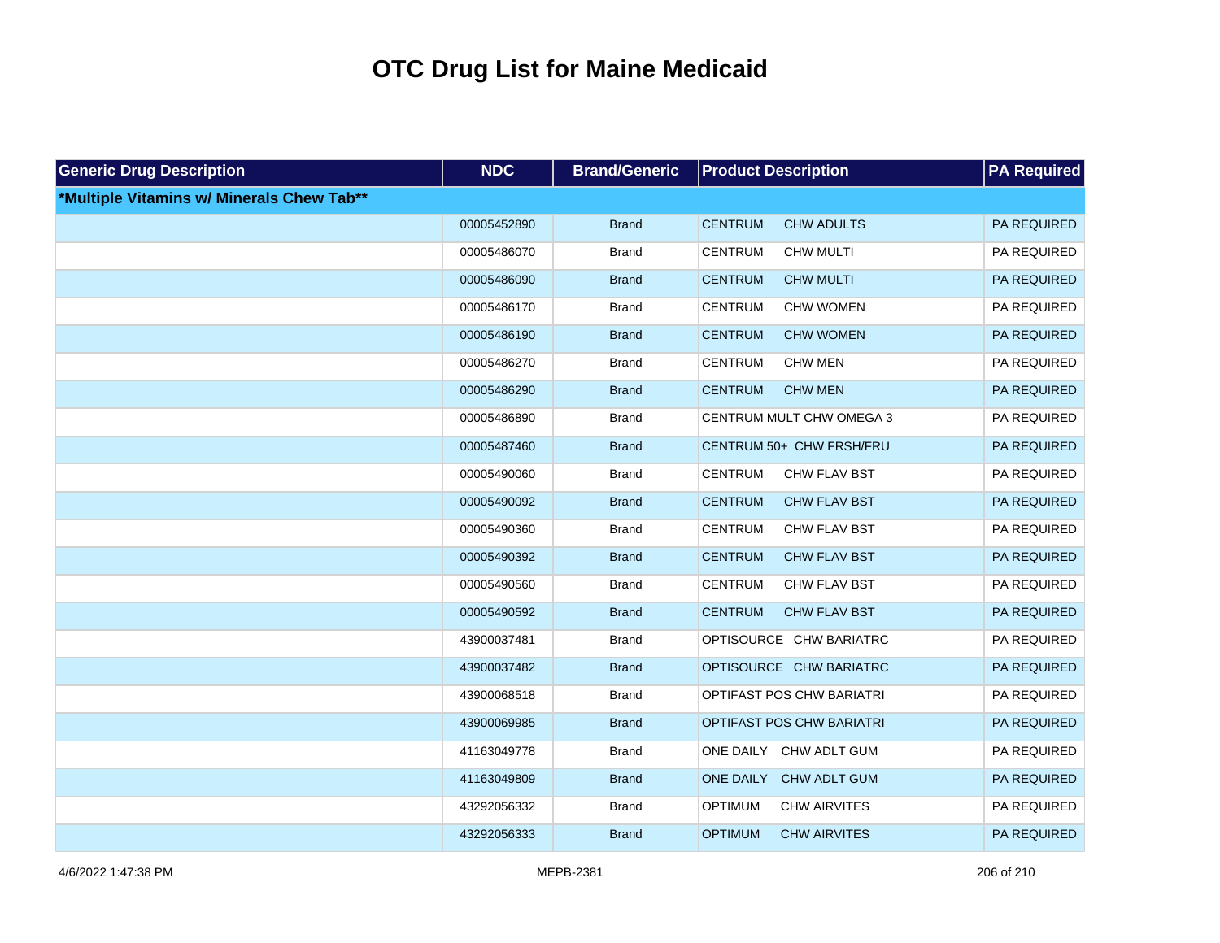# OTC Drug List for Maine Medicaid

| Generic Drug Description | NDC | Brand/Generic | Product Description | PA Required |
|---|---|---|---|---|
| ***Multiple Vitamins w/ Minerals Chew Tab**** | | | | |
| | 00005452890 | Brand | CENTRUM CHW ADULTS | PA REQUIRED |
| | 00005486070 | Brand | CENTRUM CHW MULTI | PA REQUIRED |
| | 00005486090 | Brand | CENTRUM CHW MULTI | PA REQUIRED |
| | 00005486170 | Brand | CENTRUM CHW WOMEN | PA REQUIRED |
| | 00005486190 | Brand | CENTRUM CHW WOMEN | PA REQUIRED |
| | 00005486270 | Brand | CENTRUM CHW MEN | PA REQUIRED |
| | 00005486290 | Brand | CENTRUM CHW MEN | PA REQUIRED |
| | 00005486890 | Brand | CENTRUM MULT CHW OMEGA 3 | PA REQUIRED |
| | 00005487460 | Brand | CENTRUM 50+ CHW FRSH/FRU | PA REQUIRED |
| | 00005490060 | Brand | CENTRUM CHW FLAV BST | PA REQUIRED |
| | 00005490092 | Brand | CENTRUM CHW FLAV BST | PA REQUIRED |
| | 00005490360 | Brand | CENTRUM CHW FLAV BST | PA REQUIRED |
| | 00005490392 | Brand | CENTRUM CHW FLAV BST | PA REQUIRED |
| | 00005490560 | Brand | CENTRUM CHW FLAV BST | PA REQUIRED |
| | 00005490592 | Brand | CENTRUM CHW FLAV BST | PA REQUIRED |
| | 43900037481 | Brand | OPTISOURCE CHW BARIATRC | PA REQUIRED |
| | 43900037482 | Brand | OPTISOURCE CHW BARIATRC | PA REQUIRED |
| | 43900068518 | Brand | OPTIFAST POS CHW BARIATRI | PA REQUIRED |
| | 43900069985 | Brand | OPTIFAST POS CHW BARIATRI | PA REQUIRED |
| | 41163049778 | Brand | ONE DAILY CHW ADLT GUM | PA REQUIRED |
| | 41163049809 | Brand | ONE DAILY CHW ADLT GUM | PA REQUIRED |
| | 43292056332 | Brand | OPTIMUM CHW AIRVITES | PA REQUIRED |
| | 43292056333 | Brand | OPTIMUM CHW AIRVITES | PA REQUIRED |

4/6/2022 1:47:38 PM MEPB-2381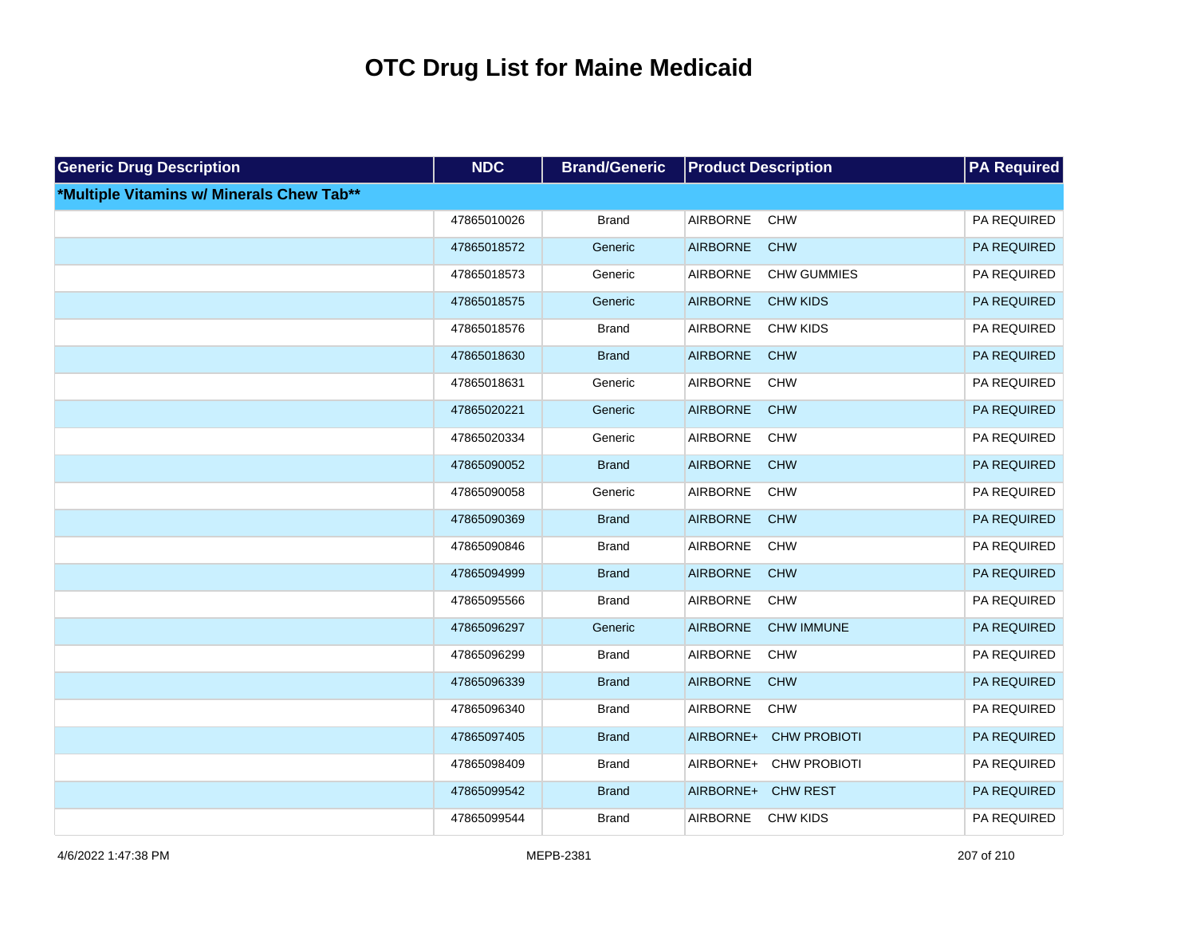# OTC Drug List for Maine Medicaid

| Generic Drug Description | NDC | Brand/Generic | Product Description | PA Required |
|---|---|---|---|---|
| ***Multiple Vitamins w/ Minerals Chew Tab**** | | | | |
| | 47865010026 | Brand | AIRBORNE CHW | PA REQUIRED |
| | 47865018572 | Generic | AIRBORNE CHW | PA REQUIRED |
| | 47865018573 | Generic | AIRBORNE CHW GUMMIES | PA REQUIRED |
| | 47865018575 | Generic | AIRBORNE CHW KIDS | PA REQUIRED |
| | 47865018576 | Brand | AIRBORNE CHW KIDS | PA REQUIRED |
| | 47865018630 | Brand | AIRBORNE CHW | PA REQUIRED |
| | 47865018631 | Generic | AIRBORNE CHW | PA REQUIRED |
| | 47865020221 | Generic | AIRBORNE CHW | PA REQUIRED |
| | 47865020334 | Generic | AIRBORNE CHW | PA REQUIRED |
| | 47865090052 | Brand | AIRBORNE CHW | PA REQUIRED |
| | 47865090058 | Generic | AIRBORNE CHW | PA REQUIRED |
| | 47865090369 | Brand | AIRBORNE CHW | PA REQUIRED |
| | 47865090846 | Brand | AIRBORNE CHW | PA REQUIRED |
| | 47865094999 | Brand | AIRBORNE CHW | PA REQUIRED |
| | 47865095566 | Brand | AIRBORNE CHW | PA REQUIRED |
| | 47865096297 | Generic | AIRBORNE CHW IMMUNE | PA REQUIRED |
| | 47865096299 | Brand | AIRBORNE CHW | PA REQUIRED |
| | 47865096339 | Brand | AIRBORNE CHW | PA REQUIRED |
| | 47865096340 | Brand | AIRBORNE CHW | PA REQUIRED |
| | 47865097405 | Brand | AIRBORNE+ CHW PROBIOTI | PA REQUIRED |
| | 47865098409 | Brand | AIRBORNE+ CHW PROBIOTI | PA REQUIRED |
| | 47865099542 | Brand | AIRBORNE+ CHW REST | PA REQUIRED |
| | 47865099544 | Brand | AIRBORNE CHW KIDS | PA REQUIRED |

4/6/2022 1:47:38 PM MEPB-2381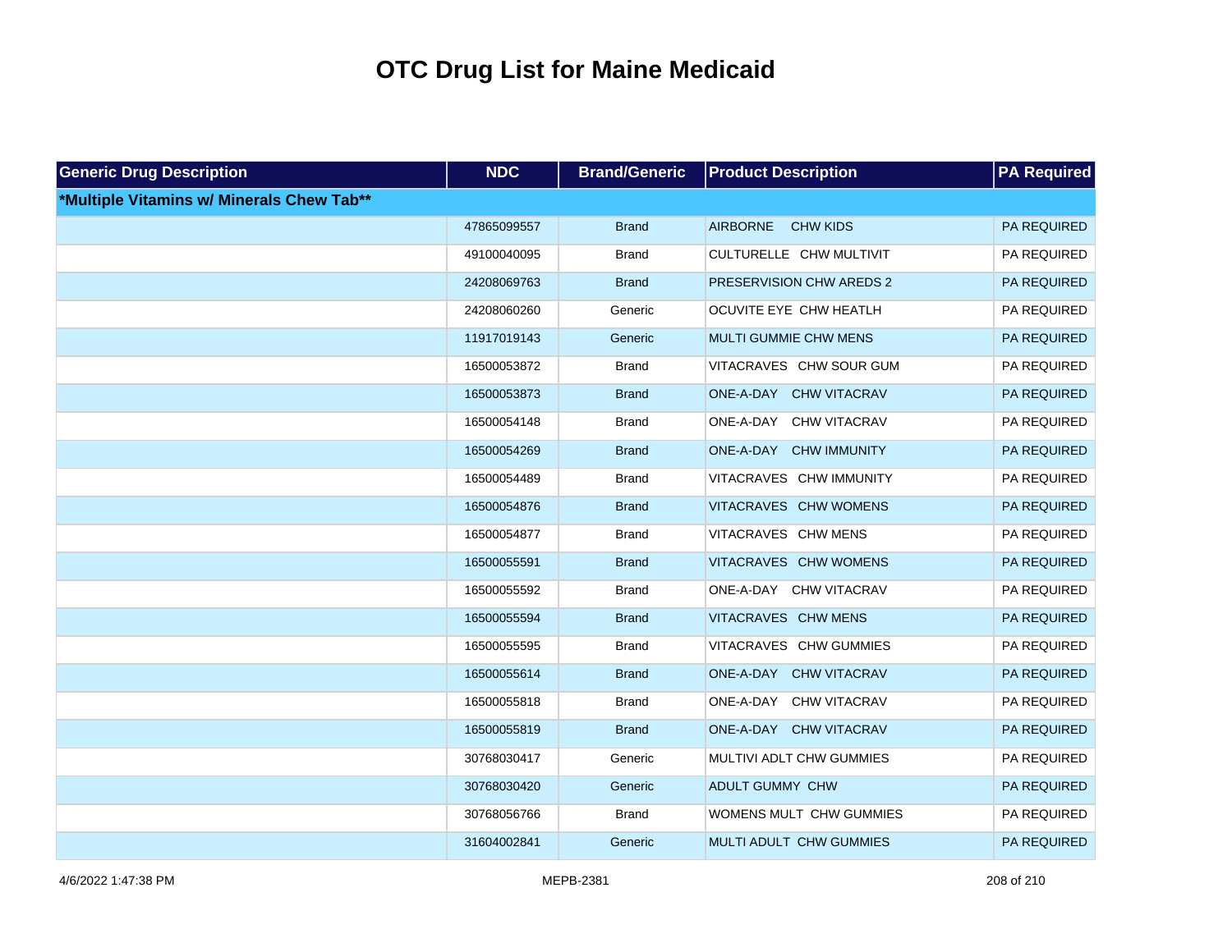# OTC Drug List for Maine Medicaid

| Generic Drug Description | NDC | Brand/Generic | Product Description | PA Required |
|---|---|---|---|---|
| *Multiple Vitamins w/ Minerals Chew Tab** | | | | |
| | 47865099557 | Brand | AIRBORNE CHW KIDS | PA REQUIRED |
| | 49100040095 | Brand | CULTURELLE CHW MULTIVIT | PA REQUIRED |
| | 24208069763 | Brand | PRESERVISION CHW AREDS 2 | PA REQUIRED |
| | 24208060260 | Generic | OCUVITE EYE CHW HEATLH | PA REQUIRED |
| | 11917019143 | Generic | MULTI GUMMIE CHW MENS | PA REQUIRED |
| | 16500053872 | Brand | VITACRAVES CHW SOUR GUM | PA REQUIRED |
| | 16500053873 | Brand | ONE-A-DAY CHW VITACRAV | PA REQUIRED |
| | 16500054148 | Brand | ONE-A-DAY CHW VITACRAV | PA REQUIRED |
| | 16500054269 | Brand | ONE-A-DAY CHW IMMUNITY | PA REQUIRED |
| | 16500054489 | Brand | VITACRAVES CHW IMMUNITY | PA REQUIRED |
| | 16500054876 | Brand | VITACRAVES CHW WOMENS | PA REQUIRED |
| | 16500054877 | Brand | VITACRAVES CHW MENS | PA REQUIRED |
| | 16500055591 | Brand | VITACRAVES CHW WOMENS | PA REQUIRED |
| | 16500055592 | Brand | ONE-A-DAY CHW VITACRAV | PA REQUIRED |
| | 16500055594 | Brand | VITACRAVES CHW MENS | PA REQUIRED |
| | 16500055595 | Brand | VITACRAVES CHW GUMMIES | PA REQUIRED |
| | 16500055614 | Brand | ONE-A-DAY CHW VITACRAV | PA REQUIRED |
| | 16500055818 | Brand | ONE-A-DAY CHW VITACRAV | PA REQUIRED |
| | 16500055819 | Brand | ONE-A-DAY CHW VITACRAV | PA REQUIRED |
| | 30768030417 | Generic | MULTIVI ADLT CHW GUMMIES | PA REQUIRED |
| | 30768030420 | Generic | ADULT GUMMY CHW | PA REQUIRED |
| | 30768056766 | Brand | WOMENS MULT CHW GUMMIES | PA REQUIRED |
| | 31604002841 | Generic | MULTI ADULT CHW GUMMIES | PA REQUIRED |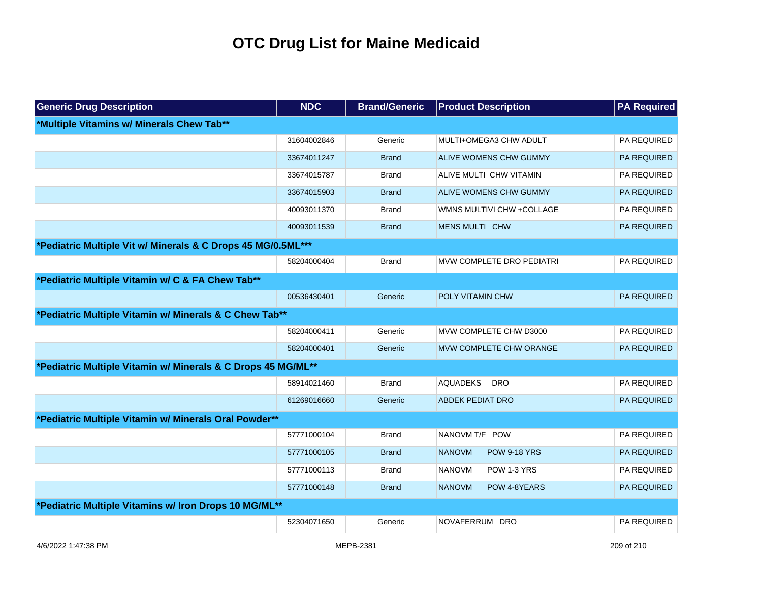# OTC Drug List for Maine Medicaid

| Generic Drug Description | NDC | Brand/Generic | Product Description | PA Required |
|---|---|---|---|---|
| **\*Multiple Vitamins w/ Minerals Chew Tab\*\*** | | | | |
| | 31604002846 | Generic | MULTI+OMEGA3 CHW ADULT | PA REQUIRED |
| | 33674011247 | Brand | ALIVE WOMENS CHW GUMMY | PA REQUIRED |
| | 33674015787 | Brand | ALIVE MULTI CHW VITAMIN | PA REQUIRED |
| | 33674015903 | Brand | ALIVE WOMENS CHW GUMMY | PA REQUIRED |
| | 40093011370 | Brand | WMNS MULTIVI CHW +COLLAGE | PA REQUIRED |
| | 40093011539 | Brand | MENS MULTI CHW | PA REQUIRED |
| **\*Pediatric Multiple Vit w/ Minerals & C Drops 45 MG/0.5ML\*\*\*** | | | | |
| | 58204000404 | Brand | MVW COMPLETE DRO PEDIATRI | PA REQUIRED |
| **\*Pediatric Multiple Vitamin w/ C & FA Chew Tab\*\*** | | | | |
| | 00536430401 | Generic | POLY VITAMIN CHW | PA REQUIRED |
| **\*Pediatric Multiple Vitamin w/ Minerals & C Chew Tab\*\*** | | | | |
| | 58204000411 | Generic | MVW COMPLETE CHW D3000 | PA REQUIRED |
| | 58204000401 | Generic | MVW COMPLETE CHW ORANGE | PA REQUIRED |
| **\*Pediatric Multiple Vitamin w/ Minerals & C Drops 45 MG/ML\*\*** | | | | |
| | 58914021460 | Brand | AQUADEKS DRO | PA REQUIRED |
| | 61269016660 | Generic | ABDEK PEDIAT DRO | PA REQUIRED |
| **\*Pediatric Multiple Vitamin w/ Minerals Oral Powder\*\*** | | | | |
| | 57771000104 | Brand | NANOVM T/F POW | PA REQUIRED |
| | 57771000105 | Brand | NANOVM POW 9-18 YRS | PA REQUIRED |
| | 57771000113 | Brand | NANOVM POW 1-3 YRS | PA REQUIRED |
| | 57771000148 | Brand | NANOVM POW 4-8YEARS | PA REQUIRED |
| **\*Pediatric Multiple Vitamins w/ Iron Drops 10 MG/ML\*\*** | | | | |
| | 52304071650 | Generic | NOVAFERRUM DRO | PA REQUIRED |

4/6/2022 1:47:38 PM MEPB-2381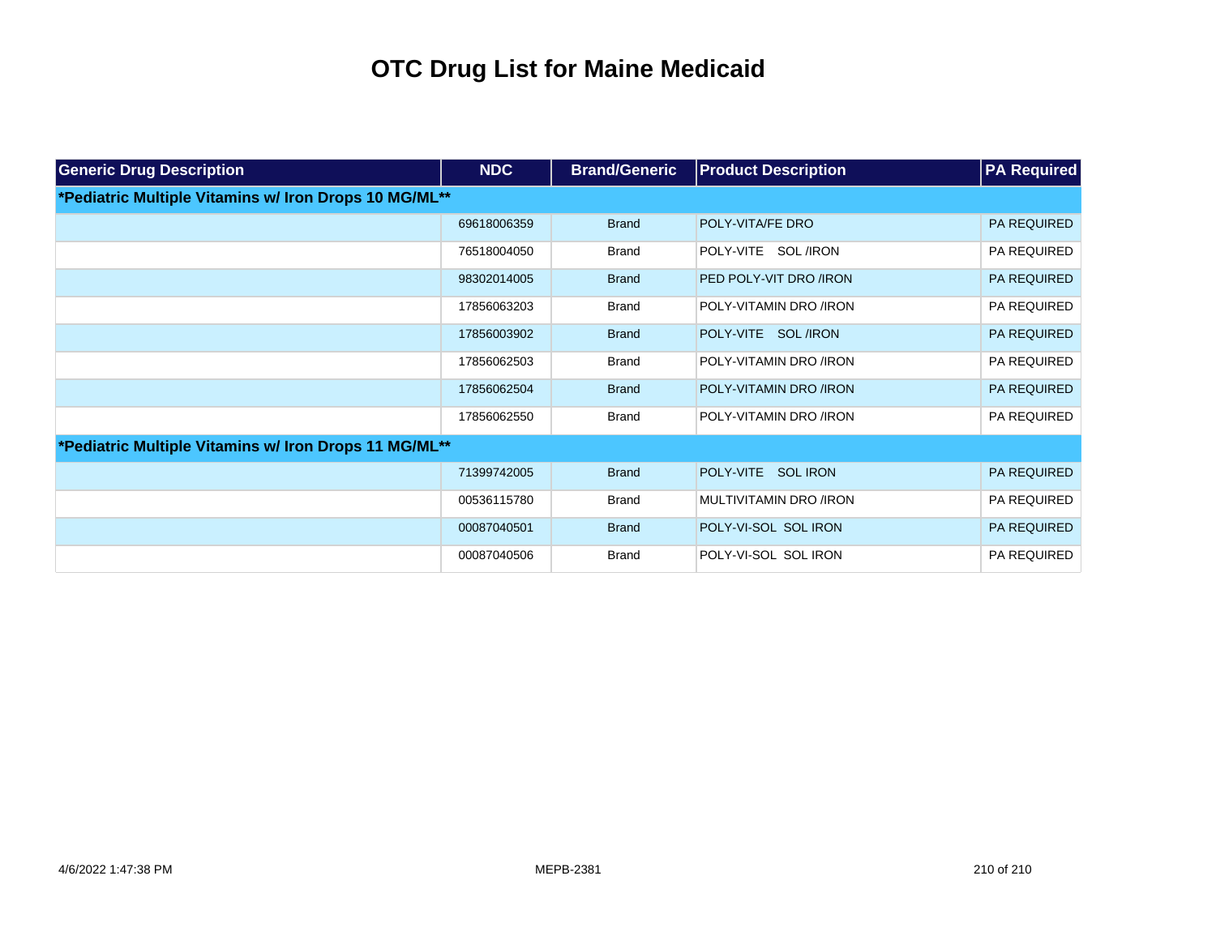# OTC Drug List for Maine Medicaid

| Generic Drug Description | NDC | Brand/Generic | Product Description | PA Required |
|---|---|---|---|---|
| **\*Pediatric Multiple Vitamins w/ Iron Drops 10 MG/ML\*\*** | | | | |
| | 69618006359 | Brand | POLY-VITA/FE DRO | PA REQUIRED |
| | 76518004050 | Brand | POLY-VITE SOL /IRON | PA REQUIRED |
| | 98302014005 | Brand | PED POLY-VIT DRO /IRON | PA REQUIRED |
| | 17856063203 | Brand | POLY-VITAMIN DRO /IRON | PA REQUIRED |
| | 17856003902 | Brand | POLY-VITE SOL /IRON | PA REQUIRED |
| | 17856062503 | Brand | POLY-VITAMIN DRO /IRON | PA REQUIRED |
| | 17856062504 | Brand | POLY-VITAMIN DRO /IRON | PA REQUIRED |
| | 17856062550 | Brand | POLY-VITAMIN DRO /IRON | PA REQUIRED |
| **\*Pediatric Multiple Vitamins w/ Iron Drops 11 MG/ML\*\*** | | | | |
| | 71399742005 | Brand | POLY-VITE SOL IRON | PA REQUIRED |
| | 00536115780 | Brand | MULTIVITAMIN DRO /IRON | PA REQUIRED |
| | 00087040501 | Brand | POLY-VI-SOL SOL IRON | PA REQUIRED |
| | 00087040506 | Brand | POLY-VI-SOL SOL IRON | PA REQUIRED |

4/6/2022 1:47:38 PM MEPB-2381